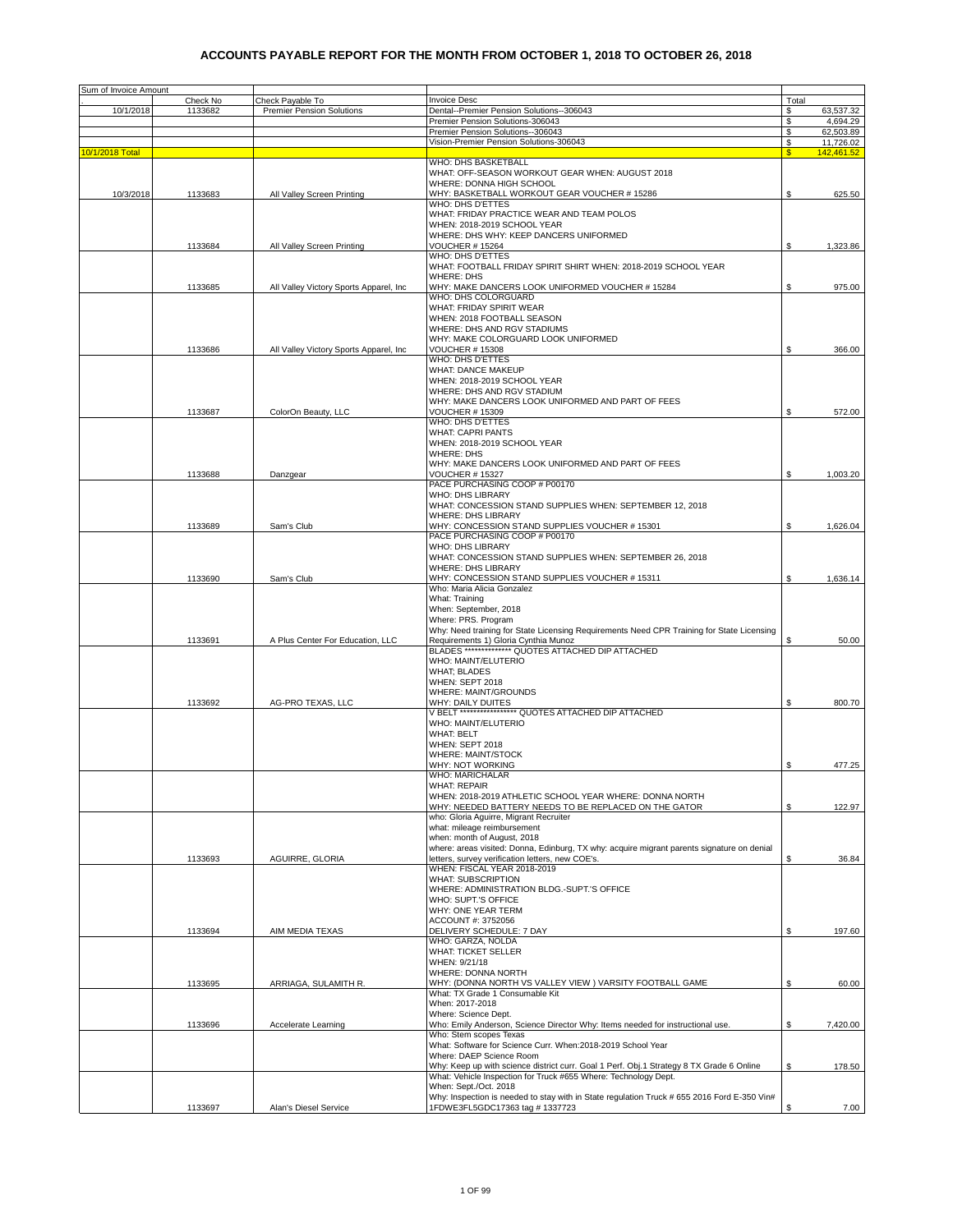# ACCOUNTS PAYABLE REPORT FOR THE MONTH FROM OCTOBER 1, 2018 TO OCTOBER 26, 2018

| Sum of Invoice Amount | | | | |
|---|---|---|---|---|
| . | Check No | Check Payable To | Invoice Desc | Total |
| 10/1/2018 | 1133682 | Premier Pension Solutions | Dental--Premier Pension Solutions--306043 | $ 63,537.32 |
| | | | Premier Pension Solutions-306043 | $ 4,694.29 |
| | | | Premier Pension Solutions--306043 | $ 62,503.89 |
| | | | Vision-Premier Pension Solutions-306043 | $ 11,726.02 |
| 10/1/2018 Total | | | | $ 142,461.52 |
| 10/3/2018 | 1133683 | All Valley Screen Printing | WHO: DHS BASKETBALL<br>WHAT: OFF-SEASON WORKOUT GEAR WHEN: AUGUST 2018<br>WHERE: DONNA HIGH SCHOOL<br>WHY: BASKETBALL WORKOUT GEAR VOUCHER # 15286 | $ 625.50 |
| | 1133684 | All Valley Screen Printing | WHO: DHS D'ETTES<br>WHAT: FRIDAY PRACTICE WEAR AND TEAM POLOS<br>WHEN: 2018-2019 SCHOOL YEAR<br>WHERE: DHS WHY: KEEP DANCERS UNIFORMED<br>VOUCHER # 15264 | $ 1,323.86 |
| | 1133685 | All Valley Victory Sports Apparel, Inc | WHO: DHS D'ETTES<br>WHAT: FOOTBALL FRIDAY SPIRIT SHIRT WHEN: 2018-2019 SCHOOL YEAR<br>WHERE: DHS<br>WHY: MAKE DANCERS LOOK UNIFORMED VOUCHER # 15284 | $ 975.00 |
| | 1133686 | All Valley Victory Sports Apparel, Inc | WHO: DHS COLORGUARD<br>WHAT: FRIDAY SPIRIT WEAR<br>WHEN: 2018 FOOTBALL SEASON<br>WHERE: DHS AND RGV STADIUMS<br>WHY: MAKE COLORGUARD LOOK UNIFORMED<br>VOUCHER # 15308 | $ 366.00 |
| | 1133687 | ColorOn Beauty, LLC | WHO: DHS D'ETTES<br>WHAT: DANCE MAKEUP<br>WHEN: 2018-2019 SCHOOL YEAR<br>WHERE: DHS AND RGV STADIUM<br>WHY: MAKE DANCERS LOOK UNIFORMED AND PART OF FEES<br>VOUCHER # 15309 | $ 572.00 |
| | 1133688 | Danzgear | WHO: DHS D'ETTES<br>WHAT: CAPRI PANTS<br>WHEN: 2018-2019 SCHOOL YEAR<br>WHERE: DHS<br>WHY: MAKE DANCERS LOOK UNIFORMED AND PART OF FEES<br>VOUCHER # 15327 | $ 1,003.20 |
| | 1133689 | Sam's Club | PACE PURCHASING COOP # P00170<br>WHO: DHS LIBRARY<br>WHAT: CONCESSION STAND SUPPLIES WHEN: SEPTEMBER 12, 2018<br>WHERE: DHS LIBRARY<br>WHY: CONCESSION STAND SUPPLIES VOUCHER # 15301 | $ 1,626.04 |
| | 1133690 | Sam's Club | PACE PURCHASING COOP # P00170<br>WHO: DHS LIBRARY<br>WHAT: CONCESSION STAND SUPPLIES WHEN: SEPTEMBER 26, 2018<br>WHERE: DHS LIBRARY<br>WHY: CONCESSION STAND SUPPLIES VOUCHER # 15311 | $ 1,636.14 |
| | 1133691 | A Plus Center For Education, LLC | Who: Maria Alicia Gonzalez<br>What: Training<br>When: September, 2018<br>Where: PRS. Program<br>Why: Need training for State Licensing Requirements Need CPR Training for State Licensing Requirements 1) Gloria Cynthia Munoz | $ 50.00 |
| | 1133692 | AG-PRO TEXAS, LLC | BLADES ************** QUOTES ATTACHED DIP ATTACHED<br>WHO: MAINT/ELUTERIO<br>WHAT; BLADES<br>WHEN: SEPT 2018<br>WHERE: MAINT/GROUNDS<br>WHY: DAILY DUITES | $ 800.70 |
| | | | V BELT **************** QUOTES ATTACHED DIP ATTACHED<br>WHO: MAINT/ELUTERIO<br>WHAT: BELT<br>WHEN: SEPT 2018<br>WHERE: MAINT/STOCK<br>WHY: NOT WORKING | $ 477.25 |
| | | | WHO: MARICHALAR<br>WHAT: REPAIR<br>WHEN: 2018-2019 ATHLETIC SCHOOL YEAR WHERE: DONNA NORTH<br>WHY: NEEDED BATTERY NEEDS TO BE REPLACED ON THE GATOR | $ 122.97 |
| | 1133693 | AGUIRRE, GLORIA | who: Gloria Aguirre, Migrant Recruiter<br>what: mileage reimbursement<br>when: month of August, 2018<br>where: areas visited: Donna, Edinburg, TX why: acquire migrant parents signature on denial letters, survey verification letters, new COE's. | $ 36.84 |
| | 1133694 | AIM MEDIA TEXAS | WHEN: FISCAL YEAR 2018-2019<br>WHAT: SUBSCRIPTION<br>WHERE: ADMINISTRATION BLDG.-SUPT.'S OFFICE<br>WHO: SUPT.'S OFFICE<br>WHY: ONE YEAR TERM<br>ACCOUNT #: 3752056<br>DELIVERY SCHEDULE: 7 DAY | $ 197.60 |
| | 1133695 | ARRIAGA, SULAMITH R. | WHO: GARZA, NOLDA<br>WHAT: TICKET SELLER<br>WHEN: 9/21/18<br>WHERE: DONNA NORTH<br>WHY: (DONNA NORTH VS VALLEY VIEW ) VARSITY FOOTBALL GAME | $ 60.00 |
| | 1133696 | Accelerate Learning | What: TX Grade 1 Consumable Kit<br>When: 2017-2018<br>Where: Science Dept.<br>Who: Emily Anderson, Science Director Why: Items needed for instructional use. | $ 7,420.00 |
| | | | Who: Stem scopes Texas<br>What: Software for Science Curr. When:2018-2019 School Year<br>Where: DAEP Science Room<br>Why: Keep up with science district curr. Goal 1 Perf. Obj.1 Strategy 8 TX Grade 6 Online | $ 178.50 |
| | 1133697 | Alan's Diesel Service | What: Vehicle Inspection for Truck #655 Where: Technology Dept.<br>When: Sept./Oct. 2018<br>Why: Inspection is needed to stay with in State regulation Truck # 655 2016 Ford E-350 Vin# 1FDWE3FL5GDC17363 tag # 1337723 | $ 7.00 |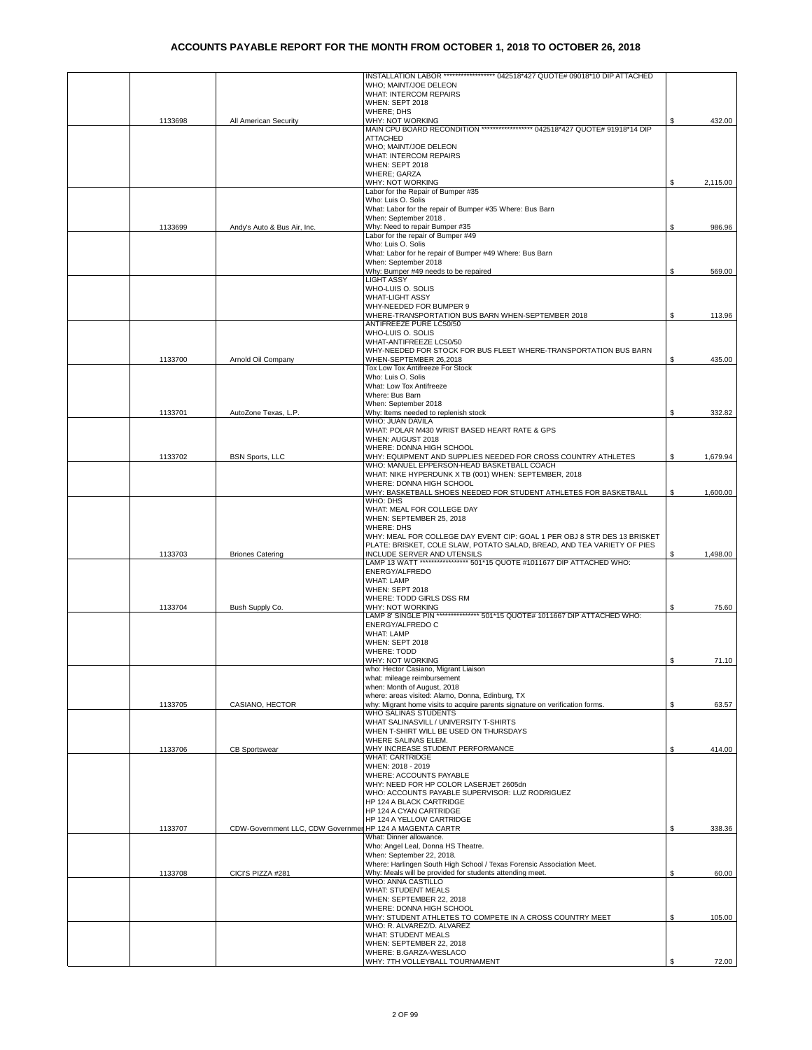# ACCOUNTS PAYABLE REPORT FOR THE MONTH FROM OCTOBER 1, 2018 TO OCTOBER 26, 2018

| | Check # | Vendor | Description | Amount |
|---|---|---|---|---|
| | 1133698 | All American Security | INSTALLATION LABOR ****************** 042518*427 QUOTE# 09018*10 DIP ATTACHED<br>WHO; MAINT/JOE DELEON<br>WHAT: INTERCOM REPAIRS<br>WHEN: SEPT 2018<br>WHERE; DHS<br>WHY: NOT WORKING | $ 432.00 |
| | | | MAIN CPU BOARD RECONDITION ****************** 042518*427 QUOTE# 91918*14 DIP ATTACHED<br>WHO; MAINT/JOE DELEON<br>WHAT: INTERCOM REPAIRS<br>WHEN: SEPT 2018<br>WHERE; GARZA<br>WHY: NOT WORKING | $ 2,115.00 |
| | 1133699 | Andy's Auto & Bus Air, Inc. | Labor for the Repair of Bumper #35<br>Who: Luis O. Solis<br>What: Labor for the repair of Bumper #35 Where: Bus Barn<br>When: September 2018 .<br>Why: Need to repair Bumper #35 | $ 986.96 |
| | | | Labor for the repair of Bumper #49<br>Who: Luis O. Solis<br>What: Labor for he repair of Bumper #49 Where: Bus Barn<br>When: September 2018<br>Why: Bumper #49 needs to be repaired | $ 569.00 |
| | | | LIGHT ASSY<br>WHO-LUIS O. SOLIS<br>WHAT-LIGHT ASSY<br>WHY-NEEDED FOR BUMPER 9<br>WHERE-TRANSPORTATION BUS BARN WHEN-SEPTEMBER 2018 | $ 113.96 |
| | 1133700 | Arnold Oil Company | ANTIFREEZE PURE LC50/50<br>WHO-LUIS O. SOLIS<br>WHAT-ANTIFREEZE LC50/50<br>WHY-NEEDED FOR STOCK FOR BUS FLEET WHERE-TRANSPORTATION BUS BARN<br>WHEN-SEPTEMBER 26,2018 | $ 435.00 |
| | 1133701 | AutoZone Texas, L.P. | Tox Low Tox Antifreeze For Stock<br>Who: Luis O. Solis<br>What: Low Tox Antifreeze<br>Where: Bus Barn<br>When: September 2018<br>Why: Items needed to replenish stock | $ 332.82 |
| | 1133702 | BSN Sports, LLC | WHO: JUAN DAVILA<br>WHAT: POLAR M430 WRIST BASED HEART RATE & GPS<br>WHEN: AUGUST 2018<br>WHERE: DONNA HIGH SCHOOL<br>WHY: EQUIPMENT AND SUPPLIES NEEDED FOR CROSS COUNTRY ATHLETES | $ 1,679.94 |
| | | | WHO: MANUEL EPPERSON-HEAD BASKETBALL COACH<br>WHAT: NIKE HYPERDUNK X TB (001) WHEN: SEPTEMBER, 2018<br>WHERE: DONNA HIGH SCHOOL<br>WHY: BASKETBALL SHOES NEEDED FOR STUDENT ATHLETES FOR BASKETBALL | $ 1,600.00 |
| | 1133703 | Briones Catering | WHO: DHS<br>WHAT: MEAL FOR COLLEGE DAY<br>WHEN: SEPTEMBER 25, 2018<br>WHERE: DHS<br>WHY: MEAL FOR COLLEGE DAY EVENT CIP: GOAL 1 PER OBJ 8 STR DES 13 BRISKET PLATE: BRISKET, COLE SLAW, POTATO SALAD, BREAD, AND TEA VARIETY OF PIES INCLUDE SERVER AND UTENSILS | $ 1,498.00 |
| | 1133704 | Bush Supply Co. | LAMP 13 WATT ***************** 501*15 QUOTE #1011677 DIP ATTACHED WHO: ENERGY/ALFREDO<br>WHAT: LAMP<br>WHEN: SEPT 2018<br>WHERE: TODD GIRLS DSS RM<br>WHY: NOT WORKING | $ 75.60 |
| | | | LAMP 8' SINGLE PIN *************** 501*15 QUOTE# 1011667 DIP ATTACHED WHO: ENERGY/ALFREDO C<br>WHAT: LAMP<br>WHEN: SEPT 2018<br>WHERE: TODD<br>WHY: NOT WORKING | $ 71.10 |
| | 1133705 | CASIANO, HECTOR | who: Hector Casiano, Migrant Liaison<br>what: mileage reimbursement<br>when: Month of August, 2018<br>where: areas visited: Alamo, Donna, Edinburg, TX<br>why: Migrant home visits to acquire parents signature on verification forms. | $ 63.57 |
| | 1133706 | CB Sportswear | WHO SALINAS STUDENTS<br>WHAT SALINASVILL / UNIVERSITY T-SHIRTS<br>WHEN T-SHIRT WILL BE USED ON THURSDAYS<br>WHERE SALINAS ELEM.<br>WHY INCREASE STUDENT PERFORMANCE | $ 414.00 |
| | 1133707 | CDW-Government LLC, CDW Governmen | WHAT: CARTRIDGE<br>WHEN: 2018 - 2019<br>WHERE: ACCOUNTS PAYABLE<br>WHY: NEED FOR HP COLOR LASERJET 2605dn<br>WHO: ACCOUNTS PAYABLE SUPERVISOR: LUZ RODRIGUEZ<br>HP 124 A BLACK CARTRIDGE<br>HP 124 A CYAN CARTRIDGE<br>HP 124 A YELLOW CARTRIDGE<br>HP 124 A MAGENTA CARTR | $ 338.36 |
| | 1133708 | CICI'S PIZZA #281 | What: Dinner allowance.<br>Who: Angel Leal, Donna HS Theatre.<br>When: September 22, 2018.<br>Where: Harlingen South High School / Texas Forensic Association Meet.<br>Why: Meals will be provided for students attending meet. | $ 60.00 |
| | | | WHO: ANNA CASTILLO<br>WHAT: STUDENT MEALS<br>WHEN: SEPTEMBER 22, 2018<br>WHERE: DONNA HIGH SCHOOL<br>WHY: STUDENT ATHLETES TO COMPETE IN A CROSS COUNTRY MEET | $ 105.00 |
| | | | WHO: R. ALVAREZ/D. ALVAREZ<br>WHAT: STUDENT MEALS<br>WHEN: SEPTEMBER 22, 2018<br>WHERE: B.GARZA-WESLACO<br>WHY: 7TH VOLLEYBALL TOURNAMENT | $ 72.00 |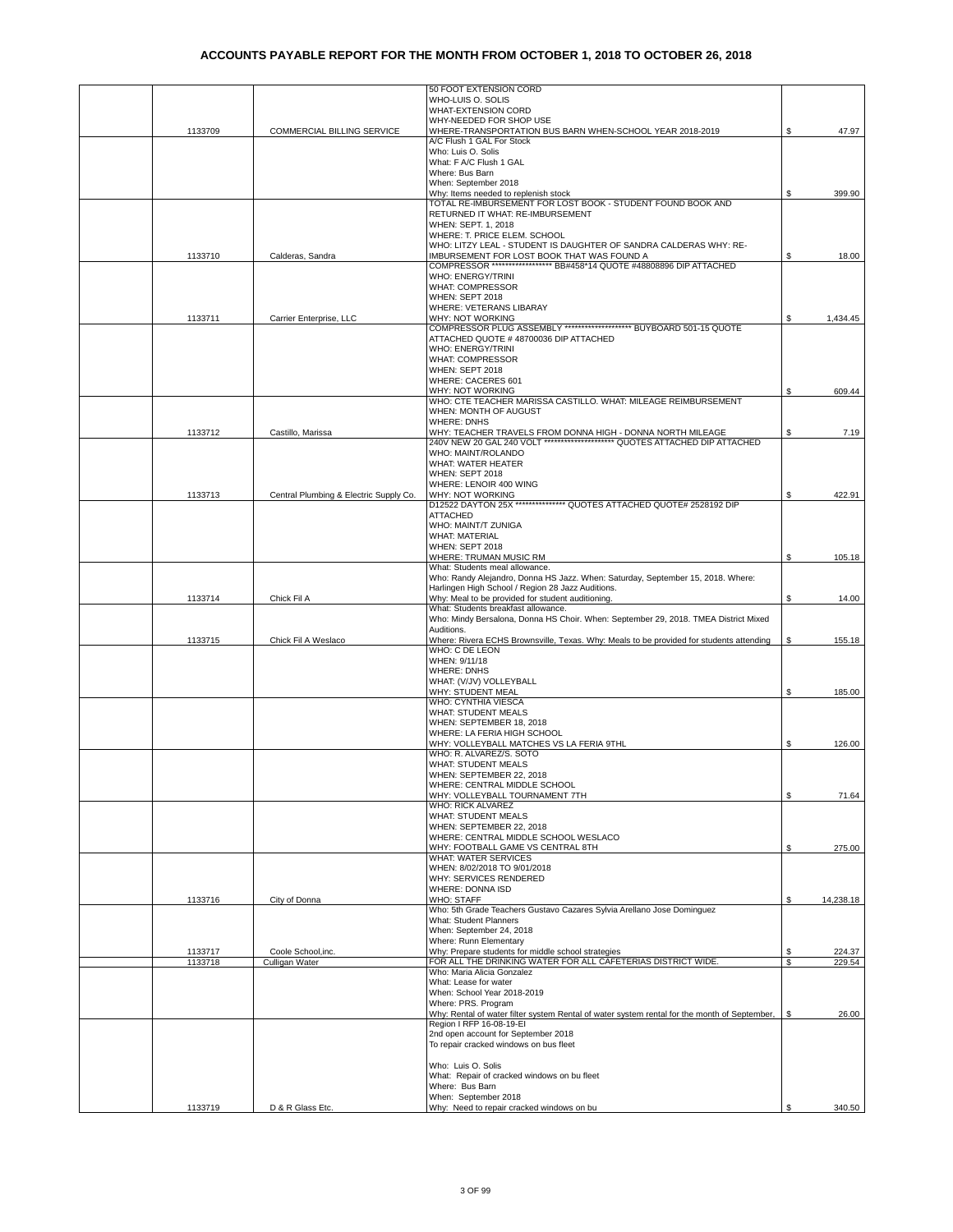# ACCOUNTS PAYABLE REPORT FOR THE MONTH FROM OCTOBER 1, 2018 TO OCTOBER 26, 2018

| | | | | |
|---|---|---|---|---|
| | 1133709 | COMMERCIAL BILLING SERVICE | 50 FOOT EXTENSION CORD WHO-LUIS O. SOLIS WHAT-EXTENSION CORD WHY-NEEDED FOR SHOP USE WHERE-TRANSPORTATION BUS BARN WHEN-SCHOOL YEAR 2018-2019 | $ 47.97 |
| | | | A/C Flush 1 GAL For Stock Who: Luis O. Solis What: F A/C Flush 1 GAL Where: Bus Barn When: September 2018 Why: Items needed to replenish stock | $ 399.90 |
| | 1133710 | Calderas, Sandra | TOTAL RE-IMBURSEMENT FOR LOST BOOK - STUDENT FOUND BOOK AND RETURNED IT WHAT: RE-IMBURSEMENT WHEN: SEPT. 1, 2018 WHERE: T. PRICE ELEM. SCHOOL WHO: LITZY LEAL - STUDENT IS DAUGHTER OF SANDRA CALDERAS WHY: RE-IMBURSEMENT FOR LOST BOOK THAT WAS FOUND A | $ 18.00 |
| | 1133711 | Carrier Enterprise, LLC | COMPRESSOR ****************** BB#458*14 QUOTE #48808896 DIP ATTACHED WHO: ENERGY/TRINI WHAT: COMPRESSOR WHEN: SEPT 2018 WHERE: VETERANS LIBARAY WHY: NOT WORKING | $ 1,434.45 |
| | | | COMPRESSOR PLUG ASSEMBLY ******************* BUYBOARD 501-15 QUOTE ATTACHED QUOTE # 48700036 DIP ATTACHED WHO: ENERGY/TRINI WHAT: COMPRESSOR WHEN: SEPT 2018 WHERE: CACERES 601 WHY: NOT WORKING | $ 609.44 |
| | 1133712 | Castillo, Marissa | WHO: CTE TEACHER MARISSA CASTILLO. WHAT: MILEAGE REIMBURSEMENT WHEN: MONTH OF AUGUST WHERE: DNHS WHY: TEACHER TRAVELS FROM DONNA HIGH - DONNA NORTH MILEAGE | $ 7.19 |
| | 1133713 | Central Plumbing & Electric Supply Co. | 240V NEW 20 GAL 240 VOLT ******************** QUOTES ATTACHED DIP ATTACHED WHO: MAINT/ROLANDO WHAT: WATER HEATER WHEN: SEPT 2018 WHERE: LENOIR 400 WING WHY: NOT WORKING | $ 422.91 |
| | | | D12522 DAYTON 25X *************** QUOTES ATTACHED QUOTE# 2528192 DIP ATTACHED WHO: MAINT/T ZUNIGA WHAT: MATERIAL WHEN: SEPT 2018 WHERE: TRUMAN MUSIC RM | $ 105.18 |
| | 1133714 | Chick Fil A | What: Students meal allowance. Who: Randy Alejandro, Donna HS Jazz. When: Saturday, September 15, 2018. Where: Harlingen High School / Region 28 Jazz Auditions. Why: Meal to be provided for student auditioning. | $ 14.00 |
| | 1133715 | Chick Fil A Weslaco | What: Students breakfast allowance. Who: Mindy Bersalona, Donna HS Choir. When: September 29, 2018. TMEA District Mixed Auditions. Where: Rivera ECHS Brownsville, Texas. Why: Meals to be provided for students attending | $ 155.18 |
| | | | WHO: C DE LEON WHEN: 9/11/18 WHERE: DNHS WHAT: (V/JV) VOLLEYBALL WHY: STUDENT MEAL | $ 185.00 |
| | | | WHO: CYNTHIA VIESCA WHAT: STUDENT MEALS WHEN: SEPTEMBER 18, 2018 WHERE: LA FERIA HIGH SCHOOL WHY: VOLLEYBALL MATCHES VS LA FERIA 9THL | $ 126.00 |
| | | | WHO: R. ALVAREZ/S. SOTO WHAT: STUDENT MEALS WHEN: SEPTEMBER 22, 2018 WHERE: CENTRAL MIDDLE SCHOOL WHY: VOLLEYBALL TOURNAMENT 7TH | $ 71.64 |
| | | | WHO: RICK ALVAREZ WHAT: STUDENT MEALS WHEN: SEPTEMBER 22, 2018 WHERE: CENTRAL MIDDLE SCHOOL WESLACO WHY: FOOTBALL GAME VS CENTRAL 8TH | $ 275.00 |
| | 1133716 | City of Donna | WHAT: WATER SERVICES WHEN: 8/02/2018 TO 9/01/2018 WHY: SERVICES RENDERED WHERE: DONNA ISD WHO: STAFF | $ 14,238.18 |
| | 1133717 | Coole School,inc. | Who: 5th Grade Teachers Gustavo Cazares Sylvia Arellano Jose Dominguez What: Student Planners When: September 24, 2018 Where: Runn Elementary Why: Prepare students for middle school strategies | $ 224.37 |
| | 1133718 | Culligan Water | FOR ALL THE DRINKING WATER FOR ALL CAFETERIAS DISTRICT WIDE. | $ 229.54 |
| | | | Who: Maria Alicia Gonzalez What: Lease for water When: School Year 2018-2019 Where: PRS. Program Why: Rental of water filter system Rental of water system rental for the month of September, | $ 26.00 |
| | 1133719 | D & R Glass Etc. | Region I RFP 16-08-19-EI 2nd open account for September 2018 To repair cracked windows on bus fleet Who: Luis O. Solis What: Repair of cracked windows on bu fleet Where: Bus Barn When: September 2018 Why: Need to repair cracked windows on bu | $ 340.50 |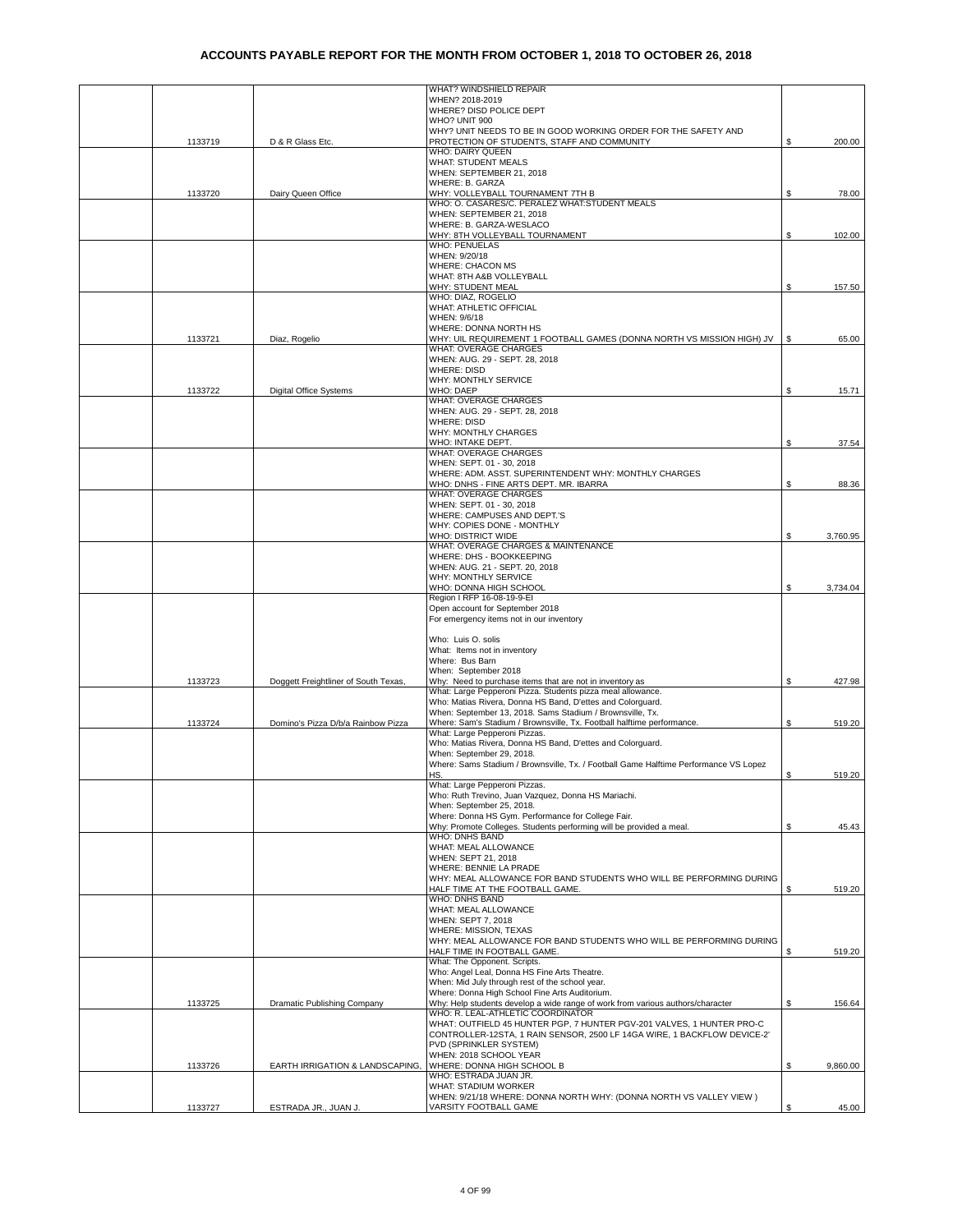# ACCOUNTS PAYABLE REPORT FOR THE MONTH FROM OCTOBER 1, 2018 TO OCTOBER 26, 2018

| | | | | |
|---|---|---|---|---|
| | 1133719 | D & R Glass Etc. | WHAT? WINDSHIELD REPAIR<br>WHEN? 2018-2019<br>WHERE? DISD POLICE DEPT<br>WHO? UNIT 900<br>WHY? UNIT NEEDS TO BE IN GOOD WORKING ORDER FOR THE SAFETY AND PROTECTION OF STUDENTS, STAFF AND COMMUNITY | $ 200.00 |
| | 1133720 | Dairy Queen Office | WHO: DAIRY QUEEN<br>WHAT: STUDENT MEALS<br>WHEN: SEPTEMBER 21, 2018<br>WHERE: B. GARZA<br>WHY: VOLLEYBALL TOURNAMENT 7TH B | $ 78.00 |
| | | | WHO: O. CASARES/C. PERALEZ WHAT:STUDENT MEALS<br>WHEN: SEPTEMBER 21, 2018<br>WHERE: B. GARZA-WESLACO<br>WHY: 8TH VOLLEYBALL TOURNAMENT | $ 102.00 |
| | | | WHO: PENUELAS<br>WHEN: 9/20/18<br>WHERE: CHACON MS<br>WHAT: 8TH A&B VOLLEYBALL<br>WHY: STUDENT MEAL | $ 157.50 |
| | 1133721 | Diaz, Rogelio | WHO: DIAZ, ROGELIO<br>WHAT: ATHLETIC OFFICIAL<br>WHEN: 9/6/18<br>WHERE: DONNA NORTH HS<br>WHY: UIL REQUIREMENT 1 FOOTBALL GAMES (DONNA NORTH VS MISSION HIGH) JV | $ 65.00 |
| | 1133722 | Digital Office Systems | WHAT: OVERAGE CHARGES<br>WHEN: AUG. 29 - SEPT. 28, 2018<br>WHERE: DISD<br>WHY: MONTHLY SERVICE<br>WHO: DAEP | $ 15.71 |
| | | | WHAT: OVERAGE CHARGES<br>WHEN: AUG. 29 - SEPT. 28, 2018<br>WHERE: DISD<br>WHY: MONTHLY CHARGES<br>WHO: INTAKE DEPT. | $ 37.54 |
| | | | WHAT: OVERAGE CHARGES<br>WHEN: SEPT. 01 - 30, 2018<br>WHERE: ADM. ASST. SUPERINTENDENT WHY: MONTHLY CHARGES<br>WHO: DNHS - FINE ARTS DEPT. MR. IBARRA | $ 88.36 |
| | | | WHAT: OVERAGE CHARGES<br>WHEN: SEPT. 01 - 30, 2018<br>WHERE: CAMPUSES AND DEPT.'S<br>WHY: COPIES DONE - MONTHLY<br>WHO: DISTRICT WIDE | $ 3,760.95 |
| | | | WHAT: OVERAGE CHARGES & MAINTENANCE<br>WHERE: DHS - BOOKKEEPING<br>WHEN: AUG. 21 - SEPT. 20, 2018<br>WHY: MONTHLY SERVICE<br>WHO: DONNA HIGH SCHOOL | $ 3,734.04 |
| | 1133723 | Doggett Freightliner of South Texas, | Region I RFP 16-08-19-9-EI<br>Open account for September 2018<br>For emergency items not in our inventory<br><br>Who: Luis O. solis<br>What: Items not in inventory<br>Where: Bus Barn<br>When: September 2018<br>Why: Need to purchase items that are not in inventory as | $ 427.98 |
| | 1133724 | Domino's Pizza D/b/a Rainbow Pizza | What: Large Pepperoni Pizza. Students pizza meal allowance.<br>Who: Matias Rivera, Donna HS Band, D'ettes and Colorguard.<br>When: September 13, 2018. Sams Stadium / Brownsville, Tx.<br>Where: Sam's Stadium / Brownsville, Tx. Football halftime performance. | $ 519.20 |
| | | | What: Large Pepperoni Pizzas.<br>Who: Matias Rivera, Donna HS Band, D'ettes and Colorguard.<br>When: September 29, 2018.<br>Where: Sams Stadium / Brownsville, Tx. / Football Game Halftime Performance VS Lopez HS. | $ 519.20 |
| | | | What: Large Pepperoni Pizzas.<br>Who: Ruth Trevino, Juan Vazquez, Donna HS Mariachi.<br>When: September 25, 2018.<br>Where: Donna HS Gym. Performance for College Fair.<br>Why: Promote Colleges. Students performing will be provided a meal. | $ 45.43 |
| | | | WHO: DNHS BAND<br>WHAT: MEAL ALLOWANCE<br>WHEN: SEPT 21, 2018<br>WHERE: BENNIE LA PRADE<br>WHY: MEAL ALLOWANCE FOR BAND STUDENTS WHO WILL BE PERFORMING DURING HALF TIME AT THE FOOTBALL GAME. | $ 519.20 |
| | | | WHO: DNHS BAND<br>WHAT: MEAL ALLOWANCE<br>WHEN: SEPT 7, 2018<br>WHERE: MISSION, TEXAS<br>WHY: MEAL ALLOWANCE FOR BAND STUDENTS WHO WILL BE PERFORMING DURING HALF TIME IN FOOTBALL GAME. | $ 519.20 |
| | 1133725 | Dramatic Publishing Company | What: The Opponent. Scripts.<br>Who: Angel Leal, Donna HS Fine Arts Theatre.<br>When: Mid July through rest of the school year.<br>Where: Donna High School Fine Arts Auditorium.<br>Why: Help students develop a wide range of work from various authors/character | $ 156.64 |
| | 1133726 | EARTH IRRIGATION & LANDSCAPING, | WHO: R. LEAL-ATHLETIC COORDINATOR<br>WHAT: OUTFIELD 45 HUNTER PGP, 7 HUNTER PGV-201 VALVES, 1 HUNTER PRO-C CONTROLLER-12STA, 1 RAIN SENSOR, 2500 LF 14GA WIRE, 1 BACKFLOW DEVICE-2' PVD (SPRINKLER SYSTEM)<br>WHEN: 2018 SCHOOL YEAR<br>WHERE: DONNA HIGH SCHOOL B | $ 9,860.00 |
| | 1133727 | ESTRADA JR., JUAN J. | WHO: ESTRADA JUAN JR.<br>WHAT: STADIUM WORKER<br>WHEN: 9/21/18 WHERE: DONNA NORTH WHY: (DONNA NORTH VS VALLEY VIEW ) VARSITY FOOTBALL GAME | $ 45.00 |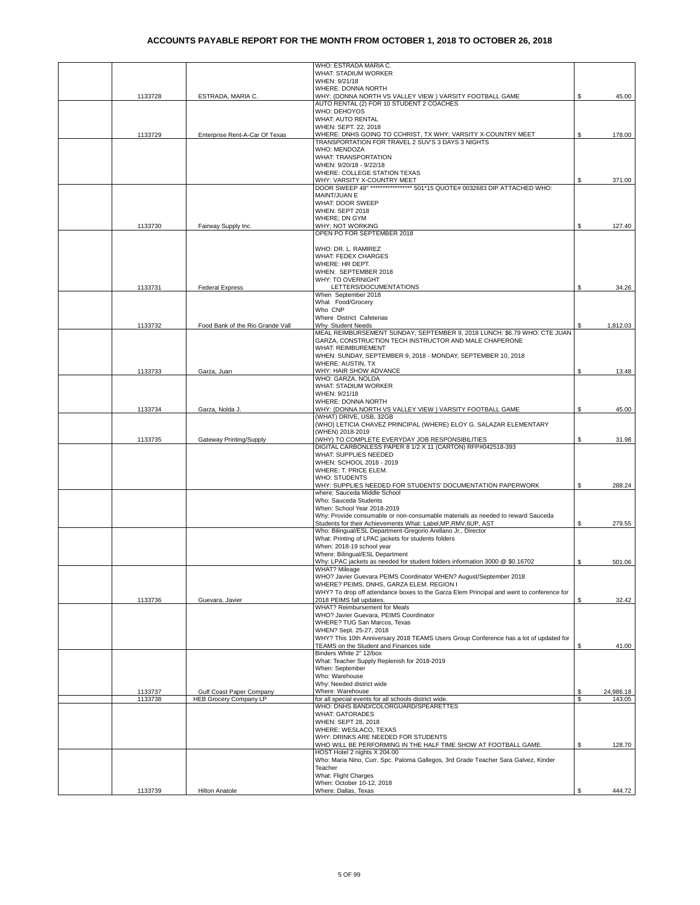# ACCOUNTS PAYABLE REPORT FOR THE MONTH FROM OCTOBER 1, 2018 TO OCTOBER 26, 2018

| | | | | |
|---|---|---|---|---|
| | 1133728 | ESTRADA, MARIA C. | WHO: ESTRADA MARIA C.<br>WHAT: STADIUM WORKER<br>WHEN: 9/21/18<br>WHERE: DONNA NORTH<br>WHY: (DONNA NORTH VS VALLEY VIEW ) VARSITY FOOTBALL GAME | $ 45.00 |
| | 1133729 | Enterprise Rent-A-Car Of Texas | AUTO RENTAL (2) FOR 10 STUDENT 2 COACHES<br>WHO: DEHOYOS<br>WHAT: AUTO RENTAL<br>WHEN: SEPT. 22, 2018<br>WHERE: DNHS GOING TO CCHRIST, TX WHY: VARSITY X-COUNTRY MEET | $ 178.00 |
| | | | TRANSPORTATION FOR TRAVEL 2 SUV'S 3 DAYS 3 NIGHTS<br>WHO: MENDOZA<br>WHAT: TRANSPORTATION<br>WHEN: 9/20/18 - 9/22/18<br>WHERE: COLLEGE STATION TEXAS<br>WHY: VARSITY X-COUNTRY MEET | $ 371.00 |
| | 1133730 | Fairway Supply Inc. | DOOR SWEEP 48" ***************** 501*15 QUOTE# 0032683 DIP ATTACHED WHO: MAINT/JUAN E<br>WHAT: DOOR SWEEP<br>WHEN: SEPT 2018<br>WHERE; DN GYM<br>WHY; NOT WORKING | $ 127.40 |
| | 1133731 | Federal Express | OPEN PO FOR SEPTEMBER 2018<br><br>WHO: DR. L. RAMIREZ<br>WHAT: FEDEX CHARGES<br>WHERE: HR DEPT.<br>WHEN: SEPTEMBER 2018<br>WHY: TO OVERNIGHT LETTERS/DOCUMENTATIONS | $ 34.26 |
| | 1133732 | Food Bank of the Rio Grande Vall | When September 2018<br>What Food/Grocery<br>Who CNP<br>Where District Cafeterias<br>Why Student Needs | $ 1,812.03 |
| | 1133733 | Garza, Juan | MEAL REIMBURSEMENT SUNDAY, SEPTEMBER 9, 2018 LUNCH: $6.79 WHO: CTE JUAN GARZA, CONSTRUCTION TECH INSTRUCTOR AND MALE CHAPERONE<br>WHAT: REIMBUREMENT<br>WHEN: SUNDAY, SEPTEMBER 9, 2018 - MONDAY, SEPTEMBER 10, 2018<br>WHERE: AUSTIN, TX<br>WHY: HAIR SHOW ADVANCE | $ 13.48 |
| | 1133734 | Garza, Nolda J. | WHO: GARZA, NOLDA<br>WHAT: STADIUM WORKER<br>WHEN: 9/21/18<br>WHERE: DONNA NORTH<br>WHY: (DONNA NORTH VS VALLEY VIEW ) VARSITY FOOTBALL GAME | $ 45.00 |
| | 1133735 | Gateway Printing/Supply | (WHAT) DRIVE, USB, 32GB<br>(WHO) LETICIA CHAVEZ PRINCIPAL (WHERE) ELOY G. SALAZAR ELEMENTARY<br>(WHEN) 2018-2019<br>(WHY) TO COMPLETE EVERYDAY JOB RESPONSIBILITIES | $ 31.98 |
| | | | DIGITAL CARBONLESS PAPER 8 1/2 X 11 (CARTON) RFP#042518-393<br>WHAT: SUPPLIES NEEDED<br>WHEN: SCHOOL 2018 - 2019<br>WHERE: T. PRICE ELEM.<br>WHO: STUDENTS<br>WHY: SUPPLIES NEEDED FOR STUDENTS' DOCUMENTATION PAPERWORK | $ 288.24 |
| | | | where: Sauceda Middle School<br>Who: Sauceda Students<br>When: School Year 2018-2019<br>Why: Provide consumable or non-consumable materials as needed to reward Sauceda Students for their Achievements What: Label,MP,RMV,6UP, AST | $ 279.55 |
| | | | Who: Bilingual/ESL Department-Gregorio Arellano Jr., Director<br>What: Printing of LPAC jackets for students folders<br>When: 2018-19 school year<br>Where: Bilingual/ESL Department<br>Why: LPAC jackets as needed for student folders information 3000 @ $0.16702 | $ 501.06 |
| | 1133736 | Guevara, Javier | WHAT? Mileage<br>WHO? Javier Guevara PEIMS Coordinator WHEN? August/September 2018<br>WHERE? PEIMS, DNHS, GARZA ELEM. REGION I<br>WHY? To drop off attendance boxes to the Garza Elem Principal and went to conference for 2018 PEIMS fall updates. | $ 32.42 |
| | | | WHAT? Reimbursement for Meals<br>WHO? Javier Guevara, PEIMS Coordinator<br>WHERE? TUG San Marcos, Texas<br>WHEN? Sept. 25-27, 2018<br>WHY? This 10th Anniversary 2018 TEAMS Users Group Conference has a lot of updated for TEAMS on the Student and Finances side | $ 41.00 |
| | 1133737 | Gulf Coast Paper Company | Binders White 2" 12/box<br>What: Teacher Supply Replenish for 2018-2019<br>When: September<br>Who: Warehouse<br>Why: Needed district wide<br>Where: Warehouse | $ 24,986.18 |
| | 1133738 | HEB Grocery Company LP | for all special events for all schools district wide. | $ 143.05 |
| | | | WHO: DNHS BAND/COLORGUARD/SPEARETTES<br>WHAT: GATORADES<br>WHEN: SEPT 28, 2018<br>WHERE: WESLACO, TEXAS<br>WHY: DRINKS ARE NEEDED FOR STUDENTS<br>WHO WILL BE PERFORMING IN THE HALF TIME SHOW AT FOOTBALL GAME. | $ 128.70 |
| | 1133739 | Hilton Anatole | HOST Hotel 2 nights X 204.00<br>Who: Maria Nino, Curr. Spc. Paloma Gallegos, 3rd Grade Teacher Sara Galvez, Kinder Teacher<br>What: Flight Charges<br>When: October 10-12, 2018<br>Where: Dallas, Texas | $ 444.72 |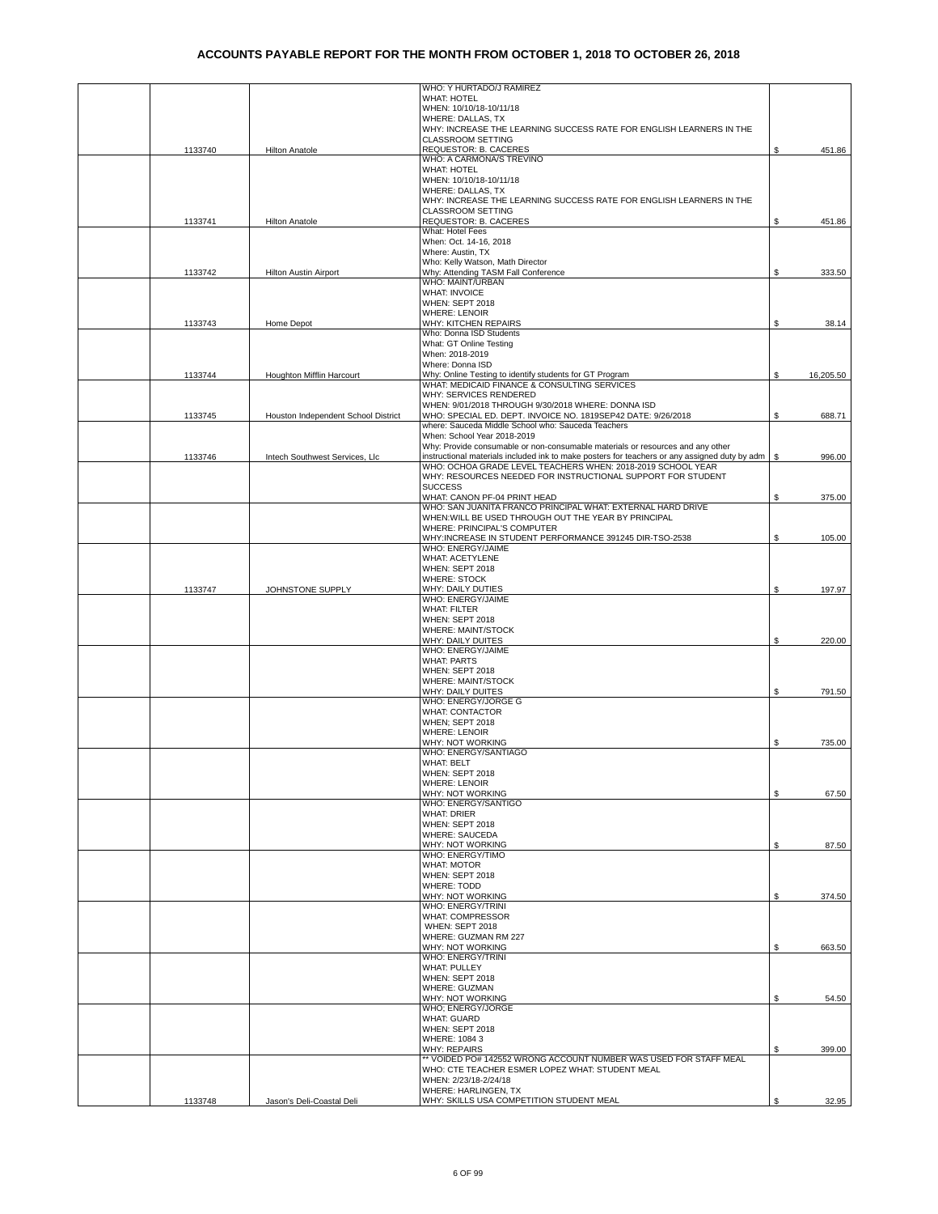# ACCOUNTS PAYABLE REPORT FOR THE MONTH FROM OCTOBER 1, 2018 TO OCTOBER 26, 2018

| | | | | |
|---|---|---|---|---|
| | 1133740 | Hilton Anatole | WHO: Y HURTADO/J RAMIREZ<br>WHAT: HOTEL<br>WHEN: 10/10/18-10/11/18<br>WHERE: DALLAS, TX<br>WHY: INCREASE THE LEARNING SUCCESS RATE FOR ENGLISH LEARNERS IN THE CLASSROOM SETTING<br>REQUESTOR: B. CACERES | $ 451.86 |
| | 1133741 | Hilton Anatole | WHO: A CARMONA/S TREVINO<br>WHAT: HOTEL<br>WHEN: 10/10/18-10/11/18<br>WHERE: DALLAS, TX<br>WHY: INCREASE THE LEARNING SUCCESS RATE FOR ENGLISH LEARNERS IN THE CLASSROOM SETTING<br>REQUESTOR: B. CACERES | $ 451.86 |
| | 1133742 | Hilton Austin Airport | What: Hotel Fees<br>When: Oct. 14-16, 2018<br>Where: Austin, TX<br>Who: Kelly Watson, Math Director<br>Why: Attending TASM Fall Conference | $ 333.50 |
| | 1133743 | Home Depot | WHO: MAINT/URBAN<br>WHAT: INVOICE<br>WHEN: SEPT 2018<br>WHERE: LENOIR<br>WHY: KITCHEN REPAIRS | $ 38.14 |
| | 1133744 | Houghton Mifflin Harcourt | Who: Donna ISD Students<br>What: GT Online Testing<br>When: 2018-2019<br>Where: Donna ISD<br>Why: Online Testing to identify students for GT Program | $ 16,205.50 |
| | 1133745 | Houston Independent School District | WHAT: MEDICAID FINANCE & CONSULTING SERVICES<br>WHY: SERVICES RENDERED<br>WHEN: 9/01/2018 THROUGH 9/30/2018 WHERE: DONNA ISD<br>WHO: SPECIAL ED. DEPT. INVOICE NO. 1819SEP42 DATE: 9/26/2018 | $ 688.71 |
| | 1133746 | Intech Southwest Services, Llc | where: Sauceda Middle School who: Sauceda Teachers<br>When: School Year 2018-2019<br>Why: Provide consumable or non-consumable materials or resources and any other instructional materials included ink to make posters for teachers or any assigned duty by adm | $ 996.00 |
| | | | WHO: OCHOA GRADE LEVEL TEACHERS WHEN: 2018-2019 SCHOOL YEAR<br>WHY: RESOURCES NEEDED FOR INSTRUCTIONAL SUPPORT FOR STUDENT SUCCESS<br>WHAT: CANON PF-04 PRINT HEAD | $ 375.00 |
| | | | WHO: SAN JUANITA FRANCO PRINCIPAL WHAT: EXTERNAL HARD DRIVE<br>WHEN:WILL BE USED THROUGH OUT THE YEAR BY PRINCIPAL<br>WHERE: PRINCIPAL'S COMPUTER<br>WHY:INCREASE IN STUDENT PERFORMANCE 391245 DIR-TSO-2538 | $ 105.00 |
| | 1133747 | JOHNSTONE SUPPLY | WHO: ENERGY/JAIME<br>WHAT: ACETYLENE<br>WHEN: SEPT 2018<br>WHERE: STOCK<br>WHY: DAILY DUTIES | $ 197.97 |
| | | | WHO: ENERGY/JAIME<br>WHAT: FILTER<br>WHEN: SEPT 2018<br>WHERE: MAINT/STOCK<br>WHY: DAILY DUITES | $ 220.00 |
| | | | WHO: ENERGY/JAIME<br>WHAT: PARTS<br>WHEN: SEPT 2018<br>WHERE: MAINT/STOCK<br>WHY: DAILY DUITES | $ 791.50 |
| | | | WHO: ENERGY/JORGE G<br>WHAT: CONTACTOR<br>WHEN; SEPT 2018<br>WHERE: LENOIR<br>WHY: NOT WORKING | $ 735.00 |
| | | | WHO: ENERGY/SANTIAGO<br>WHAT: BELT<br>WHEN: SEPT 2018<br>WHERE: LENOIR<br>WHY: NOT WORKING | $ 67.50 |
| | | | WHO: ENERGY/SANTIGO<br>WHAT: DRIER<br>WHEN: SEPT 2018<br>WHERE: SAUCEDA<br>WHY: NOT WORKING | $ 87.50 |
| | | | WHO: ENERGY/TIMO<br>WHAT: MOTOR<br>WHEN: SEPT 2018<br>WHERE: TODD<br>WHY: NOT WORKING | $ 374.50 |
| | | | WHO: ENERGY/TRINI<br>WHAT: COMPRESSOR<br>WHEN: SEPT 2018<br>WHERE: GUZMAN RM 227<br>WHY: NOT WORKING | $ 663.50 |
| | | | WHO: ENERGY/TRINI<br>WHAT: PULLEY<br>WHEN: SEPT 2018<br>WHERE: GUZMAN<br>WHY: NOT WORKING | $ 54.50 |
| | | | WHO: ENERGY/JORGE<br>WHAT: GUARD<br>WHEN: SEPT 2018<br>WHERE: 1084 3<br>WHY: REPAIRS | $ 399.00 |
| | 1133748 | Jason's Deli-Coastal Deli | ** VOIDED PO# 142552 WRONG ACCOUNT NUMBER WAS USED FOR STAFF MEAL<br>WHO: CTE TEACHER ESMER LOPEZ WHAT: STUDENT MEAL<br>WHEN: 2/23/18-2/24/18<br>WHERE: HARLINGEN, TX<br>WHY: SKILLS USA COMPETITION STUDENT MEAL | $ 32.95 |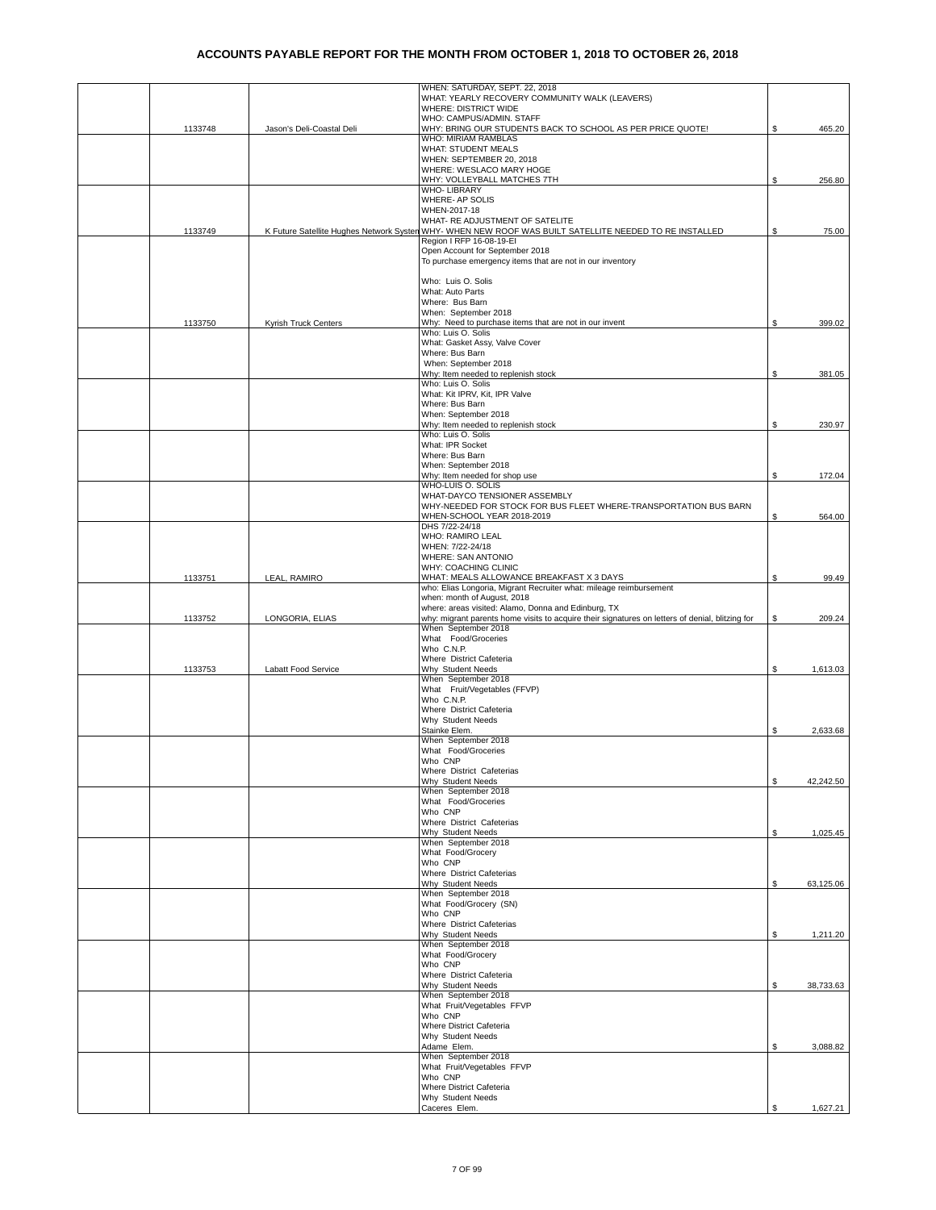# ACCOUNTS PAYABLE REPORT FOR THE MONTH FROM OCTOBER 1, 2018 TO OCTOBER 26, 2018

| | | | | |
|---|---|---|---|---|
| | 1133748 | Jason's Deli-Coastal Deli | WHEN: SATURDAY, SEPT. 22, 2018<br>WHAT: YEARLY RECOVERY COMMUNITY WALK (LEAVERS)<br>WHERE: DISTRICT WIDE<br>WHO: CAMPUS/ADMIN. STAFF<br>WHY: BRING OUR STUDENTS BACK TO SCHOOL AS PER PRICE QUOTE! | $ 465.20 |
| | | | WHO: MIRIAM RAMBLAS<br>WHAT: STUDENT MEALS<br>WHEN: SEPTEMBER 20, 2018<br>WHERE: WESLACO MARY HOGE<br>WHY: VOLLEYBALL MATCHES 7TH | $ 256.80 |
| | 1133749 | K Future Satellite Hughes Network Systen | WHO- LIBRARY<br>WHERE- AP SOLIS<br>WHEN-2017-18<br>WHAT- RE ADJUSTMENT OF SATELITE<br>WHY- WHEN NEW ROOF WAS BUILT SATELLITE NEEDED TO RE INSTALLED | $ 75.00 |
| | 1133750 | Kyrish Truck Centers | Region I RFP 16-08-19-EI<br>Open Account for September 2018<br>To purchase emergency items that are not in our inventory<br><br>Who: Luis O. Solis<br>What: Auto Parts<br>Where: Bus Barn<br>When: September 2018<br>Why: Need to purchase items that are not in our invent | $ 399.02 |
| | | | Who: Luis O. Solis<br>What: Gasket Assy, Valve Cover<br>Where: Bus Barn<br>When: September 2018<br>Why: Item needed to replenish stock | $ 381.05 |
| | | | Who: Luis O. Solis<br>What: Kit IPRV, Kit, IPR Valve<br>Where: Bus Barn<br>When: September 2018<br>Why: Item needed to replenish stock | $ 230.97 |
| | | | Who: Luis O. Solis<br>What: IPR Socket<br>Where: Bus Barn<br>When: September 2018<br>Why: Item needed for shop use | $ 172.04 |
| | | | WHO-LUIS O. SOLIS<br>WHAT-DAYCO TENSIONER ASSEMBLY<br>WHY-NEEDED FOR STOCK FOR BUS FLEET WHERE-TRANSPORTATION BUS BARN<br>WHEN-SCHOOL YEAR 2018-2019 | $ 564.00 |
| | 1133751 | LEAL, RAMIRO | DHS 7/22-24/18<br>WHO: RAMIRO LEAL<br>WHEN: 7/22-24/18<br>WHERE: SAN ANTONIO<br>WHY: COACHING CLINIC<br>WHAT: MEALS ALLOWANCE BREAKFAST X 3 DAYS | $ 99.49 |
| | 1133752 | LONGORIA, ELIAS | who: Elias Longoria, Migrant Recruiter what: mileage reimbursement<br>when: month of August, 2018<br>where: areas visited: Alamo, Donna and Edinburg, TX<br>why: migrant parents home visits to acquire their signatures on letters of denial, blitzing for | $ 209.24 |
| | 1133753 | Labatt Food Service | When September 2018<br>What Food/Groceries<br>Who C.N.P.<br>Where District Cafeteria<br>Why Student Needs | $ 1,613.03 |
| | | | When September 2018<br>What Fruit/Vegetables (FFVP)<br>Who C.N.P.<br>Where District Cafeteria<br>Why Student Needs<br>Stainke Elem. | $ 2,633.68 |
| | | | When September 2018<br>What Food/Groceries<br>Who CNP<br>Where District Cafeterias<br>Why Student Needs | $ 42,242.50 |
| | | | When September 2018<br>What Food/Groceries<br>Who CNP<br>Where District Cafeterias<br>Why Student Needs | $ 1,025.45 |
| | | | When September 2018<br>What Food/Grocery<br>Who CNP<br>Where District Cafeterias<br>Why Student Needs | $ 63,125.06 |
| | | | When September 2018<br>What Food/Grocery (SN)<br>Who CNP<br>Where District Cafeterias<br>Why Student Needs | $ 1,211.20 |
| | | | When September 2018<br>What Food/Grocery<br>Who CNP<br>Where District Cafeteria<br>Why Student Needs | $ 38,733.63 |
| | | | When September 2018<br>What Fruit/Vegetables FFVP<br>Who CNP<br>Where District Cafeteria<br>Why Student Needs<br>Adame Elem. | $ 3,088.82 |
| | | | When September 2018<br>What Fruit/Vegetables FFVP<br>Who CNP<br>Where District Cafeteria<br>Why Student Needs<br>Caceres Elem. | $ 1,627.21 |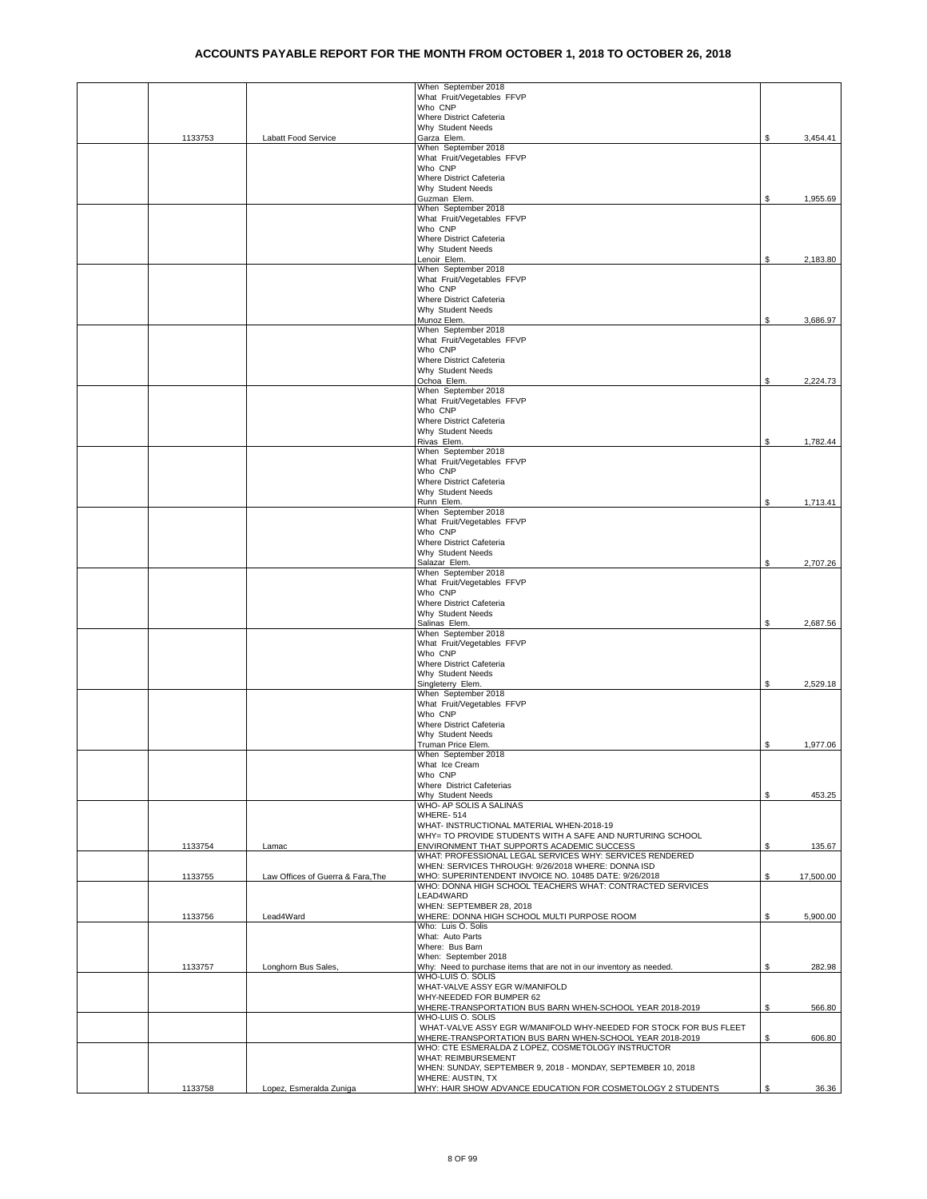# ACCOUNTS PAYABLE REPORT FOR THE MONTH FROM OCTOBER 1, 2018 TO OCTOBER 26, 2018

| | | | | |
|---|---|---|---|---|
| | 1133753 | Labatt Food Service | When September 2018 What Fruit/Vegetables FFVP Who CNP Where District Cafeteria Why Student Needs Garza Elem. | $ 3,454.41 |
| | | | When September 2018 What Fruit/Vegetables FFVP Who CNP Where District Cafeteria Why Student Needs Guzman Elem. | $ 1,955.69 |
| | | | When September 2018 What Fruit/Vegetables FFVP Who CNP Where District Cafeteria Why Student Needs Lenoir Elem. | $ 2,183.80 |
| | | | When September 2018 What Fruit/Vegetables FFVP Who CNP Where District Cafeteria Why Student Needs Munoz Elem. | $ 3,686.97 |
| | | | When September 2018 What Fruit/Vegetables FFVP Who CNP Where District Cafeteria Why Student Needs Ochoa Elem. | $ 2,224.73 |
| | | | When September 2018 What Fruit/Vegetables FFVP Who CNP Where District Cafeteria Why Student Needs Rivas Elem. | $ 1,782.44 |
| | | | When September 2018 What Fruit/Vegetables FFVP Who CNP Where District Cafeteria Why Student Needs Runn Elem. | $ 1,713.41 |
| | | | When September 2018 What Fruit/Vegetables FFVP Who CNP Where District Cafeteria Why Student Needs Salazar Elem. | $ 2,707.26 |
| | | | When September 2018 What Fruit/Vegetables FFVP Who CNP Where District Cafeteria Why Student Needs Salinas Elem. | $ 2,687.56 |
| | | | When September 2018 What Fruit/Vegetables FFVP Who CNP Where District Cafeteria Why Student Needs Singleterry Elem. | $ 2,529.18 |
| | | | When September 2018 What Fruit/Vegetables FFVP Who CNP Where District Cafeteria Why Student Needs Truman Price Elem. | $ 1,977.06 |
| | | | When September 2018 What Ice Cream Who CNP Where District Cafeterias Why Student Needs | $ 453.25 |
| | 1133754 | Lamac | WHO- AP SOLIS A SALINAS WHERE- 514 WHAT- INSTRUCTIONAL MATERIAL WHEN-2018-19 WHY= TO PROVIDE STUDENTS WITH A SAFE AND NURTURING SCHOOL ENVIRONMENT THAT SUPPORTS ACADEMIC SUCCESS | $ 135.67 |
| | 1133755 | Law Offices of Guerra & Fara,The | WHAT: PROFESSIONAL LEGAL SERVICES WHY: SERVICES RENDERED WHEN: SERVICES THROUGH: 9/26/2018 WHERE: DONNA ISD WHO: SUPERINTENDENT INVOICE NO. 10485 DATE: 9/26/2018 | $ 17,500.00 |
| | 1133756 | Lead4Ward | WHO: DONNA HIGH SCHOOL TEACHERS WHAT: CONTRACTED SERVICES LEAD4WARD WHEN: SEPTEMBER 28, 2018 WHERE: DONNA HIGH SCHOOL MULTI PURPOSE ROOM | $ 5,900.00 |
| | 1133757 | Longhorn Bus Sales, | Who: Luis O. Solis What: Auto Parts Where: Bus Barn When: September 2018 Why: Need to purchase items that are not in our inventory as needed. | $ 282.98 |
| | | | WHO-LUIS O. SOLIS WHAT-VALVE ASSY EGR W/MANIFOLD WHY-NEEDED FOR BUMPER 62 WHERE-TRANSPORTATION BUS BARN WHEN-SCHOOL YEAR 2018-2019 | $ 566.80 |
| | | | WHO-LUIS O. SOLIS WHAT-VALVE ASSY EGR W/MANIFOLD WHY-NEEDED FOR STOCK FOR BUS FLEET WHERE-TRANSPORTATION BUS BARN WHEN-SCHOOL YEAR 2018-2019 | $ 606.80 |
| | 1133758 | Lopez, Esmeralda Zuniga | WHO: CTE ESMERALDA Z LOPEZ, COSMETOLOGY INSTRUCTOR WHAT: REIMBURSEMENT WHEN: SUNDAY, SEPTEMBER 9, 2018 - MONDAY, SEPTEMBER 10, 2018 WHERE: AUSTIN, TX WHY: HAIR SHOW ADVANCE EDUCATION FOR COSMETOLOGY 2 STUDENTS | $ 36.36 |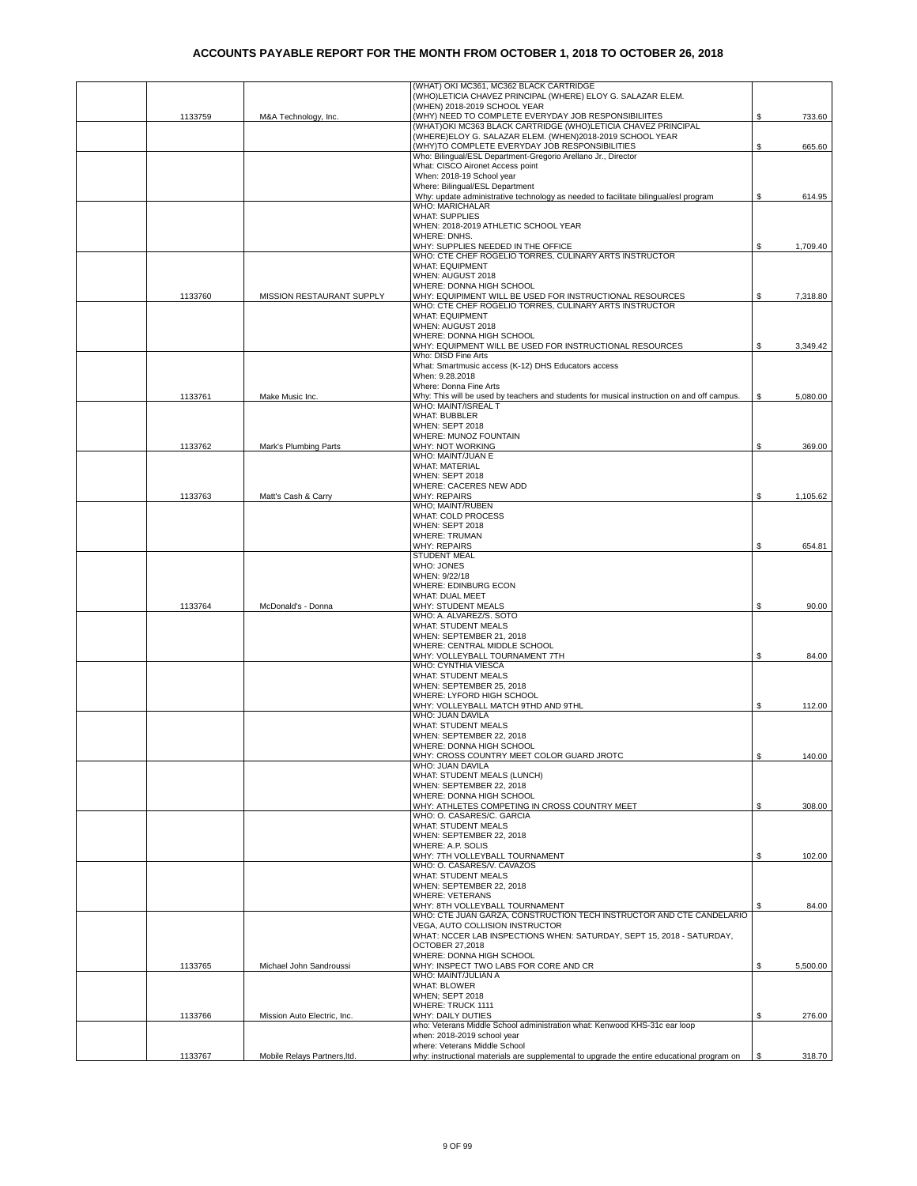# ACCOUNTS PAYABLE REPORT FOR THE MONTH FROM OCTOBER 1, 2018 TO OCTOBER 26, 2018

| | | | | |
|---|---|---|---|---|
| | 1133759 | M&A Technology, Inc. | (WHAT) OKI MC361, MC362 BLACK CARTRIDGE (WHO)LETICIA CHAVEZ PRINCIPAL (WHERE) ELOY G. SALAZAR ELEM. (WHEN) 2018-2019 SCHOOL YEAR (WHY) NEED TO COMPLETE EVERYDAY JOB RESPONSIBILIITES | $ 733.60 |
| | | | (WHAT)OKI MC363 BLACK CARTRIDGE (WHO)LETICIA CHAVEZ PRINCIPAL (WHERE)ELOY G. SALAZAR ELEM. (WHEN)2018-2019 SCHOOL YEAR (WHY)TO COMPLETE EVERYDAY JOB RESPONSIBILITIES | $ 665.60 |
| | | | Who: Bilingual/ESL Department-Gregorio Arellano Jr., Director What: CISCO Aironet Access point When: 2018-19 School year Where: Bilingual/ESL Department Why: update administrative technology as needed to facilitate bilingual/esl program | $ 614.95 |
| | | | WHO: MARICHALAR WHAT: SUPPLIES WHEN: 2018-2019 ATHLETIC SCHOOL YEAR WHERE: DNHS. WHY: SUPPLIES NEEDED IN THE OFFICE | $ 1,709.40 |
| | 1133760 | MISSION RESTAURANT SUPPLY | WHO: CTE CHEF ROGELIO TORRES, CULINARY ARTS INSTRUCTOR WHAT: EQUIPMENT WHEN: AUGUST 2018 WHERE: DONNA HIGH SCHOOL WHY: EQUIPIMENT WILL BE USED FOR INSTRUCTIONAL RESOURCES | $ 7,318.80 |
| | | | WHO: CTE CHEF ROGELIO TORRES, CULINARY ARTS INSTRUCTOR WHAT: EQUIPMENT WHEN: AUGUST 2018 WHERE: DONNA HIGH SCHOOL WHY: EQUIPMENT WILL BE USED FOR INSTRUCTIONAL RESOURCES | $ 3,349.42 |
| | 1133761 | Make Music Inc. | Who: DISD Fine Arts What: Smartmusic access (K-12) DHS Educators access When: 9.28.2018 Where: Donna Fine Arts Why: This will be used by teachers and students for musical instruction on and off campus. | $ 5,080.00 |
| | 1133762 | Mark's Plumbing Parts | WHO: MAINT/ISREAL T WHAT: BUBBLER WHEN: SEPT 2018 WHERE: MUNOZ FOUNTAIN WHY: NOT WORKING | $ 369.00 |
| | 1133763 | Matt's Cash & Carry | WHO: MAINT/JUAN E WHAT: MATERIAL WHEN: SEPT 2018 WHERE: CACERES NEW ADD WHY: REPAIRS | $ 1,105.62 |
| | | | WHO: MAINT/RUBEN WHAT: COLD PROCESS WHEN: SEPT 2018 WHERE: TRUMAN WHY: REPAIRS | $ 654.81 |
| | 1133764 | McDonald's - Donna | STUDENT MEAL WHO: JONES WHEN: 9/22/18 WHERE: EDINBURG ECON WHAT: DUAL MEET WHY: STUDENT MEALS | $ 90.00 |
| | | | WHO: A. ALVAREZ/S. SOTO WHAT: STUDENT MEALS WHEN: SEPTEMBER 21, 2018 WHERE: CENTRAL MIDDLE SCHOOL WHY: VOLLEYBALL TOURNAMENT 7TH | $ 84.00 |
| | | | WHO: CYNTHIA VIESCA WHAT: STUDENT MEALS WHEN: SEPTEMBER 25, 2018 WHERE: LYFORD HIGH SCHOOL WHY: VOLLEYBALL MATCH 9THD AND 9THL | $ 112.00 |
| | | | WHO: JUAN DAVILA WHAT: STUDENT MEALS WHEN: SEPTEMBER 22, 2018 WHERE: DONNA HIGH SCHOOL WHY: CROSS COUNTRY MEET COLOR GUARD JROTC | $ 140.00 |
| | | | WHO: JUAN DAVILA WHAT: STUDENT MEALS (LUNCH) WHEN: SEPTEMBER 22, 2018 WHERE: DONNA HIGH SCHOOL WHY: ATHLETES COMPETING IN CROSS COUNTRY MEET | $ 308.00 |
| | | | WHO: O. CASARES/C. GARCIA WHAT: STUDENT MEALS WHEN: SEPTEMBER 22, 2018 WHERE: A.P. SOLIS WHY: 7TH VOLLEYBALL TOURNAMENT | $ 102.00 |
| | | | WHO: O. CASARES/V. CAVAZOS WHAT: STUDENT MEALS WHEN: SEPTEMBER 22, 2018 WHERE: VETERANS WHY: 8TH VOLLEYBALL TOURNAMENT | $ 84.00 |
| | 1133765 | Michael John Sandroussi | WHO: CTE JUAN GARZA, CONSTRUCTION TECH INSTRUCTOR AND CTE CANDELARIO VEGA, AUTO COLLISION INSTRUCTOR WHAT: NCCER LAB INSPECTIONS WHEN: SATURDAY, SEPT 15, 2018 - SATURDAY, OCTOBER 27,2018 WHERE: DONNA HIGH SCHOOL WHY: INSPECT TWO LABS FOR CORE AND CR | $ 5,500.00 |
| | 1133766 | Mission Auto Electric, Inc. | WHO: MAINT/JULIAN A WHAT: BLOWER WHEN: SEPT 2018 WHERE: TRUCK 1111 WHY: DAILY DUTIES | $ 276.00 |
| | 1133767 | Mobile Relays Partners,ltd. | who: Veterans Middle School administration what: Kenwood KHS-31c ear loop when: 2018-2019 school year where: Veterans Middle School why: instructional materials are supplemental to upgrade the entire educational program on | $ 318.70 |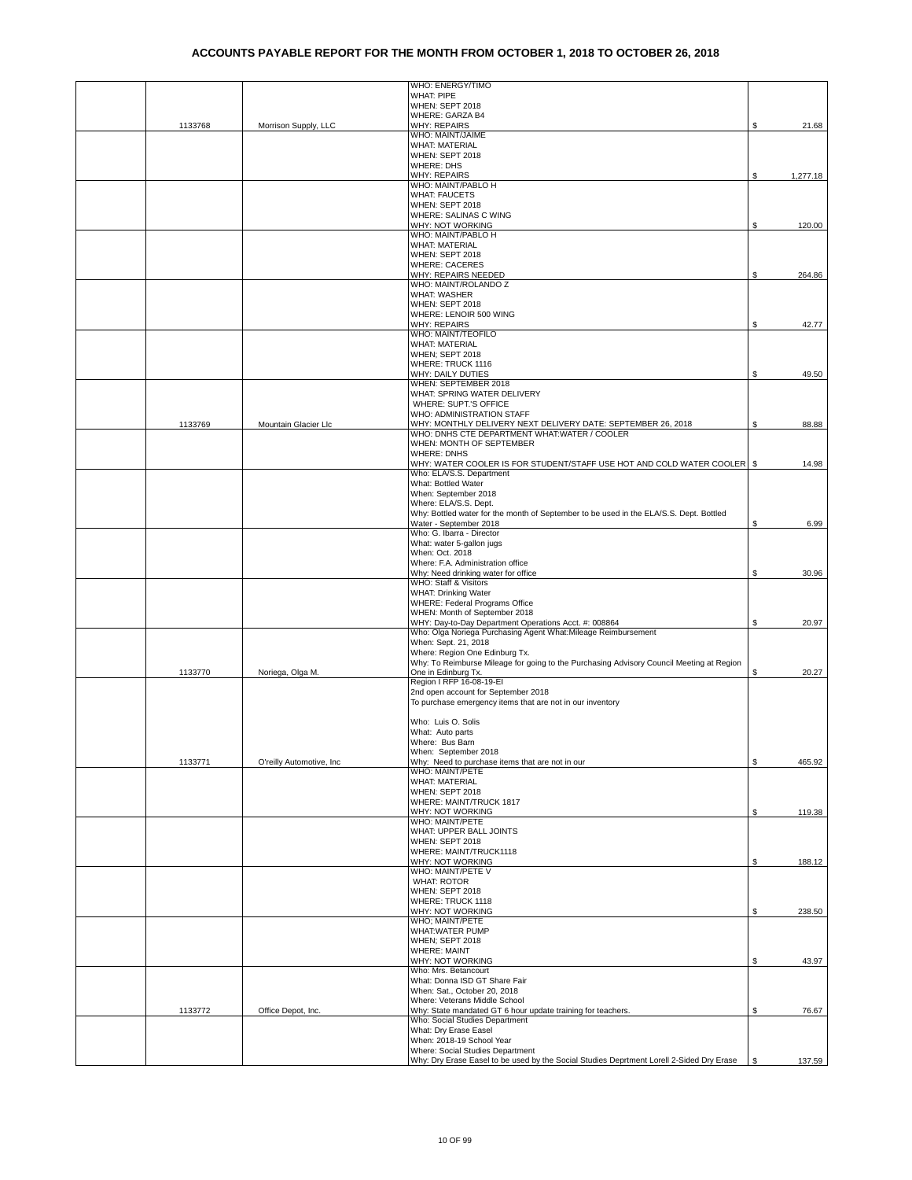# ACCOUNTS PAYABLE REPORT FOR THE MONTH FROM OCTOBER 1, 2018 TO OCTOBER 26, 2018

| | | | | |
|---|---|---|---|---|
| | 1133768 | Morrison Supply, LLC | WHO: ENERGY/TIMO<br>WHAT: PIPE<br>WHEN: SEPT 2018<br>WHERE: GARZA B4<br>WHY: REPAIRS | $ 21.68 |
| | | | WHO: MAINT/JAIME<br>WHAT: MATERIAL<br>WHEN: SEPT 2018<br>WHERE: DHS<br>WHY: REPAIRS | $ 1,277.18 |
| | | | WHO: MAINT/PABLO H<br>WHAT: FAUCETS<br>WHEN: SEPT 2018<br>WHERE: SALINAS C WING<br>WHY: NOT WORKING | $ 120.00 |
| | | | WHO: MAINT/PABLO H<br>WHAT: MATERIAL<br>WHEN: SEPT 2018<br>WHERE: CACERES<br>WHY: REPAIRS NEEDED | $ 264.86 |
| | | | WHO: MAINT/ROLANDO Z<br>WHAT: WASHER<br>WHEN: SEPT 2018<br>WHERE: LENOIR 500 WING<br>WHY: REPAIRS | $ 42.77 |
| | | | WHO: MAINT/TEOFILO<br>WHAT: MATERIAL<br>WHEN; SEPT 2018<br>WHERE: TRUCK 1116<br>WHY: DAILY DUTIES | $ 49.50 |
| | 1133769 | Mountain Glacier Llc | WHEN: SEPTEMBER 2018<br>WHAT: SPRING WATER DELIVERY<br>WHERE: SUPT.'S OFFICE<br>WHO: ADMINISTRATION STAFF<br>WHY: MONTHLY DELIVERY NEXT DELIVERY DATE: SEPTEMBER 26, 2018 | $ 88.88 |
| | | | WHO: DNHS CTE DEPARTMENT WHAT:WATER / COOLER<br>WHEN: MONTH OF SEPTEMBER<br>WHERE: DNHS<br>WHY: WATER COOLER IS FOR STUDENT/STAFF USE HOT AND COLD WATER COOLER | $ 14.98 |
| | | | Who: ELA/S.S. Department<br>What: Bottled Water<br>When: September 2018<br>Where: ELA/S.S. Dept.<br>Why: Bottled water for the month of September to be used in the ELA/S.S. Dept. Bottled Water - September 2018 | $ 6.99 |
| | | | Who: G. Ibarra - Director<br>What: water 5-gallon jugs<br>When: Oct. 2018<br>Where: F.A. Administration office<br>Why: Need drinking water for office | $ 30.96 |
| | | | WHO: Staff & Visitors<br>WHAT: Drinking Water<br>WHERE: Federal Programs Office<br>WHEN: Month of September 2018<br>WHY: Day-to-Day Department Operations Acct. #: 008864 | $ 20.97 |
| | 1133770 | Noriega, Olga M. | Who: Olga Noriega Purchasing Agent What:Mileage Reimbursement<br>When: Sept. 21, 2018<br>Where: Region One Edinburg Tx.<br>Why: To Reimburse Mileage for going to the Purchasing Advisory Council Meeting at Region One in Edinburg Tx. | $ 20.27 |
| | 1133771 | O'reilly Automotive, Inc | Region I RFP 16-08-19-EI<br>2nd open account for September 2018<br>To purchase emergency items that are not in our inventory<br><br>Who: Luis O. Solis<br>What: Auto parts<br>Where: Bus Barn<br>When: September 2018<br>Why: Need to purchase items that are not in our | $ 465.92 |
| | | | WHO: MAINT/PETE<br>WHAT: MATERIAL<br>WHEN: SEPT 2018<br>WHERE: MAINT/TRUCK 1817<br>WHY: NOT WORKING | $ 119.38 |
| | | | WHO: MAINT/PETE<br>WHAT: UPPER BALL JOINTS<br>WHEN: SEPT 2018<br>WHERE: MAINT/TRUCK1118<br>WHY: NOT WORKING | $ 188.12 |
| | | | WHO: MAINT/PETE V<br>WHAT: ROTOR<br>WHEN: SEPT 2018<br>WHERE: TRUCK 1118<br>WHY: NOT WORKING | $ 238.50 |
| | | | WHO; MAINT/PETE<br>WHAT:WATER PUMP<br>WHEN; SEPT 2018<br>WHERE: MAINT<br>WHY: NOT WORKING | $ 43.97 |
| | 1133772 | Office Depot, Inc. | Who: Mrs. Betancourt<br>What: Donna ISD GT Share Fair<br>When: Sat., October 20, 2018<br>Where: Veterans Middle School<br>Why: State mandated GT 6 hour update training for teachers. | $ 76.67 |
| | | | Who: Social Studies Department<br>What: Dry Erase Easel<br>When: 2018-19 School Year<br>Where: Social Studies Department<br>Why: Dry Erase Easel to be used by the Social Studies Deprtment Lorell 2-Sided Dry Erase | $ 137.59 |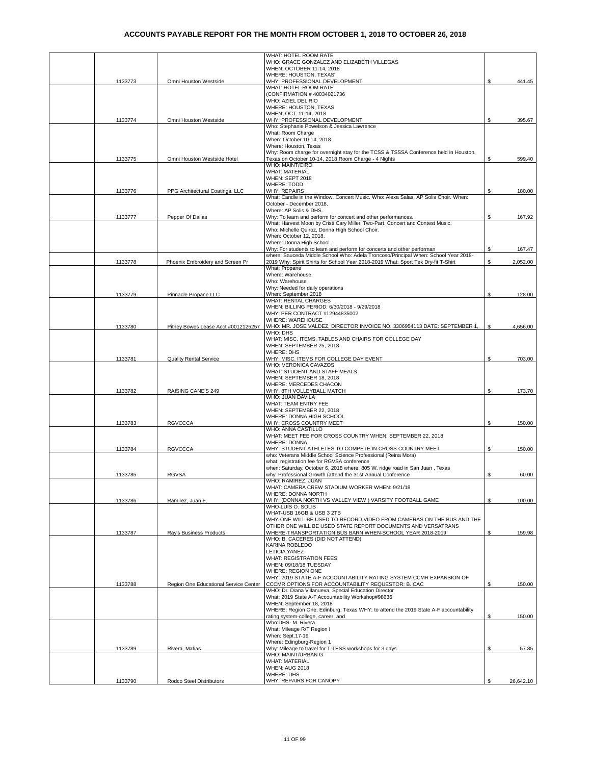# ACCOUNTS PAYABLE REPORT FOR THE MONTH FROM OCTOBER 1, 2018 TO OCTOBER 26, 2018

| | | | | |
|---|---|---|---|---|
| | 1133773 | Omni Houston Westside | WHAT: HOTEL ROOM RATE<br>WHO: GRACE GONZALEZ AND ELIZABETH VILLEGAS<br>WHEN: OCTOBER 11-14, 2018<br>WHERE: HOUSTON, TEXAS'<br>WHY: PROFESSIONAL DEVELOPMENT | $ 441.45 |
| | 1133774 | Omni Houston Westside | WHAT: HOTEL ROOM RATE<br>(CONFIRMATION # 40034021736<br>WHO: AZIEL DEL RIO<br>WHERE: HOUSTON, TEXAS<br>WHEN: OCT. 11-14, 2018<br>WHY: PROFESSIONAL DEVELOPMENT | $ 395.67 |
| | 1133775 | Omni Houston Westside Hotel | Who: Stephanie Powelson & Jessica Lawrence<br>What: Room Charge<br>When: October 10-14, 2018<br>Where: Houston, Texas<br>Why: Room charge for overnight stay for the TCSS & TSSSA Conference held in Houston, Texas on October 10-14, 2018 Room Charge - 4 Nights | $ 599.40 |
| | 1133776 | PPG Architectural Coatings, LLC | WHO: MAINT/CIRO<br>WHAT: MATERIAL<br>WHEN: SEPT 2018<br>WHERE: TODD<br>WHY: REPAIRS | $ 180.00 |
| | 1133777 | Pepper Of Dallas | What: Candle in the Window. Concert Music. Who: Alexa Salas, AP Solis Choir. When: October - December 2018.<br>Where: AP Solis & DHS.<br>Why: To learn and perform for concert and other performances. | $ 167.92 |
| | | | What: Harvest Moon by Cristi Cary Miller, Two-Part. Concert and Contest Music.<br>Who: Michelle Quiroz, Donna High School Choir.<br>When: October 12, 2018.<br>Where: Donna High School.<br>Why: For students to learn and perform for concerts and other performan | $ 167.47 |
| | 1133778 | Phoenix Embroidery and Screen Pr | where: Sauceda Middle School Who: Adela Troncoso/Principal When: School Year 2018-2019 Why: Spirit Shirts for School Year 2018-2019 What: Sport Tek Dry-fit T-Shirt | $ 2,052.00 |
| | 1133779 | Pinnacle Propane LLC | What: Propane<br>Where: Warehouse<br>Who: Warehouse<br>Why: Needed for daily operations<br>When: September 2018 | $ 128.00 |
| | 1133780 | Pitney Bowes Lease Acct #0012125257 | WHAT: RENTAL CHARGES<br>WHEN: BILLING PERIOD: 6/30/2018 - 9/29/2018<br>WHY: PER CONTRACT #12944835002<br>WHERE: WAREHOUSE<br>WHO: MR. JOSE VALDEZ, DIRECTOR INVOICE NO. 3306954113 DATE: SEPTEMBER 1, | $ 4,656.00 |
| | 1133781 | Quality Rental Service | WHO: DHS<br>WHAT: MISC. ITEMS, TABLES AND CHAIRS FOR COLLEGE DAY<br>WHEN: SEPTEMBER 25, 2018<br>WHERE: DHS<br>WHY: MISC. ITEMS FOR COLLEGE DAY EVENT | $ 703.00 |
| | 1133782 | RAISING CANE'S 249 | WHO: VERONICA CAVAZOS<br>WHAT: STUDENT AND STAFF MEALS<br>WHEN: SEPTEMBER 18, 2018<br>WHERE: MERCEDES CHACON<br>WHY: 8TH VOLLEYBALL MATCH | $ 173.70 |
| | 1133783 | RGVCCCA | WHO: JUAN DAVILA<br>WHAT: TEAM ENTRY FEE<br>WHEN: SEPTEMBER 22, 2018<br>WHERE: DONNA HIGH SCHOOL<br>WHY: CROSS COUNTRY MEET | $ 150.00 |
| | 1133784 | RGVCCCA | WHO: ANNA CASTILLO<br>WHAT: MEET FEE FOR CROSS COUNTRY WHEN: SEPTEMBER 22, 2018<br>WHERE: DONNA<br>WHY: STUDENT ATHLETES TO COMPETE IN CROSS COUNTRY MEET | $ 150.00 |
| | 1133785 | RGVSA | who: Veterans Middle School Science Professional (Reina Mora)<br>what: registration fee for RGVSA conference<br>when: Saturday, October 6, 2018 where: 805 W. ridge road in San Juan , Texas<br>why: Professional Growth (attend the 31st Annual Conference | $ 60.00 |
| | 1133786 | Ramirez, Juan F. | WHO: RAMIREZ, JUAN<br>WHAT: CAMERA CREW STADIUM WORKER WHEN: 9/21/18<br>WHERE: DONNA NORTH<br>WHY: (DONNA NORTH VS VALLEY VIEW ) VARSITY FOOTBALL GAME | $ 100.00 |
| | 1133787 | Ray's Business Products | WHO-LUIS O. SOLIS<br>WHAT-USB 16GB & USB 3 2TB<br>WHY-ONE WILL BE USED TO RECORD VIDEO FROM CAMERAS ON THE BUS AND THE OTHER ONE WILL BE USED STATE REPORT DOCUMENTS AND VERSATRANS<br>WHERE-TRANSPORTATION BUS BARN WHEN-SCHOOL YEAR 2018-2019 | $ 159.98 |
| | 1133788 | Region One Educational Service Center | WHO: B. CACERES (DID NOT ATTEND)<br>KARINA ROBLEDO<br>LETICIA YANEZ<br>WHAT: REGISTRATION FEES<br>WHEN: 09/18/18 TUESDAY<br>WHERE: REGION ONE<br>WHY: 2019 STATE A-F ACCOUNTABILITY RATING SYSTEM CCMR EXPANSION OF CCCMR OPTIONS FOR ACCOUNTABILITY REQUESTOR: B. CAC | $ 150.00 |
| | | | WHO: Dr. Diana Villanueva, Special Education Director<br>What: 2019 State A-F Accountability Workshop#98636<br>WHEN: September 18, 2018<br>WHERE: Region One, Edinburg, Texas WHY: to attend the 2019 State A-F accountability rating system-college, career, and | $ 150.00 |
| | 1133789 | Rivera, Matias | Who:DHS- M. Rivera<br>What: Mileage R/T Region I<br>When: Sept.17-19<br>Where: Edingburg-Region 1<br>Why: Mileage to travel for T-TESS workshops for 3 days. | $ 57.85 |
| | 1133790 | Rodco Steel Distributors | WHO: MAINT/URBAN G<br>WHAT: MATERIAL<br>WHEN: AUG 2018<br>WHERE: DHS<br>WHY: REPAIRS FOR CANOPY | $ 26,642.10 |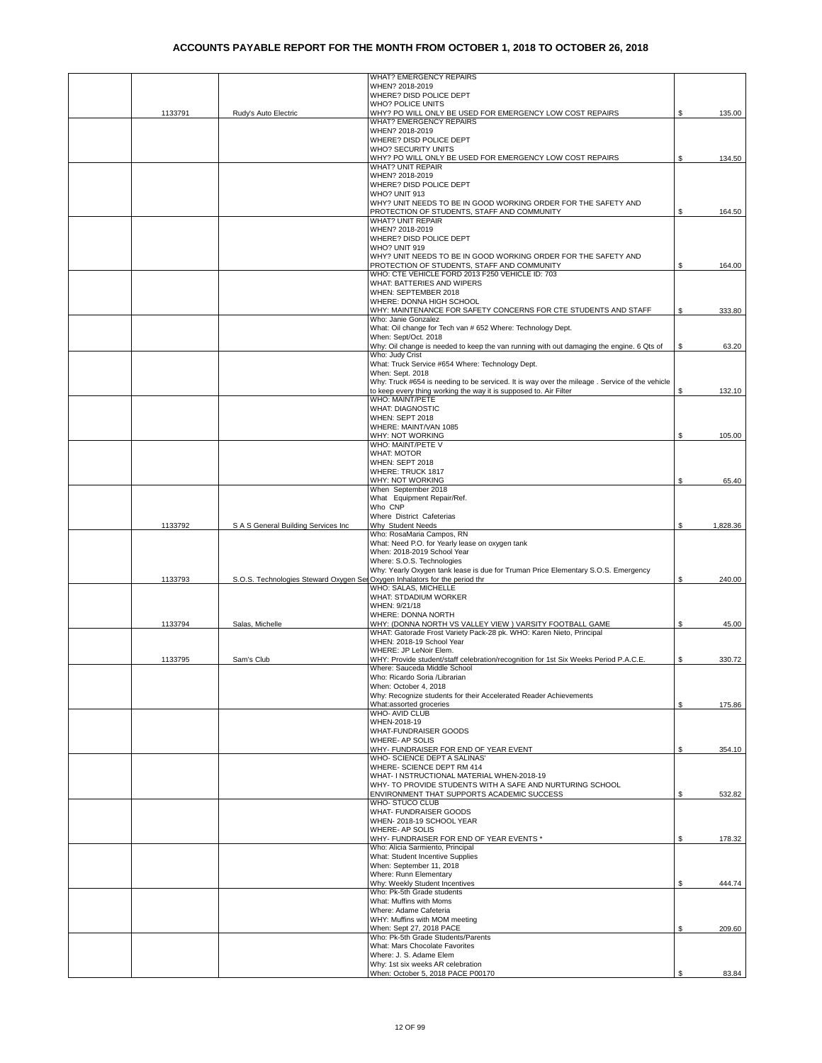# ACCOUNTS PAYABLE REPORT FOR THE MONTH FROM OCTOBER 1, 2018 TO OCTOBER 26, 2018

| | | | | |
|---|---|---|---|---|
| | 1133791 | Rudy's Auto Electric | WHAT? EMERGENCY REPAIRS<br>WHEN? 2018-2019<br>WHERE? DISD POLICE DEPT<br>WHO? POLICE UNITS<br>WHY? PO WILL ONLY BE USED FOR EMERGENCY LOW COST REPAIRS | $ 135.00 |
| | | | WHAT? EMERGENCY REPAIRS<br>WHEN? 2018-2019<br>WHERE? DISD POLICE DEPT<br>WHO? SECURITY UNITS<br>WHY? PO WILL ONLY BE USED FOR EMERGENCY LOW COST REPAIRS | $ 134.50 |
| | | | WHAT? UNIT REPAIR<br>WHEN? 2018-2019<br>WHERE? DISD POLICE DEPT<br>WHO? UNIT 913<br>WHY? UNIT NEEDS TO BE IN GOOD WORKING ORDER FOR THE SAFETY AND PROTECTION OF STUDENTS, STAFF AND COMMUNITY | $ 164.50 |
| | | | WHAT? UNIT REPAIR<br>WHEN? 2018-2019<br>WHERE? DISD POLICE DEPT<br>WHO? UNIT 919<br>WHY? UNIT NEEDS TO BE IN GOOD WORKING ORDER FOR THE SAFETY AND PROTECTION OF STUDENTS, STAFF AND COMMUNITY | $ 164.00 |
| | | | WHO: CTE VEHICLE FORD 2013 F250 VEHICLE ID: 703<br>WHAT: BATTERIES AND WIPERS<br>WHEN: SEPTEMBER 2018<br>WHERE: DONNA HIGH SCHOOL<br>WHY: MAINTENANCE FOR SAFETY CONCERNS FOR CTE STUDENTS AND STAFF | $ 333.80 |
| | | | Who: Janie Gonzalez<br>What: Oil change for Tech van # 652 Where: Technology Dept.<br>When: Sept/Oct. 2018<br>Why: Oil change is needed to keep the van running with out damaging the engine. 6 Qts of | $ 63.20 |
| | | | Who: Judy Crist<br>What: Truck Service #654 Where: Technology Dept.<br>When: Sept. 2018<br>Why: Truck #654 is needing to be serviced. It is way over the mileage . Service of the vehicle to keep every thing working the way it is supposed to. Air Filter | $ 132.10 |
| | | | WHO: MAINT/PETE<br>WHAT: DIAGNOSTIC<br>WHEN: SEPT 2018<br>WHERE: MAINT/VAN 1085<br>WHY: NOT WORKING | $ 105.00 |
| | | | WHO: MAINT/PETE V<br>WHAT: MOTOR<br>WHEN: SEPT 2018<br>WHERE: TRUCK 1817<br>WHY: NOT WORKING | $ 65.40 |
| | 1133792 | S A S General Building Services Inc | When September 2018<br>What Equipment Repair/Ref.<br>Who CNP<br>Where District Cafeterias<br>Why Student Needs | $ 1,828.36 |
| | 1133793 | S.O.S. Technologies Steward Oxygen Ser | Who: RosaMaria Campos, RN<br>What: Need P.O. for Yearly lease on oxygen tank<br>When: 2018-2019 School Year<br>Where: S.O.S. Technologies<br>Why: Yearly Oxygen tank lease is due for Truman Price Elementary S.O.S. Emergency Oxygen Inhalators for the period thr | $ 240.00 |
| | 1133794 | Salas, Michelle | WHO: SALAS, MICHELLE<br>WHAT: STDADIUM WORKER<br>WHEN: 9/21/18<br>WHERE: DONNA NORTH<br>WHY: (DONNA NORTH VS VALLEY VIEW ) VARSITY FOOTBALL GAME | $ 45.00 |
| | 1133795 | Sam's Club | WHAT: Gatorade Frost Variety Pack-28 pk. WHO: Karen Nieto, Principal<br>WHEN: 2018-19 School Year<br>WHERE: JP LeNoir Elem.<br>WHY: Provide student/staff celebration/recognition for 1st Six Weeks Period P.A.C.E. | $ 330.72 |
| | | | Where: Sauceda Middle School<br>Who: Ricardo Soria /Librarian<br>When: October 4, 2018<br>Why: Recognize students for their Accelerated Reader Achievements<br>What:assorted groceries | $ 175.86 |
| | | | WHO- AVID CLUB<br>WHEN-2018-19<br>WHAT-FUNDRAISER GOODS<br>WHERE- AP SOLIS<br>WHY- FUNDRAISER FOR END OF YEAR EVENT | $ 354.10 |
| | | | WHO- SCIENCE DEPT A SALINAS'<br>WHERE- SCIENCE DEPT RM 414<br>WHAT- I NSTRUCTIONAL MATERIAL WHEN-2018-19<br>WHY- TO PROVIDE STUDENTS WITH A SAFE AND NURTURING SCHOOL ENVIRONMENT THAT SUPPORTS ACADEMIC SUCCESS | $ 532.82 |
| | | | WHO- STUCO CLUB<br>WHAT- FUNDRAISER GOODS<br>WHEN- 2018-19 SCHOOL YEAR<br>WHERE- AP SOLIS<br>WHY- FUNDRAISER FOR END OF YEAR EVENTS * | $ 178.32 |
| | | | Who: Alicia Sarmiento, Principal<br>What: Student Incentive Supplies<br>When: September 11, 2018<br>Where: Runn Elementary<br>Why: Weekly Student Incentives | $ 444.74 |
| | | | Who: Pk-5th Grade students<br>What: Muffins with Moms<br>Where: Adame Cafeteria<br>WHY: Muffins with MOM meeting<br>When: Sept 27, 2018 PACE | $ 209.60 |
| | | | Who: Pk-5th Grade Students/Parents<br>What: Mars Chocolate Favorites<br>Where: J. S. Adame Elem<br>Why: 1st six weeks AR celebration<br>When: October 5, 2018 PACE P00170 | $ 83.84 |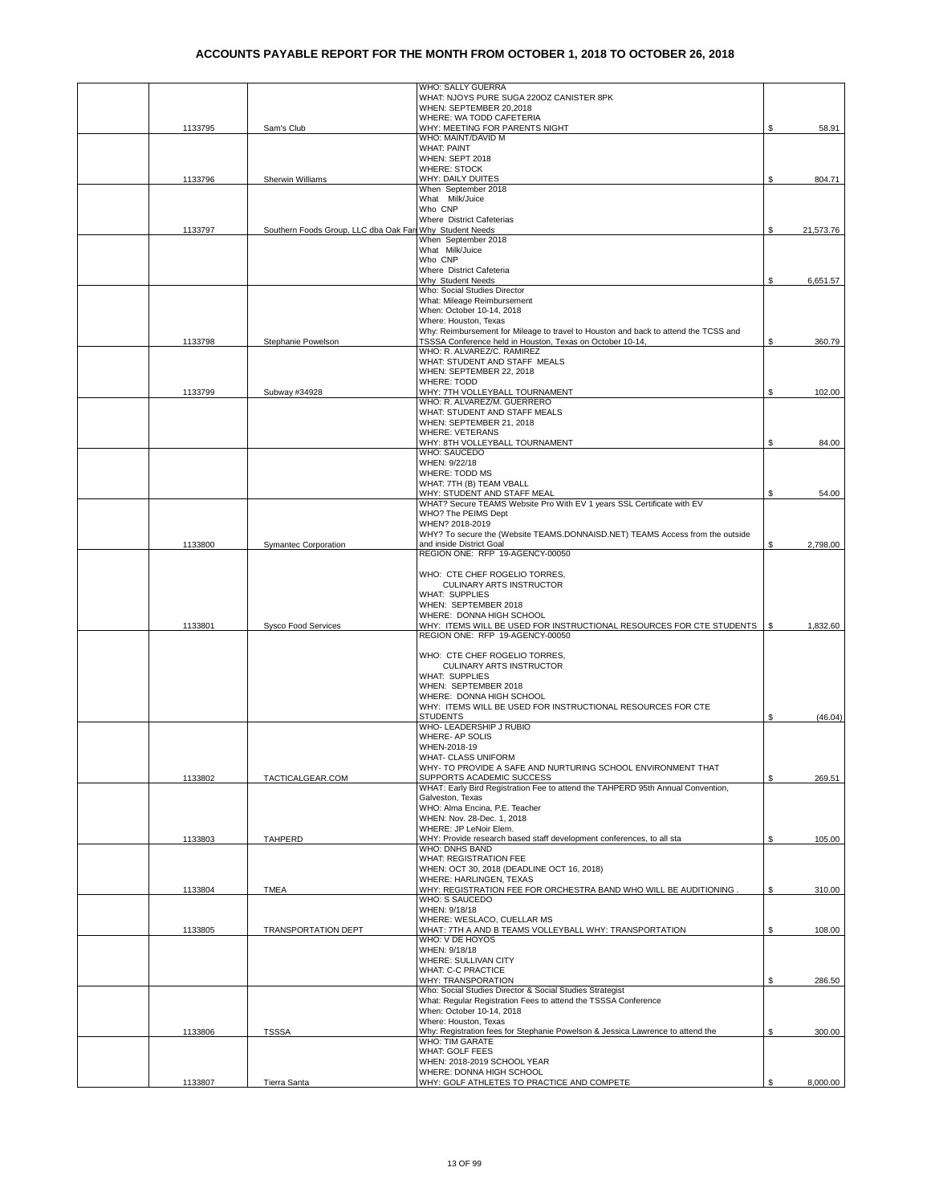# ACCOUNTS PAYABLE REPORT FOR THE MONTH FROM OCTOBER 1, 2018 TO OCTOBER 26, 2018

| | Check No. | Vendor | Description | Amount |
|---|---|---|---|---|
| | 1133795 | Sam's Club | WHO: SALLY GUERRA<br>WHAT: NJOYS PURE SUGA 22OZ CANISTER 8PK<br>WHEN: SEPTEMBER 20,2018<br>WHERE: WA TODD CAFETERIA<br>WHY: MEETING FOR PARENTS NIGHT | $ 58.91 |
| | 1133796 | Sherwin Williams | WHO: MAINT/DAVID M<br>WHAT: PAINT<br>WHEN: SEPT 2018<br>WHERE: STOCK<br>WHY: DAILY DUITES | $ 804.71 |
| | 1133797 | Southern Foods Group, LLC dba Oak Farr | When September 2018<br>What Milk/Juice<br>Who CNP<br>Where District Cafeterias<br>Why Student Needs | $ 21,573.76 |
| | | | When September 2018<br>What Milk/Juice<br>Who CNP<br>Where District Cafeteria<br>Why Student Needs | $ 6,651.57 |
| | 1133798 | Stephanie Powelson | Who: Social Studies Director<br>What: Mileage Reimbursement<br>When: October 10-14, 2018<br>Where: Houston, Texas<br>Why: Reimbursement for Mileage to travel to Houston and back to attend the TCSS and TSSSA Conference held in Houston, Texas on October 10-14, | $ 360.79 |
| | 1133799 | Subway #34928 | WHO: R. ALVAREZ/C. RAMIREZ<br>WHAT: STUDENT AND STAFF MEALS<br>WHEN: SEPTEMBER 22, 2018<br>WHERE: TODD<br>WHY: 7TH VOLLEYBALL TOURNAMENT | $ 102.00 |
| | | | WHO: R. ALVAREZ/M. GUERRERO<br>WHAT: STUDENT AND STAFF MEALS<br>WHEN: SEPTEMBER 21, 2018<br>WHERE: VETERANS<br>WHY: 8TH VOLLEYBALL TOURNAMENT | $ 84.00 |
| | | | WHO: SAUCEDO<br>WHEN: 9/22/18<br>WHERE: TODD MS<br>WHAT: 7TH (B) TEAM VBALL<br>WHY: STUDENT AND STAFF MEAL | $ 54.00 |
| | 1133800 | Symantec Corporation | WHAT? Secure TEAMS Website Pro With EV 1 years SSL Certificate with EV<br>WHO? The PEIMS Dept<br>WHEN? 2018-2019<br>WHY? To secure the (Website TEAMS.DONNAISD.NET) TEAMS Access from the outside and inside District Goal | $ 2,798.00 |
| | 1133801 | Sysco Food Services | REGION ONE: RFP 19-AGENCY-00050<br><br>WHO: CTE CHEF ROGELIO TORRES,<br>CULINARY ARTS INSTRUCTOR<br>WHAT: SUPPLIES<br>WHEN: SEPTEMBER 2018<br>WHERE: DONNA HIGH SCHOOL<br>WHY: ITEMS WILL BE USED FOR INSTRUCTIONAL RESOURCES FOR CTE STUDENTS | $ 1,832.60 |
| | | | REGION ONE: RFP 19-AGENCY-00050<br><br>WHO: CTE CHEF ROGELIO TORRES,<br>CULINARY ARTS INSTRUCTOR<br>WHAT: SUPPLIES<br>WHEN: SEPTEMBER 2018<br>WHERE: DONNA HIGH SCHOOL<br>WHY: ITEMS WILL BE USED FOR INSTRUCTIONAL RESOURCES FOR CTE STUDENTS | $ (46.04) |
| | 1133802 | TACTICALGEAR.COM | WHO- LEADERSHIP J RUBIO<br>WHERE- AP SOLIS<br>WHEN-2018-19<br>WHAT- CLASS UNIFORM<br>WHY- TO PROVIDE A SAFE AND NURTURING SCHOOL ENVIRONMENT THAT SUPPORTS ACADEMIC SUCCESS | $ 269.51 |
| | 1133803 | TAHPERD | WHAT: Early Bird Registration Fee to attend the TAHPERD 95th Annual Convention, Galveston, Texas<br>WHO: Alma Encina, P.E. Teacher<br>WHEN: Nov. 28-Dec. 1, 2018<br>WHERE: JP LeNoir Elem.<br>WHY: Provide research based staff development conferences, to all sta | $ 105.00 |
| | 1133804 | TMEA | WHO: DNHS BAND<br>WHAT: REGISTRATION FEE<br>WHEN: OCT 30, 2018 (DEADLINE OCT 16, 2018)<br>WHERE: HARLINGEN, TEXAS<br>WHY: REGISTRATION FEE FOR ORCHESTRA BAND WHO WILL BE AUDITIONING . | $ 310.00 |
| | 1133805 | TRANSPORTATION DEPT | WHO: S SAUCEDO<br>WHEN: 9/18/18<br>WHERE: WESLACO, CUELLAR MS<br>WHAT: 7TH A AND B TEAMS VOLLEYBALL WHY: TRANSPORTATION | $ 108.00 |
| | | | WHO: V DE HOYOS<br>WHEN: 9/18/18<br>WHERE: SULLIVAN CITY<br>WHAT: C-C PRACTICE<br>WHY: TRANSPORATION | $ 286.50 |
| | 1133806 | TSSSA | Who: Social Studies Director & Social Studies Strategist<br>What: Regular Registration Fees to attend the TSSSA Conference<br>When: October 10-14, 2018<br>Where: Houston, Texas<br>Why: Registration fees for Stephanie Powelson & Jessica Lawrence to attend the | $ 300.00 |
| | 1133807 | Tierra Santa | WHO: TIM GARATE<br>WHAT: GOLF FEES<br>WHEN: 2018-2019 SCHOOL YEAR<br>WHERE: DONNA HIGH SCHOOL<br>WHY: GOLF ATHLETES TO PRACTICE AND COMPETE | $ 8,000.00 |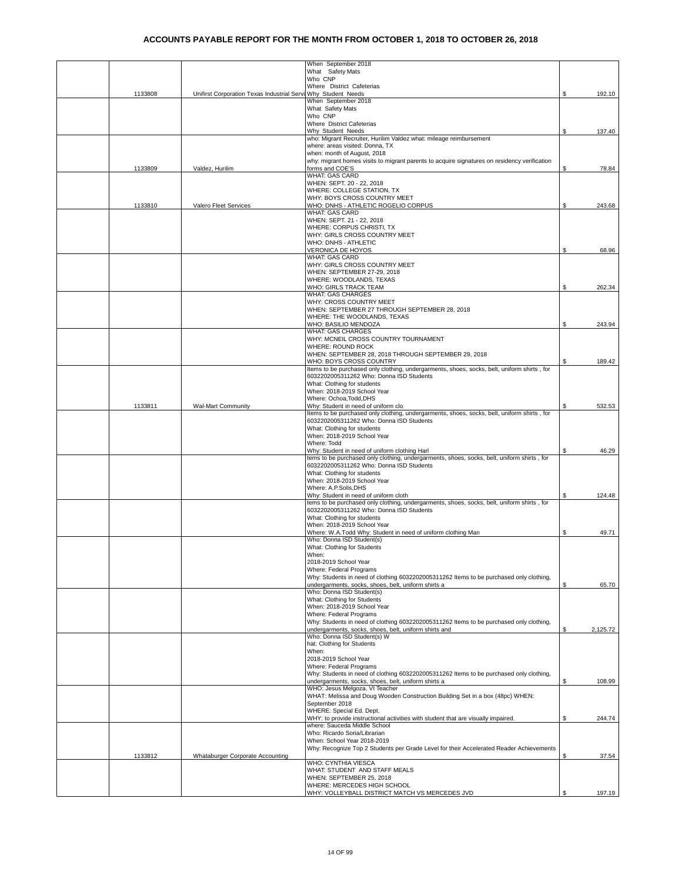# ACCOUNTS PAYABLE REPORT FOR THE MONTH FROM OCTOBER 1, 2018 TO OCTOBER 26, 2018

| | | | | |
|---|---|---|---|---|
| | | | When September 2018<br>What Safety Mats<br>Who CNP<br>Where District Cafeterias | |
| | 1133808 | Unifirst Corporation Texas Industrial Servi | Why Student Needs | $ 192.10 |
| | | | When September 2018<br>What Safety Mats<br>Who CNP<br>Where District Cafeterias<br>Why Student Needs | $ 137.40 |
| | | | who: Migrant Recruiter, Hurilim Valdez what: mileage reimbursement<br>where: areas visited: Donna, TX<br>when: month of August, 2018<br>why: migrant homes visits to migrant parents to acquire signatures on residency verification | |
| | 1133809 | Valdez, Hurilim | forms and COE'S | $ 78.84 |
| | | | WHAT: GAS CARD<br>WHEN: SEPT. 20 - 22, 2018<br>WHERE: COLLEGE STATION, TX<br>WHY: BOYS CROSS COUNTRY MEET | |
| | 1133810 | Valero Fleet Services | WHO: DNHS - ATHLETIC ROGELIO CORPUS | $ 243.68 |
| | | | WHAT: GAS CARD<br>WHEN: SEPT. 21 - 22, 2018<br>WHERE: CORPUS CHRISTI, TX<br>WHY: GIRLS CROSS COUNTRY MEET<br>WHO: DNHS - ATHLETIC<br>VERONICA DE HOYOS | $ 68.96 |
| | | | WHAT: GAS CARD<br>WHY: GIRLS CROSS COUNTRY MEET<br>WHEN: SEPTEMBER 27-29, 2018<br>WHERE: WOODLANDS, TEXAS<br>WHO: GIRLS TRACK TEAM | $ 262.34 |
| | | | WHAT: GAS CHARGES<br>WHY: CROSS COUNTRY MEET<br>WHEN: SEPTEMBER 27 THROUGH SEPTEMBER 28, 2018<br>WHERE: THE WOODLANDS, TEXAS<br>WHO: BASILIO MENDOZA | $ 243.94 |
| | | | WHAT: GAS CHARGES<br>WHY: MCNEIL CROSS COUNTRY TOURNAMENT<br>WHERE: ROUND ROCK<br>WHEN: SEPTEMBER 28, 2018 THROUGH SEPTEMBER 29, 2018<br>WHO: BOYS CROSS COUNTRY | $ 189.42 |
| | | | Items to be purchased only clothing, undergarments, shoes, socks, belt, uniform shirts , for 6032202005311262 Who: Donna ISD Students<br>What: Clothing for students<br>When: 2018-2019 School Year<br>Where: Ochoa,Todd,DHS | |
| | 1133811 | Wal-Mart Community | Why: Student in need of uniform clo | $ 532.53 |
| | | | Items to be purchased only clothing, undergarments, shoes, socks, belt, uniform shirts , for 6032202005311262 Who: Donna ISD Students<br>What: Clothing for students<br>When: 2018-2019 School Year<br>Where: Todd<br>Why: Student in need of uniform clothing Harl | $ 46.29 |
| | | | tems to be purchased only clothing, undergarments, shoes, socks, belt, uniform shirts , for 6032202005311262 Who: Donna ISD Students<br>What: Clothing for students<br>When: 2018-2019 School Year<br>Where: A.P.Solis,DHS<br>Why: Student in need of uniform cloth | $ 124.48 |
| | | | tems to be purchased only clothing, undergarments, shoes, socks, belt, uniform shirts , for 6032202005311262 Who: Donna ISD Students<br>What: Clothing for students<br>When: 2018-2019 School Year<br>Where: W.A.Todd Why: Student in need of uniform clothing Man | $ 49.71 |
| | | | Who: Donna ISD Student(s)<br>What: Clothing for Students<br>When:<br>2018-2019 School Year<br>Where: Federal Programs<br>Why: Students in need of clothing 6032202005311262 Items to be purchased only clothing, undergarments, socks, shoes, belt, uniform shirts a | $ 65.70 |
| | | | Who: Donna ISD Student(s)<br>What: Clothing for Students<br>When: 2018-2019 School Year<br>Where: Federal Programs<br>Why: Students in need of clothing 6032202005311262 Items to be purchased only clothing, undergarments, socks, shoes, belt, uniform shirts and | $ 2,125.72 |
| | | | Who: Donna ISD Student(s) W<br>hat: Clothing for Students<br>When:<br>2018-2019 School Year<br>Where: Federal Programs<br>Why: Students in need of clothing 6032202005311262 Items to be purchased only clothing, undergarments, socks, shoes, belt, uniform shirts a | $ 108.99 |
| | | | WHO: Jesus Melgoza, VI Teacher<br>WHAT: Melissa and Doug Wooden Construction Building Set in a box (48pc) WHEN: September 2018<br>WHERE: Special Ed. Dept.<br>WHY: to provide instructional activities with student that are visually impaired. | $ 244.74 |
| | | | where: Sauceda Middle School<br>Who: Ricardo Soria/Librarian<br>When: School Year 2018-2019<br>Why: Recognize Top 2 Students per Grade Level for their Accelerated Reader Achievements | |
| | 1133812 | Whataburger Corporate Accounting | | $ 37.54 |
| | | | WHO: CYNTHIA VIESCA<br>WHAT: STUDENT AND STAFF MEALS<br>WHEN: SEPTEMBER 25, 2018<br>WHERE: MERCEDES HIGH SCHOOL<br>WHY: VOLLEYBALL DISTRICT MATCH VS MERCEDES JVD | $ 197.19 |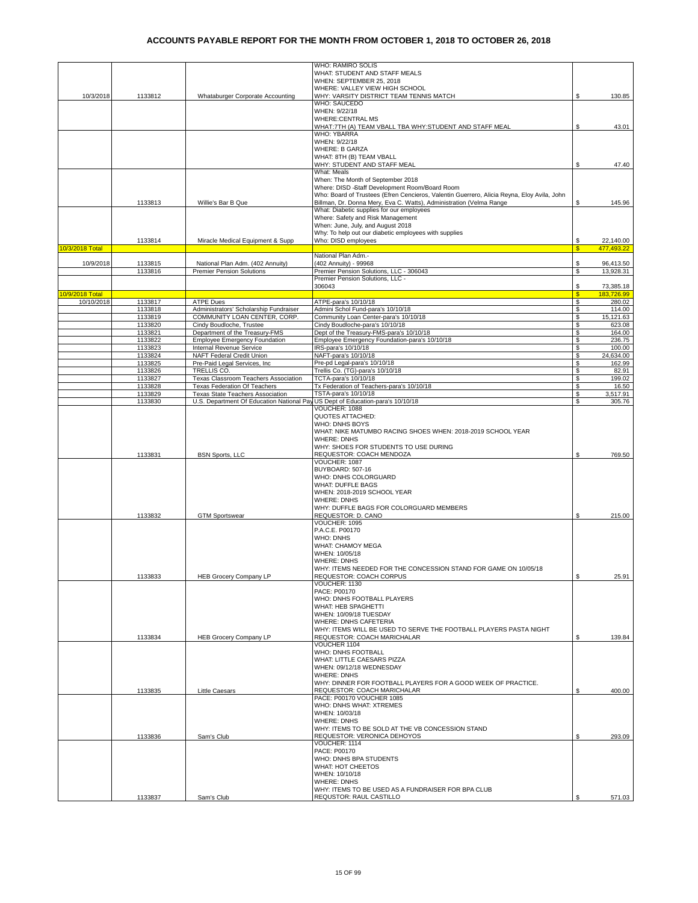# ACCOUNTS PAYABLE REPORT FOR THE MONTH FROM OCTOBER 1, 2018 TO OCTOBER 26, 2018

| | | | | |
|---|---|---|---|---|
| 10/3/2018 | 1133812 | Whataburger Corporate Accounting | WHO: RAMIRO SOLIS WHAT: STUDENT AND STAFF MEALS WHEN: SEPTEMBER 25, 2018 WHERE: VALLEY VIEW HIGH SCHOOL WHY: VARSITY DISTRICT TEAM TENNIS MATCH | $ 130.85 |
| | | | WHO: SAUCEDO WHEN: 9/22/18 WHERE:CENTRAL MS WHAT:7TH (A) TEAM VBALL TBA WHY:STUDENT AND STAFF MEAL | $ 43.01 |
| | | | WHO: YBARRA WHEN: 9/22/18 WHERE: B GARZA WHAT: 8TH (B) TEAM VBALL WHY: STUDENT AND STAFF MEAL | $ 47.40 |
| | 1133813 | Willie's Bar B Que | What: Meals When: The Month of September 2018 Where: DISD -Staff Development Room/Board Room Who: Board of Trustees (Efren Cencieros, Valentin Guerrero, Alicia Reyna, Eloy Avila, John Billman, Dr. Donna Mery, Eva C. Watts), Administration (Velma Range | $ 145.96 |
| | 1133814 | Miracle Medical Equipment & Supp | What: Diabetic supplies for our employees Where: Safety and Risk Management When: June, July, and August 2018 Why: To help out our diabetic employees with supplies Who: DISD employees | $ 22,140.00 |
| 10/3/2018 Total | | | | $ 477,493.22 |
| 10/9/2018 | 1133815 | National Plan Adm. (402 Annuity) | National Plan Adm.- (402 Annuity) - 99968 | $ 96,413.50 |
| | 1133816 | Premier Pension Solutions | Premier Pension Solutions, LLC - 306043 | $ 13,928.31 |
| | | | Premier Pension Solutions, LLC - 306043 | $ 73,385.18 |
| 10/9/2018 Total | | | | $ 183,726.99 |
| 10/10/2018 | 1133817 | ATPE Dues | ATPE-para's 10/10/18 | $ 280.02 |
| | 1133818 | Administrators' Scholarship Fundraiser | Admini Schol Fund-para's 10/10/18 | $ 114.00 |
| | 1133819 | COMMUNITY LOAN CENTER, CORP. | Community Loan Center-para's 10/10/18 | $ 15,121.63 |
| | 1133820 | Cindy Boudloche, Trustee | Cindy Boudloche-para's 10/10/18 | $ 623.08 |
| | 1133821 | Department of the Treasury-FMS | Dept of the Treasury-FMS-para's 10/10/18 | $ 164.00 |
| | 1133822 | Employee Emergency Foundation | Employee Emergency Foundation-para's 10/10/18 | $ 236.75 |
| | 1133823 | Internal Revenue Service | IRS-para's 10/10/18 | $ 100.00 |
| | 1133824 | NAFT Federal Credit Union | NAFT-para's 10/10/18 | $ 24,634.00 |
| | 1133825 | Pre-Paid Legal Services, Inc | Pre-pd Legal-para's 10/10/18 | $ 162.99 |
| | 1133826 | TRELLIS CO. | Trellis Co. (TG)-para's 10/10/18 | $ 82.91 |
| | 1133827 | Texas Classroom Teachers Association | TCTA-para's 10/10/18 | $ 199.02 |
| | 1133828 | Texas Federation Of Teachers | Tx Federation of Teachers-para's 10/10/18 | $ 16.50 |
| | 1133829 | Texas State Teachers Association | TSTA-para's 10/10/18 | $ 3,517.91 |
| | 1133830 | U.S. Department Of Education National Pay | US Dept of Education-para's 10/10/18 | $ 305.76 |
| | 1133831 | BSN Sports, LLC | VOUCHER: 1088 QUOTES ATTACHED: WHO: DNHS BOYS WHAT: NIKE MATUMBO RACING SHOES WHEN: 2018-2019 SCHOOL YEAR WHERE: DNHS WHY: SHOES FOR STUDENTS TO USE DURING REQUESTOR: COACH MENDOZA | $ 769.50 |
| | 1133832 | GTM Sportswear | VOUCHER: 1087 BUYBOARD: 507-16 WHO: DNHS COLORGUARD WHAT: DUFFLE BAGS WHEN: 2018-2019 SCHOOL YEAR WHERE: DNHS WHY: DUFFLE BAGS FOR COLORGUARD MEMBERS REQUESTOR: D. CANO | $ 215.00 |
| | 1133833 | HEB Grocery Company LP | VOUCHER: 1095 P.A.C.E. P00170 WHO: DNHS WHAT: CHAMOY MEGA WHEN: 10/05/18 WHERE: DNHS WHY: ITEMS NEEDED FOR THE CONCESSION STAND FOR GAME ON 10/05/18 REQUESTOR: COACH CORPUS | $ 25.91 |
| | 1133834 | HEB Grocery Company LP | VOUCHER: 1130 PACE: P00170 WHO: DNHS FOOTBALL PLAYERS WHAT: HEB SPAGHETTI WHEN: 10/09/18 TUESDAY WHERE: DNHS CAFETERIA WHY: ITEMS WILL BE USED TO SERVE THE FOOTBALL PLAYERS PASTA NIGHT REQUESTOR: COACH MARICHALAR | $ 139.84 |
| | 1133835 | Little Caesars | VOUCHER 1104 WHO: DNHS FOOTBALL WHAT: LITTLE CAESARS PIZZA WHEN: 09/12/18 WEDNESDAY WHERE: DNHS WHY: DINNER FOR FOOTBALL PLAYERS FOR A GOOD WEEK OF PRACTICE. REQUESTOR: COACH MARICHALAR | $ 400.00 |
| | 1133836 | Sam's Club | PACE: P00170 VOUCHER 1085 WHO: DNHS WHAT: XTREMES WHEN: 10/03/18 WHERE: DNHS WHY: ITEMS TO BE SOLD AT THE VB CONCESSION STAND REQUESTOR: VERONICA DEHOYOS | $ 293.09 |
| | 1133837 | Sam's Club | VOUCHER: 1114 PACE: P00170 WHO: DNHS BPA STUDENTS WHAT: HOT CHEETOS WHEN: 10/10/18 WHERE: DNHS WHY: ITEMS TO BE USED AS A FUNDRAISER FOR BPA CLUB REQUSTOR: RAUL CASTILLO | $ 571.03 |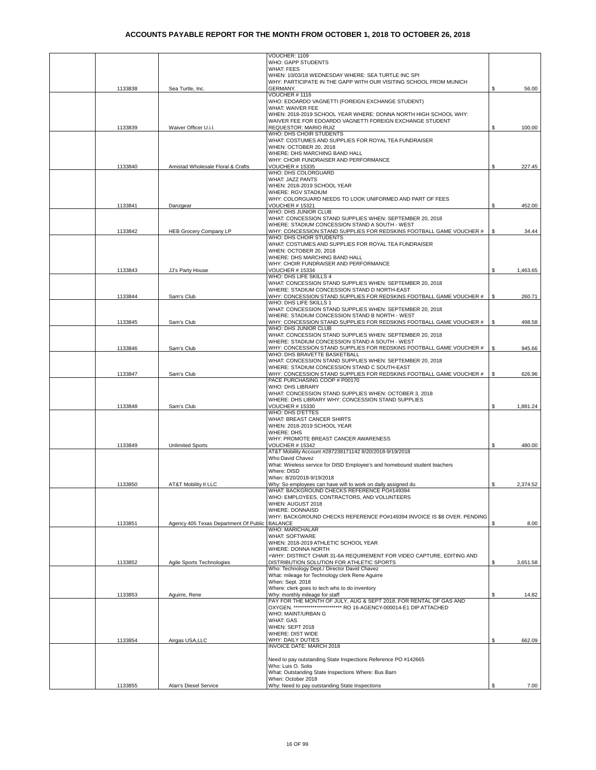# ACCOUNTS PAYABLE REPORT FOR THE MONTH FROM OCTOBER 1, 2018 TO OCTOBER 26, 2018

| | | | | |
|---|---|---|---|---|
| | 1133838 | Sea Turtle, Inc. | VOUCHER: 1109<br>WHO: GAPP STUDENTS<br>WHAT: FEES<br>WHEN: 10/03/18 WEDNESDAY WHERE: SEA TURTLE INC SPI<br>WHY: PARTICIPATE IN THE GAPP WITH OUR VISITING SCHOOL FROM MUNICH GERMANY. | $ 56.00 |
| | 1133839 | Waiver Officer U.i.l. | VOUCHER # 1116<br>WHO: EDOARDO VAGNETTI (FOREIGN EXCHANGE STUDENT)<br>WHAT: WAIVER FEE<br>WHEN: 2018-2019 SCHOOL YEAR WHERE: DONNA NORTH HIGH SCHOOL WHY: WAIVER FEE FOR EDOARDO VAGNETTI FOREIGN EXCHANGE STUDENT<br>REQUESTOR: MARIO RUIZ | $ 100.00 |
| | 1133840 | Amistad Wholesale Floral & Crafts | WHO: DHS CHOIR STUDENTS<br>WHAT: COSTUMES AND SUPPLIES FOR ROYAL TEA FUNDRAISER<br>WHEN: OCTOBER 20, 2018<br>WHERE: DHS MARCHING BAND HALL<br>WHY: CHOIR FUNDRAISER AND PERFORMANCE<br>VOUCHER # 15335 | $ 227.45 |
| | 1133841 | Danzgear | WHO: DHS COLORGUARD<br>WHAT: JAZZ PANTS<br>WHEN: 2018-2019 SCHOOL YEAR<br>WHERE: RGV STADIUM<br>WHY: COLORGUARD NEEDS TO LOOK UNIFORMED AND PART OF FEES<br>VOUCHER # 15321 | $ 452.00 |
| | 1133842 | HEB Grocery Company LP | WHO: DHS JUNIOR CLUB<br>WHAT: CONCESSION STAND SUPPLIES WHEN: SEPTEMBER 20, 2018<br>WHERE: STADIUM CONCESSION STAND A SOUTH - WEST<br>WHY: CONCESSION STAND SUPPLIES FOR REDSKINS FOOTBALL GAME VOUCHER # | $ 34.44 |
| | 1133843 | JJ's Party House | WHO: DHS CHOIR STUDENTS<br>WHAT: COSTUMES AND SUPPLIES FOR ROYAL TEA FUNDRAISER<br>WHEN: OCTOBER 20, 2018<br>WHERE: DHS MARCHING BAND HALL<br>WHY: CHOIR FUNDRAISER AND PERFORMANCE<br>VOUCHER # 15334 | $ 1,463.65 |
| | 1133844 | Sam's Club | WHO: DHS LIFE SKILLS 4<br>WHAT: CONCESSION STAND SUPPLIES WHEN: SEPTEMBER 20, 2018<br>WHERE: STADIUM CONCESSION STAND D NORTH-EAST<br>WHY: CONCESSION STAND SUPPLIES FOR REDSKINS FOOTBALL GAME VOUCHER # | $ 260.71 |
| | 1133845 | Sam's Club | WHO: DHS LIFE SKILLS 1<br>WHAT: CONCESSION STAND SUPPLIES WHEN: SEPTEMBER 20, 2018<br>WHERE: STADIUM CONCESSION STAND B NORTH - WEST<br>WHY: CONCESSION STAND SUPPLIES FOR REDSKINS FOOTBALL GAME VOUCHER # | $ 498.58 |
| | 1133846 | Sam's Club | WHO: DHS JUNIOR CLUB<br>WHAT: CONCESSION STAND SUPPLIES WHEN: SEPTEMBER 20, 2018<br>WHERE: STADIUM CONCESSION STAND A SOUTH - WEST<br>WHY: CONCESSION STAND SUPPLIES FOR REDSKINS FOOTBALL GAME VOUCHER # | $ 945.66 |
| | 1133847 | Sam's Club | WHO: DHS BRAVETTE BASKETBALL<br>WHAT: CONCESSION STAND SUPPLIES WHEN: SEPTEMBER 20, 2018<br>WHERE: STADIUM CONCESSION STAND C SOUTH-EAST<br>WHY: CONCESSION STAND SUPPLIES FOR REDSKINS FOOTBALL GAME VOUCHER # | $ 626.96 |
| | 1133848 | Sam's Club | PACE PURCHASING COOP # P00170<br>WHO: DHS LIBRARY<br>WHAT: CONCESSION STAND SUPPLIES WHEN: OCTOBER 3, 2018<br>WHERE: DHS LIBRARY WHY: CONCESSION STAND SUPPLIES<br>VOUCHER # 15330 | $ 1,881.24 |
| | 1133849 | Unlimited Sports | WHO: DHS D'ETTES<br>WHAT: BREAST CANCER SHIRTS<br>WHEN: 2018-2019 SCHOOL YEAR<br>WHERE: DHS<br>WHY: PROMOTE BREAST CANCER AWARENESS<br>VOUCHER # 15342 | $ 480.00 |
| | 1133850 | AT&T Mobility II LLC | AT&T Mobility Account #287238171142 8/20/2018-9/19/2018<br>Who:David Chavez<br>What: Wireless service for DISD Employee's and homebound student teachers<br>Where: DISD<br>When: 8/20/2018-9/19/2018<br>Why: So employees can have wifi to work on daily assigned du | $ 2,374.52 |
| | 1133851 | Agency 405 Texas Department Of Public | WHAT: BACKGROUND CHECKS REFERENCE PO#149394<br>WHO: EMPLOYEES, CONTRACTORS, AND VOLUNTEERS<br>WHEN: AUGUST 2018<br>WHERE: DONNAISD<br>WHY: BACKGROUND CHECKS REFERENCE PO#149394 INVOICE IS $8 OVER. PENDING BALANCE | $ 8.00 |
| | 1133852 | Agile Sports Technologies | WHO: MARICHALAR<br>WHAT: SOFTWARE<br>WHEN: 2018-2019 ATHLETIC SCHOOL YEAR<br>WHERE: DONNA NORTH<br>+WHY: DISTRICT CHAIR 31-6A REQUIREMENT FOR VIDEO CAPTURE, EDITING AND DISTRIBUTION SOLUTION FOR ATHLETIC SPORTS | $ 3,651.58 |
| | 1133853 | Aguirre, Rene | Who: Technology Dept./ Director David Chavez<br>What: mileage for Technology clerk Rene Aguirre<br>When: Sept. 2018<br>Where: clerk goes to tech whs to do inventory<br>Why: monthly mileage for staff | $ 14.82 |
| | 1133854 | Airgas USA,LLC | PAY FOR THE MONTH OF JULY, AUG & SEPT 2018..FOR RENTAL OF GAS AND OXYGEN. *********************** RO 16-AGENCY-000014-E1 DIP ATTACHED<br>WHO: MAINT/URBAN G<br>WHAT: GAS<br>WHEN: SEPT 2018<br>WHERE: DIST WIDE<br>WHY: DAILY DUTIES | $ 662.09 |
| | 1133855 | Alan's Diesel Service | INVOICE DATE: MARCH 2018<br><br>Need to pay outstanding State Inspections Reference PO #142665<br>Who: Luis O. Solis<br>What: Outstanding State Inspections Where: Bus Barn<br>When: October 2018<br>Why: Need to pay outstanding State Inspections | $ 7.00 |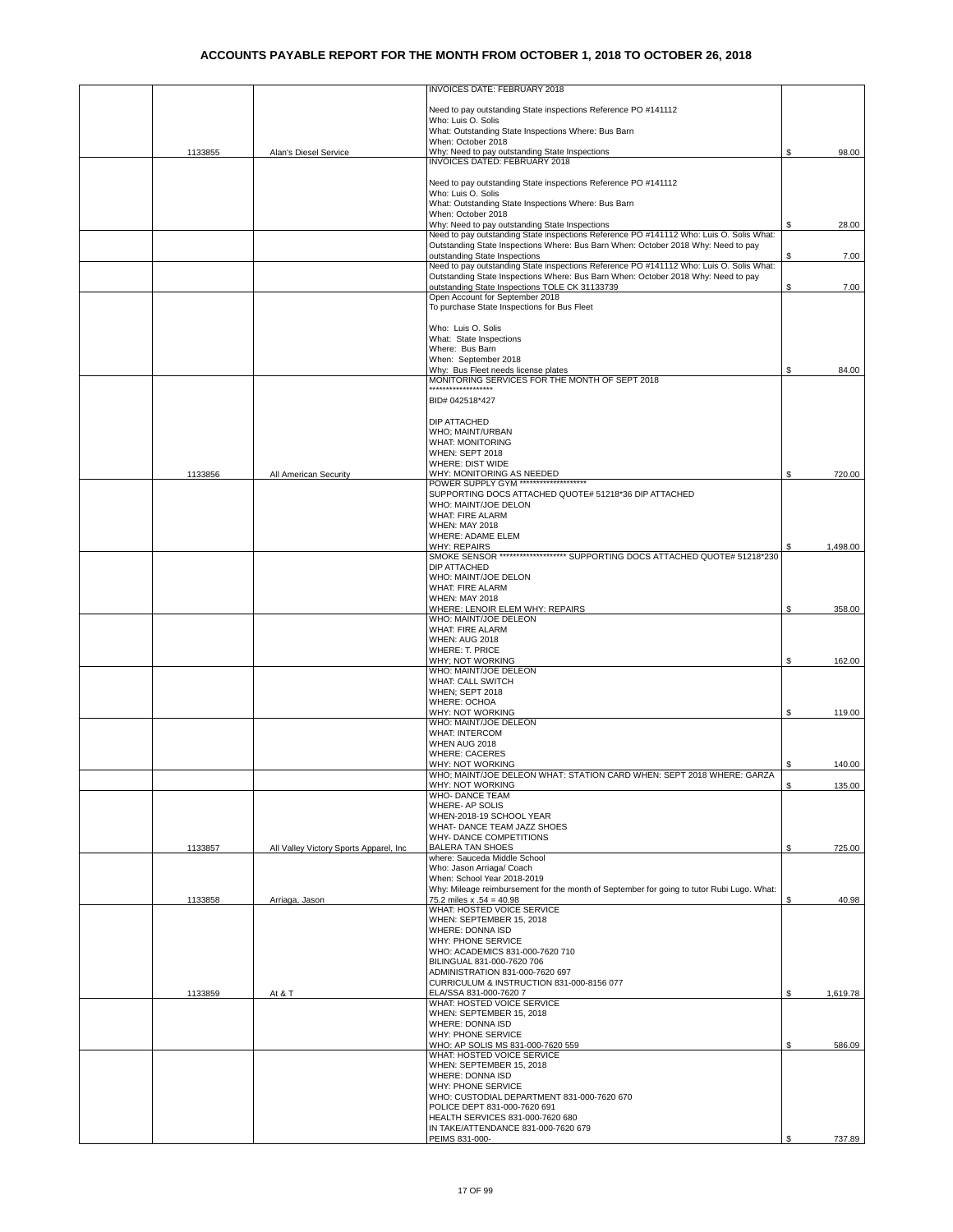# ACCOUNTS PAYABLE REPORT FOR THE MONTH FROM OCTOBER 1, 2018 TO OCTOBER 26, 2018

| | | | | |
|---|---|---|---|---|
| | 1133855 | Alan's Diesel Service | INVOICES DATE: FEBRUARY 2018<br><br>Need to pay outstanding State inspections Reference PO #141112<br>Who: Luis O. Solis<br>What: Outstanding State Inspections Where: Bus Barn<br>When: October 2018<br>Why: Need to pay outstanding State Inspections | $ 98.00 |
| | | | INVOICES DATED: FEBRUARY 2018<br><br>Need to pay outstanding State inspections Reference PO #141112<br>Who: Luis O. Solis<br>What: Outstanding State Inspections Where: Bus Barn<br>When: October 2018<br>Why: Need to pay outstanding State Inspections | $ 28.00 |
| | | | Need to pay outstanding State inspections Reference PO #141112 Who: Luis O. Solis What: Outstanding State Inspections Where: Bus Barn When: October 2018 Why: Need to pay outstanding State Inspections | $ 7.00 |
| | | | Need to pay outstanding State inspections Reference PO #141112 Who: Luis O. Solis What: Outstanding State Inspections Where: Bus Barn When: October 2018 Why: Need to pay outstanding State Inspections TOLE CK 31133739 | $ 7.00 |
| | | | Open Account for September 2018<br>To purchase State Inspections for Bus Fleet<br><br>Who: Luis O. Solis<br>What: State Inspections<br>Where: Bus Barn<br>When: September 2018<br>Why: Bus Fleet needs license plates | $ 84.00 |
| | 1133856 | All American Security | MONITORING SERVICES FOR THE MONTH OF SEPT 2018<br>******************<br>BID# 042518*427<br><br>DIP ATTACHED<br>WHO; MAINT/URBAN<br>WHAT: MONITORING<br>WHEN: SEPT 2018<br>WHERE: DIST WIDE<br>WHY: MONITORING AS NEEDED | $ 720.00 |
| | | | POWER SUPPLY GYM ********************<br>SUPPORTING DOCS ATTACHED QUOTE# 51218*36 DIP ATTACHED<br>WHO: MAINT/JOE DELON<br>WHAT: FIRE ALARM<br>WHEN: MAY 2018<br>WHERE: ADAME ELEM<br>WHY: REPAIRS | $ 1,498.00 |
| | | | SMOKE SENSOR ******************** SUPPORTING DOCS ATTACHED QUOTE# 51218*230<br>DIP ATTACHED<br>WHO: MAINT/JOE DELON<br>WHAT: FIRE ALARM<br>WHEN: MAY 2018<br>WHERE: LENOIR ELEM WHY: REPAIRS | $ 358.00 |
| | | | WHO: MAINT/JOE DELEON<br>WHAT: FIRE ALARM<br>WHEN: AUG 2018<br>WHERE: T. PRICE<br>WHY; NOT WORKING | $ 162.00 |
| | | | WHO: MAINT/JOE DELEON<br>WHAT: CALL SWITCH<br>WHEN; SEPT 2018<br>WHERE: OCHOA<br>WHY: NOT WORKING | $ 119.00 |
| | | | WHO: MAINT/JOE DELEON<br>WHAT: INTERCOM<br>WHEN AUG 2018<br>WHERE: CACERES<br>WHY: NOT WORKING | $ 140.00 |
| | | | WHO; MAINT/JOE DELEON WHAT: STATION CARD WHEN: SEPT 2018 WHERE: GARZA<br>WHY: NOT WORKING | $ 135.00 |
| | 1133857 | All Valley Victory Sports Apparel, Inc | WHO- DANCE TEAM<br>WHERE- AP SOLIS<br>WHEN-2018-19 SCHOOL YEAR<br>WHAT- DANCE TEAM JAZZ SHOES<br>WHY- DANCE COMPETITIONS<br>BALERA TAN SHOES | $ 725.00 |
| | 1133858 | Arriaga, Jason | where: Sauceda Middle School<br>Who: Jason Arriaga/ Coach<br>When: School Year 2018-2019<br>Why: Mileage reimbursement for the month of September for going to tutor Rubi Lugo. What: 75.2 miles x .54 = 40.98 | $ 40.98 |
| | 1133859 | At & T | WHAT: HOSTED VOICE SERVICE<br>WHEN: SEPTEMBER 15, 2018<br>WHERE: DONNA ISD<br>WHY: PHONE SERVICE<br>WHO: ACADEMICS 831-000-7620 710<br>BILINGUAL 831-000-7620 706<br>ADMINISTRATION 831-000-7620 697<br>CURRICULUM & INSTRUCTION 831-000-8156 077<br>ELA/SSA 831-000-7620 7 | $ 1,619.78 |
| | | | WHAT: HOSTED VOICE SERVICE<br>WHEN: SEPTEMBER 15, 2018<br>WHERE: DONNA ISD<br>WHY: PHONE SERVICE<br>WHO: AP SOLIS MS 831-000-7620 559 | $ 586.09 |
| | | | WHAT: HOSTED VOICE SERVICE<br>WHEN: SEPTEMBER 15, 2018<br>WHERE: DONNA ISD<br>WHY: PHONE SERVICE<br>WHO: CUSTODIAL DEPARTMENT 831-000-7620 670<br>POLICE DEPT 831-000-7620 691<br>HEALTH SERVICES 831-000-7620 680<br>IN TAKE/ATTENDANCE 831-000-7620 679<br>PEIMS 831-000- | $ 737.89 |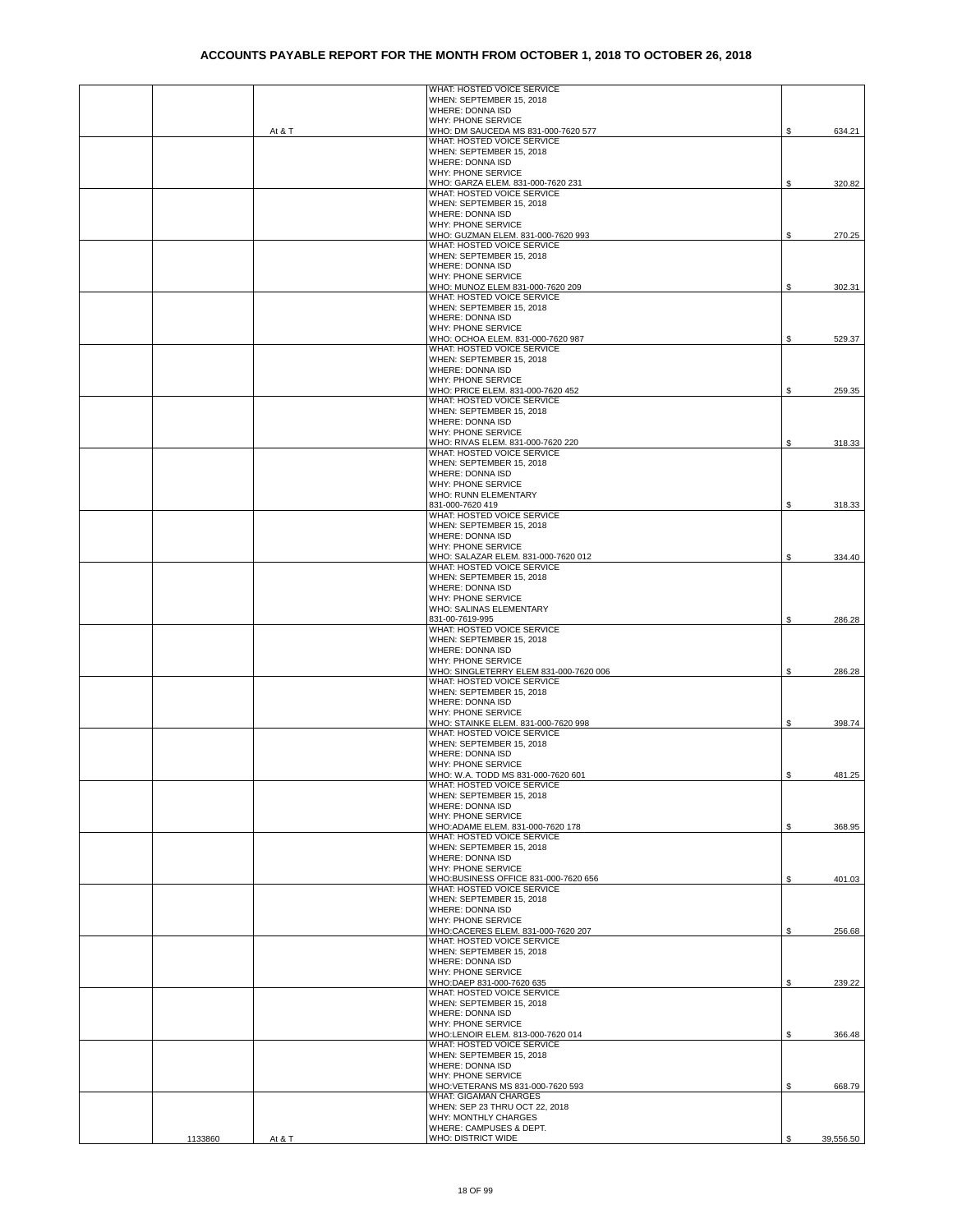# ACCOUNTS PAYABLE REPORT FOR THE MONTH FROM OCTOBER 1, 2018 TO OCTOBER 26, 2018

| | | | | |
|---|---|---|---|---|
| | | At & T | WHAT: HOSTED VOICE SERVICE<br>WHEN: SEPTEMBER 15, 2018<br>WHERE: DONNA ISD<br>WHY: PHONE SERVICE<br>WHO: DM SAUCEDA MS 831-000-7620 577 | $ 634.21 |
| | | | WHAT: HOSTED VOICE SERVICE<br>WHEN: SEPTEMBER 15, 2018<br>WHERE: DONNA ISD<br>WHY: PHONE SERVICE<br>WHO: GARZA ELEM. 831-000-7620 231 | $ 320.82 |
| | | | WHAT: HOSTED VOICE SERVICE<br>WHEN: SEPTEMBER 15, 2018<br>WHERE: DONNA ISD<br>WHY: PHONE SERVICE<br>WHO: GUZMAN ELEM. 831-000-7620 993 | $ 270.25 |
| | | | WHAT: HOSTED VOICE SERVICE<br>WHEN: SEPTEMBER 15, 2018<br>WHERE: DONNA ISD<br>WHY: PHONE SERVICE<br>WHO: MUNOZ ELEM 831-000-7620 209 | $ 302.31 |
| | | | WHAT: HOSTED VOICE SERVICE<br>WHEN: SEPTEMBER 15, 2018<br>WHERE: DONNA ISD<br>WHY: PHONE SERVICE<br>WHO: OCHOA ELEM. 831-000-7620 987 | $ 529.37 |
| | | | WHAT: HOSTED VOICE SERVICE<br>WHEN: SEPTEMBER 15, 2018<br>WHERE: DONNA ISD<br>WHY: PHONE SERVICE<br>WHO: PRICE ELEM. 831-000-7620 452 | $ 259.35 |
| | | | WHAT: HOSTED VOICE SERVICE<br>WHEN: SEPTEMBER 15, 2018<br>WHERE: DONNA ISD<br>WHY: PHONE SERVICE<br>WHO: RIVAS ELEM. 831-000-7620 220 | $ 318.33 |
| | | | WHAT: HOSTED VOICE SERVICE<br>WHEN: SEPTEMBER 15, 2018<br>WHERE: DONNA ISD<br>WHY: PHONE SERVICE<br>WHO: RUNN ELEMENTARY<br>831-000-7620 419 | $ 318.33 |
| | | | WHAT: HOSTED VOICE SERVICE<br>WHEN: SEPTEMBER 15, 2018<br>WHERE: DONNA ISD<br>WHY: PHONE SERVICE<br>WHO: SALAZAR ELEM. 831-000-7620 012 | $ 334.40 |
| | | | WHAT: HOSTED VOICE SERVICE<br>WHEN: SEPTEMBER 15, 2018<br>WHERE: DONNA ISD<br>WHY: PHONE SERVICE<br>WHO: SALINAS ELEMENTARY<br>831-00-7619-995 | $ 286.28 |
| | | | WHAT: HOSTED VOICE SERVICE<br>WHEN: SEPTEMBER 15, 2018<br>WHERE: DONNA ISD<br>WHY: PHONE SERVICE<br>WHO: SINGLETERRY ELEM 831-000-7620 006 | $ 286.28 |
| | | | WHAT: HOSTED VOICE SERVICE<br>WHEN: SEPTEMBER 15, 2018<br>WHERE: DONNA ISD<br>WHY: PHONE SERVICE<br>WHO: STAINKE ELEM. 831-000-7620 998 | $ 398.74 |
| | | | WHAT: HOSTED VOICE SERVICE<br>WHEN: SEPTEMBER 15, 2018<br>WHERE: DONNA ISD<br>WHY: PHONE SERVICE<br>WHO: W.A. TODD MS 831-000-7620 601 | $ 481.25 |
| | | | WHAT: HOSTED VOICE SERVICE<br>WHEN: SEPTEMBER 15, 2018<br>WHERE: DONNA ISD<br>WHY: PHONE SERVICE<br>WHO:ADAME ELEM. 831-000-7620 178 | $ 368.95 |
| | | | WHAT: HOSTED VOICE SERVICE<br>WHEN: SEPTEMBER 15, 2018<br>WHERE: DONNA ISD<br>WHY: PHONE SERVICE<br>WHO:BUSINESS OFFICE 831-000-7620 656 | $ 401.03 |
| | | | WHAT: HOSTED VOICE SERVICE<br>WHEN: SEPTEMBER 15, 2018<br>WHERE: DONNA ISD<br>WHY: PHONE SERVICE<br>WHO:CACERES ELEM. 831-000-7620 207 | $ 256.68 |
| | | | WHAT: HOSTED VOICE SERVICE<br>WHEN: SEPTEMBER 15, 2018<br>WHERE: DONNA ISD<br>WHY: PHONE SERVICE<br>WHO:DAEP 831-000-7620 635 | $ 239.22 |
| | | | WHAT: HOSTED VOICE SERVICE<br>WHEN: SEPTEMBER 15, 2018<br>WHERE: DONNA ISD<br>WHY: PHONE SERVICE<br>WHO:LENOIR ELEM. 813-000-7620 014 | $ 366.48 |
| | | | WHAT: HOSTED VOICE SERVICE<br>WHEN: SEPTEMBER 15, 2018<br>WHERE: DONNA ISD<br>WHY: PHONE SERVICE<br>WHO:VETERANS MS 831-000-7620 593 | $ 668.79 |
| | 1133860 | At & T | WHAT: GIGAMAN CHARGES<br>WHEN: SEP 23 THRU OCT 22, 2018<br>WHY: MONTHLY CHARGES<br>WHERE: CAMPUSES & DEPT.<br>WHO: DISTRICT WIDE | $ 39,556.50 |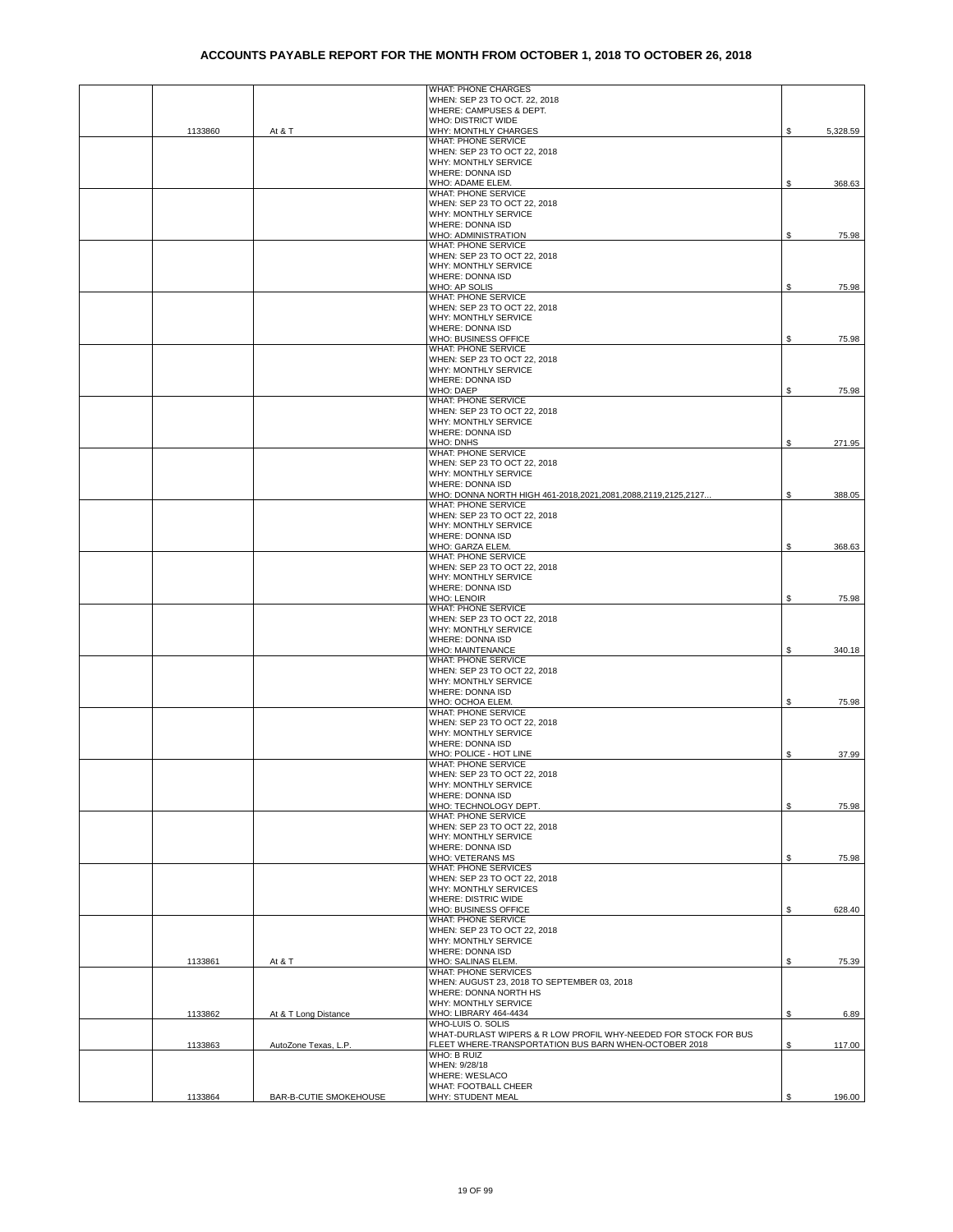# ACCOUNTS PAYABLE REPORT FOR THE MONTH FROM OCTOBER 1, 2018 TO OCTOBER 26, 2018

| | | | | |
|---|---|---|---|---|
| | 1133860 | At & T | WHAT: PHONE CHARGES<br>WHEN: SEP 23 TO OCT. 22, 2018<br>WHERE: CAMPUSES & DEPT.<br>WHO: DISTRICT WIDE<br>WHY: MONTHLY CHARGES | $ 5,328.59 |
| | | | WHAT: PHONE SERVICE<br>WHEN: SEP 23 TO OCT 22, 2018<br>WHY: MONTHLY SERVICE<br>WHERE: DONNA ISD<br>WHO: ADAME ELEM. | $ 368.63 |
| | | | WHAT: PHONE SERVICE<br>WHEN: SEP 23 TO OCT 22, 2018<br>WHY: MONTHLY SERVICE<br>WHERE: DONNA ISD<br>WHO: ADMINISTRATION | $ 75.98 |
| | | | WHAT: PHONE SERVICE<br>WHEN: SEP 23 TO OCT 22, 2018<br>WHY: MONTHLY SERVICE<br>WHERE: DONNA ISD<br>WHO: AP SOLIS | $ 75.98 |
| | | | WHAT: PHONE SERVICE<br>WHEN: SEP 23 TO OCT 22, 2018<br>WHY: MONTHLY SERVICE<br>WHERE: DONNA ISD<br>WHO: BUSINESS OFFICE | $ 75.98 |
| | | | WHAT: PHONE SERVICE<br>WHEN: SEP 23 TO OCT 22, 2018<br>WHY: MONTHLY SERVICE<br>WHERE: DONNA ISD<br>WHO: DAEP | $ 75.98 |
| | | | WHAT: PHONE SERVICE<br>WHEN: SEP 23 TO OCT 22, 2018<br>WHY: MONTHLY SERVICE<br>WHERE: DONNA ISD<br>WHO: DNHS | $ 271.95 |
| | | | WHAT: PHONE SERVICE<br>WHEN: SEP 23 TO OCT 22, 2018<br>WHY: MONTHLY SERVICE<br>WHERE: DONNA ISD<br>WHO: DONNA NORTH HIGH 461-2018,2021,2081,2088,2119,2125,2127... | $ 388.05 |
| | | | WHAT: PHONE SERVICE<br>WHEN: SEP 23 TO OCT 22, 2018<br>WHY: MONTHLY SERVICE<br>WHERE: DONNA ISD<br>WHO: GARZA ELEM. | $ 368.63 |
| | | | WHAT: PHONE SERVICE<br>WHEN: SEP 23 TO OCT 22, 2018<br>WHY: MONTHLY SERVICE<br>WHERE: DONNA ISD<br>WHO: LENOIR | $ 75.98 |
| | | | WHAT: PHONE SERVICE<br>WHEN: SEP 23 TO OCT 22, 2018<br>WHY: MONTHLY SERVICE<br>WHERE: DONNA ISD<br>WHO: MAINTENANCE | $ 340.18 |
| | | | WHAT: PHONE SERVICE<br>WHEN: SEP 23 TO OCT 22, 2018<br>WHY: MONTHLY SERVICE<br>WHERE: DONNA ISD<br>WHO: OCHOA ELEM. | $ 75.98 |
| | | | WHAT: PHONE SERVICE<br>WHEN: SEP 23 TO OCT 22, 2018<br>WHY: MONTHLY SERVICE<br>WHERE: DONNA ISD<br>WHO: POLICE - HOT LINE | $ 37.99 |
| | | | WHAT: PHONE SERVICE<br>WHEN: SEP 23 TO OCT 22, 2018<br>WHY: MONTHLY SERVICE<br>WHERE: DONNA ISD<br>WHO: TECHNOLOGY DEPT. | $ 75.98 |
| | | | WHAT: PHONE SERVICE<br>WHEN: SEP 23 TO OCT 22, 2018<br>WHY: MONTHLY SERVICE<br>WHERE: DONNA ISD<br>WHO: VETERANS MS | $ 75.98 |
| | | | WHAT: PHONE SERVICES<br>WHEN: SEP 23 TO OCT 22, 2018<br>WHY: MONTHLY SERVICES<br>WHERE: DISTRIC WIDE<br>WHO: BUSINESS OFFICE | $ 628.40 |
| | 1133861 | At & T | WHAT: PHONE SERVICE<br>WHEN: SEP 23 TO OCT 22, 2018<br>WHY: MONTHLY SERVICE<br>WHERE: DONNA ISD<br>WHO: SALINAS ELEM. | $ 75.39 |
| | 1133862 | At & T Long Distance | WHAT: PHONE SERVICES<br>WHEN: AUGUST 23, 2018 TO SEPTEMBER 03, 2018<br>WHERE: DONNA NORTH HS<br>WHY: MONTHLY SERVICE<br>WHO: LIBRARY 464-4434 | $ 6.89 |
| | 1133863 | AutoZone Texas, L.P. | WHO-LUIS O. SOLIS<br>WHAT-DURLAST WIPERS & R LOW PROFIL WHY-NEEDED FOR STOCK FOR BUS FLEET WHERE-TRANSPORTATION BUS BARN WHEN-OCTOBER 2018 | $ 117.00 |
| | 1133864 | BAR-B-CUTIE SMOKEHOUSE | WHO: B RUIZ<br>WHEN: 9/28/18<br>WHERE: WESLACO<br>WHAT: FOOTBALL CHEER<br>WHY: STUDENT MEAL | $ 196.00 |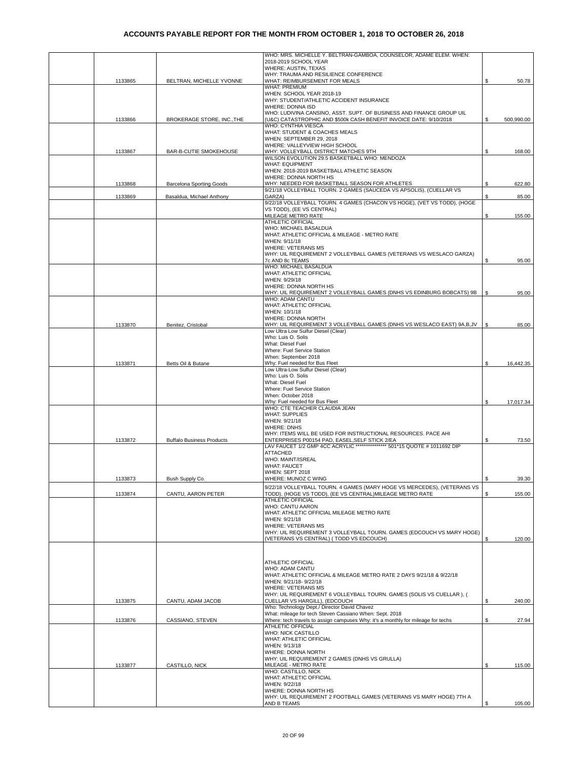# ACCOUNTS PAYABLE REPORT FOR THE MONTH FROM OCTOBER 1, 2018 TO OCTOBER 26, 2018

| | | | | |
|---|---|---|---|---|
| | 1133865 | BELTRAN, MICHELLE YVONNE | WHO: MRS. MICHELLE Y. BELTRAN-GAMBOA, COUNSELOR, ADAME ELEM. WHEN: 2018-2019 SCHOOL YEAR WHERE: AUSTIN, TEXAS WHY: TRAUMA AND RESILIENCE CONFERENCE WHAT: REIMBURSEMENT FOR MEALS | $ 50.78 |
| | 1133866 | BROKERAGE STORE, INC.,THE | WHAT: PREMIUM WHEN: SCHOOL YEAR 2018-19 WHY: STUDENT/ATHLETIC ACCIDENT INSURANCE WHERE: DONNA ISD WHO: LUDIVINA CANSINO, ASST. SUPT. OF BUSINESS AND FINANCE GROUP UIL (U&C) CATASTROPHIC AND $500k CASH BENEFIT INVOICE DATE: 9/10/2018 | $ 500,990.00 |
| | 1133867 | BAR-B-CUTIE SMOKEHOUSE | WHO: CYNTHIA VIESCA WHAT: STUDENT & COACHES MEALS WHEN: SEPTEMBER 29, 2018 WHERE: VALLEYVIEW HIGH SCHOOL WHY: VOLLEYBALL DISTRICT MATCHES 9TH | $ 168.00 |
| | 1133868 | Barcelona Sporting Goods | WILSON EVOLUTION 29.5 BASKETBALL WHO: MENDOZA WHAT: EQUIPMENT WHEN: 2018-2019 BASKETBALL ATHLETIC SEASON WHERE: DONNA NORTH HS WHY: NEEDED FOR BASKETBALL SEASON FOR ATHLETES | $ 622.80 |
| | 1133869 | Basaldua, Michael Anthony | 9/21/18 VOLLEYBALL TOURN. 2 GAMES (SAUCEDA VS APSOLIS), (CUELLAR VS GARZA) | $ 85.00 |
| | | | 9/22/18 VOLLEYBALL TOURN. 4 GAMES (CHACON VS HOGE), (VET VS TODD), (HOGE VS TODD), (EE VS CENTRAL) MILEAGE METRO RATE | $ 155.00 |
| | | | ATHLETIC OFFICIAL WHO: MICHAEL BASALDUA WHAT: ATHLETIC OFFICIAL & MILEAGE - METRO RATE WHEN: 9/11/18 WHERE: VETERANS MS WHY: UIL REQUIREMENT 2 VOLLEYBALL GAMES (VETERANS VS WESLACO GARZA) 7c AND 8c TEAMS | $ 95.00 |
| | | | WHO: MICHAEL BASALDUA WHAT: ATHLETIC OFFICIAL WHEN: 9/29/18 WHERE: DONNA NORTH HS WHY: UIL REQUIREMENT 2 VOLLEYBALL GAMES (DNHS VS EDINBURG BOBCATS) 9B | $ 95.00 |
| | 1133870 | Benitez, Cristobal | WHO: ADAM CANTU WHAT: ATHLETIC OFFICIAL WHEN: 10/1/18 WHERE: DONNA NORTH WHY: UIL REQUIREMENT 3 VOLLEYBALL GAMES (DNHS VS WESLACO EAST) 9A,B,JV | $ 85.00 |
| | 1133871 | Betts Oil & Butane | Low Ultra Low Sulfur Diesel (Clear) Who: Luis O. Solis What: Diesel Fuel Where: Fuel Service Station When: September 2018 Why: Fuel needed for Bus Fleet | $ 16,442.35 |
| | | | Low Ultra-Low Sulfur Diesel (Clear) Who: Luis O. Solis What: Diesel Fuel Where: Fuel Service Station When: October 2018 Why: Fuel needed for Bus Fleet | $ 17,017.34 |
| | 1133872 | Buffalo Business Products | WHO: CTE TEACHER CLAUDIA JEAN WHAT: SUPPLIES WHEN: 9/21/18 WHERE: DNHS WHY: ITEMS WILL BE USED FOR INSTRUCTIONAL RESOURCES. PACE AHI ENTERPRISES P00154 PAD, EASEL,SELF STICK 2/EA | $ 73.50 |
| | 1133873 | Bush Supply Co. | LAV FAUCET 1/2 GMP 4CC ACRYLIC *************** 501*15 QUOTE # 1011692 DIP ATTACHED WHO: MAINT/ISREAL WHAT: FAUCET WHEN: SEPT 2018 WHERE: MUNOZ C WING | $ 39.30 |
| | 1133874 | CANTU, AARON PETER | 9/22/18 VOLLEYBALL TOURN. 4 GAMES (MARY HOGE VS MERCEDES), (VETERANS VS TODD), (HOGE VS TODD), (EE VS CENTRAL)MILEAGE METRO RATE | $ 155.00 |
| | | | ATHLETIC OFFICIAL WHO: CANTU AARON WHAT: ATHLETIC OFFICIAL MILEAGE METRO RATE WHEN: 9/21/18 WHERE: VETERANS MS WHY: UIL REQUIREMENT 3 VOLLEYBALL TOURN. GAMES (EDCOUCH VS MARY HOGE) (VETERANS VS CENTRAL) ( TODD VS EDCOUCH) | $ 120.00 |
| | 1133875 | CANTU, ADAM JACOB | ATHLETIC OFFICIAL WHO: ADAM CANTU WHAT: ATHLETIC OFFICIAL & MILEAGE METRO RATE 2 DAYS 9/21/18 & 9/22/18 WHEN: 9/21/18- 9/22/18 WHERE: VETERANS MS WHY: UIL REQUIREMENT 6 VOLLEYBALL TOURN. GAMES (SOLIS VS CUELLAR ), ( CUELLAR VS HARGILL), (EDCOUCH | $ 240.00 |
| | 1133876 | CASSIANO, STEVEN | Who: Technology Dept./ Director David Chavez What: mileage for tech Steven Cassiano When: Sept. 2018 Where: tech travels to assign campuses Why: it's a monthly for mileage for techs | $ 27.94 |
| | 1133877 | CASTILLO, NICK | ATHLETIC OFFICIAL WHO: NICK CASTILLO WHAT: ATHLETIC OFFICIAL WHEN: 9/13/18 WHERE: DONNA NORTH WHY: UIL REQUIREMENT 2 GAMES (DNHS VS GRULLA) MILEAGE - METRO RATE | $ 115.00 |
| | | | WHO: CASTILLO, NICK WHAT: ATHLETIC OFFICIAL WHEN: 9/22/18 WHERE: DONNA NORTH HS WHY: UIL REQUIREMENT 2 FOOTBALL GAMES (VETERANS VS MARY HOGE) 7TH A AND B TEAMS | $ 105.00 |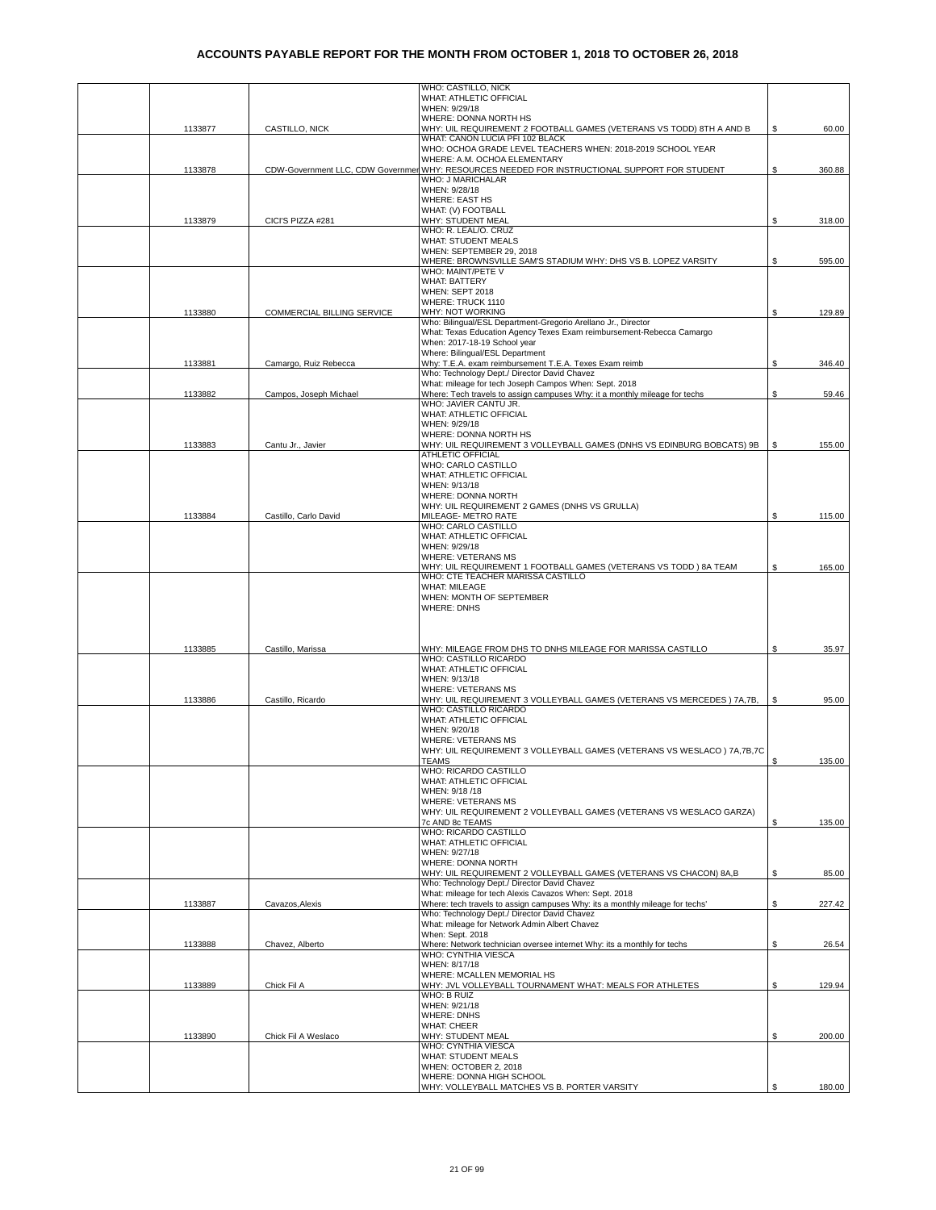# ACCOUNTS PAYABLE REPORT FOR THE MONTH FROM OCTOBER 1, 2018 TO OCTOBER 26, 2018

| | | | | |
|---|---|---|---|---|
| | 1133877 | CASTILLO, NICK | WHO: CASTILLO, NICK<br>WHAT: ATHLETIC OFFICIAL<br>WHEN: 9/29/18<br>WHERE: DONNA NORTH HS<br>WHY: UIL REQUIREMENT 2 FOOTBALL GAMES (VETERANS VS TODD) 8TH A AND B | $ 60.00 |
| | 1133878 | CDW-Government LLC, CDW Governmer | WHAT: CANON LUCIA PFI 102 BLACK<br>WHO: OCHOA GRADE LEVEL TEACHERS WHEN: 2018-2019 SCHOOL YEAR<br>WHERE: A.M. OCHOA ELEMENTARY<br>WHY: RESOURCES NEEDED FOR INSTRUCTIONAL SUPPORT FOR STUDENT | $ 360.88 |
| | 1133879 | CICI'S PIZZA #281 | WHO: J MARICHALAR<br>WHEN: 9/28/18<br>WHERE: EAST HS<br>WHAT: (V) FOOTBALL<br>WHY: STUDENT MEAL | $ 318.00 |
| | | | WHO: R. LEAL/O. CRUZ<br>WHAT: STUDENT MEALS<br>WHEN: SEPTEMBER 29, 2018<br>WHERE: BROWNSVILLE SAM'S STADIUM WHY: DHS VS B. LOPEZ VARSITY | $ 595.00 |
| | 1133880 | COMMERCIAL BILLING SERVICE | WHO: MAINT/PETE V<br>WHAT: BATTERY<br>WHEN: SEPT 2018<br>WHERE: TRUCK 1110<br>WHY: NOT WORKING | $ 129.89 |
| | 1133881 | Camargo, Ruiz Rebecca | Who: Bilingual/ESL Department-Gregorio Arellano Jr., Director<br>What: Texas Education Agency Texes Exam reimbursement-Rebecca Camargo<br>When: 2017-18-19 School year<br>Where: Bilingual/ESL Department<br>Why: T.E.A. exam reimbursement T.E.A. Texes Exam reimb | $ 346.40 |
| | 1133882 | Campos, Joseph Michael | Who: Technology Dept./ Director David Chavez<br>What: mileage for tech Joseph Campos When: Sept. 2018<br>Where: Tech travels to assign campuses Why: it a monthly mileage for techs | $ 59.46 |
| | 1133883 | Cantu Jr., Javier | WHO: JAVIER CANTU JR.<br>WHAT: ATHLETIC OFFICIAL<br>WHEN: 9/29/18<br>WHERE: DONNA NORTH HS<br>WHY: UIL REQUIREMENT 3 VOLLEYBALL GAMES (DNHS VS EDINBURG BOBCATS) 9B | $ 155.00 |
| | 1133884 | Castillo, Carlo David | ATHLETIC OFFICIAL<br>WHO: CARLO CASTILLO<br>WHAT: ATHLETIC OFFICIAL<br>WHEN: 9/13/18<br>WHERE: DONNA NORTH<br>WHY: UIL REQUIREMENT 2 GAMES (DNHS VS GRULLA)<br>MILEAGE- METRO RATE | $ 115.00 |
| | | | WHO: CARLO CASTILLO<br>WHAT: ATHLETIC OFFICIAL<br>WHEN: 9/29/18<br>WHERE: VETERANS MS<br>WHY: UIL REQUIREMENT 1 FOOTBALL GAMES (VETERANS VS TODD ) 8A TEAM | $ 165.00 |
| | 1133885 | Castillo, Marissa | WHO: CTE TEACHER MARISSA CASTILLO<br>WHAT: MILEAGE<br>WHEN: MONTH OF SEPTEMBER<br>WHERE: DNHS<br>WHY: MILEAGE FROM DHS TO DNHS MILEAGE FOR MARISSA CASTILLO | $ 35.97 |
| | 1133886 | Castillo, Ricardo | WHO: CASTILLO RICARDO<br>WHAT: ATHLETIC OFFICIAL<br>WHEN: 9/13/18<br>WHERE: VETERANS MS<br>WHY: UIL REQUIREMENT 3 VOLLEYBALL GAMES (VETERANS VS MERCEDES ) 7A,7B, | $ 95.00 |
| | | | WHO: CASTILLO RICARDO<br>WHAT: ATHLETIC OFFICIAL<br>WHEN: 9/20/18<br>WHERE: VETERANS MS<br>WHY: UIL REQUIREMENT 3 VOLLEYBALL GAMES (VETERANS VS WESLACO ) 7A,7B,7C TEAMS | $ 135.00 |
| | | | WHO: RICARDO CASTILLO<br>WHAT: ATHLETIC OFFICIAL<br>WHEN: 9/18 /18<br>WHERE: VETERANS MS<br>WHY: UIL REQUIREMENT 2 VOLLEYBALL GAMES (VETERANS VS WESLACO GARZA) 7c AND 8c TEAMS | $ 135.00 |
| | | | WHO: RICARDO CASTILLO<br>WHAT: ATHLETIC OFFICIAL<br>WHEN: 9/27/18<br>WHERE: DONNA NORTH<br>WHY: UIL REQUIREMENT 2 VOLLEYBALL GAMES (VETERANS VS CHACON) 8A,B | $ 85.00 |
| | 1133887 | Cavazos,Alexis | Who: Technology Dept./ Director David Chavez<br>What: mileage for tech Alexis Cavazos When: Sept. 2018<br>Where: tech travels to assign campuses Why: its a monthly mileage for techs' | $ 227.42 |
| | 1133888 | Chavez, Alberto | Who: Technology Dept./ Director David Chavez<br>What: mileage for Network Admin Albert Chavez<br>When: Sept. 2018<br>Where: Network technician oversee internet Why: its a monthly for techs | $ 26.54 |
| | 1133889 | Chick Fil A | WHO: CYNTHIA VIESCA<br>WHEN: 8/17/18<br>WHERE: MCALLEN MEMORIAL HS<br>WHY: JVL VOLLEYBALL TOURNAMENT WHAT: MEALS FOR ATHLETES | $ 129.94 |
| | 1133890 | Chick Fil A Weslaco | WHO: B RUIZ<br>WHEN: 9/21/18<br>WHERE: DNHS<br>WHAT: CHEER<br>WHY: STUDENT MEAL | $ 200.00 |
| | | | WHO: CYNTHIA VIESCA<br>WHAT: STUDENT MEALS<br>WHEN: OCTOBER 2, 2018<br>WHERE: DONNA HIGH SCHOOL<br>WHY: VOLLEYBALL MATCHES VS B. PORTER VARSITY | $ 180.00 |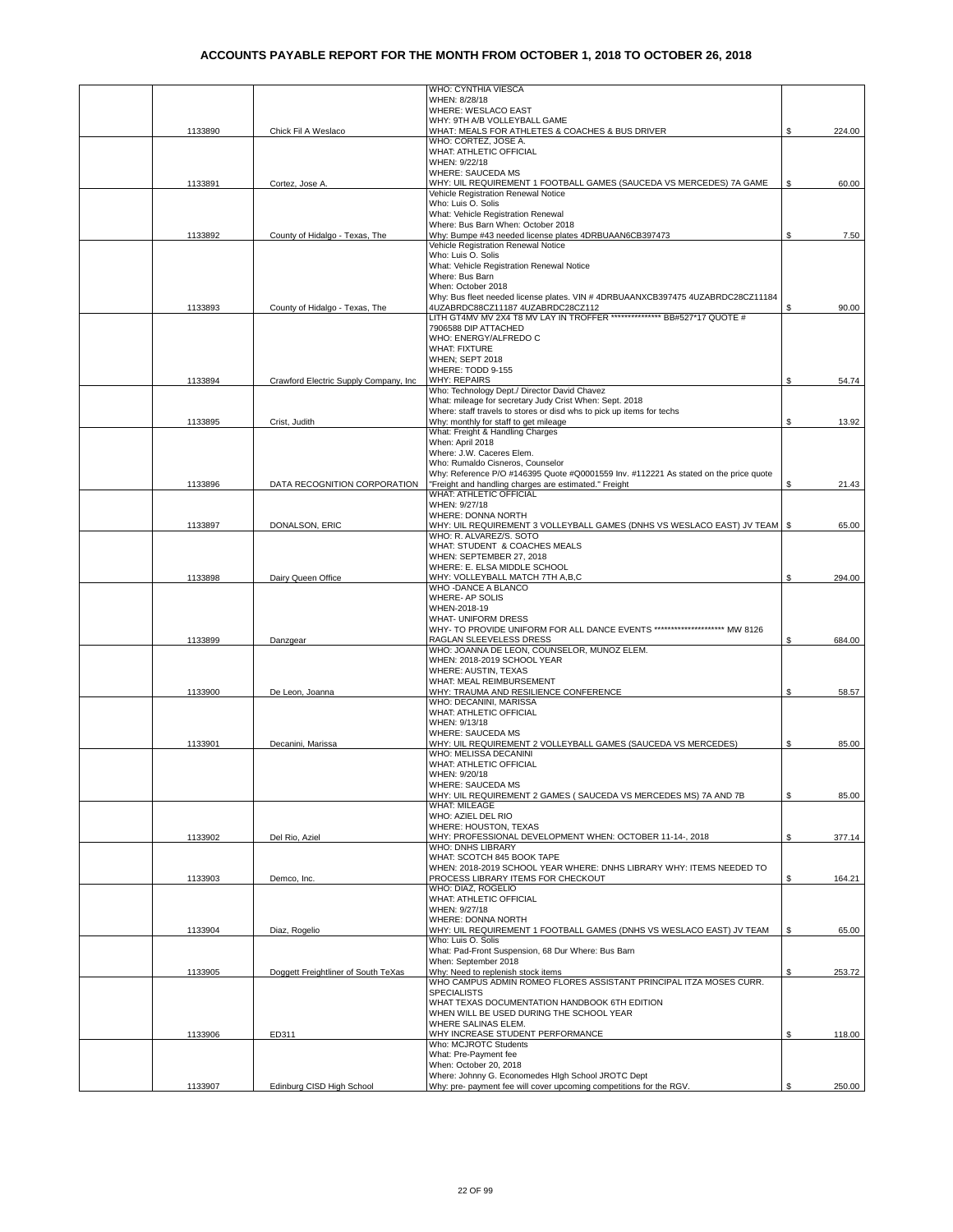# ACCOUNTS PAYABLE REPORT FOR THE MONTH FROM OCTOBER 1, 2018 TO OCTOBER 26, 2018

| | | | | |
|---|---|---|---|---|
| | 1133890 | Chick Fil A Weslaco | WHO: CYNTHIA VIESCA<br>WHEN: 8/28/18<br>WHERE: WESLACO EAST<br>WHY: 9TH A/B VOLLEYBALL GAME<br>WHAT: MEALS FOR ATHLETES & COACHES & BUS DRIVER | $ 224.00 |
| | 1133891 | Cortez, Jose A. | WHO: CORTEZ, JOSE A.<br>WHAT: ATHLETIC OFFICIAL<br>WHEN: 9/22/18<br>WHERE: SAUCEDA MS<br>WHY: UIL REQUIREMENT 1 FOOTBALL GAMES (SAUCEDA VS MERCEDES) 7A GAME | $ 60.00 |
| | 1133892 | County of Hidalgo - Texas, The | Vehicle Registration Renewal Notice<br>Who: Luis O. Solis<br>What: Vehicle Registration Renewal<br>Where: Bus Barn When: October 2018<br>Why: Bumpe #43 needed license plates 4DRBUAAN6CB397473 | $ 7.50 |
| | 1133893 | County of Hidalgo - Texas, The | Vehicle Registration Renewal Notice<br>Who: Luis O. Solis<br>What: Vehicle Registration Renewal Notice<br>Where: Bus Barn<br>When: October 2018<br>Why: Bus fleet needed license plates. VIN # 4DRBUAANXCB397475 4UZABRDC28CZ11184 4UZABRDC88CZ11187 4UZABRDC28CZ112 | $ 90.00 |
| | 1133894 | Crawford Electric Supply Company, Inc | LITH GT4MV MV 2X4 T8 MV LAY IN TROFFER *************** BB#527*17 QUOTE # 7906588 DIP ATTACHED<br>WHO: ENERGY/ALFREDO C<br>WHAT: FIXTURE<br>WHEN; SEPT 2018<br>WHERE: TODD 9-155<br>WHY: REPAIRS | $ 54.74 |
| | 1133895 | Crist, Judith | Who: Technology Dept./ Director David Chavez<br>What: mileage for secretary Judy Crist When: Sept. 2018<br>Where: staff travels to stores or disd whs to pick up items for techs<br>Why: monthly for staff to get mileage | $ 13.92 |
| | 1133896 | DATA RECOGNITION CORPORATION | What: Freight & Handling Charges<br>When: April 2018<br>Where: J.W. Caceres Elem.<br>Who: Rumaldo Cisneros, Counselor<br>Why: Reference P/O #146395 Quote #Q0001559 Inv. #112221 As stated on the price quote "Freight and handling charges are estimated." Freight | $ 21.43 |
| | 1133897 | DONALSON, ERIC | WHAT: ATHLETIC OFFICIAL<br>WHEN: 9/27/18<br>WHERE: DONNA NORTH<br>WHY: UIL REQUIREMENT 3 VOLLEYBALL GAMES (DNHS VS WESLACO EAST) JV TEAM | $ 65.00 |
| | 1133898 | Dairy Queen Office | WHO: R. ALVAREZ/S. SOTO<br>WHAT: STUDENT & COACHES MEALS<br>WHEN: SEPTEMBER 27, 2018<br>WHERE: E. ELSA MIDDLE SCHOOL<br>WHY: VOLLEYBALL MATCH 7TH A,B,C | $ 294.00 |
| | 1133899 | Danzgear | WHO -DANCE A BLANCO<br>WHERE- AP SOLIS<br>WHEN-2018-19<br>WHAT- UNIFORM DRESS<br>WHY- TO PROVIDE UNIFORM FOR ALL DANCE EVENTS ********************* MW 8126 RAGLAN SLEEVELESS DRESS | $ 684.00 |
| | 1133900 | De Leon, Joanna | WHO: JOANNA DE LEON, COUNSELOR, MUNOZ ELEM.<br>WHEN: 2018-2019 SCHOOL YEAR<br>WHERE: AUSTIN, TEXAS<br>WHAT: MEAL REIMBURSEMENT<br>WHY: TRAUMA AND RESILIENCE CONFERENCE | $ 58.57 |
| | 1133901 | Decanini, Marissa | WHO: DECANINI, MARISSA<br>WHAT: ATHLETIC OFFICIAL<br>WHEN: 9/13/18<br>WHERE: SAUCEDA MS<br>WHY: UIL REQUIREMENT 2 VOLLEYBALL GAMES (SAUCEDA VS MERCEDES) | $ 85.00 |
| | | | WHO: MELISSA DECANINI<br>WHAT: ATHLETIC OFFICIAL<br>WHEN: 9/20/18<br>WHERE: SAUCEDA MS<br>WHY: UIL REQUIREMENT 2 GAMES ( SAUCEDA VS MERCEDES MS) 7A AND 7B | $ 85.00 |
| | 1133902 | Del Rio, Aziel | WHAT: MILEAGE<br>WHO: AZIEL DEL RIO<br>WHERE: HOUSTON, TEXAS<br>WHY: PROFESSIONAL DEVELOPMENT WHEN: OCTOBER 11-14-, 2018 | $ 377.14 |
| | 1133903 | Demco, Inc. | WHO: DNHS LIBRARY<br>WHAT: SCOTCH 845 BOOK TAPE<br>WHEN: 2018-2019 SCHOOL YEAR WHERE: DNHS LIBRARY WHY: ITEMS NEEDED TO PROCESS LIBRARY ITEMS FOR CHECKOUT | $ 164.21 |
| | 1133904 | Diaz, Rogelio | WHO: DIAZ, ROGELIO<br>WHAT: ATHLETIC OFFICIAL<br>WHEN: 9/27/18<br>WHERE: DONNA NORTH<br>WHY: UIL REQUIREMENT 1 FOOTBALL GAMES (DNHS VS WESLACO EAST) JV TEAM | $ 65.00 |
| | 1133905 | Doggett Freightliner of South TeXas | Who: Luis O. Solis<br>What: Pad-Front Suspension, 68 Dur Where: Bus Barn<br>When: September 2018<br>Why: Need to replenish stock items | $ 253.72 |
| | 1133906 | ED311 | WHO CAMPUS ADMIN ROMEO FLORES ASSISTANT PRINCIPAL ITZA MOSES CURR. SPECIALISTS<br>WHAT TEXAS DOCUMENTATION HANDBOOK 6TH EDITION<br>WHEN WILL BE USED DURING THE SCHOOL YEAR<br>WHERE SALINAS ELEM.<br>WHY INCREASE STUDENT PERFORMANCE | $ 118.00 |
| | 1133907 | Edinburg CISD High School | Who: MCJROTC Students<br>What: Pre-Payment fee<br>When: October 20, 2018<br>Where: Johnny G. Economedes HIgh School JROTC Dept<br>Why: pre- payment fee will cover upcoming competitions for the RGV. | $ 250.00 |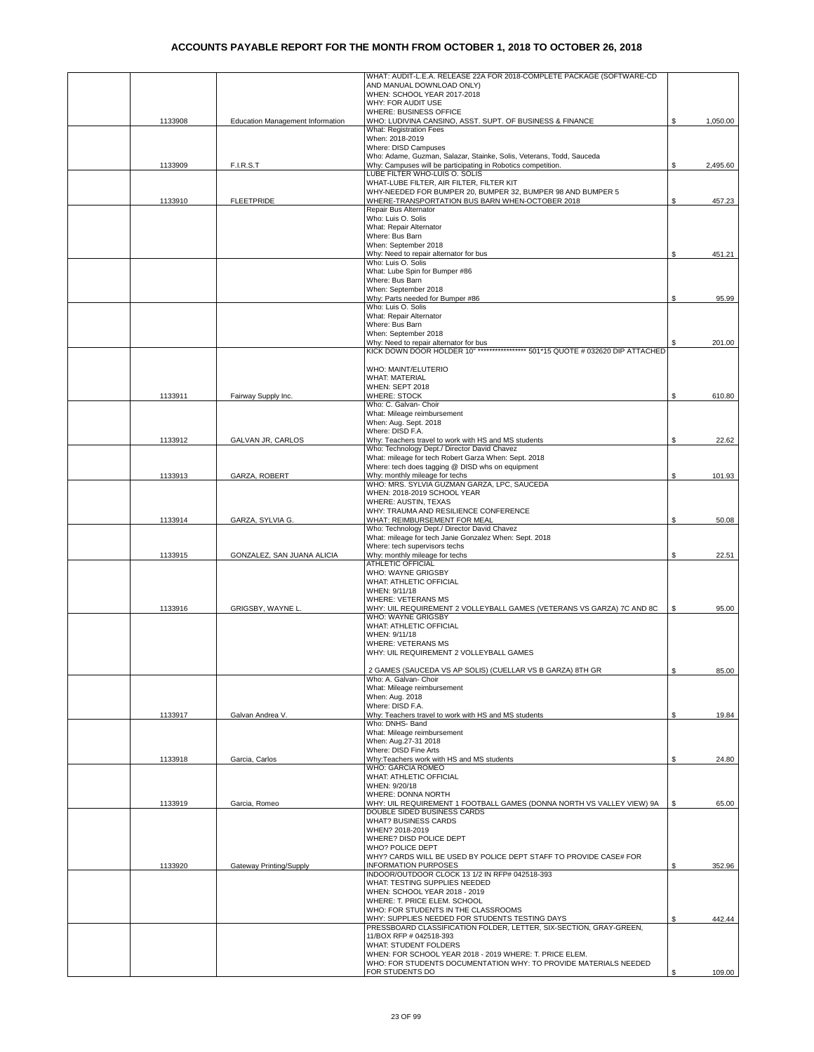# ACCOUNTS PAYABLE REPORT FOR THE MONTH FROM OCTOBER 1, 2018 TO OCTOBER 26, 2018

| | | | | |
|---|---|---|---|---|
| | 1133908 | Education Management Information | WHAT: AUDIT-L.E.A. RELEASE 22A FOR 2018-COMPLETE PACKAGE (SOFTWARE-CD AND MANUAL DOWNLOAD ONLY) WHEN: SCHOOL YEAR 2017-2018 WHY: FOR AUDIT USE WHERE: BUSINESS OFFICE WHO: LUDIVINA CANSINO, ASST. SUPT. OF BUSINESS & FINANCE | $ 1,050.00 |
| | 1133909 | F.I.R.S.T | What: Registration Fees When: 2018-2019 Where: DISD Campuses Who: Adame, Guzman, Salazar, Stainke, Solis, Veterans, Todd, Sauceda Why: Campuses will be participating in Robotics competition. | $ 2,495.60 |
| | 1133910 | FLEETPRIDE | LUBE FILTER WHO-LUIS O. SOLIS WHAT-LUBE FILTER, AIR FILTER, FILTER KIT WHY-NEEDED FOR BUMPER 20, BUMPER 32, BUMPER 98 AND BUMPER 5 WHERE-TRANSPORTATION BUS BARN WHEN-OCTOBER 2018 | $ 457.23 |
| | | | Repair Bus Alternator Who: Luis O. Solis What: Repair Alternator Where: Bus Barn When: September 2018 Why: Need to repair alternator for bus | $ 451.21 |
| | | | Who: Luis O. Solis What: Lube Spin for Bumper #86 Where: Bus Barn When: September 2018 Why: Parts needed for Bumper #86 | $ 95.99 |
| | | | Who: Luis O. Solis What: Repair Alternator Where: Bus Barn When: September 2018 Why: Need to repair alternator for bus | $ 201.00 |
| | 1133911 | Fairway Supply Inc. | KICK DOWN DOOR HOLDER 10" ***************** 501*15 QUOTE # 032620 DIP ATTACHED WHO: MAINT/ELUTERIO WHAT: MATERIAL WHEN: SEPT 2018 WHERE: STOCK | $ 610.80 |
| | 1133912 | GALVAN JR, CARLOS | Who: C. Galvan- Choir What: Mileage reimbursement When: Aug. Sept. 2018 Where: DISD F.A. Why: Teachers travel to work with HS and MS students | $ 22.62 |
| | 1133913 | GARZA, ROBERT | Who: Technology Dept./ Director David Chavez What: mileage for tech Robert Garza When: Sept. 2018 Where: tech does tagging @ DISD whs on equipment Why: monthly mileage for techs | $ 101.93 |
| | 1133914 | GARZA, SYLVIA G. | WHO: MRS. SYLVIA GUZMAN GARZA, LPC, SAUCEDA WHEN: 2018-2019 SCHOOL YEAR WHERE: AUSTIN, TEXAS WHY: TRAUMA AND RESILIENCE CONFERENCE WHAT: REIMBURSEMENT FOR MEAL | $ 50.08 |
| | 1133915 | GONZALEZ, SAN JUANA ALICIA | Who: Technology Dept./ Director David Chavez What: mileage for tech Janie Gonzalez When: Sept. 2018 Where: tech supervisors techs Why: monthly mileage for techs | $ 22.51 |
| | 1133916 | GRIGSBY, WAYNE L. | ATHLETIC OFFICIAL WHO: WAYNE GRIGSBY WHAT: ATHLETIC OFFICIAL WHEN: 9/11/18 WHERE: VETERANS MS WHY: UIL REQUIREMENT 2 VOLLEYBALL GAMES (VETERANS VS GARZA) 7C AND 8C | $ 95.00 |
| | | | WHO: WAYNE GRIGSBY WHAT: ATHLETIC OFFICIAL WHEN: 9/11/18 WHERE: VETERANS MS WHY: UIL REQUIREMENT 2 VOLLEYBALL GAMES 2 GAMES (SAUCEDA VS AP SOLIS) (CUELLAR VS B GARZA) 8TH GR | $ 85.00 |
| | 1133917 | Galvan Andrea V. | Who: A. Galvan- Choir What: Mileage reimbursement When: Aug. 2018 Where: DISD F.A. Why: Teachers travel to work with HS and MS students | $ 19.84 |
| | 1133918 | Garcia, Carlos | Who: DNHS- Band What: Mileage reimbursement When: Aug.27-31 2018 Where: DISD Fine Arts Why:Teachers work with HS and MS students | $ 24.80 |
| | 1133919 | Garcia, Romeo | WHO: GARCIA ROMEO WHAT: ATHLETIC OFFICIAL WHEN: 9/20/18 WHERE: DONNA NORTH WHY: UIL REQUIREMENT 1 FOOTBALL GAMES (DONNA NORTH VS VALLEY VIEW) 9A | $ 65.00 |
| | 1133920 | Gateway Printing/Supply | DOUBLE SIDED BUSINESS CARDS WHAT? BUSINESS CARDS WHEN? 2018-2019 WHERE? DISD POLICE DEPT WHO? POLICE DEPT WHY? CARDS WILL BE USED BY POLICE DEPT STAFF TO PROVIDE CASE# FOR INFORMATION PURPOSES | $ 352.96 |
| | | | INDOOR/OUTDOOR CLOCK 13 1/2 IN RFP# 042518-393 WHAT: TESTING SUPPLIES NEEDED WHEN: SCHOOL YEAR 2018 - 2019 WHERE: T. PRICE ELEM. SCHOOL WHO: FOR STUDENTS IN THE CLASSROOMS WHY: SUPPLIES NEEDED FOR STUDENTS TESTING DAYS | $ 442.44 |
| | | | PRESSBOARD CLASSIFICATION FOLDER, LETTER, SIX-SECTION, GRAY-GREEN, 11/BOX RFP # 042518-393 WHAT: STUDENT FOLDERS WHEN: FOR SCHOOL YEAR 2018 - 2019 WHERE: T. PRICE ELEM. WHO: FOR STUDENTS DOCUMENTATION WHY: TO PROVIDE MATERIALS NEEDED FOR STUDENTS DO | $ 109.00 |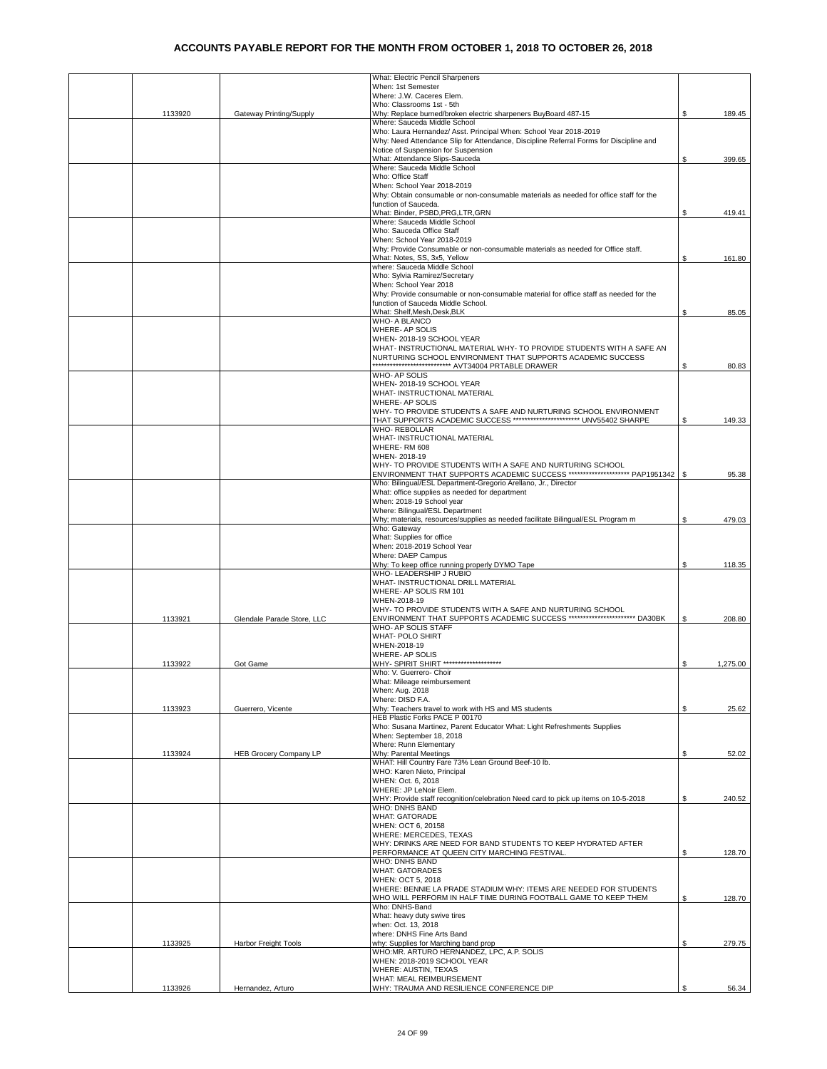# ACCOUNTS PAYABLE REPORT FOR THE MONTH FROM OCTOBER 1, 2018 TO OCTOBER 26, 2018

| | | | | |
|---|---|---|---|---|
| | 1133920 | Gateway Printing/Supply | What: Electric Pencil Sharpeners<br>When: 1st Semester<br>Where: J.W. Caceres Elem.<br>Who: Classrooms 1st - 5th<br>Why: Replace burned/broken electric sharpeners BuyBoard 487-15 | $ 189.45 |
| | | | Where: Sauceda Middle School<br>Who: Laura Hernandez/ Asst. Principal When: School Year 2018-2019<br>Why: Need Attendance Slip for Attendance, Discipline Referral Forms for Discipline and Notice of Suspension for Suspension<br>What: Attendance Slips-Sauceda | $ 399.65 |
| | | | Where: Sauceda Middle School<br>Who: Office Staff<br>When: School Year 2018-2019<br>Why: Obtain consumable or non-consumable materials as needed for office staff for the function of Sauceda.<br>What: Binder, PSBD,PRG,LTR,GRN | $ 419.41 |
| | | | Where: Sauceda Middle School<br>Who: Sauceda Office Staff<br>When: School Year 2018-2019<br>Why: Provide Consumable or non-consumable materials as needed for Office staff.<br>What: Notes, SS, 3x5, Yellow | $ 161.80 |
| | | | where: Sauceda Middle School<br>Who: Sylvia Ramirez/Secretary<br>When: School Year 2018<br>Why: Provide consumable or non-consumable material for office staff as needed for the function of Sauceda Middle School.<br>What: Shelf,Mesh,Desk,BLK | $ 85.05 |
| | | | WHO- A BLANCO<br>WHERE- AP SOLIS<br>WHEN- 2018-19 SCHOOL YEAR<br>WHAT- INSTRUCTIONAL MATERIAL WHY- TO PROVIDE STUDENTS WITH A SAFE AN NURTURING SCHOOL ENVIRONMENT THAT SUPPORTS ACADEMIC SUCCESS<br>**************************** AVT34004 PRTABLE DRAWER | $ 80.83 |
| | | | WHO- AP SOLIS<br>WHEN- 2018-19 SCHOOL YEAR<br>WHAT- INSTRUCTIONAL MATERIAL<br>WHERE- AP SOLIS<br>WHY- TO PROVIDE STUDENTS A SAFE AND NURTURING SCHOOL ENVIRONMENT THAT SUPPORTS ACADEMIC SUCCESS *********************** UNV55402 SHARPE | $ 149.33 |
| | | | WHO- REBOLLAR<br>WHAT- INSTRUCTIONAL MATERIAL<br>WHERE- RM 608<br>WHEN- 2018-19<br>WHY- TO PROVIDE STUDENTS WITH A SAFE AND NURTURING SCHOOL ENVIRONMENT THAT SUPPORTS ACADEMIC SUCCESS ********************* PAP1951342 | $ 95.38 |
| | | | Who: Bilingual/ESL Department-Gregorio Arellano, Jr., Director<br>What: office supplies as needed for department<br>When: 2018-19 School year<br>Where: Bilingual/ESL Department<br>Why; materials, resources/supplies as needed facilitate Bilingual/ESL Program m | $ 479.03 |
| | | | Who: Gateway<br>What: Supplies for office<br>When: 2018-2019 School Year<br>Where: DAEP Campus<br>Why: To keep office running properly DYMO Tape | $ 118.35 |
| | 1133921 | Glendale Parade Store, LLC | WHO- LEADERSHIP J RUBIO<br>WHAT- INSTRUCTIONAL DRILL MATERIAL<br>WHERE- AP SOLIS RM 101<br>WHEN-2018-19<br>WHY- TO PROVIDE STUDENTS WITH A SAFE AND NURTURING SCHOOL ENVIRONMENT THAT SUPPORTS ACADEMIC SUCCESS ********************** DA30BK | $ 208.80 |
| | 1133922 | Got Game | WHO- AP SOLIS STAFF<br>WHAT- POLO SHIRT<br>WHEN-2018-19<br>WHERE- AP SOLIS<br>WHY- SPIRIT SHIRT ******************** | $ 1,275.00 |
| | 1133923 | Guerrero, Vicente | Who: V. Guerrero- Choir<br>What: Mileage reimbursement<br>When: Aug. 2018<br>Where: DISD F.A.<br>Why: Teachers travel to work with HS and MS students | $ 25.62 |
| | 1133924 | HEB Grocery Company LP | HEB Plastic Forks PACE P 00170<br>Who: Susana Martinez, Parent Educator What: Light Refreshments Supplies<br>When: September 18, 2018<br>Where: Runn Elementary<br>Why: Parental Meetings | $ 52.02 |
| | | | WHAT: Hill Country Fare 73% Lean Ground Beef-10 lb.<br>WHO: Karen Nieto, Principal<br>WHEN: Oct. 6, 2018<br>WHERE: JP LeNoir Elem.<br>WHY: Provide staff recognition/celebration Need card to pick up items on 10-5-2018 | $ 240.52 |
| | | | WHO: DNHS BAND<br>WHAT: GATORADE<br>WHEN: OCT 6, 20158<br>WHERE: MERCEDES, TEXAS<br>WHY: DRINKS ARE NEED FOR BAND STUDENTS TO KEEP HYDRATED AFTER PERFORMANCE AT QUEEN CITY MARCHING FESTIVAL. | $ 128.70 |
| | | | WHO: DNHS BAND<br>WHAT: GATORADES<br>WHEN: OCT 5, 2018<br>WHERE: BENNIE LA PRADE STADIUM WHY: ITEMS ARE NEEDED FOR STUDENTS WHO WILL PERFORM IN HALF TIME DURING FOOTBALL GAME TO KEEP THEM | $ 128.70 |
| | 1133925 | Harbor Freight Tools | Who: DNHS-Band<br>What: heavy duty swive tires<br>when: Oct. 13, 2018<br>where: DNHS Fine Arts Band<br>why: Supplies for Marching band prop | $ 279.75 |
| | 1133926 | Hernandez, Arturo | WHO:MR. ARTURO HERNANDEZ, LPC, A.P. SOLIS<br>WHEN: 2018-2019 SCHOOL YEAR<br>WHERE: AUSTIN, TEXAS<br>WHAT: MEAL REIMBURSEMENT<br>WHY: TRAUMA AND RESILIENCE CONFERENCE DIP | $ 56.34 |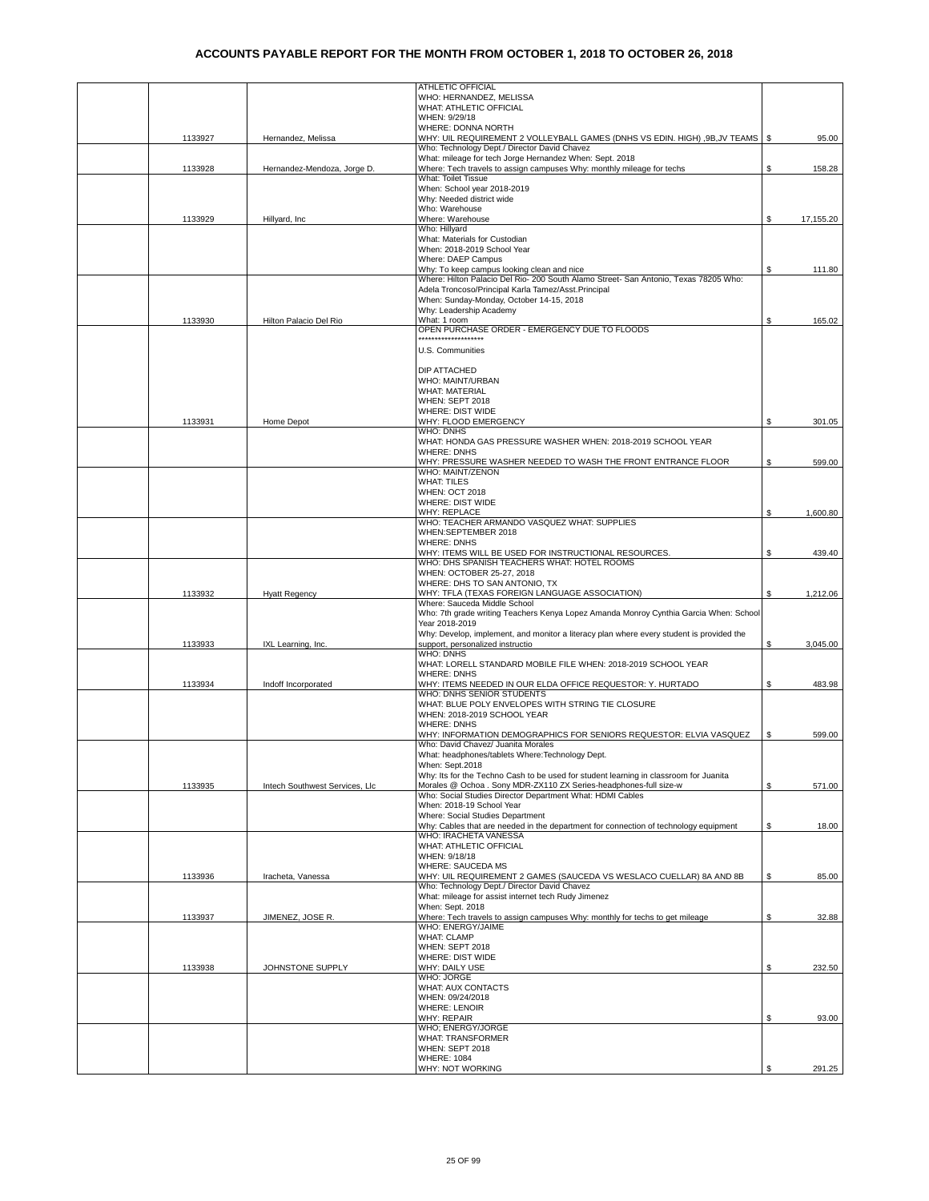# ACCOUNTS PAYABLE REPORT FOR THE MONTH FROM OCTOBER 1, 2018 TO OCTOBER 26, 2018

| | | | | |
|---|---|---|---|---|
| | 1133927 | Hernandez, Melissa | ATHLETIC OFFICIAL<br>WHO: HERNANDEZ, MELISSA<br>WHAT: ATHLETIC OFFICIAL<br>WHEN: 9/29/18<br>WHERE: DONNA NORTH<br>WHY: UIL REQUIREMENT 2 VOLLEYBALL GAMES (DNHS VS EDIN. HIGH) ,9B,JV TEAMS | $ 95.00 |
| | 1133928 | Hernandez-Mendoza, Jorge D. | Who: Technology Dept./ Director David Chavez<br>What: mileage for tech Jorge Hernandez When: Sept. 2018<br>Where: Tech travels to assign campuses Why: monthly mileage for techs | $ 158.28 |
| | 1133929 | Hillyard, Inc | What: Toilet Tissue<br>When: School year 2018-2019<br>Why: Needed district wide<br>Who: Warehouse<br>Where: Warehouse | $ 17,155.20 |
| | | | Who: Hillyard<br>What: Materials for Custodian<br>When: 2018-2019 School Year<br>Where: DAEP Campus<br>Why: To keep campus looking clean and nice | $ 111.80 |
| | 1133930 | Hilton Palacio Del Rio | Where: Hilton Palacio Del Rio- 200 South Alamo Street- San Antonio, Texas 78205 Who: Adela Troncoso/Principal Karla Tamez/Asst.Principal<br>When: Sunday-Monday, October 14-15, 2018<br>Why: Leadership Academy<br>What: 1 room | $ 165.02 |
| | 1133931 | Home Depot | OPEN PURCHASE ORDER - EMERGENCY DUE TO FLOODS<br>********************<br>U.S. Communities<br><br>DIP ATTACHED<br>WHO: MAINT/URBAN<br>WHAT: MATERIAL<br>WHEN: SEPT 2018<br>WHERE: DIST WIDE<br>WHY: FLOOD EMERGENCY | $ 301.05 |
| | | | WHO: DNHS<br>WHAT: HONDA GAS PRESSURE WASHER WHEN: 2018-2019 SCHOOL YEAR<br>WHERE: DNHS<br>WHY: PRESSURE WASHER NEEDED TO WASH THE FRONT ENTRANCE FLOOR | $ 599.00 |
| | | | WHO: MAINT/ZENON<br>WHAT: TILES<br>WHEN: OCT 2018<br>WHERE: DIST WIDE<br>WHY: REPLACE | $ 1,600.80 |
| | | | WHO: TEACHER ARMANDO VASQUEZ WHAT: SUPPLIES<br>WHEN:SEPTEMBER 2018<br>WHERE: DNHS<br>WHY: ITEMS WILL BE USED FOR INSTRUCTIONAL RESOURCES. | $ 439.40 |
| | 1133932 | Hyatt Regency | WHO: DHS SPANISH TEACHERS WHAT: HOTEL ROOMS<br>WHEN: OCTOBER 25-27, 2018<br>WHERE: DHS TO SAN ANTONIO, TX<br>WHY: TFLA (TEXAS FOREIGN LANGUAGE ASSOCIATION) | $ 1,212.06 |
| | 1133933 | IXL Learning, Inc. | Where: Sauceda Middle School<br>Who: 7th grade writing Teachers Kenya Lopez Amanda Monroy Cynthia Garcia When: School Year 2018-2019<br>Why: Develop, implement, and monitor a literacy plan where every student is provided the support, personalized instructio | $ 3,045.00 |
| | 1133934 | Indoff Incorporated | WHO: DNHS<br>WHAT: LORELL STANDARD MOBILE FILE WHEN: 2018-2019 SCHOOL YEAR<br>WHERE: DNHS<br>WHY: ITEMS NEEDED IN OUR ELDA OFFICE REQUESTOR: Y. HURTADO | $ 483.98 |
| | | | WHO: DNHS SENIOR STUDENTS<br>WHAT: BLUE POLY ENVELOPES WITH STRING TIE CLOSURE<br>WHEN: 2018-2019 SCHOOL YEAR<br>WHERE: DNHS<br>WHY: INFORMATION DEMOGRAPHICS FOR SENIORS REQUESTOR: ELVIA VASQUEZ | $ 599.00 |
| | 1133935 | Intech Southwest Services, Llc | Who: David Chavez/ Juanita Morales<br>What: headphones/tablets Where:Technology Dept.<br>When: Sept.2018<br>Why: Its for the Techno Cash to be used for student learning in classroom for Juanita Morales @ Ochoa . Sony MDR-ZX110 ZX Series-headphones-full size-w | $ 571.00 |
| | | | Who: Social Studies Director Department What: HDMI Cables<br>When: 2018-19 School Year<br>Where: Social Studies Department<br>Why: Cables that are needed in the department for connection of technology equipment | $ 18.00 |
| | 1133936 | Iracheta, Vanessa | WHO: IRACHETA VANESSA<br>WHAT: ATHLETIC OFFICIAL<br>WHEN: 9/18/18<br>WHERE: SAUCEDA MS<br>WHY: UIL REQUIREMENT 2 GAMES (SAUCEDA VS WESLACO CUELLAR) 8A AND 8B | $ 85.00 |
| | 1133937 | JIMENEZ, JOSE R. | Who: Technology Dept./ Director David Chavez<br>What: mileage for assist internet tech Rudy Jimenez<br>When: Sept. 2018<br>Where: Tech travels to assign campuses Why: monthly for techs to get mileage | $ 32.88 |
| | 1133938 | JOHNSTONE SUPPLY | WHO: ENERGY/JAIME<br>WHAT: CLAMP<br>WHEN: SEPT 2018<br>WHERE: DIST WIDE<br>WHY: DAILY USE | $ 232.50 |
| | | | WHO: JORGE<br>WHAT: AUX CONTACTS<br>WHEN: 09/24/2018<br>WHERE: LENOIR<br>WHY: REPAIR | $ 93.00 |
| | | | WHO; ENERGY/JORGE<br>WHAT: TRANSFORMER<br>WHEN: SEPT 2018<br>WHERE: 1084<br>WHY: NOT WORKING | $ 291.25 |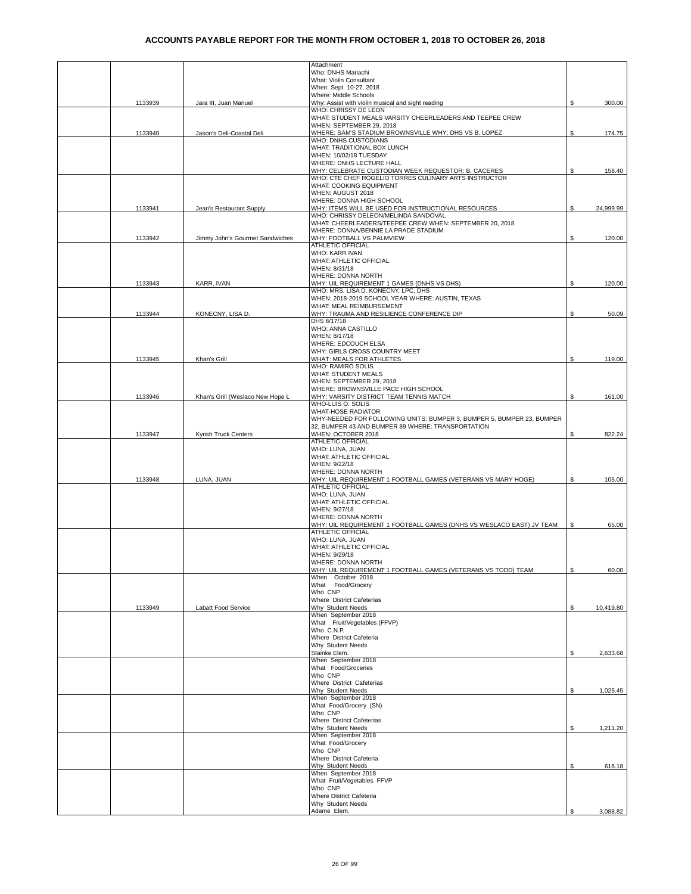# ACCOUNTS PAYABLE REPORT FOR THE MONTH FROM OCTOBER 1, 2018 TO OCTOBER 26, 2018

| | | | | |
|---|---|---|---|---|
| | 1133939 | Jara III, Juan Manuel | Attachment<br>Who: DNHS Mariachi<br>What: Violin Consultant<br>When: Sept. 10-27, 2018<br>Where: Middle Schools<br>Why: Assist with violin musical and sight reading | $ 300.00 |
| | 1133940 | Jason's Deli-Coastal Deli | WHO: CHRISSY DE LEON<br>WHAT: STUDENT MEALS VARSITY CHEERLEADERS AND TEEPEE CREW<br>WHEN: SEPTEMBER 29, 2018<br>WHERE: SAM'S STADIUM BROWNSVILLE WHY: DHS VS B. LOPEZ | $ 174.75 |
| | | | WHO: DNHS CUSTODIANS<br>WHAT: TRADITIONAL BOX LUNCH<br>WHEN: 10/02/18 TUESDAY<br>WHERE: DNHS LECTURE HALL<br>WHY: CELEBRATE CUSTODIAN WEEK REQUESTOR: B. CACERES | $ 158.40 |
| | 1133941 | Jean's Restaurant Supply | WHO: CTE CHEF ROGELIO TORRES CULINARY ARTS INSTRUCTOR<br>WHAT: COOKING EQUIPMENT<br>WHEN: AUGUST 2018<br>WHERE: DONNA HIGH SCHOOL<br>WHY: ITEMS WILL BE USED FOR INSTRUCTIONAL RESOURCES | $ 24,999.99 |
| | 1133942 | Jimmy John's Gourmet Sandwiches | WHO: CHRISSY DELEON/MELINDA SANDOVAL<br>WHAT: CHEERLEADERS/TEEPEE CREW WHEN: SEPTEMBER 20, 2018<br>WHERE: DONNA/BENNIE LA PRADE STADIUM<br>WHY: FOOTBALL VS PALMVIEW | $ 120.00 |
| | 1133943 | KARR, IVAN | ATHLETIC OFFICIAL<br>WHO: KARR IVAN<br>WHAT: ATHLETIC OFFICIAL<br>WHEN: 8/31/18<br>WHERE: DONNA NORTH<br>WHY: UIL REQUIREMENT 1 GAMES (DNHS VS DHS) | $ 120.00 |
| | 1133944 | KONECNY, LISA D. | WHO: MRS. LISA D. KONECNY, LPC, DHS<br>WHEN: 2018-2019 SCHOOL YEAR WHERE: AUSTIN, TEXAS<br>WHAT: MEAL REIMBURSEMENT<br>WHY: TRAUMA AND RESILIENCE CONFERENCE DIP | $ 50.09 |
| | 1133945 | Khan's Grill | DHS 8/17/18<br>WHO: ANNA CASTILLO<br>WHEN: 8/17/18<br>WHERE: EDCOUCH ELSA<br>WHY: GIRLS CROSS COUNTRY MEET<br>WHAT: MEALS FOR ATHLETES | $ 119.00 |
| | 1133946 | Khan's Grill (Weslaco New Hope L | WHO: RAMIRO SOLIS<br>WHAT: STUDENT MEALS<br>WHEN: SEPTEMBER 29, 2018<br>WHERE: BROWNSVILLE PACE HIGH SCHOOL<br>WHY: VARSITY DISTRICT TEAM TENNIS MATCH | $ 161.00 |
| | 1133947 | Kyrish Truck Centers | WHO-LUIS O. SOLIS<br>WHAT-HOSE RADIATOR<br>WHY-NEEDED FOR FOLLOWING UNITS: BUMPER 3, BUMPER 5, BUMPER 23, BUMPER 32, BUMPER 43 AND BUMPER 89 WHERE: TRANSPORTATION<br>WHEN: OCTOBER 2018 | $ 822.24 |
| | 1133948 | LUNA, JUAN | ATHLETIC OFFICIAL<br>WHO: LUNA, JUAN<br>WHAT: ATHLETIC OFFICIAL<br>WHEN: 9/22/18<br>WHERE: DONNA NORTH<br>WHY: UIL REQUIREMENT 1 FOOTBALL GAMES (VETERANS VS MARY HOGE) | $ 105.00 |
| | | | ATHLETIC OFFICIAL<br>WHO: LUNA, JUAN<br>WHAT: ATHLETIC OFFICIAL<br>WHEN: 9/27/18<br>WHERE: DONNA NORTH<br>WHY: UIL REQUIREMENT 1 FOOTBALL GAMES (DNHS VS WESLACO EAST) JV TEAM | $ 65.00 |
| | | | ATHLETIC OFFICIAL<br>WHO: LUNA, JUAN<br>WHAT: ATHLETIC OFFICIAL<br>WHEN: 9/29/18<br>WHERE: DONNA NORTH<br>WHY: UIL REQUIREMENT 1 FOOTBALL GAMES (VETERANS VS TODD) TEAM | $ 60.00 |
| | 1133949 | Labatt Food Service | When October 2018<br>What Food/Grocery<br>Who CNP<br>Where District Cafeterias<br>Why Student Needs | $ 10,419.80 |
| | | | When September 2018<br>What Fruit/Vegetables (FFVP)<br>Who C.N.P.<br>Where District Cafeteria<br>Why Student Needs<br>Stainke Elem. | $ 2,633.68 |
| | | | When September 2018<br>What Food/Groceries<br>Who CNP<br>Where District Cafeterias<br>Why Student Needs | $ 1,025.45 |
| | | | When September 2018<br>What Food/Grocery (SN)<br>Who CNP<br>Where District Cafeterias<br>Why Student Needs | $ 1,211.20 |
| | | | When September 2018<br>What Food/Grocery<br>Who CNP<br>Where District Cafeteria<br>Why Student Needs | $ 616.18 |
| | | | When September 2018<br>What Fruit/Vegetables FFVP<br>Who CNP<br>Where District Cafeteria<br>Why Student Needs<br>Adame Elem. | $ 3,088.82 |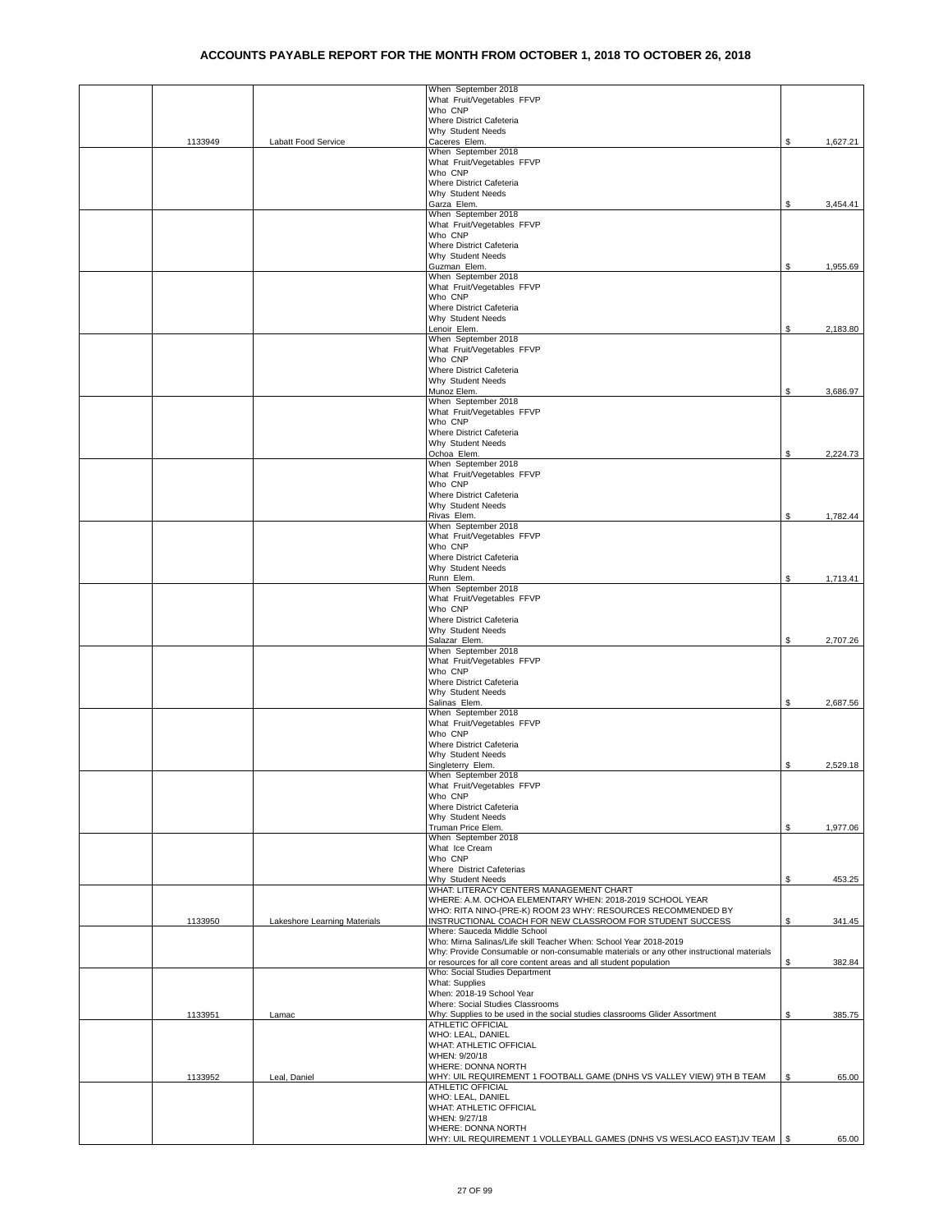# ACCOUNTS PAYABLE REPORT FOR THE MONTH FROM OCTOBER 1, 2018 TO OCTOBER 26, 2018

| | | | | |
|---|---|---|---|---|
| | 1133949 | Labatt Food Service | When September 2018<br>What Fruit/Vegetables FFVP<br>Who CNP<br>Where District Cafeteria<br>Why Student Needs<br>Caceres Elem. | $ 1,627.21 |
| | | | When September 2018<br>What Fruit/Vegetables FFVP<br>Who CNP<br>Where District Cafeteria<br>Why Student Needs<br>Garza Elem. | $ 3,454.41 |
| | | | When September 2018<br>What Fruit/Vegetables FFVP<br>Who CNP<br>Where District Cafeteria<br>Why Student Needs<br>Guzman Elem. | $ 1,955.69 |
| | | | When September 2018<br>What Fruit/Vegetables FFVP<br>Who CNP<br>Where District Cafeteria<br>Why Student Needs<br>Lenoir Elem. | $ 2,183.80 |
| | | | When September 2018<br>What Fruit/Vegetables FFVP<br>Who CNP<br>Where District Cafeteria<br>Why Student Needs<br>Munoz Elem. | $ 3,686.97 |
| | | | When September 2018<br>What Fruit/Vegetables FFVP<br>Who CNP<br>Where District Cafeteria<br>Why Student Needs<br>Ochoa Elem. | $ 2,224.73 |
| | | | When September 2018<br>What Fruit/Vegetables FFVP<br>Who CNP<br>Where District Cafeteria<br>Why Student Needs<br>Rivas Elem. | $ 1,782.44 |
| | | | When September 2018<br>What Fruit/Vegetables FFVP<br>Who CNP<br>Where District Cafeteria<br>Why Student Needs<br>Runn Elem. | $ 1,713.41 |
| | | | When September 2018<br>What Fruit/Vegetables FFVP<br>Who CNP<br>Where District Cafeteria<br>Why Student Needs<br>Salazar Elem. | $ 2,707.26 |
| | | | When September 2018<br>What Fruit/Vegetables FFVP<br>Who CNP<br>Where District Cafeteria<br>Why Student Needs<br>Salinas Elem. | $ 2,687.56 |
| | | | When September 2018<br>What Fruit/Vegetables FFVP<br>Who CNP<br>Where District Cafeteria<br>Why Student Needs<br>Singleterry Elem. | $ 2,529.18 |
| | | | When September 2018<br>What Fruit/Vegetables FFVP<br>Who CNP<br>Where District Cafeteria<br>Why Student Needs<br>Truman Price Elem. | $ 1,977.06 |
| | | | When September 2018<br>What Ice Cream<br>Who CNP<br>Where District Cafeterias<br>Why Student Needs | $ 453.25 |
| | 1133950 | Lakeshore Learning Materials | WHAT: LITERACY CENTERS MANAGEMENT CHART<br>WHERE: A.M. OCHOA ELEMENTARY WHEN: 2018-2019 SCHOOL YEAR<br>WHO: RITA NINO-(PRE-K) ROOM 23 WHY: RESOURCES RECOMMENDED BY INSTRUCTIONAL COACH FOR NEW CLASSROOM FOR STUDENT SUCCESS | $ 341.45 |
| | | | Where: Sauceda Middle School<br>Who: Mirna Salinas/Life skill Teacher When: School Year 2018-2019<br>Why: Provide Consumable or non-consumable materials or any other instructional materials or resources for all core content areas and all student population | $ 382.84 |
| | 1133951 | Lamac | Who: Social Studies Department<br>What: Supplies<br>When: 2018-19 School Year<br>Where: Social Studies Classrooms<br>Why: Supplies to be used in the social studies classrooms Glider Assortment | $ 385.75 |
| | 1133952 | Leal, Daniel | ATHLETIC OFFICIAL<br>WHO: LEAL, DANIEL<br>WHAT: ATHLETIC OFFICIAL<br>WHEN: 9/20/18<br>WHERE: DONNA NORTH<br>WHY: UIL REQUIREMENT 1 FOOTBALL GAME (DNHS VS VALLEY VIEW) 9TH B TEAM | $ 65.00 |
| | | | ATHLETIC OFFICIAL<br>WHO: LEAL, DANIEL<br>WHAT: ATHLETIC OFFICIAL<br>WHEN: 9/27/18<br>WHERE: DONNA NORTH<br>WHY: UIL REQUIREMENT 1 VOLLEYBALL GAMES (DNHS VS WESLACO EAST)JV TEAM | $ 65.00 |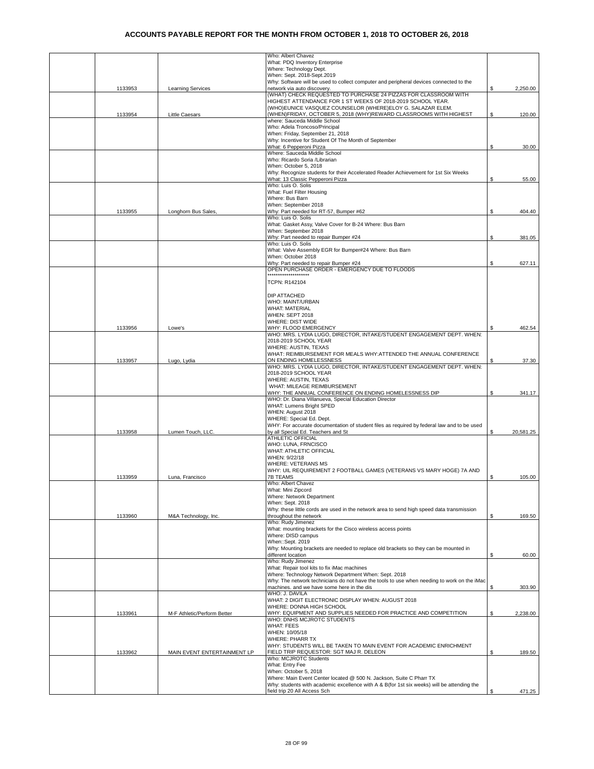# ACCOUNTS PAYABLE REPORT FOR THE MONTH FROM OCTOBER 1, 2018 TO OCTOBER 26, 2018

| | | | | |
|---|---|---|---|---|
| | 1133953 | Learning Services | Who: Albert Chavez<br>What: PDQ Inventory Enterprise<br>Where: Technology Dept.<br>When: Sept. 2018-Sept.2019<br>Why: Software will be used to collect computer and peripheral devices connected to the network via auto discovery. | $ 2,250.00 |
| | 1133954 | Little Caesars | (WHAT) CHECK REQUESTED TO PURCHASE 24 PIZZAS FOR CLASSROOM WITH HIGHEST ATTENDANCE FOR 1 ST WEEKS OF 2018-2019 SCHOOL YEAR.<br>(WHO)EUNICE VASQUEZ COUNSELOR (WHERE)ELOY G. SALAZAR ELEM.<br>(WHEN)FRIDAY, OCTOBER 5, 2018 (WHY)REWARD CLASSROOMS WITH HIGHEST | $ 120.00 |
| | | | where: Sauceda Middle School<br>Who: Adela Troncoso/Principal<br>When: Friday, September 21, 2018<br>Why: Incentive for Student Of The Month of September<br>What: 6 Pepperoni Pizza | $ 30.00 |
| | | | Where: Sauceda Middle School<br>Who: Ricardo Soria /Librarian<br>When: October 5, 2018<br>Why: Recognize students for their Accelerated Reader Achievement for 1st Six Weeks<br>What: 13 Classic Pepperoni Pizza | $ 55.00 |
| | 1133955 | Longhorn Bus Sales, | Who: Luis O. Solis<br>What: Fuel Filter Housing<br>Where: Bus Barn<br>When: September 2018<br>Why: Part needed for RT-57, Bumper #62 | $ 404.40 |
| | | | Who: Luis O. Solis<br>What: Gasket Assy, Valve Cover for B-24 Where: Bus Barn<br>When: September 2018<br>Why: Part needed to repair Bumper #24 | $ 381.05 |
| | | | Who: Luis O. Solis<br>What: Valve Assembly EGR for Bumper#24 Where: Bus Barn<br>When: October 2018<br>Why: Part needed to repair Bumper #24 | $ 627.11 |
| | 1133956 | Lowe's | OPEN PURCHASE ORDER - EMERGENCY DUE TO FLOODS<br>********************<br>TCPN: R142104<br><br>DIP ATTACHED<br>WHO: MAINT/URBAN<br>WHAT: MATERIAL<br>WHEN: SEPT 2018<br>WHERE: DIST WIDE<br>WHY: FLOOD EMERGENCY | $ 462.54 |
| | 1133957 | Lugo, Lydia | WHO: MRS. LYDIA LUGO, DIRECTOR, INTAKE/STUDENT ENGAGEMENT DEPT. WHEN: 2018-2019 SCHOOL YEAR<br>WHERE: AUSTIN, TEXAS<br>WHAT: REIMBURSEMENT FOR MEALS WHY:ATTENDED THE ANNUAL CONFERENCE ON ENDING HOMELESSNESS | $ 37.30 |
| | | | WHO: MRS. LYDIA LUGO, DIRECTOR, INTAKE/STUDENT ENGAGEMENT DEPT. WHEN: 2018-2019 SCHOOL YEAR<br>WHERE: AUSTIN, TEXAS<br>WHAT: MILEAGE REIMBURSEMENT<br>WHY: THE ANNUAL CONFERENCE ON ENDING HOMELESSNESS DIP | $ 341.17 |
| | 1133958 | Lumen Touch, LLC. | WHO: Dr. Diana Villanueva, Special Education Director<br>WHAT: Lumens Bright SPED<br>WHEN: August 2018<br>WHERE: Special Ed. Dept.<br>WHY: For accurate documentation of student files as required by federal law and to be used by all Special Ed. Teachers and St | $ 20,581.25 |
| | 1133959 | Luna, Francisco | ATHLETIC OFFICIAL<br>WHO: LUNA, FRNCISCO<br>WHAT: ATHLETIC OFFICIAL<br>WHEN: 9/22/18<br>WHERE: VETERANS MS<br>WHY: UIL REQUIREMENT 2 FOOTBALL GAMES (VETERANS VS MARY HOGE) 7A AND 7B TEAMS | $ 105.00 |
| | 1133960 | M&A Technology, Inc. | Who: Albert Chavez<br>What: Mini Zipcord<br>Where: Network Department<br>When: Sept. 2018<br>Why: these little cords are used in the network area to send high speed data transmission throughout the network | $ 169.50 |
| | | | Who: Rudy Jimenez<br>What: mounting brackets for the Cisco wireless access points<br>Where: DISD campus<br>When::Sept. 2019<br>Why: Mounting brackets are needed to replace old brackets so they can be mounted in different location | $ 60.00 |
| | | | Who: Rudy Jimenez<br>What: Repair tool kits to fix iMac machines<br>Where: Technology Network Department When: Sept. 2018<br>Why: The network technicians do not have the tools to use when needing to work on the iMac machines. and we have some here in the dis | $ 303.90 |
| | 1133961 | M-F Athletic/Perform Better | WHO: J. DAVILA<br>WHAT: 2 DIGIT ELECTRONIC DISPLAY WHEN: AUGUST 2018<br>WHERE: DONNA HIGH SCHOOL<br>WHY: EQUIPMENT AND SUPPLIES NEEDED FOR PRACTICE AND COMPETITION | $ 2,238.00 |
| | 1133962 | MAIN EVENT ENTERTAINMENT LP | WHO: DNHS MCJROTC STUDENTS<br>WHAT: FEES<br>WHEN: 10/05/18<br>WHERE: PHARR TX<br>WHY: STUDENTS WILL BE TAKEN TO MAIN EVENT FOR ACADEMIC ENRICHMENT FIELD TRIP REQUESTOR: SGT MAJ R. DELEON | $ 189.50 |
| | | | Who: MCJROTC Students<br>What: Entry Fee<br>When: October 5, 2018<br>Where: Main Event Center located @ 500 N. Jackson, Suite C Pharr TX<br>Why: students with academic excellence with A & B(for 1st six weeks) will be attending the field trip 20 All Access Sch | $ 471.25 |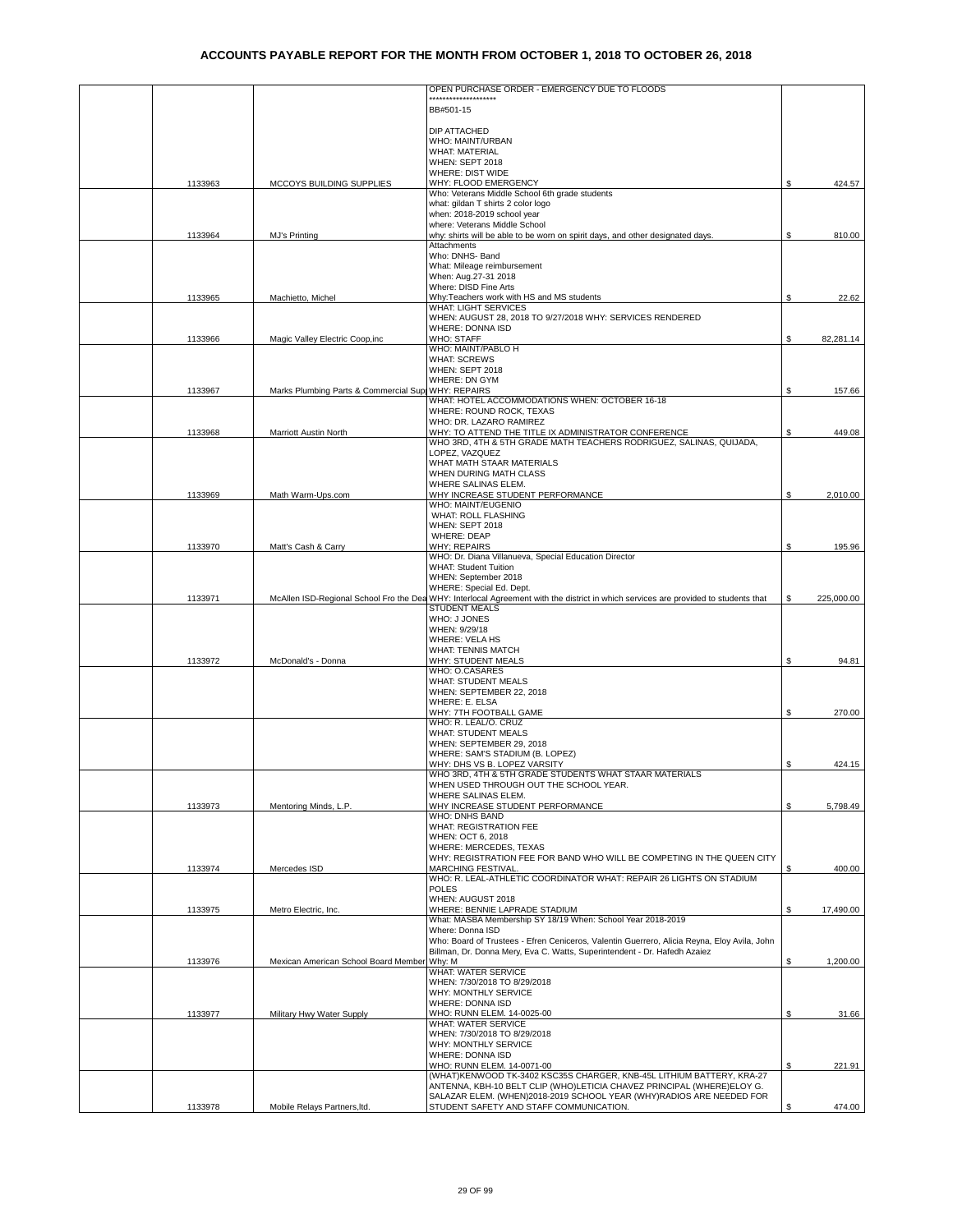# ACCOUNTS PAYABLE REPORT FOR THE MONTH FROM OCTOBER 1, 2018 TO OCTOBER 26, 2018

| | Check # | Vendor | Description | Amount |
|---|---|---|---|---|
| | | | OPEN PURCHASE ORDER - EMERGENCY DUE TO FLOODS<br>********************<br>BB#501-15<br><br>DIP ATTACHED<br>WHO: MAINT/URBAN<br>WHAT: MATERIAL<br>WHEN: SEPT 2018<br>WHERE: DIST WIDE<br>WHY: FLOOD EMERGENCY | |
| | 1133963 | MCCOYS BUILDING SUPPLIES | | $ 424.57 |
| | | | Who: Veterans Middle School 6th grade students<br>what: gildan T shirts 2 color logo<br>when: 2018-2019 school year<br>where: Veterans Middle School<br>why: shirts will be able to be worn on spirit days, and other designated days. | |
| | 1133964 | MJ's Printing | | $ 810.00 |
| | | | Attachments<br>Who: DNHS- Band<br>What: Mileage reimbursement<br>When: Aug.27-31 2018<br>Where: DISD Fine Arts<br>Why:Teachers work with HS and MS students | |
| | 1133965 | Machietto, Michel | | $ 22.62 |
| | | | WHAT: LIGHT SERVICES<br>WHEN: AUGUST 28, 2018 TO 9/27/2018 WHY: SERVICES RENDERED<br>WHERE: DONNA ISD<br>WHO: STAFF | |
| | 1133966 | Magic Valley Electric Coop,inc | | $ 82,281.14 |
| | | | WHO: MAINT/PABLO H<br>WHAT: SCREWS<br>WHEN: SEPT 2018<br>WHERE: DN GYM<br>WHY: REPAIRS | |
| | 1133967 | Marks Plumbing Parts & Commercial Sup | | $ 157.66 |
| | | | WHAT: HOTEL ACCOMMODATIONS WHEN: OCTOBER 16-18<br>WHERE: ROUND ROCK, TEXAS<br>WHO: DR. LAZARO RAMIREZ<br>WHY: TO ATTEND THE TITLE IX ADMINISTRATOR CONFERENCE | |
| | 1133968 | Marriott Austin North | | $ 449.08 |
| | | | WHO 3RD, 4TH & 5TH GRADE MATH TEACHERS RODRIGUEZ, SALINAS, QUIJADA, LOPEZ, VAZQUEZ<br>WHAT MATH STAAR MATERIALS<br>WHEN DURING MATH CLASS<br>WHERE SALINAS ELEM.<br>WHY INCREASE STUDENT PERFORMANCE | |
| | 1133969 | Math Warm-Ups.com | | $ 2,010.00 |
| | | | WHO: MAINT/EUGENIO<br>WHAT: ROLL FLASHING<br>WHEN: SEPT 2018<br>WHERE: DEAP<br>WHY; REPAIRS | |
| | 1133970 | Matt's Cash & Carry | | $ 195.96 |
| | | | WHO: Dr. Diana Villanueva, Special Education Director<br>WHAT: Student Tuition<br>WHEN: September 2018<br>WHERE: Special Ed. Dept.<br>WHY: Interlocal Agreement with the district in which services are provided to students that | |
| | 1133971 | McAllen ISD-Regional School Fro the Dea | | $ 225,000.00 |
| | | | STUDENT MEALS<br>WHO: J JONES<br>WHEN: 9/29/18<br>WHERE: VELA HS<br>WHAT: TENNIS MATCH<br>WHY: STUDENT MEALS | |
| | 1133972 | McDonald's - Donna | | $ 94.81 |
| | | | WHO: O.CASARES<br>WHAT: STUDENT MEALS<br>WHEN: SEPTEMBER 22, 2018<br>WHERE: E. ELSA<br>WHY: 7TH FOOTBALL GAME | $ 270.00 |
| | | | WHO: R. LEAL/O. CRUZ<br>WHAT: STUDENT MEALS<br>WHEN: SEPTEMBER 29, 2018<br>WHERE: SAM'S STADIUM (B. LOPEZ)<br>WHY: DHS VS B. LOPEZ VARSITY | $ 424.15 |
| | | | WHO 3RD, 4TH & 5TH GRADE STUDENTS WHAT STAAR MATERIALS<br>WHEN USED THROUGH OUT THE SCHOOL YEAR.<br>WHERE SALINAS ELEM.<br>WHY INCREASE STUDENT PERFORMANCE | |
| | 1133973 | Mentoring Minds, L.P. | | $ 5,798.49 |
| | | | WHO: DNHS BAND<br>WHAT: REGISTRATION FEE<br>WHEN: OCT 6, 2018<br>WHERE: MERCEDES, TEXAS<br>WHY: REGISTRATION FEE FOR BAND WHO WILL BE COMPETING IN THE QUEEN CITY MARCHING FESTIVAL. | |
| | 1133974 | Mercedes ISD | | $ 400.00 |
| | | | WHO: R. LEAL-ATHLETIC COORDINATOR WHAT: REPAIR 26 LIGHTS ON STADIUM POLES<br>WHEN: AUGUST 2018<br>WHERE: BENNIE LAPRADE STADIUM | |
| | 1133975 | Metro Electric, Inc. | | $ 17,490.00 |
| | | | What: MASBA Membership SY 18/19 When: School Year 2018-2019<br>Where: Donna ISD<br>Who: Board of Trustees - Efren Ceniceros, Valentin Guerrero, Alicia Reyna, Eloy Avila, John Billman, Dr. Donna Mery, Eva C. Watts, Superintendent - Dr. Hafedh Azaiez<br>Why: M | |
| | 1133976 | Mexican American School Board Member | | $ 1,200.00 |
| | | | WHAT: WATER SERVICE<br>WHEN: 7/30/2018 TO 8/29/2018<br>WHY: MONTHLY SERVICE<br>WHERE: DONNA ISD<br>WHO: RUNN ELEM. 14-0025-00 | |
| | 1133977 | Military Hwy Water Supply | | $ 31.66 |
| | | | WHAT: WATER SERVICE<br>WHEN: 7/30/2018 TO 8/29/2018<br>WHY: MONTHLY SERVICE<br>WHERE: DONNA ISD<br>WHO: RUNN ELEM. 14-0071-00 | $ 221.91 |
| | | | (WHAT)KENWOOD TK-3402 KSC35S CHARGER, KNB-45L LITHIUM BATTERY, KRA-27 ANTENNA, KBH-10 BELT CLIP (WHO)LETICIA CHAVEZ PRINCIPAL (WHERE)ELOY G. SALAZAR ELEM. (WHEN)2018-2019 SCHOOL YEAR (WHY)RADIOS ARE NEEDED FOR STUDENT SAFETY AND STAFF COMMUNICATION. | |
| | 1133978 | Mobile Relays Partners,ltd. | | $ 474.00 |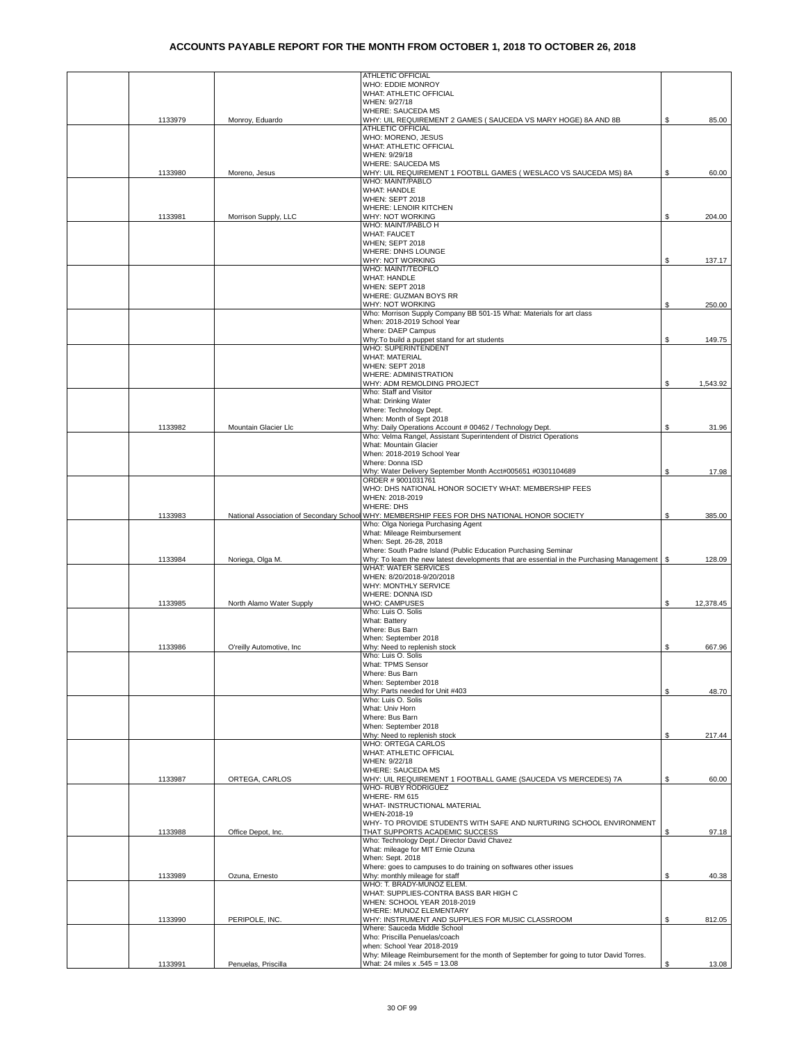# ACCOUNTS PAYABLE REPORT FOR THE MONTH FROM OCTOBER 1, 2018 TO OCTOBER 26, 2018

| | Check # | Vendor | Description | Amount |
|---|---|---|---|---|
| | 1133979 | Monroy, Eduardo | ATHLETIC OFFICIAL<br>WHO: EDDIE MONROY<br>WHAT: ATHLETIC OFFICIAL<br>WHEN: 9/27/18<br>WHERE: SAUCEDA MS<br>WHY: UIL REQUIREMENT 2 GAMES ( SAUCEDA VS MARY HOGE) 8A AND 8B | $ 85.00 |
| | 1133980 | Moreno, Jesus | ATHLETIC OFFICIAL<br>WHO: MORENO, JESUS<br>WHAT: ATHLETIC OFFICIAL<br>WHEN: 9/29/18<br>WHERE: SAUCEDA MS<br>WHY: UIL REQUIREMENT 1 FOOTBLL GAMES ( WESLACO VS SAUCEDA MS) 8A | $ 60.00 |
| | 1133981 | Morrison Supply, LLC | WHO: MAINT/PABLO<br>WHAT: HANDLE<br>WHEN: SEPT 2018<br>WHERE: LENOIR KITCHEN<br>WHY: NOT WORKING | $ 204.00 |
| | | | WHO: MAINT/PABLO H<br>WHAT: FAUCET<br>WHEN; SEPT 2018<br>WHERE: DNHS LOUNGE<br>WHY: NOT WORKING | $ 137.17 |
| | | | WHO: MAINT/TEOFILO<br>WHAT: HANDLE<br>WHEN: SEPT 2018<br>WHERE: GUZMAN BOYS RR<br>WHY: NOT WORKING | $ 250.00 |
| | | | Who: Morrison Supply Company BB 501-15 What: Materials for art class<br>When: 2018-2019 School Year<br>Where: DAEP Campus<br>Why:To build a puppet stand for art students | $ 149.75 |
| | | | WHO: SUPERINTENDENT<br>WHAT: MATERIAL<br>WHEN: SEPT 2018<br>WHERE: ADMINISTRATION<br>WHY: ADM REMOLDING PROJECT | $ 1,543.92 |
| | 1133982 | Mountain Glacier Llc | Who: Staff and Visitor<br>What: Drinking Water<br>Where: Technology Dept.<br>When: Month of Sept 2018<br>Why: Daily Operations Account # 00462 / Technology Dept. | $ 31.96 |
| | | | Who: Velma Rangel, Assistant Superintendent of District Operations<br>What: Mountain Glacier<br>When: 2018-2019 School Year<br>Where: Donna ISD<br>Why: Water Delivery September Month Acct#005651 #0301104689 | $ 17.98 |
| | 1133983 | National Association of Secondary School | ORDER # 9001031761<br>WHO: DHS NATIONAL HONOR SOCIETY WHAT: MEMBERSHIP FEES<br>WHEN: 2018-2019<br>WHERE: DHS<br>WHY: MEMBERSHIP FEES FOR DHS NATIONAL HONOR SOCIETY | $ 385.00 |
| | 1133984 | Noriega, Olga M. | Who: Olga Noriega Purchasing Agent<br>What: Mileage Reimbursement<br>When: Sept. 26-28, 2018<br>Where: South Padre Island (Public Education Purchasing Seminar<br>Why: To learn the new latest developments that are essential in the Purchasing Management | $ 128.09 |
| | 1133985 | North Alamo Water Supply | WHAT: WATER SERVICES<br>WHEN: 8/20/2018-9/20/2018<br>WHY: MONTHLY SERVICE<br>WHERE: DONNA ISD<br>WHO: CAMPUSES | $ 12,378.45 |
| | 1133986 | O'reilly Automotive, Inc | Who: Luis O. Solis<br>What: Battery<br>Where: Bus Barn<br>When: September 2018<br>Why: Need to replenish stock | $ 667.96 |
| | | | Who: Luis O. Solis<br>What: TPMS Sensor<br>Where: Bus Barn<br>When: September 2018<br>Why: Parts needed for Unit #403 | $ 48.70 |
| | | | Who: Luis O. Solis<br>What: Univ Horn<br>Where: Bus Barn<br>When: September 2018<br>Why: Need to replenish stock | $ 217.44 |
| | 1133987 | ORTEGA, CARLOS | WHO: ORTEGA CARLOS<br>WHAT: ATHLETIC OFFICIAL<br>WHEN: 9/22/18<br>WHERE: SAUCEDA MS<br>WHY: UIL REQUIREMENT 1 FOOTBALL GAME (SAUCEDA VS MERCEDES) 7A | $ 60.00 |
| | 1133988 | Office Depot, Inc. | WHO- RUBY RODRIGUEZ<br>WHERE- RM 615<br>WHAT- INSTRUCTIONAL MATERIAL<br>WHEN-2018-19<br>WHY- TO PROVIDE STUDENTS WITH SAFE AND NURTURING SCHOOL ENVIRONMENT THAT SUPPORTS ACADEMIC SUCCESS | $ 97.18 |
| | 1133989 | Ozuna, Ernesto | Who: Technology Dept./ Director David Chavez<br>What: mileage for MIT Ernie Ozuna<br>When: Sept. 2018<br>Where: goes to campuses to do training on softwares other issues<br>Why: monthly mileage for staff | $ 40.38 |
| | 1133990 | PERIPOLE, INC. | WHO: T. BRADY-MUNOZ ELEM.<br>WHAT: SUPPLIES-CONTRA BASS BAR HIGH C<br>WHEN: SCHOOL YEAR 2018-2019<br>WHERE: MUNOZ ELEMENTARY<br>WHY: INSTRUMENT AND SUPPLIES FOR MUSIC CLASSROOM | $ 812.05 |
| | 1133991 | Penuelas, Priscilla | Where: Sauceda Middle School<br>Who: Priscilla Penuelas/coach<br>when: School Year 2018-2019<br>Why: Mileage Reimbursement for the month of September for going to tutor David Torres.<br>What: 24 miles x .545 = 13.08 | $ 13.08 |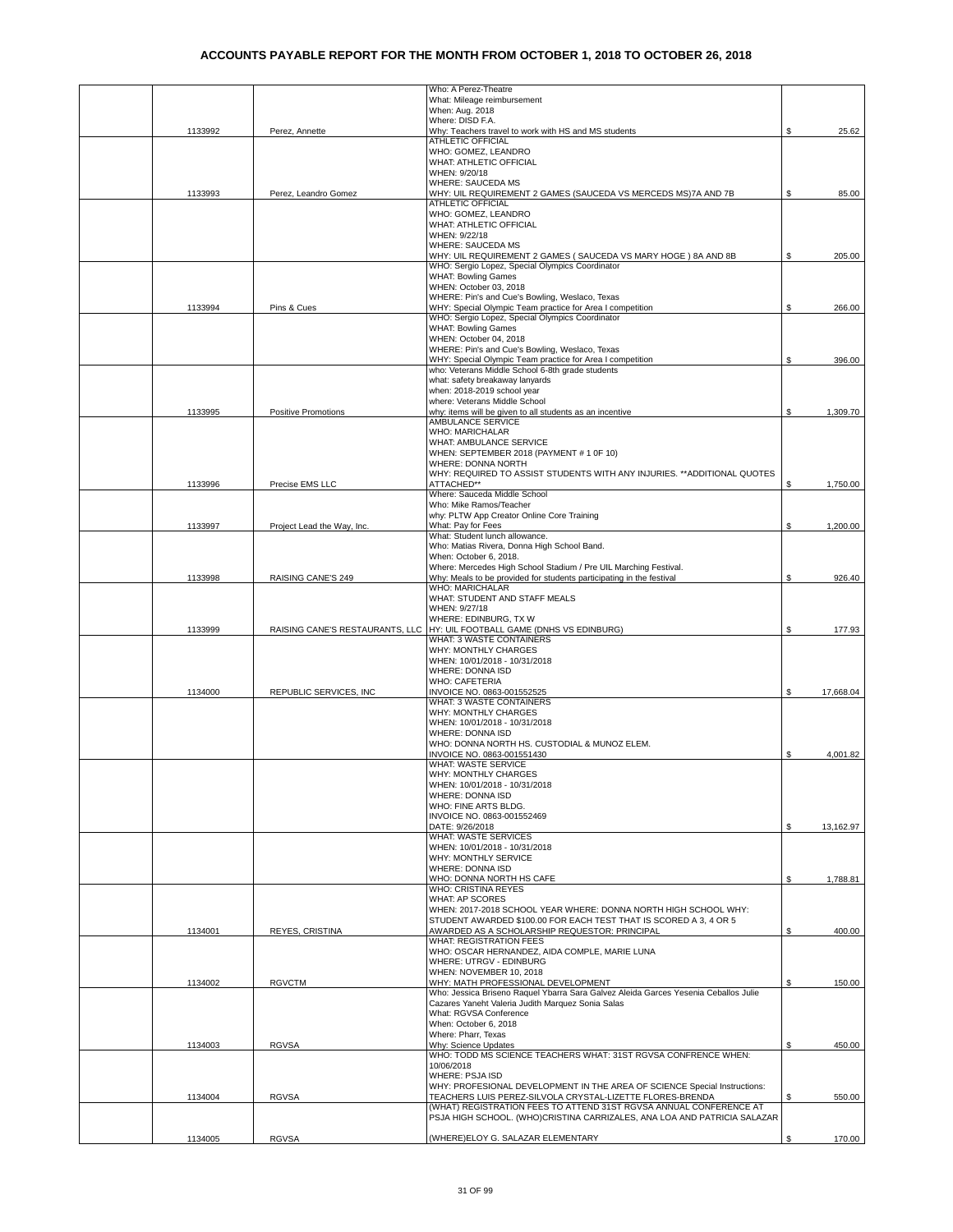# ACCOUNTS PAYABLE REPORT FOR THE MONTH FROM OCTOBER 1, 2018 TO OCTOBER 26, 2018

| | Check No. | Vendor | Description | Amount |
|---|---|---|---|---|
| | 1133992 | Perez, Annette | Who: A Perez-Theatre<br>What: Mileage reimbursement<br>When: Aug. 2018<br>Where: DISD F.A.<br>Why: Teachers travel to work with HS and MS students | $ 25.62 |
| | 1133993 | Perez, Leandro Gomez | ATHLETIC OFFICIAL<br>WHO: GOMEZ, LEANDRO<br>WHAT: ATHLETIC OFFICIAL<br>WHEN: 9/20/18<br>WHERE: SAUCEDA MS<br>WHY: UIL REQUIREMENT 2 GAMES (SAUCEDA VS MERCEDS MS)7A AND 7B | $ 85.00 |
| | | | ATHLETIC OFFICIAL<br>WHO: GOMEZ, LEANDRO<br>WHAT: ATHLETIC OFFICIAL<br>WHEN: 9/22/18<br>WHERE: SAUCEDA MS<br>WHY: UIL REQUIREMENT 2 GAMES ( SAUCEDA VS MARY HOGE ) 8A AND 8B | $ 205.00 |
| | 1133994 | Pins & Cues | WHO: Sergio Lopez, Special Olympics Coordinator<br>WHAT: Bowling Games<br>WHEN: October 03, 2018<br>WHERE: Pin's and Cue's Bowling, Weslaco, Texas<br>WHY: Special Olympic Team practice for Area I competition | $ 266.00 |
| | | | WHO: Sergio Lopez, Special Olympics Coordinator<br>WHAT: Bowling Games<br>WHEN: October 04, 2018<br>WHERE: Pin's and Cue's Bowling, Weslaco, Texas<br>WHY: Special Olympic Team practice for Area I competition | $ 396.00 |
| | 1133995 | Positive Promotions | who: Veterans Middle School 6-8th grade students<br>what: safety breakaway lanyards<br>when: 2018-2019 school year<br>where: Veterans Middle School<br>why: items will be given to all students as an incentive | $ 1,309.70 |
| | 1133996 | Precise EMS LLC | AMBULANCE SERVICE<br>WHO: MARICHALAR<br>WHAT: AMBULANCE SERVICE<br>WHEN: SEPTEMBER 2018 (PAYMENT # 1 0F 10)<br>WHERE: DONNA NORTH<br>WHY: REQUIRED TO ASSIST STUDENTS WITH ANY INJURIES. **ADDITIONAL QUOTES ATTACHED** | $ 1,750.00 |
| | 1133997 | Project Lead the Way, Inc. | Where: Sauceda Middle School<br>Who: Mike Ramos/Teacher<br>why: PLTW App Creator Online Core Training<br>What: Pay for Fees | $ 1,200.00 |
| | 1133998 | RAISING CANE'S 249 | What: Student lunch allowance.<br>Who: Matias Rivera, Donna High School Band.<br>When: October 6, 2018.<br>Where: Mercedes High School Stadium / Pre UIL Marching Festival.<br>Why: Meals to be provided for students participating in the festival | $ 926.40 |
| | 1133999 | RAISING CANE'S RESTAURANTS, LLC | WHO: MARICHALAR<br>WHAT: STUDENT AND STAFF MEALS<br>WHEN: 9/27/18<br>WHERE: EDINBURG, TX W<br>HY: UIL FOOTBALL GAME (DNHS VS EDINBURG) | $ 177.93 |
| | 1134000 | REPUBLIC SERVICES, INC | WHAT: 3 WASTE CONTAINERS<br>WHY: MONTHLY CHARGES<br>WHEN: 10/01/2018 - 10/31/2018<br>WHERE: DONNA ISD<br>WHO: CAFETERIA<br>INVOICE NO. 0863-001552525 | $ 17,668.04 |
| | | | WHAT: 3 WASTE CONTAINERS<br>WHY: MONTHLY CHARGES<br>WHEN: 10/01/2018 - 10/31/2018<br>WHERE: DONNA ISD<br>WHO: DONNA NORTH HS. CUSTODIAL & MUNOZ ELEM.<br>INVOICE NO. 0863-001551430 | $ 4,001.82 |
| | | | WHAT: WASTE SERVICE<br>WHY: MONTHLY CHARGES<br>WHEN: 10/01/2018 - 10/31/2018<br>WHERE: DONNA ISD<br>WHO: FINE ARTS BLDG.<br>INVOICE NO. 0863-001552469<br>DATE: 9/26/2018 | $ 13,162.97 |
| | | | WHAT: WASTE SERVICES<br>WHEN: 10/01/2018 - 10/31/2018<br>WHY: MONTHLY SERVICE<br>WHERE: DONNA ISD<br>WHO: DONNA NORTH HS CAFE | $ 1,788.81 |
| | 1134001 | REYES, CRISTINA | WHO: CRISTINA REYES<br>WHAT: AP SCORES<br>WHEN: 2017-2018 SCHOOL YEAR WHERE: DONNA NORTH HIGH SCHOOL WHY: STUDENT AWARDED $100.00 FOR EACH TEST THAT IS SCORED A 3, 4 OR 5 AWARDED AS A SCHOLARSHIP REQUESTOR: PRINCIPAL | $ 400.00 |
| | 1134002 | RGVCTM | WHAT: REGISTRATION FEES<br>WHO: OSCAR HERNANDEZ, AIDA COMPLE, MARIE LUNA<br>WHERE: UTRGV - EDINBURG<br>WHEN: NOVEMBER 10, 2018<br>WHY: MATH PROFESSIONAL DEVELOPMENT | $ 150.00 |
| | 1134003 | RGVSA | Who: Jessica Briseno Raquel Ybarra Sara Galvez Aleida Garces Yesenia Ceballos Julie Cazares Yaneht Valeria Judith Marquez Sonia Salas<br>What: RGVSA Conference<br>When: October 6, 2018<br>Where: Pharr, Texas<br>Why: Science Updates | $ 450.00 |
| | 1134004 | RGVSA | WHO: TODD MS SCIENCE TEACHERS WHAT: 31ST RGVSA CONFRENCE WHEN: 10/06/2018<br>WHERE: PSJA ISD<br>WHY: PROFESIONAL DEVELOPMENT IN THE AREA OF SCIENCE Special Instructions: TEACHERS LUIS PEREZ-SILVOLA CRYSTAL-LIZETTE FLORES-BRENDA | $ 550.00 |
| | 1134005 | RGVSA | (WHAT) REGISTRATION FEES TO ATTEND 31ST RGVSA ANNUAL CONFERENCE AT PSJA HIGH SCHOOL. (WHO)CRISTINA CARRIZALES, ANA LOA AND PATRICIA SALAZAR<br>(WHERE)ELOY G. SALAZAR ELEMENTARY | $ 170.00 |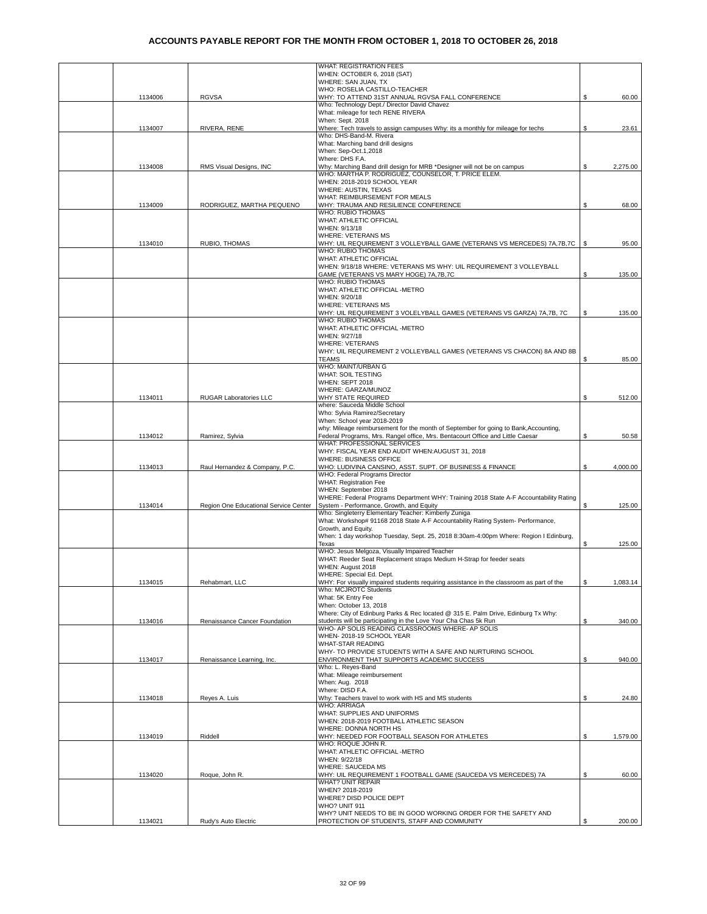# ACCOUNTS PAYABLE REPORT FOR THE MONTH FROM OCTOBER 1, 2018 TO OCTOBER 26, 2018

| | Check No. | Vendor | Description | Amount |
|---|---|---|---|---|
| | 1134006 | RGVSA | WHAT: REGISTRATION FEES WHEN: OCTOBER 6, 2018 (SAT) WHERE: SAN JUAN, TX WHO: ROSELIA CASTILLO-TEACHER WHY: TO ATTEND 31ST ANNUAL RGVSA FALL CONFERENCE | $ 60.00 |
| | 1134007 | RIVERA, RENE | Who: Technology Dept./ Director David Chavez What: mileage for tech RENE RIVERA When: Sept. 2018 Where: Tech travels to assign campuses Why: its a monthly for mileage for techs | $ 23.61 |
| | 1134008 | RMS Visual Designs, INC | Who: DHS-Band-M. Rivera What: Marching band drill designs When: Sep-Oct.1,2018 Where: DHS F.A. Why: Marching Band drill design for MRB *Designer will not be on campus | $ 2,275.00 |
| | 1134009 | RODRIGUEZ, MARTHA PEQUENO | WHO: MARTHA P. RODRIGUEZ, COUNSELOR, T. PRICE ELEM. WHEN: 2018-2019 SCHOOL YEAR WHERE: AUSTIN, TEXAS WHAT: REIMBURSEMENT FOR MEALS WHY: TRAUMA AND RESILIENCE CONFERENCE | $ 68.00 |
| | 1134010 | RUBIO, THOMAS | WHO: RUBIO THOMAS WHAT: ATHLETIC OFFICIAL WHEN: 9/13/18 WHERE: VETERANS MS WHY: UIL REQUIREMENT 3 VOLLEYBALL GAME (VETERANS VS MERCEDES) 7A,7B,7C | $ 95.00 |
| | | | WHO: RUBIO THOMAS WHAT: ATHLETIC OFFICIAL WHEN: 9/18/18 WHERE: VETERANS MS WHY: UIL REQUIREMENT 3 VOLLEYBALL GAME (VETERANS VS MARY HOGE) 7A,7B,7C | $ 135.00 |
| | | | WHO: RUBIO THOMAS WHAT: ATHLETIC OFFICIAL -METRO WHEN: 9/20/18 WHERE: VETERANS MS WHY: UIL REQUIREMENT 3 VOLELYBALL GAMES (VETERANS VS GARZA) 7A,7B, 7C | $ 135.00 |
| | | | WHO: RUBIO THOMAS WHAT: ATHLETIC OFFICIAL -METRO WHEN: 9/27/18 WHERE: VETERANS WHY: UIL REQUIREMENT 2 VOLLEYBALL GAMES (VETERANS VS CHACON) 8A AND 8B TEAMS | $ 85.00 |
| | 1134011 | RUGAR Laboratories LLC | WHO: MAINT/URBAN G WHAT: SOIL TESTING WHEN: SEPT 2018 WHERE: GARZA/MUNOZ WHY STATE REQUIRED | $ 512.00 |
| | 1134012 | Ramirez, Sylvia | where: Sauceda Middle School Who: Sylvia Ramirez/Secretary When: School year 2018-2019 why: Mileage reimbursement for the month of September for going to Bank,Accounting, Federal Programs, Mrs. Rangel office, Mrs. Bentacourt Office and Little Caesar | $ 50.58 |
| | 1134013 | Raul Hernandez & Company, P.C. | WHAT: PROFESSIONAL SERVICES WHY: FISCAL YEAR END AUDIT WHEN:AUGUST 31, 2018 WHERE: BUSINESS OFFICE WHO: LUDIVINA CANSINO, ASST. SUPT. OF BUSINESS & FINANCE | $ 4,000.00 |
| | 1134014 | Region One Educational Service Center | WHO: Federal Programs Director WHAT: Registration Fee WHEN: September 2018 WHERE: Federal Programs Department WHY: Training 2018 State A-F Accountability Rating System - Performance, Growth, and Equity | $ 125.00 |
| | | | Who: Singleterry Elementary Teacher: Kimberly Zuniga What: Workshop# 91168 2018 State A-F Accountability Rating System- Performance, Growth, and Equity. When: 1 day workshop Tuesday, Sept. 25, 2018 8:30am-4:00pm Where: Region I Edinburg, Texas | $ 125.00 |
| | 1134015 | Rehabmart, LLC | WHO: Jesus Melgoza, Visually Impaired Teacher WHAT: Reeder Seat Replacement straps Medium H-Strap for feeder seats WHEN: August 2018 WHERE: Special Ed. Dept. WHY: For visually impaired students requiring assistance in the classroom as part of the | $ 1,083.14 |
| | 1134016 | Renaissance Cancer Foundation | Who: MCJROTC Students What: 5K Entry Fee When: October 13, 2018 Where: City of Edinburg Parks & Rec located @ 315 E. Palm Drive, Edinburg Tx Why: students will be participating in the Love Your Cha Chas 5k Run | $ 340.00 |
| | 1134017 | Renaissance Learning, Inc. | WHO- AP SOLIS READING CLASSROOMS WHERE- AP SOLIS WHEN- 2018-19 SCHOOL YEAR WHAT-STAR READING WHY- TO PROVIDE STUDENTS WITH A SAFE AND NURTURING SCHOOL ENVIRONMENT THAT SUPPORTS ACADEMIC SUCCESS | $ 940.00 |
| | 1134018 | Reyes A. Luis | Who: L. Reyes-Band What: Mileage reimbursement When: Aug. 2018 Where: DISD F.A. Why: Teachers travel to work with HS and MS students | $ 24.80 |
| | 1134019 | Riddell | WHO: ARRIAGA WHAT: SUPPLIES AND UNIFORMS WHEN: 2018-2019 FOOTBALL ATHLETIC SEASON WHERE: DONNA NORTH HS WHY: NEEDED FOR FOOTBALL SEASON FOR ATHLETES | $ 1,579.00 |
| | 1134020 | Roque, John R. | WHO: ROQUE JOHN R. WHAT: ATHLETIC OFFICIAL -METRO WHEN: 9/22/18 WHERE: SAUCEDA MS WHY: UIL REQUIREMENT 1 FOOTBALL GAME (SAUCEDA VS MERCEDES) 7A | $ 60.00 |
| | 1134021 | Rudy's Auto Electric | WHAT? UNIT REPAIR WHEN? 2018-2019 WHERE? DISD POLICE DEPT WHO? UNIT 911 WHY? UNIT NEEDS TO BE IN GOOD WORKING ORDER FOR THE SAFETY AND PROTECTION OF STUDENTS, STAFF AND COMMUNITY | $ 200.00 |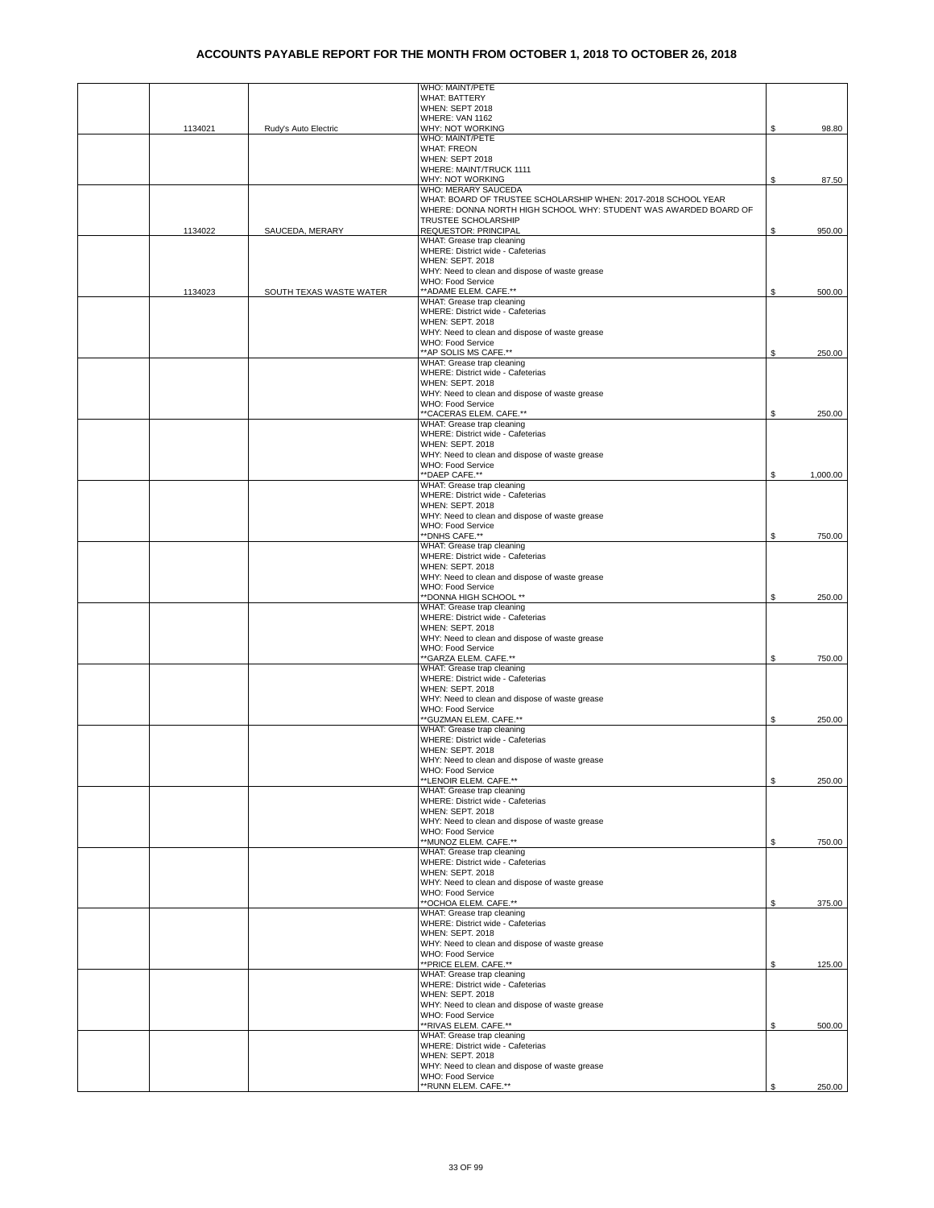# ACCOUNTS PAYABLE REPORT FOR THE MONTH FROM OCTOBER 1, 2018 TO OCTOBER 26, 2018

| | | | | |
|---|---|---|---|---|
| | 1134021 | Rudy's Auto Electric | WHO: MAINT/PETE<br>WHAT: BATTERY<br>WHEN: SEPT 2018<br>WHERE: VAN 1162<br>WHY: NOT WORKING | $ 98.80 |
| | | | WHO: MAINT/PETE<br>WHAT: FREON<br>WHEN: SEPT 2018<br>WHERE: MAINT/TRUCK 1111<br>WHY: NOT WORKING | $ 87.50 |
| | 1134022 | SAUCEDA, MERARY | WHO: MERARY SAUCEDA<br>WHAT: BOARD OF TRUSTEE SCHOLARSHIP WHEN: 2017-2018 SCHOOL YEAR<br>WHERE: DONNA NORTH HIGH SCHOOL WHY: STUDENT WAS AWARDED BOARD OF TRUSTEE SCHOLARSHIP<br>REQUESTOR: PRINCIPAL | $ 950.00 |
| | 1134023 | SOUTH TEXAS WASTE WATER | WHAT: Grease trap cleaning<br>WHERE: District wide - Cafeterias<br>WHEN: SEPT. 2018<br>WHY: Need to clean and dispose of waste grease<br>WHO: Food Service<br>**ADAME ELEM. CAFE.** | $ 500.00 |
| | | | WHAT: Grease trap cleaning<br>WHERE: District wide - Cafeterias<br>WHEN: SEPT. 2018<br>WHY: Need to clean and dispose of waste grease<br>WHO: Food Service<br>**AP SOLIS MS CAFE.** | $ 250.00 |
| | | | WHAT: Grease trap cleaning<br>WHERE: District wide - Cafeterias<br>WHEN: SEPT. 2018<br>WHY: Need to clean and dispose of waste grease<br>WHO: Food Service<br>**CACERAS ELEM. CAFE.** | $ 250.00 |
| | | | WHAT: Grease trap cleaning<br>WHERE: District wide - Cafeterias<br>WHEN: SEPT. 2018<br>WHY: Need to clean and dispose of waste grease<br>WHO: Food Service<br>**DAEP CAFE.** | $ 1,000.00 |
| | | | WHAT: Grease trap cleaning<br>WHERE: District wide - Cafeterias<br>WHEN: SEPT. 2018<br>WHY: Need to clean and dispose of waste grease<br>WHO: Food Service<br>**DNHS CAFE.** | $ 750.00 |
| | | | WHAT: Grease trap cleaning<br>WHERE: District wide - Cafeterias<br>WHEN: SEPT. 2018<br>WHY: Need to clean and dispose of waste grease<br>WHO: Food Service<br>**DONNA HIGH SCHOOL ** | $ 250.00 |
| | | | WHAT: Grease trap cleaning<br>WHERE: District wide - Cafeterias<br>WHEN: SEPT. 2018<br>WHY: Need to clean and dispose of waste grease<br>WHO: Food Service<br>**GARZA ELEM. CAFE.** | $ 750.00 |
| | | | WHAT: Grease trap cleaning<br>WHERE: District wide - Cafeterias<br>WHEN: SEPT. 2018<br>WHY: Need to clean and dispose of waste grease<br>WHO: Food Service<br>**GUZMAN ELEM. CAFE.** | $ 250.00 |
| | | | WHAT: Grease trap cleaning<br>WHERE: District wide - Cafeterias<br>WHEN: SEPT. 2018<br>WHY: Need to clean and dispose of waste grease<br>WHO: Food Service<br>**LENOIR ELEM. CAFE.** | $ 250.00 |
| | | | WHAT: Grease trap cleaning<br>WHERE: District wide - Cafeterias<br>WHEN: SEPT. 2018<br>WHY: Need to clean and dispose of waste grease<br>WHO: Food Service<br>**MUNOZ ELEM. CAFE.** | $ 750.00 |
| | | | WHAT: Grease trap cleaning<br>WHERE: District wide - Cafeterias<br>WHEN: SEPT. 2018<br>WHY: Need to clean and dispose of waste grease<br>WHO: Food Service<br>**OCHOA ELEM. CAFE.** | $ 375.00 |
| | | | WHAT: Grease trap cleaning<br>WHERE: District wide - Cafeterias<br>WHEN: SEPT. 2018<br>WHY: Need to clean and dispose of waste grease<br>WHO: Food Service<br>**PRICE ELEM. CAFE.** | $ 125.00 |
| | | | WHAT: Grease trap cleaning<br>WHERE: District wide - Cafeterias<br>WHEN: SEPT. 2018<br>WHY: Need to clean and dispose of waste grease<br>WHO: Food Service<br>**RIVAS ELEM. CAFE.** | $ 500.00 |
| | | | WHAT: Grease trap cleaning<br>WHERE: District wide - Cafeterias<br>WHEN: SEPT. 2018<br>WHY: Need to clean and dispose of waste grease<br>WHO: Food Service<br>**RUNN ELEM. CAFE.** | $ 250.00 |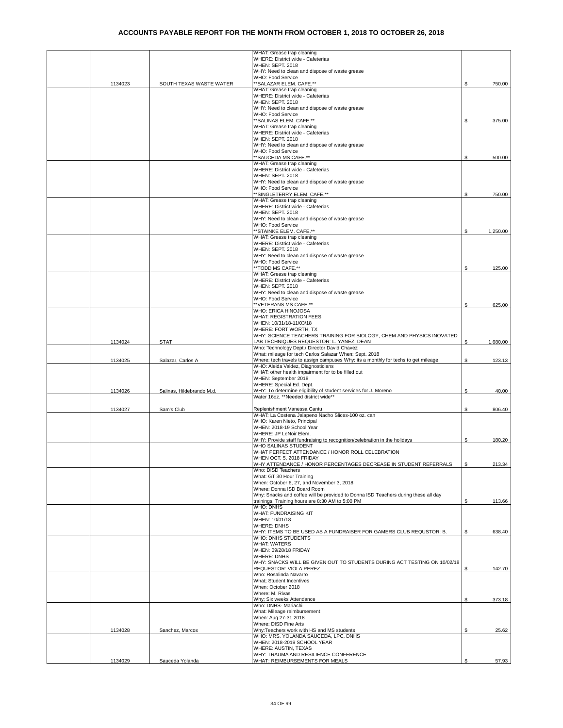# ACCOUNTS PAYABLE REPORT FOR THE MONTH FROM OCTOBER 1, 2018 TO OCTOBER 26, 2018

| | | | | |
|---|---|---|---|---|
| | 1134023 | SOUTH TEXAS WASTE WATER | WHAT: Grease trap cleaning<br>WHERE: District wide - Cafeterias<br>WHEN: SEPT. 2018<br>WHY: Need to clean and dispose of waste grease<br>WHO: Food Service<br>**SALAZAR ELEM. CAFE.** | $ 750.00 |
| | | | WHAT: Grease trap cleaning<br>WHERE: District wide - Cafeterias<br>WHEN: SEPT. 2018<br>WHY: Need to clean and dispose of waste grease<br>WHO: Food Service<br>**SALINAS ELEM. CAFE.** | $ 375.00 |
| | | | WHAT: Grease trap cleaning<br>WHERE: District wide - Cafeterias<br>WHEN: SEPT. 2018<br>WHY: Need to clean and dispose of waste grease<br>WHO: Food Service<br>**SAUCEDA MS CAFE.** | $ 500.00 |
| | | | WHAT: Grease trap cleaning<br>WHERE: District wide - Cafeterias<br>WHEN: SEPT. 2018<br>WHY: Need to clean and dispose of waste grease<br>WHO: Food Service<br>**SINGLETERRY ELEM. CAFE.** | $ 750.00 |
| | | | WHAT: Grease trap cleaning<br>WHERE: District wide - Cafeterias<br>WHEN: SEPT. 2018<br>WHY: Need to clean and dispose of waste grease<br>WHO: Food Service<br>**STAINKE ELEM. CAFE.** | $ 1,250.00 |
| | | | WHAT: Grease trap cleaning<br>WHERE: District wide - Cafeterias<br>WHEN: SEPT. 2018<br>WHY: Need to clean and dispose of waste grease<br>WHO: Food Service<br>**TODD MS CAFE.** | $ 125.00 |
| | | | WHAT: Grease trap cleaning<br>WHERE: District wide - Cafeterias<br>WHEN: SEPT. 2018<br>WHY: Need to clean and dispose of waste grease<br>WHO: Food Service<br>**VETERANS MS CAFE.** | $ 625.00 |
| | 1134024 | STAT | WHO: ERICA HINOJOSA<br>WHAT: REGISTRATION FEES<br>WHEN: 10/31/18-11/03/18<br>WHERE: FORT WORTH, TX<br>WHY: SCIENCE TEACHERS TRAINING FOR BIOLOGY, CHEM AND PHYSICS INOVATED LAB TECHNIQUES REQUESTOR: L. YANEZ, DEAN | $ 1,680.00 |
| | 1134025 | Salazar, Carlos A | Who: Technology Dept./ Director David Chavez<br>What: mileage for tech Carlos Salazar When: Sept. 2018<br>Where: tech travels to assign campuses Why: its a monthly for techs to get mileage | $ 123.13 |
| | 1134026 | Salinas, Hildebrando M.d. | WHO: Aleida Valdez, Diagnosticians<br>WHAT: other health impairment for to be filled out<br>WHEN: September 2018<br>WHERE: Special Ed. Dept.<br>WHY: To determine eligibility of student services for J. Moreno | $ 40.00 |
| | 1134027 | Sam's Club | Water 16oz. **Needed district wide**<br><br>Replenishment Vanessa Cantu | $ 806.40 |
| | | | WHAT: La Costena Jalapeno Nacho Slices-100 oz. can<br>WHO: Karen Nieto, Principal<br>WHEN: 2018-19 School Year<br>WHERE: JP LeNoir Elem.<br>WHY: Provide staff fundraising to recognition/celebration in the holidays | $ 180.20 |
| | | | WHO SALINAS STUDENT<br>WHAT PERFECT ATTENDANCE / HONOR ROLL CELEBRATION<br>WHEN OCT. 5, 2018 FRIDAY<br>WHY ATTENDANCE / HONOR PERCENTAGES DECREASE IN STUDENT REFERRALS | $ 213.34 |
| | | | Who: DISD Teachers<br>What: GT 30 Hour Training<br>When: October 6, 27, and November 3, 2018<br>Where: Donna ISD Board Room<br>Why: Snacks and coffee will be provided to Donna ISD Teachers during these all day trainings. Training hours are 8:30 AM to 5:00 PM | $ 113.66 |
| | | | WHO: DNHS<br>WHAT: FUNDRAISING KIT<br>WHEN: 10/01/18<br>WHERE: DNHS<br>WHY: ITEMS TO BE USED AS A FUNDRAISER FOR GAMERS CLUB REQUSTOR: B. | $ 638.40 |
| | | | WHO: DNHS STUDENTS<br>WHAT: WATERS<br>WHEN: 09/28/18 FRIDAY<br>WHERE: DNHS<br>WHY: SNACKS WILL BE GIVEN OUT TO STUDENTS DURING ACT TESTING ON 10/02/18 REQUESTOR: VIOLA PEREZ | $ 142.70 |
| | | | Who: Rosalinda Navarro<br>What; Student Incentives<br>When: October 2018<br>Where: M. Rivas<br>Why; Six weeks Attendance | $ 373.18 |
| | 1134028 | Sanchez, Marcos | Who: DNHS- Mariachi<br>What: Mileage reimbursement<br>When: Aug.27-31 2018<br>Where: DISD Fine Arts<br>Why:Teachers work with HS and MS students | $ 25.62 |
| | 1134029 | Sauceda Yolanda | WHO: MRS. YOLANDA SAUCEDA, LPC, DNHS<br>WHEN: 2018-2019 SCHOOL YEAR<br>WHERE: AUSTIN, TEXAS<br>WHY: TRAUMA AND RESILIENCE CONFERENCE<br>WHAT: REIMBURSEMENTS FOR MEALS | $ 57.93 |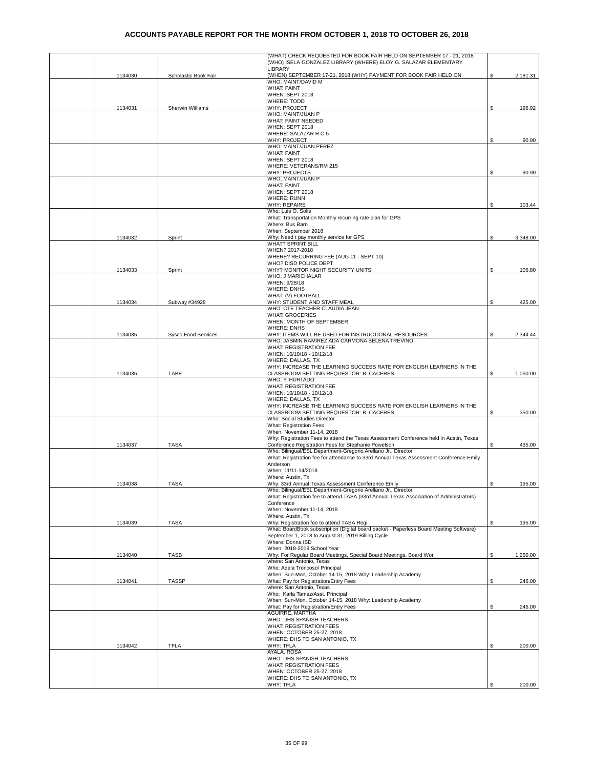# ACCOUNTS PAYABLE REPORT FOR THE MONTH FROM OCTOBER 1, 2018 TO OCTOBER 26, 2018

| | | | | |
|---|---|---|---|---|
| | 1134030 | Scholastic Book Fair | (WHAT) CHECK REQUESTED FOR BOOK FAIR HELD ON SEPTEMBER 17 - 21, 2018. (WHO) ISELA GONZALEZ LIBRARY (WHERE) ELOY G. SALAZAR ELEMENTARY LIBRARY (WHEN) SEPTEMBER 17-21, 2018 (WHY) PAYMENT FOR BOOK FAIR HELD ON | $ 2,181.31 |
| | 1134031 | Sherwin Williams | WHO: MAINT/DAVID M WHAT: PAINT WHEN: SEPT 2018 WHERE: TODD WHY: PROJECT | $ 196.92 |
| | | | WHO: MAINT/JUAN P WHAT: PAINT NEEDED WHEN: SEPT 2018 WHERE: SALAZAR R C-5 WHY: PROJECT | $ 90.90 |
| | | | WHO: MAINT/JUAN PEREZ WHAT: PAINT WHEN: SEPT 2018 WHERE: VETERANS/RM 215 WHY: PROJECTS | $ 90.90 |
| | | | WHO: MAINT/JUAN P WHAT: PAINT WHEN: SEPT 2018 WHERE: RUNN WHY: REPAIRS | $ 103.44 |
| | 1134032 | Sprint | Who: Luis O. Solis What: Transportation Monthly recurring rate plan for GPS Where: Bus Barn When: September 2018 Why: Need t pay monthly service for GPS | $ 3,348.00 |
| | 1134033 | Sprint | WHAT? SPRINT BILL WHEN? 2017-2018 WHERE? RECURRING FEE (AUG 11 - SEPT 10) WHO? DISD POLICE DEPT WHY? MONITOR NIGHT SECURITY UNITS | $ 106.80 |
| | 1134034 | Subway #34928 | WHO: J MARICHALAR WHEN: 9/28/18 WHERE: DNHS WHAT: (V) FOOTBALL WHY: STUDENT AND STAFF MEAL | $ 425.00 |
| | 1134035 | Sysco Food Services | WHO: CTE TEACHER CLAUDIA JEAN WHAT: GROCERIES WHEN: MONTH OF SEPTEMBER WHERE: DNHS WHY: ITEMS WILL BE USED FOR INSTRUCTIONAL RESOURCES. | $ 2,344.44 |
| | 1134036 | TABE | WHO: JASMIN RAMIREZ ADA CARMONA SELENA TREVINO WHAT: REGISTRATION FEE WHEN: 10/10/18 - 10/12/18 WHERE: DALLAS, TX WHY: INCREASE THE LEARNING SUCCESS RATE FOR ENGLISH LEARNERS IN THE CLASSROOM SETTING REQUESTOR: B. CACERES | $ 1,050.00 |
| | | | WHO: Y. HURTADO WHAT: REGISTRATION FEE WHEN: 10/10/18 - 10/12/18 WHERE: DALLAS, TX WHY: INCREASE THE LEARNING SUCCESS RATE FOR ENGLISH LEARNERS IN THE CLASSROOM SETTING REQUESTOR: B. CACERES | $ 350.00 |
| | 1134037 | TASA | Who: Social Studies Director What: Registration Fees When: November 11-14, 2018 Why: Registration Fees to attend the Texas Assessment Conference held in Austin, Texas Conference Registration Fees for Stephanie Powelson | $ 435.00 |
| | 1134038 | TASA | Who: Bilingual/ESL Department-Gregorio Arellano Jr., Director What: Registration fee for attendance to 33rd Annual Texas Assessment Conference-Emily Anderson When: 11/11-14/2018 Where: Austin, Tx Why: 33rd Annual Texas Assessment Conference Emily | $ 195.00 |
| | 1134039 | TASA | Who: Bilingual/ESL Department-Gregorio Arellano Jr., Director What: Registration fee to attend TASA (33rd Annual Texas Association of Administrators) Conference When: November 11-14, 2018 Where: Austin, Tx Why: Registration fee to attend TASA Regi | $ 195.00 |
| | 1134040 | TASB | What: BoardBook subscription (Digital board packet - Paperless Board Meeting Software) September 1, 2018 to August 31, 2019 Billing Cycle Where: Donna ISD When: 2018-2019 School Year Why: For Regular Board Meetings, Special Board Meetings, Board Wor | $ 1,250.00 |
| | 1134041 | TASSP | where: San Antonio, Texas Who: Adela Troncoso/ Principal When: Sun-Mon, October 14-15, 2018 Why: Leadership Academy What: Pay for Registration/Entry Fees | $ 246.00 |
| | | | where: San Antonio, Texas Who: Karla Tamez/Asst. Principal When: Sun-Mon, October 14-15, 2018 Why: Leadership Academy What: Pay for Registration/Entry Fees | $ 246.00 |
| | 1134042 | TFLA | AGUIRRE, MARTHA WHO: DHS SPANISH TEACHERS WHAT: REGISTRATION FEES WHEN: OCTOBER 25-27, 2018 WHERE: DHS TO SAN ANTONIO, TX WHY: TFLA | $ 200.00 |
| | | | AYALA, ROSA WHO: DHS SPANISH TEACHERS WHAT: REGISTRATION FEES WHEN: OCTOBER 25-27, 2018 WHERE: DHS TO SAN ANTONIO, TX WHY: TFLA | $ 200.00 |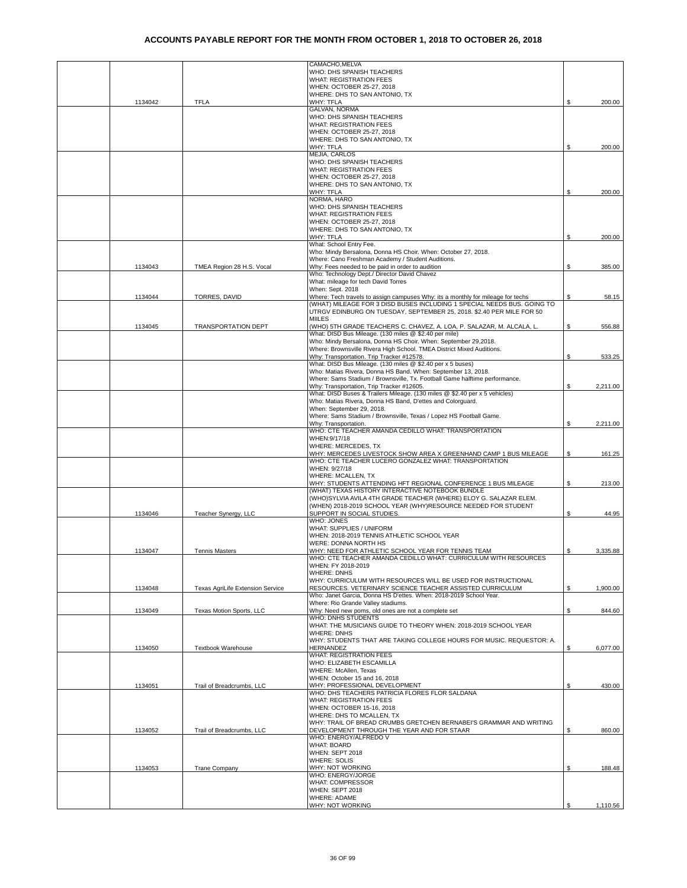# ACCOUNTS PAYABLE REPORT FOR THE MONTH FROM OCTOBER 1, 2018 TO OCTOBER 26, 2018

| | | | | |
|---|---|---|---|---|
| | 1134042 | TFLA | CAMACHO,MELVA<br>WHO: DHS SPANISH TEACHERS<br>WHAT: REGISTRATION FEES<br>WHEN: OCTOBER 25-27, 2018<br>WHERE: DHS TO SAN ANTONIO, TX<br>WHY: TFLA | $ 200.00 |
| | | | GALVAN, NORMA<br>WHO: DHS SPANISH TEACHERS<br>WHAT: REGISTRATION FEES<br>WHEN: OCTOBER 25-27, 2018<br>WHERE: DHS TO SAN ANTONIO, TX<br>WHY: TFLA | $ 200.00 |
| | | | MEJIA, CARLOS<br>WHO: DHS SPANISH TEACHERS<br>WHAT: REGISTRATION FEES<br>WHEN: OCTOBER 25-27, 2018<br>WHERE: DHS TO SAN ANTONIO, TX<br>WHY: TFLA | $ 200.00 |
| | | | NORMA, HARO<br>WHO: DHS SPANISH TEACHERS<br>WHAT: REGISTRATION FEES<br>WHEN: OCTOBER 25-27, 2018<br>WHERE: DHS TO SAN ANTONIO, TX<br>WHY: TFLA | $ 200.00 |
| | 1134043 | TMEA Region 28 H.S. Vocal | What: School Entry Fee.<br>Who: Mindy Bersalona, Donna HS Choir. When: October 27, 2018.<br>Where: Cano Freshman Academy / Student Auditions.<br>Why: Fees needed to be paid in order to audition | $ 385.00 |
| | 1134044 | TORRES, DAVID | Who: Technology Dept./ Director David Chavez<br>What: mileage for tech David Torres<br>When: Sept. 2018<br>Where: Tech travels to assign campuses Why: its a monthly for mileage for techs | $ 58.15 |
| | 1134045 | TRANSPORTATION DEPT | (WHAT) MILEAGE FOR 3 DISD BUSES INCLUDING 1 SPECIAL NEEDS BUS. GOING TO UTRGV EDINBURG ON TUESDAY, SEPTEMBER 25, 2018. $2.40 PER MILE FOR 50 MIILES<br>(WHO) 5TH GRADE TEACHERS C. CHAVEZ, A. LOA, P. SALAZAR, M. ALCALA, L. | $ 556.88 |
| | | | What: DISD Bus Mileage. (130 miles @ $2.40 per mile)<br>Who: Mindy Bersalona, Donna HS Choir. When: September 29,2018.<br>Where: Brownsville Rivera High School. TMEA District Mixed Auditions.<br>Why: Transportation. Trip Tracker #12578. | $ 533.25 |
| | | | What: DISD Bus Mileage. (130 miles @ $2.40 per x 5 buses)<br>Who: Matias Rivera, Donna HS Band. When: September 13, 2018.<br>Where: Sams Stadium / Brownsville, Tx. Football Game halftime performance.<br>Why: Transportation, Trip Tracker #12605. | $ 2,211.00 |
| | | | What: DISD Buses & Trailers Mileage. (130 miles @ $2.40 per x 5 vehicles)<br>Who: Matias Rivera, Donna HS Band, D'ettes and Colorguard.<br>When: September 29, 2018.<br>Where: Sams Stadium / Brownsville, Texas / Lopez HS Football Game.<br>Why: Transportation. | $ 2,211.00 |
| | | | WHO: CTE TEACHER AMANDA CEDILLO WHAT: TRANSPORTATION<br>WHEN:9/17/18<br>WHERE: MERCEDES, TX<br>WHY: MERCEDES LIVESTOCK SHOW AREA X GREENHAND CAMP 1 BUS MILEAGE | $ 161.25 |
| | | | WHO: CTE TEACHER LUCERO GONZALEZ WHAT: TRANSPORTATION<br>WHEN: 9/27/18<br>WHERE: MCALLEN, TX<br>WHY: STUDENTS ATTENDING HFT REGIONAL CONFERENCE 1 BUS MILEAGE | $ 213.00 |
| | 1134046 | Teacher Synergy, LLC | (WHAT) TEXAS HISTORY INTERACTIVE NOTEBOOK BUNDLE<br>(WHO)SYLVIA AVILA 4TH GRADE TEACHER (WHERE) ELOY G. SALAZAR ELEM.<br>(WHEN) 2018-2019 SCHOOL YEAR (WHY)RESOURCE NEEDED FOR STUDENT SUPPORT IN SOCIAL STUDIES. | $ 44.95 |
| | 1134047 | Tennis Masters | WHO: JONES<br>WHAT: SUPPLIES / UNIFORM<br>WHEN: 2018-2019 TENNIS ATHLETIC SCHOOL YEAR<br>WERE: DONNA NORTH HS<br>WHY: NEED FOR ATHLETIC SCHOOL YEAR FOR TENNIS TEAM | $ 3,335.88 |
| | 1134048 | Texas AgriLife Extension Service | WHO: CTE TEACHER AMANDA CEDILLO WHAT: CURRICULUM WITH RESOURCES<br>WHEN: FY 2018-2019<br>WHERE: DNHS<br>WHY: CURRICULUM WITH RESOURCES WILL BE USED FOR INSTRUCTIONAL RESOURCES. VETERINARY SCIENCE TEACHER ASSISTED CURRICULUM | $ 1,900.00 |
| | 1134049 | Texas Motion Sports, LLC | Who: Janet Garcia, Donna HS D'ettes. When: 2018-2019 School Year.<br>Where: Rio Grande Valley stadiums.<br>Why: Need new poms, old ones are not a complete set | $ 844.60 |
| | 1134050 | Textbook Warehouse | WHO: DNHS STUDENTS<br>WHAT: THE MUSICIANS GUIDE TO THEORY WHEN: 2018-2019 SCHOOL YEAR<br>WHERE: DNHS<br>WHY: STUDENTS THAT ARE TAKING COLLEGE HOURS FOR MUSIC. REQUESTOR: A. HERNANDEZ | $ 6,077.00 |
| | 1134051 | Trail of Breadcrumbs, LLC | WHAT: REGISTRATION FEES<br>WHO: ELIZABETH ESCAMILLA<br>WHERE: McAllen, Texas<br>WHEN: October 15 and 16, 2018<br>WHY: PROFESSIONAL DEVELOPMENT | $ 430.00 |
| | 1134052 | Trail of Breadcrumbs, LLC | WHO: DHS TEACHERS PATRICIA FLORES FLOR SALDANA<br>WHAT: REGISTRATION FEES<br>WHEN: OCTOBER 15-16, 2018<br>WHERE: DHS TO MCALLEN, TX<br>WHY: TRAIL OF BREAD CRUMBS GRETCHEN BERNABEI'S GRAMMAR AND WRITING DEVELOPMENT THROUGH THE YEAR AND FOR STAAR | $ 860.00 |
| | 1134053 | Trane Company | WHO: ENERGY/ALFREDO V<br>WHAT: BOARD<br>WHEN: SEPT 2018<br>WHERE: SOLIS<br>WHY: NOT WORKING | $ 188.48 |
| | | | WHO: ENERGY/JORGE<br>WHAT: COMPRESSOR<br>WHEN: SEPT 2018<br>WHERE: ADAME<br>WHY: NOT WORKING | $ 1,110.56 |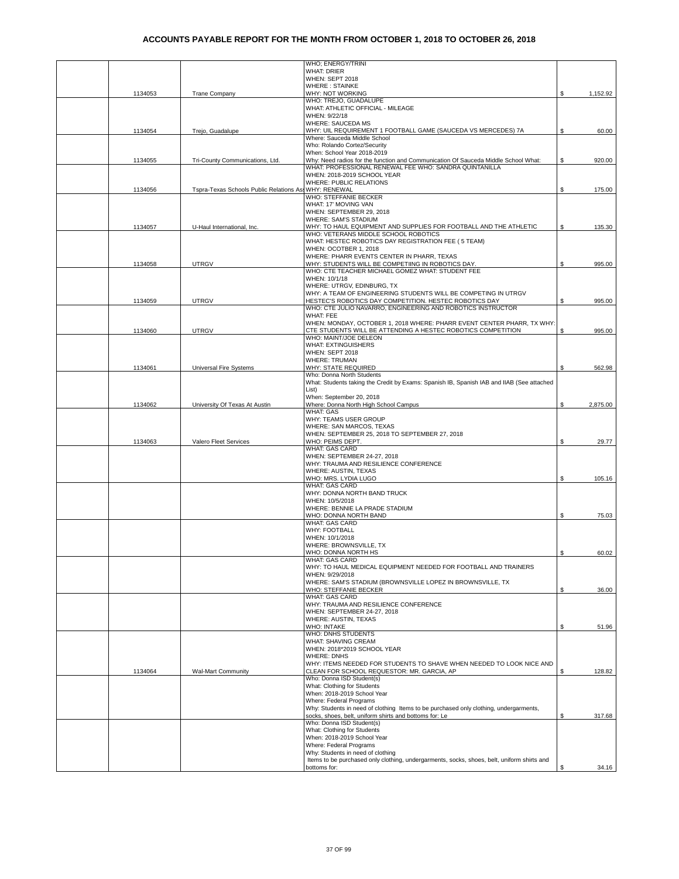# ACCOUNTS PAYABLE REPORT FOR THE MONTH FROM OCTOBER 1, 2018 TO OCTOBER 26, 2018

| | Check No. | Vendor | Description | Amount |
|---|---|---|---|---|
| | 1134053 | Trane Company | WHO; ENERGY/TRINI<br>WHAT: DRIER<br>WHEN: SEPT 2018<br>WHERE : STAINKE<br>WHY: NOT WORKING | $ 1,152.92 |
| | 1134054 | Trejo, Guadalupe | WHO: TREJO, GUADALUPE<br>WHAT: ATHLETIC OFFICIAL - MILEAGE<br>WHEN: 9/22/18<br>WHERE: SAUCEDA MS<br>WHY: UIL REQUIREMENT 1 FOOTBALL GAME (SAUCEDA VS MERCEDES) 7A | $ 60.00 |
| | 1134055 | Tri-County Communications, Ltd. | Where: Sauceda Middle School<br>Who: Rolando Cortez/Security<br>When: School Year 2018-2019<br>Why: Need radios for the function and Communication Of Sauceda Middle School What: | $ 920.00 |
| | 1134056 | Tspra-Texas Schools Public Relations As | WHAT: PROFESSIONAL RENEWAL FEE WHO: SANDRA QUINTANILLA<br>WHEN: 2018-2019 SCHOOL YEAR<br>WHERE: PUBLIC RELATIONS<br>WHY: RENEWAL | $ 175.00 |
| | 1134057 | U-Haul International, Inc. | WHO: STEFFANIE BECKER<br>WHAT: 17' MOVING VAN<br>WHEN: SEPTEMBER 29, 2018<br>WHERE: SAM'S STADIUM<br>WHY: TO HAUL EQUIPMENT AND SUPPLIES FOR FOOTBALL AND THE ATHLETIC | $ 135.30 |
| | 1134058 | UTRGV | WHO: VETERANS MIDDLE SCHOOL ROBOTICS<br>WHAT: HESTEC ROBOTICS DAY REGISTRATION FEE ( 5 TEAM)<br>WHEN: OCOTBER 1, 2018<br>WHERE: PHARR EVENTS CENTER IN PHARR, TEXAS<br>WHY: STUDENTS WILL BE COMPETIING IN ROBOTICS DAY. | $ 995.00 |
| | 1134059 | UTRGV | WHO: CTE TEACHER MICHAEL GOMEZ WHAT: STUDENT FEE<br>WHEN: 10/1/18<br>WHERE: UTRGV, EDINBURG, TX<br>WHY: A TEAM OF ENGINEERING STUDENTS WILL BE COMPETING IN UTRGV HESTEC'S ROBOTICS DAY COMPETITION. HESTEC ROBOTICS DAY | $ 995.00 |
| | 1134060 | UTRGV | WHO: CTE JULIO NAVARRO, ENGINEERING AND ROBOTICS INSTRUCTOR<br>WHAT: FEE<br>WHEN: MONDAY, OCTOBER 1, 2018 WHERE: PHARR EVENT CENTER PHARR, TX WHY: CTE STUDENTS WILL BE ATTENDING A HESTEC ROBOTICS COMPETITION | $ 995.00 |
| | 1134061 | Universal Fire Systems | WHO: MAINT/JOE DELEON<br>WHAT: EXTINGUISHERS<br>WHEN: SEPT 2018<br>WHERE: TRUMAN<br>WHY: STATE REQUIRED | $ 562.98 |
| | 1134062 | University Of Texas At Austin | Who: Donna North Students<br>What: Students taking the Credit by Exams: Spanish IB, Spanish IAB and IIAB (See attached List)<br>When: September 20, 2018<br>Where: Donna North High School Campus | $ 2,875.00 |
| | 1134063 | Valero Fleet Services | WHAT: GAS<br>WHY: TEAMS USER GROUP<br>WHERE: SAN MARCOS, TEXAS<br>WHEN: SEPTEMBER 25, 2018 TO SEPTEMBER 27, 2018<br>WHO: PEIMS DEPT. | $ 29.77 |
| | | | WHAT: GAS CARD<br>WHEN: SEPTEMBER 24-27, 2018<br>WHY: TRAUMA AND RESILIENCE CONFERENCE<br>WHERE: AUSTIN, TEXAS<br>WHO: MRS. LYDIA LUGO | $ 105.16 |
| | | | WHAT: GAS CARD<br>WHY: DONNA NORTH BAND TRUCK<br>WHEN: 10/5/2018<br>WHERE: BENNIE LA PRADE STADIUM<br>WHO: DONNA NORTH BAND | $ 75.03 |
| | | | WHAT: GAS CARD<br>WHY: FOOTBALL<br>WHEN: 10/1/2018<br>WHERE: BROWNSVILLE, TX<br>WHO: DONNA NORTH HS | $ 60.02 |
| | | | WHAT: GAS CARD<br>WHY: TO HAUL MEDICAL EQUIPMENT NEEDED FOR FOOTBALL AND TRAINERS<br>WHEN: 9/29/2018<br>WHERE: SAM'S STADIUM (BROWNSVILLE LOPEZ IN BROWNSVILLE, TX<br>WHO: STEFFANIE BECKER | $ 36.00 |
| | | | WHAT: GAS CARD<br>WHY: TRAUMA AND RESILIENCE CONFERENCE<br>WHEN: SEPTEMBER 24-27, 2018<br>WHERE: AUSTIN, TEXAS<br>WHO: INTAKE | $ 51.96 |
| | 1134064 | Wal-Mart Community | WHO: DNHS STUDENTS<br>WHAT: SHAVING CREAM<br>WHEN: 2018*2019 SCHOOL YEAR<br>WHERE: DNHS<br>WHY: ITEMS NEEDED FOR STUDENTS TO SHAVE WHEN NEEDED TO LOOK NICE AND CLEAN FOR SCHOOL REQUESTOR: MR. GARCIA, AP | $ 128.82 |
| | | | Who: Donna ISD Student(s)<br>What: Clothing for Students<br>When: 2018-2019 School Year<br>Where: Federal Programs<br>Why: Students in need of clothing Items to be purchased only clothing, undergarments, socks, shoes, belt, uniform shirts and bottoms for: Le | $ 317.68 |
| | | | Who: Donna ISD Student(s)<br>What: Clothing for Students<br>When: 2018-2019 School Year<br>Where: Federal Programs<br>Why: Students in need of clothing<br>Items to be purchased only clothing, undergarments, socks, shoes, belt, uniform shirts and bottoms for: | $ 34.16 |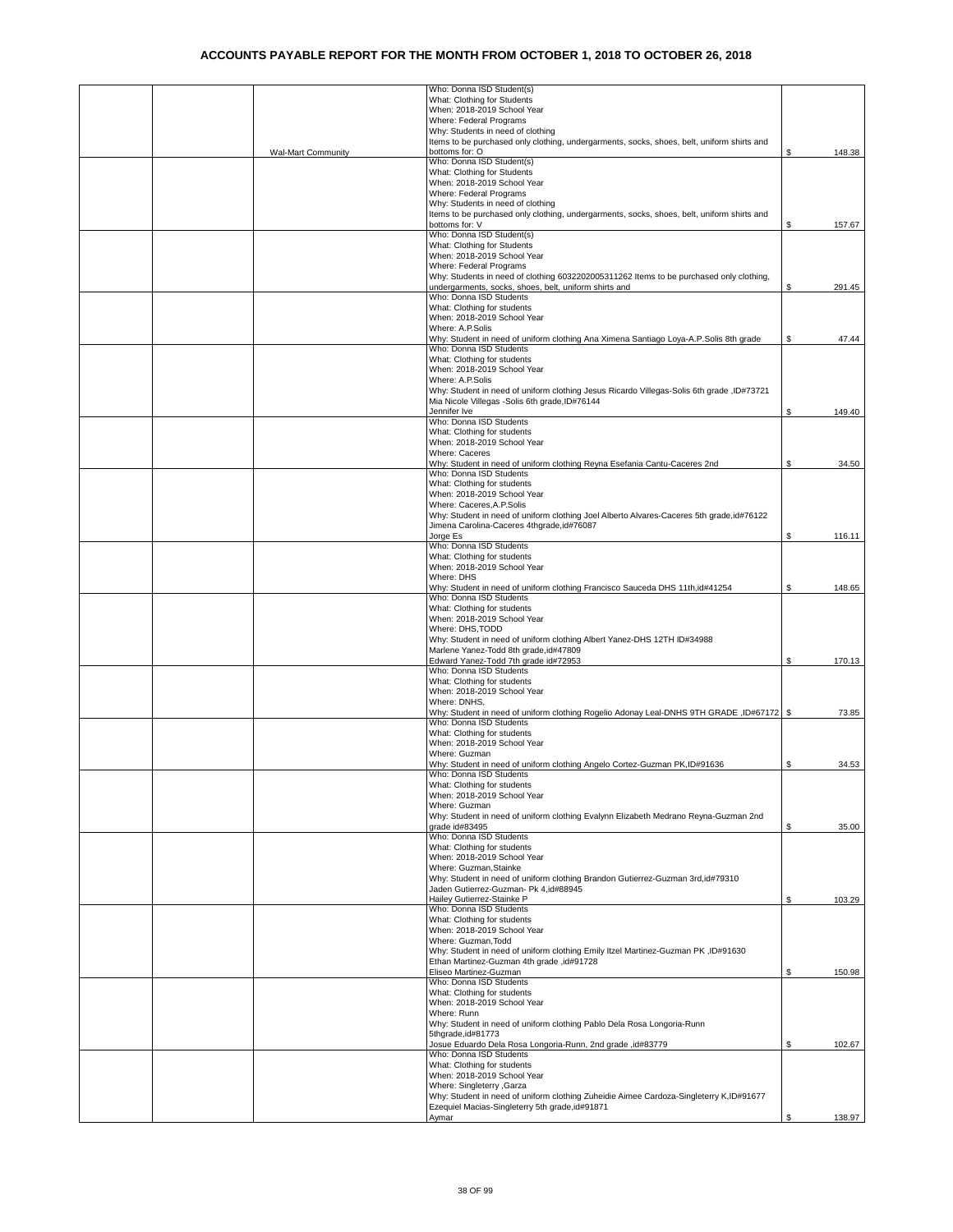# ACCOUNTS PAYABLE REPORT FOR THE MONTH FROM OCTOBER 1, 2018 TO OCTOBER 26, 2018

| | | | | |
|---|---|---|---|---|
| | | Wal-Mart Community | Who: Donna ISD Student(s)<br>What: Clothing for Students<br>When: 2018-2019 School Year<br>Where: Federal Programs<br>Why: Students in need of clothing<br>Items to be purchased only clothing, undergarments, socks, shoes, belt, uniform shirts and bottoms for: O | $ 148.38 |
| | | | Who: Donna ISD Student(s)<br>What: Clothing for Students<br>When: 2018-2019 School Year<br>Where: Federal Programs<br>Why: Students in need of clothing<br>Items to be purchased only clothing, undergarments, socks, shoes, belt, uniform shirts and bottoms for: V | $ 157.67 |
| | | | Who: Donna ISD Student(s)<br>What: Clothing for Students<br>When: 2018-2019 School Year<br>Where: Federal Programs<br>Why: Students in need of clothing 6032202005311262 Items to be purchased only clothing, undergarments, socks, shoes, belt, uniform shirts and | $ 291.45 |
| | | | Who: Donna ISD Students<br>What: Clothing for students<br>When: 2018-2019 School Year<br>Where: A.P.Solis<br>Why: Student in need of uniform clothing Ana Ximena Santiago Loya-A.P.Solis 8th grade | $ 47.44 |
| | | | Who: Donna ISD Students<br>What: Clothing for students<br>When: 2018-2019 School Year<br>Where: A.P.Solis<br>Why: Student in need of uniform clothing Jesus Ricardo Villegas-Solis 6th grade ,ID#73721<br>Mia Nicole Villegas -Solis 6th grade,ID#76144<br>Jennifer Ive | $ 149.40 |
| | | | Who: Donna ISD Students<br>What: Clothing for students<br>When: 2018-2019 School Year<br>Where: Caceres<br>Why: Student in need of uniform clothing Reyna Esefania Cantu-Caceres 2nd | $ 34.50 |
| | | | Who: Donna ISD Students<br>What: Clothing for students<br>When: 2018-2019 School Year<br>Where: Caceres,A.P.Solis<br>Why: Student in need of uniform clothing Joel Alberto Alvares-Caceres 5th grade,id#76122<br>Jimena Carolina-Caceres 4thgrade,id#76087<br>Jorge Es | $ 116.11 |
| | | | Who: Donna ISD Students<br>What: Clothing for students<br>When: 2018-2019 School Year<br>Where: DHS<br>Why: Student in need of uniform clothing Francisco Sauceda DHS 11th,id#41254 | $ 148.65 |
| | | | Who: Donna ISD Students<br>What: Clothing for students<br>When: 2018-2019 School Year<br>Where: DHS,TODD<br>Why: Student in need of uniform clothing Albert Yanez-DHS 12TH ID#34988<br>Marlene Yanez-Todd 8th grade,id#47809<br>Edward Yanez-Todd 7th grade id#72953 | $ 170.13 |
| | | | Who: Donna ISD Students<br>What: Clothing for students<br>When: 2018-2019 School Year<br>Where: DNHS,<br>Why: Student in need of uniform clothing Rogelio Adonay Leal-DNHS 9TH GRADE ,ID#67172 | $ 73.85 |
| | | | Who: Donna ISD Students<br>What: Clothing for students<br>When: 2018-2019 School Year<br>Where: Guzman<br>Why: Student in need of uniform clothing Angelo Cortez-Guzman PK,ID#91636 | $ 34.53 |
| | | | Who: Donna ISD Students<br>What: Clothing for students<br>When: 2018-2019 School Year<br>Where: Guzman<br>Why: Student in need of uniform clothing Evalynn Elizabeth Medrano Reyna-Guzman 2nd grade id#83495 | $ 35.00 |
| | | | Who: Donna ISD Students<br>What: Clothing for students<br>When: 2018-2019 School Year<br>Where: Guzman,Stainke<br>Why: Student in need of uniform clothing Brandon Gutierrez-Guzman 3rd,id#79310<br>Jaden Gutierrez-Guzman- Pk 4,id#88945<br>Hailey Gutierrez-Stainke P | $ 103.29 |
| | | | Who: Donna ISD Students<br>What: Clothing for students<br>When: 2018-2019 School Year<br>Where: Guzman,Todd<br>Why: Student in need of uniform clothing Emily Itzel Martinez-Guzman PK ,ID#91630<br>Ethan Martinez-Guzman 4th grade ,id#91728<br>Eliseo Martinez-Guzman | $ 150.98 |
| | | | Who: Donna ISD Students<br>What: Clothing for students<br>When: 2018-2019 School Year<br>Where: Runn<br>Why: Student in need of uniform clothing Pablo Dela Rosa Longoria-Runn 5thgrade,id#81773<br>Josue Eduardo Dela Rosa Longoria-Runn, 2nd grade ,id#83779 | $ 102.67 |
| | | | Who: Donna ISD Students<br>What: Clothing for students<br>When: 2018-2019 School Year<br>Where: Singleterry ,Garza<br>Why: Student in need of uniform clothing Zuheidie Aimee Cardoza-Singleterry K,ID#91677<br>Ezequiel Macias-Singleterry 5th grade,id#91871<br>Aymar | $ 138.97 |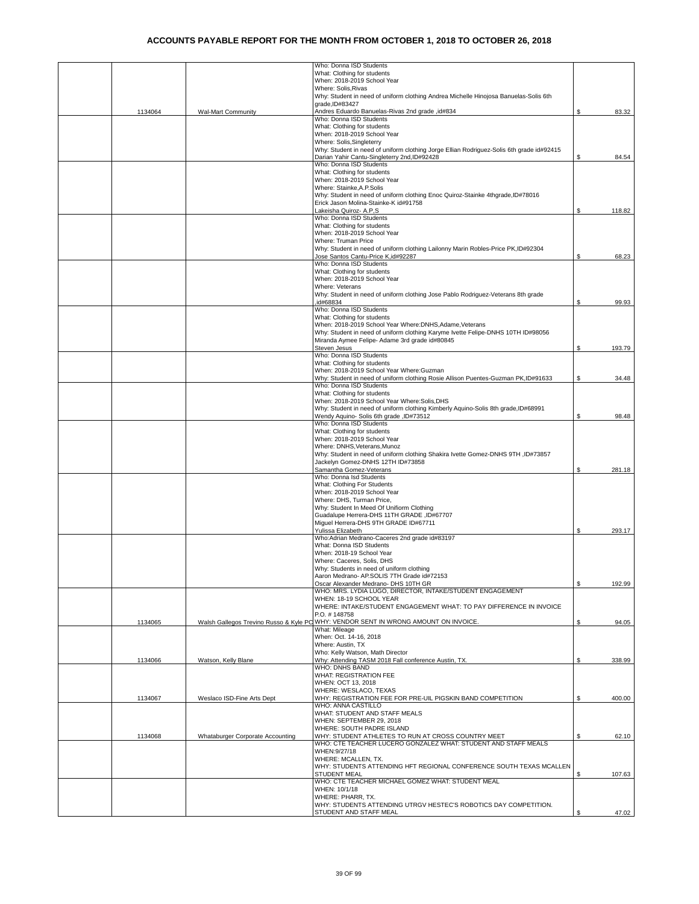# ACCOUNTS PAYABLE REPORT FOR THE MONTH FROM OCTOBER 1, 2018 TO OCTOBER 26, 2018

| | | | | |
|---|---|---|---|---|
| | 1134064 | Wal-Mart Community | Who: Donna ISD Students<br>What: Clothing for students<br>When: 2018-2019 School Year<br>Where: Solis,Rivas<br>Why: Student in need of uniform clothing Andrea Michelle Hinojosa Banuelas-Solis 6th grade,ID#83427<br>Andres Eduardo Banuelas-Rivas 2nd grade ,id#834 | $ 83.32 |
| | | | Who: Donna ISD Students<br>What: Clothing for students<br>When: 2018-2019 School Year<br>Where: Solis,Singleterry<br>Why: Student in need of uniform clothing Jorge Ellian Rodriguez-Solis 6th grade id#92415<br>Darian Yahir Cantu-Singleterry 2nd,ID#92428 | $ 84.54 |
| | | | Who: Donna ISD Students<br>What: Clothing for students<br>When: 2018-2019 School Year<br>Where: Stainke,A.P.Solis<br>Why: Student in need of uniform clothing Enoc Quiroz-Stainke 4thgrade,ID#78016<br>Erick Jason Molina-Stainke-K id#91758<br>Lakeisha Quiroz- A.P,S | $ 118.82 |
| | | | Who: Donna ISD Students<br>What: Clothing for students<br>When: 2018-2019 School Year<br>Where: Truman Price<br>Why: Student in need of uniform clothing Lailonny Marin Robles-Price PK,ID#92304<br>Jose Santos Cantu-Price K,id#92287 | $ 68.23 |
| | | | Who: Donna ISD Students<br>What: Clothing for students<br>When: 2018-2019 School Year<br>Where: Veterans<br>Why: Student in need of uniform clothing Jose Pablo Rodriguez-Veterans 8th grade ,id#68834 | $ 99.93 |
| | | | Who: Donna ISD Students<br>What: Clothing for students<br>When: 2018-2019 School Year Where:DNHS,Adame,Veterans<br>Why: Student in need of uniform clothing Karyme Ivette Felipe-DNHS 10TH ID#98056<br>Miranda Aymee Felipe- Adame 3rd grade id#80845<br>Steven Jesus | $ 193.79 |
| | | | Who: Donna ISD Students<br>What: Clothing for students<br>When: 2018-2019 School Year Where:Guzman<br>Why: Student in need of uniform clothing Rosie Allison Puentes-Guzman PK,ID#91633 | $ 34.48 |
| | | | Who: Donna ISD Students<br>What: Clothing for students<br>When: 2018-2019 School Year Where:Solis,DHS<br>Why: Student in need of uniform clothing Kimberly Aquino-Solis 8th grade,ID#68991<br>Wendy Aquino- Solis 6th grade ,ID#73512 | $ 98.48 |
| | | | Who: Donna ISD Students<br>What: Clothing for students<br>When: 2018-2019 School Year<br>Where: DNHS,Veterans,Munoz<br>Why: Student in need of uniform clothing Shakira Ivette Gomez-DNHS 9TH ,ID#73857<br>Jackelyn Gomez-DNHS 12TH ID#73858<br>Samantha Gomez-Veterans | $ 281.18 |
| | | | Who: Donna Isd Students<br>What: Clothing For Students<br>When: 2018-2019 School Year<br>Where: DHS, Turman Price,<br>Why: Student In Meed Of Unifiorm Clothing<br>Guadalupe Herrera-DHS 11TH GRADE ,ID#67707<br>Miguel Herrera-DHS 9TH GRADE ID#67711<br>Yulissa Elizabeth | $ 293.17 |
| | | | Who:Adrian Medrano-Caceres 2nd grade id#83197<br>What: Donna ISD Students<br>When: 2018-19 School Year<br>Where: Caceres, Solis, DHS<br>Why: Students in need of uniform clothing<br>Aaron Medrano- AP.SOLIS 7TH Grade id#72153<br>Oscar Alexander Medrano- DHS 10TH GR | $ 192.99 |
| | 1134065 | Walsh Gallegos Trevino Russo & Kyle PC | WHO: MRS. LYDIA LUGO, DIRECTOR, INTAKE/STUDENT ENGAGEMENT<br>WHEN: 18-19 SCHOOL YEAR<br>WHERE: INTAKE/STUDENT ENGAGEMENT WHAT: TO PAY DIFFERENCE IN INVOICE P.O. # 148758<br>WHY: VENDOR SENT IN WRONG AMOUNT ON INVOICE. | $ 94.05 |
| | 1134066 | Watson, Kelly Blane | What: Mileage<br>When: Oct. 14-16, 2018<br>Where: Austin, TX<br>Who: Kelly Watson, Math Director<br>Why: Attending TASM 2018 Fall conference Austin, TX. | $ 338.99 |
| | 1134067 | Weslaco ISD-Fine Arts Dept | WHO: DNHS BAND<br>WHAT: REGISTRATION FEE<br>WHEN: OCT 13, 2018<br>WHERE: WESLACO, TEXAS<br>WHY: REGISTRATION FEE FOR PRE-UIL PIGSKIN BAND COMPETITION | $ 400.00 |
| | 1134068 | Whataburger Corporate Accounting | WHO: ANNA CASTILLO<br>WHAT: STUDENT AND STAFF MEALS<br>WHEN: SEPTEMBER 29, 2018<br>WHERE: SOUTH PADRE ISLAND<br>WHY: STUDENT ATHLETES TO RUN AT CROSS COUNTRY MEET | $ 62.10 |
| | | | WHO: CTE TEACHER LUCERO GONZALEZ WHAT: STUDENT AND STAFF MEALS<br>WHEN:9/27/18<br>WHERE: MCALLEN, TX.<br>WHY: STUDENTS ATTENDING HFT REGIONAL CONFERENCE SOUTH TEXAS MCALLEN STUDENT MEAL | $ 107.63 |
| | | | WHO: CTE TEACHER MICHAEL GOMEZ WHAT: STUDENT MEAL<br>WHEN: 10/1/18<br>WHERE: PHARR, TX.<br>WHY: STUDENTS ATTENDING UTRGV HESTEC'S ROBOTICS DAY COMPETITION. STUDENT AND STAFF MEAL | $ 47.02 |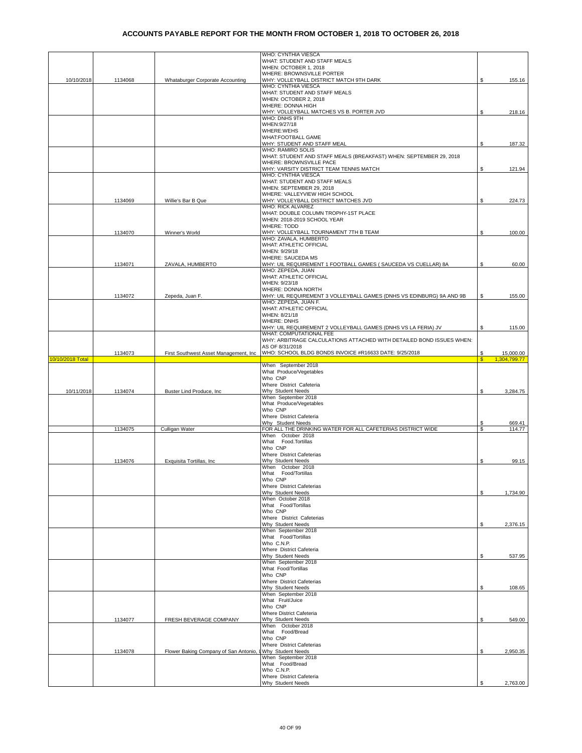# ACCOUNTS PAYABLE REPORT FOR THE MONTH FROM OCTOBER 1, 2018 TO OCTOBER 26, 2018

| Date | Check No. | Vendor | Description | Amount |
|---|---|---|---|---|
| 10/10/2018 | 1134068 | Whataburger Corporate Accounting | WHO: CYNTHIA VIESCA<br>WHAT: STUDENT AND STAFF MEALS<br>WHEN: OCTOBER 1, 2018<br>WHERE: BROWNSVILLE PORTER<br>WHY: VOLLEYBALL DISTRICT MATCH 9TH DARK | $ 155.16 |
| | | | WHO: CYNTHIA VIESCA<br>WHAT: STUDENT AND STAFF MEALS<br>WHEN: OCTOBER 2, 2018<br>WHERE: DONNA HIGH<br>WHY: VOLLEYBALL MATCHES VS B. PORTER JVD | $ 218.16 |
| | | | WHO: DNHS 9TH<br>WHEN:9/27/18<br>WHERE:WEHS<br>WHAT:FOOTBALL GAME<br>WHY: STUDENT AND STAFF MEAL | $ 187.32 |
| | | | WHO: RAMIRO SOLIS<br>WHAT: STUDENT AND STAFF MEALS (BREAKFAST) WHEN: SEPTEMBER 29, 2018<br>WHERE: BROWNSVILLE PACE<br>WHY: VARSITY DISTRICT TEAM TENNIS MATCH | $ 121.94 |
| | 1134069 | Willie's Bar B Que | WHO: CYNTHIA VIESCA<br>WHAT: STUDENT AND STAFF MEALS<br>WHEN: SEPTEMBER 29, 2018<br>WHERE: VALLEYVIEW HIGH SCHOOL<br>WHY: VOLLEYBALL DISTRICT MATCHES JVD | $ 224.73 |
| | 1134070 | Winner's World | WHO: RICK ALVAREZ<br>WHAT: DOUBLE COLUMN TROPHY-1ST PLACE<br>WHEN: 2018-2019 SCHOOL YEAR<br>WHERE: TODD<br>WHY: VOLLEYBALL TOURNAMENT 7TH B TEAM | $ 100.00 |
| | 1134071 | ZAVALA, HUMBERTO | WHO: ZAVALA, HUMBERTO<br>WHAT: ATHLETIC OFFICIAL<br>WHEN: 9/29/18<br>WHERE: SAUCEDA MS<br>WHY: UIL REQUIREMENT 1 FOOTBALL GAMES ( SAUCEDA VS CUELLAR) 8A | $ 60.00 |
| | 1134072 | Zepeda, Juan F. | WHO: ZEPEDA, JUAN<br>WHAT: ATHLETIC OFFICIAL<br>WHEN: 9/23/18<br>WHERE: DONNA NORTH<br>WHY: UIL REQUIREMENT 3 VOLLEYBALL GAMES (DNHS VS EDINBURG) 9A AND 9B | $ 155.00 |
| | | | WHO: ZEPEDA, JUAN F.<br>WHAT: ATHLETIC OFFICIAL<br>WHEN: 8/21/18<br>WHERE: DNHS<br>WHY: UIL REQUIREMENT 2 VOLLEYBALL GAMES (DNHS VS LA FERIA) JV | $ 115.00 |
| | 1134073 | First Southwest Asset Management, Inc | WHAT: COMPUTATIONAL FEE<br>WHY: ARBITRAGE CALCULATIONS ATTACHED WITH DETAILED BOND ISSUES WHEN: AS OF 8/31/2018<br>WHO: SCHOOL BLDG BONDS INVOICE #R16633 DATE: 9/25/2018 | $ 15,000.00 |
| 10/10/2018 Total | | | | $ 1,304,799.77 |
| 10/11/2018 | 1134074 | Buster Lind Produce, Inc | When September 2018<br>What Produce/Vegetables<br>Who CNP<br>Where District Cafeteria<br>Why Student Needs | $ 3,284.75 |
| | | | When September 2018<br>What Produce/Vegetables<br>Who CNP<br>Where District Cafeteria<br>Why Student Needs | $ 669.41 |
| | 1134075 | Culligan Water | FOR ALL THE DRINKING WATER FOR ALL CAFETERIAS DISTRICT WIDE | $ 114.77 |
| | 1134076 | Exquisita Tortillas, Inc | When October 2018<br>What Food.Tortillas<br>Who CNP<br>Where District Cafeterias<br>Why Student Needs | $ 99.15 |
| | | | When October 2018<br>What Food/Tortillas<br>Who CNP<br>Where District Cafeterias<br>Why Student Needs | $ 1,734.90 |
| | | | When October 2018<br>What Food/Tortillas<br>Who CNP<br>Where District Cafeterias<br>Why Student Needs | $ 2,376.15 |
| | | | When September 2018<br>What Food/Tortillas<br>Who C.N.P.<br>Where District Cafeteria<br>Why Student Needs | $ 537.95 |
| | | | When September 2018<br>What Food/Tortillas<br>Who CNP<br>Where District Cafeterias<br>Why Student Needs | $ 108.65 |
| | 1134077 | FRESH BEVERAGE COMPANY | When September 2018<br>What Fruit/Juice<br>Who CNP<br>Where District Cafeteria<br>Why Student Needs | $ 549.00 |
| | 1134078 | Flower Baking Company of San Antonio, L | When October 2018<br>What Food/Bread<br>Who CNP<br>Where District Cafeterias<br>Why Student Needs | $ 2,950.35 |
| | | | When September 2018<br>What Food/Bread<br>Who C.N.P.<br>Where District Cafeteria<br>Why Student Needs | $ 2,763.00 |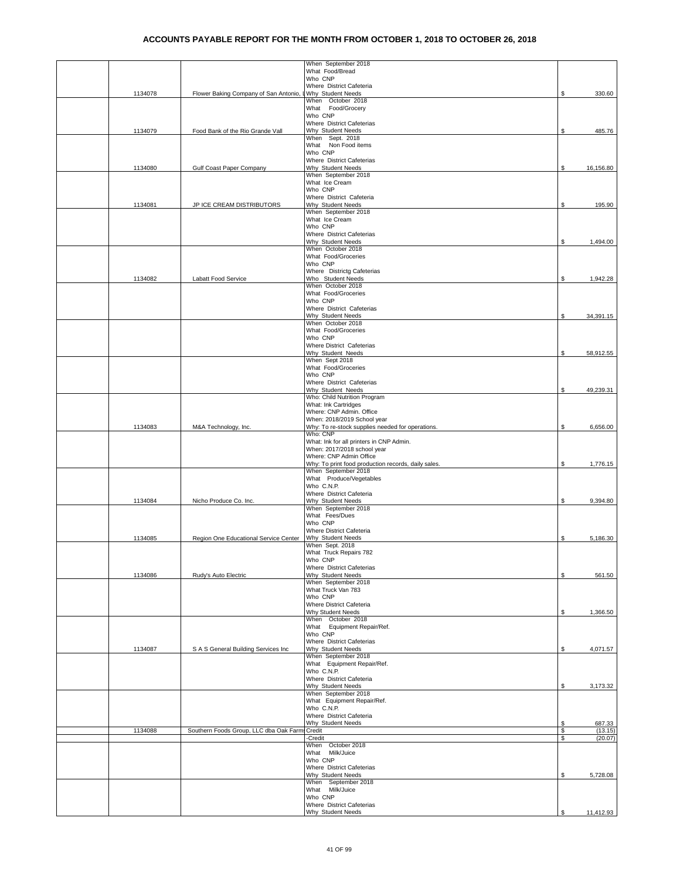# ACCOUNTS PAYABLE REPORT FOR THE MONTH FROM OCTOBER 1, 2018 TO OCTOBER 26, 2018

| | Check No. | Vendor | Description | Amount |
|---|---|---|---|---|
| | 1134078 | Flower Baking Company of San Antonio, L | When September 2018<br>What Food/Bread<br>Who CNP<br>Where District Cafeteria<br>Why Student Needs | $ 330.60 |
| | 1134079 | Food Bank of the Rio Grande Vall | When October 2018<br>What Food/Grocery<br>Who CNP<br>Where District Cafeterias<br>Why Student Needs | $ 485.76 |
| | 1134080 | Gulf Coast Paper Company | When Sept. 2018<br>What Non Food items<br>Who CNP<br>Where District Cafeterias<br>Why Student Needs | $ 16,156.80 |
| | 1134081 | JP ICE CREAM DISTRIBUTORS | When September 2018<br>What Ice Cream<br>Who CNP<br>Where District Cafeteria<br>Why Student Needs | $ 195.90 |
| | | | When September 2018<br>What Ice Cream<br>Who CNP<br>Where District Cafeterias<br>Why Student Needs | $ 1,494.00 |
| | 1134082 | Labatt Food Service | When October 2018<br>What Food/Groceries<br>Who CNP<br>Where Districtg Cafeterias<br>Who Student Needs | $ 1,942.28 |
| | | | When October 2018<br>What Food/Groceries<br>Who CNP<br>Where District Cafeterias<br>Why Student Needs | $ 34,391.15 |
| | | | When October 2018<br>What Food/Groceries<br>Who CNP<br>Where District Cafeterias<br>Why Student Needs | $ 58,912.55 |
| | | | When Sept 2018<br>What Food/Groceries<br>Who CNP<br>Where District Cafeterias<br>Why Student Needs | $ 49,239.31 |
| | 1134083 | M&A Technology, Inc. | Who: Child Nutrition Program<br>What: Ink Cartridges<br>Where: CNP Admin. Office<br>When: 2018/2019 School year<br>Why: To re-stock supplies needed for operations. | $ 6,656.00 |
| | | | Who: CNP<br>What: Ink for all printers in CNP Admin.<br>When: 2017/2018 school year<br>Where: CNP Admin Office<br>Why: To print food production records, daily sales. | $ 1,776.15 |
| | 1134084 | Nicho Produce Co. Inc. | When September 2018<br>What Produce/Vegetables<br>Who C.N.P.<br>Where District Cafeteria<br>Why Student Needs | $ 9,394.80 |
| | 1134085 | Region One Educational Service Center | When September 2018<br>What Fees/Dues<br>Who CNP<br>Where District Cafeteria<br>Why Student Needs | $ 5,186.30 |
| | 1134086 | Rudy's Auto Electric | When Sept. 2018<br>What Truck Repairs 782<br>Who CNP<br>Where District Cafeterias<br>Why Student Needs | $ 561.50 |
| | | | When September 2018<br>What Truck Van 783<br>Who CNP<br>Where District Cafeteria<br>Why Student Needs | $ 1,366.50 |
| | 1134087 | S A S General Building Services Inc | When October 2018<br>What Equipment Repair/Ref.<br>Who CNP<br>Where District Cafeterias<br>Why Student Needs | $ 4,071.57 |
| | | | When September 2018<br>What Equipment Repair/Ref.<br>Who C.N.P.<br>Where District Cafeteria<br>Why Student Needs | $ 3,173.32 |
| | | | When September 2018<br>What Equipment Repair/Ref.<br>Who C.N.P.<br>Where District Cafeteria<br>Why Student Needs | $ 687.33 |
| | 1134088 | Southern Foods Group, LLC dba Oak Farm | Credit | $ (13.15) |
| | | | -Credit | $ (20.07) |
| | | | When October 2018<br>What Milk/Juice<br>Who CNP<br>Where District Cafeterias<br>Why Student Needs | $ 5,728.08 |
| | | | When September 2018<br>What Milk/Juice<br>Who CNP<br>Where District Cafeterias<br>Why Student Needs | $ 11,412.93 |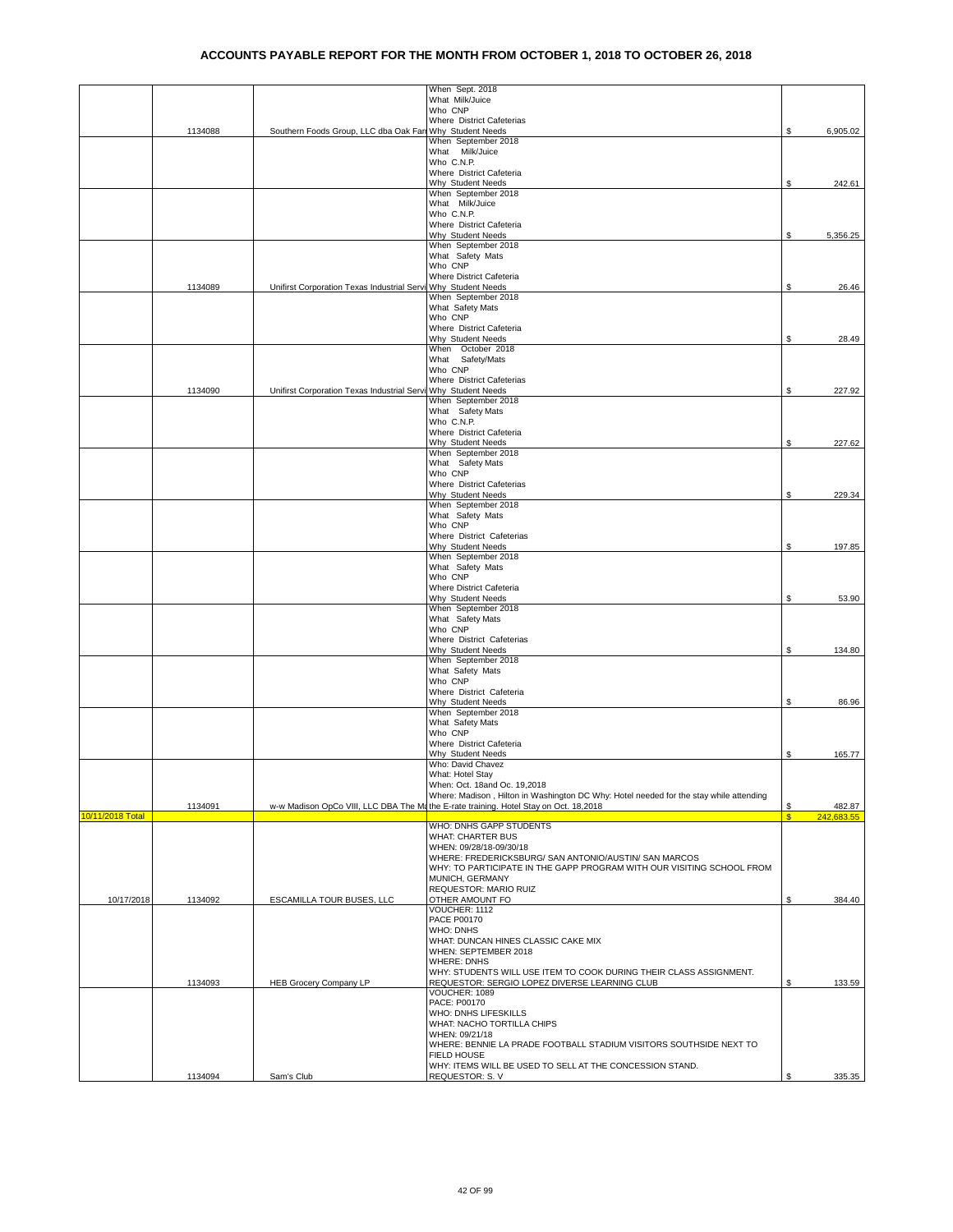# ACCOUNTS PAYABLE REPORT FOR THE MONTH FROM OCTOBER 1, 2018 TO OCTOBER 26, 2018

| | | | | |
|---|---|---|---|---|
| | 1134088 | Southern Foods Group, LLC dba Oak Farı | When Sept. 2018<br>What Milk/Juice<br>Who CNP<br>Where District Cafeterias<br>Why Student Needs | $ 6,905.02 |
| | | | When September 2018<br>What Milk/Juice<br>Who C.N.P.<br>Where District Cafeteria<br>Why Student Needs | $ 242.61 |
| | | | When September 2018<br>What Milk/Juice<br>Who C.N.P.<br>Where District Cafeteria<br>Why Student Needs | $ 5,356.25 |
| | 1134089 | Unifirst Corporation Texas Industrial Servi | When September 2018<br>What Safety Mats<br>Who CNP<br>Where District Cafeteria<br>Why Student Needs | $ 26.46 |
| | | | When September 2018<br>What Safety Mats<br>Who CNP<br>Where District Cafeteria<br>Why Student Needs | $ 28.49 |
| | 1134090 | Unifirst Corporation Texas Industrial Servi | When October 2018<br>What Safety/Mats<br>Who CNP<br>Where District Cafeterias<br>Why Student Needs | $ 227.92 |
| | | | When September 2018<br>What Safety Mats<br>Who C.N.P.<br>Where District Cafeteria<br>Why Student Needs | $ 227.62 |
| | | | When September 2018<br>What Safety Mats<br>Who CNP<br>Where District Cafeterias<br>Why Student Needs | $ 229.34 |
| | | | When September 2018<br>What Safety Mats<br>Who CNP<br>Where District Cafeterias<br>Why Student Needs | $ 197.85 |
| | | | When September 2018<br>What Safety Mats<br>Who CNP<br>Where District Cafeteria<br>Why Student Needs | $ 53.90 |
| | | | When September 2018<br>What Safety Mats<br>Who CNP<br>Where District Cafeterias<br>Why Student Needs | $ 134.80 |
| | | | When September 2018<br>What Safety Mats<br>Who CNP<br>Where District Cafeteria<br>Why Student Needs | $ 86.96 |
| | | | When September 2018<br>What Safety Mats<br>Who CNP<br>Where District Cafeteria<br>Why Student Needs | $ 165.77 |
| | 1134091 | w-w Madison OpCo VIII, LLC DBA The Ma | Who: David Chavez<br>What: Hotel Stay<br>When: Oct. 18and Oc. 19,2018<br>Where: Madison , Hilton in Washington DC Why: Hotel needed for the stay while attending the E-rate training. Hotel Stay on Oct. 18,2018 | $ 482.87 |
| 10/11/2018 Total | | | | $ 242,683.55 |
| 10/17/2018 | 1134092 | ESCAMILLA TOUR BUSES, LLC | WHO: DNHS GAPP STUDENTS<br>WHAT: CHARTER BUS<br>WHEN: 09/28/18-09/30/18<br>WHERE: FREDERICKSBURG/ SAN ANTONIO/AUSTIN/ SAN MARCOS<br>WHY: TO PARTICIPATE IN THE GAPP PROGRAM WITH OUR VISITING SCHOOL FROM MUNICH, GERMANY<br>REQUESTOR: MARIO RUIZ<br>OTHER AMOUNT FO | $ 384.40 |
| | 1134093 | HEB Grocery Company LP | VOUCHER: 1112<br>PACE P00170<br>WHO: DNHS<br>WHAT: DUNCAN HINES CLASSIC CAKE MIX<br>WHEN: SEPTEMBER 2018<br>WHERE: DNHS<br>WHY: STUDENTS WILL USE ITEM TO COOK DURING THEIR CLASS ASSIGNMENT.<br>REQUESTOR: SERGIO LOPEZ DIVERSE LEARNING CLUB | $ 133.59 |
| | 1134094 | Sam's Club | VOUCHER: 1089<br>PACE: P00170<br>WHO: DNHS LIFESKILLS<br>WHAT: NACHO TORTILLA CHIPS<br>WHEN: 09/21/18<br>WHERE: BENNIE LA PRADE FOOTBALL STADIUM VISITORS SOUTHSIDE NEXT TO FIELD HOUSE<br>WHY: ITEMS WILL BE USED TO SELL AT THE CONCESSION STAND.<br>REQUESTOR: S. V | $ 335.35 |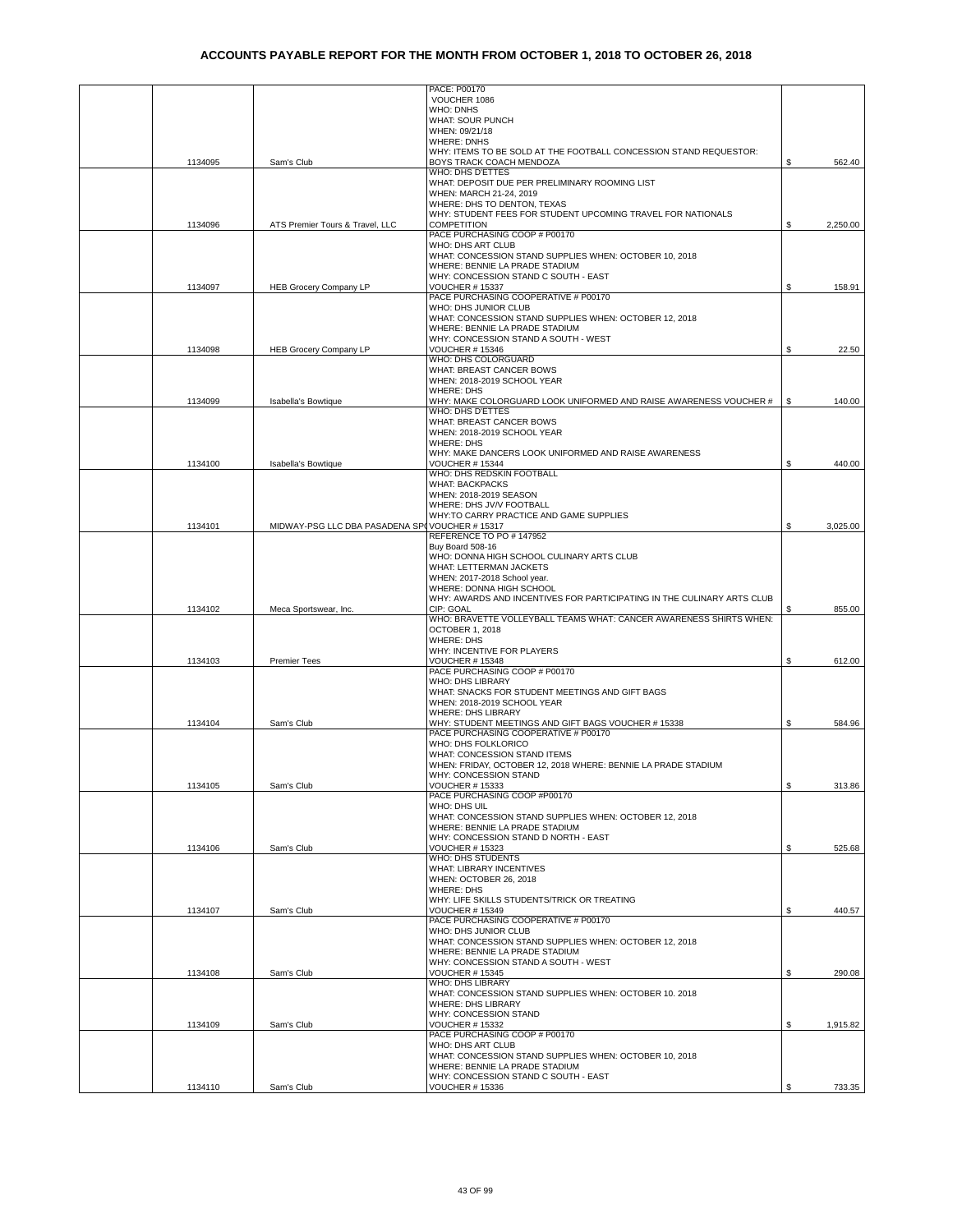# ACCOUNTS PAYABLE REPORT FOR THE MONTH FROM OCTOBER 1, 2018 TO OCTOBER 26, 2018

| | Check No. | Vendor | Description | Amount |
|---|---|---|---|---|
| | 1134095 | Sam's Club | PACE: P00170 VOUCHER 1086 WHO: DNHS WHAT: SOUR PUNCH WHEN: 09/21/18 WHERE: DNHS WHY: ITEMS TO BE SOLD AT THE FOOTBALL CONCESSION STAND REQUESTOR: BOYS TRACK COACH MENDOZA | $ 562.40 |
| | 1134096 | ATS Premier Tours & Travel, LLC | WHO: DHS D'ETTES WHAT: DEPOSIT DUE PER PRELIMINARY ROOMING LIST WHEN: MARCH 21-24, 2019 WHERE: DHS TO DENTON, TEXAS WHY: STUDENT FEES FOR STUDENT UPCOMING TRAVEL FOR NATIONALS COMPETITION | $ 2,250.00 |
| | 1134097 | HEB Grocery Company LP | PACE PURCHASING COOP # P00170 WHO: DHS ART CLUB WHAT: CONCESSION STAND SUPPLIES WHEN: OCTOBER 10, 2018 WHERE: BENNIE LA PRADE STADIUM WHY: CONCESSION STAND C SOUTH - EAST VOUCHER # 15337 | $ 158.91 |
| | 1134098 | HEB Grocery Company LP | PACE PURCHASING COOPERATIVE # P00170 WHO: DHS JUNIOR CLUB WHAT: CONCESSION STAND SUPPLIES WHEN: OCTOBER 12, 2018 WHERE: BENNIE LA PRADE STADIUM WHY: CONCESSION STAND A SOUTH - WEST VOUCHER # 15346 | $ 22.50 |
| | 1134099 | Isabella's Bowtique | WHO: DHS COLORGUARD WHAT: BREAST CANCER BOWS WHEN: 2018-2019 SCHOOL YEAR WHERE: DHS WHY: MAKE COLORGUARD LOOK UNIFORMED AND RAISE AWARENESS VOUCHER # | $ 140.00 |
| | 1134100 | Isabella's Bowtique | WHO: DHS D'ETTES WHAT: BREAST CANCER BOWS WHEN: 2018-2019 SCHOOL YEAR WHERE: DHS WHY: MAKE DANCERS LOOK UNIFORMED AND RAISE AWARENESS VOUCHER # 15344 | $ 440.00 |
| | 1134101 | MIDWAY-PSG LLC DBA PASADENA SP( | WHO: DHS REDSKIN FOOTBALL WHAT: BACKPACKS WHEN: 2018-2019 SEASON WHERE: DHS JV/V FOOTBALL WHY:TO CARRY PRACTICE AND GAME SUPPLIES VOUCHER # 15317 | $ 3,025.00 |
| | 1134102 | Meca Sportswear, Inc. | REFERENCE TO PO # 147952 Buy Board 508-16 WHO: DONNA HIGH SCHOOL CULINARY ARTS CLUB WHAT: LETTERMAN JACKETS WHEN: 2017-2018 School year. WHERE: DONNA HIGH SCHOOL WHY: AWARDS AND INCENTIVES FOR PARTICIPATING IN THE CULINARY ARTS CLUB CIP: GOAL | $ 855.00 |
| | 1134103 | Premier Tees | WHO: BRAVETTE VOLLEYBALL TEAMS WHAT: CANCER AWARENESS SHIRTS WHEN: OCTOBER 1, 2018 WHERE: DHS WHY: INCENTIVE FOR PLAYERS VOUCHER # 15348 | $ 612.00 |
| | 1134104 | Sam's Club | PACE PURCHASING COOP # P00170 WHO: DHS LIBRARY WHAT: SNACKS FOR STUDENT MEETINGS AND GIFT BAGS WHEN: 2018-2019 SCHOOL YEAR WHERE: DHS LIBRARY WHY: STUDENT MEETINGS AND GIFT BAGS VOUCHER # 15338 | $ 584.96 |
| | 1134105 | Sam's Club | PACE PURCHASING COOPERATIVE # P00170 WHO: DHS FOLKLORICO WHAT: CONCESSION STAND ITEMS WHEN: FRIDAY, OCTOBER 12, 2018 WHERE: BENNIE LA PRADE STADIUM WHY: CONCESSION STAND VOUCHER # 15333 | $ 313.86 |
| | 1134106 | Sam's Club | PACE PURCHASING COOP #P00170 WHO: DHS UIL WHAT: CONCESSION STAND SUPPLIES WHEN: OCTOBER 12, 2018 WHERE: BENNIE LA PRADE STADIUM WHY: CONCESSION STAND D NORTH - EAST VOUCHER # 15323 | $ 525.68 |
| | 1134107 | Sam's Club | WHO: DHS STUDENTS WHAT: LIBRARY INCENTIVES WHEN: OCTOBER 26, 2018 WHERE: DHS WHY: LIFE SKILLS STUDENTS/TRICK OR TREATING VOUCHER # 15349 | $ 440.57 |
| | 1134108 | Sam's Club | PACE PURCHASING COOPERATIVE # P00170 WHO: DHS JUNIOR CLUB WHAT: CONCESSION STAND SUPPLIES WHEN: OCTOBER 12, 2018 WHERE: BENNIE LA PRADE STADIUM WHY: CONCESSION STAND A SOUTH - WEST VOUCHER # 15345 | $ 290.08 |
| | 1134109 | Sam's Club | WHO: DHS LIBRARY WHAT: CONCESSION STAND SUPPLIES WHEN: OCTOBER 10. 2018 WHERE: DHS LIBRARY WHY: CONCESSION STAND VOUCHER # 15332 | $ 1,915.82 |
| | 1134110 | Sam's Club | PACE PURCHASING COOP # P00170 WHO: DHS ART CLUB WHAT: CONCESSION STAND SUPPLIES WHEN: OCTOBER 10, 2018 WHERE: BENNIE LA PRADE STADIUM WHY: CONCESSION STAND C SOUTH - EAST VOUCHER # 15336 | $ 733.35 |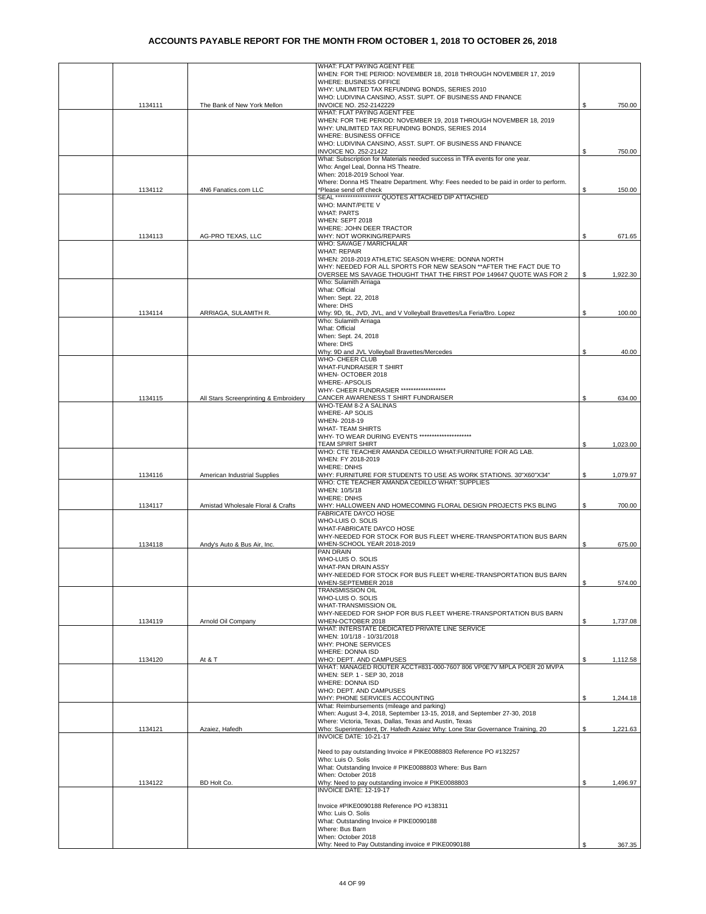# ACCOUNTS PAYABLE REPORT FOR THE MONTH FROM OCTOBER 1, 2018 TO OCTOBER 26, 2018

| | | | | |
|---|---|---|---|---|
| 1134111 | The Bank of New York Mellon | WHAT: FLAT PAYING AGENT FEE<br>WHEN: FOR THE PERIOD: NOVEMBER 18, 2018 THROUGH NOVEMBER 17, 2019<br>WHERE: BUSINESS OFFICE<br>WHY: UNLIMITED TAX REFUNDING BONDS, SERIES 2010<br>WHO: LUDIVINA CANSINO, ASST. SUPT. OF BUSINESS AND FINANCE<br>INVOICE NO. 252-2142229 | $ | 750.00 |
| | | WHAT: FLAT PAYING AGENT FEE<br>WHEN: FOR THE PERIOD: NOVEMBER 19, 2018 THROUGH NOVEMBER 18, 2019<br>WHY: UNLIMITED TAX REFUNDING BONDS, SERIES 2014<br>WHERE: BUSINESS OFFICE<br>WHO: LUDIVINA CANSINO, ASST. SUPT. OF BUSINESS AND FINANCE<br>INVOICE NO. 252-21422 | $ | 750.00 |
| 1134112 | 4N6 Fanatics.com LLC | What: Subscription for Materials needed success in TFA events for one year.<br>Who: Angel Leal, Donna HS Theatre.<br>When: 2018-2019 School Year.<br>Where: Donna HS Theatre Department. Why: Fees needed to be paid in order to perform.<br>*Please send off check | $ | 150.00 |
| 1134113 | AG-PRO TEXAS, LLC | SEAL ****************** QUOTES ATTACHED DIP ATTACHED<br>WHO: MAINT/PETE V<br>WHAT: PARTS<br>WHEN: SEPT 2018<br>WHERE: JOHN DEER TRACTOR<br>WHY: NOT WORKING/REPAIRS | $ | 671.65 |
| | | WHO: SAVAGE / MARICHALAR<br>WHAT: REPAIR<br>WHEN: 2018-2019 ATHLETIC SEASON WHERE: DONNA NORTH<br>WHY: NEEDED FOR ALL SPORTS FOR NEW SEASON **AFTER THE FACT DUE TO OVERSEE MS SAVAGE THOUGHT THAT THE FIRST PO# 149647 QUOTE WAS FOR 2 | $ | 1,922.30 |
| 1134114 | ARRIAGA, SULAMITH R. | Who: Sulamith Arriaga<br>What: Official<br>When: Sept. 22, 2018<br>Where: DHS<br>Why: 9D, 9L, JVD, JVL, and V Volleyball Bravettes/La Feria/Bro. Lopez | $ | 100.00 |
| | | Who: Sulamith Arriaga<br>What: Official<br>When: Sept. 24, 2018<br>Where: DHS<br>Why: 9D and JVL Volleyball Bravettes/Mercedes | $ | 40.00 |
| 1134115 | All Stars Screenprinting & Embroidery | WHO- CHEER CLUB<br>WHAT-FUNDRAISER T SHIRT<br>WHEN- OCTOBER 2018<br>WHERE- APSOLIS<br>WHY- CHEER FUNDRASIER ******************<br>CANCER AWARENESS T SHIRT FUNDRAISER | $ | 634.00 |
| | | WHO-TEAM 8-2 A SALINAS<br>WHERE- AP SOLIS<br>WHEN- 2018-19<br>WHAT- TEAM SHIRTS<br>WHY- TO WEAR DURING EVENTS *********************<br>TEAM SPIRIT SHIRT | $ | 1,023.00 |
| 1134116 | American Industrial Supplies | WHO: CTE TEACHER AMANDA CEDILLO WHAT:FURNITURE FOR AG LAB.<br>WHEN: FY 2018-2019<br>WHERE: DNHS<br>WHY: FURNITURE FOR STUDENTS TO USE AS WORK STATIONS. 30"X60"X34" | $ | 1,079.97 |
| 1134117 | Amistad Wholesale Floral & Crafts | WHO: CTE TEACHER AMANDA CEDILLO WHAT: SUPPLIES<br>WHEN: 10/5/18<br>WHERE: DNHS<br>WHY: HALLOWEEN AND HOMECOMING FLORAL DESIGN PROJECTS PKS BLING | $ | 700.00 |
| 1134118 | Andy's Auto & Bus Air, Inc. | FABRICATE DAYCO HOSE<br>WHO-LUIS O. SOLIS<br>WHAT-FABRICATE DAYCO HOSE<br>WHY-NEEDED FOR STOCK FOR BUS FLEET WHERE-TRANSPORTATION BUS BARN<br>WHEN-SCHOOL YEAR 2018-2019 | $ | 675.00 |
| | | PAN DRAIN<br>WHO-LUIS O. SOLIS<br>WHAT-PAN DRAIN ASSY<br>WHY-NEEDED FOR STOCK FOR BUS FLEET WHERE-TRANSPORTATION BUS BARN<br>WHEN-SEPTEMBER 2018 | $ | 574.00 |
| 1134119 | Arnold Oil Company | TRANSMISSION OIL<br>WHO-LUIS O. SOLIS<br>WHAT-TRANSMISSION OIL<br>WHY-NEEDED FOR SHOP FOR BUS FLEET WHERE-TRANSPORTATION BUS BARN<br>WHEN-OCTOBER 2018 | $ | 1,737.08 |
| 1134120 | At & T | WHAT: INTERSTATE DEDICATED PRIVATE LINE SERVICE<br>WHEN: 10/1/18 - 10/31/2018<br>WHY: PHONE SERVICES<br>WHERE: DONNA ISD<br>WHO: DEPT. AND CAMPUSES | $ | 1,112.58 |
| | | WHAT: MANAGED ROUTER ACCT#831-000-7607 806 VP0E7V MPLA POER 20 MVPA<br>WHEN: SEP. 1 - SEP 30, 2018<br>WHERE: DONNA ISD<br>WHO: DEPT. AND CAMPUSES<br>WHY: PHONE SERVICES ACCOUNTING | $ | 1,244.18 |
| 1134121 | Azaiez, Hafedh | What: Reimbursements (mileage and parking)<br>When: August 3-4, 2018, September 13-15, 2018, and September 27-30, 2018<br>Where: Victoria, Texas, Dallas, Texas and Austin, Texas<br>Who: Superintendent, Dr. Hafedh Azaiez Why: Lone Star Governance Training, 20 | $ | 1,221.63 |
| 1134122 | BD Holt Co. | INVOICE DATE: 10-21-17<br><br>Need to pay outstanding Invoice # PIKE0088803 Reference PO #132257<br>Who: Luis O. Solis<br>What: Outstanding Invoice # PIKE0088803 Where: Bus Barn<br>When: October 2018<br>Why: Need to pay outstanding invoice # PIKE0088803 | $ | 1,496.97 |
| | | INVOICE DATE: 12-19-17<br><br>Invoice #PIKE0090188 Reference PO #138311<br>Who: Luis O. Solis<br>What: Outstanding Invoice # PIKE0090188<br>Where: Bus Barn<br>When: October 2018<br>Why: Need to Pay Outstanding invoice # PIKE0090188 | $ | 367.35 |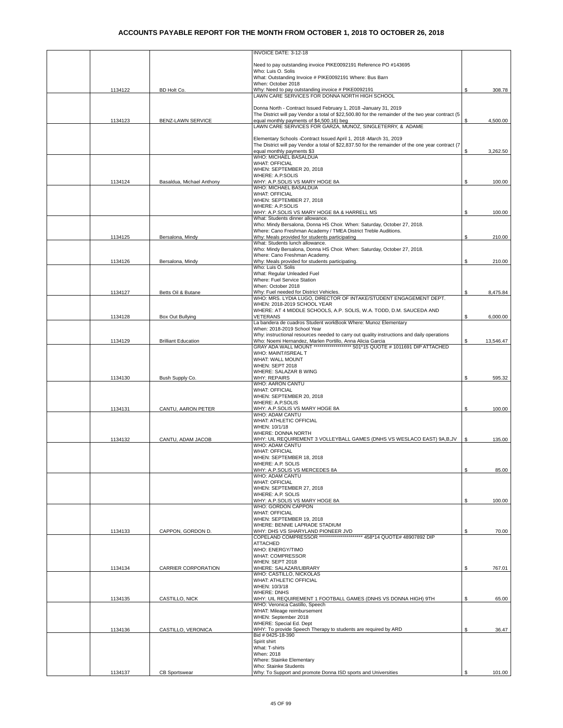# ACCOUNTS PAYABLE REPORT FOR THE MONTH FROM OCTOBER 1, 2018 TO OCTOBER 26, 2018

| | Check # | Vendor | Description | Amount |
|---|---|---|---|---|
| | 1134122 | BD Holt Co. | INVOICE DATE: 3-12-18<br><br>Need to pay outstanding invoice PIKE0092191 Reference PO #143695<br>Who: Luis O. Solis<br>What: Outstanding Invoice # PIKE0092191 Where: Bus Barn<br>When: October 2018<br>Why: Need to pay outstanding invoice # PIKE0092191 | $ 308.78 |
| | 1134123 | BENZ-LAWN SERVICE | LAWN CARE SERVICES FOR DONNA NORTH HIGH SCHOOL<br><br>Donna North - Contract Issued February 1, 2018 -January 31, 2019<br>The District will pay Vendor a total of $22,500.80 for the remainder of the two year contract (5 equal monthly payments of $4,500.16) beg | $ 4,500.00 |
| | | | LAWN CARE SERVICES FOR GARZA, MUNOZ, SINGLETERRY, & ADAME<br><br>Elementary Schools -Contract Issued April 1, 2018 -March 31, 2019<br>The District will pay Vendor a total of $22,837.50 for the remainder of the one year contract (7 equal monthly payments $3 | $ 3,262.50 |
| | 1134124 | Basaldua, Michael Anthony | WHO: MICHAEL BASALDUA<br>WHAT: OFFICIAL<br>WHEN: SEPTEMBER 20, 2018<br>WHERE: A.P.SOLIS<br>WHY: A.P.SOLIS VS MARY HOGE 8A | $ 100.00 |
| | | | WHO: MICHAEL BASALDUA<br>WHAT: OFFICIAL<br>WHEN: SEPTEMBER 27, 2018<br>WHERE: A.P.SOLIS<br>WHY: A.P.SOLIS VS MARY HOGE 8A & HARRELL MS | $ 100.00 |
| | 1134125 | Bersalona, Mindy | What: Students dinner allowance.<br>Who: Mindy Bersalona, Donna HS Choir. When: Saturday, October 27, 2018.<br>Where: Cano Freshman Academy / TMEA District Treble Auditions.<br>Why: Meals provided for students participating | $ 210.00 |
| | 1134126 | Bersalona, Mindy | What: Students lunch allowance.<br>Who: Mindy Bersalona, Donna HS Choir. When: Saturday, October 27, 2018.<br>Where: Cano Freshman Academy.<br>Why: Meals provided for students participating. | $ 210.00 |
| | 1134127 | Betts Oil & Butane | Who: Luis O. Solis<br>What: Regular Unleaded Fuel<br>Where: Fuel Service Station<br>When: October 2018<br>Why: Fuel needed for District Vehicles. | $ 8,475.84 |
| | 1134128 | Box Out Bullying | WHO: MRS. LYDIA LUGO, DIRECTOR OF INTAKE/STUDENT ENGAGEMENT DEPT.<br>WHEN: 2018-2019 SCHOOL YEAR<br>WHERE: AT 4 MIDDLE SCHOOLS, A.P. SOLIS, W.A. TODD, D.M. SAUCEDA AND VETERANS | $ 6,000.00 |
| | 1134129 | Brilliant Education | La bandera de cuadros Student workBook Where: Munoz Elementary<br>When: 2018-2019 School Year<br>Why: instructional resources needed to carry out quality instructions and daily operations<br>Who: Noemi Hernandez, Marlen Portillo, Anna Alicia Garcia | $ 13,546.47 |
| | 1134130 | Bush Supply Co. | GRAY ADA WALL MOUNT ******************* 501*15 QUOTE # 1011691 DIP ATTACHED<br>WHO: MAINT/ISREAL T<br>WHAT: WALL MOUNT<br>WHEN: SEPT 2018<br>WHERE: SALAZAR B WING<br>WHY: REPAIRS | $ 595.32 |
| | 1134131 | CANTU, AARON PETER | WHO: AARON CANTU<br>WHAT: OFFICIAL<br>WHEN: SEPTEMBER 20, 2018<br>WHERE: A.P.SOLIS<br>WHY: A.P.SOLIS VS MARY HOGE 8A | $ 100.00 |
| | 1134132 | CANTU, ADAM JACOB | WHO: ADAM CANTU<br>WHAT: ATHLETIC OFFICIAL<br>WHEN: 10/1/18<br>WHERE: DONNA NORTH<br>WHY: UIL REQUIREMENT 3 VOLLEYBALL GAMES (DNHS VS WESLACO EAST) 9A,B,JV | $ 135.00 |
| | | | WHO: ADAM CANTU<br>WHAT: OFFICIAL<br>WHEN: SEPTEMBER 18, 2018<br>WHERE: A.P. SOLIS<br>WHY: A.P.SOLIS VS MERCEDES 8A | $ 85.00 |
| | | | WHO: ADAM CANTU<br>WHAT: OFFICIAL<br>WHEN: SEPTEMBER 27, 2018<br>WHERE: A.P. SOLIS<br>WHY: A.P.SOLIS VS MARY HOGE 8A | $ 100.00 |
| | 1134133 | CAPPON, GORDON D. | WHO: GORDON CAPPON<br>WHAT: OFFICIAL<br>WHEN: SEPTEMBER 19, 2018<br>WHERE: BENNIE LAPRADE STADIUM<br>WHY: DHS VS SHARYLAND PIONEER JVD | $ 70.00 |
| | 1134134 | CARRIER CORPORATION | COPELAND COMPRESSOR ********************** 458*14 QUOTE# 48907892 DIP ATTACHED<br>WHO: ENERGY/TIMO<br>WHAT: COMPRESSOR<br>WHEN: SEPT 2018<br>WHERE: SALAZAR/LIBRARY | $ 767.01 |
| | 1134135 | CASTILLO, NICK | WHO: CASTILLO, NICKOLAS<br>WHAT: ATHLETIC OFFICIAL<br>WHEN: 10/3/18<br>WHERE: DNHS<br>WHY: UIL REQUIREMENT 1 FOOTBALL GAMES (DNHS VS DONNA HIGH) 9TH | $ 65.00 |
| | 1134136 | CASTILLO, VERONICA | WHO: Veronica Castillo, Speech<br>WHAT: Mileage reimbursement<br>WHEN: September 2018<br>WHERE: Special Ed. Dept<br>WHY: To provide Speech Therapy to students are required by ARD | $ 36.47 |
| | 1134137 | CB Sportswear | Bid # 0425-18-390<br>Spirit shirt<br>What: T-shirts<br>When: 2018<br>Where: Stainke Elementary<br>Who: Stainke Students<br>Why: To Support and promote Donna ISD sports and Universities | $ 101.00 |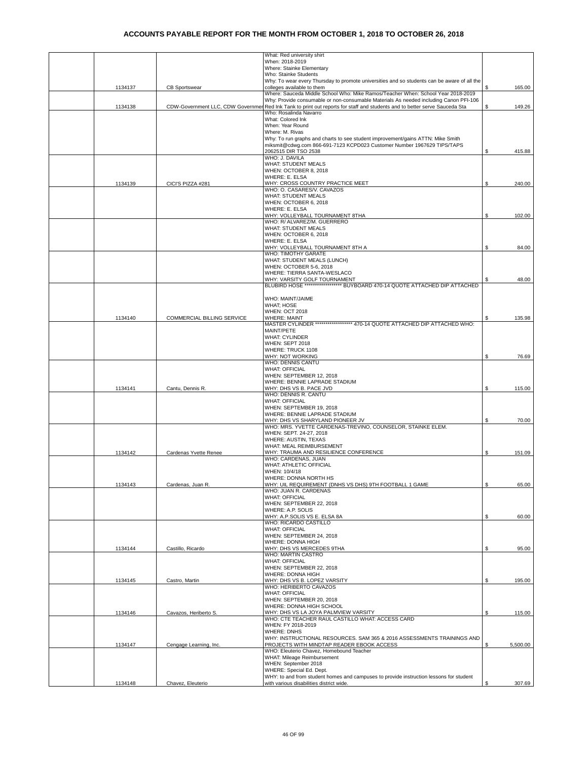# ACCOUNTS PAYABLE REPORT FOR THE MONTH FROM OCTOBER 1, 2018 TO OCTOBER 26, 2018

| | Check No. | Vendor | Description | Amount |
|---|---|---|---|---|
| | 1134137 | CB Sportswear | What: Red university shirt<br>When: 2018-2019<br>Where: Stainke Elementary<br>Who: Stainke Students<br>Why: To wear every Thursday to promote universities and so students can be aware of all the colleges available to them | $ 165.00 |
| | 1134138 | CDW-Government LLC, CDW Governmer | Where: Sauceda Middle School Who: Mike Ramos/Teacher When: School Year 2018-2019<br>Why: Provide consumable or non-consumable Materials As needed including Canon PFI-106 Red Ink Tank to print out reports for staff and students and to better serve Sauceda Sta | $ 149.26 |
| | | | Who: Rosalinda Navarro<br>What: Colored Ink<br>When: Year Round<br>Where: M. Rivas<br>Why: To run graphs and charts to see student improvement/gains ATTN: Mike Smith miksmit@cdwg.com 866-691-7123 KCPD023 Customer Number 1967629 TIPS/TAPS 2062515 DIR TSO 2538 | $ 415.88 |
| | 1134139 | CICI'S PIZZA #281 | WHO: J. DAVILA<br>WHAT: STUDENT MEALS<br>WHEN: OCTOBER 8, 2018<br>WHERE: E. ELSA<br>WHY: CROSS COUNTRY PRACTICE MEET | $ 240.00 |
| | | | WHO: O. CASARES/V. CAVAZOS<br>WHAT: STUDENT MEALS<br>WHEN: OCTOBER 6, 2018<br>WHERE: E. ELSA<br>WHY: VOLLEYBALL TOURNAMENT 8THA | $ 102.00 |
| | | | WHO: R/ ALVAREZ/M. GUERRERO<br>WHAT: STUDENT MEALS<br>WHEN: OCTOBER 6, 2018<br>WHERE: E. ELSA<br>WHY: VOLLEYBALL TOURNAMENT 8TH A | $ 84.00 |
| | | | WHO: TIMOTHY GARATE<br>WHAT: STUDENT MEALS (LUNCH)<br>WHEN: OCTOBER 5-6, 2018<br>WHERE: TIERRA SANTA-WESLACO<br>WHY: VARSITY GOLF TOURNAMENT | $ 48.00 |
| | 1134140 | COMMERCIAL BILLING SERVICE | BLUBIRD HOSE ****************** BUYBOARD 470-14 QUOTE ATTACHED DIP ATTACHED<br><br>WHO: MAINT/JAIME<br>WHAT; HOSE<br>WHEN: OCT 2018<br>WHERE: MAINT | $ 135.98 |
| | | | MASTER CYLINDER ****************** 470-14 QUOTE ATTACHED DIP ATTACHED WHO: MAINT/PETE<br>WHAT: CYLINDER<br>WHEN: SEPT 2018<br>WHERE: TRUCK 1108<br>WHY: NOT WORKING | $ 76.69 |
| | 1134141 | Cantu, Dennis R. | WHO: DENNIS CANTU<br>WHAT: OFFICIAL<br>WHEN: SEPTEMBER 12, 2018<br>WHERE: BENNIE LAPRADE STADIUM<br>WHY: DHS VS B. PACE JVD | $ 115.00 |
| | | | WHO: DENNIS R. CANTU<br>WHAT: OFFICIAL<br>WHEN: SEPTEMBER 19, 2018<br>WHERE: BENNIE LAPRADE STADIUM<br>WHY: DHS VS SHARYLAND PIONEER JV | $ 70.00 |
| | 1134142 | Cardenas Yvette Renee | WHO: MRS. YVETTE CARDENAS-TREVINO, COUNSELOR, STAINKE ELEM.<br>WHEN: SEPT. 24-27, 2018<br>WHERE: AUSTIN, TEXAS<br>WHAT: MEAL REIMBURSEMENT<br>WHY: TRAUMA AND RESILIENCE CONFERENCE | $ 151.09 |
| | 1134143 | Cardenas, Juan R. | WHO: CARDENAS, JUAN<br>WHAT: ATHLETIC OFFICIAL<br>WHEN: 10/4/18<br>WHERE: DONNA NORTH HS<br>WHY: UIL REQUIREMENT (DNHS VS DHS) 9TH FOOTBALL 1 GAME | $ 65.00 |
| | | | WHO: JUAN R. CARDENAS<br>WHAT: OFFICIAL<br>WHEN: SEPTEMBER 22, 2018<br>WHERE: A.P. SOLIS<br>WHY: A.P.SOLIS VS E. ELSA 8A | $ 60.00 |
| | 1134144 | Castillo, Ricardo | WHO: RICARDO CASTILLO<br>WHAT: OFFICIAL<br>WHEN: SEPTEMBER 24, 2018<br>WHERE: DONNA HIGH<br>WHY: DHS VS MERCEDES 9THA | $ 95.00 |
| | 1134145 | Castro, Martin | WHO: MARTIN CASTRO<br>WHAT: OFFICIAL<br>WHEN: SEPTEMBER 22, 2018<br>WHERE: DONNA HIGH<br>WHY: DHS VS B. LOPEZ VARSITY | $ 195.00 |
| | 1134146 | Cavazos, Heriberto S. | WHO: HERIBERTO CAVAZOS<br>WHAT: OFFICIAL<br>WHEN: SEPTEMBER 20, 2018<br>WHERE: DONNA HIGH SCHOOL<br>WHY: DHS VS LA JOYA PALMVIEW VARSITY | $ 115.00 |
| | 1134147 | Cengage Learning, Inc. | WHO: CTE TEACHER RAUL CASTILLO WHAT: ACCESS CARD<br>WHEN: FY 2018-2019<br>WHERE: DNHS<br>WHY: INSTRUCTIONAL RESOURCES. SAM 365 & 2016 ASSESSMENTS TRAININGS AND PROJECTS WITH MINDTAP READER EBOOK ACCESS | $ 5,500.00 |
| | 1134148 | Chavez, Eleuterio | WHO: Eleuterio Chavez, Homebound Teacher<br>WHAT: Mileage Reimbursement<br>WHEN: September 2018<br>WHERE: Special Ed. Dept.<br>WHY: to and from student homes and campuses to provide instruction lessons for student with various disabilities district wide. | $ 307.69 |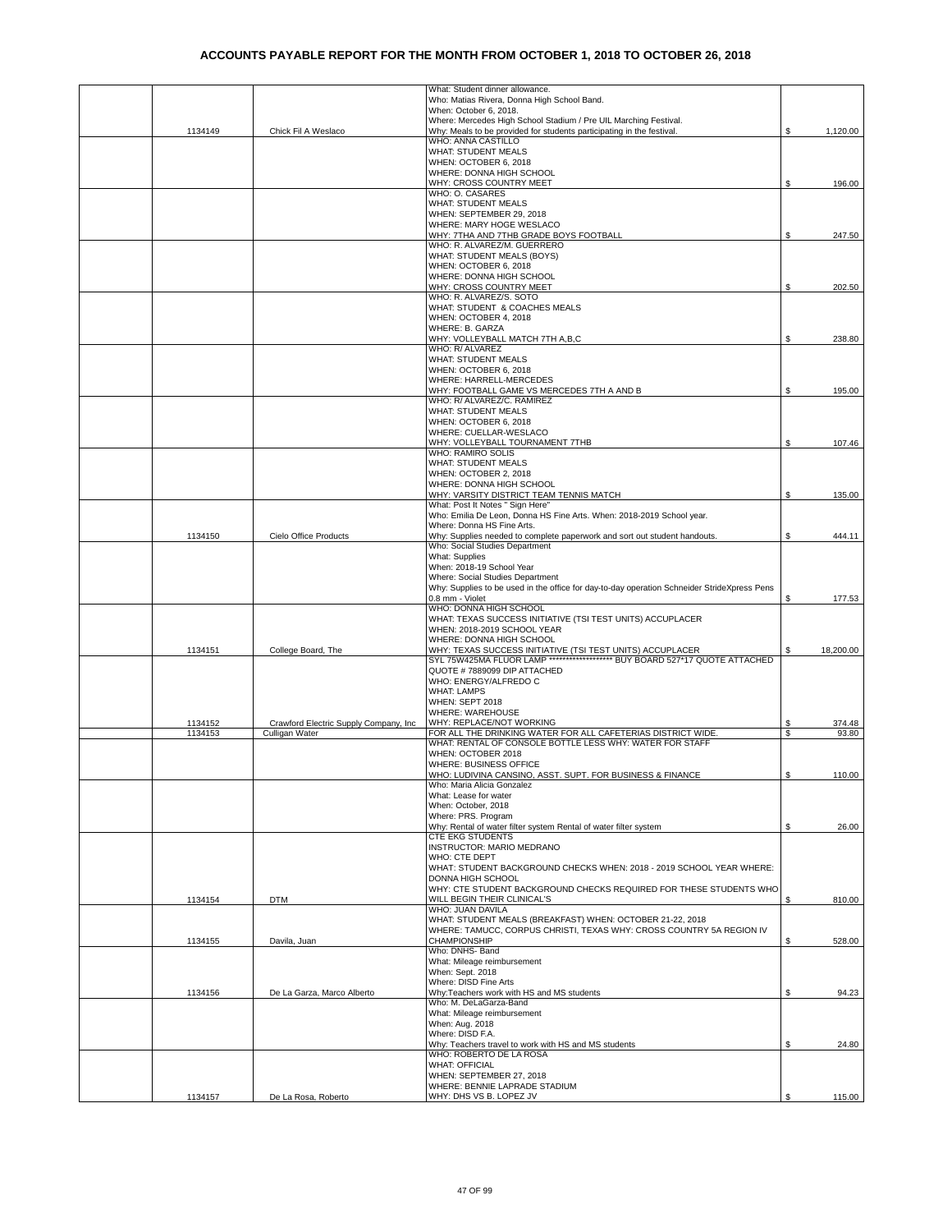# ACCOUNTS PAYABLE REPORT FOR THE MONTH FROM OCTOBER 1, 2018 TO OCTOBER 26, 2018

| | | | | |
|---|---|---|---|---|
| | 1134149 | Chick Fil A Weslaco | What: Student dinner allowance. Who: Matias Rivera, Donna High School Band. When: October 6, 2018. Where: Mercedes High School Stadium / Pre UIL Marching Festival. Why: Meals to be provided for students participating in the festival. | $ 1,120.00 |
| | | | WHO: ANNA CASTILLO WHAT: STUDENT MEALS WHEN: OCTOBER 6, 2018 WHERE: DONNA HIGH SCHOOL WHY: CROSS COUNTRY MEET | $ 196.00 |
| | | | WHO: O. CASARES WHAT: STUDENT MEALS WHEN: SEPTEMBER 29, 2018 WHERE: MARY HOGE WESLACO WHY: 7THA AND 7THB GRADE BOYS FOOTBALL | $ 247.50 |
| | | | WHO: R. ALVAREZ/M. GUERRERO WHAT: STUDENT MEALS (BOYS) WHEN: OCTOBER 6, 2018 WHERE: DONNA HIGH SCHOOL WHY: CROSS COUNTRY MEET | $ 202.50 |
| | | | WHO: R. ALVAREZ/S. SOTO WHAT: STUDENT & COACHES MEALS WHEN: OCTOBER 4, 2018 WHERE: B. GARZA WHY: VOLLEYBALL MATCH 7TH A,B,C | $ 238.80 |
| | | | WHO: R/ ALVAREZ WHAT: STUDENT MEALS WHEN: OCTOBER 6, 2018 WHERE: HARRELL-MERCEDES WHY: FOOTBALL GAME VS MERCEDES 7TH A AND B | $ 195.00 |
| | | | WHO: R/ ALVAREZ/C. RAMIREZ WHAT: STUDENT MEALS WHEN: OCTOBER 6, 2018 WHERE: CUELLAR-WESLACO WHY: VOLLEYBALL TOURNAMENT 7THB | $ 107.46 |
| | | | WHO: RAMIRO SOLIS WHAT: STUDENT MEALS WHEN: OCTOBER 2, 2018 WHERE: DONNA HIGH SCHOOL WHY: VARSITY DISTRICT TEAM TENNIS MATCH | $ 135.00 |
| | 1134150 | Cielo Office Products | What: Post It Notes " Sign Here" Who: Emilia De Leon, Donna HS Fine Arts. When: 2018-2019 School year. Where: Donna HS Fine Arts. Why: Supplies needed to complete paperwork and sort out student handouts. | $ 444.11 |
| | | | Who: Social Studies Department What: Supplies When: 2018-19 School Year Where: Social Studies Department Why: Supplies to be used in the office for day-to-day operation Schneider StrideXpress Pens 0.8 mm - Violet | $ 177.53 |
| | 1134151 | College Board, The | WHO: DONNA HIGH SCHOOL WHAT: TEXAS SUCCESS INITIATIVE (TSI TEST UNITS) ACCUPLACER WHEN: 2018-2019 SCHOOL YEAR WHERE: DONNA HIGH SCHOOL WHY: TEXAS SUCCESS INITIATIVE (TSI TEST UNITS) ACCUPLACER | $ 18,200.00 |
| | 1134152 | Crawford Electric Supply Company, Inc | SYL 75W425MA FLUOR LAMP ****************** BUY BOARD 527*17 QUOTE ATTACHED QUOTE # 7889099 DIP ATTACHED WHO: ENERGY/ALFREDO C WHAT: LAMPS WHEN: SEPT 2018 WHERE: WAREHOUSE WHY: REPLACE/NOT WORKING | $ 374.48 |
| | 1134153 | Culligan Water | FOR ALL THE DRINKING WATER FOR ALL CAFETERIAS DISTRICT WIDE. | $ 93.80 |
| | | | WHAT: RENTAL OF CONSOLE BOTTLE LESS WHY: WATER FOR STAFF WHEN: OCTOBER 2018 WHERE: BUSINESS OFFICE WHO: LUDIVINA CANSINO, ASST. SUPT. FOR BUSINESS & FINANCE | $ 110.00 |
| | | | Who: Maria Alicia Gonzalez What: Lease for water When: October, 2018 Where: PRS. Program Why: Rental of water filter system Rental of water filter system | $ 26.00 |
| | 1134154 | DTM | CTE EKG STUDENTS INSTRUCTOR: MARIO MEDRANO WHO: CTE DEPT WHAT: STUDENT BACKGROUND CHECKS WHEN: 2018 - 2019 SCHOOL YEAR WHERE: DONNA HIGH SCHOOL WHY: CTE STUDENT BACKGROUND CHECKS REQUIRED FOR THESE STUDENTS WHO WILL BEGIN THEIR CLINICAL'S | $ 810.00 |
| | 1134155 | Davila, Juan | WHO: JUAN DAVILA WHAT: STUDENT MEALS (BREAKFAST) WHEN: OCTOBER 21-22, 2018 WHERE: TAMUCC, CORPUS CHRISTI, TEXAS WHY: CROSS COUNTRY 5A REGION IV CHAMPIONSHIP | $ 528.00 |
| | 1134156 | De La Garza, Marco Alberto | Who: DNHS- Band What: Mileage reimbursement When: Sept. 2018 Where: DISD Fine Arts Why:Teachers work with HS and MS students | $ 94.23 |
| | | | Who: M. DeLaGarza-Band What: Mileage reimbursement When: Aug. 2018 Where: DISD F.A. Why: Teachers travel to work with HS and MS students | $ 24.80 |
| | 1134157 | De La Rosa, Roberto | WHO: ROBERTO DE LA ROSA WHAT: OFFICIAL WHEN: SEPTEMBER 27, 2018 WHERE: BENNIE LAPRADE STADIUM WHY: DHS VS B. LOPEZ JV | $ 115.00 |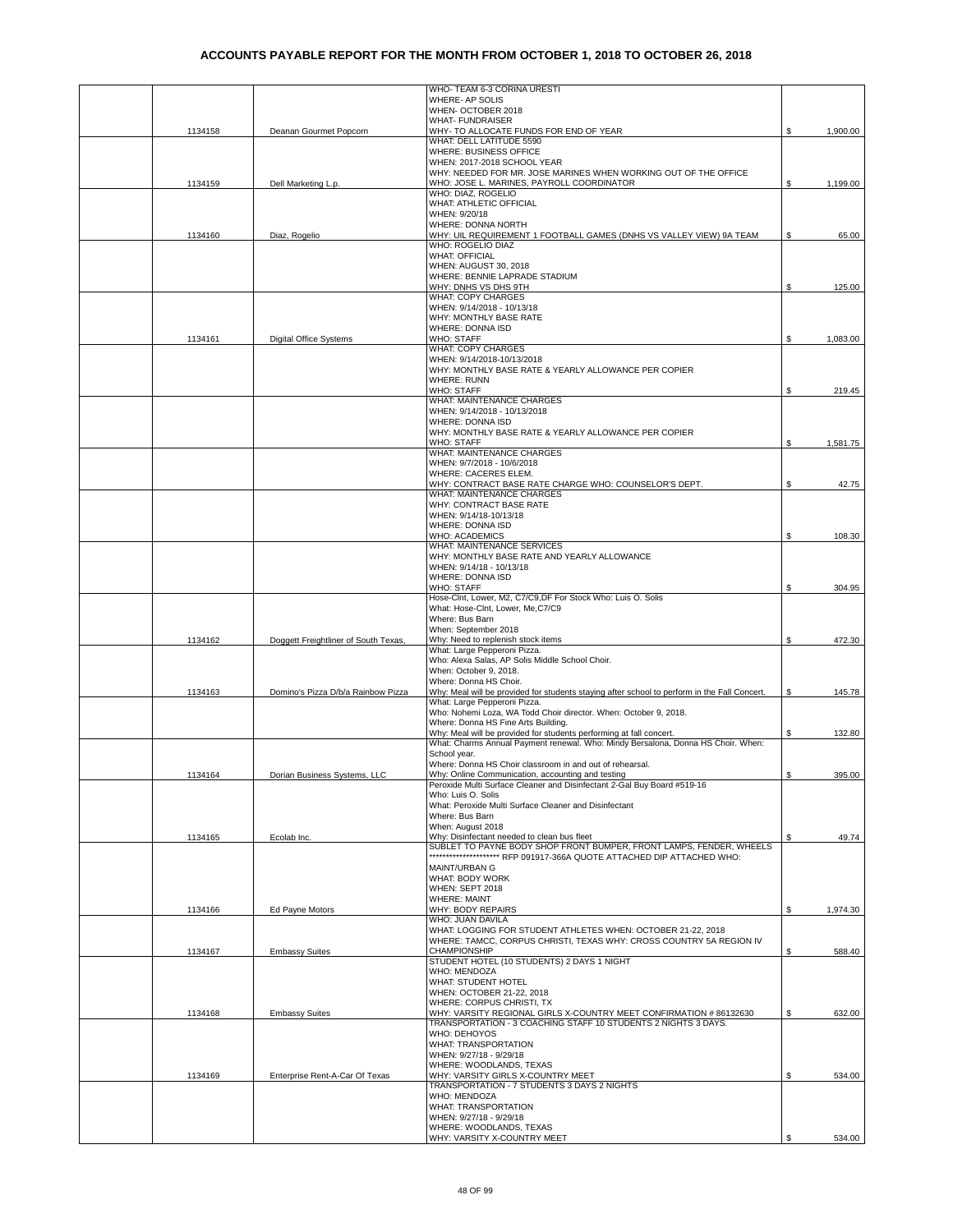# ACCOUNTS PAYABLE REPORT FOR THE MONTH FROM OCTOBER 1, 2018 TO OCTOBER 26, 2018

| | Check No. | Vendor | Description | Amount |
|---|---|---|---|---|
| | 1134158 | Deanan Gourmet Popcorn | WHO- TEAM 6-3 CORINA URESTI<br>WHERE- AP SOLIS<br>WHEN- OCTOBER 2018<br>WHAT- FUNDRAISER<br>WHY- TO ALLOCATE FUNDS FOR END OF YEAR | $ 1,900.00 |
| | 1134159 | Dell Marketing L.p. | WHAT: DELL LATITUDE 5590<br>WHERE: BUSINESS OFFICE<br>WHEN: 2017-2018 SCHOOL YEAR<br>WHY: NEEDED FOR MR. JOSE MARINES WHEN WORKING OUT OF THE OFFICE<br>WHO: JOSE L. MARINES, PAYROLL COORDINATOR | $ 1,199.00 |
| | 1134160 | Diaz, Rogelio | WHO: DIAZ, ROGELIO<br>WHAT: ATHLETIC OFFICIAL<br>WHEN: 9/20/18<br>WHERE: DONNA NORTH<br>WHY: UIL REQUIREMENT 1 FOOTBALL GAMES (DNHS VS VALLEY VIEW) 9A TEAM | $ 65.00 |
| | | | WHO: ROGELIO DIAZ<br>WHAT: OFFICIAL<br>WHEN: AUGUST 30, 2018<br>WHERE: BENNIE LAPRADE STADIUM<br>WHY: DNHS VS DHS 9TH | $ 125.00 |
| | 1134161 | Digital Office Systems | WHAT: COPY CHARGES<br>WHEN: 9/14/2018 - 10/13/18<br>WHY: MONTHLY BASE RATE<br>WHERE: DONNA ISD<br>WHO: STAFF | $ 1,083.00 |
| | | | WHAT: COPY CHARGES<br>WHEN: 9/14/2018-10/13/2018<br>WHY: MONTHLY BASE RATE & YEARLY ALLOWANCE PER COPIER<br>WHERE: RUNN<br>WHO: STAFF | $ 219.45 |
| | | | WHAT: MAINTENANCE CHARGES<br>WHEN: 9/14/2018 - 10/13/2018<br>WHERE: DONNA ISD<br>WHY: MONTHLY BASE RATE & YEARLY ALLOWANCE PER COPIER<br>WHO: STAFF | $ 1,581.75 |
| | | | WHAT: MAINTENANCE CHARGES<br>WHEN: 9/7/2018 - 10/6/2018<br>WHERE: CACERES ELEM.<br>WHY: CONTRACT BASE RATE CHARGE WHO: COUNSELOR'S DEPT. | $ 42.75 |
| | | | WHAT: MAINTENANCE CHARGES<br>WHY: CONTRACT BASE RATE<br>WHEN: 9/14/18-10/13/18<br>WHERE: DONNA ISD<br>WHO: ACADEMICS | $ 108.30 |
| | | | WHAT: MAINTENANCE SERVICES<br>WHY: MONTHLY BASE RATE AND YEARLY ALLOWANCE<br>WHEN: 9/14/18 - 10/13/18<br>WHERE: DONNA ISD<br>WHO: STAFF | $ 304.95 |
| | 1134162 | Doggett Freightliner of South Texas, | Hose-Clnt, Lower, M2, C7/C9,DF For Stock Who: Luis O. Solis<br>What: Hose-Clnt, Lower, Me,C7/C9<br>Where: Bus Barn<br>When: September 2018<br>Why: Need to replenish stock items | $ 472.30 |
| | 1134163 | Domino's Pizza D/b/a Rainbow Pizza | What: Large Pepperoni Pizza.<br>Who: Alexa Salas, AP Solis Middle School Choir.<br>When: October 9, 2018.<br>Where: Donna HS Choir.<br>Why: Meal will be provided for students staying after school to perform in the Fall Concert. | $ 145.78 |
| | | | What: Large Pepperoni Pizza.<br>Who: Nohemi Loza, WA Todd Choir director. When: October 9, 2018.<br>Where: Donna HS Fine Arts Building.<br>Why: Meal will be provided for students performing at fall concert. | $ 132.80 |
| | 1134164 | Dorian Business Systems, LLC | What: Charms Annual Payment renewal. Who: Mindy Bersalona, Donna HS Choir. When: School year.<br>Where: Donna HS Choir classroom in and out of rehearsal.<br>Why: Online Communication, accounting and testing | $ 395.00 |
| | 1134165 | Ecolab Inc. | Peroxide Multi Surface Cleaner and Disinfectant 2-Gal Buy Board #519-16<br>Who: Luis O. Solis<br>What: Peroxide Multi Surface Cleaner and Disinfectant<br>Where: Bus Barn<br>When: August 2018<br>Why: Disinfectant needed to clean bus fleet | $ 49.74 |
| | 1134166 | Ed Payne Motors | SUBLET TO PAYNE BODY SHOP FRONT BUMPER, FRONT LAMPS, FENDER, WHEELS ********************** RFP 091917-366A QUOTE ATTACHED DIP ATTACHED WHO: MAINT/URBAN G<br>WHAT: BODY WORK<br>WHEN: SEPT 2018<br>WHERE: MAINT<br>WHY: BODY REPAIRS | $ 1,974.30 |
| | 1134167 | Embassy Suites | WHO: JUAN DAVILA<br>WHAT: LOGGING FOR STUDENT ATHLETES WHEN: OCTOBER 21-22, 2018<br>WHERE: TAMCC, CORPUS CHRISTI, TEXAS WHY: CROSS COUNTRY 5A REGION IV CHAMPIONSHIP | $ 588.40 |
| | 1134168 | Embassy Suites | STUDENT HOTEL (10 STUDENTS) 2 DAYS 1 NIGHT<br>WHO: MENDOZA<br>WHAT: STUDENT HOTEL<br>WHEN: OCTOBER 21-22, 2018<br>WHERE: CORPUS CHRISTI, TX<br>WHY: VARSITY REGIONAL GIRLS X-COUNTRY MEET CONFIRMATION # 86132630 | $ 632.00 |
| | 1134169 | Enterprise Rent-A-Car Of Texas | TRANSPORTATION - 3 COACHING STAFF 10 STUDENTS 2 NIGHTS 3 DAYS.<br>WHO: DEHOYOS<br>WHAT: TRANSPORTATION<br>WHEN: 9/27/18 - 9/29/18<br>WHERE: WOODLANDS, TEXAS<br>WHY: VARSITY GIRLS X-COUNTRY MEET | $ 534.00 |
| | | | TRANSPORTATION - 7 STUDENTS 3 DAYS 2 NIGHTS<br>WHO: MENDOZA<br>WHAT: TRANSPORTATION<br>WHEN: 9/27/18 - 9/29/18<br>WHERE: WOODLANDS, TEXAS<br>WHY: VARSITY X-COUNTRY MEET | $ 534.00 |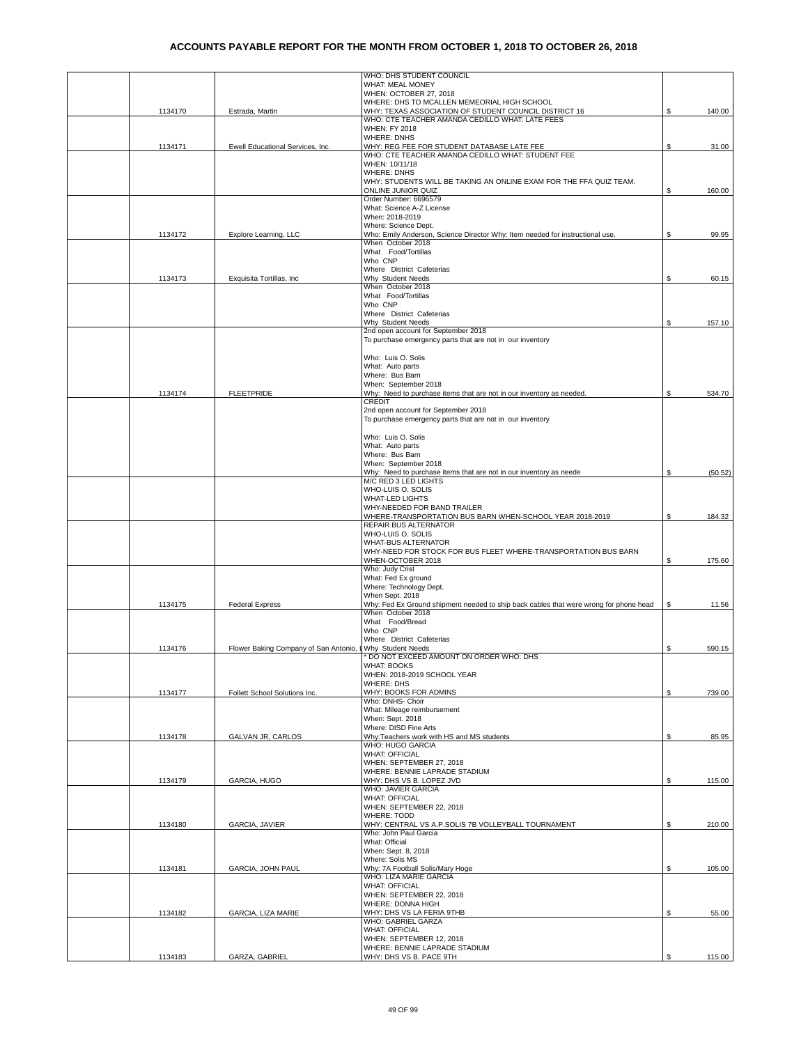# ACCOUNTS PAYABLE REPORT FOR THE MONTH FROM OCTOBER 1, 2018 TO OCTOBER 26, 2018

| | Check No. | Vendor | Description | Amount |
|---|---|---|---|---|
| | 1134170 | Estrada, Martin | WHO: DHS STUDENT COUNCIL<br>WHAT: MEAL MONEY<br>WHEN: OCTOBER 27, 2018<br>WHERE: DHS TO MCALLEN MEMEORIAL HIGH SCHOOL<br>WHY: TEXAS ASSOCIATION OF STUDENT COUNCIL DISTRICT 16 | $ 140.00 |
| | 1134171 | Ewell Educational Services, Inc. | WHO: CTE TEACHER AMANDA CEDILLO WHAT: LATE FEES<br>WHEN: FY 2018<br>WHERE: DNHS<br>WHY: REG FEE FOR STUDENT DATABASE LATE FEE | $ 31.00 |
| | | | WHO: CTE TEACHER AMANDA CEDILLO WHAT: STUDENT FEE<br>WHEN: 10/11/18<br>WHERE: DNHS<br>WHY: STUDENTS WILL BE TAKING AN ONLINE EXAM FOR THE FFA QUIZ TEAM. ONLINE JUNIOR QUIZ | $ 160.00 |
| | 1134172 | Explore Learning, LLC | Order Number: 6696579<br>What: Science A-Z License<br>When: 2018-2019<br>Where: Science Dept.<br>Who: Emily Anderson, Science Director Why: Item needed for instructional use. | $ 99.95 |
| | 1134173 | Exquisita Tortillas, Inc | When October 2018<br>What Food/Tortillas<br>Who CNP<br>Where District Cafeterias<br>Why Student Needs | $ 60.15 |
| | | | When October 2018<br>What Food/Tortillas<br>Who CNP<br>Where District Cafeterias<br>Why Student Needs | $ 157.10 |
| | 1134174 | FLEETPRIDE | 2nd open account for September 2018<br>To purchase emergency parts that are not in our inventory<br><br>Who: Luis O. Solis<br>What: Auto parts<br>Where: Bus Barn<br>When: September 2018<br>Why: Need to purchase items that are not in our inventory as needed. | $ 534.70 |
| | | | CREDIT<br>2nd open account for September 2018<br>To purchase emergency parts that are not in our inventory<br><br>Who: Luis O. Solis<br>What: Auto parts<br>Where: Bus Barn<br>When: September 2018<br>Why: Need to purchase items that are not in our inventory as neede | $ (50.52) |
| | | | M/C RED 3 LED LIGHTS<br>WHO-LUIS O. SOLIS<br>WHAT-LED LIGHTS<br>WHY-NEEDED FOR BAND TRAILER<br>WHERE-TRANSPORTATION BUS BARN WHEN-SCHOOL YEAR 2018-2019 | $ 184.32 |
| | | | REPAIR BUS ALTERNATOR<br>WHO-LUIS O. SOLIS<br>WHAT-BUS ALTERNATOR<br>WHY-NEED FOR STOCK FOR BUS FLEET WHERE-TRANSPORTATION BUS BARN<br>WHEN-OCTOBER 2018 | $ 175.60 |
| | 1134175 | Federal Express | Who: Judy Crist<br>What: Fed Ex ground<br>Where: Technology Dept.<br>When Sept. 2018<br>Why: Fed Ex Ground shipment needed to ship back cables that were wrong for phone head | $ 11.56 |
| | 1134176 | Flower Baking Company of San Antonio, I | When October 2018<br>What Food/Bread<br>Who CNP<br>Where District Cafeterias<br>Why Student Needs | $ 590.15 |
| | 1134177 | Follett School Solutions Inc. | * DO NOT EXCEED AMOUNT ON ORDER WHO: DHS<br>WHAT: BOOKS<br>WHEN: 2018-2019 SCHOOL YEAR<br>WHERE: DHS<br>WHY: BOOKS FOR ADMINS | $ 739.00 |
| | 1134178 | GALVAN JR, CARLOS | Who: DNHS- Choir<br>What: Mileage reimbursement<br>When: Sept. 2018<br>Where: DISD Fine Arts<br>Why:Teachers work with HS and MS students | $ 85.95 |
| | 1134179 | GARCIA, HUGO | WHO: HUGO GARCIA<br>WHAT: OFFICIAL<br>WHEN: SEPTEMBER 27, 2018<br>WHERE: BENNIE LAPRADE STADIUM<br>WHY: DHS VS B. LOPEZ JVD | $ 115.00 |
| | 1134180 | GARCIA, JAVIER | WHO: JAVIER GARCIA<br>WHAT: OFFICIAL<br>WHEN: SEPTEMBER 22, 2018<br>WHERE: TODD<br>WHY: CENTRAL VS A.P.SOLIS 7B VOLLEYBALL TOURNAMENT | $ 210.00 |
| | 1134181 | GARCIA, JOHN PAUL | Who: John Paul Garcia<br>What: Official<br>When: Sept. 8, 2018<br>Where: Solis MS<br>Why: 7A Football Solis/Mary Hoge | $ 105.00 |
| | 1134182 | GARCIA, LIZA MARIE | WHO: LIZA MARIE GARCIA<br>WHAT: OFFICIAL<br>WHEN: SEPTEMBER 22, 2018<br>WHERE: DONNA HIGH<br>WHY: DHS VS LA FERIA 9THB | $ 55.00 |
| | 1134183 | GARZA, GABRIEL | WHO: GABRIEL GARZA<br>WHAT: OFFICIAL<br>WHEN: SEPTEMBER 12, 2018<br>WHERE: BENNIE LAPRADE STADIUM<br>WHY: DHS VS B. PACE 9TH | $ 115.00 |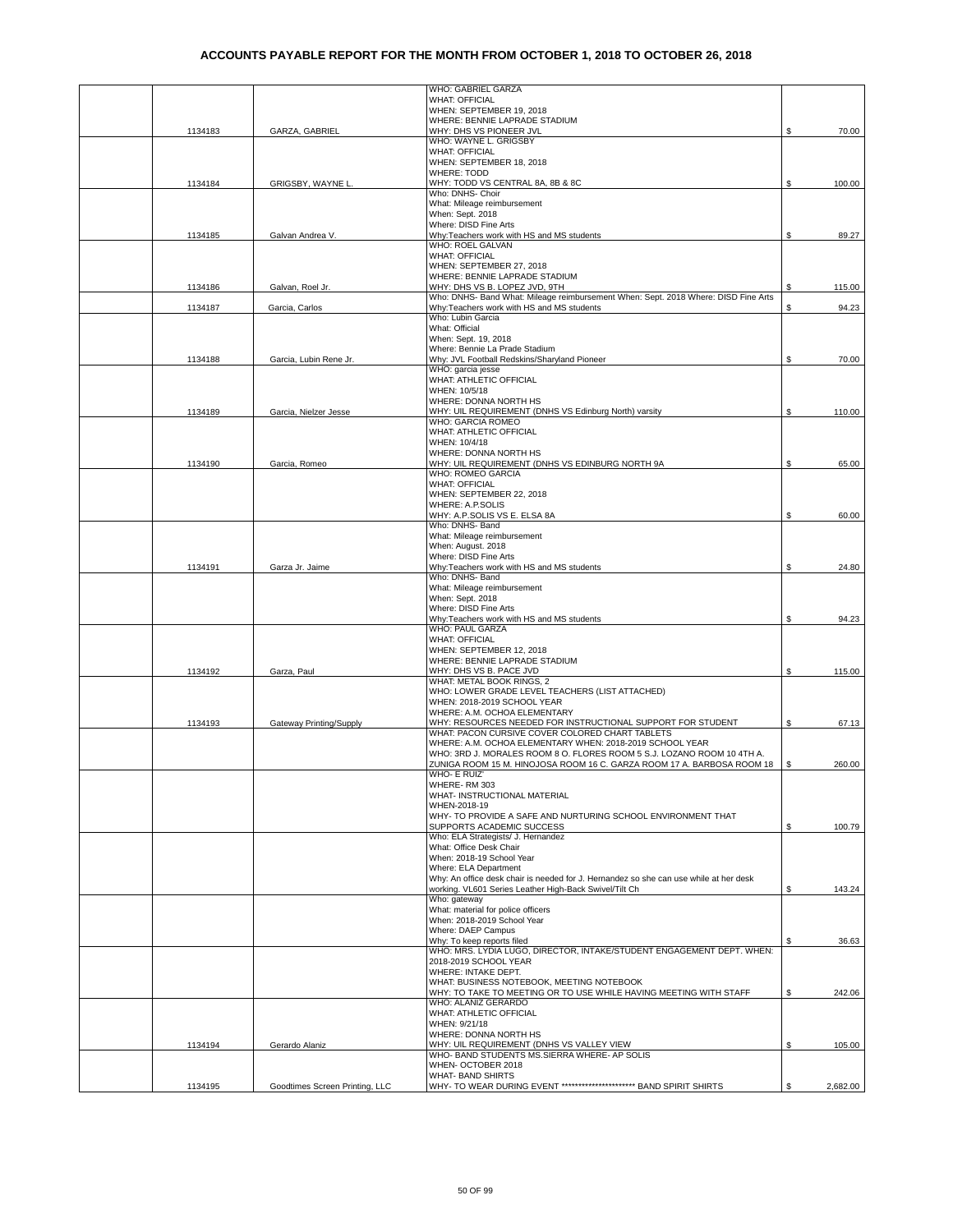# ACCOUNTS PAYABLE REPORT FOR THE MONTH FROM OCTOBER 1, 2018 TO OCTOBER 26, 2018

| | | | | |
|---|---|---|---|---|
| | 1134183 | GARZA, GABRIEL | WHO: GABRIEL GARZA<br>WHAT: OFFICIAL<br>WHEN: SEPTEMBER 19, 2018<br>WHERE: BENNIE LAPRADE STADIUM<br>WHY: DHS VS PIONEER JVL | $ 70.00 |
| | 1134184 | GRIGSBY, WAYNE L. | WHO: WAYNE L. GRIGSBY<br>WHAT: OFFICIAL<br>WHEN: SEPTEMBER 18, 2018<br>WHERE: TODD<br>WHY: TODD VS CENTRAL 8A, 8B & 8C | $ 100.00 |
| | 1134185 | Galvan Andrea V. | Who: DNHS- Choir<br>What: Mileage reimbursement<br>When: Sept. 2018<br>Where: DISD Fine Arts<br>Why:Teachers work with HS and MS students | $ 89.27 |
| | 1134186 | Galvan, Roel Jr. | WHO: ROEL GALVAN<br>WHAT: OFFICIAL<br>WHEN: SEPTEMBER 27, 2018<br>WHERE: BENNIE LAPRADE STADIUM<br>WHY: DHS VS B. LOPEZ JVD, 9TH | $ 115.00 |
| | 1134187 | Garcia, Carlos | Who: DNHS- Band What: Mileage reimbursement When: Sept. 2018 Where: DISD Fine Arts Why:Teachers work with HS and MS students | $ 94.23 |
| | 1134188 | Garcia, Lubin Rene Jr. | Who: Lubin Garcia<br>What: Official<br>When: Sept. 19, 2018<br>Where: Bennie La Prade Stadium<br>Why: JVL Football Redskins/Sharyland Pioneer | $ 70.00 |
| | 1134189 | Garcia, Nielzer Jesse | WHO: garcia jesse<br>WHAT: ATHLETIC OFFICIAL<br>WHEN: 10/5/18<br>WHERE: DONNA NORTH HS<br>WHY: UIL REQUIREMENT (DNHS VS Edinburg North) varsity | $ 110.00 |
| | 1134190 | Garcia, Romeo | WHO: GARCIA ROMEO<br>WHAT: ATHLETIC OFFICIAL<br>WHEN: 10/4/18<br>WHERE: DONNA NORTH HS<br>WHY: UIL REQUIREMENT (DNHS VS EDINBURG NORTH 9A | $ 65.00 |
| | | | WHO: ROMEO GARCIA<br>WHAT: OFFICIAL<br>WHEN: SEPTEMBER 22, 2018<br>WHERE: A.P.SOLIS<br>WHY: A.P.SOLIS VS E. ELSA 8A | $ 60.00 |
| | 1134191 | Garza Jr. Jaime | Who: DNHS- Band<br>What: Mileage reimbursement<br>When: August. 2018<br>Where: DISD Fine Arts<br>Why:Teachers work with HS and MS students | $ 24.80 |
| | | | Who: DNHS- Band<br>What: Mileage reimbursement<br>When: Sept. 2018<br>Where: DISD Fine Arts<br>Why:Teachers work with HS and MS students | $ 94.23 |
| | 1134192 | Garza, Paul | WHO: PAUL GARZA<br>WHAT: OFFICIAL<br>WHEN: SEPTEMBER 12, 2018<br>WHERE: BENNIE LAPRADE STADIUM<br>WHY: DHS VS B. PACE JVD | $ 115.00 |
| | 1134193 | Gateway Printing/Supply | WHAT: METAL BOOK RINGS, 2<br>WHO: LOWER GRADE LEVEL TEACHERS (LIST ATTACHED)<br>WHEN: 2018-2019 SCHOOL YEAR<br>WHERE: A.M. OCHOA ELEMENTARY<br>WHY: RESOURCES NEEDED FOR INSTRUCTIONAL SUPPORT FOR STUDENT | $ 67.13 |
| | | | WHAT: PACON CURSIVE COVER COLORED CHART TABLETS<br>WHERE: A.M. OCHOA ELEMENTARY WHEN: 2018-2019 SCHOOL YEAR<br>WHO: 3RD J. MORALES ROOM 8 O. FLORES ROOM 5 S.J. LOZANO ROOM 10 4TH A. ZUNIGA ROOM 15 M. HINOJOSA ROOM 16 C. GARZA ROOM 17 A. BARBOSA ROOM 18 | $ 260.00 |
| | | | WHO- E RUIZ'<br>WHERE- RM 303<br>WHAT- INSTRUCTIONAL MATERIAL<br>WHEN-2018-19<br>WHY- TO PROVIDE A SAFE AND NURTURING SCHOOL ENVIRONMENT THAT SUPPORTS ACADEMIC SUCCESS | $ 100.79 |
| | | | Who: ELA Strategists/ J. Hernandez<br>What: Office Desk Chair<br>When: 2018-19 School Year<br>Where: ELA Department<br>Why: An office desk chair is needed for J. Hernandez so she can use while at her desk working. VL601 Series Leather High-Back Swivel/Tilt Ch | $ 143.24 |
| | | | Who: gateway<br>What: material for police officers<br>When: 2018-2019 School Year<br>Where: DAEP Campus<br>Why: To keep reports filed | $ 36.63 |
| | | | WHO: MRS. LYDIA LUGO, DIRECTOR, INTAKE/STUDENT ENGAGEMENT DEPT. WHEN: 2018-2019 SCHOOL YEAR<br>WHERE: INTAKE DEPT.<br>WHAT: BUSINESS NOTEBOOK, MEETING NOTEBOOK<br>WHY: TO TAKE TO MEETING OR TO USE WHILE HAVING MEETING WITH STAFF | $ 242.06 |
| | 1134194 | Gerardo Alaniz | WHO: ALANIZ GERARDO<br>WHAT: ATHLETIC OFFICIAL<br>WHEN: 9/21/18<br>WHERE: DONNA NORTH HS<br>WHY: UIL REQUIREMENT (DNHS VS VALLEY VIEW | $ 105.00 |
| | 1134195 | Goodtimes Screen Printing, LLC | WHO- BAND STUDENTS MS.SIERRA WHERE- AP SOLIS<br>WHEN- OCTOBER 2018<br>WHAT- BAND SHIRTS<br>WHY- TO WEAR DURING EVENT ********************** BAND SPIRIT SHIRTS | $ 2,682.00 |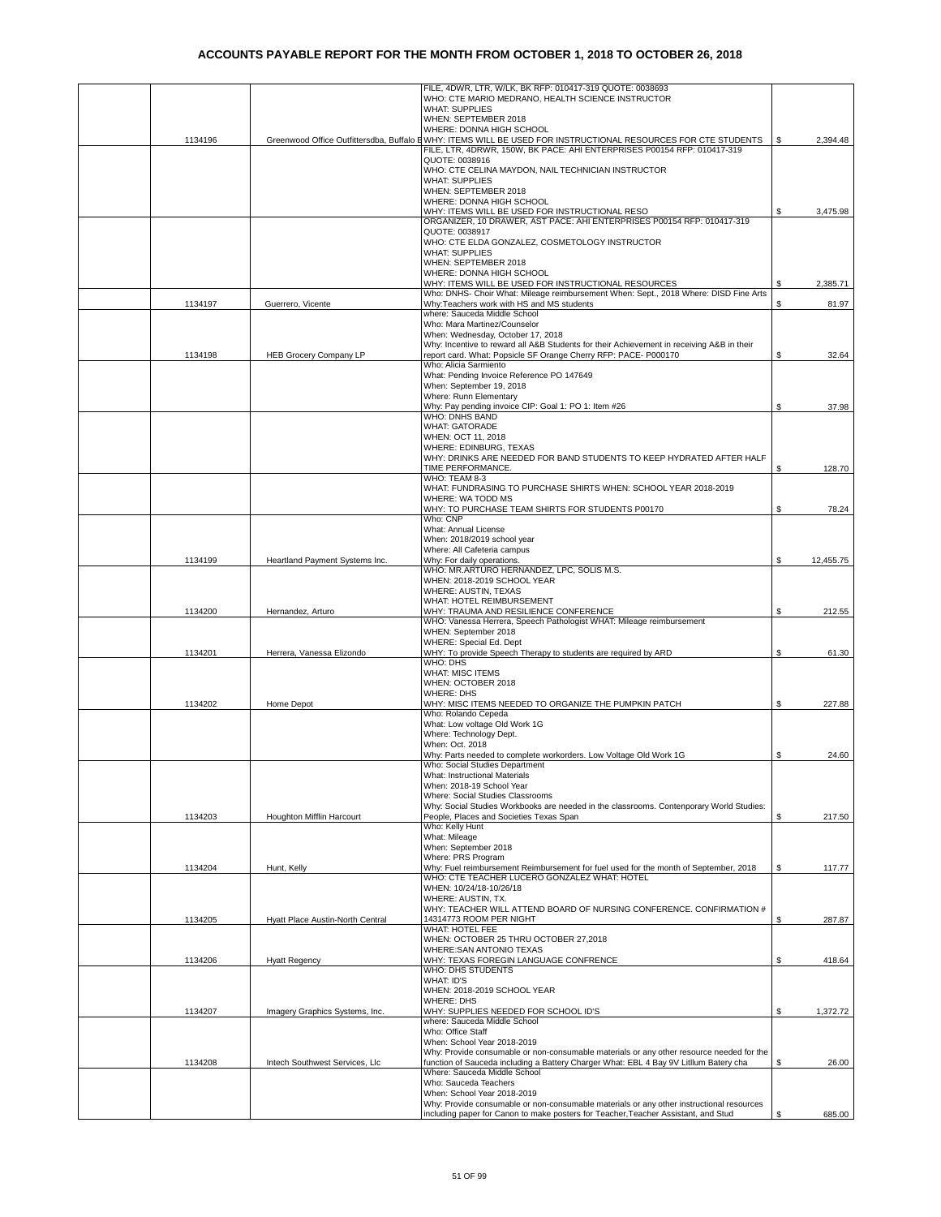# ACCOUNTS PAYABLE REPORT FOR THE MONTH FROM OCTOBER 1, 2018 TO OCTOBER 26, 2018

| | | | | |
|---|---|---|---|---|
| | | | FILE, 4DWR, LTR, W/LK, BK RFP: 010417-319 QUOTE: 0038693<br>WHO: CTE MARIO MEDRANO, HEALTH SCIENCE INSTRUCTOR<br>WHAT: SUPPLIES<br>WHEN: SEPTEMBER 2018<br>WHERE: DONNA HIGH SCHOOL | |
| | 1134196 | Greenwood Office Outfittersdba, Buffalo B | WHY: ITEMS WILL BE USED FOR INSTRUCTIONAL RESOURCES FOR CTE STUDENTS | $ 2,394.48 |
| | | | FILE, LTR, 4DRWR, 150W, BK PACE: AHI ENTERPRISES P00154 RFP: 010417-319<br>QUOTE: 0038916<br>WHO: CTE CELINA MAYDON, NAIL TECHNICIAN INSTRUCTOR<br>WHAT: SUPPLIES<br>WHEN: SEPTEMBER 2018<br>WHERE: DONNA HIGH SCHOOL<br>WHY: ITEMS WILL BE USED FOR INSTRUCTIONAL RESO | $ 3,475.98 |
| | | | ORGANIZER, 10 DRAWER, AST PACE: AHI ENTERPRISES P00154 RFP: 010417-319<br>QUOTE: 0038917<br>WHO: CTE ELDA GONZALEZ, COSMETOLOGY INSTRUCTOR<br>WHAT: SUPPLIES<br>WHEN: SEPTEMBER 2018<br>WHERE: DONNA HIGH SCHOOL<br>WHY: ITEMS WILL BE USED FOR INSTRUCTIONAL RESOURCES | $ 2,385.71 |
| | 1134197 | Guerrero, Vicente | Who: DNHS- Choir What: Mileage reimbursement When: Sept., 2018 Where: DISD Fine Arts<br>Why:Teachers work with HS and MS students | $ 81.97 |
| | 1134198 | HEB Grocery Company LP | where: Sauceda Middle School<br>Who: Mara Martinez/Counselor<br>When: Wednesday, October 17, 2018<br>Why: Incentive to reward all A&B Students for their Achievement in receiving A&B in their report card. What: Popsicle SF Orange Cherry RFP: PACE- P000170 | $ 32.64 |
| | | | Who: Alicia Sarmiento<br>What: Pending Invoice Reference PO 147649<br>When: September 19, 2018<br>Where: Runn Elementary<br>Why: Pay pending invoice CIP: Goal 1: PO 1: Item #26 | $ 37.98 |
| | | | WHO: DNHS BAND<br>WHAT: GATORADE<br>WHEN: OCT 11, 2018<br>WHERE: EDINBURG, TEXAS<br>WHY: DRINKS ARE NEEDED FOR BAND STUDENTS TO KEEP HYDRATED AFTER HALF TIME PERFORMANCE. | $ 128.70 |
| | | | WHO: TEAM 8-3<br>WHAT: FUNDRASING TO PURCHASE SHIRTS WHEN: SCHOOL YEAR 2018-2019<br>WHERE: WA TODD MS<br>WHY: TO PURCHASE TEAM SHIRTS FOR STUDENTS P00170 | $ 78.24 |
| | 1134199 | Heartland Payment Systems Inc. | Who: CNP<br>What: Annual License<br>When: 2018/2019 school year<br>Where: All Cafeteria campus<br>Why: For daily operations. | $ 12,455.75 |
| | 1134200 | Hernandez, Arturo | WHO: MR.ARTURO HERNANDEZ, LPC, SOLIS M.S.<br>WHEN: 2018-2019 SCHOOL YEAR<br>WHERE: AUSTIN, TEXAS<br>WHAT: HOTEL REIMBURSEMENT<br>WHY: TRAUMA AND RESILIENCE CONFERENCE | $ 212.55 |
| | 1134201 | Herrera, Vanessa Elizondo | WHO: Vanessa Herrera, Speech Pathologist WHAT: Mileage reimbursement<br>WHEN: September 2018<br>WHERE: Special Ed. Dept<br>WHY: To provide Speech Therapy to students are required by ARD | $ 61.30 |
| | 1134202 | Home Depot | WHO: DHS<br>WHAT: MISC ITEMS<br>WHEN: OCTOBER 2018<br>WHERE: DHS<br>WHY: MISC ITEMS NEEDED TO ORGANIZE THE PUMPKIN PATCH | $ 227.88 |
| | | | Who: Rolando Cepeda<br>What: Low voltage Old Work 1G<br>Where: Technology Dept.<br>When: Oct. 2018<br>Why: Parts needed to complete workorders. Low Voltage Old Work 1G | $ 24.60 |
| | 1134203 | Houghton Mifflin Harcourt | Who: Social Studies Department<br>What: Instructional Materials<br>When: 2018-19 School Year<br>Where: Social Studies Classrooms<br>Why: Social Studies Workbooks are needed in the classrooms. Contenporary World Studies: People, Places and Societies Texas Span | $ 217.50 |
| | 1134204 | Hunt, Kelly | Who: Kelly Hunt<br>What: Mileage<br>When: September 2018<br>Where: PRS Program<br>Why: Fuel reimbursement Reimbursement for fuel used for the month of September, 2018 | $ 117.77 |
| | 1134205 | Hyatt Place Austin-North Central | WHO: CTE TEACHER LUCERO GONZALEZ WHAT: HOTEL<br>WHEN: 10/24/18-10/26/18<br>WHERE: AUSTIN, TX.<br>WHY: TEACHER WILL ATTEND BOARD OF NURSING CONFERENCE. CONFIRMATION # 14314773 ROOM PER NIGHT | $ 287.87 |
| | 1134206 | Hyatt Regency | WHAT: HOTEL FEE<br>WHEN: OCTOBER 25 THRU OCTOBER 27,2018<br>WHERE:SAN ANTONIO TEXAS<br>WHY: TEXAS FOREGIN LANGUAGE CONFRENCE | $ 418.64 |
| | 1134207 | Imagery Graphics Systems, Inc. | WHO: DHS STUDENTS<br>WHAT: ID'S<br>WHEN: 2018-2019 SCHOOL YEAR<br>WHERE: DHS<br>WHY: SUPPLIES NEEDED FOR SCHOOL ID'S | $ 1,372.72 |
| | 1134208 | Intech Southwest Services, Llc | where: Sauceda Middle School<br>Who: Office Staff<br>When: School Year 2018-2019<br>Why: Provide consumable or non-consumable materials or any other resource needed for the function of Sauceda including a Battery Charger What: EBL 4 Bay 9V Litllum Batery cha | $ 26.00 |
| | | | Where: Sauceda Middle School<br>Who: Sauceda Teachers<br>When: School Year 2018-2019<br>Why: Provide consumable or non-consumable materials or any other instructional resources including paper for Canon to make posters for Teacher,Teacher Assistant, and Stud | $ 685.00 |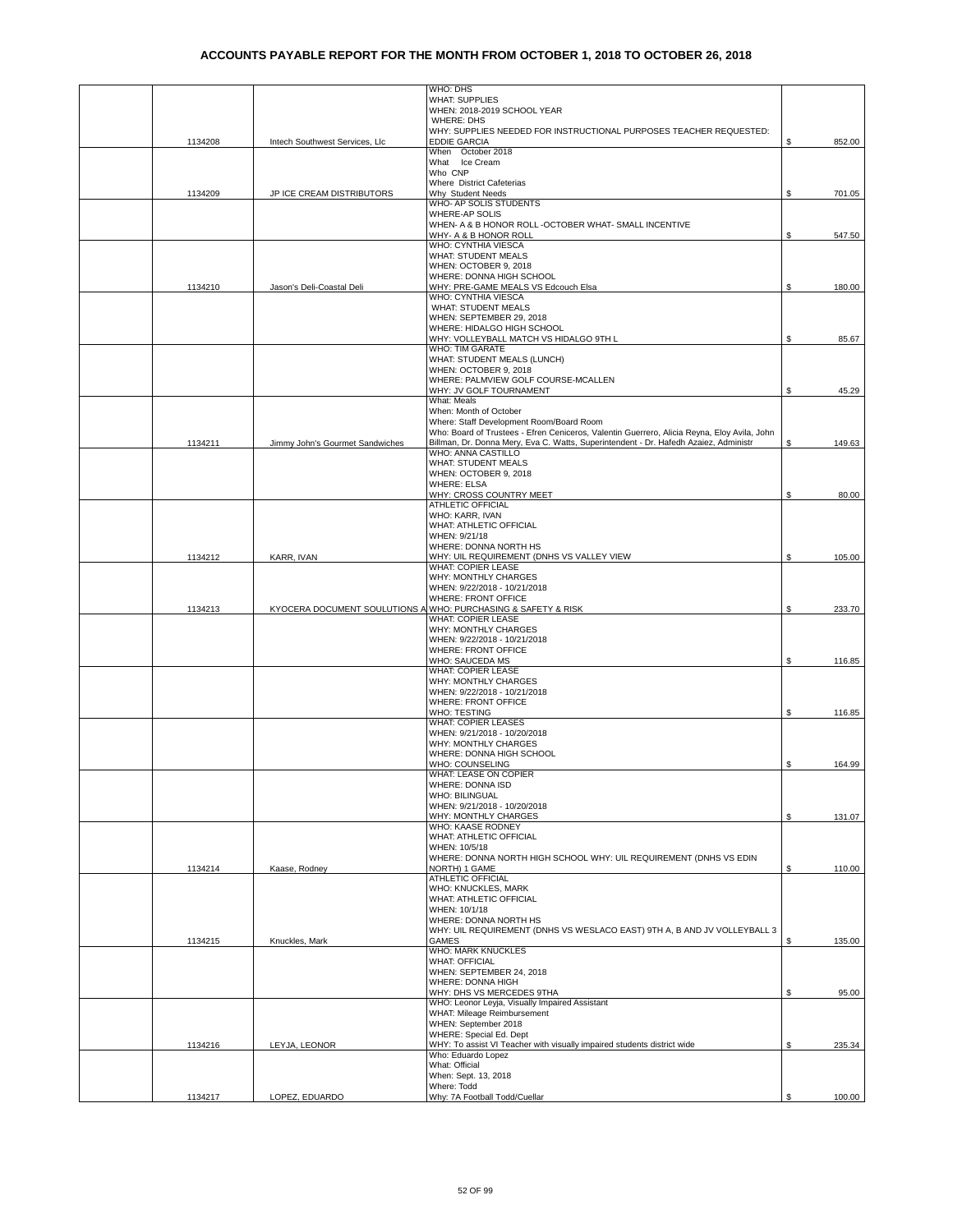# ACCOUNTS PAYABLE REPORT FOR THE MONTH FROM OCTOBER 1, 2018 TO OCTOBER 26, 2018

| | | | | |
|---|---|---|---|---|
| | 1134208 | Intech Southwest Services, Llc | WHO: DHS<br>WHAT: SUPPLIES<br>WHEN: 2018-2019 SCHOOL YEAR<br>WHERE: DHS<br>WHY: SUPPLIES NEEDED FOR INSTRUCTIONAL PURPOSES TEACHER REQUESTED: EDDIE GARCIA | $ 852.00 |
| | 1134209 | JP ICE CREAM DISTRIBUTORS | When October 2018<br>What Ice Cream<br>Who CNP<br>Where District Cafeterias<br>Why Student Needs | $ 701.05 |
| | | | WHO- AP SOLIS STUDENTS<br>WHERE-AP SOLIS<br>WHEN- A & B HONOR ROLL -OCTOBER WHAT- SMALL INCENTIVE<br>WHY- A & B HONOR ROLL | $ 547.50 |
| | 1134210 | Jason's Deli-Coastal Deli | WHO: CYNTHIA VIESCA<br>WHAT: STUDENT MEALS<br>WHEN: OCTOBER 9, 2018<br>WHERE: DONNA HIGH SCHOOL<br>WHY: PRE-GAME MEALS VS Edcouch Elsa | $ 180.00 |
| | | | WHO: CYNTHIA VIESCA<br>WHAT: STUDENT MEALS<br>WHEN: SEPTEMBER 29, 2018<br>WHERE: HIDALGO HIGH SCHOOL<br>WHY: VOLLEYBALL MATCH VS HIDALGO 9TH L | $ 85.67 |
| | | | WHO: TIM GARATE<br>WHAT: STUDENT MEALS (LUNCH)<br>WHEN: OCTOBER 9, 2018<br>WHERE: PALMVIEW GOLF COURSE-MCALLEN<br>WHY: JV GOLF TOURNAMENT | $ 45.29 |
| | 1134211 | Jimmy John's Gourmet Sandwiches | What: Meals<br>When: Month of October<br>Where: Staff Development Room/Board Room<br>Who: Board of Trustees - Efren Ceniceros, Valentin Guerrero, Alicia Reyna, Eloy Avila, John Billman, Dr. Donna Mery, Eva C. Watts, Superintendent - Dr. Hafedh Azaiez, Administr | $ 149.63 |
| | | | WHO: ANNA CASTILLO<br>WHAT: STUDENT MEALS<br>WHEN: OCTOBER 9, 2018<br>WHERE: ELSA<br>WHY: CROSS COUNTRY MEET | $ 80.00 |
| | 1134212 | KARR, IVAN | ATHLETIC OFFICIAL<br>WHO: KARR, IVAN<br>WHAT: ATHLETIC OFFICIAL<br>WHEN: 9/21/18<br>WHERE: DONNA NORTH HS<br>WHY: UIL REQUIREMENT (DNHS VS VALLEY VIEW | $ 105.00 |
| | 1134213 | KYOCERA DOCUMENT SOULUTIONS A | WHAT: COPIER LEASE<br>WHY: MONTHLY CHARGES<br>WHEN: 9/22/2018 - 10/21/2018<br>WHERE: FRONT OFFICE<br>WHO: PURCHASING & SAFETY & RISK | $ 233.70 |
| | | | WHAT: COPIER LEASE<br>WHY: MONTHLY CHARGES<br>WHEN: 9/22/2018 - 10/21/2018<br>WHERE: FRONT OFFICE<br>WHO: SAUCEDA MS | $ 116.85 |
| | | | WHAT: COPIER LEASE<br>WHY: MONTHLY CHARGES<br>WHEN: 9/22/2018 - 10/21/2018<br>WHERE: FRONT OFFICE<br>WHO: TESTING | $ 116.85 |
| | | | WHAT: COPIER LEASES<br>WHEN: 9/21/2018 - 10/20/2018<br>WHY: MONTHLY CHARGES<br>WHERE: DONNA HIGH SCHOOL<br>WHO: COUNSELING | $ 164.99 |
| | | | WHAT: LEASE ON COPIER<br>WHERE: DONNA ISD<br>WHO: BILINGUAL<br>WHEN: 9/21/2018 - 10/20/2018<br>WHY: MONTHLY CHARGES | $ 131.07 |
| | 1134214 | Kaase, Rodney | WHO: KAASE RODNEY<br>WHAT: ATHLETIC OFFICIAL<br>WHEN: 10/5/18<br>WHERE: DONNA NORTH HIGH SCHOOL WHY: UIL REQUIREMENT (DNHS VS EDIN NORTH) 1 GAME | $ 110.00 |
| | 1134215 | Knuckles, Mark | ATHLETIC OFFICIAL<br>WHO: KNUCKLES, MARK<br>WHAT: ATHLETIC OFFICIAL<br>WHEN: 10/1/18<br>WHERE: DONNA NORTH HS<br>WHY: UIL REQUIREMENT (DNHS VS WESLACO EAST) 9TH A, B AND JV VOLLEYBALL 3 GAMES | $ 135.00 |
| | | | WHO: MARK KNUCKLES<br>WHAT: OFFICIAL<br>WHEN: SEPTEMBER 24, 2018<br>WHERE: DONNA HIGH<br>WHY: DHS VS MERCEDES 9THA | $ 95.00 |
| | 1134216 | LEYJA, LEONOR | WHO: Leonor Leyja, Visually Impaired Assistant<br>WHAT: Mileage Reimbursement<br>WHEN: September 2018<br>WHERE: Special Ed. Dept<br>WHY: To assist VI Teacher with visually impaired students district wide | $ 235.34 |
| | 1134217 | LOPEZ, EDUARDO | Who: Eduardo Lopez<br>What: Official<br>When: Sept. 13, 2018<br>Where: Todd<br>Why: 7A Football Todd/Cuellar | $ 100.00 |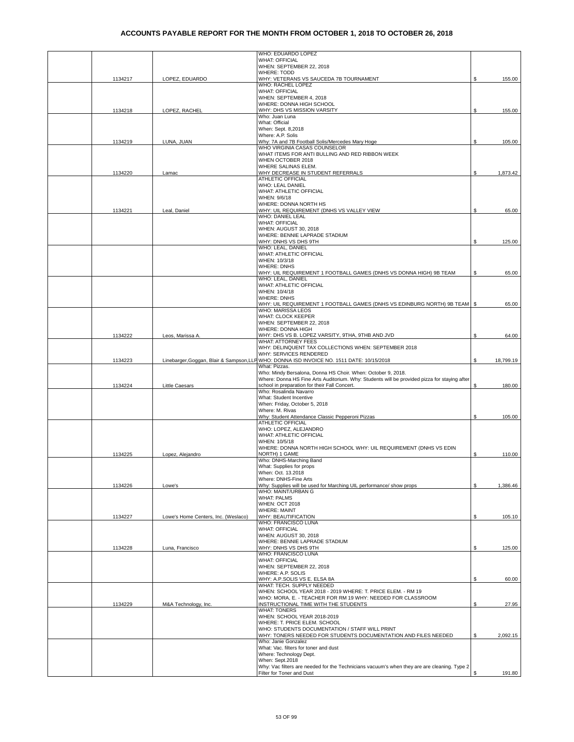# ACCOUNTS PAYABLE REPORT FOR THE MONTH FROM OCTOBER 1, 2018 TO OCTOBER 26, 2018

| | | | | |
|---|---|---|---|---|
| | 1134217 | LOPEZ, EDUARDO | WHO: EDUARDO LOPEZ<br>WHAT: OFFICIAL<br>WHEN: SEPTEMBER 22, 2018<br>WHERE: TODD<br>WHY: VETERANS VS SAUCEDA 7B TOURNAMENT | $ 155.00 |
| | 1134218 | LOPEZ, RACHEL | WHO: RACHEL LOPEZ<br>WHAT: OFFICIAL<br>WHEN: SEPTEMBER 4, 2018<br>WHERE: DONNA HIGH SCHOOL<br>WHY: DHS VS MISSION VARSITY | $ 155.00 |
| | 1134219 | LUNA, JUAN | Who: Juan Luna<br>What: Official<br>When: Sept. 8,2018<br>Where: A.P. Solis<br>Why: 7A and 7B Football Solis/Mercedes Mary Hoge | $ 105.00 |
| | 1134220 | Lamac | WHO VIRGINIA CASAS COUNSELOR<br>WHAT ITEMS FOR ANTI BULLING AND RED RIBBON WEEK<br>WHEN OCTOBER 2018<br>WHERE SALINAS ELEM.<br>WHY DECREASE IN STUDENT REFERRALS | $ 1,873.42 |
| | 1134221 | Leal, Daniel | ATHLETIC OFFICIAL<br>WHO: LEAL DANIEL<br>WHAT: ATHLETIC OFFICIAL<br>WHEN: 9/6/18<br>WHERE: DONNA NORTH HS<br>WHY: UIL REQUIREMENT (DNHS VS VALLEY VIEW | $ 65.00 |
| | | | WHO: DANIEL LEAL<br>WHAT: OFFICIAL<br>WHEN: AUGUST 30, 2018<br>WHERE: BENNIE LAPRADE STADIUM<br>WHY: DNHS VS DHS 9TH | $ 125.00 |
| | | | WHO: LEAL, DANIEL<br>WHAT: ATHLETIC OFFICIAL<br>WHEN: 10/3/18<br>WHERE: DNHS<br>WHY: UIL REQUIREMENT 1 FOOTBALL GAMES (DNHS VS DONNA HIGH) 9B TEAM | $ 65.00 |
| | | | WHO: LEAL, DANIEL<br>WHAT: ATHLETIC OFFICIAL<br>WHEN: 10/4/18<br>WHERE: DNHS<br>WHY: UIL REQUIREMENT 1 FOOTBALL GAMES (DNHS VS EDINBURG NORTH) 9B TEAM | $ 65.00 |
| | 1134222 | Leos, Marissa A. | WHO: MARISSA LEOS<br>WHAT: CLOCK KEEPER<br>WHEN: SEPTEMBER 22, 2018<br>WHERE: DONNA HIGH<br>WHY: DHS VS B. LOPEZ VARSITY, 9THA, 9THB AND JVD | $ 64.00 |
| | 1134223 | Linebarger,Goggan, Blair & Sampson,LLP | WHAT: ATTORNEY FEES<br>WHY: DELINQUENT TAX COLLECTIONS WHEN: SEPTEMBER 2018<br>WHY: SERVICES RENDERED<br>WHO: DONNA ISD INVOICE NO. 1511 DATE: 10/15/2018 | $ 18,799.19 |
| | 1134224 | Little Caesars | What: Pizzas.<br>Who: Mindy Bersalona, Donna HS Choir. When: October 9, 2018.<br>Where: Donna HS Fine Arts Auditorium. Why: Students will be provided pizza for staying after school in preparation for their Fall Concert. | $ 180.00 |
| | | | Who: Rosalinda Navarro<br>What: Student Incentive<br>When: Friday, October 5, 2018<br>Where: M. Rivas<br>Why: Student Attendance Classic Pepperoni Pizzas | $ 105.00 |
| | 1134225 | Lopez, Alejandro | ATHLETIC OFFICIAL<br>WHO: LOPEZ, ALEJANDRO<br>WHAT: ATHLETIC OFFICIAL<br>WHEN: 10/5/18<br>WHERE: DONNA NORTH HIGH SCHOOL WHY: UIL REQUIREMENT (DNHS VS EDIN NORTH) 1 GAME | $ 110.00 |
| | 1134226 | Lowe's | Who: DNHS-Marching Band<br>What: Supplies for props<br>When: Oct. 13.2018<br>Where: DNHS-Fine Arts<br>Why: Supplies will be used for Marching UIL performance/ show props | $ 1,386.46 |
| | 1134227 | Lowe's Home Centers, Inc. (Weslaco) | WHO: MAINT/URBAN G<br>WHAT: PALMS<br>WHEN: OCT 2018<br>WHERE: MAINT<br>WHY: BEAUTIFICATION | $ 105.10 |
| | 1134228 | Luna, Francisco | WHO: FRANCISCO LUNA<br>WHAT: OFFICIAL<br>WHEN: AUGUST 30, 2018<br>WHERE: BENNIE LAPRADE STADIUM<br>WHY: DNHS VS DHS 9TH | $ 125.00 |
| | | | WHO: FRANCISCO LUNA<br>WHAT: OFFICIAL<br>WHEN: SEPTEMBER 22, 2018<br>WHERE: A.P. SOLIS<br>WHY: A.P.SOLIS VS E. ELSA 8A | $ 60.00 |
| | 1134229 | M&A Technology, Inc. | WHAT: TECH. SUPPLY NEEDED<br>WHEN: SCHOOL YEAR 2018 - 2019 WHERE: T. PRICE ELEM. - RM 19<br>WHO: MORA, E. - TEACHER FOR RM 19 WHY: NEEDED FOR CLASSROOM INSTRUCTIONAL TIME WITH THE STUDENTS | $ 27.95 |
| | | | WHAT: TONERS<br>WHEN: SCHOOL YEAR 2018-2019<br>WHERE: T. PRICE ELEM. SCHOOL<br>WHO: STUDENTS DOCUMENTATION / STAFF WILL PRINT<br>WHY: TONERS NEEDED FOR STUDENTS DOCUMENTATION AND FILES NEEDED | $ 2,092.15 |
| | | | Who: Janie Gonzalez<br>What: Vac. filters for toner and dust<br>Where: Technology Dept.<br>When: Sept.2018<br>Why: Vac filters are needed for the Technicians vacuum's when they are are cleaning. Type 2 Filter for Toner and Dust | $ 191.80 |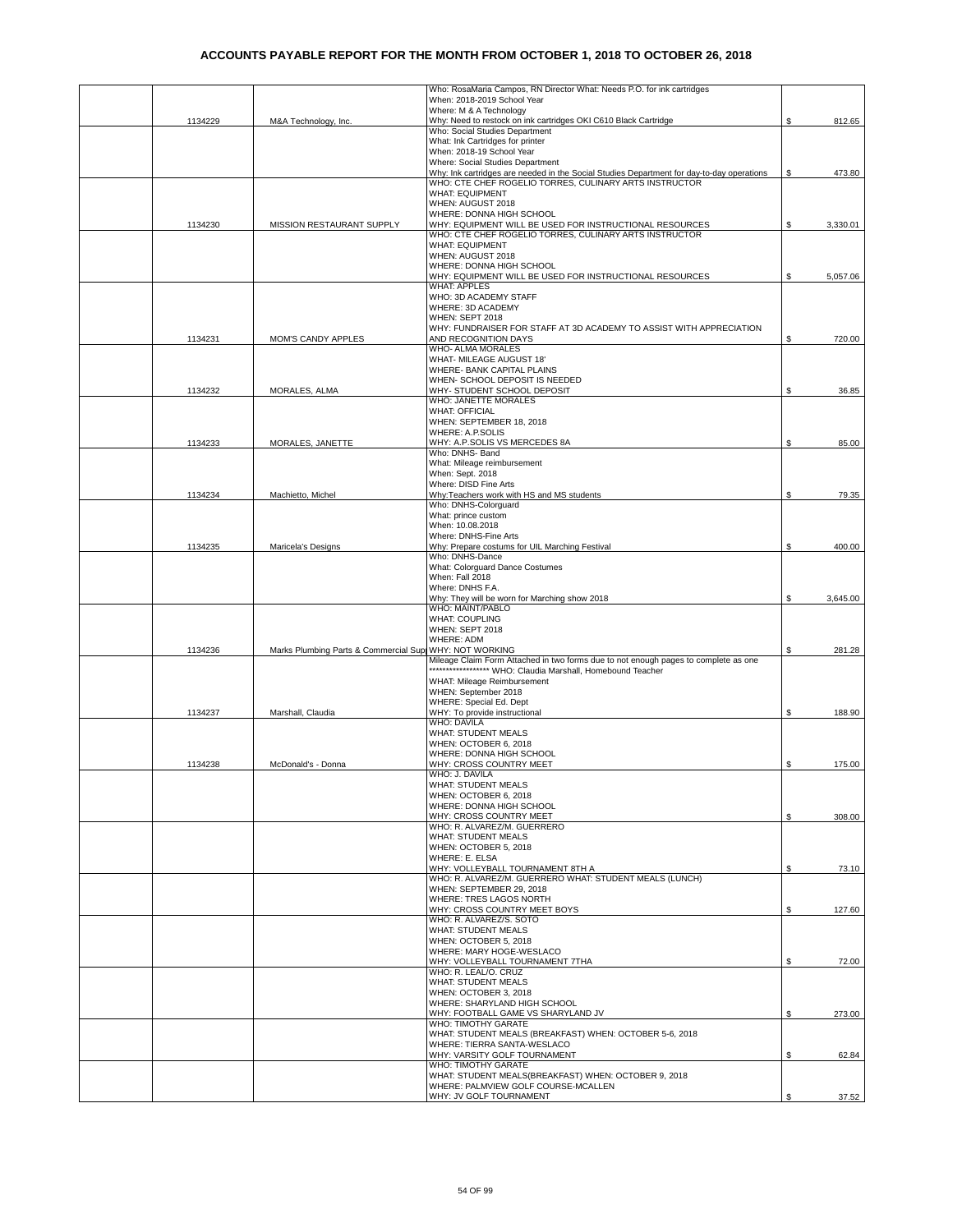# ACCOUNTS PAYABLE REPORT FOR THE MONTH FROM OCTOBER 1, 2018 TO OCTOBER 26, 2018

| | | | | |
|---|---|---|---|---|
| | 1134229 | M&A Technology, Inc. | Who: RosaMaria Campos, RN Director What: Needs P.O. for ink cartridges<br>When: 2018-2019 School Year<br>Where: M & A Technology<br>Why: Need to restock on ink cartridges OKI C610 Black Cartridge | $ 812.65 |
| | | | Who: Social Studies Department<br>What: Ink Cartridges for printer<br>When: 2018-19 School Year<br>Where: Social Studies Department<br>Why: Ink cartridges are needed in the Social Studies Department for day-to-day operations | $ 473.80 |
| | 1134230 | MISSION RESTAURANT SUPPLY | WHO: CTE CHEF ROGELIO TORRES, CULINARY ARTS INSTRUCTOR<br>WHAT: EQUIPMENT<br>WHEN: AUGUST 2018<br>WHERE: DONNA HIGH SCHOOL<br>WHY: EQUIPMENT WILL BE USED FOR INSTRUCTIONAL RESOURCES | $ 3,330.01 |
| | | | WHO: CTE CHEF ROGELIO TORRES, CULINARY ARTS INSTRUCTOR<br>WHAT: EQUIPMENT<br>WHEN: AUGUST 2018<br>WHERE: DONNA HIGH SCHOOL<br>WHY: EQUIPMENT WILL BE USED FOR INSTRUCTIONAL RESOURCES | $ 5,057.06 |
| | 1134231 | MOM'S CANDY APPLES | WHAT: APPLES<br>WHO: 3D ACADEMY STAFF<br>WHERE: 3D ACADEMY<br>WHEN: SEPT 2018<br>WHY: FUNDRAISER FOR STAFF AT 3D ACADEMY TO ASSIST WITH APPRECIATION AND RECOGNITION DAYS | $ 720.00 |
| | 1134232 | MORALES, ALMA | WHO- ALMA MORALES<br>WHAT- MILEAGE AUGUST 18'<br>WHERE- BANK CAPITAL PLAINS<br>WHEN- SCHOOL DEPOSIT IS NEEDED<br>WHY- STUDENT SCHOOL DEPOSIT | $ 36.85 |
| | 1134233 | MORALES, JANETTE | WHO: JANETTE MORALES<br>WHAT: OFFICIAL<br>WHEN: SEPTEMBER 18, 2018<br>WHERE: A.P.SOLIS<br>WHY: A.P.SOLIS VS MERCEDES 8A | $ 85.00 |
| | 1134234 | Machietto, Michel | Who: DNHS- Band<br>What: Mileage reimbursement<br>When: Sept. 2018<br>Where: DISD Fine Arts<br>Why:Teachers work with HS and MS students | $ 79.35 |
| | 1134235 | Maricela's Designs | Who: DNHS-Colorguard<br>What: prince custom<br>When: 10.08.2018<br>Where: DNHS-Fine Arts<br>Why: Prepare costums for UIL Marching Festival | $ 400.00 |
| | | | Who: DNHS-Dance<br>What: Colorguard Dance Costumes<br>When: Fall 2018<br>Where: DNHS F.A.<br>Why: They will be worn for Marching show 2018 | $ 3,645.00 |
| | 1134236 | Marks Plumbing Parts & Commercial Sup | WHO: MAINT/PABLO<br>WHAT: COUPLING<br>WHEN: SEPT 2018<br>WHERE: ADM<br>WHY: NOT WORKING | $ 281.28 |
| | 1134237 | Marshall, Claudia | Mileage Claim Form Attached in two forms due to not enough pages to complete as one ****************** WHO: Claudia Marshall, Homebound Teacher<br>WHAT: Mileage Reimbursement<br>WHEN: September 2018<br>WHERE: Special Ed. Dept<br>WHY: To provide instructional | $ 188.90 |
| | 1134238 | McDonald's - Donna | WHO: DAVILA<br>WHAT: STUDENT MEALS<br>WHEN: OCTOBER 6, 2018<br>WHERE: DONNA HIGH SCHOOL<br>WHY: CROSS COUNTRY MEET | $ 175.00 |
| | | | WHO: J. DAVILA<br>WHAT: STUDENT MEALS<br>WHEN: OCTOBER 6, 2018<br>WHERE: DONNA HIGH SCHOOL<br>WHY: CROSS COUNTRY MEET | $ 308.00 |
| | | | WHO: R. ALVAREZ/M. GUERRERO<br>WHAT: STUDENT MEALS<br>WHEN: OCTOBER 5, 2018<br>WHERE: E. ELSA<br>WHY: VOLLEYBALL TOURNAMENT 8TH A | $ 73.10 |
| | | | WHO: R. ALVAREZ/M. GUERRERO WHAT: STUDENT MEALS (LUNCH)<br>WHEN: SEPTEMBER 29, 2018<br>WHERE: TRES LAGOS NORTH<br>WHY: CROSS COUNTRY MEET BOYS | $ 127.60 |
| | | | WHO: R. ALVAREZ/S. SOTO<br>WHAT: STUDENT MEALS<br>WHEN: OCTOBER 5, 2018<br>WHERE: MARY HOGE-WESLACO<br>WHY: VOLLEYBALL TOURNAMENT 7THA | $ 72.00 |
| | | | WHO: R. LEAL/O. CRUZ<br>WHAT: STUDENT MEALS<br>WHEN: OCTOBER 3, 2018<br>WHERE: SHARYLAND HIGH SCHOOL<br>WHY: FOOTBALL GAME VS SHARYLAND JV | $ 273.00 |
| | | | WHO: TIMOTHY GARATE<br>WHAT: STUDENT MEALS (BREAKFAST) WHEN: OCTOBER 5-6, 2018<br>WHERE: TIERRA SANTA-WESLACO<br>WHY: VARSITY GOLF TOURNAMENT | $ 62.84 |
| | | | WHO: TIMOTHY GARATE<br>WHAT: STUDENT MEALS(BREAKFAST) WHEN: OCTOBER 9, 2018<br>WHERE: PALMVIEW GOLF COURSE-MCALLEN<br>WHY: JV GOLF TOURNAMENT | $ 37.52 |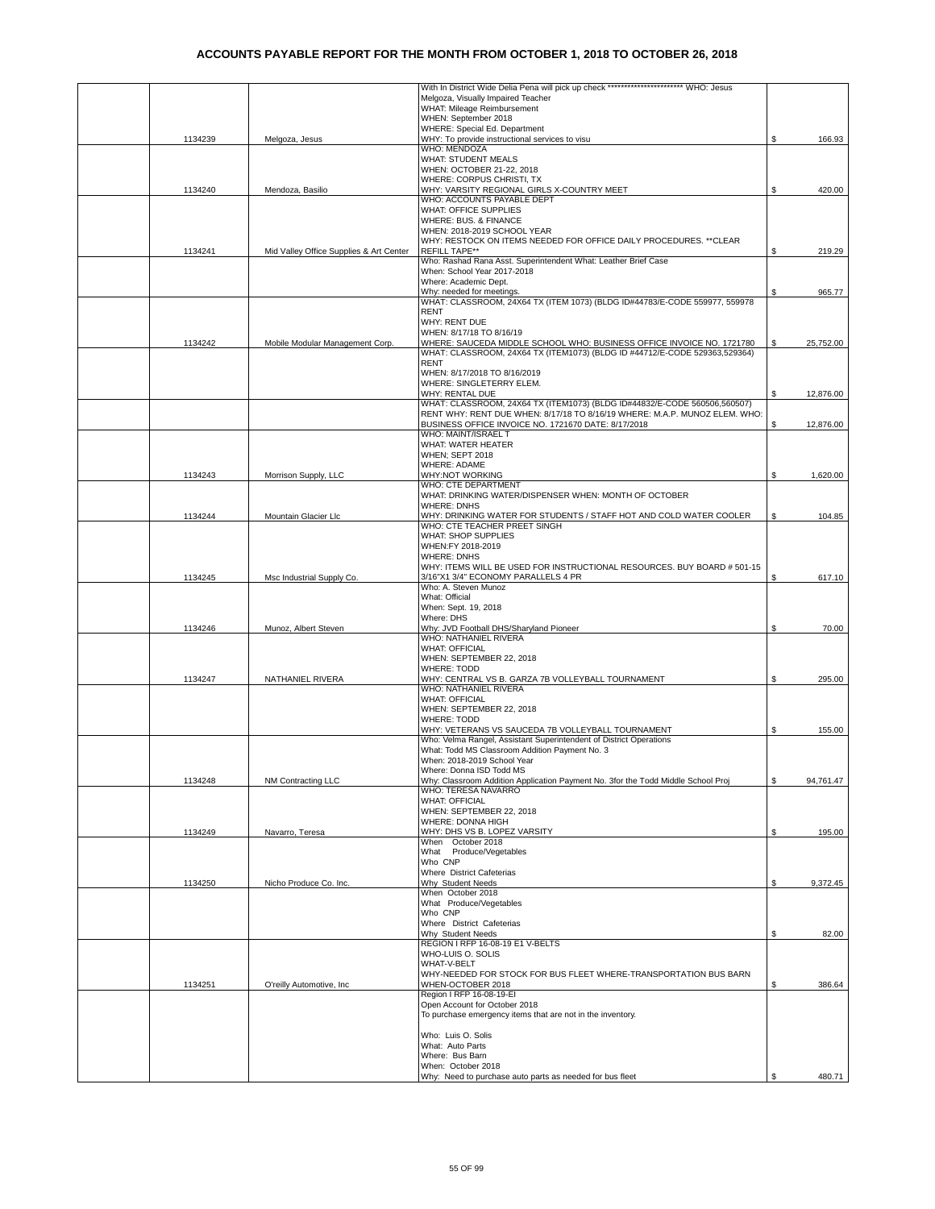# ACCOUNTS PAYABLE REPORT FOR THE MONTH FROM OCTOBER 1, 2018 TO OCTOBER 26, 2018

| | | | | |
|---|---|---|---|---|
| | 1134239 | Melgoza, Jesus | With In District Wide Delia Pena will pick up check *********************** WHO: Jesus Melgoza, Visually Impaired Teacher<br>WHAT: Mileage Reimbursement<br>WHEN: September 2018<br>WHERE: Special Ed. Department<br>WHY: To provide instructional services to visu | $ 166.93 |
| | 1134240 | Mendoza, Basilio | WHO: MENDOZA<br>WHAT: STUDENT MEALS<br>WHEN: OCTOBER 21-22, 2018<br>WHERE: CORPUS CHRISTI, TX<br>WHY: VARSITY REGIONAL GIRLS X-COUNTRY MEET | $ 420.00 |
| | 1134241 | Mid Valley Office Supplies & Art Center | WHO: ACCOUNTS PAYABLE DEPT<br>WHAT: OFFICE SUPPLIES<br>WHERE: BUS. & FINANCE<br>WHEN: 2018-2019 SCHOOL YEAR<br>WHY: RESTOCK ON ITEMS NEEDED FOR OFFICE DAILY PROCEDURES. **CLEAR REFILL TAPE** | $ 219.29 |
| | | | Who: Rashad Rana Asst. Superintendent What: Leather Brief Case<br>When: School Year 2017-2018<br>Where: Academic Dept.<br>Why: needed for meetings. | $ 965.77 |
| | 1134242 | Mobile Modular Management Corp. | WHAT: CLASSROOM, 24X64 TX (ITEM 1073) (BLDG ID#44783/E-CODE 559977, 559978 RENT<br>WHY: RENT DUE<br>WHEN: 8/17/18 TO 8/16/19<br>WHERE: SAUCEDA MIDDLE SCHOOL WHO: BUSINESS OFFICE INVOICE NO. 1721780 | $ 25,752.00 |
| | | | WHAT: CLASSROOM, 24X64 TX (ITEM1073) (BLDG ID #44712/E-CODE 529363,529364) RENT<br>WHEN: 8/17/2018 TO 8/16/2019<br>WHERE: SINGLETERRY ELEM.<br>WHY: RENTAL DUE | $ 12,876.00 |
| | | | WHAT: CLASSROOM, 24X64 TX (ITEM1073) (BLDG ID#44832/E-CODE 560506,560507) RENT WHY: RENT DUE WHEN: 8/17/18 TO 8/16/19 WHERE: M.A.P. MUNOZ ELEM. WHO: BUSINESS OFFICE INVOICE NO. 1721670 DATE: 8/17/2018 | $ 12,876.00 |
| | 1134243 | Morrison Supply, LLC | WHO: MAINT/ISRAEL T<br>WHAT: WATER HEATER<br>WHEN; SEPT 2018<br>WHERE: ADAME<br>WHY:NOT WORKING | $ 1,620.00 |
| | 1134244 | Mountain Glacier Llc | WHO: CTE DEPARTMENT<br>WHAT: DRINKING WATER/DISPENSER WHEN: MONTH OF OCTOBER<br>WHERE: DNHS<br>WHY: DRINKING WATER FOR STUDENTS / STAFF HOT AND COLD WATER COOLER | $ 104.85 |
| | 1134245 | Msc Industrial Supply Co. | WHO: CTE TEACHER PREET SINGH<br>WHAT: SHOP SUPPLIES<br>WHEN:FY 2018-2019<br>WHERE: DNHS<br>WHY: ITEMS WILL BE USED FOR INSTRUCTIONAL RESOURCES. BUY BOARD # 501-15 3/16"X1 3/4" ECONOMY PARALLELS 4 PR | $ 617.10 |
| | 1134246 | Munoz, Albert Steven | Who: A. Steven Munoz<br>What: Official<br>When: Sept. 19, 2018<br>Where: DHS<br>Why: JVD Football DHS/Sharyland Pioneer | $ 70.00 |
| | 1134247 | NATHANIEL RIVERA | WHO: NATHANIEL RIVERA<br>WHAT: OFFICIAL<br>WHEN: SEPTEMBER 22, 2018<br>WHERE: TODD<br>WHY: CENTRAL VS B. GARZA 7B VOLLEYBALL TOURNAMENT | $ 295.00 |
| | | | WHO: NATHANIEL RIVERA<br>WHAT: OFFICIAL<br>WHEN: SEPTEMBER 22, 2018<br>WHERE: TODD<br>WHY: VETERANS VS SAUCEDA 7B VOLLEYBALL TOURNAMENT | $ 155.00 |
| | 1134248 | NM Contracting LLC | Who: Velma Rangel, Assistant Superintendent of District Operations<br>What: Todd MS Classroom Addition Payment No. 3<br>When: 2018-2019 School Year<br>Where: Donna ISD Todd MS<br>Why: Classroom Addition Application Payment No. 3for the Todd Middle School Proj | $ 94,761.47 |
| | 1134249 | Navarro, Teresa | WHO: TERESA NAVARRO<br>WHAT: OFFICIAL<br>WHEN: SEPTEMBER 22, 2018<br>WHERE: DONNA HIGH<br>WHY: DHS VS B. LOPEZ VARSITY | $ 195.00 |
| | 1134250 | Nicho Produce Co. Inc. | When October 2018<br>What Produce/Vegetables<br>Who CNP<br>Where District Cafeterias<br>Why Student Needs | $ 9,372.45 |
| | | | When October 2018<br>What Produce/Vegetables<br>Who CNP<br>Where District Cafeterias<br>Why Student Needs | $ 82.00 |
| | 1134251 | O'reilly Automotive, Inc | REGION I RFP 16-08-19 E1 V-BELTS<br>WHO-LUIS O. SOLIS<br>WHAT-V-BELT<br>WHY-NEEDED FOR STOCK FOR BUS FLEET WHERE-TRANSPORTATION BUS BARN<br>WHEN-OCTOBER 2018 | $ 386.64 |
| | | | Region I RFP 16-08-19-EI<br>Open Account for October 2018<br>To purchase emergency items that are not in the inventory.<br><br>Who: Luis O. Solis<br>What: Auto Parts<br>Where: Bus Barn<br>When: October 2018<br>Why: Need to purchase auto parts as needed for bus fleet | $ 480.71 |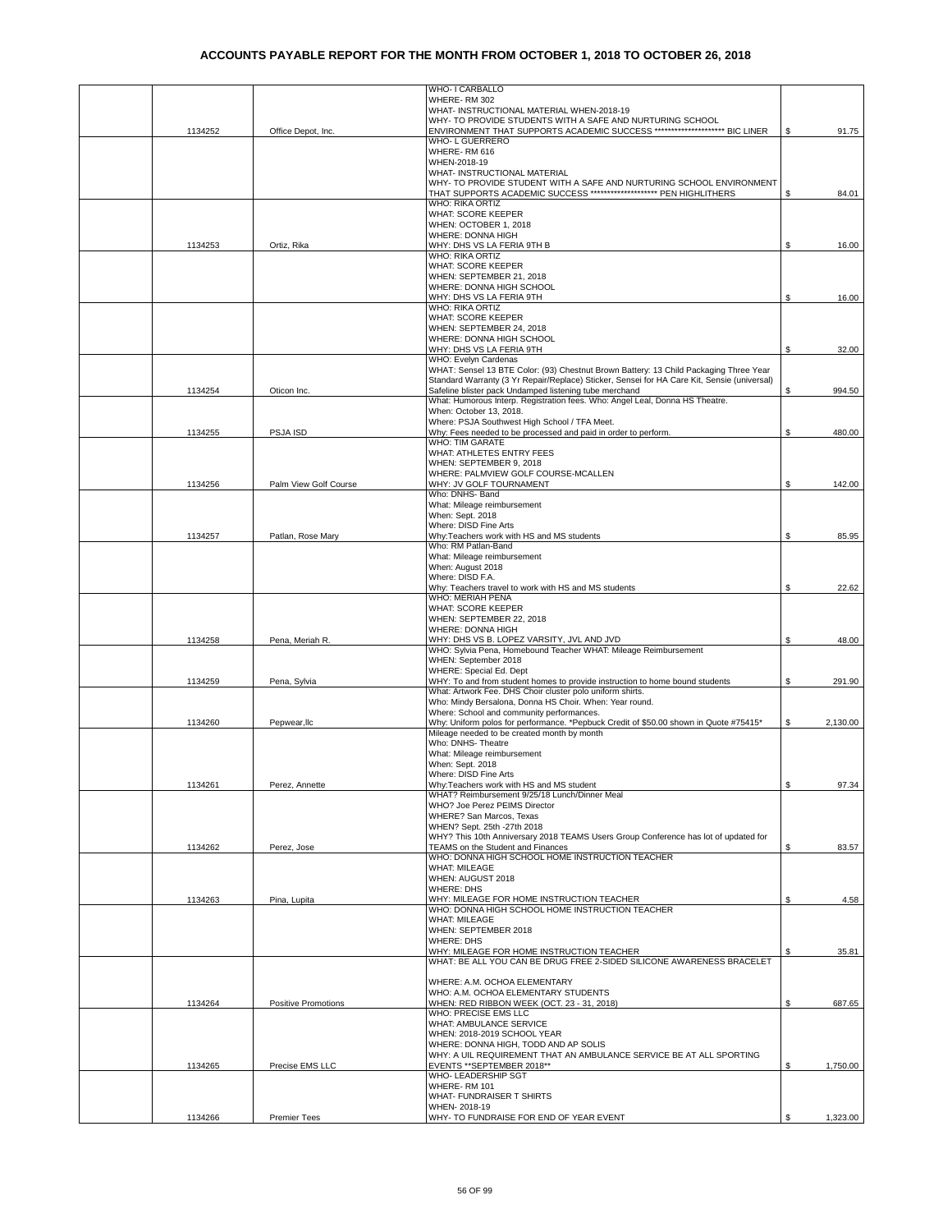# ACCOUNTS PAYABLE REPORT FOR THE MONTH FROM OCTOBER 1, 2018 TO OCTOBER 26, 2018

| | | | | |
|---|---|---|---|---|
| | 1134252 | Office Depot, Inc. | WHO- I CARBALLO<br>WHERE- RM 302<br>WHAT- INSTRUCTIONAL MATERIAL WHEN-2018-19<br>WHY- TO PROVIDE STUDENTS WITH A SAFE AND NURTURING SCHOOL ENVIRONMENT THAT SUPPORTS ACADEMIC SUCCESS ********************* BIC LINER | $ 91.75 |
| | | | WHO- L GUERRERO<br>WHERE- RM 616<br>WHEN-2018-19<br>WHAT- INSTRUCTIONAL MATERIAL<br>WHY- TO PROVIDE STUDENT WITH A SAFE AND NURTURING SCHOOL ENVIRONMENT THAT SUPPORTS ACADEMIC SUCCESS ******************** PEN HIGHLITHERS | $ 84.01 |
| | 1134253 | Ortiz, Rika | WHO: RIKA ORTIZ<br>WHAT: SCORE KEEPER<br>WHEN: OCTOBER 1, 2018<br>WHERE: DONNA HIGH<br>WHY: DHS VS LA FERIA 9TH B | $ 16.00 |
| | | | WHO: RIKA ORTIZ<br>WHAT: SCORE KEEPER<br>WHEN: SEPTEMBER 21, 2018<br>WHERE: DONNA HIGH SCHOOL<br>WHY: DHS VS LA FERIA 9TH | $ 16.00 |
| | | | WHO: RIKA ORTIZ<br>WHAT: SCORE KEEPER<br>WHEN: SEPTEMBER 24, 2018<br>WHERE: DONNA HIGH SCHOOL<br>WHY: DHS VS LA FERIA 9TH | $ 32.00 |
| | 1134254 | Oticon Inc. | WHO: Evelyn Cardenas<br>WHAT: Sensel 13 BTE Color: (93) Chestnut Brown Battery: 13 Child Packaging Three Year Standard Warranty (3 Yr Repair/Replace) Sticker, Sensei for HA Care Kit, Sensie (universal) Safeline blister pack Undamped listening tube merchand | $ 994.50 |
| | 1134255 | PSJA ISD | What: Humorous Interp. Registration fees. Who: Angel Leal, Donna HS Theatre.<br>When: October 13, 2018.<br>Where: PSJA Southwest High School / TFA Meet.<br>Why: Fees needed to be processed and paid in order to perform. | $ 480.00 |
| | 1134256 | Palm View Golf Course | WHO: TIM GARATE<br>WHAT: ATHLETES ENTRY FEES<br>WHEN: SEPTEMBER 9, 2018<br>WHERE: PALMVIEW GOLF COURSE-MCALLEN<br>WHY: JV GOLF TOURNAMENT | $ 142.00 |
| | 1134257 | Patlan, Rose Mary | Who: DNHS- Band<br>What: Mileage reimbursement<br>When: Sept. 2018<br>Where: DISD Fine Arts<br>Why:Teachers work with HS and MS students | $ 85.95 |
| | | | Who: RM Patlan-Band<br>What: Mileage reimbursement<br>When: August 2018<br>Where: DISD F.A.<br>Why: Teachers travel to work with HS and MS students | $ 22.62 |
| | 1134258 | Pena, Meriah R. | WHO: MERIAH PENA<br>WHAT: SCORE KEEPER<br>WHEN: SEPTEMBER 22, 2018<br>WHERE: DONNA HIGH<br>WHY: DHS VS B. LOPEZ VARSITY, JVL AND JVD | $ 48.00 |
| | 1134259 | Pena, Sylvia | WHO: Sylvia Pena, Homebound Teacher WHAT: Mileage Reimbursement<br>WHEN: September 2018<br>WHERE: Special Ed. Dept<br>WHY: To and from student homes to provide instruction to home bound students | $ 291.90 |
| | 1134260 | Pepwear,llc | What: Artwork Fee. DHS Choir cluster polo uniform shirts.<br>Who: Mindy Bersalona, Donna HS Choir. When: Year round.<br>Where: School and community performances.<br>Why: Uniform polos for performance. *Pepbuck Credit of $50.00 shown in Quote #75415* | $ 2,130.00 |
| | 1134261 | Perez, Annette | Mileage needed to be created month by month<br>Who: DNHS- Theatre<br>What: Mileage reimbursement<br>When: Sept. 2018<br>Where: DISD Fine Arts<br>Why:Teachers work with HS and MS student | $ 97.34 |
| | 1134262 | Perez, Jose | WHAT? Reimbursement 9/25/18 Lunch/Dinner Meal<br>WHO? Joe Perez PEIMS Director<br>WHERE? San Marcos, Texas<br>WHEN? Sept. 25th -27th 2018<br>WHY? This 10th Anniversary 2018 TEAMS Users Group Conference has lot of updated for TEAMS on the Student and Finances | $ 83.57 |
| | 1134263 | Pina, Lupita | WHO: DONNA HIGH SCHOOL HOME INSTRUCTION TEACHER<br>WHAT: MILEAGE<br>WHEN: AUGUST 2018<br>WHERE: DHS<br>WHY: MILEAGE FOR HOME INSTRUCTION TEACHER | $ 4.58 |
| | | | WHO: DONNA HIGH SCHOOL HOME INSTRUCTION TEACHER<br>WHAT: MILEAGE<br>WHEN: SEPTEMBER 2018<br>WHERE: DHS<br>WHY: MILEAGE FOR HOME INSTRUCTION TEACHER | $ 35.81 |
| | 1134264 | Positive Promotions | WHAT: BE ALL YOU CAN BE DRUG FREE 2-SIDED SILICONE AWARENESS BRACELET<br><br>WHERE: A.M. OCHOA ELEMENTARY<br>WHO: A.M. OCHOA ELEMENTARY STUDENTS<br>WHEN: RED RIBBON WEEK (OCT. 23 - 31, 2018) | $ 687.65 |
| | 1134265 | Precise EMS LLC | WHO: PRECISE EMS LLC<br>WHAT: AMBULANCE SERVICE<br>WHEN: 2018-2019 SCHOOL YEAR<br>WHERE: DONNA HIGH, TODD AND AP SOLIS<br>WHY: A UIL REQUIREMENT THAT AN AMBULANCE SERVICE BE AT ALL SPORTING EVENTS **SEPTEMBER 2018** | $ 1,750.00 |
| | 1134266 | Premier Tees | WHO- LEADERSHIP SGT<br>WHERE- RM 101<br>WHAT- FUNDRAISER T SHIRTS<br>WHEN- 2018-19<br>WHY- TO FUNDRAISE FOR END OF YEAR EVENT | $ 1,323.00 |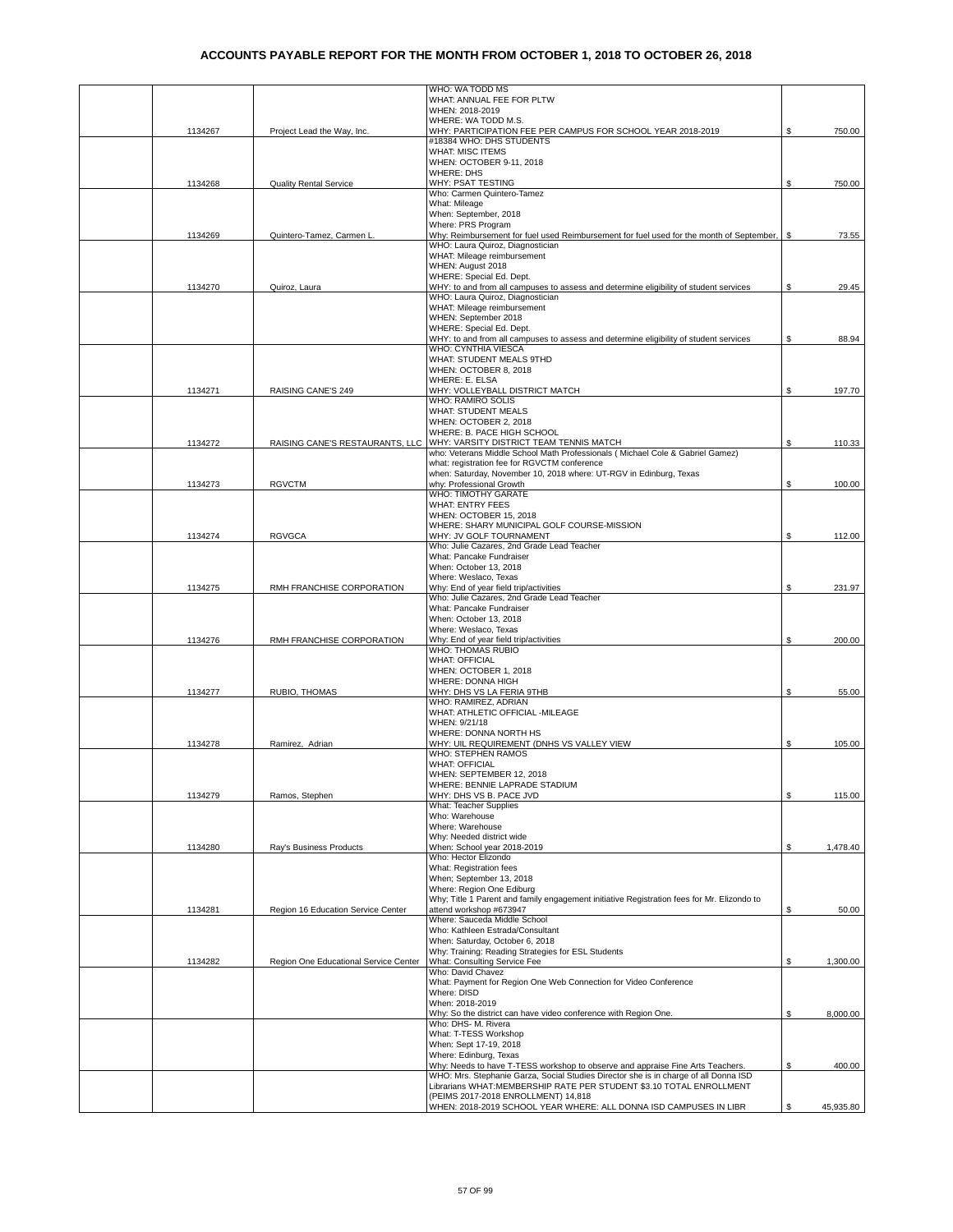# ACCOUNTS PAYABLE REPORT FOR THE MONTH FROM OCTOBER 1, 2018 TO OCTOBER 26, 2018

| | Check No. | Vendor | Description | Amount |
|---|---|---|---|---|
| | 1134267 | Project Lead the Way, Inc. | WHO: WA TODD MS<br>WHAT: ANNUAL FEE FOR PLTW<br>WHEN: 2018-2019<br>WHERE: WA TODD M.S.<br>WHY: PARTICIPATION FEE PER CAMPUS FOR SCHOOL YEAR 2018-2019 | $ 750.00 |
| | 1134268 | Quality Rental Service | #18384 WHO: DHS STUDENTS<br>WHAT: MISC ITEMS<br>WHEN: OCTOBER 9-11, 2018<br>WHERE: DHS<br>WHY: PSAT TESTING | $ 750.00 |
| | 1134269 | Quintero-Tamez, Carmen L. | Who: Carmen Quintero-Tamez<br>What: Mileage<br>When: September, 2018<br>Where: PRS Program<br>Why: Reimbursement for fuel used Reimbursement for fuel used for the month of September, | $ 73.55 |
| | 1134270 | Quiroz, Laura | WHO: Laura Quiroz, Diagnostician<br>WHAT: Mileage reimbursement<br>WHEN: August 2018<br>WHERE: Special Ed. Dept.<br>WHY: to and from all campuses to assess and determine eligibility of student services | $ 29.45 |
| | | | WHO: Laura Quiroz, Diagnostician<br>WHAT: Mileage reimbursement<br>WHEN: September 2018<br>WHERE: Special Ed. Dept.<br>WHY: to and from all campuses to assess and determine eligibility of student services | $ 88.94 |
| | 1134271 | RAISING CANE'S 249 | WHO: CYNTHIA VIESCA<br>WHAT: STUDENT MEALS 9THD<br>WHEN: OCTOBER 8, 2018<br>WHERE: E. ELSA<br>WHY: VOLLEYBALL DISTRICT MATCH | $ 197.70 |
| | 1134272 | RAISING CANE'S RESTAURANTS, LLC | WHO: RAMIRO SOLIS<br>WHAT: STUDENT MEALS<br>WHEN: OCTOBER 2, 2018<br>WHERE: B. PACE HIGH SCHOOL<br>WHY: VARSITY DISTRICT TEAM TENNIS MATCH | $ 110.33 |
| | 1134273 | RGVCTM | who: Veterans Middle School Math Professionals ( Michael Cole & Gabriel Gamez)<br>what: registration fee for RGVCTM conference<br>when: Saturday, November 10, 2018 where: UT-RGV in Edinburg, Texas<br>why: Professional Growth | $ 100.00 |
| | 1134274 | RGVGCA | WHO: TIMOTHY GARATE<br>WHAT: ENTRY FEES<br>WHEN: OCTOBER 15, 2018<br>WHERE: SHARY MUNICIPAL GOLF COURSE-MISSION<br>WHY: JV GOLF TOURNAMENT | $ 112.00 |
| | 1134275 | RMH FRANCHISE CORPORATION | Who: Julie Cazares, 2nd Grade Lead Teacher<br>What: Pancake Fundraiser<br>When: October 13, 2018<br>Where: Weslaco, Texas<br>Why: End of year field trip/activities | $ 231.97 |
| | 1134276 | RMH FRANCHISE CORPORATION | Who: Julie Cazares, 2nd Grade Lead Teacher<br>What: Pancake Fundraiser<br>When: October 13, 2018<br>Where: Weslaco, Texas<br>Why: End of year field trip/activities | $ 200.00 |
| | 1134277 | RUBIO, THOMAS | WHO: THOMAS RUBIO<br>WHAT: OFFICIAL<br>WHEN: OCTOBER 1, 2018<br>WHERE: DONNA HIGH<br>WHY: DHS VS LA FERIA 9THB | $ 55.00 |
| | 1134278 | Ramirez, Adrian | WHO: RAMIREZ, ADRIAN<br>WHAT: ATHLETIC OFFICIAL -MILEAGE<br>WHEN: 9/21/18<br>WHERE: DONNA NORTH HS<br>WHY: UIL REQUIREMENT (DNHS VS VALLEY VIEW | $ 105.00 |
| | 1134279 | Ramos, Stephen | WHO: STEPHEN RAMOS<br>WHAT: OFFICIAL<br>WHEN: SEPTEMBER 12, 2018<br>WHERE: BENNIE LAPRADE STADIUM<br>WHY: DHS VS B. PACE JVD | $ 115.00 |
| | 1134280 | Ray's Business Products | What: Teacher Supplies<br>Who: Warehouse<br>Where: Warehouse<br>Why: Needed district wide<br>When: School year 2018-2019 | $ 1,478.40 |
| | 1134281 | Region 16 Education Service Center | Who: Hector Elizondo<br>What: Registration fees<br>When; September 13, 2018<br>Where: Region One Ediburg<br>Why; Title 1 Parent and family engagement initiative Registration fees for Mr. Elizondo to attend workshop #673947 | $ 50.00 |
| | 1134282 | Region One Educational Service Center | Where: Sauceda Middle School<br>Who: Kathleen Estrada/Consultant<br>When: Saturday, October 6, 2018<br>Why: Training: Reading Strategies for ESL Students<br>What: Consulting Service Fee | $ 1,300.00 |
| | | | Who: David Chavez<br>What: Payment for Region One Web Connection for Video Conference<br>Where: DISD<br>When: 2018-2019<br>Why: So the district can have video conference with Region One. | $ 8,000.00 |
| | | | Who: DHS- M. Rivera<br>What: T-TESS Workshop<br>When: Sept 17-19, 2018<br>Where: Edinburg, Texas<br>Why: Needs to have T-TESS workshop to observe and appraise Fine Arts Teachers. | $ 400.00 |
| | | | WHO: Mrs. Stephanie Garza, Social Studies Director she is in charge of all Donna ISD Librarians WHAT:MEMBERSHIP RATE PER STUDENT $3.10 TOTAL ENROLLMENT (PEIMS 2017-2018 ENROLLMENT) 14,818<br>WHEN: 2018-2019 SCHOOL YEAR WHERE: ALL DONNA ISD CAMPUSES IN LIBR | $ 45,935.80 |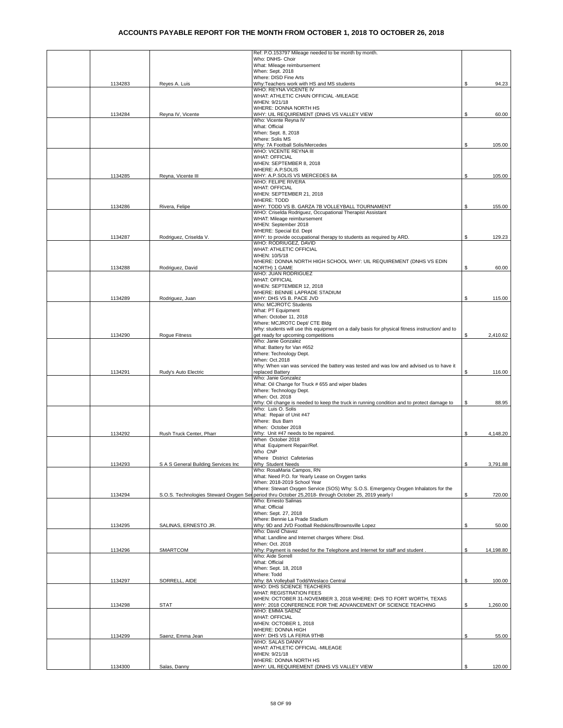# ACCOUNTS PAYABLE REPORT FOR THE MONTH FROM OCTOBER 1, 2018 TO OCTOBER 26, 2018

| | | | | |
|---|---|---|---|---|
| | 1134283 | Reyes A. Luis | Ref: P.O.153797 Mileage needed to be month by month.<br>Who: DNHS- Choir<br>What: Mileage reimbursement<br>When: Sept. 2018<br>Where: DISD Fine Arts<br>Why:Teachers work with HS and MS students | $ 94.23 |
| | 1134284 | Reyna IV, Vicente | WHO: REYNA VICENTE IV<br>WHAT: ATHLETIC CHAIN OFFICIAL -MILEAGE<br>WHEN: 9/21/18<br>WHERE: DONNA NORTH HS<br>WHY: UIL REQUIREMENT (DNHS VS VALLEY VIEW | $ 60.00 |
| | | | Who: Vicente Reyna IV<br>What: Official<br>When: Sept. 8, 2018<br>Where: Solis MS<br>Why: 7A Football Solis/Mercedes | $ 105.00 |
| | 1134285 | Reyna, Vicente III | WHO: VICENTE REYNA III<br>WHAT: OFFICIAL<br>WHEN: SEPTEMBER 8, 2018<br>WHERE: A.P.SOLIS<br>WHY: A.P.SOLIS VS MERCEDES 8A | $ 105.00 |
| | 1134286 | Rivera, Felipe | WHO: FELIPE RIVERA<br>WHAT: OFFICIAL<br>WHEN: SEPTEMBER 21, 2018<br>WHERE: TODD<br>WHY: TODD VS B. GARZA 7B VOLLEYBALL TOURNAMENT | $ 155.00 |
| | 1134287 | Rodriguez, Criselda V. | WHO: Criselda Rodriguez, Occupational Therapist Assistant<br>WHAT: Mileage reimbursement<br>WHEN: September 2018<br>WHERE: Special Ed. Dept<br>WHY: to provide occupational therapy to students as required by ARD. | $ 129.23 |
| | 1134288 | Rodriguez, David | WHO: RODRIUGEZ, DAVID<br>WHAT: ATHLETIC OFFICIAL<br>WHEN: 10/5/18<br>WHERE: DONNA NORTH HIGH SCHOOL WHY: UIL REQUIREMENT (DNHS VS EDIN NORTH) 1 GAME | $ 60.00 |
| | 1134289 | Rodriguez, Juan | WHO: JUAN RODRIGUEZ<br>WHAT: OFFICIAL<br>WHEN: SEPTEMBER 12, 2018<br>WHERE: BENNIE LAPRADE STADIUM<br>WHY: DHS VS B. PACE JVD | $ 115.00 |
| | 1134290 | Rogue Fitness | Who: MCJROTC Students<br>What: PT Equipment<br>When: October 11, 2018<br>Where: MCJROTC Dept/ CTE Bldg<br>Why: students will use this equipment on a daily basis for physical fitness instruction/ and to get ready for upcoming competitions | $ 2,410.62 |
| | 1134291 | Rudy's Auto Electric | Who: Janie Gonzalez<br>What: Battery for Van #652<br>Where: Technology Dept.<br>When: Oct.2018<br>Why: When van was serviced the battery was tested and was low and advised us to have it replaced Battery | $ 116.00 |
| | | | Who: Janie Gonzalez<br>What: Oil Change for Truck # 655 and wiper blades<br>Where: Technology Dept.<br>When: Oct. 2018<br>Why: Oil change is needed to keep the truck in running condition and to protect damage to | $ 88.95 |
| | 1134292 | Rush Truck Center, Pharr | Who: Luis O. Solis<br>What: Repair of Unit #47<br>Where: Bus Barn<br>When: October 2018<br>Why: Unit #47 needs to be repaired. | $ 4,148.20 |
| | 1134293 | S A S General Building Services Inc | When October 2018<br>What Equipment Repair/Ref.<br>Who CNP<br>Where District Cafeterias<br>Why Student Needs | $ 3,791.88 |
| | 1134294 | S.O.S. Technologies Steward Oxygen Ser | Who: RosaMaria Campos, RN<br>What: Need P.O. for Yearly Lease on Oxygen tanks<br>When: 2018-2019 School Year<br>Where: Stewart Oxygen Service (SOS) Why: S.O.S. Emergency Oxygen Inhalators for the period thru October 25,2018- through October 25, 2019 yearly l | $ 720.00 |
| | 1134295 | SALINAS, ERNESTO JR. | Who: Ernesto Salinas<br>What: Official<br>When: Sept. 27, 2018<br>Where: Bennie La Prade Stadium<br>Why: 9D and JVD Football Redskins/Brownsville Lopez | $ 50.00 |
| | 1134296 | SMARTCOM | Who: David Chavez<br>What: Landline and Internet charges Where: Disd.<br>When: Oct. 2018<br>Why: Payment is needed for the Telephone and Internet for staff and student . | $ 14,198.80 |
| | 1134297 | SORRELL, AIDE | Who: Aide Sorrell<br>What: Official<br>When: Sept. 18, 2018<br>Where: Todd<br>Why: 8A Volleyball Todd/Weslaco Central | $ 100.00 |
| | 1134298 | STAT | WHO: DHS SCIENCE TEACHERS<br>WHAT: REGISTRATION FEES<br>WHEN: OCTOBER 31-NOVEMBER 3, 2018 WHERE: DHS TO FORT WORTH, TEXAS<br>WHY: 2018 CONFERENCE FOR THE ADVANCEMENT OF SCIENCE TEACHING | $ 1,260.00 |
| | 1134299 | Saenz, Emma Jean | WHO: EMMA SAENZ<br>WHAT: OFFICIAL<br>WHEN: OCTOBER 1, 2018<br>WHERE: DONNA HIGH<br>WHY: DHS VS LA FERIA 9THB | $ 55.00 |
| | 1134300 | Salas, Danny | WHO: SALAS DANNY<br>WHAT: ATHLETIC OFFICIAL -MILEAGE<br>WHEN: 9/21/18<br>WHERE: DONNA NORTH HS<br>WHY: UIL REQUIREMENT (DNHS VS VALLEY VIEW | $ 120.00 |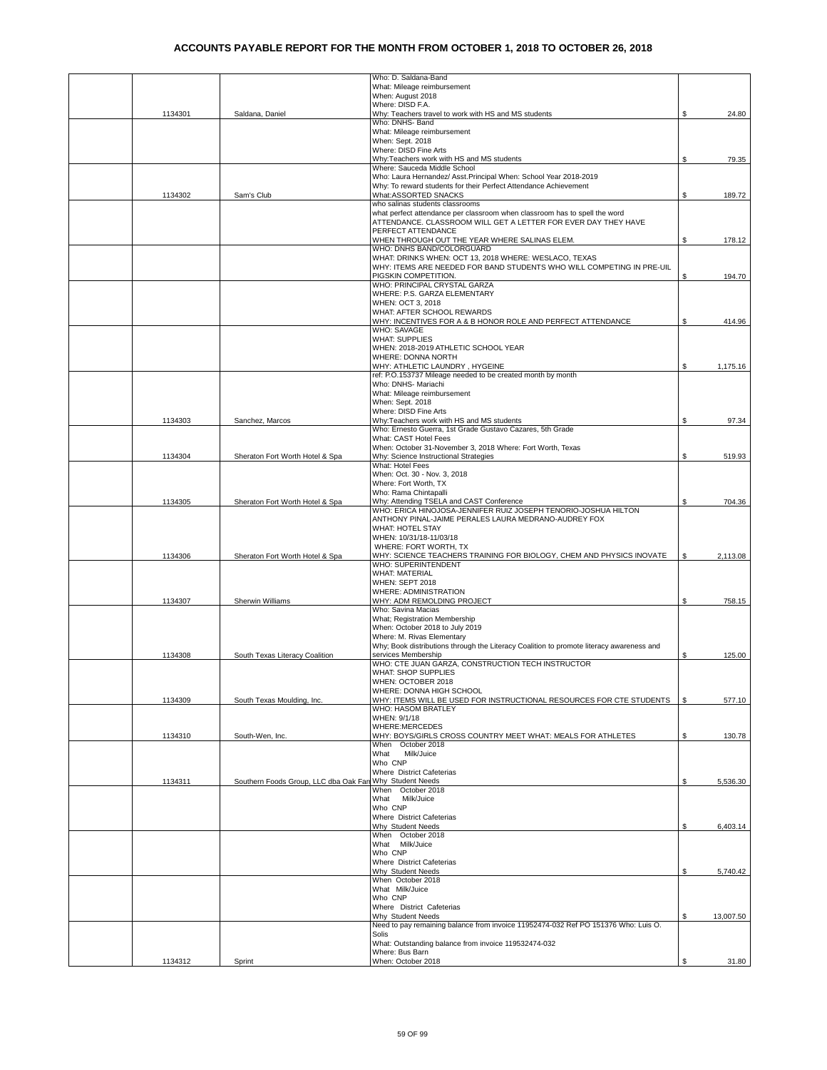# ACCOUNTS PAYABLE REPORT FOR THE MONTH FROM OCTOBER 1, 2018 TO OCTOBER 26, 2018

| | | | | |
|---|---|---|---|---|
| | 1134301 | Saldana, Daniel | Who: D. Saldana-Band<br>What: Mileage reimbursement<br>When: August 2018<br>Where: DISD F.A.<br>Why: Teachers travel to work with HS and MS students | $ 24.80 |
| | | | Who: DNHS- Band<br>What: Mileage reimbursement<br>When: Sept. 2018<br>Where: DISD Fine Arts<br>Why:Teachers work with HS and MS students | $ 79.35 |
| | 1134302 | Sam's Club | Where: Sauceda Middle School<br>Who: Laura Hernandez/ Asst.Principal When: School Year 2018-2019<br>Why: To reward students for their Perfect Attendance Achievement<br>What:ASSORTED SNACKS | $ 189.72 |
| | | | who salinas students classrooms<br>what perfect attendance per classroom when classroom has to spell the word ATTENDANCE. CLASSROOM WILL GET A LETTER FOR EVER DAY THEY HAVE PERFECT ATTENDANCE<br>WHEN THROUGH OUT THE YEAR WHERE SALINAS ELEM. | $ 178.12 |
| | | | WHO: DNHS BAND/COLORGUARD<br>WHAT: DRINKS WHEN: OCT 13, 2018 WHERE: WESLACO, TEXAS<br>WHY: ITEMS ARE NEEDED FOR BAND STUDENTS WHO WILL COMPETING IN PRE-UIL PIGSKIN COMPETITION. | $ 194.70 |
| | | | WHO: PRINCIPAL CRYSTAL GARZA<br>WHERE: P.S. GARZA ELEMENTARY<br>WHEN: OCT 3, 2018<br>WHAT: AFTER SCHOOL REWARDS<br>WHY: INCENTIVES FOR A & B HONOR ROLE AND PERFECT ATTENDANCE | $ 414.96 |
| | | | WHO: SAVAGE<br>WHAT: SUPPLIES<br>WHEN: 2018-2019 ATHLETIC SCHOOL YEAR<br>WHERE: DONNA NORTH<br>WHY: ATHLETIC LAUNDRY , HYGEINE | $ 1,175.16 |
| | 1134303 | Sanchez, Marcos | ref: P.O.153737 Mileage needed to be created month by month<br>Who: DNHS- Mariachi<br>What: Mileage reimbursement<br>When: Sept. 2018<br>Where: DISD Fine Arts<br>Why:Teachers work with HS and MS students | $ 97.34 |
| | 1134304 | Sheraton Fort Worth Hotel & Spa | Who: Ernesto Guerra, 1st Grade Gustavo Cazares, 5th Grade<br>What: CAST Hotel Fees<br>When: October 31-November 3, 2018 Where: Fort Worth, Texas<br>Why: Science Instructional Strategies | $ 519.93 |
| | 1134305 | Sheraton Fort Worth Hotel & Spa | What: Hotel Fees<br>When: Oct. 30 - Nov. 3, 2018<br>Where: Fort Worth, TX<br>Who: Rama Chintapalli<br>Why: Attending TSELA and CAST Conference | $ 704.36 |
| | 1134306 | Sheraton Fort Worth Hotel & Spa | WHO: ERICA HINOJOSA-JENNIFER RUIZ JOSEPH TENORIO-JOSHUA HILTON ANTHONY PINAL-JAIME PERALES LAURA MEDRANO-AUDREY FOX<br>WHAT: HOTEL STAY<br>WHEN: 10/31/18-11/03/18<br>WHERE: FORT WORTH, TX<br>WHY: SCIENCE TEACHERS TRAINING FOR BIOLOGY, CHEM AND PHYSICS INOVATE | $ 2,113.08 |
| | 1134307 | Sherwin Williams | WHO: SUPERINTENDENT<br>WHAT: MATERIAL<br>WHEN: SEPT 2018<br>WHERE: ADMINISTRATION<br>WHY: ADM REMOLDING PROJECT | $ 758.15 |
| | 1134308 | South Texas Literacy Coalition | Who: Savina Macias<br>What: Registration Membership<br>When: October 2018 to July 2019<br>Where: M. Rivas Elementary<br>Why; Book distributions through the Literacy Coalition to promote literacy awareness and services Membership | $ 125.00 |
| | 1134309 | South Texas Moulding, Inc. | WHO: CTE JUAN GARZA, CONSTRUCTION TECH INSTRUCTOR<br>WHAT: SHOP SUPPLIES<br>WHEN: OCTOBER 2018<br>WHERE: DONNA HIGH SCHOOL<br>WHY: ITEMS WILL BE USED FOR INSTRUCTIONAL RESOURCES FOR CTE STUDENTS | $ 577.10 |
| | 1134310 | South-Wen, Inc. | WHO: HASOM BRATLEY<br>WHEN: 9/1/18<br>WHERE:MERCEDES<br>WHY: BOYS/GIRLS CROSS COUNTRY MEET WHAT: MEALS FOR ATHLETES | $ 130.78 |
| | 1134311 | Southern Foods Group, LLC dba Oak Farr | When October 2018<br>What Milk/Juice<br>Who CNP<br>Where District Cafeterias<br>Why Student Needs | $ 5,536.30 |
| | | | When October 2018<br>What Milk/Juice<br>Who CNP<br>Where District Cafeterias<br>Why Student Needs | $ 6,403.14 |
| | | | When October 2018<br>What Milk/Juice<br>Who CNP<br>Where District Cafeterias<br>Why Student Needs | $ 5,740.42 |
| | | | When October 2018<br>What Milk/Juice<br>Who CNP<br>Where District Cafeterias<br>Why Student Needs | $ 13,007.50 |
| | 1134312 | Sprint | Need to pay remaining balance from invoice 11952474-032 Ref PO 151376 Who: Luis O. Solis<br>What: Outstanding balance from invoice 119532474-032<br>Where: Bus Barn<br>When: October 2018 | $ 31.80 |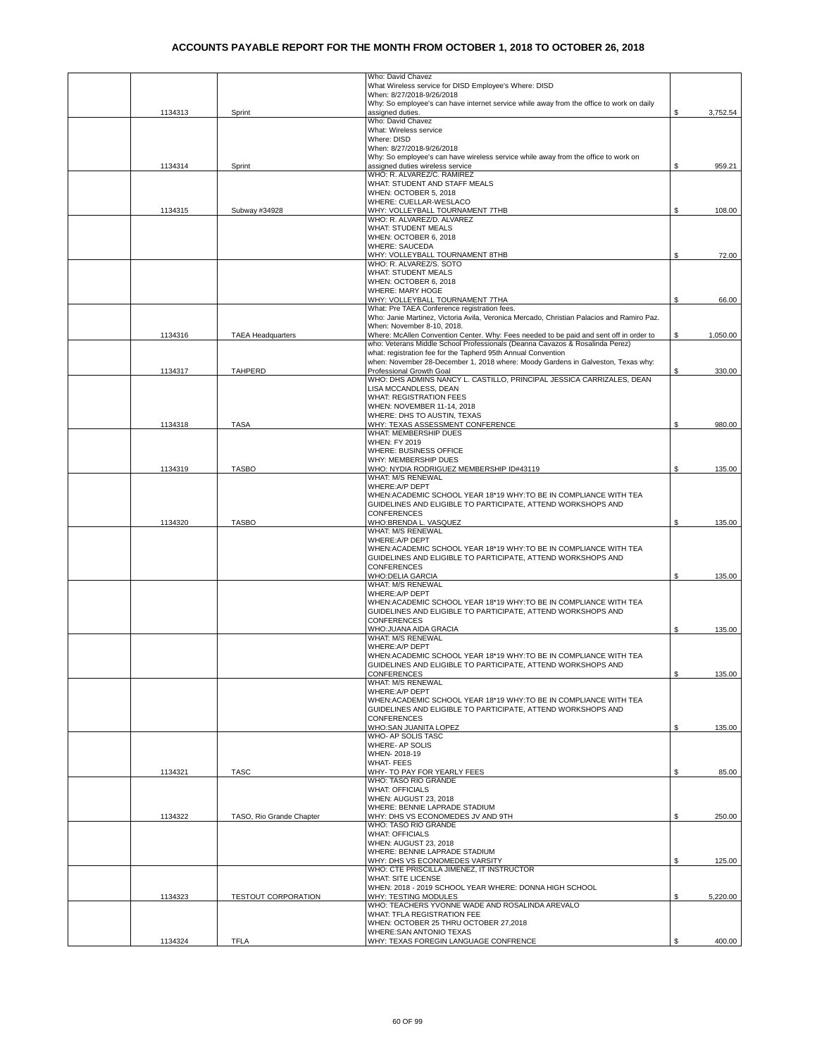# ACCOUNTS PAYABLE REPORT FOR THE MONTH FROM OCTOBER 1, 2018 TO OCTOBER 26, 2018

| | | | | |
|---|---|---|---|---|
| | 1134313 | Sprint | Who: David Chavez<br>What Wireless service for DISD Employee's Where: DISD<br>When: 8/27/2018-9/26/2018<br>Why: So employee's can have internet service while away from the office to work on daily assigned duties. | $ 3,752.54 |
| | 1134314 | Sprint | Who: David Chavez<br>What: Wireless service<br>Where: DISD<br>When: 8/27/2018-9/26/2018<br>Why: So employee's can have wireless service while away from the office to work on assigned duties wireless service | $ 959.21 |
| | 1134315 | Subway #34928 | WHO: R. ALVAREZ/C. RAMIREZ<br>WHAT: STUDENT AND STAFF MEALS<br>WHEN: OCTOBER 5, 2018<br>WHERE: CUELLAR-WESLACO<br>WHY: VOLLEYBALL TOURNAMENT 7THB | $ 108.00 |
| | | | WHO: R. ALVAREZ/D. ALVAREZ<br>WHAT: STUDENT MEALS<br>WHEN: OCTOBER 6, 2018<br>WHERE: SAUCEDA<br>WHY: VOLLEYBALL TOURNAMENT 8THB | $ 72.00 |
| | | | WHO: R. ALVAREZ/S. SOTO<br>WHAT: STUDENT MEALS<br>WHEN: OCTOBER 6, 2018<br>WHERE: MARY HOGE<br>WHY: VOLLEYBALL TOURNAMENT 7THA | $ 66.00 |
| | 1134316 | TAEA Headquarters | What: Pre TAEA Conference registration fees.<br>Who: Janie Martinez, Victoria Avila, Veronica Mercado, Christian Palacios and Ramiro Paz.<br>When: November 8-10, 2018.<br>Where: McAllen Convention Center. Why: Fees needed to be paid and sent off in order to | $ 1,050.00 |
| | 1134317 | TAHPERD | who: Veterans Middle School Professionals (Deanna Cavazos & Rosalinda Perez)<br>what: registration fee for the Tapherd 95th Annual Convention<br>when: November 28-December 1, 2018 where: Moody Gardens in Galveston, Texas why: Professional Growth Goal | $ 330.00 |
| | 1134318 | TASA | WHO: DHS ADMINS NANCY L. CASTILLO, PRINCIPAL JESSICA CARRIZALES, DEAN LISA MCCANDLESS, DEAN<br>WHAT: REGISTRATION FEES<br>WHEN: NOVEMBER 11-14, 2018<br>WHERE: DHS TO AUSTIN, TEXAS<br>WHY: TEXAS ASSESSMENT CONFERENCE | $ 980.00 |
| | 1134319 | TASBO | WHAT: MEMBERSHIP DUES<br>WHEN: FY 2019<br>WHERE: BUSINESS OFFICE<br>WHY: MEMBERSHIP DUES<br>WHO: NYDIA RODRIGUEZ MEMBERSHIP ID#43119 | $ 135.00 |
| | 1134320 | TASBO | WHAT: M/S RENEWAL<br>WHERE:A/P DEPT<br>WHEN:ACADEMIC SCHOOL YEAR 18*19 WHY:TO BE IN COMPLIANCE WITH TEA GUIDELINES AND ELIGIBLE TO PARTICIPATE, ATTEND WORKSHOPS AND CONFERENCES<br>WHO:BRENDA L. VASQUEZ | $ 135.00 |
| | | | WHAT: M/S RENEWAL<br>WHERE:A/P DEPT<br>WHEN:ACADEMIC SCHOOL YEAR 18*19 WHY:TO BE IN COMPLIANCE WITH TEA GUIDELINES AND ELIGIBLE TO PARTICIPATE, ATTEND WORKSHOPS AND CONFERENCES<br>WHO:DELIA GARCIA | $ 135.00 |
| | | | WHAT: M/S RENEWAL<br>WHERE:A/P DEPT<br>WHEN:ACADEMIC SCHOOL YEAR 18*19 WHY:TO BE IN COMPLIANCE WITH TEA GUIDELINES AND ELIGIBLE TO PARTICIPATE, ATTEND WORKSHOPS AND CONFERENCES<br>WHO:JUANA AIDA GRACIA | $ 135.00 |
| | | | WHAT: M/S RENEWAL<br>WHERE:A/P DEPT<br>WHEN:ACADEMIC SCHOOL YEAR 18*19 WHY:TO BE IN COMPLIANCE WITH TEA GUIDELINES AND ELIGIBLE TO PARTICIPATE, ATTEND WORKSHOPS AND CONFERENCES | $ 135.00 |
| | | | WHAT: M/S RENEWAL<br>WHERE:A/P DEPT<br>WHEN:ACADEMIC SCHOOL YEAR 18*19 WHY:TO BE IN COMPLIANCE WITH TEA GUIDELINES AND ELIGIBLE TO PARTICIPATE, ATTEND WORKSHOPS AND CONFERENCES<br>WHO:SAN JUANITA LOPEZ | $ 135.00 |
| | 1134321 | TASC | WHO- AP SOLIS TASC<br>WHERE- AP SOLIS<br>WHEN- 2018-19<br>WHAT- FEES<br>WHY- TO PAY FOR YEARLY FEES | $ 85.00 |
| | 1134322 | TASO, Rio Grande Chapter | WHO: TASO RIO GRANDE<br>WHAT: OFFICIALS<br>WHEN: AUGUST 23, 2018<br>WHERE: BENNIE LAPRADE STADIUM<br>WHY: DHS VS ECONOMEDES JV AND 9TH | $ 250.00 |
| | | | WHO: TASO RIO GRANDE<br>WHAT: OFFICIALS<br>WHEN: AUGUST 23, 2018<br>WHERE: BENNIE LAPRADE STADIUM<br>WHY: DHS VS ECONOMEDES VARSITY | $ 125.00 |
| | 1134323 | TESTOUT CORPORATION | WHO: CTE PRISCILLA JIMENEZ, IT INSTRUCTOR<br>WHAT: SITE LICENSE<br>WHEN: 2018 - 2019 SCHOOL YEAR WHERE: DONNA HIGH SCHOOL<br>WHY: TESTING MODULES | $ 5,220.00 |
| | 1134324 | TFLA | WHO: TEACHERS YVONNE WADE AND ROSALINDA AREVALO<br>WHAT: TFLA REGISTRATION FEE<br>WHEN: OCTOBER 25 THRU OCTOBER 27,2018<br>WHERE:SAN ANTONIO TEXAS<br>WHY: TEXAS FOREGIN LANGUAGE CONFRENCE | $ 400.00 |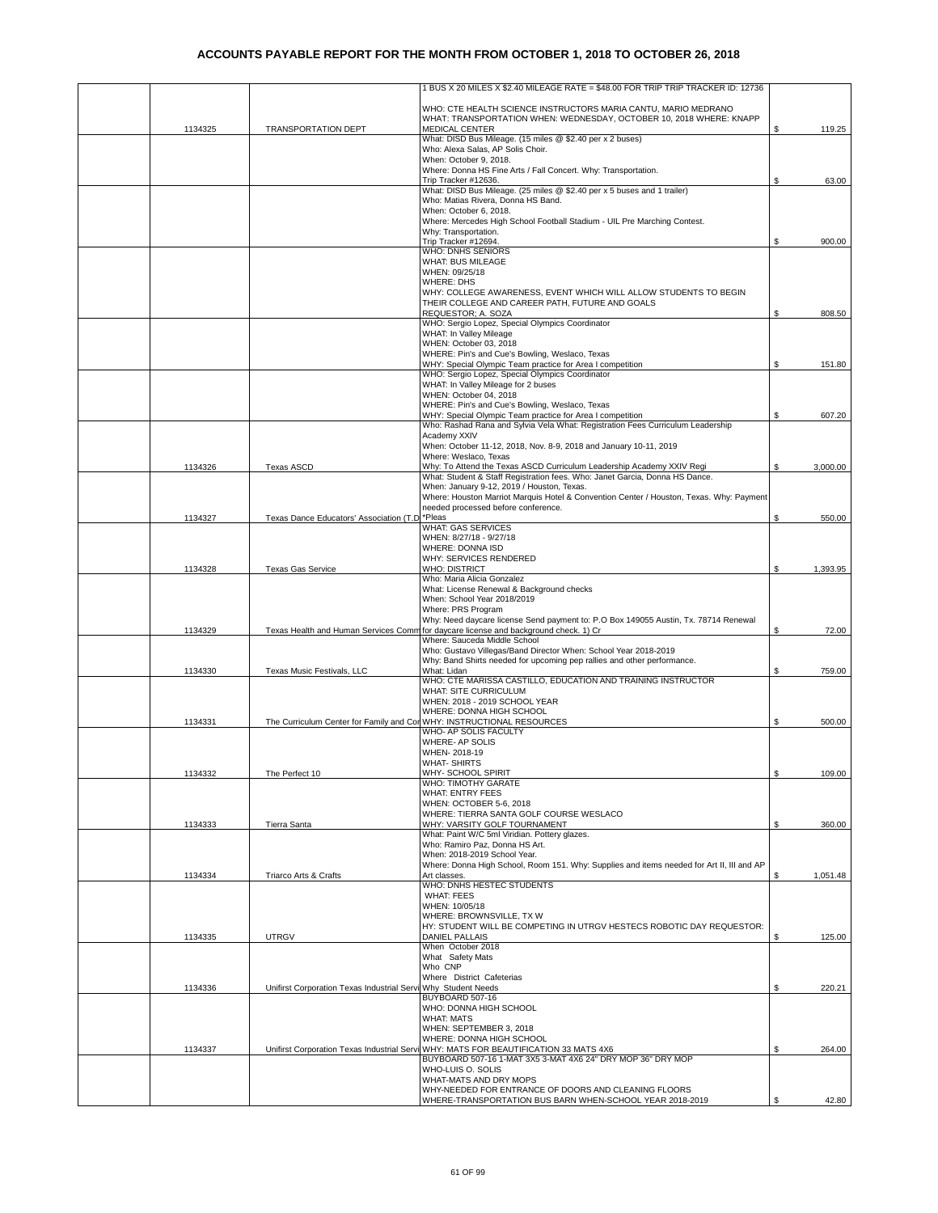# ACCOUNTS PAYABLE REPORT FOR THE MONTH FROM OCTOBER 1, 2018 TO OCTOBER 26, 2018

| | | | | |
|---|---|---|---|---|
| | 1134325 | TRANSPORTATION DEPT | 1 BUS X 20 MILES X $2.40 MILEAGE RATE = $48.00 FOR TRIP TRIP TRACKER ID: 12736 WHO: CTE HEALTH SCIENCE INSTRUCTORS MARIA CANTU, MARIO MEDRANO WHAT: TRANSPORTATION WHEN: WEDNESDAY, OCTOBER 10, 2018 WHERE: KNAPP MEDICAL CENTER | $ 119.25 |
| | | | What: DISD Bus Mileage. (15 miles @ $2.40 per x 2 buses) Who: Alexa Salas, AP Solis Choir. When: October 9, 2018. Where: Donna HS Fine Arts / Fall Concert. Why: Transportation. Trip Tracker #12636. | $ 63.00 |
| | | | What: DISD Bus Mileage. (25 miles @ $2.40 per x 5 buses and 1 trailer) Who: Matias Rivera, Donna HS Band. When: October 6, 2018. Where: Mercedes High School Football Stadium - UIL Pre Marching Contest. Why: Transportation. Trip Tracker #12694. | $ 900.00 |
| | | | WHO: DNHS SENIORS WHAT: BUS MILEAGE WHEN: 09/25/18 WHERE: DHS WHY: COLLEGE AWARENESS, EVENT WHICH WILL ALLOW STUDENTS TO BEGIN THEIR COLLEGE AND CAREER PATH, FUTURE AND GOALS REQUESTOR; A. SOZA | $ 808.50 |
| | | | WHO: Sergio Lopez, Special Olympics Coordinator WHAT: In Valley Mileage WHEN: October 03, 2018 WHERE: Pin's and Cue's Bowling, Weslaco, Texas WHY: Special Olympic Team practice for Area I competition | $ 151.80 |
| | | | WHO: Sergio Lopez, Special Olympics Coordinator WHAT: In Valley Mileage for 2 buses WHEN: October 04, 2018 WHERE: Pin's and Cue's Bowling, Weslaco, Texas WHY: Special Olympic Team practice for Area I competition | $ 607.20 |
| | 1134326 | Texas ASCD | Who: Rashad Rana and Sylvia Vela What: Registration Fees Curriculum Leadership Academy XXIV When: October 11-12, 2018, Nov. 8-9, 2018 and January 10-11, 2019 Where: Weslaco, Texas Why: To Attend the Texas ASCD Curriculum Leadership Academy XXIV Regi | $ 3,000.00 |
| | 1134327 | Texas Dance Educators' Association (T.D | What: Student & Staff Registration fees. Who: Janet Garcia, Donna HS Dance. When: January 9-12, 2019 / Houston, Texas. Where: Houston Marriot Marquis Hotel & Convention Center / Houston, Texas. Why: Payment needed processed before conference. *Pleas | $ 550.00 |
| | 1134328 | Texas Gas Service | WHAT: GAS SERVICES WHEN: 8/27/18 - 9/27/18 WHERE: DONNA ISD WHY: SERVICES RENDERED WHO: DISTRICT | $ 1,393.95 |
| | 1134329 | Texas Health and Human Services Comm | Who: Maria Alicia Gonzalez What: License Renewal & Background checks When: School Year 2018/2019 Where: PRS Program Why: Need daycare license Send payment to: P.O Box 149055 Austin, Tx. 78714 Renewal for daycare license and background check. 1) Cr | $ 72.00 |
| | 1134330 | Texas Music Festivals, LLC | Where: Sauceda Middle School Who: Gustavo Villegas/Band Director When: School Year 2018-2019 Why: Band Shirts needed for upcoming pep rallies and other performance. What: Lidan | $ 759.00 |
| | 1134331 | The Curriculum Center for Family and Co | WHO: CTE MARISSA CASTILLO, EDUCATION AND TRAINING INSTRUCTOR WHAT: SITE CURRICULUM WHEN: 2018 - 2019 SCHOOL YEAR WHERE: DONNA HIGH SCHOOL WHY: INSTRUCTIONAL RESOURCES | $ 500.00 |
| | 1134332 | The Perfect 10 | WHO- AP SOLIS FACULTY WHERE- AP SOLIS WHEN- 2018-19 WHAT- SHIRTS WHY- SCHOOL SPIRIT | $ 109.00 |
| | 1134333 | Tierra Santa | WHO: TIMOTHY GARATE WHAT: ENTRY FEES WHEN: OCTOBER 5-6, 2018 WHERE: TIERRA SANTA GOLF COURSE WESLACO WHY: VARSITY GOLF TOURNAMENT | $ 360.00 |
| | 1134334 | Triarco Arts & Crafts | What: Paint W/C 5ml Viridian. Pottery glazes. Who: Ramiro Paz, Donna HS Art. When: 2018-2019 School Year. Where: Donna High School, Room 151. Why: Supplies and items needed for Art II, III and AP Art classes. | $ 1,051.48 |
| | 1134335 | UTRGV | WHO: DNHS HESTEC STUDENTS WHAT: FEES WHEN: 10/05/18 WHERE: BROWNSVILLE, TX W HY: STUDENT WILL BE COMPETING IN UTRGV HESTECS ROBOTIC DAY REQUESTOR: DANIEL PALLAIS | $ 125.00 |
| | 1134336 | Unifirst Corporation Texas Industrial Serv | When October 2018 What Safety Mats Who CNP Where District Cafeterias Why Student Needs | $ 220.21 |
| | 1134337 | Unifirst Corporation Texas Industrial Serv | BUYBOARD 507-16 WHO: DONNA HIGH SCHOOL WHAT: MATS WHEN: SEPTEMBER 3, 2018 WHERE: DONNA HIGH SCHOOL WHY: MATS FOR BEAUTIFICATION 33 MATS 4X6 | $ 264.00 |
| | | | BUYBOARD 507-16 1-MAT 3X5 3-MAT 4X6 24" DRY MOP 36" DRY MOP WHO-LUIS O. SOLIS WHAT-MATS AND DRY MOPS WHY-NEEDED FOR ENTRANCE OF DOORS AND CLEANING FLOORS WHERE-TRANSPORTATION BUS BARN WHEN-SCHOOL YEAR 2018-2019 | $ 42.80 |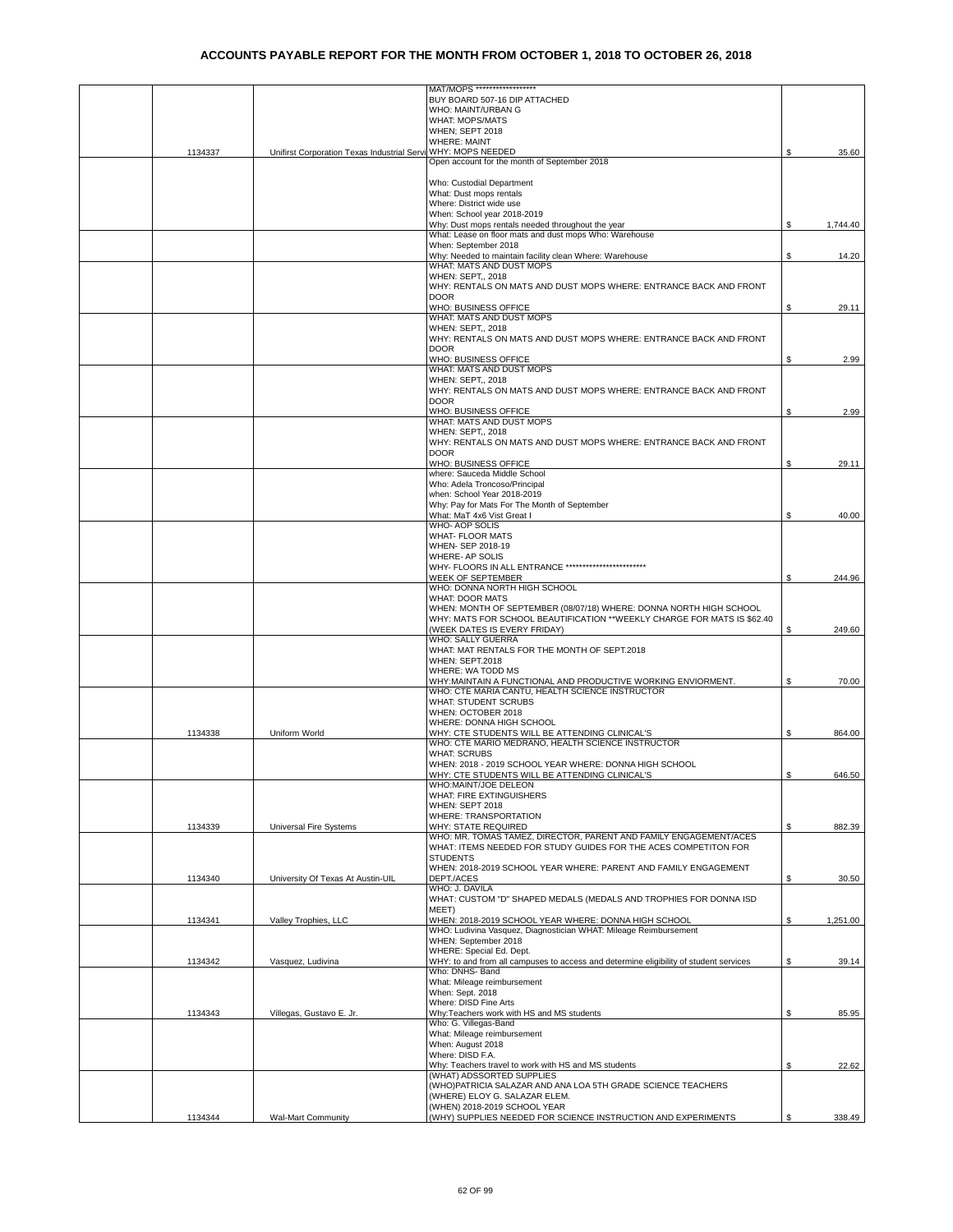# ACCOUNTS PAYABLE REPORT FOR THE MONTH FROM OCTOBER 1, 2018 TO OCTOBER 26, 2018

| | | | | |
|---|---|---|---|---|
| | 1134337 | Unifirst Corporation Texas Industrial Servi | MAT/MOPS ****************** BUY BOARD 507-16 DIP ATTACHED WHO: MAINT/URBAN G WHAT: MOPS/MATS WHEN; SEPT 2018 WHERE: MAINT WHY: MOPS NEEDED | $ 35.60 |
| | | | Open account for the month of September 2018 Who: Custodial Department What: Dust mops rentals Where: District wide use When: School year 2018-2019 Why: Dust mops rentals needed throughout the year | $ 1,744.40 |
| | | | What: Lease on floor mats and dust mops Who: Warehouse When: September 2018 Why: Needed to maintain facility clean Where: Warehouse | $ 14.20 |
| | | | WHAT: MATS AND DUST MOPS WHEN: SEPT,, 2018 WHY: RENTALS ON MATS AND DUST MOPS WHERE: ENTRANCE BACK AND FRONT DOOR WHO: BUSINESS OFFICE | $ 29.11 |
| | | | WHAT: MATS AND DUST MOPS WHEN: SEPT,, 2018 WHY: RENTALS ON MATS AND DUST MOPS WHERE: ENTRANCE BACK AND FRONT DOOR WHO: BUSINESS OFFICE | $ 2.99 |
| | | | WHAT: MATS AND DUST MOPS WHEN: SEPT,, 2018 WHY: RENTALS ON MATS AND DUST MOPS WHERE: ENTRANCE BACK AND FRONT DOOR WHO: BUSINESS OFFICE | $ 2.99 |
| | | | WHAT: MATS AND DUST MOPS WHEN: SEPT,, 2018 WHY: RENTALS ON MATS AND DUST MOPS WHERE: ENTRANCE BACK AND FRONT DOOR WHO: BUSINESS OFFICE | $ 29.11 |
| | | | where: Sauceda Middle School Who: Adela Troncoso/Principal when: School Year 2018-2019 Why: Pay for Mats For The Month of September What: MaT 4x6 Vist Great I | $ 40.00 |
| | | | WHO- AOP SOLIS WHAT- FLOOR MATS WHEN- SEP 2018-19 WHERE- AP SOLIS WHY- FLOORS IN ALL ENTRANCE ************************ WEEK OF SEPTEMBER | $ 244.96 |
| | | | WHO: DONNA NORTH HIGH SCHOOL WHAT: DOOR MATS WHEN: MONTH OF SEPTEMBER (08/07/18) WHERE: DONNA NORTH HIGH SCHOOL WHY: MATS FOR SCHOOL BEAUTIFICATION **WEEKLY CHARGE FOR MATS IS $62.40 (WEEK DATES IS EVERY FRIDAY) | $ 249.60 |
| | | | WHO: SALLY GUERRA WHAT: MAT RENTALS FOR THE MONTH OF SEPT.2018 WHEN: SEPT.2018 WHERE: WA TODD MS WHY:MAINTAIN A FUNCTIONAL AND PRODUCTIVE WORKING ENVIORMENT. | $ 70.00 |
| | 1134338 | Uniform World | WHO: CTE MARIA CANTU, HEALTH SCIENCE INSTRUCTOR WHAT: STUDENT SCRUBS WHEN: OCTOBER 2018 WHERE: DONNA HIGH SCHOOL WHY: CTE STUDENTS WILL BE ATTENDING CLINICAL'S | $ 864.00 |
| | | | WHO: CTE MARIO MEDRANO, HEALTH SCIENCE INSTRUCTOR WHAT: SCRUBS WHEN: 2018 - 2019 SCHOOL YEAR WHERE: DONNA HIGH SCHOOL WHY: CTE STUDENTS WILL BE ATTENDING CLINICAL'S | $ 646.50 |
| | 1134339 | Universal Fire Systems | WHO:MAINT/JOE DELEON WHAT: FIRE EXTINGUISHERS WHEN: SEPT 2018 WHERE: TRANSPORTATION WHY: STATE REQUIRED | $ 882.39 |
| | 1134340 | University Of Texas At Austin-UIL | WHO: MR. TOMAS TAMEZ, DIRECTOR, PARENT AND FAMILY ENGAGEMENT/ACES WHAT: ITEMS NEEDED FOR STUDY GUIDES FOR THE ACES COMPETITON FOR STUDENTS WHEN: 2018-2019 SCHOOL YEAR WHERE: PARENT AND FAMILY ENGAGEMENT DEPT./ACES | $ 30.50 |
| | 1134341 | Valley Trophies, LLC | WHO: J. DAVILA WHAT: CUSTOM "D" SHAPED MEDALS (MEDALS AND TROPHIES FOR DONNA ISD MEET) WHEN: 2018-2019 SCHOOL YEAR WHERE: DONNA HIGH SCHOOL | $ 1,251.00 |
| | 1134342 | Vasquez, Ludivina | WHO: Ludivina Vasquez, Diagnostician WHAT: Mileage Reimbursement WHEN: September 2018 WHERE: Special Ed. Dept. WHY: to and from all campuses to access and determine eligibility of student services | $ 39.14 |
| | 1134343 | Villegas, Gustavo E. Jr. | Who: DNHS- Band What: Mileage reimbursement When: Sept. 2018 Where: DISD Fine Arts Why:Teachers work with HS and MS students | $ 85.95 |
| | | | Who: G. Villegas-Band What: Mileage reimbursement When: August 2018 Where: DISD F.A. Why: Teachers travel to work with HS and MS students | $ 22.62 |
| | 1134344 | Wal-Mart Community | (WHAT) ADSSORTED SUPPLIES (WHO)PATRICIA SALAZAR AND ANA LOA 5TH GRADE SCIENCE TEACHERS (WHERE) ELOY G. SALAZAR ELEM. (WHEN) 2018-2019 SCHOOL YEAR (WHY) SUPPLIES NEEDED FOR SCIENCE INSTRUCTION AND EXPERIMENTS | $ 338.49 |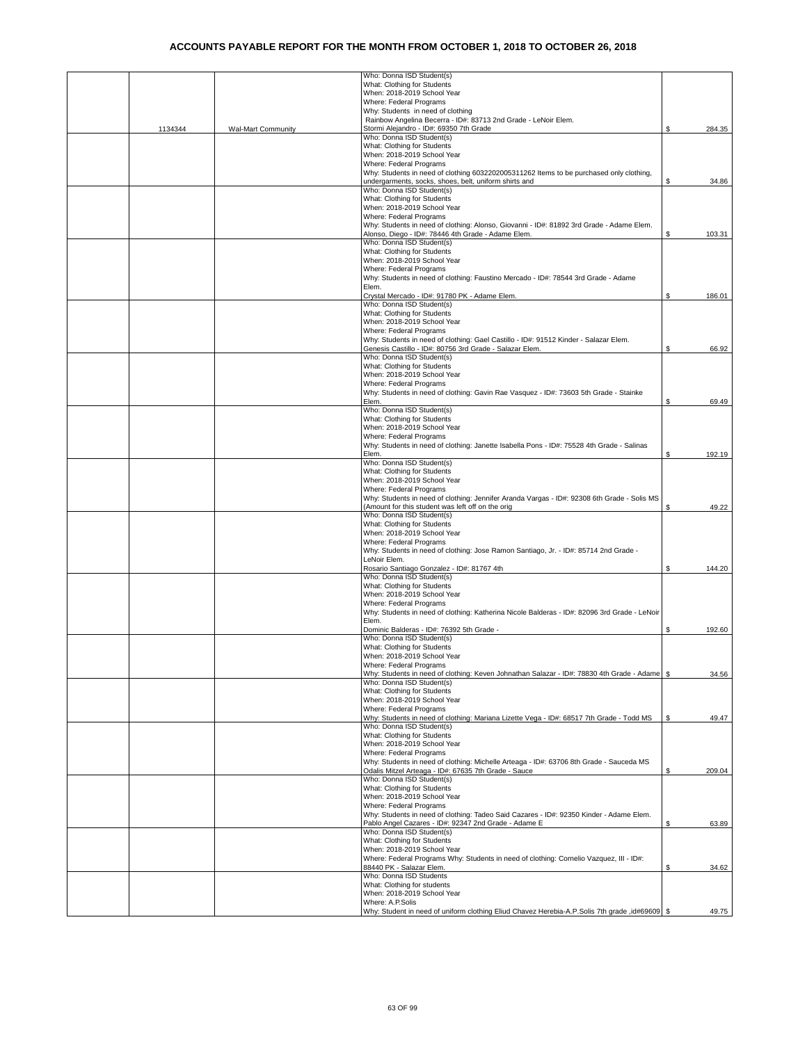# ACCOUNTS PAYABLE REPORT FOR THE MONTH FROM OCTOBER 1, 2018 TO OCTOBER 26, 2018

| | | | | |
|---|---|---|---|---|
| | 1134344 | Wal-Mart Community | Who: Donna ISD Student(s)<br>What: Clothing for Students<br>When: 2018-2019 School Year<br>Where: Federal Programs<br>Why: Students in need of clothing<br>Rainbow Angelina Becerra - ID#: 83713 2nd Grade - LeNoir Elem.<br>Stormi Alejandro - ID#: 69350 7th Grade | $ 284.35 |
| | | | Who: Donna ISD Student(s)<br>What: Clothing for Students<br>When: 2018-2019 School Year<br>Where: Federal Programs<br>Why: Students in need of clothing 6032202005311262 Items to be purchased only clothing, undergarments, socks, shoes, belt, uniform shirts and | $ 34.86 |
| | | | Who: Donna ISD Student(s)<br>What: Clothing for Students<br>When: 2018-2019 School Year<br>Where: Federal Programs<br>Why: Students in need of clothing: Alonso, Giovanni - ID#: 81892 3rd Grade - Adame Elem.<br>Alonso, Diego - ID#: 78446 4th Grade - Adame Elem. | $ 103.31 |
| | | | Who: Donna ISD Student(s)<br>What: Clothing for Students<br>When: 2018-2019 School Year<br>Where: Federal Programs<br>Why: Students in need of clothing: Faustino Mercado - ID#: 78544 3rd Grade - Adame Elem.<br>Crystal Mercado - ID#: 91780 PK - Adame Elem. | $ 186.01 |
| | | | Who: Donna ISD Student(s)<br>What: Clothing for Students<br>When: 2018-2019 School Year<br>Where: Federal Programs<br>Why: Students in need of clothing: Gael Castillo - ID#: 91512 Kinder - Salazar Elem.<br>Genesis Castillo - ID#: 80756 3rd Grade - Salazar Elem. | $ 66.92 |
| | | | Who: Donna ISD Student(s)<br>What: Clothing for Students<br>When: 2018-2019 School Year<br>Where: Federal Programs<br>Why: Students in need of clothing: Gavin Rae Vasquez - ID#: 73603 5th Grade - Stainke Elem. | $ 69.49 |
| | | | Who: Donna ISD Student(s)<br>What: Clothing for Students<br>When: 2018-2019 School Year<br>Where: Federal Programs<br>Why: Students in need of clothing: Janette Isabella Pons - ID#: 75528 4th Grade - Salinas Elem. | $ 192.19 |
| | | | Who: Donna ISD Student(s)<br>What: Clothing for Students<br>When: 2018-2019 School Year<br>Where: Federal Programs<br>Why: Students in need of clothing: Jennifer Aranda Vargas - ID#: 92308 6th Grade - Solis MS (Amount for this student was left off on the orig | $ 49.22 |
| | | | Who: Donna ISD Student(s)<br>What: Clothing for Students<br>When: 2018-2019 School Year<br>Where: Federal Programs<br>Why: Students in need of clothing: Jose Ramon Santiago, Jr. - ID#: 85714 2nd Grade - LeNoir Elem.<br>Rosario Santiago Gonzalez - ID#: 81767 4th | $ 144.20 |
| | | | Who: Donna ISD Student(s)<br>What: Clothing for Students<br>When: 2018-2019 School Year<br>Where: Federal Programs<br>Why: Students in need of clothing: Katherina Nicole Balderas - ID#: 82096 3rd Grade - LeNoir Elem.<br>Dominic Balderas - ID#: 76392 5th Grade - | $ 192.60 |
| | | | Who: Donna ISD Student(s)<br>What: Clothing for Students<br>When: 2018-2019 School Year<br>Where: Federal Programs<br>Why: Students in need of clothing: Keven Johnathan Salazar - ID#: 78830 4th Grade - Adame | $ 34.56 |
| | | | Who: Donna ISD Student(s)<br>What: Clothing for Students<br>When: 2018-2019 School Year<br>Where: Federal Programs<br>Why: Students in need of clothing: Mariana Lizette Vega - ID#: 68517 7th Grade - Todd MS | $ 49.47 |
| | | | Who: Donna ISD Student(s)<br>What: Clothing for Students<br>When: 2018-2019 School Year<br>Where: Federal Programs<br>Why: Students in need of clothing: Michelle Arteaga - ID#: 63706 8th Grade - Sauceda MS<br>Odalis Mitzel Arteaga - ID#: 67635 7th Grade - Sauce | $ 209.04 |
| | | | Who: Donna ISD Student(s)<br>What: Clothing for Students<br>When: 2018-2019 School Year<br>Where: Federal Programs<br>Why: Students in need of clothing: Tadeo Said Cazares - ID#: 92350 Kinder - Adame Elem.<br>Pablo Angel Cazares - ID#: 92347 2nd Grade - Adame E | $ 63.89 |
| | | | Who: Donna ISD Student(s)<br>What: Clothing for Students<br>When: 2018-2019 School Year<br>Where: Federal Programs Why: Students in need of clothing: Cornelio Vazquez, III - ID#: 88440 PK - Salazar Elem. | $ 34.62 |
| | | | Who: Donna ISD Students<br>What: Clothing for students<br>When: 2018-2019 School Year<br>Where: A.P.Solis<br>Why: Student in need of uniform clothing Eliud Chavez Herebia-A.P.Solis 7th grade ,id#69609 | $ 49.75 |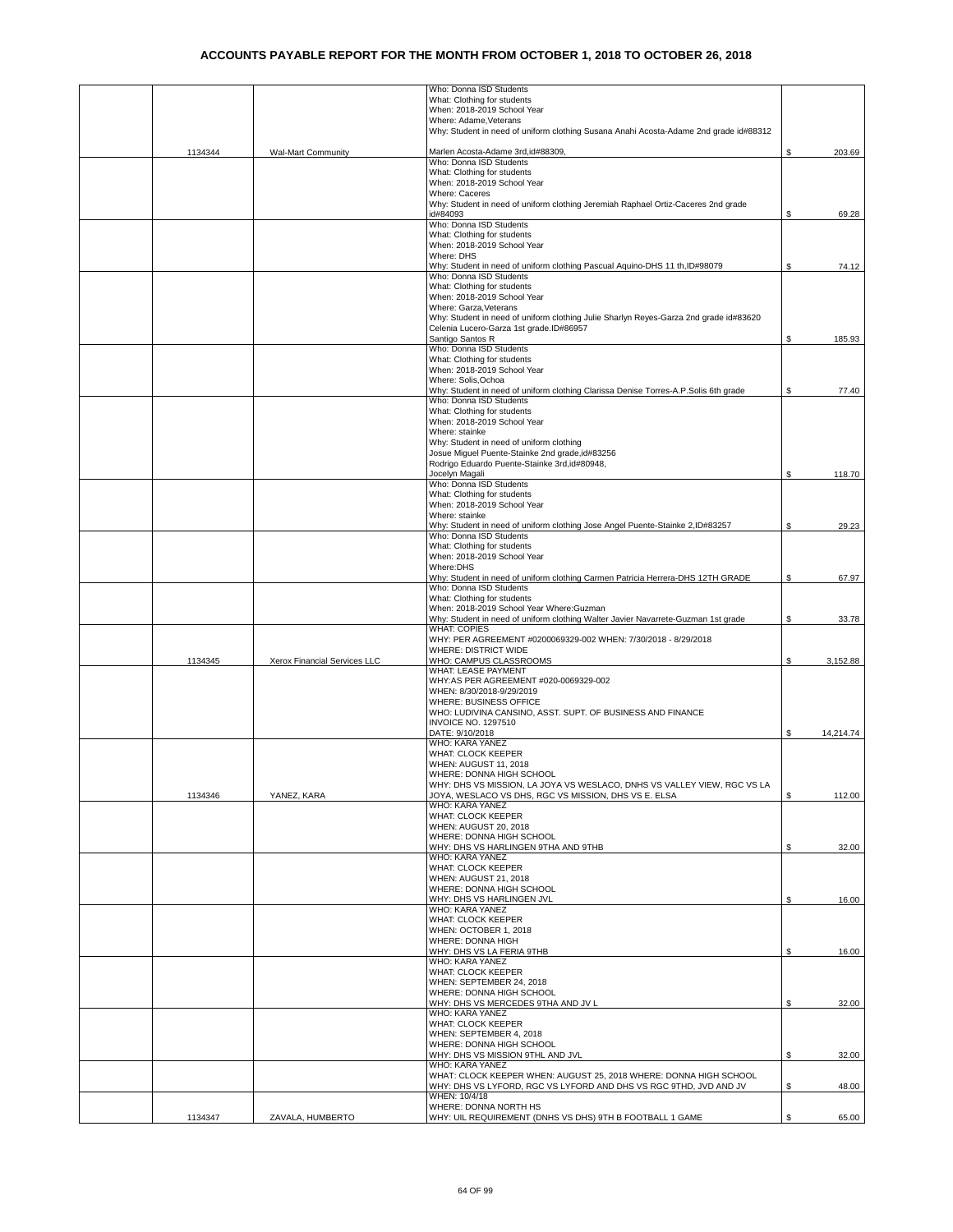# ACCOUNTS PAYABLE REPORT FOR THE MONTH FROM OCTOBER 1, 2018 TO OCTOBER 26, 2018

| | | | | |
|---|---|---|---|---|
| | 1134344 | Wal-Mart Community | Who: Donna ISD Students<br>What: Clothing for students<br>When: 2018-2019 School Year<br>Where: Adame,Veterans<br>Why: Student in need of uniform clothing Susana Anahi Acosta-Adame 2nd grade id#88312<br><br>Marlen Acosta-Adame 3rd,id#88309, | $ 203.69 |
| | | | Who: Donna ISD Students<br>What: Clothing for students<br>When: 2018-2019 School Year<br>Where: Caceres<br>Why: Student in need of uniform clothing Jeremiah Raphael Ortiz-Caceres 2nd grade id#84093 | $ 69.28 |
| | | | Who: Donna ISD Students<br>What: Clothing for students<br>When: 2018-2019 School Year<br>Where: DHS<br>Why: Student in need of uniform clothing Pascual Aquino-DHS 11 th,ID#98079 | $ 74.12 |
| | | | Who: Donna ISD Students<br>What: Clothing for students<br>When: 2018-2019 School Year<br>Where: Garza,Veterans<br>Why: Student in need of uniform clothing Julie Sharlyn Reyes-Garza 2nd grade id#83620<br>Celenia Lucero-Garza 1st grade.ID#86957<br>Santigo Santos R | $ 185.93 |
| | | | Who: Donna ISD Students<br>What: Clothing for students<br>When: 2018-2019 School Year<br>Where: Solis,Ochoa<br>Why: Student in need of uniform clothing Clarissa Denise Torres-A.P.Solis 6th grade | $ 77.40 |
| | | | Who: Donna ISD Students<br>What: Clothing for students<br>When: 2018-2019 School Year<br>Where: stainke<br>Why: Student in need of uniform clothing<br>Josue Miguel Puente-Stainke 2nd grade,id#83256<br>Rodrigo Eduardo Puente-Stainke 3rd,id#80948,<br>Jocelyn Magali | $ 118.70 |
| | | | Who: Donna ISD Students<br>What: Clothing for students<br>When: 2018-2019 School Year<br>Where: stainke<br>Why: Student in need of uniform clothing Jose Angel Puente-Stainke 2,ID#83257 | $ 29.23 |
| | | | Who: Donna ISD Students<br>What: Clothing for students<br>When: 2018-2019 School Year<br>Where:DHS<br>Why: Student in need of uniform clothing Carmen Patricia Herrera-DHS 12TH GRADE | $ 67.97 |
| | | | Who: Donna ISD Students<br>What: Clothing for students<br>When: 2018-2019 School Year Where:Guzman<br>Why: Student in need of uniform clothing Walter Javier Navarrete-Guzman 1st grade | $ 33.78 |
| | 1134345 | Xerox Financial Services LLC | WHAT: COPIES<br>WHY: PER AGREEMENT #0200069329-002 WHEN: 7/30/2018 - 8/29/2018<br>WHERE: DISTRICT WIDE<br>WHO: CAMPUS CLASSROOMS | $ 3,152.88 |
| | | | WHAT: LEASE PAYMENT<br>WHY:AS PER AGREEMENT #020-0069329-002<br>WHEN: 8/30/2018-9/29/2019<br>WHERE: BUSINESS OFFICE<br>WHO: LUDIVINA CANSINO, ASST. SUPT. OF BUSINESS AND FINANCE<br>INVOICE NO. 1297510<br>DATE: 9/10/2018 | $ 14,214.74 |
| | 1134346 | YANEZ, KARA | WHO: KARA YANEZ<br>WHAT: CLOCK KEEPER<br>WHEN: AUGUST 11, 2018<br>WHERE: DONNA HIGH SCHOOL<br>WHY: DHS VS MISSION, LA JOYA VS WESLACO, DNHS VS VALLEY VIEW, RGC VS LA JOYA, WESLACO VS DHS, RGC VS MISSION, DHS VS E. ELSA | $ 112.00 |
| | | | WHO: KARA YANEZ<br>WHAT: CLOCK KEEPER<br>WHEN: AUGUST 20, 2018<br>WHERE: DONNA HIGH SCHOOL<br>WHY: DHS VS HARLINGEN 9THA AND 9THB | $ 32.00 |
| | | | WHO: KARA YANEZ<br>WHAT: CLOCK KEEPER<br>WHEN: AUGUST 21, 2018<br>WHERE: DONNA HIGH SCHOOL<br>WHY: DHS VS HARLINGEN JVL | $ 16.00 |
| | | | WHO: KARA YANEZ<br>WHAT: CLOCK KEEPER<br>WHEN: OCTOBER 1, 2018<br>WHERE: DONNA HIGH<br>WHY: DHS VS LA FERIA 9THB | $ 16.00 |
| | | | WHO: KARA YANEZ<br>WHAT: CLOCK KEEPER<br>WHEN: SEPTEMBER 24, 2018<br>WHERE: DONNA HIGH SCHOOL<br>WHY: DHS VS MERCEDES 9THA AND JV L | $ 32.00 |
| | | | WHO: KARA YANEZ<br>WHAT: CLOCK KEEPER<br>WHEN: SEPTEMBER 4, 2018<br>WHERE: DONNA HIGH SCHOOL<br>WHY: DHS VS MISSION 9THL AND JVL | $ 32.00 |
| | | | WHO: KARA YANEZ<br>WHAT: CLOCK KEEPER WHEN: AUGUST 25, 2018 WHERE: DONNA HIGH SCHOOL<br>WHY: DHS VS LYFORD, RGC VS LYFORD AND DHS VS RGC 9THD, JVD AND JV | $ 48.00 |
| | 1134347 | ZAVALA, HUMBERTO | WHEN: 10/4/18<br>WHERE: DONNA NORTH HS<br>WHY: UIL REQUIREMENT (DNHS VS DHS) 9TH B FOOTBALL 1 GAME | $ 65.00 |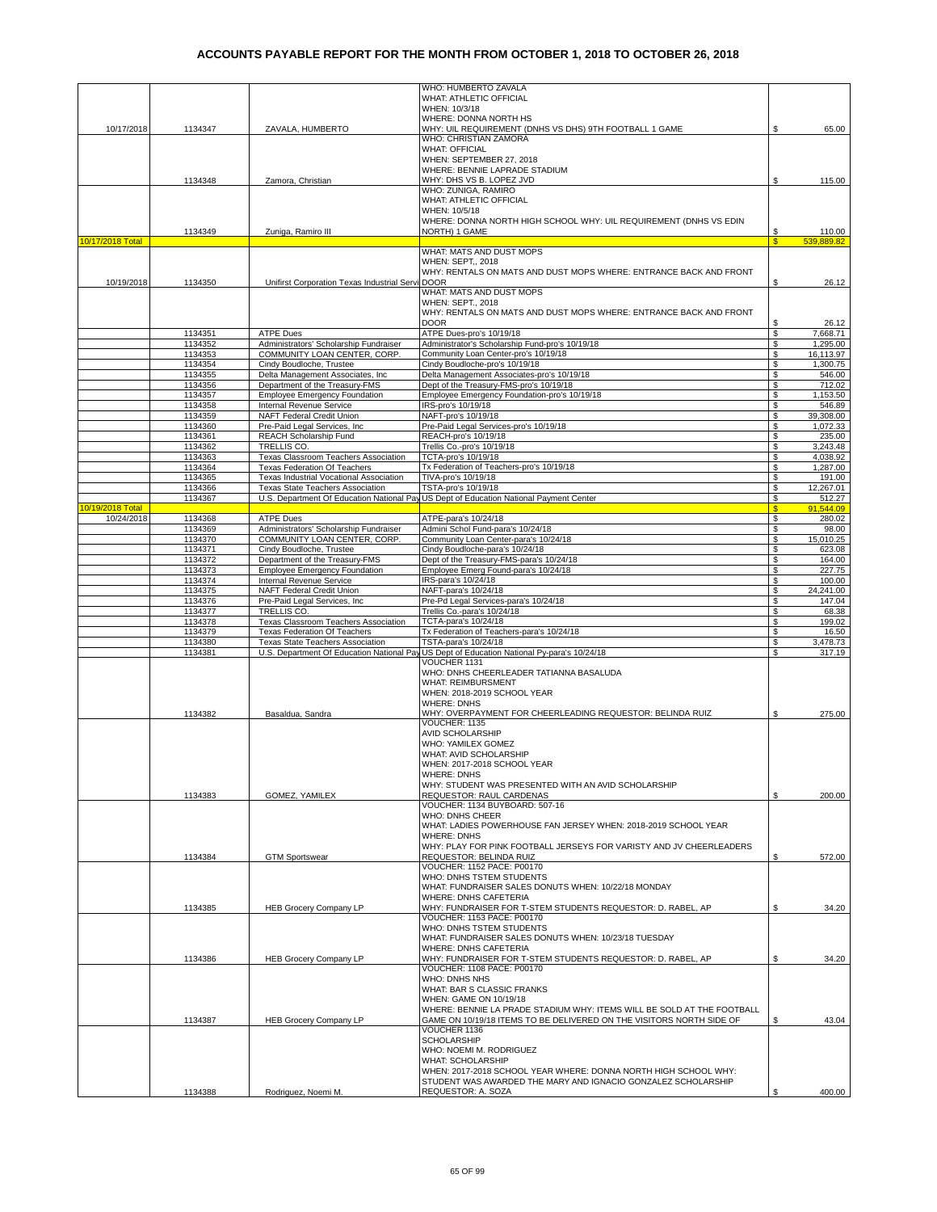# ACCOUNTS PAYABLE REPORT FOR THE MONTH FROM OCTOBER 1, 2018 TO OCTOBER 26, 2018

| Date | Check # | Vendor | Description | Amount |
|---|---|---|---|---|
| 10/17/2018 | 1134347 | ZAVALA, HUMBERTO | WHO: HUMBERTO ZAVALA WHAT: ATHLETIC OFFICIAL WHEN: 10/3/18 WHERE: DONNA NORTH HS WHY: UIL REQUIREMENT (DNHS VS DHS) 9TH FOOTBALL 1 GAME | $ 65.00 |
| | 1134348 | Zamora, Christian | WHO: CHRISTIAN ZAMORA WHAT: OFFICIAL WHEN: SEPTEMBER 27, 2018 WHERE: BENNIE LAPRADE STADIUM WHY: DHS VS B. LOPEZ JVD | $ 115.00 |
| | 1134349 | Zuniga, Ramiro III | WHO: ZUNIGA, RAMIRO WHAT: ATHLETIC OFFICIAL WHEN: 10/5/18 WHERE: DONNA NORTH HIGH SCHOOL WHY: UIL REQUIREMENT (DNHS VS EDIN NORTH) 1 GAME | $ 110.00 |
| 10/17/2018 Total | | | | $ 539,889.82 |
| 10/19/2018 | 1134350 | Unifirst Corporation Texas Industrial Servi | WHAT: MATS AND DUST MOPS WHEN: SEPT,, 2018 WHY: RENTALS ON MATS AND DUST MOPS WHERE: ENTRANCE BACK AND FRONT DOOR | $ 26.12 |
| | | | WHAT: MATS AND DUST MOPS WHEN: SEPT., 2018 WHY: RENTALS ON MATS AND DUST MOPS WHERE: ENTRANCE BACK AND FRONT DOOR | $ 26.12 |
| | 1134351 | ATPE Dues | ATPE Dues-pro's 10/19/18 | $ 7,668.71 |
| | 1134352 | Administrators' Scholarship Fundraiser | Administrator's Scholarship Fund-pro's 10/19/18 | $ 1,295.00 |
| | 1134353 | COMMUNITY LOAN CENTER, CORP. | Community Loan Center-pro's 10/19/18 | $ 16,113.97 |
| | 1134354 | Cindy Boudloche, Trustee | Cindy Boudloche-pro's 10/19/18 | $ 1,300.75 |
| | 1134355 | Delta Management Associates, Inc | Delta Management Associates-pro's 10/19/18 | $ 546.00 |
| | 1134356 | Department of the Treasury-FMS | Dept of the Treasury-FMS-pro's 10/19/18 | $ 712.02 |
| | 1134357 | Employee Emergency Foundation | Employee Emergency Foundation-pro's 10/19/18 | $ 1,153.50 |
| | 1134358 | Internal Revenue Service | IRS-pro's 10/19/18 | $ 546.89 |
| | 1134359 | NAFT Federal Credit Union | NAFT-pro's 10/19/18 | $ 39,308.00 |
| | 1134360 | Pre-Paid Legal Services, Inc | Pre-Paid Legal Services-pro's 10/19/18 | $ 1,072.33 |
| | 1134361 | REACH Scholarship Fund | REACH-pro's 10/19/18 | $ 235.00 |
| | 1134362 | TRELLIS CO. | Trellis Co.-pro's 10/19/18 | $ 3,243.48 |
| | 1134363 | Texas Classroom Teachers Association | TCTA-pro's 10/19/18 | $ 4,038.92 |
| | 1134364 | Texas Federation Of Teachers | Tx Federation of Teachers-pro's 10/19/18 | $ 1,287.00 |
| | 1134365 | Texas Industrial Vocational Association | TIVA-pro's 10/19/18 | $ 191.00 |
| | 1134366 | Texas State Teachers Association | TSTA-pro's 10/19/18 | $ 12,267.01 |
| | 1134367 | U.S. Department Of Education National Pay | US Dept of Education National Payment Center | $ 512.27 |
| 10/19/2018 Total | | | | $ 91,544.09 |
| 10/24/2018 | 1134368 | ATPE Dues | ATPE-para's 10/24/18 | $ 280.02 |
| | 1134369 | Administrators' Scholarship Fundraiser | Admini Schol Fund-para's 10/24/18 | $ 98.00 |
| | 1134370 | COMMUNITY LOAN CENTER, CORP. | Community Loan Center-para's 10/24/18 | $ 15,010.25 |
| | 1134371 | Cindy Boudloche, Trustee | Cindy Boudloche-para's 10/24/18 | $ 623.08 |
| | 1134372 | Department of the Treasury-FMS | Dept of the Treasury-FMS-para's 10/24/18 | $ 164.00 |
| | 1134373 | Employee Emergency Foundation | Employee Emerg Found-para's 10/24/18 | $ 227.75 |
| | 1134374 | Internal Revenue Service | IRS-para's 10/24/18 | $ 100.00 |
| | 1134375 | NAFT Federal Credit Union | NAFT-para's 10/24/18 | $ 24,241.00 |
| | 1134376 | Pre-Paid Legal Services, Inc | Pre-Pd Legal Services-para's 10/24/18 | $ 147.04 |
| | 1134377 | TRELLIS CO. | Trellis Co.-para's 10/24/18 | $ 68.38 |
| | 1134378 | Texas Classroom Teachers Association | TCTA-para's 10/24/18 | $ 199.02 |
| | 1134379 | Texas Federation Of Teachers | Tx Federation of Teachers-para's 10/24/18 | $ 16.50 |
| | 1134380 | Texas State Teachers Association | TSTA-para's 10/24/18 | $ 3,478.73 |
| | 1134381 | U.S. Department Of Education National Pay | US Dept of Education National Py-para's 10/24/18 | $ 317.19 |
| | 1134382 | Basaldua, Sandra | VOUCHER 1131 WHO: DNHS CHEERLEADER TATIANNA BASALUDA WHAT: REIMBURSMENT WHEN: 2018-2019 SCHOOL YEAR WHERE: DNHS WHY: OVERPAYMENT FOR CHEERLEADING REQUESTOR: BELINDA RUIZ | $ 275.00 |
| | 1134383 | GOMEZ, YAMILEX | VOUCHER: 1135 AVID SCHOLARSHIP WHO: YAMILEX GOMEZ WHAT: AVID SCHOLARSHIP WHEN: 2017-2018 SCHOOL YEAR WHERE: DNHS WHY: STUDENT WAS PRESENTED WITH AN AVID SCHOLARSHIP REQUESTOR: RAUL CARDENAS | $ 200.00 |
| | 1134384 | GTM Sportswear | VOUCHER: 1134 BUYBOARD: 507-16 WHO: DNHS CHEER WHAT: LADIES POWERHOUSE FAN JERSEY WHEN: 2018-2019 SCHOOL YEAR WHERE: DNHS WHY: PLAY FOR PINK FOOTBALL JERSEYS FOR VARISTY AND JV CHEERLEADERS REQUESTOR: BELINDA RUIZ | $ 572.00 |
| | 1134385 | HEB Grocery Company LP | VOUCHER: 1152 PACE: P00170 WHO: DNHS TSTEM STUDENTS WHAT: FUNDRAISER SALES DONUTS WHEN: 10/22/18 MONDAY WHERE: DNHS CAFETERIA WHY: FUNDRAISER FOR T-STEM STUDENTS REQUESTOR: D. RABEL, AP | $ 34.20 |
| | 1134386 | HEB Grocery Company LP | VOUCHER: 1153 PACE: P00170 WHO: DNHS TSTEM STUDENTS WHAT: FUNDRAISER SALES DONUTS WHEN: 10/23/18 TUESDAY WHERE: DNHS CAFETERIA WHY: FUNDRAISER FOR T-STEM STUDENTS REQUESTOR: D. RABEL, AP | $ 34.20 |
| | 1134387 | HEB Grocery Company LP | VOUCHER: 1108 PACE: P00170 WHO: DNHS NHS WHAT: BAR S CLASSIC FRANKS WHEN: GAME ON 10/19/18 WHERE: BENNIE LA PRADE STADIUM WHY: ITEMS WILL BE SOLD AT THE FOOTBALL GAME ON 10/19/18 ITEMS TO BE DELIVERED ON THE VISITORS NORTH SIDE OF | $ 43.04 |
| | 1134388 | Rodriguez, Noemi M. | VOUCHER 1136 SCHOLARSHIP WHO: NOEMI M. RODRIGUEZ WHAT: SCHOLARSHIP WHEN: 2017-2018 SCHOOL YEAR WHERE: DONNA NORTH HIGH SCHOOL WHY: STUDENT WAS AWARDED THE MARY AND IGNACIO GONZALEZ SCHOLARSHIP REQUESTOR: A. SOZA | $ 400.00 |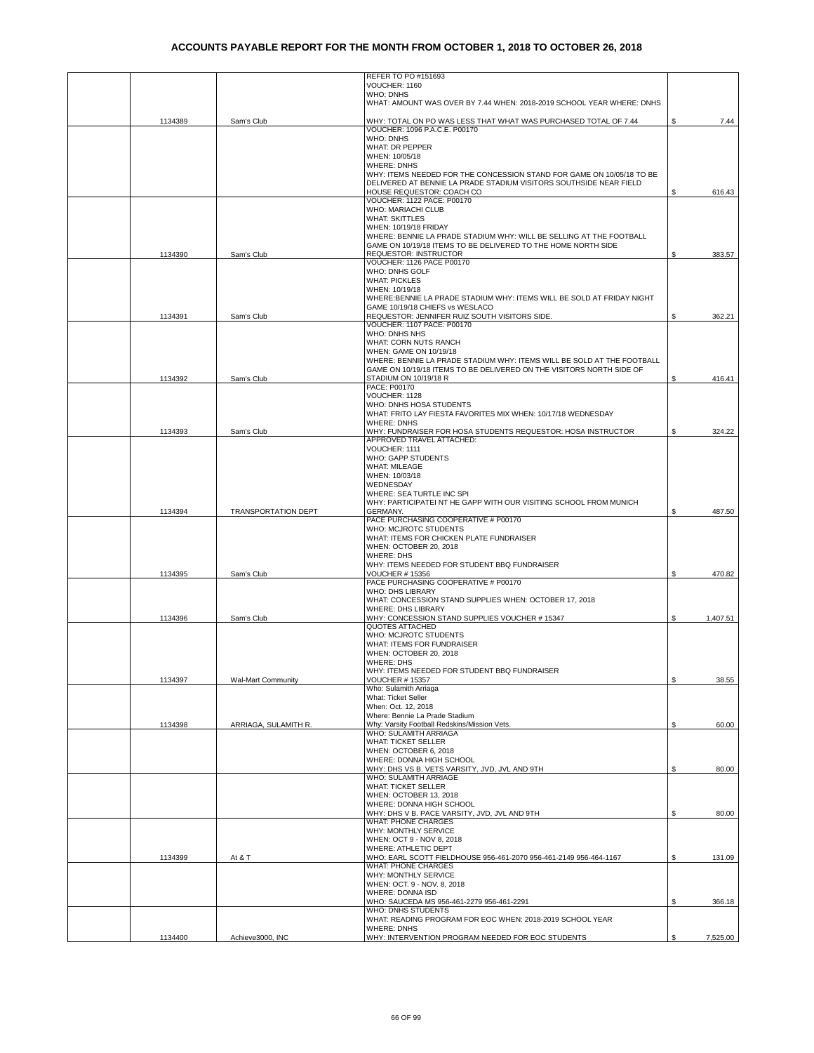# ACCOUNTS PAYABLE REPORT FOR THE MONTH FROM OCTOBER 1, 2018 TO OCTOBER 26, 2018

| | Check # | Vendor | Description | Amount |
|---|---|---|---|---|
| | 1134389 | Sam's Club | REFER TO PO #151693<br>VOUCHER: 1160<br>WHO: DNHS<br>WHAT: AMOUNT WAS OVER BY 7.44 WHEN: 2018-2019 SCHOOL YEAR WHERE: DNHS<br>WHY: TOTAL ON PO WAS LESS THAT WHAT WAS PURCHASED TOTAL OF 7.44 | $ 7.44 |
| | | | VOUCHER: 1096 P.A.C.E. P00170<br>WHO: DNHS<br>WHAT: DR PEPPER<br>WHEN: 10/05/18<br>WHERE: DNHS<br>WHY: ITEMS NEEDED FOR THE CONCESSION STAND FOR GAME ON 10/05/18 TO BE DELIVERED AT BENNIE LA PRADE STADIUM VISITORS SOUTHSIDE NEAR FIELD HOUSE REQUESTOR: COACH CO | $ 616.43 |
| | 1134390 | Sam's Club | VOUCHER: 1122 PACE: P00170<br>WHO: MARIACHI CLUB<br>WHAT: SKITTLES<br>WHEN: 10/19/18 FRIDAY<br>WHERE: BENNIE LA PRADE STADIUM WHY: WILL BE SELLING AT THE FOOTBALL GAME ON 10/19/18 ITEMS TO BE DELIVERED TO THE HOME NORTH SIDE<br>REQUESTOR: INSTRUCTOR | $ 383.57 |
| | 1134391 | Sam's Club | VOUCHER: 1126 PACE P00170<br>WHO: DNHS GOLF<br>WHAT: PICKLES<br>WHEN: 10/19/18<br>WHERE:BENNIE LA PRADE STADIUM WHY: ITEMS WILL BE SOLD AT FRIDAY NIGHT GAME 10/19/18 CHIEFS vs WESLACO<br>REQUESTOR: JENNIFER RUIZ SOUTH VISITORS SIDE. | $ 362.21 |
| | 1134392 | Sam's Club | VOUCHER: 1107 PACE: P00170<br>WHO: DNHS NHS<br>WHAT: CORN NUTS RANCH<br>WHEN: GAME ON 10/19/18<br>WHERE: BENNIE LA PRADE STADIUM WHY: ITEMS WILL BE SOLD AT THE FOOTBALL GAME ON 10/19/18 ITEMS TO BE DELIVERED ON THE VISITORS NORTH SIDE OF STADIUM ON 10/19/18 R | $ 416.41 |
| | 1134393 | Sam's Club | PACE: P00170<br>VOUCHER: 1128<br>WHO: DNHS HOSA STUDENTS<br>WHAT: FRITO LAY FIESTA FAVORITES MIX WHEN: 10/17/18 WEDNESDAY<br>WHERE: DNHS<br>WHY: FUNDRAISER FOR HOSA STUDENTS REQUESTOR: HOSA INSTRUCTOR | $ 324.22 |
| | 1134394 | TRANSPORTATION DEPT | APPROVED TRAVEL ATTACHED:<br>VOUCHER: 1111<br>WHO: GAPP STUDENTS<br>WHAT: MILEAGE<br>WHEN: 10/03/18<br>WEDNESDAY<br>WHERE: SEA TURTLE INC SPI<br>WHY: PARTICIPATEI NT HE GAPP WITH OUR VISITING SCHOOL FROM MUNICH GERMANY. | $ 487.50 |
| | 1134395 | Sam's Club | PACE PURCHASING COOPERATIVE # P00170<br>WHO: MCJROTC STUDENTS<br>WHAT: ITEMS FOR CHICKEN PLATE FUNDRAISER<br>WHEN: OCTOBER 20, 2018<br>WHERE: DHS<br>WHY: ITEMS NEEDED FOR STUDENT BBQ FUNDRAISER<br>VOUCHER # 15356 | $ 470.82 |
| | 1134396 | Sam's Club | PACE PURCHASING COOPERATIVE # P00170<br>WHO: DHS LIBRARY<br>WHAT: CONCESSION STAND SUPPLIES WHEN: OCTOBER 17, 2018<br>WHERE: DHS LIBRARY<br>WHY: CONCESSION STAND SUPPLIES VOUCHER # 15347 | $ 1,407.51 |
| | 1134397 | Wal-Mart Community | QUOTES ATTACHED<br>WHO: MCJROTC STUDENTS<br>WHAT: ITEMS FOR FUNDRAISER<br>WHEN: OCTOBER 20, 2018<br>WHERE: DHS<br>WHY: ITEMS NEEDED FOR STUDENT BBQ FUNDRAISER<br>VOUCHER # 15357 | $ 38.55 |
| | 1134398 | ARRIAGA, SULAMITH R. | Who: Sulamith Arriaga<br>What: Ticket Seller<br>When: Oct. 12, 2018<br>Where: Bennie La Prade Stadium<br>Why: Varsity Football Redskins/Mission Vets. | $ 60.00 |
| | | | WHO: SULAMITH ARRIAGA<br>WHAT: TICKET SELLER<br>WHEN: OCTOBER 6, 2018<br>WHERE: DONNA HIGH SCHOOL<br>WHY: DHS VS B. VETS VARSITY, JVD, JVL AND 9TH | $ 80.00 |
| | | | WHO: SULAMITH ARRIAGE<br>WHAT: TICKET SELLER<br>WHEN: OCTOBER 13, 2018<br>WHERE: DONNA HIGH SCHOOL<br>WHY: DHS V B. PACE VARSITY, JVD, JVL AND 9TH | $ 80.00 |
| | 1134399 | At & T | WHAT: PHONE CHARGES<br>WHY: MONTHLY SERVICE<br>WHEN: OCT 9 - NOV 8, 2018<br>WHERE: ATHLETIC DEPT<br>WHO: EARL SCOTT FIELDHOUSE 956-461-2070 956-461-2149 956-464-1167 | $ 131.09 |
| | | | WHAT: PHONE CHARGES<br>WHY: MONTHLY SERVICE<br>WHEN: OCT. 9 - NOV. 8, 2018<br>WHERE: DONNA ISD<br>WHO: SAUCEDA MS 956-461-2279 956-461-2291 | $ 366.18 |
| | 1134400 | Achieve3000, INC | WHO: DNHS STUDENTS<br>WHAT: READING PROGRAM FOR EOC WHEN: 2018-2019 SCHOOL YEAR<br>WHERE: DNHS<br>WHY: INTERVENTION PROGRAM NEEDED FOR EOC STUDENTS | $ 7,525.00 |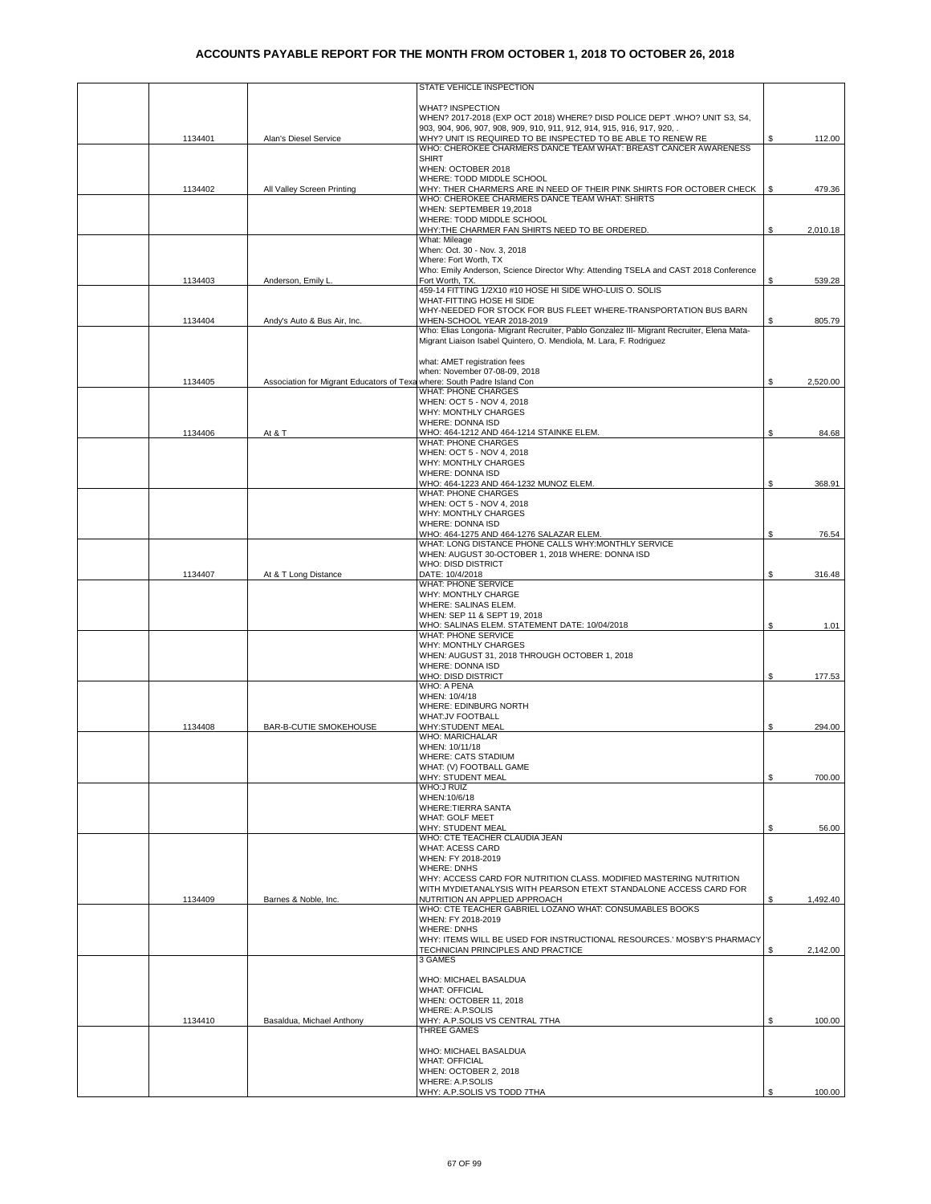# ACCOUNTS PAYABLE REPORT FOR THE MONTH FROM OCTOBER 1, 2018 TO OCTOBER 26, 2018

| | | | | |
|---|---|---|---|---|
| | 1134401 | Alan's Diesel Service | STATE VEHICLE INSPECTION<br><br>WHAT? INSPECTION<br>WHEN? 2017-2018 (EXP OCT 2018) WHERE? DISD POLICE DEPT .WHO? UNIT S3, S4, 903, 904, 906, 907, 908, 909, 910, 911, 912, 914, 915, 916, 917, 920, .<br>WHY? UNIT IS REQUIRED TO BE INSPECTED TO BE ABLE TO RENEW RE | $ 112.00 |
| | 1134402 | All Valley Screen Printing | WHO: CHEROKEE CHARMERS DANCE TEAM WHAT: BREAST CANCER AWARENESS SHIRT<br>WHEN: OCTOBER 2018<br>WHERE: TODD MIDDLE SCHOOL<br>WHY: THER CHARMERS ARE IN NEED OF THEIR PINK SHIRTS FOR OCTOBER CHECK | $ 479.36 |
| | | | WHO: CHEROKEE CHARMERS DANCE TEAM WHAT: SHIRTS<br>WHEN: SEPTEMBER 19,2018<br>WHERE: TODD MIDDLE SCHOOL<br>WHY:THE CHARMER FAN SHIRTS NEED TO BE ORDERED. | $ 2,010.18 |
| | 1134403 | Anderson, Emily L. | What: Mileage<br>When: Oct. 30 - Nov. 3, 2018<br>Where: Fort Worth, TX<br>Who: Emily Anderson, Science Director Why: Attending TSELA and CAST 2018 Conference Fort Worth, TX. | $ 539.28 |
| | 1134404 | Andy's Auto & Bus Air, Inc. | 459-14 FITTING 1/2X10 #10 HOSE HI SIDE WHO-LUIS O. SOLIS<br>WHAT-FITTING HOSE HI SIDE<br>WHY-NEEDED FOR STOCK FOR BUS FLEET WHERE-TRANSPORTATION BUS BARN<br>WHEN-SCHOOL YEAR 2018-2019 | $ 805.79 |
| | 1134405 | Association for Migrant Educators of Texa | Who: Elias Longoria- Migrant Recruiter, Pablo Gonzalez III- Migrant Recruiter, Elena Mata- Migrant Liaison Isabel Quintero, O. Mendiola, M. Lara, F. Rodriguez<br><br>what: AMET registration fees<br>when: November 07-08-09, 2018<br>where: South Padre Island Con | $ 2,520.00 |
| | 1134406 | At & T | WHAT: PHONE CHARGES<br>WHEN: OCT 5 - NOV 4, 2018<br>WHY: MONTHLY CHARGES<br>WHERE: DONNA ISD<br>WHO: 464-1212 AND 464-1214 STAINKE ELEM. | $ 84.68 |
| | | | WHAT: PHONE CHARGES<br>WHEN: OCT 5 - NOV 4, 2018<br>WHY: MONTHLY CHARGES<br>WHERE: DONNA ISD<br>WHO: 464-1223 AND 464-1232 MUNOZ ELEM. | $ 368.91 |
| | | | WHAT: PHONE CHARGES<br>WHEN: OCT 5 - NOV 4, 2018<br>WHY: MONTHLY CHARGES<br>WHERE: DONNA ISD<br>WHO: 464-1275 AND 464-1276 SALAZAR ELEM. | $ 76.54 |
| | 1134407 | At & T Long Distance | WHAT: LONG DISTANCE PHONE CALLS WHY:MONTHLY SERVICE<br>WHEN: AUGUST 30-OCTOBER 1, 2018 WHERE: DONNA ISD<br>WHO: DISD DISTRICT<br>DATE: 10/4/2018 | $ 316.48 |
| | | | WHAT: PHONE SERVICE<br>WHY: MONTHLY CHARGE<br>WHERE: SALINAS ELEM.<br>WHEN: SEP 11 & SEPT 19, 2018<br>WHO: SALINAS ELEM. STATEMENT DATE: 10/04/2018 | $ 1.01 |
| | | | WHAT: PHONE SERVICE<br>WHY: MONTHLY CHARGES<br>WHEN: AUGUST 31, 2018 THROUGH OCTOBER 1, 2018<br>WHERE: DONNA ISD<br>WHO: DISD DISTRICT | $ 177.53 |
| | 1134408 | BAR-B-CUTIE SMOKEHOUSE | WHO: A PENA<br>WHEN: 10/4/18<br>WHERE: EDINBURG NORTH<br>WHAT:JV FOOTBALL<br>WHY:STUDENT MEAL | $ 294.00 |
| | | | WHO: MARICHALAR<br>WHEN: 10/11/18<br>WHERE: CATS STADIUM<br>WHAT: (V) FOOTBALL GAME<br>WHY: STUDENT MEAL | $ 700.00 |
| | | | WHO:J RUIZ<br>WHEN:10/6/18<br>WHERE:TIERRA SANTA<br>WHAT: GOLF MEET<br>WHY: STUDENT MEAL | $ 56.00 |
| | 1134409 | Barnes & Noble, Inc. | WHO: CTE TEACHER CLAUDIA JEAN<br>WHAT: ACESS CARD<br>WHEN: FY 2018-2019<br>WHERE: DNHS<br>WHY: ACCESS CARD FOR NUTRITION CLASS. MODIFIED MASTERING NUTRITION WITH MYDIETANALYSIS WITH PEARSON ETEXT STANDALONE ACCESS CARD FOR NUTRITION AN APPLIED APPROACH | $ 1,492.40 |
| | | | WHO: CTE TEACHER GABRIEL LOZANO WHAT: CONSUMABLES BOOKS<br>WHEN: FY 2018-2019<br>WHERE: DNHS<br>WHY: ITEMS WILL BE USED FOR INSTRUCTIONAL RESOURCES.' MOSBY'S PHARMACY TECHNICIAN PRINCIPLES AND PRACTICE | $ 2,142.00 |
| | 1134410 | Basaldua, Michael Anthony | 3 GAMES<br><br>WHO: MICHAEL BASALDUA<br>WHAT: OFFICIAL<br>WHEN: OCTOBER 11, 2018<br>WHERE: A.P.SOLIS<br>WHY: A.P.SOLIS VS CENTRAL 7THA | $ 100.00 |
| | | | THREE GAMES<br><br>WHO: MICHAEL BASALDUA<br>WHAT: OFFICIAL<br>WHEN: OCTOBER 2, 2018<br>WHERE: A.P.SOLIS<br>WHY: A.P.SOLIS VS TODD 7THA | $ 100.00 |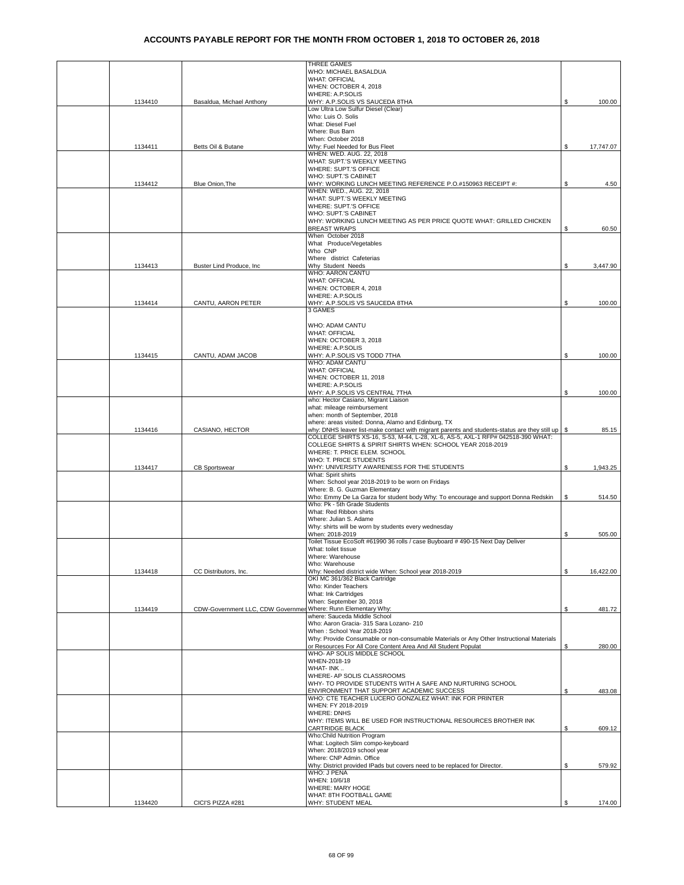# ACCOUNTS PAYABLE REPORT FOR THE MONTH FROM OCTOBER 1, 2018 TO OCTOBER 26, 2018

| | | | | |
|---|---|---|---|---|
| | 1134410 | Basaldua, Michael Anthony | THREE GAMES<br>WHO: MICHAEL BASALDUA<br>WHAT: OFFICIAL<br>WHEN: OCTOBER 4, 2018<br>WHERE: A.P.SOLIS<br>WHY: A.P.SOLIS VS SAUCEDA 8THA | $ 100.00 |
| | 1134411 | Betts Oil & Butane | Low Ultra Low Sulfur Diesel (Clear)<br>Who: Luis O. Solis<br>What: Diesel Fuel<br>Where: Bus Barn<br>When: October 2018<br>Why: Fuel Needed for Bus Fleet | $ 17,747.07 |
| | 1134412 | Blue Onion,The | WHEN: WED. AUG. 22, 2018<br>WHAT: SUPT.'S WEEKLY MEETING<br>WHERE: SUPT.'S OFFICE<br>WHO: SUPT.'S CABINET<br>WHY: WORKING LUNCH MEETING REFERENCE P.O.#150963 RECEIPT #: | $ 4.50 |
| | | | WHEN: WED., AUG. 22, 2018<br>WHAT: SUPT.'S WEEKLY MEETING<br>WHERE: SUPT.'S OFFICE<br>WHO: SUPT.'S CABINET<br>WHY: WORKING LUNCH MEETING AS PER PRICE QUOTE WHAT: GRILLED CHICKEN BREAST WRAPS | $ 60.50 |
| | 1134413 | Buster Lind Produce, Inc | When October 2018<br>What Produce/Vegetables<br>Who CNP<br>Where district Cafeterias<br>Why Student Needs | $ 3,447.90 |
| | 1134414 | CANTU, AARON PETER | WHO: AARON CANTU<br>WHAT: OFFICIAL<br>WHEN: OCTOBER 4, 2018<br>WHERE: A.P.SOLIS<br>WHY: A.P.SOLIS VS SAUCEDA 8THA | $ 100.00 |
| | 1134415 | CANTU, ADAM JACOB | 3 GAMES<br><br>WHO: ADAM CANTU<br>WHAT: OFFICIAL<br>WHEN: OCTOBER 3, 2018<br>WHERE: A.P.SOLIS<br>WHY: A.P.SOLIS VS TODD 7THA | $ 100.00 |
| | | | WHO: ADAM CANTU<br>WHAT: OFFICIAL<br>WHEN: OCTOBER 11, 2018<br>WHERE: A.P.SOLIS<br>WHY: A.P.SOLIS VS CENTRAL 7THA | $ 100.00 |
| | 1134416 | CASIANO, HECTOR | who: Hector Casiano, Migrant Liaison<br>what: mileage reimbursement<br>when: month of September, 2018<br>where: areas visited: Donna, Alamo and Edinburg, TX<br>why: DNHS leaver list-make contact with migrant parents and students-status are they still up | $ 85.15 |
| | 1134417 | CB Sportswear | COLLEGE SHIRTS XS-16, S-53, M-44, L-28, XL-6, AS-5, AXL-1 RFP# 042518-390 WHAT: COLLEGE SHIRTS & SPIRIT SHIRTS WHEN: SCHOOL YEAR 2018-2019<br>WHERE: T. PRICE ELEM. SCHOOL<br>WHO: T. PRICE STUDENTS<br>WHY: UNIVERSITY AWARENESS FOR THE STUDENTS | $ 1,943.25 |
| | | | What: Spirit shirts<br>When: School year 2018-2019 to be worn on Fridays<br>Where: B. G. Guzman Elementary<br>Who: Emmy De La Garza for student body Why: To encourage and support Donna Redskin | $ 514.50 |
| | | | Who: Pk - 5th Grade Students<br>What: Red Ribbon shirts<br>Where: Julian S. Adame<br>Why: shirts will be worn by students every wednesday<br>When: 2018-2019 | $ 505.00 |
| | 1134418 | CC Distributors, Inc. | Toilet Tissue EcoSoft #61990 36 rolls / case Buyboard # 490-15 Next Day Deliver<br>What: toilet tissue<br>Where: Warehouse<br>Who: Warehouse<br>Why: Needed district wide When: School year 2018-2019 | $ 16,422.00 |
| | 1134419 | CDW-Government LLC, CDW Governmen | OKI MC 361/362 Black Cartridge<br>Who: Kinder Teachers<br>What: Ink Cartridges<br>When: September 30, 2018<br>Where: Runn Elementary Why: | $ 481.72 |
| | | | where: Sauceda Middle School<br>Who: Aaron Gracia- 315 Sara Lozano- 210<br>When : School Year 2018-2019<br>Why: Provide Consumable or non-consumable Materials or Any Other Instructional Materials or Resources For All Core Content Area And All Student Populat | $ 280.00 |
| | | | WHO- AP SOLIS MIDDLE SCHOOL<br>WHEN-2018-19<br>WHAT- INK ..<br>WHERE- AP SOLIS CLASSROOMS<br>WHY- TO PROVIDE STUDENTS WITH A SAFE AND NURTURING SCHOOL ENVIRONMENT THAT SUPPORT ACADEMIC SUCCESS | $ 483.08 |
| | | | WHO: CTE TEACHER LUCERO GONZALEZ WHAT: INK FOR PRINTER<br>WHEN: FY 2018-2019<br>WHERE: DNHS<br>WHY: ITEMS WILL BE USED FOR INSTRUCTIONAL RESOURCES BROTHER INK CARTRIDGE BLACK | $ 609.12 |
| | | | Who:Child Nutrition Program<br>What: Logitech Slim compo-keyboard<br>When: 2018/2019 school year<br>Where: CNP Admin. Office<br>Why: District provided IPads but covers need to be replaced for Director. | $ 579.92 |
| | 1134420 | CICI'S PIZZA #281 | WHO: J PENA<br>WHEN: 10/6/18<br>WHERE: MARY HOGE<br>WHAT: 8TH FOOTBALL GAME<br>WHY: STUDENT MEAL | $ 174.00 |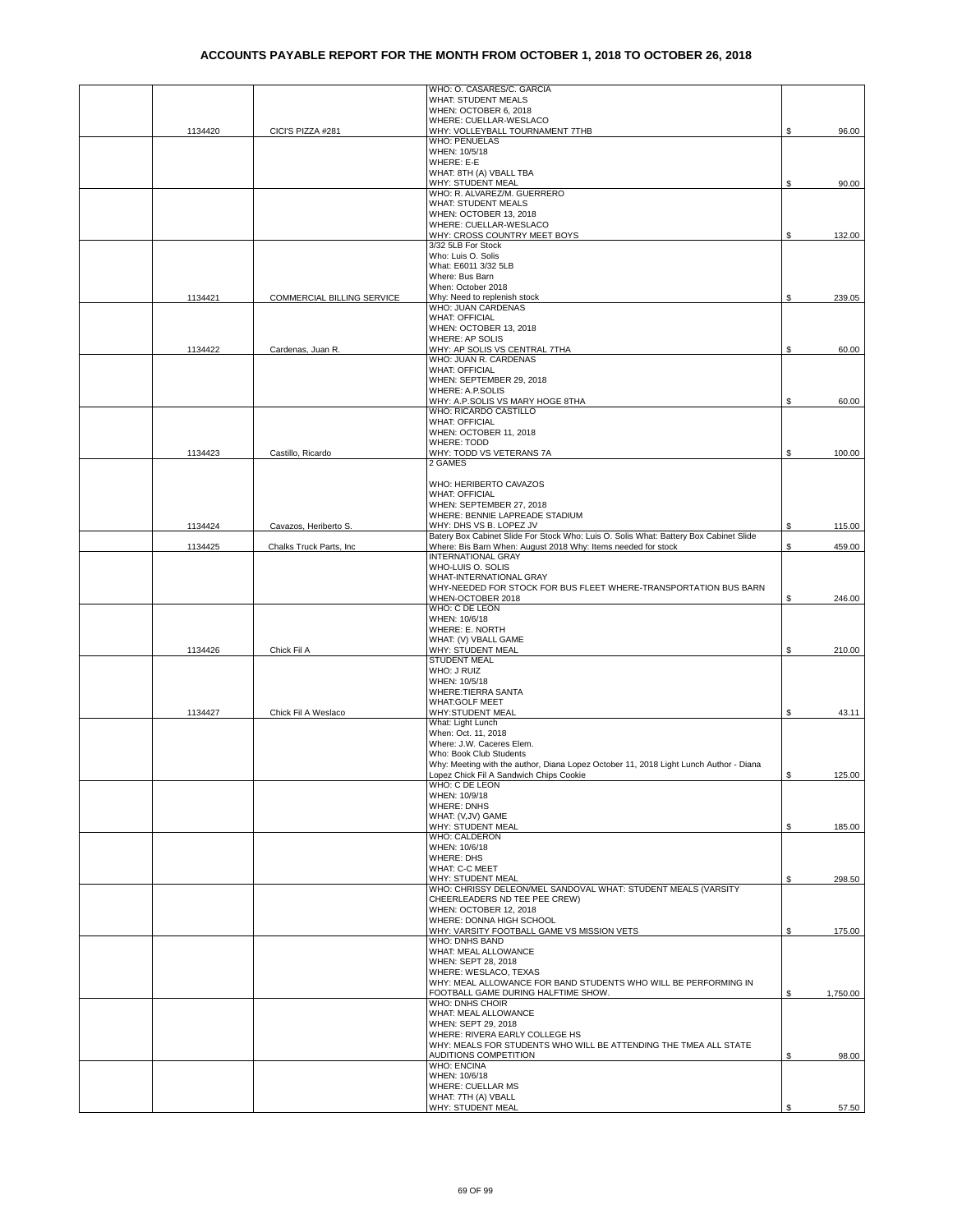# ACCOUNTS PAYABLE REPORT FOR THE MONTH FROM OCTOBER 1, 2018 TO OCTOBER 26, 2018

| | | | | |
|---|---|---|---|---|
| | 1134420 | CICI'S PIZZA #281 | WHO: O. CASARES/C. GARCIA WHAT: STUDENT MEALS WHEN: OCTOBER 6, 2018 WHERE: CUELLAR-WESLACO WHY: VOLLEYBALL TOURNAMENT 7THB | $ 96.00 |
| | | | WHO: PENUELAS WHEN: 10/5/18 WHERE: E-E WHAT: 8TH (A) VBALL TBA WHY: STUDENT MEAL | $ 90.00 |
| | | | WHO: R. ALVAREZ/M. GUERRERO WHAT: STUDENT MEALS WHEN: OCTOBER 13, 2018 WHERE: CUELLAR-WESLACO WHY: CROSS COUNTRY MEET BOYS | $ 132.00 |
| | 1134421 | COMMERCIAL BILLING SERVICE | 3/32 5LB For Stock Who: Luis O. Solis What: E6011 3/32 5LB Where: Bus Barn When: October 2018 Why: Need to replenish stock | $ 239.05 |
| | 1134422 | Cardenas, Juan R. | WHO: JUAN CARDENAS WHAT: OFFICIAL WHEN: OCTOBER 13, 2018 WHERE: AP SOLIS WHY: AP SOLIS VS CENTRAL 7THA | $ 60.00 |
| | | | WHO: JUAN R. CARDENAS WHAT: OFFICIAL WHEN: SEPTEMBER 29, 2018 WHERE: A.P.SOLIS WHY: A.P.SOLIS VS MARY HOGE 8THA | $ 60.00 |
| | 1134423 | Castillo, Ricardo | WHO: RICARDO CASTILLO WHAT: OFFICIAL WHEN: OCTOBER 11, 2018 WHERE: TODD WHY: TODD VS VETERANS 7A | $ 100.00 |
| | 1134424 | Cavazos, Heriberto S. | 2 GAMES WHO: HERIBERTO CAVAZOS WHAT: OFFICIAL WHEN: SEPTEMBER 27, 2018 WHERE: BENNIE LAPREADE STADIUM WHY: DHS VS B. LOPEZ JV | $ 115.00 |
| | 1134425 | Chalks Truck Parts, Inc | Batery Box Cabinet Slide For Stock Who: Luis O. Solis What: Battery Box Cabinet Slide Where: Bis Barn When: August 2018 Why: Items needed for stock | $ 459.00 |
| | | | INTERNATIONAL GRAY WHO-LUIS O. SOLIS WHAT-INTERNATIONAL GRAY WHY-NEEDED FOR STOCK FOR BUS FLEET WHERE-TRANSPORTATION BUS BARN WHEN-OCTOBER 2018 | $ 246.00 |
| | 1134426 | Chick Fil A | WHO: C DE LEON WHEN: 10/6/18 WHERE: E. NORTH WHAT: (V) VBALL GAME WHY: STUDENT MEAL | $ 210.00 |
| | 1134427 | Chick Fil A Weslaco | STUDENT MEAL WHO: J RUIZ WHEN: 10/5/18 WHERE:TIERRA SANTA WHAT:GOLF MEET WHY:STUDENT MEAL | $ 43.11 |
| | | | What: Light Lunch When: Oct. 11, 2018 Where: J.W. Caceres Elem. Who: Book Club Students Why: Meeting with the author, Diana Lopez October 11, 2018 Light Lunch Author - Diana Lopez Chick Fil A Sandwich Chips Cookie | $ 125.00 |
| | | | WHO: C DE LEON WHEN: 10/9/18 WHERE: DNHS WHAT: (V,JV) GAME WHY: STUDENT MEAL | $ 185.00 |
| | | | WHO: CALDERON WHEN: 10/6/18 WHERE: DHS WHAT: C-C MEET WHY: STUDENT MEAL | $ 298.50 |
| | | | WHO: CHRISSY DELEON/MEL SANDOVAL WHAT: STUDENT MEALS (VARSITY CHEERLEADERS ND TEE PEE CREW) WHEN: OCTOBER 12, 2018 WHERE: DONNA HIGH SCHOOL WHY: VARSITY FOOTBALL GAME VS MISSION VETS | $ 175.00 |
| | | | WHO: DNHS BAND WHAT: MEAL ALLOWANCE WHEN: SEPT 28, 2018 WHERE: WESLACO, TEXAS WHY: MEAL ALLOWANCE FOR BAND STUDENTS WHO WILL BE PERFORMING IN FOOTBALL GAME DURING HALFTIME SHOW. | $ 1,750.00 |
| | | | WHO: DNHS CHOIR WHAT: MEAL ALLOWANCE WHEN: SEPT 29, 2018 WHERE: RIVERA EARLY COLLEGE HS WHY: MEALS FOR STUDENTS WHO WILL BE ATTENDING THE TMEA ALL STATE AUDITIONS COMPETITION | $ 98.00 |
| | | | WHO: ENCINA WHEN: 10/6/18 WHERE: CUELLAR MS WHAT: 7TH (A) VBALL WHY: STUDENT MEAL | $ 57.50 |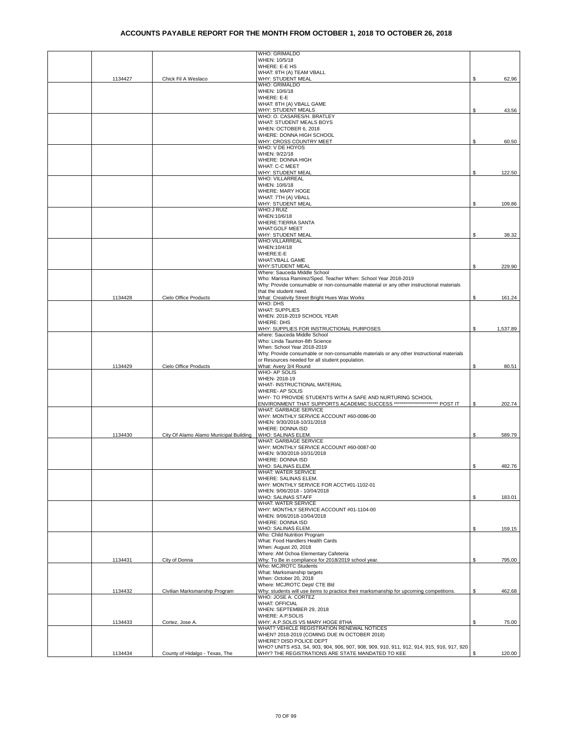# ACCOUNTS PAYABLE REPORT FOR THE MONTH FROM OCTOBER 1, 2018 TO OCTOBER 26, 2018

| | | | | |
|---|---|---|---|---|
| | 1134427 | Chick Fil A Weslaco | WHO: GRIMALDO<br>WHEN: 10/5/18<br>WHERE: E-E HS<br>WHAT: 8TH (A) TEAM VBALL<br>WHY: STUDENT MEAL | $ 62.96 |
| | | | WHO: GRIMALDO<br>WHEN: 10/6/18<br>WHERE: E-E<br>WHAT: 8TH (A) VBALL GAME<br>WHY: STUDENT MEALS | $ 43.56 |
| | | | WHO: O. CASARES/H. BRATLEY<br>WHAT: STUDENT MEALS BOYS<br>WHEN: OCTOBER 6, 2018<br>WHERE: DONNA HIGH SCHOOL<br>WHY: CROSS COUNTRY MEET | $ 60.50 |
| | | | WHO: V DE HOYOS<br>WHEN: 9/22/18<br>WHERE: DONNA HIGH<br>WHAT: C-C MEET<br>WHY: STUDENT MEAL | $ 122.50 |
| | | | WHO: VILLARREAL<br>WHEN: 10/6/18<br>WHERE: MARY HOGE<br>WHAT: 7TH (A) VBALL<br>WHY: STUDENT MEAL | $ 109.86 |
| | | | WHO:J RUIZ<br>WHEN:10/6/18<br>WHERE:TIERRA SANTA<br>WHAT:GOLF MEET<br>WHY: STUDENT MEAL | $ 38.32 |
| | | | WHO:VILLARREAL<br>WHEN:10/4/18<br>WHERE:E-E<br>WHAT:VBALL GAME<br>WHY:STUDENT MEAL | $ 229.90 |
| | 1134428 | Cielo Office Products | Where: Sauceda Middle School<br>Who: Marissa Ramirez/Sped. Teacher When: School Year 2018-2019<br>Why: Provide consumable or non-consumable material or any other instructional materials that the student need.<br>What: Creativity Street Bright Hues Wax Works | $ 161.24 |
| | | | WHO: DHS<br>WHAT: SUPPLIES<br>WHEN: 2018-2019 SCHOOL YEAR<br>WHERE: DHS<br>WHY: SUPPLIES FOR INSTRUCTIONAL PURPOSES | $ 1,537.89 |
| | 1134429 | Cielo Office Products | where: Sauceda Middle School<br>Who: Linda Taunton-8th Science<br>When: School Year 2018-2019<br>Why: Provide consumable or non-consumable materials or any other Instructional materials or Resources needed for all student population.<br>What: Avery 3/4 Round | $ 80.51 |
| | | | WHO- AP SOLIS<br>WHEN- 2018-19<br>WHAT- INSTRUCTIONAL MATERIAL<br>WHERE- AP SOLIS<br>WHY- TO PROVIDE STUDENTS WITH A SAFE AND NURTURING SCHOOL ENVIRONMENT THAT SUPPORTS ACADEMIC SUCCESS ********************** POST IT | $ 202.74 |
| | 1134430 | City Of Alamo Alamo Municipal Building | WHAT: GARBAGE SERVICE<br>WHY: MONTHLY SERVICE ACCOUNT #60-0086-00<br>WHEN: 9/30/2018-10/31/2018<br>WHERE: DONNA ISD<br>WHO: SALINAS ELEM. | $ 589.79 |
| | | | WHAT: GARBAGE SERVICE<br>WHY: MONTHLY SERVICE ACCOUNT #60-0087-00<br>WHEN: 9/30/2018-10/31/2018<br>WHERE: DONNA ISD<br>WHO: SALINAS ELEM. | $ 482.76 |
| | | | WHAT: WATER SERVICE<br>WHERE: SALINAS ELEM.<br>WHY: MONTHLY SERVICE FOR ACCT#01-1102-01<br>WHEN: 9/06/2018 - 10/04/2018<br>WHO: SALINAS STAFF | $ 183.01 |
| | | | WHAT: WATER SERVICE<br>WHY: MONTHLY SERVICE ACCOUNT #01-1104-00<br>WHEN: 9/06/2018-10/04/2018<br>WHERE: DONNA ISD<br>WHO: SALINAS ELEM. | $ 159.15 |
| | 1134431 | City of Donna | Who: Child Nutrition Program<br>What: Food Handlers Health Cards<br>When: August 20, 2018<br>Where: AM Ochoa Elementary Cafeteria<br>Why: To Be in compliance for 2018/2019 school year. | $ 795.00 |
| | 1134432 | Civilian Marksmanship Program | Who: MCJROTC Students<br>What: Marksmanship targets<br>When: October 20, 2018<br>Where: MCJROTC Dept/ CTE Bld<br>Why: students will use items to practice their marksmanship for upcoming competitions. | $ 462.68 |
| | 1134433 | Cortez, Jose A. | WHO: JOSE A. CORTEZ<br>WHAT: OFFICIAL<br>WHEN: SEPTEMBER 29, 2018<br>WHERE: A.P.SOLIS<br>WHY: A.P.SOLIS VS MARY HOGE 8THA | $ 75.00 |
| | 1134434 | County of Hidalgo - Texas, The | WHAT? VEHICLE REGISTRATION RENEWAL NOTICES<br>WHEN? 2018-2019 (COMING DUE IN OCTOBER 2018)<br>WHERE? DISD POLICE DEPT<br>WHO? UNITS #S3, S4, 903, 904, 906, 907, 908, 909, 910, 911, 912, 914, 915, 916, 917, 920<br>WHY? THE REGISTRATIONS ARE STATE MANDATED TO KEE | $ 120.00 |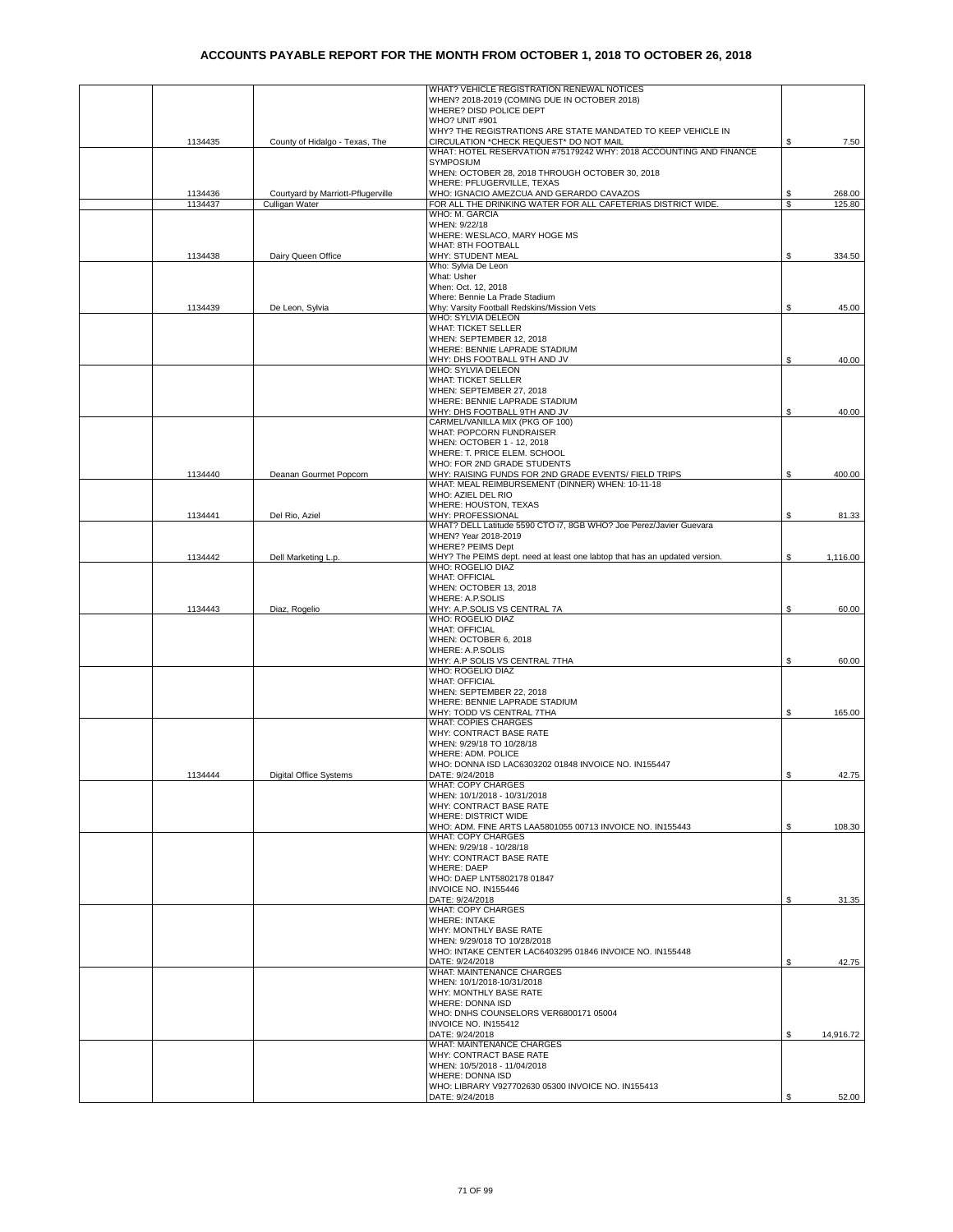# ACCOUNTS PAYABLE REPORT FOR THE MONTH FROM OCTOBER 1, 2018 TO OCTOBER 26, 2018

| | | | | |
|---|---|---|---|---|
| | 1134435 | County of Hidalgo - Texas, The | WHAT? VEHICLE REGISTRATION RENEWAL NOTICES WHEN? 2018-2019 (COMING DUE IN OCTOBER 2018) WHERE? DISD POLICE DEPT WHO? UNIT #901 WHY? THE REGISTRATIONS ARE STATE MANDATED TO KEEP VEHICLE IN CIRCULATION *CHECK REQUEST* DO NOT MAIL | $ 7.50 |
| | 1134436 | Courtyard by Marriott-Pflugerville | WHAT: HOTEL RESERVATION #75179242 WHY: 2018 ACCOUNTING AND FINANCE SYMPOSIUM WHEN: OCTOBER 28, 2018 THROUGH OCTOBER 30, 2018 WHERE: PFLUGERVILLE, TEXAS WHO: IGNACIO AMEZCUA AND GERARDO CAVAZOS | $ 268.00 |
| | 1134437 | Culligan Water | FOR ALL THE DRINKING WATER FOR ALL CAFETERIAS DISTRICT WIDE. | $ 125.80 |
| | 1134438 | Dairy Queen Office | WHO: M. GARCIA WHEN: 9/22/18 WHERE: WESLACO, MARY HOGE MS WHAT: 8TH FOOTBALL WHY: STUDENT MEAL | $ 334.50 |
| | 1134439 | De Leon, Sylvia | Who: Sylvia De Leon What: Usher When: Oct. 12, 2018 Where: Bennie La Prade Stadium Why: Varsity Football Redskins/Mission Vets | $ 45.00 |
| | | | WHO: SYLVIA DELEON WHAT: TICKET SELLER WHEN: SEPTEMBER 12, 2018 WHERE: BENNIE LAPRADE STADIUM WHY: DHS FOOTBALL 9TH AND JV | $ 40.00 |
| | | | WHO: SYLVIA DELEON WHAT: TICKET SELLER WHEN: SEPTEMBER 27, 2018 WHERE: BENNIE LAPRADE STADIUM WHY: DHS FOOTBALL 9TH AND JV | $ 40.00 |
| | 1134440 | Deanan Gourmet Popcorn | CARMEL/VANILLA MIX (PKG OF 100) WHAT: POPCORN FUNDRAISER WHEN: OCTOBER 1 - 12, 2018 WHERE: T. PRICE ELEM. SCHOOL WHO: FOR 2ND GRADE STUDENTS WHY: RAISING FUNDS FOR 2ND GRADE EVENTS/ FIELD TRIPS | $ 400.00 |
| | 1134441 | Del Rio, Aziel | WHAT: MEAL REIMBURSEMENT (DINNER) WHEN: 10-11-18 WHO: AZIEL DEL RIO WHERE: HOUSTON, TEXAS WHY: PROFESSIONAL | $ 81.33 |
| | 1134442 | Dell Marketing L.p. | WHAT? DELL Latitude 5590 CTO i7, 8GB WHO? Joe Perez/Javier Guevara WHEN? Year 2018-2019 WHERE? PEIMS Dept WHY? The PEIMS dept. need at least one labtop that has an updated version. | $ 1,116.00 |
| | 1134443 | Diaz, Rogelio | WHO: ROGELIO DIAZ WHAT: OFFICIAL WHEN: OCTOBER 13, 2018 WHERE: A.P.SOLIS WHY: A.P.SOLIS VS CENTRAL 7A | $ 60.00 |
| | | | WHO: ROGELIO DIAZ WHAT: OFFICIAL WHEN: OCTOBER 6, 2018 WHERE: A.P.SOLIS WHY: A.P SOLIS VS CENTRAL 7THA | $ 60.00 |
| | | | WHO: ROGELIO DIAZ WHAT: OFFICIAL WHEN: SEPTEMBER 22, 2018 WHERE: BENNIE LAPRADE STADIUM WHY: TODD VS CENTRAL 7THA | $ 165.00 |
| | 1134444 | Digital Office Systems | WHAT: COPIES CHARGES WHY: CONTRACT BASE RATE WHEN: 9/29/18 TO 10/28/18 WHERE: ADM. POLICE WHO: DONNA ISD LAC6303202 01848 INVOICE NO. IN155447 DATE: 9/24/2018 | $ 42.75 |
| | | | WHAT: COPY CHARGES WHEN: 10/1/2018 - 10/31/2018 WHY: CONTRACT BASE RATE WHERE: DISTRICT WIDE WHO: ADM. FINE ARTS LAA5801055 00713 INVOICE NO. IN155443 | $ 108.30 |
| | | | WHAT: COPY CHARGES WHEN: 9/29/18 - 10/28/18 WHY: CONTRACT BASE RATE WHERE: DAEP WHO: DAEP LNT5802178 01847 INVOICE NO. IN155446 DATE: 9/24/2018 | $ 31.35 |
| | | | WHAT: COPY CHARGES WHERE: INTAKE WHY: MONTHLY BASE RATE WHEN: 9/29/018 TO 10/28/2018 WHO: INTAKE CENTER LAC6403295 01846 INVOICE NO. IN155448 DATE: 9/24/2018 | $ 42.75 |
| | | | WHAT: MAINTENANCE CHARGES WHEN: 10/1/2018-10/31/2018 WHY: MONTHLY BASE RATE WHERE: DONNA ISD WHO: DNHS COUNSELORS VER6800171 05004 INVOICE NO. IN155412 DATE: 9/24/2018 | $ 14,916.72 |
| | | | WHAT: MAINTENANCE CHARGES WHY: CONTRACT BASE RATE WHEN: 10/5/2018 - 11/04/2018 WHERE: DONNA ISD WHO: LIBRARY V927702630 05300 INVOICE NO. IN155413 DATE: 9/24/2018 | $ 52.00 |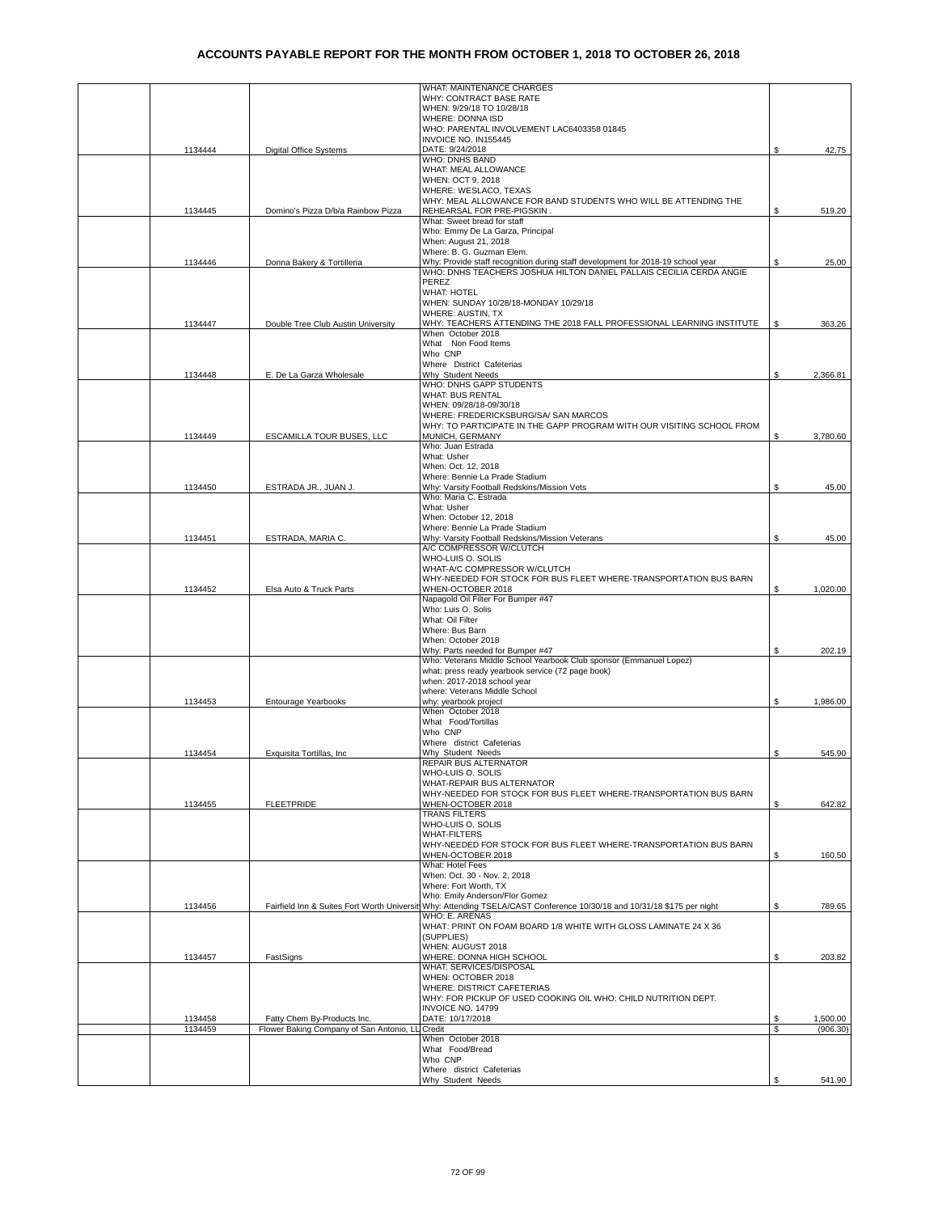# ACCOUNTS PAYABLE REPORT FOR THE MONTH FROM OCTOBER 1, 2018 TO OCTOBER 26, 2018

| | | | | |
|---|---|---|---|---|
| | 1134444 | Digital Office Systems | WHAT: MAINTENANCE CHARGES<br>WHY: CONTRACT BASE RATE<br>WHEN: 9/29/18 TO 10/28/18<br>WHERE: DONNA ISD<br>WHO: PARENTAL INVOLVEMENT LAC6403358 01845<br>INVOICE NO. IN155445<br>DATE: 9/24/2018 | $ 42.75 |
| | 1134445 | Domino's Pizza D/b/a Rainbow Pizza | WHO: DNHS BAND<br>WHAT: MEAL ALLOWANCE<br>WHEN: OCT 9, 2018<br>WHERE: WESLACO, TEXAS<br>WHY: MEAL ALLOWANCE FOR BAND STUDENTS WHO WILL BE ATTENDING THE REHEARSAL FOR PRE-PIGSKIN . | $ 519.20 |
| | 1134446 | Donna Bakery & Tortilleria | What: Sweet bread for staff<br>Who: Emmy De La Garza, Principal<br>When: August 21, 2018<br>Where: B. G. Guzman Elem.<br>Why: Provide staff recognition during staff development for 2018-19 school year | $ 25.00 |
| | 1134447 | Double Tree Club Austin University | WHO: DNHS TEACHERS JOSHUA HILTON DANIEL PALLAIS CECILIA CERDA ANGIE PEREZ<br>WHAT: HOTEL<br>WHEN: SUNDAY 10/28/18-MONDAY 10/29/18<br>WHERE: AUSTIN, TX<br>WHY: TEACHERS ATTENDING THE 2018 FALL PROFESSIONAL LEARNING INSTITUTE | $ 363.26 |
| | 1134448 | E. De La Garza Wholesale | When October 2018<br>What Non Food Items<br>Who CNP<br>Where District Cafeterias<br>Why Student Needs | $ 2,366.81 |
| | 1134449 | ESCAMILLA TOUR BUSES, LLC | WHO: DNHS GAPP STUDENTS<br>WHAT: BUS RENTAL<br>WHEN: 09/28/18-09/30/18<br>WHERE: FREDERICKSBURG/SA/ SAN MARCOS<br>WHY: TO PARTICIPATE IN THE GAPP PROGRAM WITH OUR VISITING SCHOOL FROM MUNICH, GERMANY | $ 3,780.60 |
| | 1134450 | ESTRADA JR., JUAN J. | Who: Juan Estrada<br>What: Usher<br>When: Oct. 12, 2018<br>Where: Bennie La Prade Stadium<br>Why: Varsity Football Redskins/Mission Vets | $ 45.00 |
| | 1134451 | ESTRADA, MARIA C. | Who: Maria C. Estrada<br>What: Usher<br>When: October 12, 2018<br>Where: Bennie La Prade Stadium<br>Why: Varsity Football Redskins/Mission Veterans | $ 45.00 |
| | 1134452 | Elsa Auto & Truck Parts | A/C COMPRESSOR W/CLUTCH<br>WHO-LUIS O. SOLIS<br>WHAT-A/C COMPRESSOR W/CLUTCH<br>WHY-NEEDED FOR STOCK FOR BUS FLEET WHERE-TRANSPORTATION BUS BARN<br>WHEN-OCTOBER 2018 | $ 1,020.00 |
| | | | Napagold Oil Filter For Bumper #47<br>Who: Luis O. Solis<br>What: Oil Filter<br>Where: Bus Barn<br>When: October 2018<br>Why: Parts needed for Bumper #47 | $ 202.19 |
| | 1134453 | Entourage Yearbooks | Who: Veterans Middle School Yearbook Club sponsor (Emmanuel Lopez)<br>what: press ready yearbook service (72 page book)<br>when: 2017-2018 school year<br>where: Veterans Middle School<br>why: yearbook project | $ 1,986.00 |
| | 1134454 | Exquisita Tortillas, Inc | When October 2018<br>What Food/Tortillas<br>Who CNP<br>Where district Cafeterias<br>Why Student Needs | $ 545.90 |
| | 1134455 | FLEETPRIDE | REPAIR BUS ALTERNATOR<br>WHO-LUIS O. SOLIS<br>WHAT-REPAIR BUS ALTERNATOR<br>WHY-NEEDED FOR STOCK FOR BUS FLEET WHERE-TRANSPORTATION BUS BARN<br>WHEN-OCTOBER 2018 | $ 642.82 |
| | | | TRANS FILTERS<br>WHO-LUIS O. SOLIS<br>WHAT-FILTERS<br>WHY-NEEDED FOR STOCK FOR BUS FLEET WHERE-TRANSPORTATION BUS BARN<br>WHEN-OCTOBER 2018 | $ 160.50 |
| | 1134456 | Fairfield Inn & Suites Fort Worth Universit | What: Hotel Fees<br>When: Oct. 30 - Nov. 2, 2018<br>Where: Fort Worth, TX<br>Who: Emily Anderson/Flor Gomez<br>Why: Attending TSELA/CAST Conference 10/30/18 and 10/31/18 $175 per night | $ 789.65 |
| | 1134457 | FastSigns | WHO: E. ARENAS<br>WHAT: PRINT ON FOAM BOARD 1/8 WHITE WITH GLOSS LAMINATE 24 X 36 (SUPPLIES)<br>WHEN: AUGUST 2018<br>WHERE: DONNA HIGH SCHOOL | $ 203.82 |
| | 1134458 | Fatty Chem By-Products Inc. | WHAT: SERVICES/DISPOSAL<br>WHEN: OCTOBER 2018<br>WHERE: DISTRICT CAFETERIAS<br>WHY: FOR PICKUP OF USED COOKING OIL WHO: CHILD NUTRITION DEPT.<br>INVOICE NO. 14799<br>DATE: 10/17/2018 | $ 1,500.00 |
| | 1134459 | Flower Baking Company of San Antonio, LL | Credit | $ (906.30) |
| | | | When October 2018<br>What Food/Bread<br>Who CNP<br>Where district Cafeterias<br>Why Student Needs | $ 541.90 |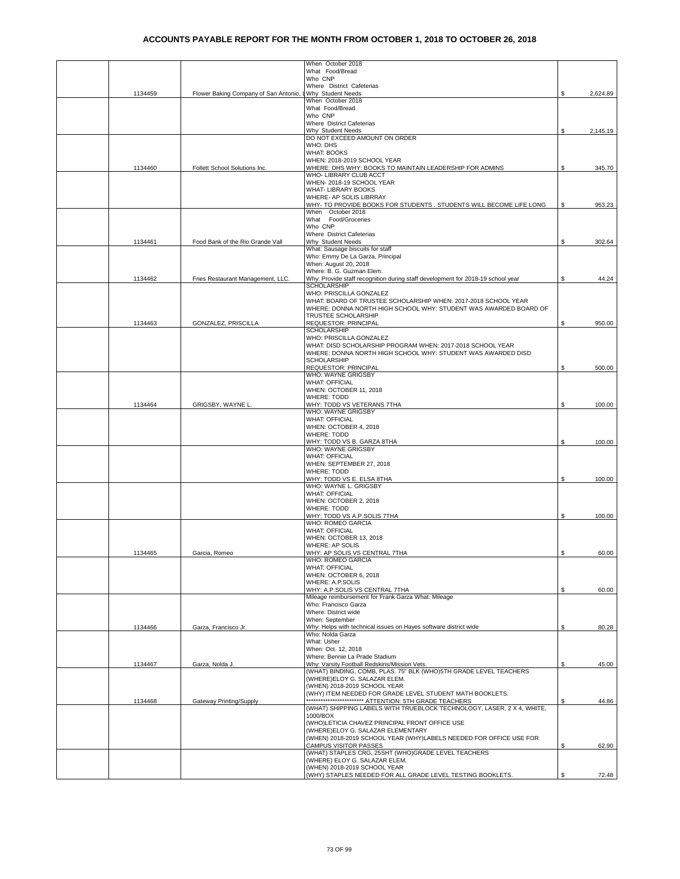# ACCOUNTS PAYABLE REPORT FOR THE MONTH FROM OCTOBER 1, 2018 TO OCTOBER 26, 2018

| | | | | |
|---|---|---|---|---|
| | 1134459 | Flower Baking Company of San Antonio, L | When October 2018<br>What Food/Bread<br>Who CNP<br>Where District Cafeterias<br>Why Student Needs | $ 2,624.89 |
| | | | When October 2018<br>What Food/Bread<br>Who CNP<br>Where District Cafeterias<br>Why Student Needs | $ 2,145.19 |
| | 1134460 | Follett School Solutions Inc. | DO NOT EXCEED AMOUNT ON ORDER<br>WHO: DHS<br>WHAT: BOOKS<br>WHEN: 2018-2019 SCHOOL YEAR<br>WHERE: DHS WHY: BOOKS TO MAINTAIN LEADERSHIP FOR ADMINS | $ 345.70 |
| | | | WHO- LIBRARY CLUB ACCT<br>WHEN- 2018-19 SCHOOL YEAR<br>WHAT- LIBRARY BOOKS<br>WHERE- AP SOLIS LIBRRAY<br>WHY- TO PROVIDE BOOKS FOR STUDENTS . STUDENTS WILL BECOME LIFE LONG | $ 953.23 |
| | 1134461 | Food Bank of the Rio Grande Vall | When October 2018<br>What Food/Groceries<br>Who CNP<br>Where District Cafeterias<br>Why Student Needs | $ 302.64 |
| | 1134462 | Fries Restaurant Management, LLC. | What: Sausage biscuits for staff<br>Who: Emmy De La Garza, Principal<br>When: August 20, 2018<br>Where: B. G. Guzman Elem.<br>Why: Provide staff recognition during staff development for 2018-19 school year | $ 44.24 |
| | 1134463 | GONZALEZ, PRISCILLA | SCHOLARSHIP<br>WHO: PRISCILLA GONZALEZ<br>WHAT: BOARD OF TRUSTEE SCHOLARSHIP WHEN: 2017-2018 SCHOOL YEAR<br>WHERE: DONNA NORTH HIGH SCHOOL WHY: STUDENT WAS AWARDED BOARD OF TRUSTEE SCHOLARSHIP<br>REQUESTOR: PRINCIPAL | $ 950.00 |
| | | | SCHOLARSHIP<br>WHO: PRISCILLA GONZALEZ<br>WHAT: DISD SCHOLARSHIP PROGRAM WHEN: 2017-2018 SCHOOL YEAR<br>WHERE: DONNA NORTH HIGH SCHOOL WHY: STUDENT WAS AWARDED DISD SCHOLARSHIP<br>REQUESTOR: PRINCIPAL | $ 500.00 |
| | 1134464 | GRIGSBY, WAYNE L. | WHO: WAYNE GRIGSBY<br>WHAT: OFFICIAL<br>WHEN: OCTOBER 11, 2018<br>WHERE: TODD<br>WHY: TODD VS VETERANS 7THA | $ 100.00 |
| | | | WHO: WAYNE GRIGSBY<br>WHAT: OFFICIAL<br>WHEN: OCTOBER 4, 2018<br>WHERE: TODD<br>WHY: TODD VS B. GARZA 8THA | $ 100.00 |
| | | | WHO: WAYNE GRIGSBY<br>WHAT: OFFICIAL<br>WHEN: SEPTEMBER 27, 2018<br>WHERE: TODD<br>WHY: TODD VS E. ELSA 8THA | $ 100.00 |
| | | | WHO: WAYNE L. GRIGSBY<br>WHAT: OFFICIAL<br>WHEN: OCTOBER 2, 2018<br>WHERE: TODD<br>WHY: TODD VS A.P.SOLIS 7THA | $ 100.00 |
| | 1134465 | Garcia, Romeo | WHO: ROMEO GARCIA<br>WHAT: OFFICIAL<br>WHEN: OCTOBER 13, 2018<br>WHERE: AP SOLIS<br>WHY: AP SOLIS VS CENTRAL 7THA | $ 60.00 |
| | | | WHO: ROMEO GARCIA<br>WHAT: OFFICIAL<br>WHEN: OCTOBER 6, 2018<br>WHERE: A.P.SOLIS<br>WHY: A.P.SOLIS VS CENTRAL 7THA | $ 60.00 |
| | 1134466 | Garza, Francisco Jr. | Mileage reimbursement for Frank Garza What: Mileage<br>Who: Francisco Garza<br>Where: District wide<br>When: September<br>Why: Helps with technical issues on Hayes software district wide | $ 80.28 |
| | 1134467 | Garza, Nolda J. | Who: Nolda Garza<br>What: Usher<br>When: Oct. 12, 2018<br>Where: Bennie La Prade Stadium<br>Why: Varsity Football Redskins/Mission Vets. | $ 45.00 |
| | 1134468 | Gateway Printing/Supply | (WHAT) BINDING, COMB, PLAS. 75" BLK (WHO)5TH GRADE LEVEL TEACHERS<br>(WHERE)ELOY G. SALAZAR ELEM.<br>(WHEN) 2018-2019 SCHOOL YEAR<br>(WHY) ITEM NEEDED FOR GRADE LEVEL STUDENT MATH BOOKLETS.<br>*********************** ATTENTION: 5TH GRADE TEACHERS | $ 44.86 |
| | | | (WHAT) SHIPPING LABELS WITH TRUEBLOCK TECHNOLOGY, LASER, 2 X 4, WHITE, 1000/BOX<br>(WHO)LETICIA CHAVEZ PRINCIPAL FRONT OFFICE USE<br>(WHERE)ELOY G. SALAZAR ELEMENTARY<br>(WHEN) 2018-2019 SCHOOL YEAR (WHY)LABELS NEEDED FOR OFFICE USE FOR CAMPUS VISITOR PASSES | $ 62.90 |
| | | | (WHAT) STAPLES CRG, 25SHT (WHO)GRADE LEVEL TEACHERS<br>(WHERE) ELOY G. SALAZAR ELEM.<br>(WHEN) 2018-2019 SCHOOL YEAR<br>(WHY) STAPLES NEEDED FOR ALL GRADE LEVEL TESTING BOOKLETS. | $ 72.48 |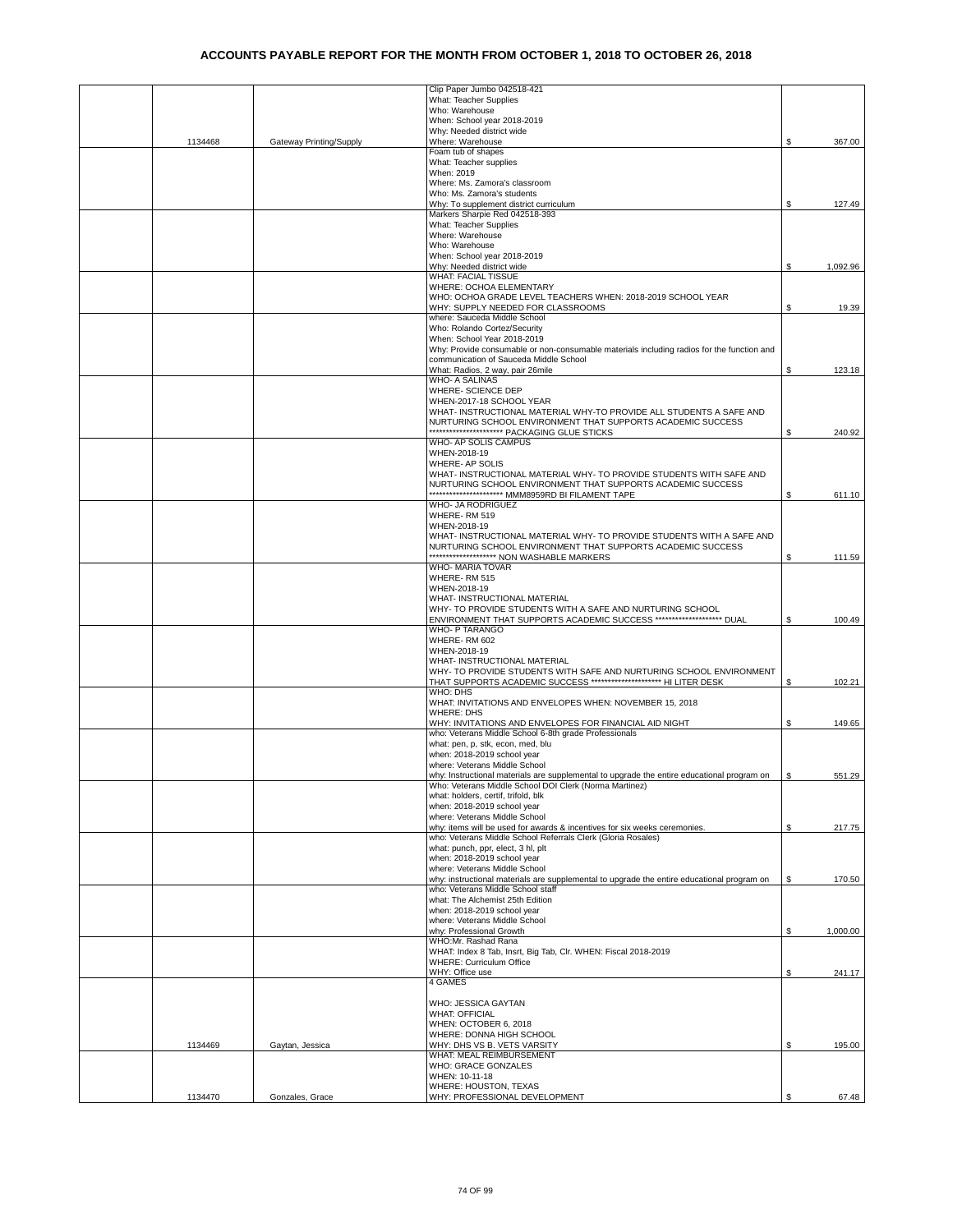# ACCOUNTS PAYABLE REPORT FOR THE MONTH FROM OCTOBER 1, 2018 TO OCTOBER 26, 2018

| | | | | |
|---|---|---|---|---|
| | 1134468 | Gateway Printing/Supply | Clip Paper Jumbo 042518-421<br>What: Teacher Supplies<br>Who: Warehouse<br>When: School year 2018-2019<br>Why: Needed district wide<br>Where: Warehouse | $ 367.00 |
| | | | Foam tub of shapes<br>What: Teacher supplies<br>When: 2019<br>Where: Ms. Zamora's classroom<br>Who: Ms. Zamora's students<br>Why: To supplement district curriculum | $ 127.49 |
| | | | Markers Sharpie Red 042518-393<br>What: Teacher Supplies<br>Where: Warehouse<br>Who: Warehouse<br>When: School year 2018-2019<br>Why: Needed district wide | $ 1,092.96 |
| | | | WHAT: FACIAL TISSUE<br>WHERE: OCHOA ELEMENTARY<br>WHO: OCHOA GRADE LEVEL TEACHERS WHEN: 2018-2019 SCHOOL YEAR<br>WHY: SUPPLY NEEDED FOR CLASSROOMS | $ 19.39 |
| | | | where: Sauceda Middle School<br>Who: Rolando Cortez/Security<br>When: School Year 2018-2019<br>Why: Provide consumable or non-consumable materials including radios for the function and communication of Sauceda Middle School<br>What: Radios, 2 way, pair 26mile | $ 123.18 |
| | | | WHO- A SALINAS<br>WHERE- SCIENCE DEP<br>WHEN-2017-18 SCHOOL YEAR<br>WHAT- INSTRUCTIONAL MATERIAL WHY-TO PROVIDE ALL STUDENTS A SAFE AND NURTURING SCHOOL ENVIRONMENT THAT SUPPORTS ACADEMIC SUCCESS<br>********************** PACKAGING GLUE STICKS | $ 240.92 |
| | | | WHO- AP SOLIS CAMPUS<br>WHEN-2018-19<br>WHERE- AP SOLIS<br>WHAT- INSTRUCTIONAL MATERIAL WHY- TO PROVIDE STUDENTS WITH SAFE AND NURTURING SCHOOL ENVIRONMENT THAT SUPPORTS ACADEMIC SUCCESS<br>********************* MMM8959RD BI FILAMENT TAPE | $ 611.10 |
| | | | WHO- JA RODRIGUEZ<br>WHERE- RM 519<br>WHEN-2018-19<br>WHAT- INSTRUCTIONAL MATERIAL WHY- TO PROVIDE STUDENTS WITH A SAFE AND NURTURING SCHOOL ENVIRONMENT THAT SUPPORTS ACADEMIC SUCCESS<br>******************** NON WASHABLE MARKERS | $ 111.59 |
| | | | WHO- MARIA TOVAR<br>WHERE- RM 515<br>WHEN-2018-19<br>WHAT- INSTRUCTIONAL MATERIAL<br>WHY- TO PROVIDE STUDENTS WITH A SAFE AND NURTURING SCHOOL ENVIRONMENT THAT SUPPORTS ACADEMIC SUCCESS ******************** DUAL | $ 100.49 |
| | | | WHO- P TARANGO<br>WHERE- RM 602<br>WHEN-2018-19<br>WHAT- INSTRUCTIONAL MATERIAL<br>WHY- TO PROVIDE STUDENTS WITH SAFE AND NURTURING SCHOOL ENVIRONMENT THAT SUPPORTS ACADEMIC SUCCESS ******************** HI LITER DESK | $ 102.21 |
| | | | WHO: DHS<br>WHAT: INVITATIONS AND ENVELOPES WHEN: NOVEMBER 15, 2018<br>WHERE: DHS<br>WHY: INVITATIONS AND ENVELOPES FOR FINANCIAL AID NIGHT | $ 149.65 |
| | | | who: Veterans Middle School 6-8th grade Professionals<br>what: pen, p, stk, econ, med, blu<br>when: 2018-2019 school year<br>where: Veterans Middle School<br>why: Instructional materials are supplemental to upgrade the entire educational program on | $ 551.29 |
| | | | Who: Veterans Middle School DOI Clerk (Norma Martinez)<br>what: holders, certif, trifold, blk<br>when: 2018-2019 school year<br>where: Veterans Middle School<br>why: items will be used for awards & incentives for six weeks ceremonies. | $ 217.75 |
| | | | who: Veterans Middle School Referrals Clerk (Gloria Rosales)<br>what: punch, ppr, elect, 3 hl, plt<br>when: 2018-2019 school year<br>where: Veterans Middle School<br>why: instructional materials are supplemental to upgrade the entire educational program on | $ 170.50 |
| | | | who: Veterans Middle School staff<br>what: The Alchemist 25th Edition<br>when: 2018-2019 school year<br>where: Veterans Middle School<br>why: Professional Growth | $ 1,000.00 |
| | | | WHO:Mr. Rashad Rana<br>WHAT: Index 8 Tab, Insrt, Big Tab, Clr. WHEN: Fiscal 2018-2019<br>WHERE: Curriculum Office<br>WHY: Office use | $ 241.17 |
| | 1134469 | Gaytan, Jessica | 4 GAMES<br><br>WHO: JESSICA GAYTAN<br>WHAT: OFFICIAL<br>WHEN: OCTOBER 6, 2018<br>WHERE: DONNA HIGH SCHOOL<br>WHY: DHS VS B. VETS VARSITY | $ 195.00 |
| | 1134470 | Gonzales, Grace | WHAT: MEAL REIMBURSEMENT<br>WHO: GRACE GONZALES<br>WHEN: 10-11-18<br>WHERE: HOUSTON, TEXAS<br>WHY: PROFESSIONAL DEVELOPMENT | $ 67.48 |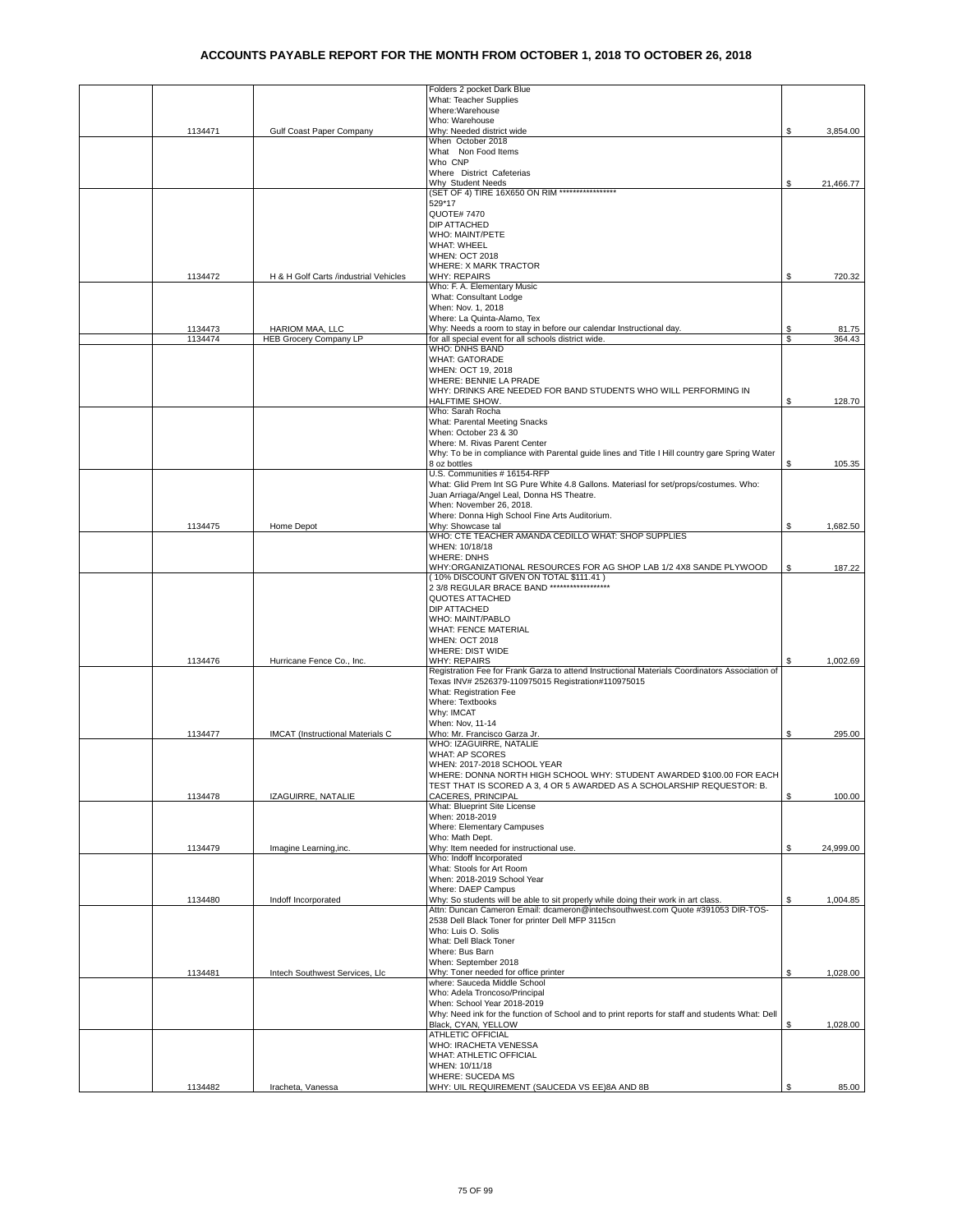# ACCOUNTS PAYABLE REPORT FOR THE MONTH FROM OCTOBER 1, 2018 TO OCTOBER 26, 2018

| | Check No. | Vendor | Description | Amount |
|---|---|---|---|---|
| | 1134471 | Gulf Coast Paper Company | Folders 2 pocket Dark Blue<br>What: Teacher Supplies<br>Where:Warehouse<br>Who: Warehouse<br>Why: Needed district wide | $ 3,854.00 |
| | | | When October 2018<br>What Non Food Items<br>Who CNP<br>Where District Cafeterias<br>Why Student Needs | $ 21,466.77 |
| | 1134472 | H & H Golf Carts /industrial Vehicles | (SET OF 4) TIRE 16X650 ON RIM *****************<br>529*17<br>QUOTE# 7470<br>DIP ATTACHED<br>WHO: MAINT/PETE<br>WHAT: WHEEL<br>WHEN: OCT 2018<br>WHERE: X MARK TRACTOR<br>WHY: REPAIRS | $ 720.32 |
| | 1134473 | HARIOM MAA, LLC | Who: F. A. Elementary Music<br>What: Consultant Lodge<br>When: Nov. 1, 2018<br>Where: La Quinta-Alamo, Tex<br>Why: Needs a room to stay in before our calendar Instructional day. | $ 81.75 |
| | 1134474 | HEB Grocery Company LP | for all special event for all schools district wide. | $ 364.43 |
| | | | WHO: DNHS BAND<br>WHAT: GATORADE<br>WHEN: OCT 19, 2018<br>WHERE: BENNIE LA PRADE<br>WHY: DRINKS ARE NEEDED FOR BAND STUDENTS WHO WILL PERFORMING IN HALFTIME SHOW. | $ 128.70 |
| | | | Who: Sarah Rocha<br>What: Parental Meeting Snacks<br>When: October 23 & 30<br>Where: M. Rivas Parent Center<br>Why: To be in compliance with Parental guide lines and Title I Hill country gare Spring Water 8 oz bottles | $ 105.35 |
| | 1134475 | Home Depot | U.S. Communities # 16154-RFP<br>What: Glid Prem Int SG Pure White 4.8 Gallons. Materiasl for set/props/costumes. Who: Juan Arriaga/Angel Leal, Donna HS Theatre.<br>When: November 26, 2018.<br>Where: Donna High School Fine Arts Auditorium.<br>Why: Showcase tal | $ 1,682.50 |
| | | | WHO: CTE TEACHER AMANDA CEDILLO WHAT: SHOP SUPPLIES<br>WHEN: 10/18/18<br>WHERE: DNHS<br>WHY:ORGANIZATIONAL RESOURCES FOR AG SHOP LAB 1/2 4X8 SANDE PLYWOOD | $ 187.22 |
| | 1134476 | Hurricane Fence Co., Inc. | ( 10% DISCOUNT GIVEN ON TOTAL $111.41 )<br>2 3/8 REGULAR BRACE BAND *****************<br>QUOTES ATTACHED<br>DIP ATTACHED<br>WHO: MAINT/PABLO<br>WHAT: FENCE MATERIAL<br>WHEN: OCT 2018<br>WHERE: DIST WIDE<br>WHY: REPAIRS | $ 1,002.69 |
| | 1134477 | IMCAT (Instructional Materials C | Registration Fee for Frank Garza to attend Instructional Materials Coordinators Association of Texas INV# 2526379-110975015 Registration#110975015<br>What: Registration Fee<br>Where: Textbooks<br>Why: IMCAT<br>When: Nov, 11-14<br>Who: Mr. Francisco Garza Jr. | $ 295.00 |
| | 1134478 | IZAGUIRRE, NATALIE | WHO: IZAGUIRRE, NATALIE<br>WHAT: AP SCORES<br>WHEN: 2017-2018 SCHOOL YEAR<br>WHERE: DONNA NORTH HIGH SCHOOL WHY: STUDENT AWARDED $100.00 FOR EACH TEST THAT IS SCORED A 3, 4 OR 5 AWARDED AS A SCHOLARSHIP REQUESTOR: B. CACERES, PRINCIPAL | $ 100.00 |
| | 1134479 | Imagine Learning,inc. | What: Blueprint Site License<br>When: 2018-2019<br>Where: Elementary Campuses<br>Who: Math Dept.<br>Why: Item needed for instructional use. | $ 24,999.00 |
| | 1134480 | Indoff Incorporated | Who: Indoff Incorporated<br>What: Stools for Art Room<br>When: 2018-2019 School Year<br>Where: DAEP Campus<br>Why: So students will be able to sit properly while doing their work in art class. | $ 1,004.85 |
| | 1134481 | Intech Southwest Services, Llc | Attn: Duncan Cameron Email: dcameron@intechsouthwest.com Quote #391053 DIR-TOS-2538 Dell Black Toner for printer Dell MFP 3115cn<br>Who: Luis O. Solis<br>What: Dell Black Toner<br>Where: Bus Barn<br>When: September 2018<br>Why: Toner needed for office printer | $ 1,028.00 |
| | | | where: Sauceda Middle School<br>Who: Adela Troncoso/Principal<br>When: School Year 2018-2019<br>Why: Need ink for the function of School and to print reports for staff and students What: Dell Black, CYAN, YELLOW | $ 1,028.00 |
| | 1134482 | Iracheta, Vanessa | ATHLETIC OFFICIAL<br>WHO: IRACHETA VENESSA<br>WHAT: ATHLETIC OFFICIAL<br>WHEN: 10/11/18<br>WHERE: SUCEDA MS<br>WHY: UIL REQUIREMENT (SAUCEDA VS EE)8A AND 8B | $ 85.00 |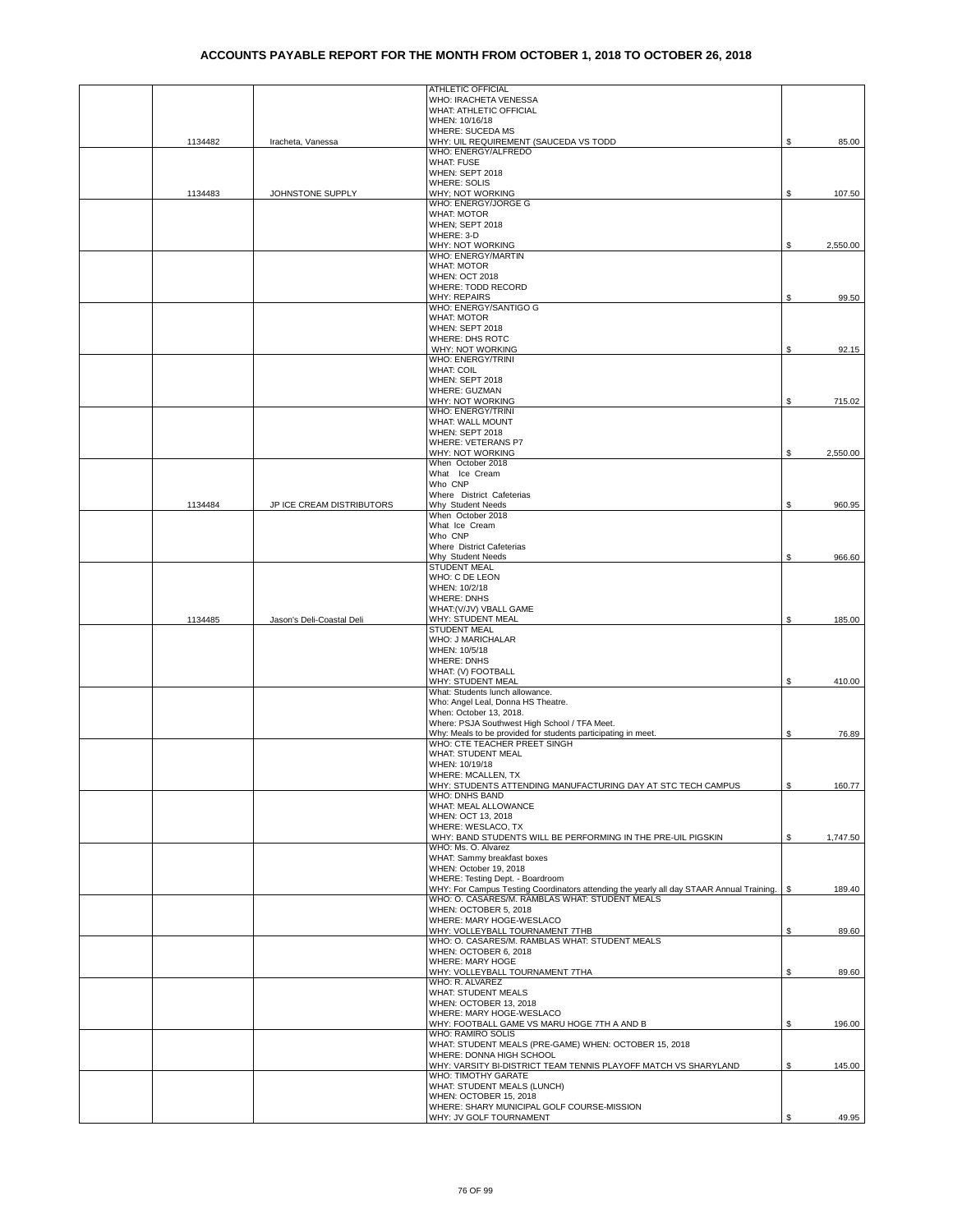# ACCOUNTS PAYABLE REPORT FOR THE MONTH FROM OCTOBER 1, 2018 TO OCTOBER 26, 2018

| | | | | |
|---|---|---|---|---|
| | 1134482 | Iracheta, Vanessa | ATHLETIC OFFICIAL<br>WHO: IRACHETA VENESSA<br>WHAT: ATHLETIC OFFICIAL<br>WHEN: 10/16/18<br>WHERE: SUCEDA MS<br>WHY: UIL REQUIREMENT (SAUCEDA VS TODD | $ 85.00 |
| | 1134483 | JOHNSTONE SUPPLY | WHO: ENERGY/ALFREDO<br>WHAT: FUSE<br>WHEN: SEPT 2018<br>WHERE: SOLIS<br>WHY; NOT WORKING | $ 107.50 |
| | | | WHO: ENERGY/JORGE G<br>WHAT: MOTOR<br>WHEN; SEPT 2018<br>WHERE: 3-D<br>WHY: NOT WORKING | $ 2,550.00 |
| | | | WHO: ENERGY/MARTIN<br>WHAT: MOTOR<br>WHEN: OCT 2018<br>WHERE: TODD RECORD<br>WHY: REPAIRS | $ 99.50 |
| | | | WHO: ENERGY/SANTIGO G<br>WHAT: MOTOR<br>WHEN: SEPT 2018<br>WHERE: DHS ROTC<br>WHY: NOT WORKING | $ 92.15 |
| | | | WHO: ENERGY/TRINI<br>WHAT: COIL<br>WHEN: SEPT 2018<br>WHERE: GUZMAN<br>WHY: NOT WORKING | $ 715.02 |
| | | | WHO: ENERGY/TRINI<br>WHAT: WALL MOUNT<br>WHEN: SEPT 2018<br>WHERE: VETERANS P7<br>WHY: NOT WORKING | $ 2,550.00 |
| | 1134484 | JP ICE CREAM DISTRIBUTORS | When October 2018<br>What Ice Cream<br>Who CNP<br>Where District Cafeterias<br>Why Student Needs | $ 960.95 |
| | | | When October 2018<br>What Ice Cream<br>Who CNP<br>Where District Cafeterias<br>Why Student Needs | $ 966.60 |
| | 1134485 | Jason's Deli-Coastal Deli | STUDENT MEAL<br>WHO: C DE LEON<br>WHEN: 10/2/18<br>WHERE: DNHS<br>WHAT:(V/JV) VBALL GAME<br>WHY: STUDENT MEAL | $ 185.00 |
| | | | STUDENT MEAL<br>WHO: J MARICHALAR<br>WHEN: 10/5/18<br>WHERE: DNHS<br>WHAT: (V) FOOTBALL<br>WHY: STUDENT MEAL | $ 410.00 |
| | | | What: Students lunch allowance.<br>Who: Angel Leal, Donna HS Theatre.<br>When: October 13, 2018.<br>Where: PSJA Southwest High School / TFA Meet.<br>Why: Meals to be provided for students participating in meet. | $ 76.89 |
| | | | WHO: CTE TEACHER PREET SINGH<br>WHAT: STUDENT MEAL<br>WHEN: 10/19/18<br>WHERE: MCALLEN, TX<br>WHY: STUDENTS ATTENDING MANUFACTURING DAY AT STC TECH CAMPUS | $ 160.77 |
| | | | WHO: DNHS BAND<br>WHAT: MEAL ALLOWANCE<br>WHEN: OCT 13, 2018<br>WHERE: WESLACO, TX<br>WHY: BAND STUDENTS WILL BE PERFORMING IN THE PRE-UIL PIGSKIN | $ 1,747.50 |
| | | | WHO: Ms. O. Alvarez<br>WHAT: Sammy breakfast boxes<br>WHEN: October 19, 2018<br>WHERE: Testing Dept. - Boardroom<br>WHY: For Campus Testing Coordinators attending the yearly all day STAAR Annual Training. | $ 189.40 |
| | | | WHO: O. CASARES/M. RAMBLAS WHAT: STUDENT MEALS<br>WHEN: OCTOBER 5, 2018<br>WHERE: MARY HOGE-WESLACO<br>WHY: VOLLEYBALL TOURNAMENT 7THB | $ 89.60 |
| | | | WHO: O. CASARES/M. RAMBLAS WHAT: STUDENT MEALS<br>WHEN: OCTOBER 6, 2018<br>WHERE: MARY HOGE<br>WHY: VOLLEYBALL TOURNAMENT 7THA | $ 89.60 |
| | | | WHO: R. ALVAREZ<br>WHAT: STUDENT MEALS<br>WHEN: OCTOBER 13, 2018<br>WHERE: MARY HOGE-WESLACO<br>WHY: FOOTBALL GAME VS MARU HOGE 7TH A AND B | $ 196.00 |
| | | | WHO: RAMIRO SOLIS<br>WHAT: STUDENT MEALS (PRE-GAME) WHEN: OCTOBER 15, 2018<br>WHERE: DONNA HIGH SCHOOL<br>WHY: VARSITY BI-DISTRICT TEAM TENNIS PLAYOFF MATCH VS SHARYLAND | $ 145.00 |
| | | | WHO: TIMOTHY GARATE<br>WHAT: STUDENT MEALS (LUNCH)<br>WHEN: OCTOBER 15, 2018<br>WHERE: SHARY MUNICIPAL GOLF COURSE-MISSION<br>WHY: JV GOLF TOURNAMENT | $ 49.95 |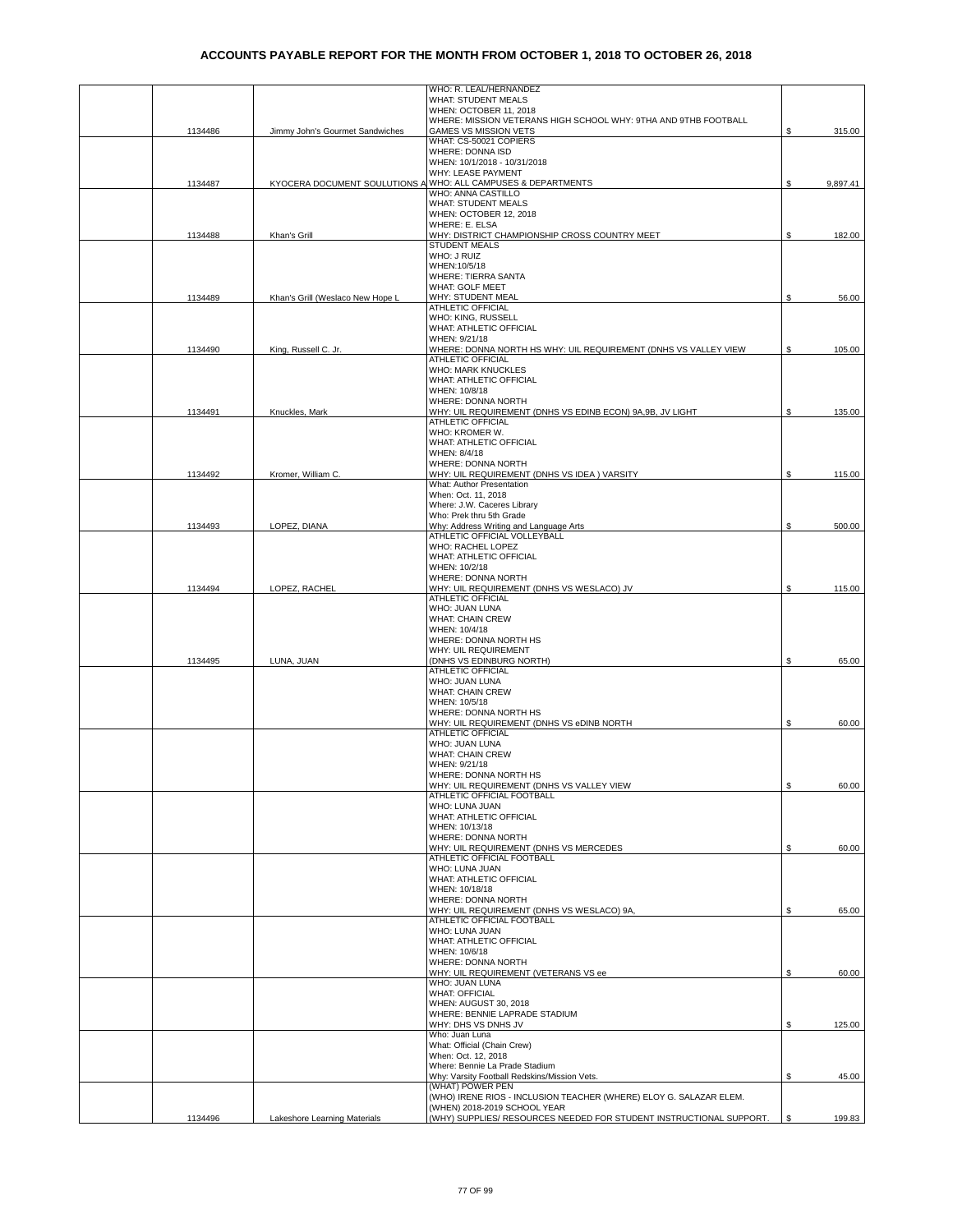# ACCOUNTS PAYABLE REPORT FOR THE MONTH FROM OCTOBER 1, 2018 TO OCTOBER 26, 2018

| | Check No. | Vendor | Description | Amount |
|---|---|---|---|---|
| | 1134486 | Jimmy John's Gourmet Sandwiches | WHO: R. LEAL/HERNANDEZ<br>WHAT: STUDENT MEALS<br>WHEN: OCTOBER 11, 2018<br>WHERE: MISSION VETERANS HIGH SCHOOL WHY: 9THA AND 9THB FOOTBALL GAMES VS MISSION VETS | $ 315.00 |
| | 1134487 | KYOCERA DOCUMENT SOULUTIONS A | WHAT: CS-50021 COPIERS<br>WHERE: DONNA ISD<br>WHEN: 10/1/2018 - 10/31/2018<br>WHY: LEASE PAYMENT<br>WHO: ALL CAMPUSES & DEPARTMENTS | $ 9,897.41 |
| | 1134488 | Khan's Grill | WHO: ANNA CASTILLO<br>WHAT: STUDENT MEALS<br>WHEN: OCTOBER 12, 2018<br>WHERE: E. ELSA<br>WHY: DISTRICT CHAMPIONSHIP CROSS COUNTRY MEET | $ 182.00 |
| | 1134489 | Khan's Grill (Weslaco New Hope L | STUDENT MEALS<br>WHO: J RUIZ<br>WHEN:10/5/18<br>WHERE: TIERRA SANTA<br>WHAT: GOLF MEET<br>WHY: STUDENT MEAL | $ 56.00 |
| | 1134490 | King, Russell C. Jr. | ATHLETIC OFFICIAL<br>WHO: KING, RUSSELL<br>WHAT: ATHLETIC OFFICIAL<br>WHEN: 9/21/18<br>WHERE: DONNA NORTH HS WHY: UIL REQUIREMENT (DNHS VS VALLEY VIEW | $ 105.00 |
| | 1134491 | Knuckles, Mark | ATHLETIC OFFICIAL<br>WHO: MARK KNUCKLES<br>WHAT: ATHLETIC OFFICIAL<br>WHEN: 10/8/18<br>WHERE: DONNA NORTH<br>WHY: UIL REQUIREMENT (DNHS VS EDINB ECON) 9A,9B, JV LIGHT | $ 135.00 |
| | 1134492 | Kromer, William C. | ATHLETIC OFFICIAL<br>WHO: KROMER W.<br>WHAT: ATHLETIC OFFICIAL<br>WHEN: 8/4/18<br>WHERE: DONNA NORTH<br>WHY: UIL REQUIREMENT (DNHS VS IDEA ) VARSITY | $ 115.00 |
| | 1134493 | LOPEZ, DIANA | What: Author Presentation<br>When: Oct. 11, 2018<br>Where: J.W. Caceres Library<br>Who: Prek thru 5th Grade<br>Why: Address Writing and Language Arts | $ 500.00 |
| | 1134494 | LOPEZ, RACHEL | ATHLETIC OFFICIAL VOLLEYBALL<br>WHO: RACHEL LOPEZ<br>WHAT: ATHLETIC OFFICIAL<br>WHEN: 10/2/18<br>WHERE: DONNA NORTH<br>WHY: UIL REQUIREMENT (DNHS VS WESLACO) JV | $ 115.00 |
| | 1134495 | LUNA, JUAN | ATHLETIC OFFICIAL<br>WHO: JUAN LUNA<br>WHAT: CHAIN CREW<br>WHEN: 10/4/18<br>WHERE: DONNA NORTH HS<br>WHY: UIL REQUIREMENT<br>(DNHS VS EDINBURG NORTH) | $ 65.00 |
| | | | ATHLETIC OFFICIAL<br>WHO: JUAN LUNA<br>WHAT: CHAIN CREW<br>WHEN: 10/5/18<br>WHERE: DONNA NORTH HS<br>WHY: UIL REQUIREMENT (DNHS VS eDINB NORTH | $ 60.00 |
| | | | ATHLETIC OFFICIAL<br>WHO: JUAN LUNA<br>WHAT: CHAIN CREW<br>WHEN: 9/21/18<br>WHERE: DONNA NORTH HS<br>WHY: UIL REQUIREMENT (DNHS VS VALLEY VIEW | $ 60.00 |
| | | | ATHLETIC OFFICIAL FOOTBALL<br>WHO: LUNA JUAN<br>WHAT: ATHLETIC OFFICIAL<br>WHEN: 10/13/18<br>WHERE: DONNA NORTH<br>WHY: UIL REQUIREMENT (DNHS VS MERCEDES | $ 60.00 |
| | | | ATHLETIC OFFICIAL FOOTBALL<br>WHO: LUNA JUAN<br>WHAT: ATHLETIC OFFICIAL<br>WHEN: 10/18/18<br>WHERE: DONNA NORTH<br>WHY: UIL REQUIREMENT (DNHS VS WESLACO) 9A, | $ 65.00 |
| | | | ATHLETIC OFFICIAL FOOTBALL<br>WHO: LUNA JUAN<br>WHAT: ATHLETIC OFFICIAL<br>WHEN: 10/6/18<br>WHERE: DONNA NORTH<br>WHY: UIL REQUIREMENT (VETERANS VS ee | $ 60.00 |
| | | | WHO: JUAN LUNA<br>WHAT: OFFICIAL<br>WHEN: AUGUST 30, 2018<br>WHERE: BENNIE LAPRADE STADIUM<br>WHY: DHS VS DNHS JV | $ 125.00 |
| | | | Who: Juan Luna<br>What: Official (Chain Crew)<br>When: Oct. 12, 2018<br>Where: Bennie La Prade Stadium<br>Why: Varsity Football Redskins/Mission Vets. | $ 45.00 |
| | 1134496 | Lakeshore Learning Materials | (WHAT) POWER PEN<br>(WHO) IRENE RIOS - INCLUSION TEACHER (WHERE) ELOY G. SALAZAR ELEM.<br>(WHEN) 2018-2019 SCHOOL YEAR<br>(WHY) SUPPLIES/ RESOURCES NEEDED FOR STUDENT INSTRUCTIONAL SUPPORT. | $ 199.83 |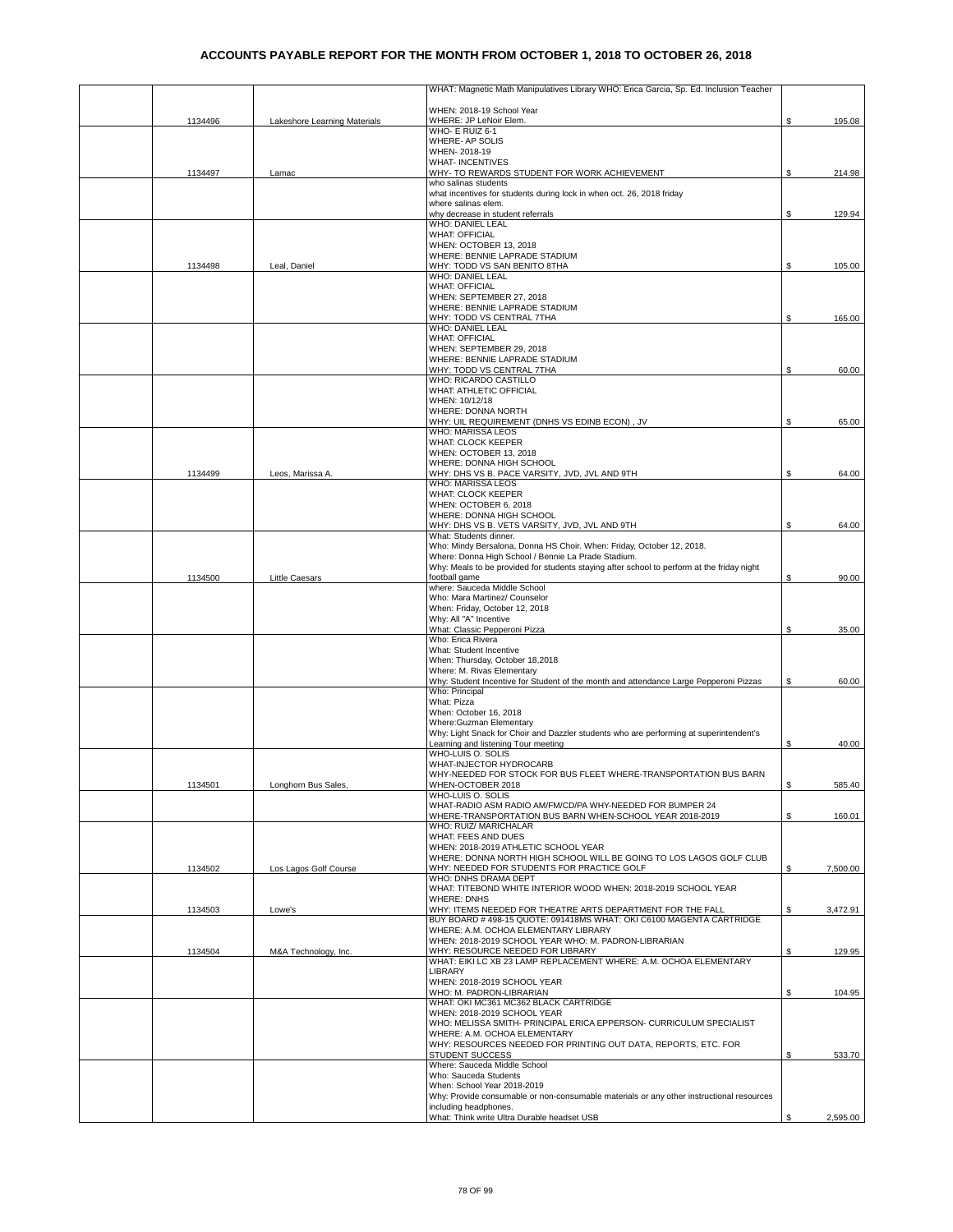# ACCOUNTS PAYABLE REPORT FOR THE MONTH FROM OCTOBER 1, 2018 TO OCTOBER 26, 2018

| | | | | |
|---|---|---|---|---|
| | 1134496 | Lakeshore Learning Materials | WHAT: Magnetic Math Manipulatives Library WHO: Erica Garcia, Sp. Ed. Inclusion Teacher<br><br>WHEN: 2018-19 School Year<br>WHERE: JP LeNoir Elem. | $ 195.08 |
| | 1134497 | Lamac | WHO- E RUIZ 6-1<br>WHERE- AP SOLIS<br>WHEN- 2018-19<br>WHAT- INCENTIVES<br>WHY- TO REWARDS STUDENT FOR WORK ACHIEVEMENT | $ 214.98 |
| | | | who salinas students<br>what incentives for students during lock in when oct. 26, 2018 friday<br>where salinas elem.<br>why decrease in student referrals | $ 129.94 |
| | 1134498 | Leal, Daniel | WHO: DANIEL LEAL<br>WHAT: OFFICIAL<br>WHEN: OCTOBER 13, 2018<br>WHERE: BENNIE LAPRADE STADIUM<br>WHY: TODD VS SAN BENITO 8THA | $ 105.00 |
| | | | WHO: DANIEL LEAL<br>WHAT: OFFICIAL<br>WHEN: SEPTEMBER 27, 2018<br>WHERE: BENNIE LAPRADE STADIUM<br>WHY: TODD VS CENTRAL 7THA | $ 165.00 |
| | | | WHO: DANIEL LEAL<br>WHAT: OFFICIAL<br>WHEN: SEPTEMBER 29, 2018<br>WHERE: BENNIE LAPRADE STADIUM<br>WHY: TODD VS CENTRAL 7THA | $ 60.00 |
| | | | WHO: RICARDO CASTILLO<br>WHAT: ATHLETIC OFFICIAL<br>WHEN: 10/12/18<br>WHERE: DONNA NORTH<br>WHY: UIL REQUIREMENT (DNHS VS EDINB ECON) , JV | $ 65.00 |
| | 1134499 | Leos, Marissa A. | WHO: MARISSA LEOS<br>WHAT: CLOCK KEEPER<br>WHEN: OCTOBER 13, 2018<br>WHERE: DONNA HIGH SCHOOL<br>WHY: DHS VS B. PACE VARSITY, JVD, JVL AND 9TH | $ 64.00 |
| | | | WHO: MARISSA LEOS<br>WHAT: CLOCK KEEPER<br>WHEN: OCTOBER 6, 2018<br>WHERE: DONNA HIGH SCHOOL<br>WHY: DHS VS B. VETS VARSITY, JVD, JVL AND 9TH | $ 64.00 |
| | 1134500 | Little Caesars | What: Students dinner.<br>Who: Mindy Bersalona, Donna HS Choir. When: Friday, October 12, 2018.<br>Where: Donna High School / Bennie La Prade Stadium.<br>Why: Meals to be provided for students staying after school to perform at the friday night football game | $ 90.00 |
| | | | where: Sauceda Middle School<br>Who: Mara Martinez/ Counselor<br>When: Friday, October 12, 2018<br>Why: All "A" Incentive<br>What: Classic Pepperoni Pizza | $ 35.00 |
| | | | Who: Erica Rivera<br>What: Student Incentive<br>When: Thursday, October 18,2018<br>Where: M. Rivas Elementary<br>Why: Student Incentive for Student of the month and attendance Large Pepperoni Pizzas | $ 60.00 |
| | | | Who: Principal<br>What: Pizza<br>When: October 16, 2018<br>Where:Guzman Elementary<br>Why: Light Snack for Choir and Dazzler students who are performing at superintendent's Learning and listening Tour meeting | $ 40.00 |
| | 1134501 | Longhorn Bus Sales, | WHO-LUIS O. SOLIS<br>WHAT-INJECTOR HYDROCARB<br>WHY-NEEDED FOR STOCK FOR BUS FLEET WHERE-TRANSPORTATION BUS BARN<br>WHEN-OCTOBER 2018 | $ 585.40 |
| | | | WHO-LUIS O. SOLIS<br>WHAT-RADIO ASM RADIO AM/FM/CD/PA WHY-NEEDED FOR BUMPER 24<br>WHERE-TRANSPORTATION BUS BARN WHEN-SCHOOL YEAR 2018-2019 | $ 160.01 |
| | 1134502 | Los Lagos Golf Course | WHO: RUIZ/ MARICHALAR<br>WHAT: FEES AND DUES<br>WHEN: 2018-2019 ATHLETIC SCHOOL YEAR<br>WHERE: DONNA NORTH HIGH SCHOOL WILL BE GOING TO LOS LAGOS GOLF CLUB<br>WHY: NEEDED FOR STUDENTS FOR PRACTICE GOLF | $ 7,500.00 |
| | 1134503 | Lowe's | WHO: DNHS DRAMA DEPT<br>WHAT: TITEBOND WHITE INTERIOR WOOD WHEN: 2018-2019 SCHOOL YEAR<br>WHERE: DNHS<br>WHY: ITEMS NEEDED FOR THEATRE ARTS DEPARTMENT FOR THE FALL | $ 3,472.91 |
| | 1134504 | M&A Technology, Inc. | BUY BOARD # 498-15 QUOTE: 091418MS WHAT: OKI C6100 MAGENTA CARTRIDGE<br>WHERE: A.M. OCHOA ELEMENTARY LIBRARY<br>WHEN: 2018-2019 SCHOOL YEAR WHO: M. PADRON-LIBRARIAN<br>WHY: RESOURCE NEEDED FOR LIBRARY | $ 129.95 |
| | | | WHAT: EIKI LC XB 23 LAMP REPLACEMENT WHERE: A.M. OCHOA ELEMENTARY LIBRARY<br>WHEN: 2018-2019 SCHOOL YEAR<br>WHO: M. PADRON-LIBRARIAN | $ 104.95 |
| | | | WHAT: OKI MC361 MC362 BLACK CARTRIDGE<br>WHEN: 2018-2019 SCHOOL YEAR<br>WHO: MELISSA SMITH- PRINCIPAL ERICA EPPERSON- CURRICULUM SPECIALIST<br>WHERE: A.M. OCHOA ELEMENTARY<br>WHY: RESOURCES NEEDED FOR PRINTING OUT DATA, REPORTS, ETC. FOR STUDENT SUCCESS | $ 533.70 |
| | | | Where: Sauceda Middle School<br>Who: Sauceda Students<br>When: School Year 2018-2019<br>Why: Provide consumable or non-consumable materials or any other instructional resources including headphones.<br>What: Think write Ultra Durable headset USB | $ 2,595.00 |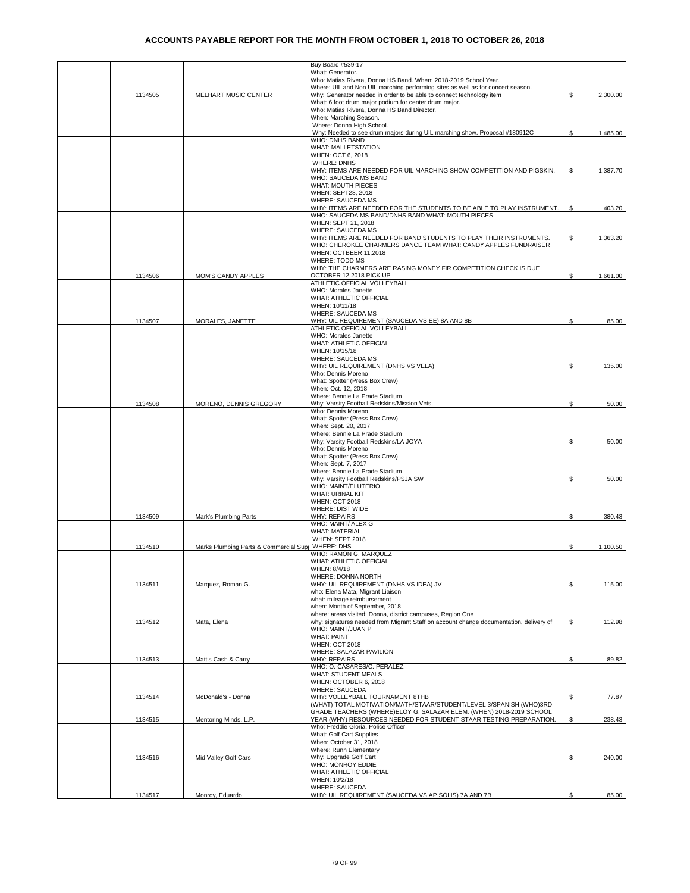# ACCOUNTS PAYABLE REPORT FOR THE MONTH FROM OCTOBER 1, 2018 TO OCTOBER 26, 2018

| | | | | |
|---|---|---|---|---|
| | 1134505 | MELHART MUSIC CENTER | Buy Board #539-17<br>What: Generator.<br>Who: Matias Rivera, Donna HS Band. When: 2018-2019 School Year.<br>Where: UIL and Non UIL marching performing sites as well as for concert season.<br>Why: Generator needed in order to be able to connect technology item | $ 2,300.00 |
| | | | What: 6 foot drum major podium for center drum major.<br>Who: Matias Rivera, Donna HS Band Director.<br>When: Marching Season.<br>Where: Donna High School.<br>Why: Needed to see drum majors during UIL marching show. Proposal #180912C | $ 1,485.00 |
| | | | WHO: DNHS BAND<br>WHAT: MALLETSTATION<br>WHEN: OCT 6, 2018<br>WHERE: DNHS<br>WHY: ITEMS ARE NEEDED FOR UIL MARCHING SHOW COMPETITION AND PIGSKIN. | $ 1,387.70 |
| | | | WHO: SAUCEDA MS BAND<br>WHAT: MOUTH PIECES<br>WHEN: SEPT28, 2018<br>WHERE: SAUCEDA MS<br>WHY: ITEMS ARE NEEDED FOR THE STUDENTS TO BE ABLE TO PLAY INSTRUMENT. | $ 403.20 |
| | | | WHO: SAUCEDA MS BAND/DNHS BAND WHAT: MOUTH PIECES<br>WHEN: SEPT 21, 2018<br>WHERE: SAUCEDA MS<br>WHY: ITEMS ARE NEEDED FOR BAND STUDENTS TO PLAY THEIR INSTRUMENTS. | $ 1,363.20 |
| | 1134506 | MOM'S CANDY APPLES | WHO: CHEROKEE CHARMERS DANCE TEAM WHAT: CANDY APPLES FUNDRAISER<br>WHEN: OCTBEER 11,2018<br>WHERE: TODD MS<br>WHY: THE CHARMERS ARE RASING MONEY FIR COMPETITION CHECK IS DUE OCTOBER 12,2018 PICK UP | $ 1,661.00 |
| | 1134507 | MORALES, JANETTE | ATHLETIC OFFICIAL VOLLEYBALL<br>WHO: Morales Janette<br>WHAT: ATHLETIC OFFICIAL<br>WHEN: 10/11/18<br>WHERE: SAUCEDA MS<br>WHY: UIL REQUIREMENT (SAUCEDA VS EE) 8A AND 8B | $ 85.00 |
| | | | ATHLETIC OFFICIAL VOLLEYBALL<br>WHO: Morales Janette<br>WHAT: ATHLETIC OFFICIAL<br>WHEN: 10/15/18<br>WHERE: SAUCEDA MS<br>WHY: UIL REQUIREMENT (DNHS VS VELA) | $ 135.00 |
| | 1134508 | MORENO, DENNIS GREGORY | Who: Dennis Moreno<br>What: Spotter (Press Box Crew)<br>When: Oct. 12, 2018<br>Where: Bennie La Prade Stadium<br>Why: Varsity Football Redskins/Mission Vets. | $ 50.00 |
| | | | Who: Dennis Moreno<br>What: Spotter (Press Box Crew)<br>When: Sept. 20, 2017<br>Where: Bennie La Prade Stadium<br>Why: Varsity Football Redskins/LA JOYA | $ 50.00 |
| | | | Who: Dennis Moreno<br>What: Spotter (Press Box Crew)<br>When: Sept. 7, 2017<br>Where: Bennie La Prade Stadium<br>Why: Varsity Football Redskins/PSJA SW | $ 50.00 |
| | 1134509 | Mark's Plumbing Parts | WHO: MAINT/ELUTERIO<br>WHAT: URINAL KIT<br>WHEN: OCT 2018<br>WHERE: DIST WIDE<br>WHY: REPAIRS | $ 380.43 |
| | 1134510 | Marks Plumbing Parts & Commercial Sup | WHO: MAINT/ ALEX G<br>WHAT: MATERIAL<br>WHEN: SEPT 2018<br>WHERE: DHS | $ 1,100.50 |
| | 1134511 | Marquez, Roman G. | WHO: RAMON G. MARQUEZ<br>WHAT: ATHLETIC OFFICIAL<br>WHEN: 8/4/18<br>WHERE: DONNA NORTH<br>WHY: UIL REQUIREMENT (DNHS VS IDEA) JV | $ 115.00 |
| | 1134512 | Mata, Elena | who: Elena Mata, Migrant Liaison<br>what: mileage reimbursement<br>when: Month of September, 2018<br>where: areas visited: Donna, district campuses, Region One<br>why: signatures needed from Migrant Staff on account change documentation, delivery of | $ 112.98 |
| | 1134513 | Matt's Cash & Carry | WHO: MAINT/JUAN P<br>WHAT: PAINT<br>WHEN: OCT 2018<br>WHERE: SALAZAR PAVILION<br>WHY: REPAIRS | $ 89.82 |
| | 1134514 | McDonald's - Donna | WHO: O. CASARES/C. PERALEZ<br>WHAT: STUDENT MEALS<br>WHEN: OCTOBER 6, 2018<br>WHERE: SAUCEDA<br>WHY: VOLLEYBALL TOURNAMENT 8THB | $ 77.87 |
| | 1134515 | Mentoring Minds, L.P. | (WHAT) TOTAL MOTIVATION/MATH/STAAR/STUDENT/LEVEL 3/SPANISH (WHO)3RD GRADE TEACHERS (WHERE)ELOY G. SALAZAR ELEM. (WHEN) 2018-2019 SCHOOL YEAR (WHY) RESOURCES NEEDED FOR STUDENT STAAR TESTING PREPARATION. | $ 238.43 |
| | 1134516 | Mid Valley Golf Cars | Who: Freddie Gloria, Police Officer<br>What: Golf Cart Supplies<br>When: October 31, 2018<br>Where: Runn Elementary<br>Why: Upgrade Golf Cart | $ 240.00 |
| | 1134517 | Monroy, Eduardo | WHO: MONROY EDDIE<br>WHAT: ATHLETIC OFFICIAL<br>WHEN: 10/2/18<br>WHERE: SAUCEDA<br>WHY: UIL REQUIREMENT (SAUCEDA VS AP SOLIS) 7A AND 7B | $ 85.00 |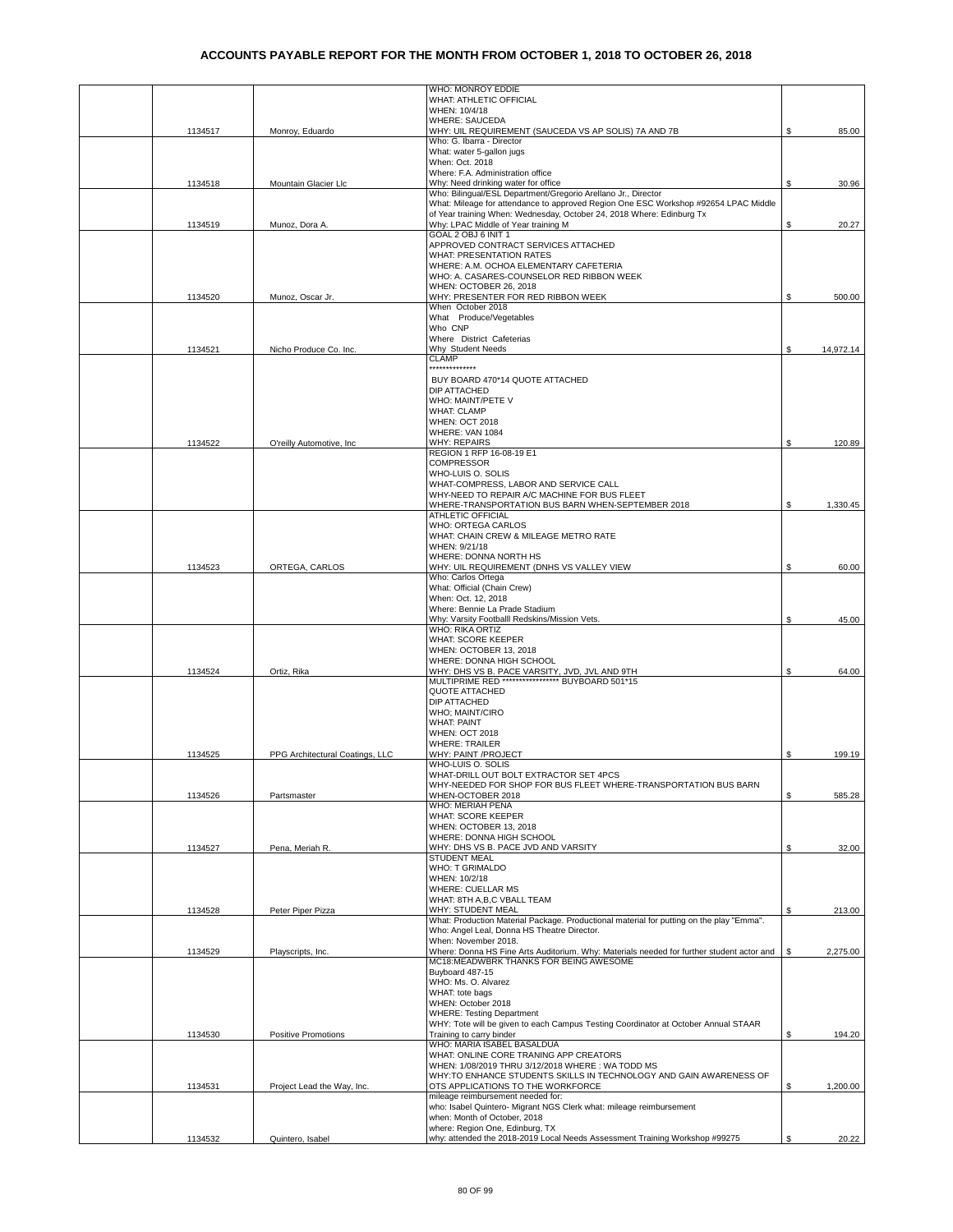# ACCOUNTS PAYABLE REPORT FOR THE MONTH FROM OCTOBER 1, 2018 TO OCTOBER 26, 2018

| | Check No. | Vendor | Description | Amount |
|---|---|---|---|---|
| | 1134517 | Monroy, Eduardo | WHO: MONROY EDDIE<br>WHAT: ATHLETIC OFFICIAL<br>WHEN: 10/4/18<br>WHERE: SAUCEDA<br>WHY: UIL REQUIREMENT (SAUCEDA VS AP SOLIS) 7A AND 7B | $ 85.00 |
| | 1134518 | Mountain Glacier Llc | Who: G. Ibarra - Director<br>What: water 5-gallon jugs<br>When: Oct. 2018<br>Where: F.A. Administration office<br>Why: Need drinking water for office | $ 30.96 |
| | 1134519 | Munoz, Dora A. | Who: Bilingual/ESL Department/Gregorio Arellano Jr., Director<br>What: Mileage for attendance to approved Region One ESC Workshop #92654 LPAC Middle of Year training When: Wednesday, October 24, 2018 Where: Edinburg Tx<br>Why: LPAC Middle of Year training M | $ 20.27 |
| | 1134520 | Munoz, Oscar Jr. | GOAL 2 OBJ 6 INIT 1<br>APPROVED CONTRACT SERVICES ATTACHED<br>WHAT: PRESENTATION RATES<br>WHERE: A.M. OCHOA ELEMENTARY CAFETERIA<br>WHO: A. CASARES-COUNSELOR RED RIBBON WEEK<br>WHEN: OCTOBER 26, 2018<br>WHY: PRESENTER FOR RED RIBBON WEEK | $ 500.00 |
| | 1134521 | Nicho Produce Co. Inc. | When October 2018<br>What Produce/Vegetables<br>Who CNP<br>Where District Cafeterias<br>Why Student Needs | $ 14,972.14 |
| | 1134522 | O'reilly Automotive, Inc | CLAMP<br>**************<br>BUY BOARD 470*14 QUOTE ATTACHED<br>DIP ATTACHED<br>WHO: MAINT/PETE V<br>WHAT: CLAMP<br>WHEN: OCT 2018<br>WHERE: VAN 1084<br>WHY: REPAIRS | $ 120.89 |
| | | | REGION 1 RFP 16-08-19 E1<br>COMPRESSOR<br>WHO-LUIS O. SOLIS<br>WHAT-COMPRESS, LABOR AND SERVICE CALL<br>WHY-NEED TO REPAIR A/C MACHINE FOR BUS FLEET<br>WHERE-TRANSPORTATION BUS BARN WHEN-SEPTEMBER 2018 | $ 1,330.45 |
| | 1134523 | ORTEGA, CARLOS | ATHLETIC OFFICIAL<br>WHO: ORTEGA CARLOS<br>WHAT: CHAIN CREW & MILEAGE METRO RATE<br>WHEN: 9/21/18<br>WHERE: DONNA NORTH HS<br>WHY: UIL REQUIREMENT (DNHS VS VALLEY VIEW | $ 60.00 |
| | | | Who: Carlos Ortega<br>What: Official (Chain Crew)<br>When: Oct. 12, 2018<br>Where: Bennie La Prade Stadium<br>Why: Varsity Footballl Redskins/Mission Vets. | $ 45.00 |
| | 1134524 | Ortiz, Rika | WHO: RIKA ORTIZ<br>WHAT: SCORE KEEPER<br>WHEN: OCTOBER 13, 2018<br>WHERE: DONNA HIGH SCHOOL<br>WHY: DHS VS B. PACE VARSITY, JVD, JVL AND 9TH | $ 64.00 |
| | 1134525 | PPG Architectural Coatings, LLC | MULTIPRIME RED ***************** BUYBOARD 501*15<br>QUOTE ATTACHED<br>DIP ATTACHED<br>WHO: MAINT/CIRO<br>WHAT: PAINT<br>WHEN: OCT 2018<br>WHERE: TRAILER<br>WHY: PAINT /PROJECT | $ 199.19 |
| | 1134526 | Partsmaster | WHO-LUIS O. SOLIS<br>WHAT-DRILL OUT BOLT EXTRACTOR SET 4PCS<br>WHY-NEEDED FOR SHOP FOR BUS FLEET WHERE-TRANSPORTATION BUS BARN<br>WHEN-OCTOBER 2018 | $ 585.28 |
| | 1134527 | Pena, Meriah R. | WHO: MERIAH PENA<br>WHAT: SCORE KEEPER<br>WHEN: OCTOBER 13, 2018<br>WHERE: DONNA HIGH SCHOOL<br>WHY: DHS VS B. PACE JVD AND VARSITY | $ 32.00 |
| | 1134528 | Peter Piper Pizza | STUDENT MEAL<br>WHO: T GRIMALDO<br>WHEN: 10/2/18<br>WHERE: CUELLAR MS<br>WHAT: 8TH A,B,C VBALL TEAM<br>WHY: STUDENT MEAL | $ 213.00 |
| | 1134529 | Playscripts, Inc. | What: Production Material Package. Productional material for putting on the play "Emma".<br>Who: Angel Leal, Donna HS Theatre Director.<br>When: November 2018.<br>Where: Donna HS Fine Arts Auditorium. Why: Materials needed for further student actor and | $ 2,275.00 |
| | 1134530 | Positive Promotions | MC18:MEADWBRK THANKS FOR BEING AWESOME<br>Buyboard 487-15<br>WHO: Ms. O. Alvarez<br>WHAT: tote bags<br>WHEN: October 2018<br>WHERE: Testing Department<br>WHY: Tote will be given to each Campus Testing Coordinator at October Annual STAAR Training to carry binder | $ 194.20 |
| | 1134531 | Project Lead the Way, Inc. | WHO: MARIA ISABEL BASALDUA<br>WHAT: ONLINE CORE TRANING APP CREATORS<br>WHEN: 1/08/2019 THRU 3/12/2019 WHERE : WA TODD MS<br>WHY:TO ENHANCE STUDENTS SKILLS IN TECHNOLOGY AND GAIN AWARENESS OF OTS APPLICATIONS TO THE WORKFORCE | $ 1,200.00 |
| | 1134532 | Quintero, Isabel | mileage reimbursement needed for:<br>who: Isabel Quintero- Migrant NGS Clerk what: mileage reimbursement<br>when: Month of October, 2018<br>where: Region One, Edinburg, TX<br>why: attended the 2018-2019 Local Needs Assessment Training Workshop #99275 | $ 20.22 |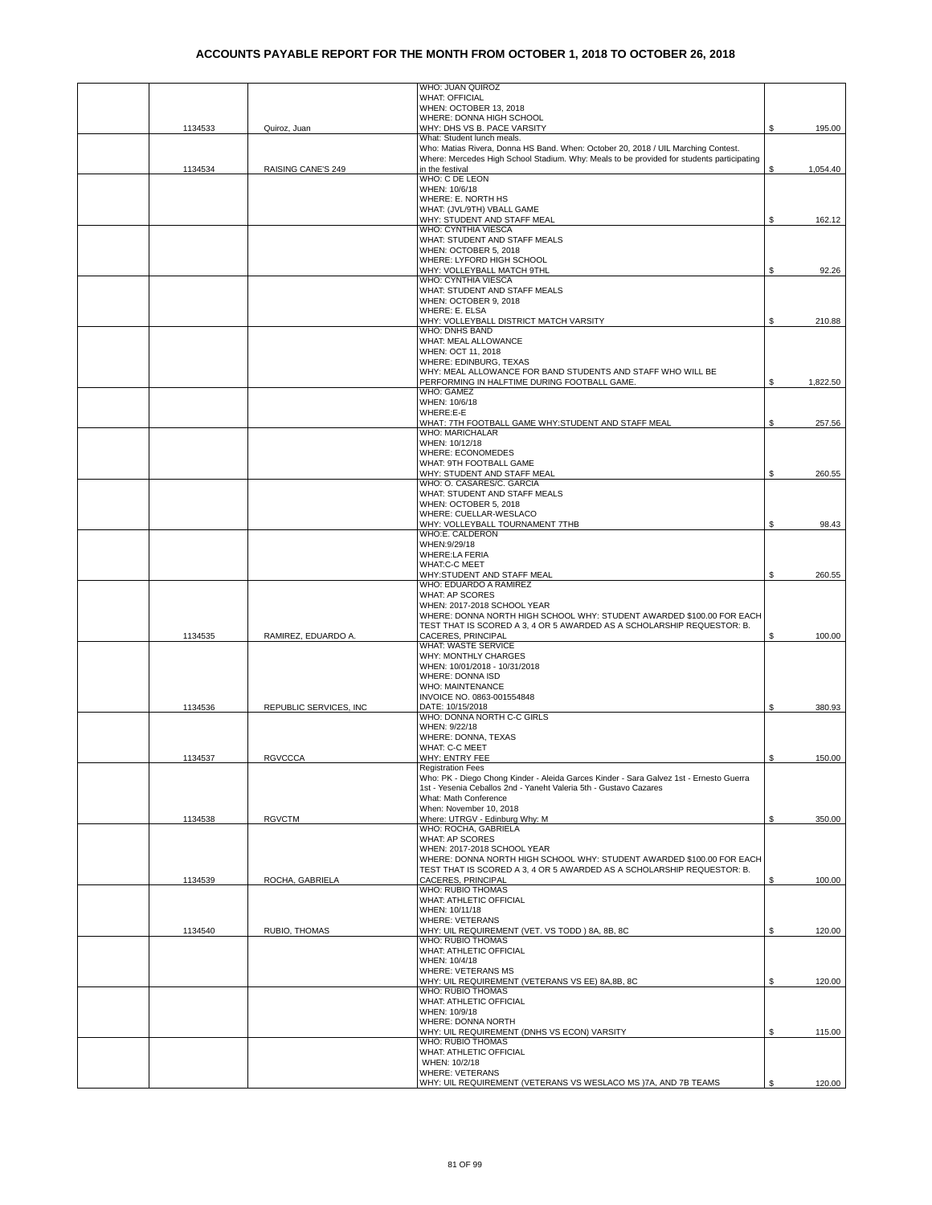# ACCOUNTS PAYABLE REPORT FOR THE MONTH FROM OCTOBER 1, 2018 TO OCTOBER 26, 2018

| | | | | |
|---|---|---|---|---|
| | 1134533 | Quiroz, Juan | WHO: JUAN QUIROZ<br>WHAT: OFFICIAL<br>WHEN: OCTOBER 13, 2018<br>WHERE: DONNA HIGH SCHOOL<br>WHY: DHS VS B. PACE VARSITY | $ 195.00 |
| | 1134534 | RAISING CANE'S 249 | What: Student lunch meals.<br>Who: Matias Rivera, Donna HS Band. When: October 20, 2018 / UIL Marching Contest.<br>Where: Mercedes High School Stadium. Why: Meals to be provided for students participating in the festival | $ 1,054.40 |
| | | | WHO: C DE LEON<br>WHEN: 10/6/18<br>WHERE: E. NORTH HS<br>WHAT: (JVL/9TH) VBALL GAME<br>WHY: STUDENT AND STAFF MEAL | $ 162.12 |
| | | | WHO: CYNTHIA VIESCA<br>WHAT: STUDENT AND STAFF MEALS<br>WHEN: OCTOBER 5, 2018<br>WHERE: LYFORD HIGH SCHOOL<br>WHY: VOLLEYBALL MATCH 9THL | $ 92.26 |
| | | | WHO: CYNTHIA VIESCA<br>WHAT: STUDENT AND STAFF MEALS<br>WHEN: OCTOBER 9, 2018<br>WHERE: E. ELSA<br>WHY: VOLLEYBALL DISTRICT MATCH VARSITY | $ 210.88 |
| | | | WHO: DNHS BAND<br>WHAT: MEAL ALLOWANCE<br>WHEN: OCT 11, 2018<br>WHERE: EDINBURG, TEXAS<br>WHY: MEAL ALLOWANCE FOR BAND STUDENTS AND STAFF WHO WILL BE PERFORMING IN HALFTIME DURING FOOTBALL GAME. | $ 1,822.50 |
| | | | WHO: GAMEZ<br>WHEN: 10/6/18<br>WHERE:E-E<br>WHAT: 7TH FOOTBALL GAME WHY:STUDENT AND STAFF MEAL | $ 257.56 |
| | | | WHO: MARICHALAR<br>WHEN: 10/12/18<br>WHERE: ECONOMEDES<br>WHAT: 9TH FOOTBALL GAME<br>WHY: STUDENT AND STAFF MEAL | $ 260.55 |
| | | | WHO: O. CASARES/C. GARCIA<br>WHAT: STUDENT AND STAFF MEALS<br>WHEN: OCTOBER 5, 2018<br>WHERE: CUELLAR-WESLACO<br>WHY: VOLLEYBALL TOURNAMENT 7THB | $ 98.43 |
| | | | WHO:E. CALDERON<br>WHEN:9/29/18<br>WHERE:LA FERIA<br>WHAT:C-C MEET<br>WHY:STUDENT AND STAFF MEAL | $ 260.55 |
| | 1134535 | RAMIREZ, EDUARDO A. | WHO: EDUARDO A RAMIREZ<br>WHAT: AP SCORES<br>WHEN: 2017-2018 SCHOOL YEAR<br>WHERE: DONNA NORTH HIGH SCHOOL WHY: STUDENT AWARDED $100.00 FOR EACH TEST THAT IS SCORED A 3, 4 OR 5 AWARDED AS A SCHOLARSHIP REQUESTOR: B. CACERES, PRINCIPAL | $ 100.00 |
| | 1134536 | REPUBLIC SERVICES, INC | WHAT: WASTE SERVICE<br>WHY: MONTHLY CHARGES<br>WHEN: 10/01/2018 - 10/31/2018<br>WHERE: DONNA ISD<br>WHO: MAINTENANCE<br>INVOICE NO. 0863-001554848<br>DATE: 10/15/2018 | $ 380.93 |
| | 1134537 | RGVCCCA | WHO: DONNA NORTH C-C GIRLS<br>WHEN: 9/22/18<br>WHERE: DONNA, TEXAS<br>WHAT: C-C MEET<br>WHY: ENTRY FEE | $ 150.00 |
| | 1134538 | RGVCTM | Registration Fees<br>Who: PK - Diego Chong Kinder - Aleida Garces Kinder - Sara Galvez 1st - Ernesto Guerra 1st - Yesenia Ceballos 2nd - Yaneht Valeria 5th - Gustavo Cazares<br>What: Math Conference<br>When: November 10, 2018<br>Where: UTRGV - Edinburg Why: M | $ 350.00 |
| | 1134539 | ROCHA, GABRIELA | WHO: ROCHA, GABRIELA<br>WHAT: AP SCORES<br>WHEN: 2017-2018 SCHOOL YEAR<br>WHERE: DONNA NORTH HIGH SCHOOL WHY: STUDENT AWARDED $100.00 FOR EACH TEST THAT IS SCORED A 3, 4 OR 5 AWARDED AS A SCHOLARSHIP REQUESTOR: B. CACERES, PRINCIPAL | $ 100.00 |
| | 1134540 | RUBIO, THOMAS | WHO: RUBIO THOMAS<br>WHAT: ATHLETIC OFFICIAL<br>WHEN: 10/11/18<br>WHERE: VETERANS<br>WHY: UIL REQUIREMENT (VET. VS TODD ) 8A, 8B, 8C | $ 120.00 |
| | | | WHO: RUBIO THOMAS<br>WHAT: ATHLETIC OFFICIAL<br>WHEN: 10/4/18<br>WHERE: VETERANS MS<br>WHY: UIL REQUIREMENT (VETERANS VS EE) 8A,8B, 8C | $ 120.00 |
| | | | WHO: RUBIO THOMAS<br>WHAT: ATHLETIC OFFICIAL<br>WHEN: 10/9/18<br>WHERE: DONNA NORTH<br>WHY: UIL REQUIREMENT (DNHS VS ECON) VARSITY | $ 115.00 |
| | | | WHO: RUBIO THOMAS<br>WHAT: ATHLETIC OFFICIAL<br>WHEN: 10/2/18<br>WHERE: VETERANS<br>WHY: UIL REQUIREMENT (VETERANS VS WESLACO MS )7A, AND 7B TEAMS | $ 120.00 |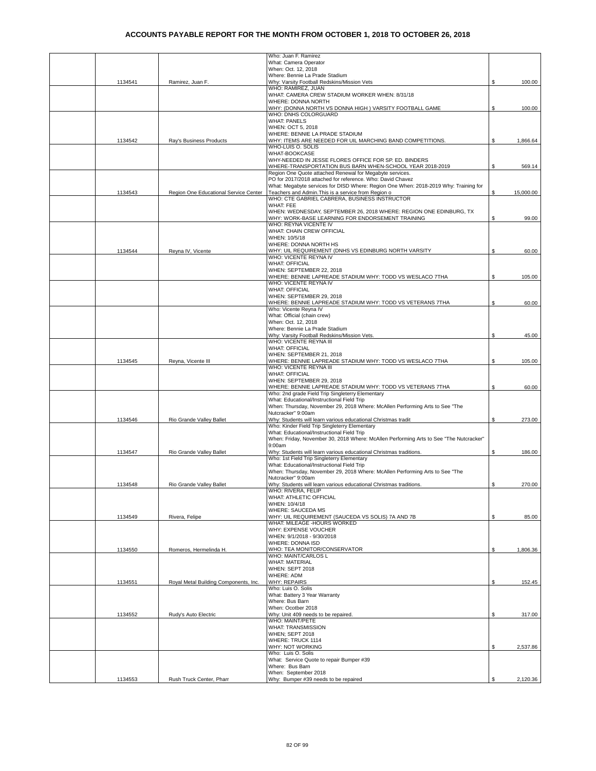# ACCOUNTS PAYABLE REPORT FOR THE MONTH FROM OCTOBER 1, 2018 TO OCTOBER 26, 2018

| | | | | |
|---|---|---|---|---|
| | 1134541 | Ramirez, Juan F. | Who: Juan F. Ramirez<br>What: Camera Operator<br>When: Oct. 12, 2018<br>Where: Bennie La Prade Stadium<br>Why: Varsity Football Redskins/Mission Vets | $ 100.00 |
| | | | WHO: RAMIREZ, JUAN<br>WHAT: CAMERA CREW STADIUM WORKER WHEN: 8/31/18<br>WHERE: DONNA NORTH<br>WHY: (DONNA NORTH VS DONNA HIGH ) VARSITY FOOTBALL GAME | $ 100.00 |
| | 1134542 | Ray's Business Products | WHO: DNHS COLORGUARD<br>WHAT: PANELS<br>WHEN: OCT 5, 2018<br>WHERE: BENNIE LA PRADE STADIUM<br>WHY: ITEMS ARE NEEDED FOR UIL MARCHING BAND COMPETITIONS. | $ 1,866.64 |
| | | | WHO-LUIS O. SOLIS<br>WHAT-BOOKCASE<br>WHY-NEEDED IN JESSE FLORES OFFICE FOR SP. ED. BINDERS<br>WHERE-TRANSPORTATION BUS BARN WHEN-SCHOOL YEAR 2018-2019 | $ 569.14 |
| | 1134543 | Region One Educational Service Center | Region One Quote attached Renewal for Megabyte services.<br>PO for 2017/2018 attached for reference. Who: David Chavez<br>What: Megabyte services for DISD Where: Region One When: 2018-2019 Why: Training for Teachers and Admin.This is a service from Region o | $ 15,000.00 |
| | | | WHO: CTE GABRIEL CABRERA, BUSINESS INSTRUCTOR<br>WHAT: FEE<br>WHEN: WEDNESDAY, SEPTEMBER 26, 2018 WHERE: REGION ONE EDINBURG, TX<br>WHY: WORK-BASE LEARNING FOR ENDORSEMENT TRAINING | $ 99.00 |
| | 1134544 | Reyna IV, Vicente | WHO: REYNA VICENTE IV<br>WHAT: CHAIN CREW OFFICIAL<br>WHEN: 10/5/18<br>WHERE: DONNA NORTH HS<br>WHY: UIL REQUIREMENT (DNHS VS EDINBURG NORTH VARSITY | $ 60.00 |
| | | | WHO: VICENTE REYNA IV<br>WHAT: OFFICIAL<br>WHEN: SEPTEMBER 22, 2018<br>WHERE: BENNIE LAPREADE STADIUM WHY: TODD VS WESLACO 7THA | $ 105.00 |
| | | | WHO: VICENTE REYNA IV<br>WHAT: OFFICIAL<br>WHEN: SEPTEMBER 29, 2018<br>WHERE: BENNIE LAPREADE STADIUM WHY: TODD VS VETERANS 7THA | $ 60.00 |
| | | | Who: Vicente Reyna IV<br>What: Official (chain crew)<br>When: Oct. 12, 2018<br>Where: Bennie La Prade Stadium<br>Why: Varsity Football Redskins/Mission Vets. | $ 45.00 |
| | 1134545 | Reyna, Vicente III | WHO: VICENTE REYNA III<br>WHAT: OFFICIAL<br>WHEN: SEPTEMBER 21, 2018<br>WHERE: BENNIE LAPREADE STADIUM WHY: TODD VS WESLACO 7THA | $ 105.00 |
| | | | WHO: VICENTE REYNA III<br>WHAT: OFFICIAL<br>WHEN: SEPTEMBER 29, 2018<br>WHERE: BENNIE LAPREADE STADIUM WHY: TODD VS VETERANS 7THA | $ 60.00 |
| | 1134546 | Rio Grande Valley Ballet | Who: 2nd grade Field Trip Singleterry Elementary<br>What: Educational/Instructional Field Trip<br>When: Thursday, November 29, 2018 Where: McAllen Performing Arts to See "The Nutcracker" 9:00am<br>Why: Students will learn various educational Christmas tradit | $ 273.00 |
| | 1134547 | Rio Grande Valley Ballet | Who: Kinder Field Trip Singleterry Elementary<br>What: Educational/Instructional Field Trip<br>When: Friday, November 30, 2018 Where: McAllen Performing Arts to See "The Nutcracker" 9:00am<br>Why: Students will learn various educational Christmas traditions. | $ 186.00 |
| | 1134548 | Rio Grande Valley Ballet | Who: 1st Field Trip Singleterry Elementary<br>What: Educational/Instructional Field Trip<br>When: Thursday, November 29, 2018 Where: McAllen Performing Arts to See "The Nutcracker" 9:00am<br>Why: Students will learn various educational Christmas traditions. | $ 270.00 |
| | 1134549 | Rivera, Felipe | WHO: RIVERA, FELIP<br>WHAT: ATHLETIC OFFICIAL<br>WHEN: 10/4/18<br>WHERE: SAUCEDA MS<br>WHY: UIL REQUIREMENT (SAUCEDA VS SOLIS) 7A AND 7B | $ 85.00 |
| | 1134550 | Romeros, Hermelinda H. | WHAT: MILEAGE -HOURS WORKED<br>WHY: EXPENSE VOUCHER<br>WHEN: 9/1/2018 - 9/30/2018<br>WHERE: DONNA ISD<br>WHO: TEA MONITOR/CONSERVATOR | $ 1,806.36 |
| | 1134551 | Royal Metal Building Components, Inc. | WHO: MAINT/CARLOS L<br>WHAT: MATERIAL<br>WHEN: SEPT 2018<br>WHERE: ADM<br>WHY: REPAIRS | $ 152.45 |
| | 1134552 | Rudy's Auto Electric | Who: Luis O. Solis<br>What: Battery 3 Year Warranty<br>Where: Bus Barn<br>When: Ocotber 2018<br>Why: Unit 409 needs to be repaired. | $ 317.00 |
| | | | WHO: MAINT/PETE<br>WHAT: TRANSMISSION<br>WHEN; SEPT 2018<br>WHERE: TRUCK 1114<br>WHY: NOT WORKING | $ 2,537.86 |
| | 1134553 | Rush Truck Center, Pharr | Who: Luis O. Solis<br>What: Service Quote to repair Bumper #39<br>Where: Bus Barn<br>When: September 2018<br>Why: Bumper #39 needs to be repaired | $ 2,120.36 |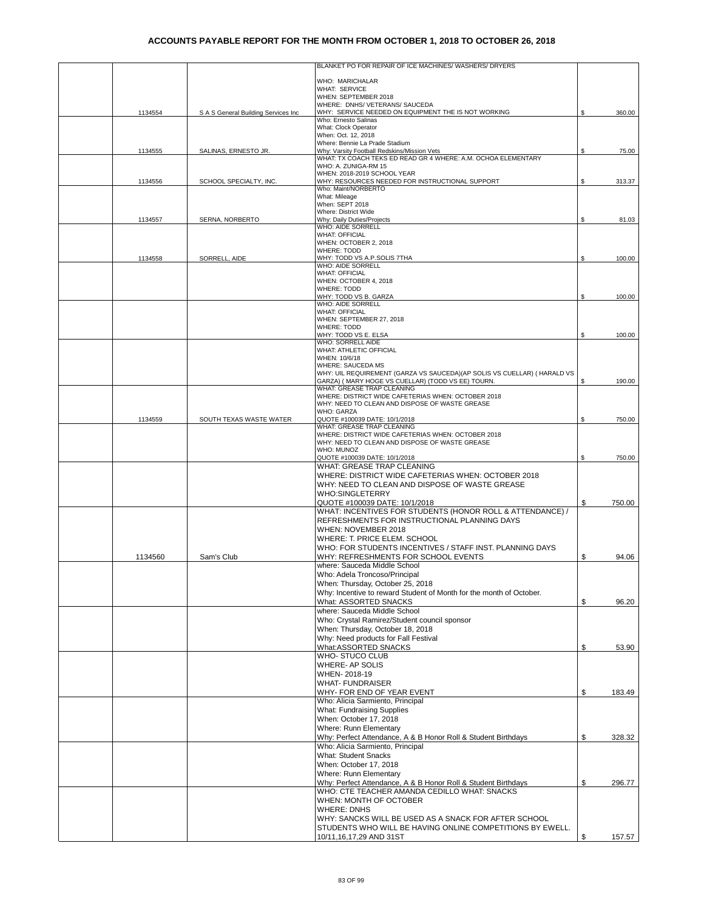# ACCOUNTS PAYABLE REPORT FOR THE MONTH FROM OCTOBER 1, 2018 TO OCTOBER 26, 2018

| | | | | |
|---|---|---|---|---|
| | 1134554 | S A S General Building Services Inc | BLANKET PO FOR REPAIR OF ICE MACHINES/ WASHERS/ DRYERS<br><br>WHO: MARICHALAR<br>WHAT: SERVICE<br>WHEN: SEPTEMBER 2018<br>WHERE: DNHS/ VETERANS/ SAUCEDA<br>WHY: SERVICE NEEDED ON EQUIPMENT THE IS NOT WORKING | $ 360.00 |
| | 1134555 | SALINAS, ERNESTO JR. | Who: Ernesto Salinas<br>What: Clock Operator<br>When: Oct. 12, 2018<br>Where: Bennie La Prade Stadium<br>Why: Varsity Football Redskins/Mission Vets | $ 75.00 |
| | 1134556 | SCHOOL SPECIALTY, INC. | WHAT: TX COACH TEKS ED READ GR 4 WHERE: A.M. OCHOA ELEMENTARY<br>WHO: A. ZUNIGA-RM 15<br>WHEN: 2018-2019 SCHOOL YEAR<br>WHY: RESOURCES NEEDED FOR INSTRUCTIONAL SUPPORT | $ 313.37 |
| | 1134557 | SERNA, NORBERTO | Who: Maint/NORBERTO<br>What: Mileage<br>When: SEPT 2018<br>Where: District Wide<br>Why: Daily Duties/Projects | $ 81.03 |
| | 1134558 | SORRELL, AIDE | WHO: AIDE SORRELL<br>WHAT: OFFICIAL<br>WHEN: OCTOBER 2, 2018<br>WHERE: TODD<br>WHY: TODD VS A.P.SOLIS 7THA | $ 100.00 |
| | | | WHO: AIDE SORRELL<br>WHAT: OFFICIAL<br>WHEN: OCTOBER 4, 2018<br>WHERE: TODD<br>WHY: TODD VS B. GARZA | $ 100.00 |
| | | | WHO: AIDE SORRELL<br>WHAT: OFFICIAL<br>WHEN: SEPTEMBER 27, 2018<br>WHERE: TODD<br>WHY: TODD VS E. ELSA | $ 100.00 |
| | | | WHO: SORRELL AIDE<br>WHAT: ATHLETIC OFFICIAL<br>WHEN: 10/6/18<br>WHERE: SAUCEDA MS<br>WHY: UIL REQUIREMENT (GARZA VS SAUCEDA)(AP SOLIS VS CUELLAR) ( HARALD VS GARZA) ( MARY HOGE VS CUELLAR) (TODD VS EE) TOURN. | $ 190.00 |
| | 1134559 | SOUTH TEXAS WASTE WATER | WHAT: GREASE TRAP CLEANING<br>WHERE: DISTRICT WIDE CAFETERIAS WHEN: OCTOBER 2018<br>WHY: NEED TO CLEAN AND DISPOSE OF WASTE GREASE<br>WHO: GARZA<br>QUOTE #100039 DATE: 10/1/2018 | $ 750.00 |
| | | | WHAT: GREASE TRAP CLEANING<br>WHERE: DISTRICT WIDE CAFETERIAS WHEN: OCTOBER 2018<br>WHY: NEED TO CLEAN AND DISPOSE OF WASTE GREASE<br>WHO: MUNOZ<br>QUOTE #100039 DATE: 10/1/2018 | $ 750.00 |
| | | | WHAT: GREASE TRAP CLEANING<br>WHERE: DISTRICT WIDE CAFETERIAS WHEN: OCTOBER 2018<br>WHY: NEED TO CLEAN AND DISPOSE OF WASTE GREASE<br>WHO:SINGLETERRY<br>QUOTE #100039 DATE: 10/1/2018 | $ 750.00 |
| | 1134560 | Sam's Club | WHAT: INCENTIVES FOR STUDENTS (HONOR ROLL & ATTENDANCE) / REFRESHMENTS FOR INSTRUCTIONAL PLANNING DAYS<br>WHEN: NOVEMBER 2018<br>WHERE: T. PRICE ELEM. SCHOOL<br>WHO: FOR STUDENTS INCENTIVES / STAFF INST. PLANNING DAYS<br>WHY: REFRESHMENTS FOR SCHOOL EVENTS | $ 94.06 |
| | | | where: Sauceda Middle School<br>Who: Adela Troncoso/Principal<br>When: Thursday, October 25, 2018<br>Why: Incentive to reward Student of Month for the month of October.<br>What: ASSORTED SNACKS | $ 96.20 |
| | | | where: Sauceda Middle School<br>Who: Crystal Ramirez/Student council sponsor<br>When: Thursday, October 18, 2018<br>Why: Need products for Fall Festival<br>What:ASSORTED SNACKS | $ 53.90 |
| | | | WHO- STUCO CLUB<br>WHERE- AP SOLIS<br>WHEN- 2018-19<br>WHAT- FUNDRAISER<br>WHY- FOR END OF YEAR EVENT | $ 183.49 |
| | | | Who: Alicia Sarmiento, Principal<br>What: Fundraising Supplies<br>When: October 17, 2018<br>Where: Runn Elementary<br>Why: Perfect Attendance, A & B Honor Roll & Student Birthdays | $ 328.32 |
| | | | Who: Alicia Sarmiento, Principal<br>What: Student Snacks<br>When: October 17, 2018<br>Where: Runn Elementary<br>Why: Perfect Attendance, A & B Honor Roll & Student Birthdays | $ 296.77 |
| | | | WHO: CTE TEACHER AMANDA CEDILLO WHAT: SNACKS<br>WHEN: MONTH OF OCTOBER<br>WHERE: DNHS<br>WHY: SANCKS WILL BE USED AS A SNACK FOR AFTER SCHOOL STUDENTS WHO WILL BE HAVING ONLINE COMPETITIONS BY EWELL. 10/11,16,17,29 AND 31ST | $ 157.57 |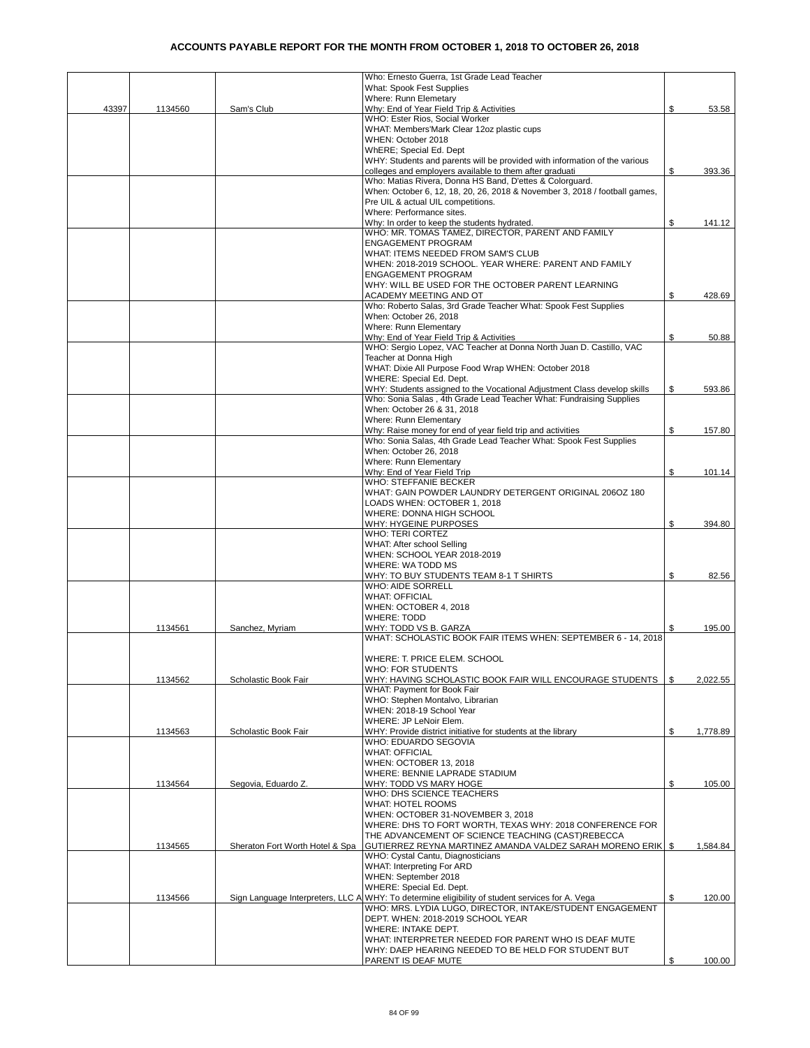# ACCOUNTS PAYABLE REPORT FOR THE MONTH FROM OCTOBER 1, 2018 TO OCTOBER 26, 2018

| | | | | |
|---|---|---|---|---|
| 43397 | 1134560 | Sam's Club | Who: Ernesto Guerra, 1st Grade Lead Teacher What: Spook Fest Supplies Where: Runn Elemetary Why: End of Year Field Trip & Activities | $ 53.58 |
| | | | WHO: Ester Rios, Social Worker WHAT: Members'Mark Clear 12oz plastic cups WHEN: October 2018 WhERE; Special Ed. Dept WHY: Students and parents will be provided with information of the various colleges and employers available to them after graduati | $ 393.36 |
| | | | Who: Matias Rivera, Donna HS Band, D'ettes & Colorguard. When: October 6, 12, 18, 20, 26, 2018 & November 3, 2018 / football games, Pre UIL & actual UIL competitions. Where: Performance sites. Why: In order to keep the students hydrated. | $ 141.12 |
| | | | WHO: MR. TOMAS TAMEZ, DIRECTOR, PARENT AND FAMILY ENGAGEMENT PROGRAM WHAT: ITEMS NEEDED FROM SAM'S CLUB WHEN: 2018-2019 SCHOOL. YEAR WHERE: PARENT AND FAMILY ENGAGEMENT PROGRAM WHY: WILL BE USED FOR THE OCTOBER PARENT LEARNING ACADEMY MEETING AND OT | $ 428.69 |
| | | | Who: Roberto Salas, 3rd Grade Teacher What: Spook Fest Supplies When: October 26, 2018 Where: Runn Elementary Why: End of Year Field Trip & Activities | $ 50.88 |
| | | | WHO: Sergio Lopez, VAC Teacher at Donna North Juan D. Castillo, VAC Teacher at Donna High WHAT: Dixie All Purpose Food Wrap WHEN: October 2018 WHERE: Special Ed. Dept. WHY: Students assigned to the Vocational Adjustment Class develop skills | $ 593.86 |
| | | | Who: Sonia Salas , 4th Grade Lead Teacher What: Fundraising Supplies When: October 26 & 31, 2018 Where: Runn Elementary Why: Raise money for end of year field trip and activities | $ 157.80 |
| | | | Who: Sonia Salas, 4th Grade Lead Teacher What: Spook Fest Supplies When: October 26, 2018 Where: Runn Elementary Why: End of Year Field Trip | $ 101.14 |
| | | | WHO: STEFFANIE BECKER WHAT: GAIN POWDER LAUNDRY DETERGENT ORIGINAL 206OZ 180 LOADS WHEN: OCTOBER 1, 2018 WHERE: DONNA HIGH SCHOOL WHY: HYGEINE PURPOSES | $ 394.80 |
| | | | WHO: TERI CORTEZ WHAT: After school Selling WHEN: SCHOOL YEAR 2018-2019 WHERE: WA TODD MS WHY: TO BUY STUDENTS TEAM 8-1 T SHIRTS | $ 82.56 |
| | 1134561 | Sanchez, Myriam | WHO: AIDE SORRELL WHAT: OFFICIAL WHEN: OCTOBER 4, 2018 WHERE: TODD WHY: TODD VS B. GARZA | $ 195.00 |
| | 1134562 | Scholastic Book Fair | WHAT: SCHOLASTIC BOOK FAIR ITEMS WHEN: SEPTEMBER 6 - 14, 2018 WHERE: T. PRICE ELEM. SCHOOL WHO: FOR STUDENTS WHY: HAVING SCHOLASTIC BOOK FAIR WILL ENCOURAGE STUDENTS | $ 2,022.55 |
| | 1134563 | Scholastic Book Fair | WHAT: Payment for Book Fair WHO: Stephen Montalvo, Librarian WHEN: 2018-19 School Year WHERE: JP LeNoir Elem. WHY: Provide district initiative for students at the library | $ 1,778.89 |
| | 1134564 | Segovia, Eduardo Z. | WHO: EDUARDO SEGOVIA WHAT: OFFICIAL WHEN: OCTOBER 13, 2018 WHERE: BENNIE LAPRADE STADIUM WHY: TODD VS MARY HOGE | $ 105.00 |
| | 1134565 | Sheraton Fort Worth Hotel & Spa | WHO: DHS SCIENCE TEACHERS WHAT: HOTEL ROOMS WHEN: OCTOBER 31-NOVEMBER 3, 2018 WHERE: DHS TO FORT WORTH, TEXAS WHY: 2018 CONFERENCE FOR THE ADVANCEMENT OF SCIENCE TEACHING (CAST)REBECCA GUTIERREZ REYNA MARTINEZ AMANDA VALDEZ SARAH MORENO ERIK | $ 1,584.84 |
| | 1134566 | Sign Language Interpreters, LLC A | WHO: Cystal Cantu, Diagnosticians WHAT: Interpreting For ARD WHEN: September 2018 WHERE: Special Ed. Dept. WHY: To determine eligibility of student services for A. Vega | $ 120.00 |
| | | | WHO: MRS. LYDIA LUGO, DIRECTOR, INTAKE/STUDENT ENGAGEMENT DEPT. WHEN: 2018-2019 SCHOOL YEAR WHERE: INTAKE DEPT. WHAT: INTERPRETER NEEDED FOR PARENT WHO IS DEAF MUTE WHY: DAEP HEARING NEEDED TO BE HELD FOR STUDENT BUT PARENT IS DEAF MUTE | $ 100.00 |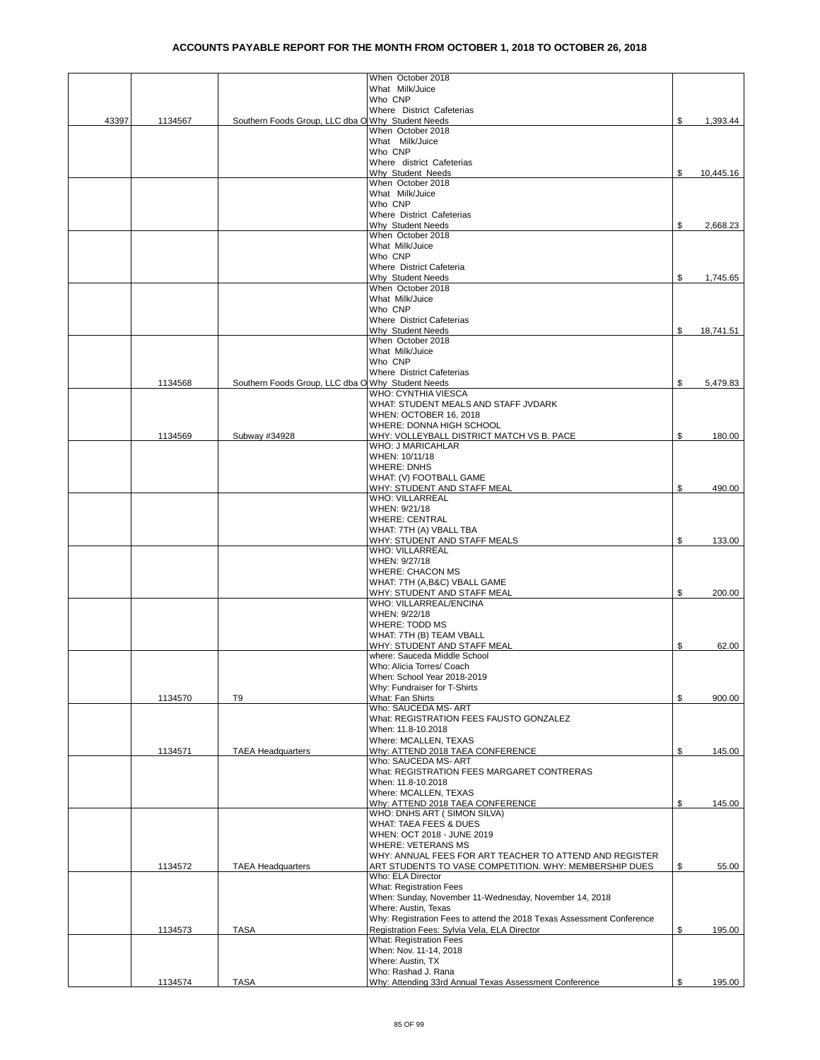# ACCOUNTS PAYABLE REPORT FOR THE MONTH FROM OCTOBER 1, 2018 TO OCTOBER 26, 2018

| | | | | |
|---|---|---|---|---|
| 43397 | 1134567 | Southern Foods Group, LLC dba O | When October 2018<br>What Milk/Juice<br>Who CNP<br>Where District Cafeterias<br>Why Student Needs | $ 1,393.44 |
| | | | When October 2018<br>What Milk/Juice<br>Who CNP<br>Where district Cafeterias<br>Why Student Needs | $ 10,445.16 |
| | | | When October 2018<br>What Milk/Juice<br>Who CNP<br>Where District Cafeterias<br>Why Student Needs | $ 2,668.23 |
| | | | When October 2018<br>What Milk/Juice<br>Who CNP<br>Where District Cafeteria<br>Why Student Needs | $ 1,745.65 |
| | | | When October 2018<br>What Milk/Juice<br>Who CNP<br>Where District Cafeterias<br>Why Student Needs | $ 18,741.51 |
| | 1134568 | Southern Foods Group, LLC dba O | When October 2018<br>What Milk/Juice<br>Who CNP<br>Where District Cafeterias<br>Why Student Needs | $ 5,479.83 |
| | 1134569 | Subway #34928 | WHO: CYNTHIA VIESCA<br>WHAT: STUDENT MEALS AND STAFF JVDARK<br>WHEN: OCTOBER 16, 2018<br>WHERE: DONNA HIGH SCHOOL<br>WHY: VOLLEYBALL DISTRICT MATCH VS B. PACE | $ 180.00 |
| | | | WHO: J MARICAHLAR<br>WHEN: 10/11/18<br>WHERE: DNHS<br>WHAT: (V) FOOTBALL GAME<br>WHY: STUDENT AND STAFF MEAL | $ 490.00 |
| | | | WHO: VILLARREAL<br>WHEN: 9/21/18<br>WHERE: CENTRAL<br>WHAT: 7TH (A) VBALL TBA<br>WHY: STUDENT AND STAFF MEALS | $ 133.00 |
| | | | WHO: VILLARREAL<br>WHEN: 9/27/18<br>WHERE: CHACON MS<br>WHAT: 7TH (A,B&C) VBALL GAME<br>WHY: STUDENT AND STAFF MEAL | $ 200.00 |
| | | | WHO: VILLARREAL/ENCINA<br>WHEN: 9/22/18<br>WHERE: TODD MS<br>WHAT: 7TH (B) TEAM VBALL<br>WHY: STUDENT AND STAFF MEAL | $ 62.00 |
| | 1134570 | T9 | where: Sauceda Middle School<br>Who: Alicia Torres/ Coach<br>When: School Year 2018-2019<br>Why: Fundraiser for T-Shirts<br>What: Fan Shirts | $ 900.00 |
| | 1134571 | TAEA Headquarters | Who: SAUCEDA MS- ART<br>What: REGISTRATION FEES FAUSTO GONZALEZ<br>When: 11.8-10.2018<br>Where: MCALLEN, TEXAS<br>Why: ATTEND 2018 TAEA CONFERENCE | $ 145.00 |
| | | | Who: SAUCEDA MS- ART<br>What: REGISTRATION FEES MARGARET CONTRERAS<br>When: 11.8-10.2018<br>Where: MCALLEN, TEXAS<br>Why: ATTEND 2018 TAEA CONFERENCE | $ 145.00 |
| | 1134572 | TAEA Headquarters | WHO: DNHS ART ( SIMON SILVA)<br>WHAT: TAEA FEES & DUES<br>WHEN: OCT 2018 - JUNE 2019<br>WHERE: VETERANS MS<br>WHY: ANNUAL FEES FOR ART TEACHER TO ATTEND AND REGISTER ART STUDENTS TO VASE COMPETITION. WHY: MEMBERSHIP DUES | $ 55.00 |
| | 1134573 | TASA | Who: ELA Director<br>What: Registration Fees<br>When: Sunday, November 11-Wednesday, November 14, 2018<br>Where: Austin, Texas<br>Why: Registration Fees to attend the 2018 Texas Assessment Conference<br>Registration Fees: Sylvia Vela, ELA Director | $ 195.00 |
| | 1134574 | TASA | What: Registration Fees<br>When: Nov. 11-14, 2018<br>Where: Austin, TX<br>Who: Rashad J. Rana<br>Why: Attending 33rd Annual Texas Assessment Conference | $ 195.00 |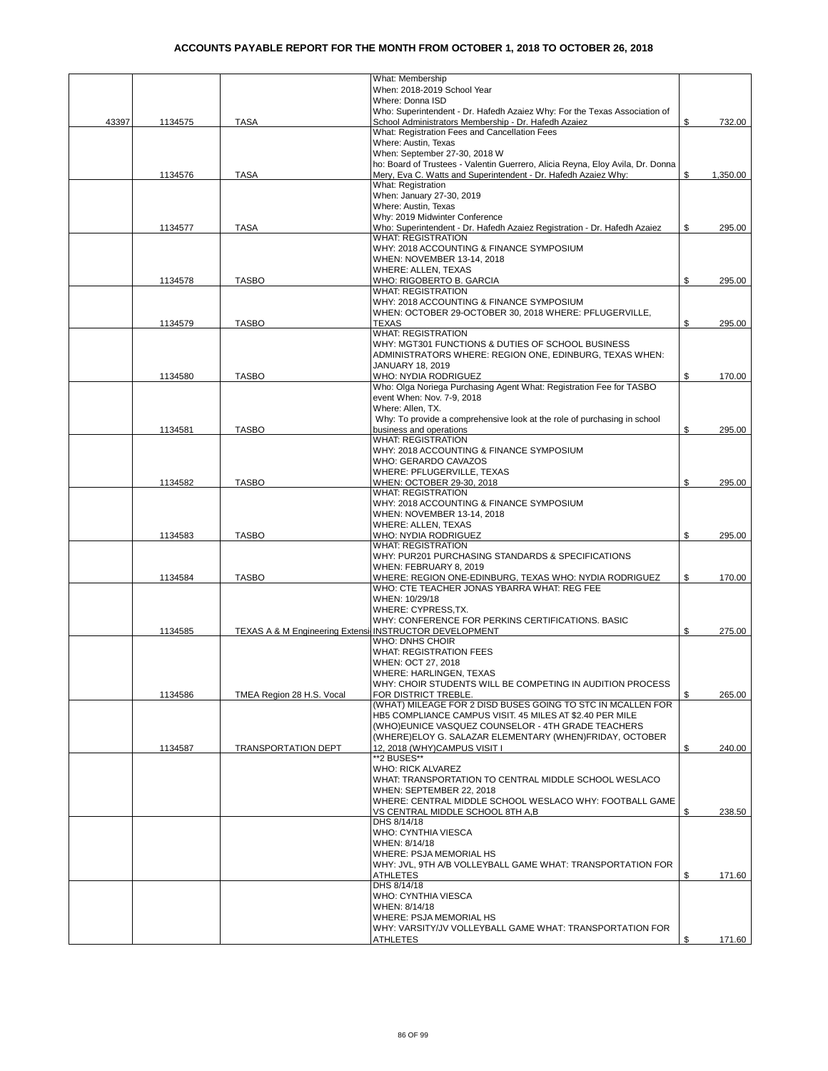# ACCOUNTS PAYABLE REPORT FOR THE MONTH FROM OCTOBER 1, 2018 TO OCTOBER 26, 2018

| | | | | |
|---|---|---|---|---|
| 43397 | 1134575 | TASA | What: Membership<br>When: 2018-2019 School Year<br>Where: Donna ISD<br>Who: Superintendent - Dr. Hafedh Azaiez Why: For the Texas Association of School Administrators Membership - Dr. Hafedh Azaiez | $ 732.00 |
| | 1134576 | TASA | What: Registration Fees and Cancellation Fees<br>Where: Austin, Texas<br>When: September 27-30, 2018 W<br>ho: Board of Trustees - Valentin Guerrero, Alicia Reyna, Eloy Avila, Dr. Donna Mery, Eva C. Watts and Superintendent - Dr. Hafedh Azaiez Why: | $ 1,350.00 |
| | 1134577 | TASA | What: Registration<br>When: January 27-30, 2019<br>Where: Austin, Texas<br>Why: 2019 Midwinter Conference<br>Who: Superintendent - Dr. Hafedh Azaiez Registration - Dr. Hafedh Azaiez | $ 295.00 |
| | 1134578 | TASBO | WHAT: REGISTRATION<br>WHY: 2018 ACCOUNTING & FINANCE SYMPOSIUM<br>WHEN: NOVEMBER 13-14, 2018<br>WHERE: ALLEN, TEXAS<br>WHO: RIGOBERTO B. GARCIA | $ 295.00 |
| | 1134579 | TASBO | WHAT: REGISTRATION<br>WHY: 2018 ACCOUNTING & FINANCE SYMPOSIUM<br>WHEN: OCTOBER 29-OCTOBER 30, 2018 WHERE: PFLUGERVILLE, TEXAS | $ 295.00 |
| | 1134580 | TASBO | WHAT: REGISTRATION<br>WHY: MGT301 FUNCTIONS & DUTIES OF SCHOOL BUSINESS ADMINISTRATORS WHERE: REGION ONE, EDINBURG, TEXAS WHEN: JANUARY 18, 2019<br>WHO: NYDIA RODRIGUEZ | $ 170.00 |
| | 1134581 | TASBO | Who: Olga Noriega Purchasing Agent What: Registration Fee for TASBO event When: Nov. 7-9, 2018<br>Where: Allen, TX.<br>Why: To provide a comprehensive look at the role of purchasing in school business and operations | $ 295.00 |
| | 1134582 | TASBO | WHAT: REGISTRATION<br>WHY: 2018 ACCOUNTING & FINANCE SYMPOSIUM<br>WHO: GERARDO CAVAZOS<br>WHERE: PFLUGERVILLE, TEXAS<br>WHEN: OCTOBER 29-30, 2018 | $ 295.00 |
| | 1134583 | TASBO | WHAT: REGISTRATION<br>WHY: 2018 ACCOUNTING & FINANCE SYMPOSIUM<br>WHEN: NOVEMBER 13-14, 2018<br>WHERE: ALLEN, TEXAS<br>WHO: NYDIA RODRIGUEZ | $ 295.00 |
| | 1134584 | TASBO | WHAT: REGISTRATION<br>WHY: PUR201 PURCHASING STANDARDS & SPECIFICATIONS<br>WHEN: FEBRUARY 8, 2019<br>WHERE: REGION ONE-EDINBURG, TEXAS WHO: NYDIA RODRIGUEZ | $ 170.00 |
| | 1134585 | TEXAS A & M Engineering Extensi | WHO: CTE TEACHER JONAS YBARRA WHAT: REG FEE<br>WHEN: 10/29/18<br>WHERE: CYPRESS,TX.<br>WHY: CONFERENCE FOR PERKINS CERTIFICATIONS. BASIC INSTRUCTOR DEVELOPMENT | $ 275.00 |
| | 1134586 | TMEA Region 28 H.S. Vocal | WHO: DNHS CHOIR<br>WHAT: REGISTRATION FEES<br>WHEN: OCT 27, 2018<br>WHERE: HARLINGEN, TEXAS<br>WHY: CHOIR STUDENTS WILL BE COMPETING IN AUDITION PROCESS FOR DISTRICT TREBLE. | $ 265.00 |
| | 1134587 | TRANSPORTATION DEPT | (WHAT) MILEAGE FOR 2 DISD BUSES GOING TO STC IN MCALLEN FOR HB5 COMPLIANCE CAMPUS VISIT. 45 MILES AT $2.40 PER MILE (WHO)EUNICE VASQUEZ COUNSELOR - 4TH GRADE TEACHERS (WHERE)ELOY G. SALAZAR ELEMENTARY (WHEN)FRIDAY, OCTOBER 12, 2018 (WHY)CAMPUS VISIT I | $ 240.00 |
| | | | **2 BUSES**<br>WHO: RICK ALVAREZ<br>WHAT: TRANSPORTATION TO CENTRAL MIDDLE SCHOOL WESLACO<br>WHEN: SEPTEMBER 22, 2018<br>WHERE: CENTRAL MIDDLE SCHOOL WESLACO WHY: FOOTBALL GAME VS CENTRAL MIDDLE SCHOOL 8TH A,B | $ 238.50 |
| | | | DHS 8/14/18<br>WHO: CYNTHIA VIESCA<br>WHEN: 8/14/18<br>WHERE: PSJA MEMORIAL HS<br>WHY: JVL, 9TH A/B VOLLEYBALL GAME WHAT: TRANSPORTATION FOR ATHLETES | $ 171.60 |
| | | | DHS 8/14/18<br>WHO: CYNTHIA VIESCA<br>WHEN: 8/14/18<br>WHERE: PSJA MEMORIAL HS<br>WHY: VARSITY/JV VOLLEYBALL GAME WHAT: TRANSPORTATION FOR ATHLETES | $ 171.60 |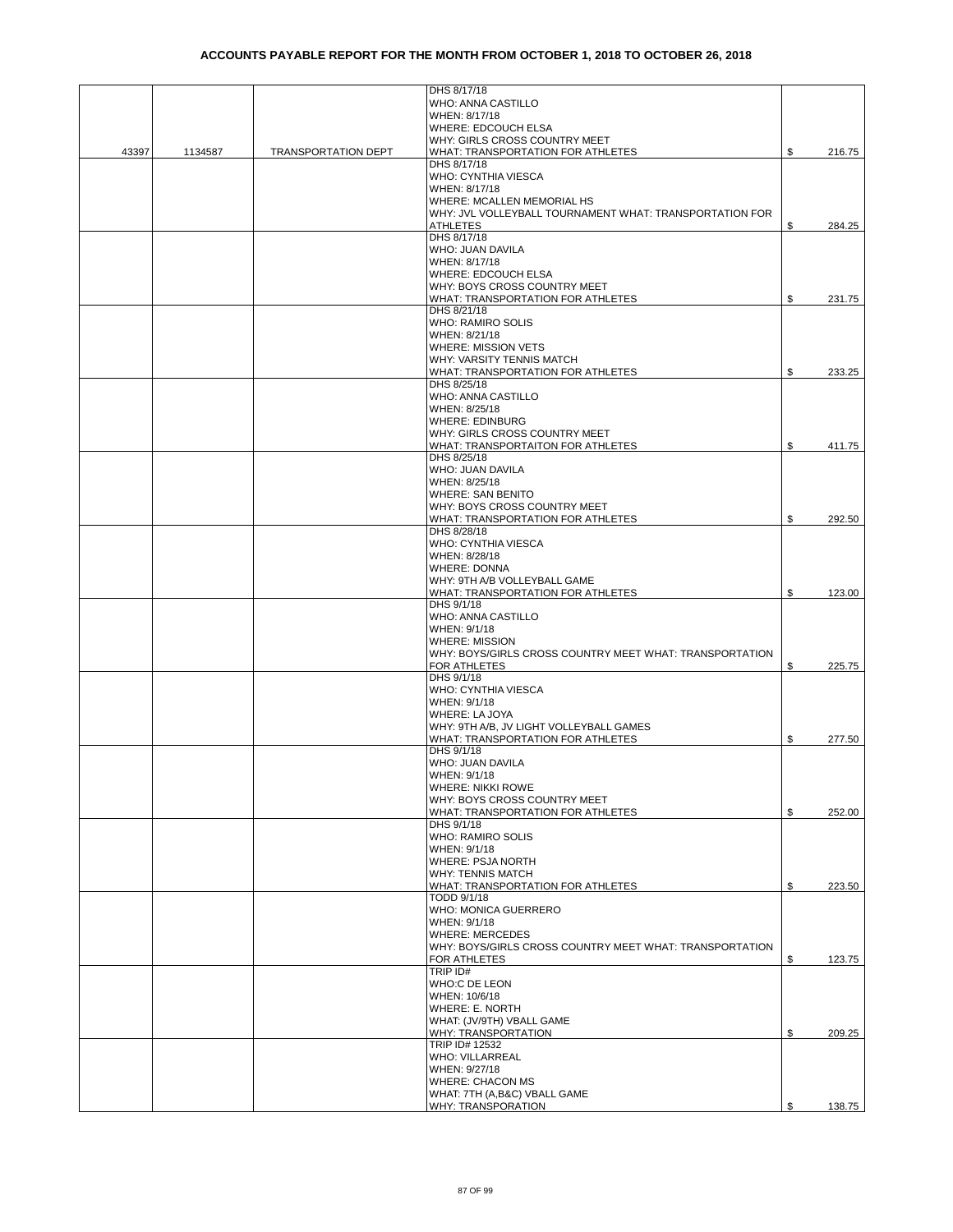# ACCOUNTS PAYABLE REPORT FOR THE MONTH FROM OCTOBER 1, 2018 TO OCTOBER 26, 2018

| | | | | |
|---|---|---|---|---|
| 43397 | 1134587 | TRANSPORTATION DEPT | DHS 8/17/18<br>WHO: ANNA CASTILLO<br>WHEN: 8/17/18<br>WHERE: EDCOUCH ELSA<br>WHY: GIRLS CROSS COUNTRY MEET<br>WHAT: TRANSPORTATION FOR ATHLETES | $ 216.75 |
| | | | DHS 8/17/18<br>WHO: CYNTHIA VIESCA<br>WHEN: 8/17/18<br>WHERE: MCALLEN MEMORIAL HS<br>WHY: JVL VOLLEYBALL TOURNAMENT WHAT: TRANSPORTATION FOR ATHLETES | $ 284.25 |
| | | | DHS 8/17/18<br>WHO: JUAN DAVILA<br>WHEN: 8/17/18<br>WHERE: EDCOUCH ELSA<br>WHY: BOYS CROSS COUNTRY MEET<br>WHAT: TRANSPORTATION FOR ATHLETES | $ 231.75 |
| | | | DHS 8/21/18<br>WHO: RAMIRO SOLIS<br>WHEN: 8/21/18<br>WHERE: MISSION VETS<br>WHY: VARSITY TENNIS MATCH<br>WHAT: TRANSPORTATION FOR ATHLETES | $ 233.25 |
| | | | DHS 8/25/18<br>WHO: ANNA CASTILLO<br>WHEN: 8/25/18<br>WHERE: EDINBURG<br>WHY: GIRLS CROSS COUNTRY MEET<br>WHAT: TRANSPORTAITON FOR ATHLETES | $ 411.75 |
| | | | DHS 8/25/18<br>WHO: JUAN DAVILA<br>WHEN: 8/25/18<br>WHERE: SAN BENITO<br>WHY: BOYS CROSS COUNTRY MEET<br>WHAT: TRANSPORTATION FOR ATHLETES | $ 292.50 |
| | | | DHS 8/28/18<br>WHO: CYNTHIA VIESCA<br>WHEN: 8/28/18<br>WHERE: DONNA<br>WHY: 9TH A/B VOLLEYBALL GAME<br>WHAT: TRANSPORTATION FOR ATHLETES | $ 123.00 |
| | | | DHS 9/1/18<br>WHO: ANNA CASTILLO<br>WHEN: 9/1/18<br>WHERE: MISSION<br>WHY: BOYS/GIRLS CROSS COUNTRY MEET WHAT: TRANSPORTATION FOR ATHLETES | $ 225.75 |
| | | | DHS 9/1/18<br>WHO: CYNTHIA VIESCA<br>WHEN: 9/1/18<br>WHERE: LA JOYA<br>WHY: 9TH A/B, JV LIGHT VOLLEYBALL GAMES<br>WHAT: TRANSPORTATION FOR ATHLETES | $ 277.50 |
| | | | DHS 9/1/18<br>WHO: JUAN DAVILA<br>WHEN: 9/1/18<br>WHERE: NIKKI ROWE<br>WHY: BOYS CROSS COUNTRY MEET<br>WHAT: TRANSPORTATION FOR ATHLETES | $ 252.00 |
| | | | DHS 9/1/18<br>WHO: RAMIRO SOLIS<br>WHEN: 9/1/18<br>WHERE: PSJA NORTH<br>WHY: TENNIS MATCH<br>WHAT: TRANSPORTATION FOR ATHLETES | $ 223.50 |
| | | | TODD 9/1/18<br>WHO: MONICA GUERRERO<br>WHEN: 9/1/18<br>WHERE: MERCEDES<br>WHY: BOYS/GIRLS CROSS COUNTRY MEET WHAT: TRANSPORTATION FOR ATHLETES | $ 123.75 |
| | | | TRIP ID#<br>WHO:C DE LEON<br>WHEN: 10/6/18<br>WHERE: E. NORTH<br>WHAT: (JV/9TH) VBALL GAME<br>WHY: TRANSPORTATION | $ 209.25 |
| | | | TRIP ID# 12532<br>WHO: VILLARREAL<br>WHEN: 9/27/18<br>WHERE: CHACON MS<br>WHAT: 7TH (A,B&C) VBALL GAME<br>WHY: TRANSPORATION | $ 138.75 |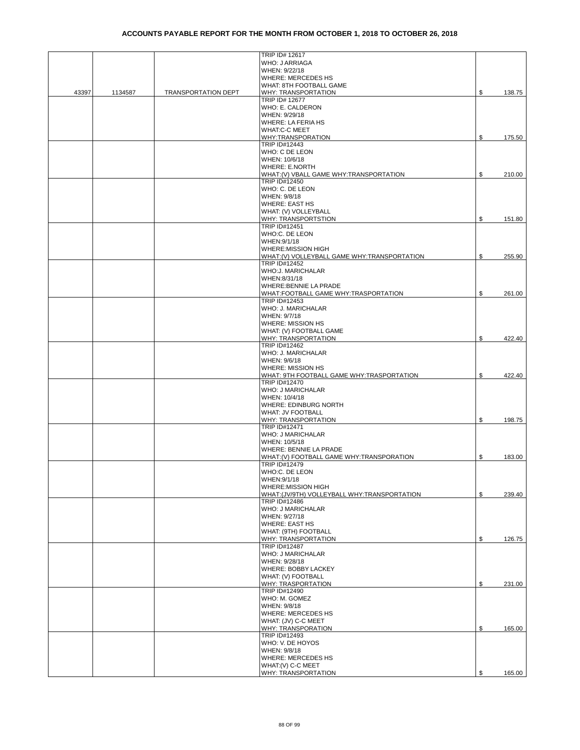# ACCOUNTS PAYABLE REPORT FOR THE MONTH FROM OCTOBER 1, 2018 TO OCTOBER 26, 2018

| | | | | |
|---|---|---|---|---|
| 43397 | 1134587 | TRANSPORTATION DEPT | TRIP ID# 12617<br>WHO: J ARRIAGA<br>WHEN: 9/22/18<br>WHERE: MERCEDES HS<br>WHAT: 8TH FOOTBALL GAME<br>WHY: TRANSPORTATION | $ 138.75 |
| | | | TRIP ID# 12677<br>WHO: E. CALDERON<br>WHEN: 9/29/18<br>WHERE: LA FERIA HS<br>WHAT:C-C MEET<br>WHY:TRANSPORATION | $ 175.50 |
| | | | TRIP ID#12443<br>WHO: C DE LEON<br>WHEN: 10/6/18<br>WHERE: E.NORTH<br>WHAT:(V) VBALL GAME WHY:TRANSPORTATION | $ 210.00 |
| | | | TRIP ID#12450<br>WHO: C. DE LEON<br>WHEN: 9/8/18<br>WHERE: EAST HS<br>WHAT: (V) VOLLEYBALL<br>WHY: TRANSPORTSTION | $ 151.80 |
| | | | TRIP ID#12451<br>WHO:C. DE LEON<br>WHEN:9/1/18<br>WHERE:MISSION HIGH<br>WHAT:(V) VOLLEYBALL GAME WHY:TRANSPORTATION | $ 255.90 |
| | | | TRIP ID#12452<br>WHO:J. MARICHALAR<br>WHEN:8/31/18<br>WHERE:BENNIE LA PRADE<br>WHAT:FOOTBALL GAME WHY:TRASPORTATION | $ 261.00 |
| | | | TRIP ID#12453<br>WHO: J. MARICHALAR<br>WHEN: 9/7/18<br>WHERE: MISSION HS<br>WHAT: (V) FOOTBALL GAME<br>WHY: TRANSPORTATION | $ 422.40 |
| | | | TRIP ID#12462<br>WHO: J. MARICHALAR<br>WHEN: 9/6/18<br>WHERE: MISSION HS<br>WHAT: 9TH FOOTBALL GAME WHY:TRASPORTATION | $ 422.40 |
| | | | TRIP ID#12470<br>WHO: J MARICHALAR<br>WHEN: 10/4/18<br>WHERE: EDINBURG NORTH<br>WHAT: JV FOOTBALL<br>WHY: TRANSPORTATION | $ 198.75 |
| | | | TRIP ID#12471<br>WHO: J MARICHALAR<br>WHEN: 10/5/18<br>WHERE: BENNIE LA PRADE<br>WHAT:(V) FOOTBALL GAME WHY:TRANSPORATION | $ 183.00 |
| | | | TRIP ID#12479<br>WHO:C. DE LEON<br>WHEN:9/1/18<br>WHERE:MISSION HIGH<br>WHAT:(JV/9TH) VOLLEYBALL WHY:TRANSPORTATION | $ 239.40 |
| | | | TRIP ID#12486<br>WHO: J MARICHALAR<br>WHEN: 9/27/18<br>WHERE: EAST HS<br>WHAT: (9TH) FOOTBALL<br>WHY: TRANSPORTATION | $ 126.75 |
| | | | TRIP ID#12487<br>WHO: J MARICHALAR<br>WHEN: 9/28/18<br>WHERE: BOBBY LACKEY<br>WHAT: (V) FOOTBALL<br>WHY: TRASPORTATION | $ 231.00 |
| | | | TRIP ID#12490<br>WHO: M. GOMEZ<br>WHEN: 9/8/18<br>WHERE: MERCEDES HS<br>WHAT: (JV) C-C MEET<br>WHY: TRANSPORATION | $ 165.00 |
| | | | TRIP ID#12493<br>WHO: V. DE HOYOS<br>WHEN: 9/8/18<br>WHERE: MERCEDES HS<br>WHAT:(V) C-C MEET<br>WHY: TRANSPORTATION | $ 165.00 |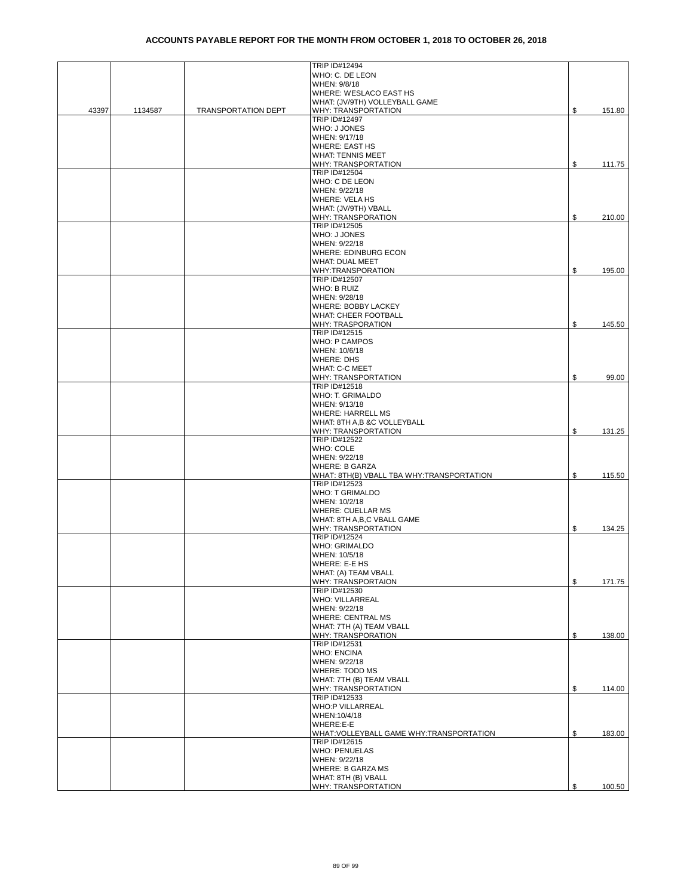# ACCOUNTS PAYABLE REPORT FOR THE MONTH FROM OCTOBER 1, 2018 TO OCTOBER 26, 2018

| | | | | |
|---|---|---|---|---|
| 43397 | 1134587 | TRANSPORTATION DEPT | TRIP ID#12494<br>WHO: C. DE LEON<br>WHEN: 9/8/18<br>WHERE: WESLACO EAST HS<br>WHAT: (JV/9TH) VOLLEYBALL GAME<br>WHY: TRANSPORTATION | $ 151.80 |
| | | | TRIP ID#12497<br>WHO: J JONES<br>WHEN: 9/17/18<br>WHERE: EAST HS<br>WHAT: TENNIS MEET<br>WHY: TRANSPORTATION | $ 111.75 |
| | | | TRIP ID#12504<br>WHO: C DE LEON<br>WHEN: 9/22/18<br>WHERE: VELA HS<br>WHAT: (JV/9TH) VBALL<br>WHY: TRANSPORATION | $ 210.00 |
| | | | TRIP ID#12505<br>WHO: J JONES<br>WHEN: 9/22/18<br>WHERE: EDINBURG ECON<br>WHAT: DUAL MEET<br>WHY:TRANSPORATION | $ 195.00 |
| | | | TRIP ID#12507<br>WHO: B RUIZ<br>WHEN: 9/28/18<br>WHERE: BOBBY LACKEY<br>WHAT: CHEER FOOTBALL<br>WHY: TRASPORATION | $ 145.50 |
| | | | TRIP ID#12515<br>WHO: P CAMPOS<br>WHEN: 10/6/18<br>WHERE: DHS<br>WHAT: C-C MEET<br>WHY: TRANSPORTATION | $ 99.00 |
| | | | TRIP ID#12518<br>WHO: T. GRIMALDO<br>WHEN: 9/13/18<br>WHERE: HARRELL MS<br>WHAT: 8TH A,B &C VOLLEYBALL<br>WHY: TRANSPORTATION | $ 131.25 |
| | | | TRIP ID#12522<br>WHO: COLE<br>WHEN: 9/22/18<br>WHERE: B GARZA<br>WHAT: 8TH(B) VBALL TBA WHY:TRANSPORTATION | $ 115.50 |
| | | | TRIP ID#12523<br>WHO: T GRIMALDO<br>WHEN: 10/2/18<br>WHERE: CUELLAR MS<br>WHAT: 8TH A,B,C VBALL GAME<br>WHY: TRANSPORTATION | $ 134.25 |
| | | | TRIP ID#12524<br>WHO: GRIMALDO<br>WHEN: 10/5/18<br>WHERE: E-E HS<br>WHAT: (A) TEAM VBALL<br>WHY: TRANSPORTAION | $ 171.75 |
| | | | TRIP ID#12530<br>WHO: VILLARREAL<br>WHEN: 9/22/18<br>WHERE: CENTRAL MS<br>WHAT: 7TH (A) TEAM VBALL<br>WHY: TRANSPORATION | $ 138.00 |
| | | | TRIP ID#12531<br>WHO: ENCINA<br>WHEN: 9/22/18<br>WHERE: TODD MS<br>WHAT: 7TH (B) TEAM VBALL<br>WHY: TRANSPORTATION | $ 114.00 |
| | | | TRIP ID#12533<br>WHO:P VILLARREAL<br>WHEN:10/4/18<br>WHERE:E-E<br>WHAT:VOLLEYBALL GAME WHY:TRANSPORTATION | $ 183.00 |
| | | | TRIP ID#12615<br>WHO: PENUELAS<br>WHEN: 9/22/18<br>WHERE: B GARZA MS<br>WHAT: 8TH (B) VBALL<br>WHY: TRANSPORTATION | $ 100.50 |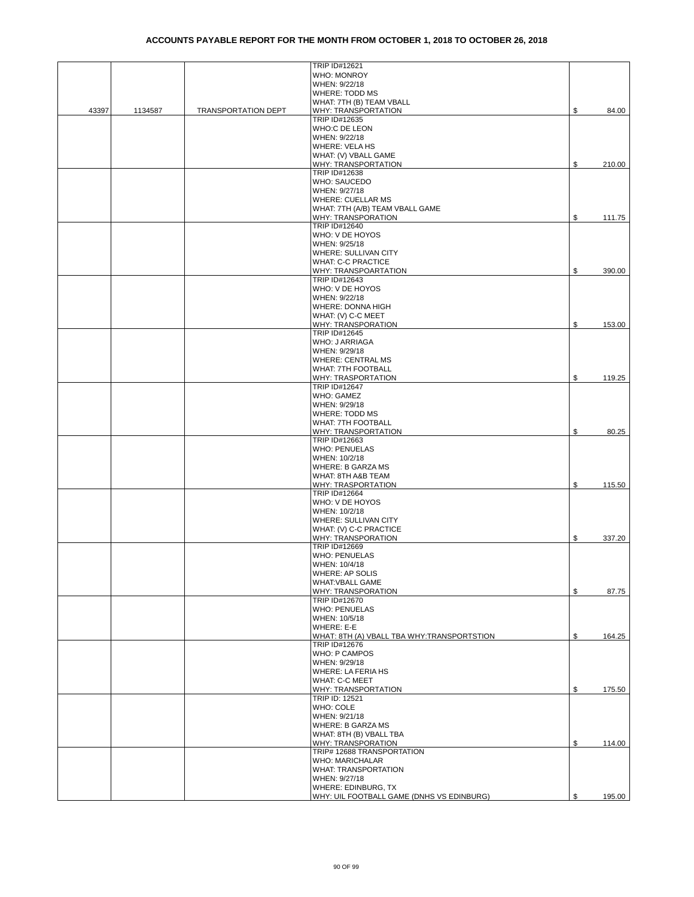# ACCOUNTS PAYABLE REPORT FOR THE MONTH FROM OCTOBER 1, 2018 TO OCTOBER 26, 2018

| | | | | |
|---|---|---|---|---|
| 43397 | 1134587 | TRANSPORTATION DEPT | TRIP ID#12621<br>WHO: MONROY<br>WHEN: 9/22/18<br>WHERE: TODD MS<br>WHAT: 7TH (B) TEAM VBALL<br>WHY: TRANSPORTATION | $ 84.00 |
| | | | TRIP ID#12635<br>WHO:C DE LEON<br>WHEN: 9/22/18<br>WHERE: VELA HS<br>WHAT: (V) VBALL GAME<br>WHY: TRANSPORTATION | $ 210.00 |
| | | | TRIP ID#12638<br>WHO: SAUCEDO<br>WHEN: 9/27/18<br>WHERE: CUELLAR MS<br>WHAT: 7TH (A/B) TEAM VBALL GAME<br>WHY: TRANSPORATION | $ 111.75 |
| | | | TRIP ID#12640<br>WHO: V DE HOYOS<br>WHEN: 9/25/18<br>WHERE: SULLIVAN CITY<br>WHAT: C-C PRACTICE<br>WHY: TRANSPOARTATION | $ 390.00 |
| | | | TRIP ID#12643<br>WHO: V DE HOYOS<br>WHEN: 9/22/18<br>WHERE: DONNA HIGH<br>WHAT: (V) C-C MEET<br>WHY: TRANSPORATION | $ 153.00 |
| | | | TRIP ID#12645<br>WHO: J ARRIAGA<br>WHEN: 9/29/18<br>WHERE: CENTRAL MS<br>WHAT: 7TH FOOTBALL<br>WHY: TRASPORTATION | $ 119.25 |
| | | | TRIP ID#12647<br>WHO: GAMEZ<br>WHEN: 9/29/18<br>WHERE: TODD MS<br>WHAT: 7TH FOOTBALL<br>WHY: TRANSPORTATION | $ 80.25 |
| | | | TRIP ID#12663<br>WHO: PENUELAS<br>WHEN: 10/2/18<br>WHERE: B GARZA MS<br>WHAT: 8TH A&B TEAM<br>WHY: TRASPORTATION | $ 115.50 |
| | | | TRIP ID#12664<br>WHO: V DE HOYOS<br>WHEN: 10/2/18<br>WHERE: SULLIVAN CITY<br>WHAT: (V) C-C PRACTICE<br>WHY: TRANSPORATION | $ 337.20 |
| | | | TRIP ID#12669<br>WHO: PENUELAS<br>WHEN: 10/4/18<br>WHERE: AP SOLIS<br>WHAT:VBALL GAME<br>WHY: TRANSPORATION | $ 87.75 |
| | | | TRIP ID#12670<br>WHO: PENUELAS<br>WHEN: 10/5/18<br>WHERE: E-E<br>WHAT: 8TH (A) VBALL TBA WHY:TRANSPORTSTION | $ 164.25 |
| | | | TRIP ID#12676<br>WHO: P CAMPOS<br>WHEN: 9/29/18<br>WHERE: LA FERIA HS<br>WHAT: C-C MEET<br>WHY: TRANSPORTATION | $ 175.50 |
| | | | TRIP ID: 12521<br>WHO: COLE<br>WHEN: 9/21/18<br>WHERE: B GARZA MS<br>WHAT: 8TH (B) VBALL TBA<br>WHY: TRANSPORATION | $ 114.00 |
| | | | TRIP# 12688 TRANSPORTATION<br>WHO: MARICHALAR<br>WHAT: TRANSPORTATION<br>WHEN: 9/27/18<br>WHERE: EDINBURG, TX<br>WHY: UIL FOOTBALL GAME (DNHS VS EDINBURG) | $ 195.00 |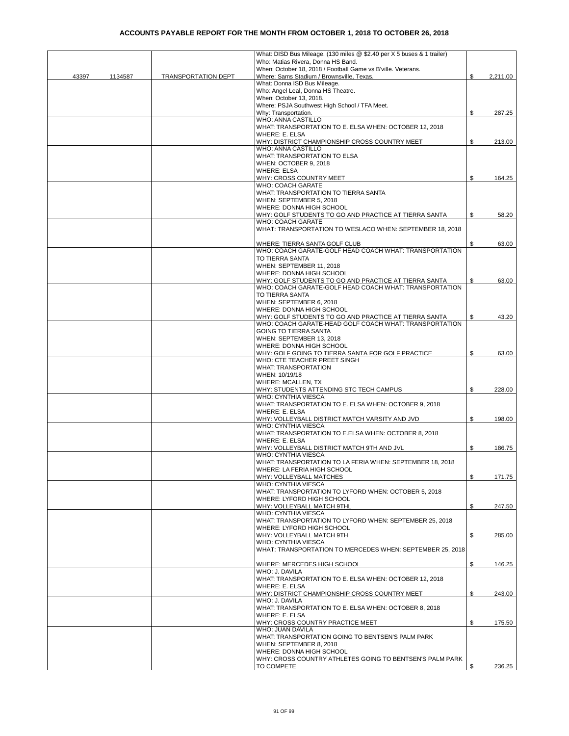# ACCOUNTS PAYABLE REPORT FOR THE MONTH FROM OCTOBER 1, 2018 TO OCTOBER 26, 2018

| | | | | |
|---|---|---|---|---|
| 43397 | 1134587 | TRANSPORTATION DEPT | What: DISD Bus Mileage. (130 miles @ $2.40 per X 5 buses & 1 trailer)<br>Who: Matias Rivera, Donna HS Band.<br>When: October 18, 2018 / Football Game vs B'ville. Veterans.<br>Where: Sams Stadium / Brownsville, Texas. | $ 2,211.00 |
| | | | What: Donna ISD Bus Mileage.<br>Who: Angel Leal, Donna HS Theatre.<br>When: October 13, 2018.<br>Where: PSJA Southwest High School / TFA Meet.<br>Why: Transportation. | $ 287.25 |
| | | | WHO: ANNA CASTILLO<br>WHAT: TRANSPORTATION TO E. ELSA WHEN: OCTOBER 12, 2018<br>WHERE: E. ELSA<br>WHY: DISTRICT CHAMPIONSHIP CROSS COUNTRY MEET | $ 213.00 |
| | | | WHO: ANNA CASTILLO<br>WHAT: TRANSPORTATION TO ELSA<br>WHEN: OCTOBER 9, 2018<br>WHERE: ELSA<br>WHY: CROSS COUNTRY MEET | $ 164.25 |
| | | | WHO: COACH GARATE<br>WHAT: TRANSPORTATION TO TIERRA SANTA<br>WHEN: SEPTEMBER 5, 2018<br>WHERE: DONNA HIGH SCHOOL<br>WHY: GOLF STUDENTS TO GO AND PRACTICE AT TIERRA SANTA | $ 58.20 |
| | | | WHO: COACH GARATE<br>WHAT: TRANSPORTATION TO WESLACO WHEN: SEPTEMBER 18, 2018<br><br>WHERE: TIERRA SANTA GOLF CLUB | $ 63.00 |
| | | | WHO: COACH GARATE-GOLF HEAD COACH WHAT: TRANSPORTATION TO TIERRA SANTA<br>WHEN: SEPTEMBER 11, 2018<br>WHERE: DONNA HIGH SCHOOL<br>WHY: GOLF STUDENTS TO GO AND PRACTICE AT TIERRA SANTA | $ 63.00 |
| | | | WHO: COACH GARATE-GOLF HEAD COACH WHAT: TRANSPORTATION TO TIERRA SANTA<br>WHEN: SEPTEMBER 6, 2018<br>WHERE: DONNA HIGH SCHOOL<br>WHY: GOLF STUDENTS TO GO AND PRACTICE AT TIERRA SANTA | $ 43.20 |
| | | | WHO: COACH GARATE-HEAD GOLF COACH WHAT: TRANSPORTATION GOING TO TIERRA SANTA<br>WHEN: SEPTEMBER 13, 2018<br>WHERE: DONNA HIGH SCHOOL<br>WHY: GOLF GOING TO TIERRA SANTA FOR GOLF PRACTICE | $ 63.00 |
| | | | WHO: CTE TEACHER PREET SINGH<br>WHAT: TRANSPORTATION<br>WHEN: 10/19/18<br>WHERE: MCALLEN, TX<br>WHY: STUDENTS ATTENDING STC TECH CAMPUS | $ 228.00 |
| | | | WHO: CYNTHIA VIESCA<br>WHAT: TRANSPORTATION TO E. ELSA WHEN: OCTOBER 9, 2018<br>WHERE: E. ELSA<br>WHY: VOLLEYBALL DISTRICT MATCH VARSITY AND JVD | $ 198.00 |
| | | | WHO: CYNTHIA VIESCA<br>WHAT: TRANSPORTATION TO E.ELSA WHEN: OCTOBER 8, 2018<br>WHERE: E. ELSA<br>WHY: VOLLEYBALL DISTRICT MATCH 9TH AND JVL | $ 186.75 |
| | | | WHO: CYNTHIA VIESCA<br>WHAT: TRANSPORTATION TO LA FERIA WHEN: SEPTEMBER 18, 2018<br>WHERE: LA FERIA HIGH SCHOOL<br>WHY: VOLLEYBALL MATCHES | $ 171.75 |
| | | | WHO: CYNTHIA VIESCA<br>WHAT: TRANSPORTATION TO LYFORD WHEN: OCTOBER 5, 2018<br>WHERE: LYFORD HIGH SCHOOL<br>WHY: VOLLEYBALL MATCH 9THL | $ 247.50 |
| | | | WHO: CYNTHIA VIESCA<br>WHAT: TRANSPORTATION TO LYFORD WHEN: SEPTEMBER 25, 2018<br>WHERE: LYFORD HIGH SCHOOL<br>WHY: VOLLEYBALL MATCH 9TH | $ 285.00 |
| | | | WHO: CYNTHIA VIESCA<br>WHAT: TRANSPORTATION TO MERCEDES WHEN: SEPTEMBER 25, 2018<br><br>WHERE: MERCEDES HIGH SCHOOL | $ 146.25 |
| | | | WHO: J. DAVILA<br>WHAT: TRANSPORTATION TO E. ELSA WHEN: OCTOBER 12, 2018<br>WHERE: E. ELSA<br>WHY: DISTRICT CHAMPIONSHIP CROSS COUNTRY MEET | $ 243.00 |
| | | | WHO: J. DAVILA<br>WHAT: TRANSPORTATION TO E. ELSA WHEN: OCTOBER 8, 2018<br>WHERE: E. ELSA<br>WHY: CROSS COUNTRY PRACTICE MEET | $ 175.50 |
| | | | WHO: JUAN DAVILA<br>WHAT: TRANSPORTATION GOING TO BENTSEN'S PALM PARK<br>WHEN: SEPTEMBER 8, 2018<br>WHERE: DONNA HIGH SCHOOL<br>WHY: CROSS COUNTRY ATHLETES GOING TO BENTSEN'S PALM PARK TO COMPETE | $ 236.25 |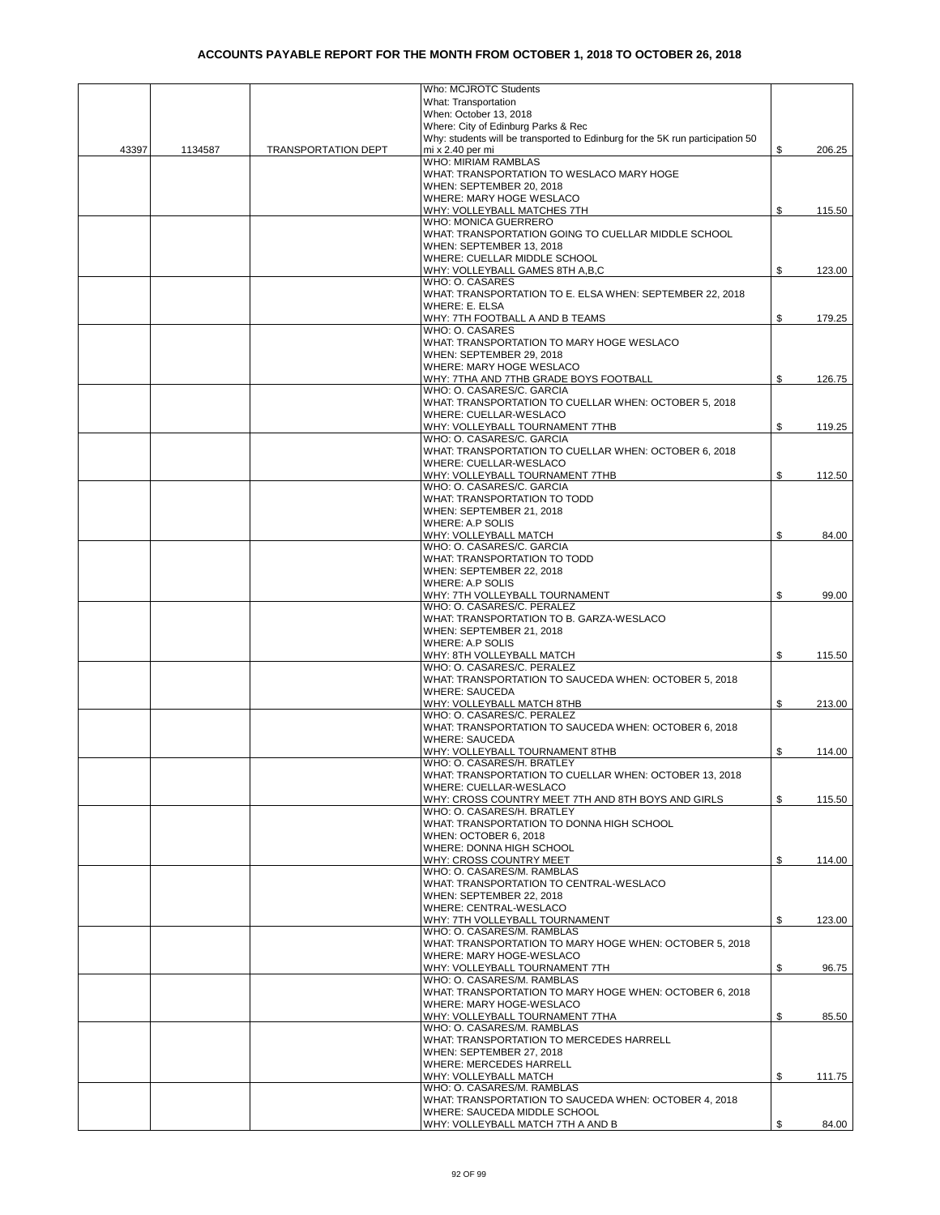# ACCOUNTS PAYABLE REPORT FOR THE MONTH FROM OCTOBER 1, 2018 TO OCTOBER 26, 2018

| | | | | |
|---|---|---|---|---|
| 43397 | 1134587 | TRANSPORTATION DEPT | Who: MCJROTC Students<br>What: Transportation<br>When: October 13, 2018<br>Where: City of Edinburg Parks & Rec<br>Why: students will be transported to Edinburg for the 5K run participation 50 mi x 2.40 per mi | $ 206.25 |
| | | | WHO: MIRIAM RAMBLAS<br>WHAT: TRANSPORTATION TO WESLACO MARY HOGE<br>WHEN: SEPTEMBER 20, 2018<br>WHERE: MARY HOGE WESLACO<br>WHY: VOLLEYBALL MATCHES 7TH | $ 115.50 |
| | | | WHO: MONICA GUERRERO<br>WHAT: TRANSPORTATION GOING TO CUELLAR MIDDLE SCHOOL<br>WHEN: SEPTEMBER 13, 2018<br>WHERE: CUELLAR MIDDLE SCHOOL<br>WHY: VOLLEYBALL GAMES 8TH A,B,C | $ 123.00 |
| | | | WHO: O. CASARES<br>WHAT: TRANSPORTATION TO E. ELSA WHEN: SEPTEMBER 22, 2018<br>WHERE: E. ELSA<br>WHY: 7TH FOOTBALL A AND B TEAMS | $ 179.25 |
| | | | WHO: O. CASARES<br>WHAT: TRANSPORTATION TO MARY HOGE WESLACO<br>WHEN: SEPTEMBER 29, 2018<br>WHERE: MARY HOGE WESLACO<br>WHY: 7THA AND 7THB GRADE BOYS FOOTBALL | $ 126.75 |
| | | | WHO: O. CASARES/C. GARCIA<br>WHAT: TRANSPORTATION TO CUELLAR WHEN: OCTOBER 5, 2018<br>WHERE: CUELLAR-WESLACO<br>WHY: VOLLEYBALL TOURNAMENT 7THB | $ 119.25 |
| | | | WHO: O. CASARES/C. GARCIA<br>WHAT: TRANSPORTATION TO CUELLAR WHEN: OCTOBER 6, 2018<br>WHERE: CUELLAR-WESLACO<br>WHY: VOLLEYBALL TOURNAMENT 7THB | $ 112.50 |
| | | | WHO: O. CASARES/C. GARCIA<br>WHAT: TRANSPORTATION TO TODD<br>WHEN: SEPTEMBER 21, 2018<br>WHERE: A.P SOLIS<br>WHY: VOLLEYBALL MATCH | $ 84.00 |
| | | | WHO: O. CASARES/C. GARCIA<br>WHAT: TRANSPORTATION TO TODD<br>WHEN: SEPTEMBER 22, 2018<br>WHERE: A.P SOLIS<br>WHY: 7TH VOLLEYBALL TOURNAMENT | $ 99.00 |
| | | | WHO: O. CASARES/C. PERALEZ<br>WHAT: TRANSPORTATION TO B. GARZA-WESLACO<br>WHEN: SEPTEMBER 21, 2018<br>WHERE: A.P SOLIS<br>WHY: 8TH VOLLEYBALL MATCH | $ 115.50 |
| | | | WHO: O. CASARES/C. PERALEZ<br>WHAT: TRANSPORTATION TO SAUCEDA WHEN: OCTOBER 5, 2018<br>WHERE: SAUCEDA<br>WHY: VOLLEYBALL MATCH 8THB | $ 213.00 |
| | | | WHO: O. CASARES/C. PERALEZ<br>WHAT: TRANSPORTATION TO SAUCEDA WHEN: OCTOBER 6, 2018<br>WHERE: SAUCEDA<br>WHY: VOLLEYBALL TOURNAMENT 8THB | $ 114.00 |
| | | | WHO: O. CASARES/H. BRATLEY<br>WHAT: TRANSPORTATION TO CUELLAR WHEN: OCTOBER 13, 2018<br>WHERE: CUELLAR-WESLACO<br>WHY: CROSS COUNTRY MEET 7TH AND 8TH BOYS AND GIRLS | $ 115.50 |
| | | | WHO: O. CASARES/H. BRATLEY<br>WHAT: TRANSPORTATION TO DONNA HIGH SCHOOL<br>WHEN: OCTOBER 6, 2018<br>WHERE: DONNA HIGH SCHOOL<br>WHY: CROSS COUNTRY MEET | $ 114.00 |
| | | | WHO: O. CASARES/M. RAMBLAS<br>WHAT: TRANSPORTATION TO CENTRAL-WESLACO<br>WHEN: SEPTEMBER 22, 2018<br>WHERE: CENTRAL-WESLACO<br>WHY: 7TH VOLLEYBALL TOURNAMENT | $ 123.00 |
| | | | WHO: O. CASARES/M. RAMBLAS<br>WHAT: TRANSPORTATION TO MARY HOGE WHEN: OCTOBER 5, 2018<br>WHERE: MARY HOGE-WESLACO<br>WHY: VOLLEYBALL TOURNAMENT 7TH | $ 96.75 |
| | | | WHO: O. CASARES/M. RAMBLAS<br>WHAT: TRANSPORTATION TO MARY HOGE WHEN: OCTOBER 6, 2018<br>WHERE: MARY HOGE-WESLACO<br>WHY: VOLLEYBALL TOURNAMENT 7THA | $ 85.50 |
| | | | WHO: O. CASARES/M. RAMBLAS<br>WHAT: TRANSPORTATION TO MERCEDES HARRELL<br>WHEN: SEPTEMBER 27, 2018<br>WHERE: MERCEDES HARRELL<br>WHY: VOLLEYBALL MATCH | $ 111.75 |
| | | | WHO: O. CASARES/M. RAMBLAS<br>WHAT: TRANSPORTATION TO SAUCEDA WHEN: OCTOBER 4, 2018<br>WHERE: SAUCEDA MIDDLE SCHOOL<br>WHY: VOLLEYBALL MATCH 7TH A AND B | $ 84.00 |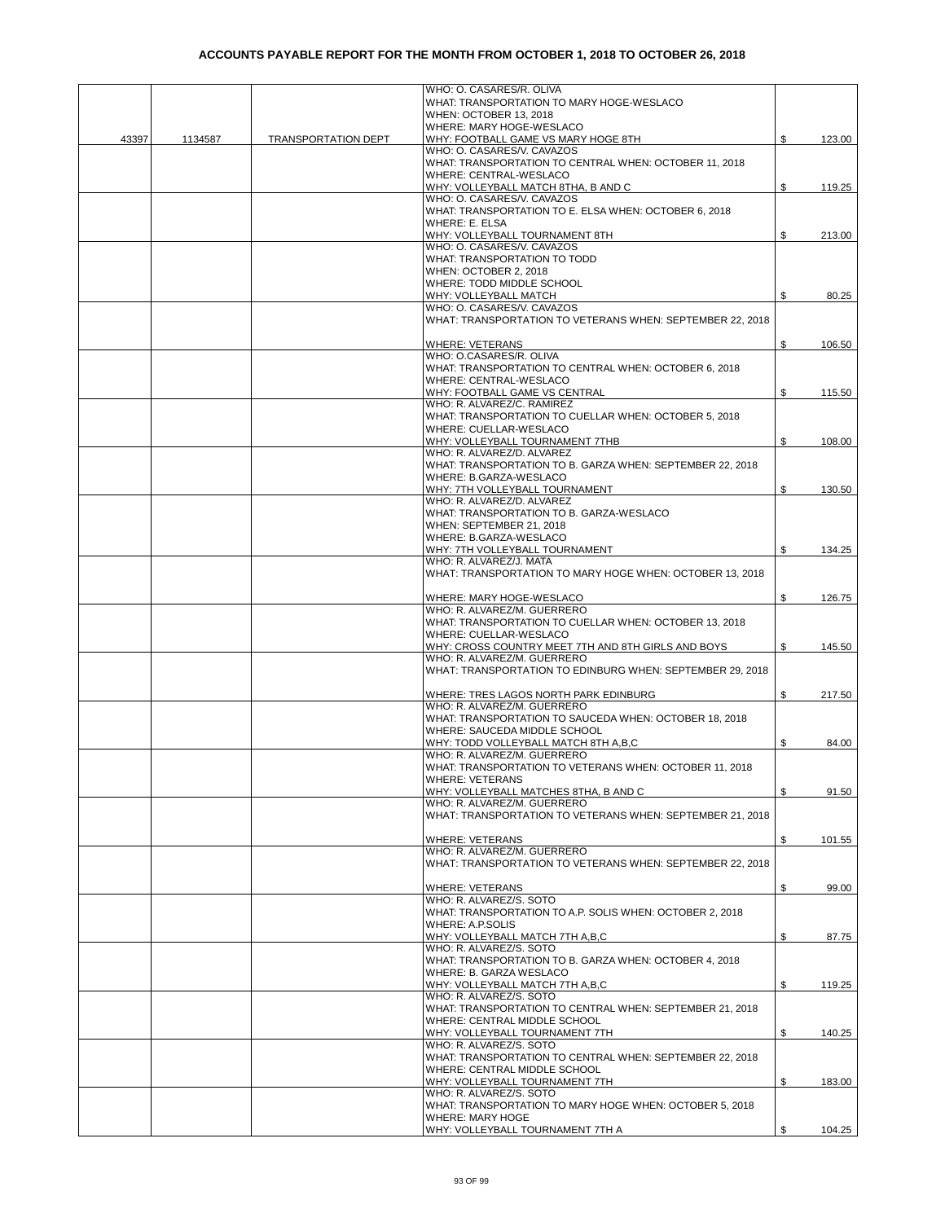# ACCOUNTS PAYABLE REPORT FOR THE MONTH FROM OCTOBER 1, 2018 TO OCTOBER 26, 2018

| | | | | |
|---|---|---|---|---|
| 43397 | 1134587 | TRANSPORTATION DEPT | WHO: O. CASARES/R. OLIVA<br>WHAT: TRANSPORTATION TO MARY HOGE-WESLACO<br>WHEN: OCTOBER 13, 2018<br>WHERE: MARY HOGE-WESLACO<br>WHY: FOOTBALL GAME VS MARY HOGE 8TH | $ 123.00 |
| | | | WHO: O. CASARES/V. CAVAZOS<br>WHAT: TRANSPORTATION TO CENTRAL WHEN: OCTOBER 11, 2018<br>WHERE: CENTRAL-WESLACO<br>WHY: VOLLEYBALL MATCH 8THA, B AND C | $ 119.25 |
| | | | WHO: O. CASARES/V. CAVAZOS<br>WHAT: TRANSPORTATION TO E. ELSA WHEN: OCTOBER 6, 2018<br>WHERE: E. ELSA<br>WHY: VOLLEYBALL TOURNAMENT 8TH | $ 213.00 |
| | | | WHO: O. CASARES/V. CAVAZOS<br>WHAT: TRANSPORTATION TO TODD<br>WHEN: OCTOBER 2, 2018<br>WHERE: TODD MIDDLE SCHOOL<br>WHY: VOLLEYBALL MATCH | $ 80.25 |
| | | | WHO: O. CASARES/V. CAVAZOS<br>WHAT: TRANSPORTATION TO VETERANS WHEN: SEPTEMBER 22, 2018<br>WHERE: VETERANS | $ 106.50 |
| | | | WHO: O.CASARES/R. OLIVA<br>WHAT: TRANSPORTATION TO CENTRAL WHEN: OCTOBER 6, 2018<br>WHERE: CENTRAL-WESLACO<br>WHY: FOOTBALL GAME VS CENTRAL | $ 115.50 |
| | | | WHO: R. ALVAREZ/C. RAMIREZ<br>WHAT: TRANSPORTATION TO CUELLAR WHEN: OCTOBER 5, 2018<br>WHERE: CUELLAR-WESLACO<br>WHY: VOLLEYBALL TOURNAMENT 7THB | $ 108.00 |
| | | | WHO: R. ALVAREZ/D. ALVAREZ<br>WHAT: TRANSPORTATION TO B. GARZA WHEN: SEPTEMBER 22, 2018<br>WHERE: B.GARZA-WESLACO<br>WHY: 7TH VOLLEYBALL TOURNAMENT | $ 130.50 |
| | | | WHO: R. ALVAREZ/D. ALVAREZ<br>WHAT: TRANSPORTATION TO B. GARZA-WESLACO<br>WHEN: SEPTEMBER 21, 2018<br>WHERE: B.GARZA-WESLACO<br>WHY: 7TH VOLLEYBALL TOURNAMENT | $ 134.25 |
| | | | WHO: R. ALVAREZ/J. MATA<br>WHAT: TRANSPORTATION TO MARY HOGE WHEN: OCTOBER 13, 2018<br>WHERE: MARY HOGE-WESLACO | $ 126.75 |
| | | | WHO: R. ALVAREZ/M. GUERRERO<br>WHAT: TRANSPORTATION TO CUELLAR WHEN: OCTOBER 13, 2018<br>WHERE: CUELLAR-WESLACO<br>WHY: CROSS COUNTRY MEET 7TH AND 8TH GIRLS AND BOYS | $ 145.50 |
| | | | WHO: R. ALVAREZ/M. GUERRERO<br>WHAT: TRANSPORTATION TO EDINBURG WHEN: SEPTEMBER 29, 2018<br>WHERE: TRES LAGOS NORTH PARK EDINBURG | $ 217.50 |
| | | | WHO: R. ALVAREZ/M. GUERRERO<br>WHAT: TRANSPORTATION TO SAUCEDA WHEN: OCTOBER 18, 2018<br>WHERE: SAUCEDA MIDDLE SCHOOL<br>WHY: TODD VOLLEYBALL MATCH 8TH A,B,C | $ 84.00 |
| | | | WHO: R. ALVAREZ/M. GUERRERO<br>WHAT: TRANSPORTATION TO VETERANS WHEN: OCTOBER 11, 2018<br>WHERE: VETERANS<br>WHY: VOLLEYBALL MATCHES 8THA, B AND C | $ 91.50 |
| | | | WHO: R. ALVAREZ/M. GUERRERO<br>WHAT: TRANSPORTATION TO VETERANS WHEN: SEPTEMBER 21, 2018<br>WHERE: VETERANS | $ 101.55 |
| | | | WHO: R. ALVAREZ/M. GUERRERO<br>WHAT: TRANSPORTATION TO VETERANS WHEN: SEPTEMBER 22, 2018<br>WHERE: VETERANS | $ 99.00 |
| | | | WHO: R. ALVAREZ/S. SOTO<br>WHAT: TRANSPORTATION TO A.P. SOLIS WHEN: OCTOBER 2, 2018<br>WHERE: A.P.SOLIS<br>WHY: VOLLEYBALL MATCH 7TH A,B,C | $ 87.75 |
| | | | WHO: R. ALVAREZ/S. SOTO<br>WHAT: TRANSPORTATION TO B. GARZA WHEN: OCTOBER 4, 2018<br>WHERE: B. GARZA WESLACO<br>WHY: VOLLEYBALL MATCH 7TH A,B,C | $ 119.25 |
| | | | WHO: R. ALVAREZ/S. SOTO<br>WHAT: TRANSPORTATION TO CENTRAL WHEN: SEPTEMBER 21, 2018<br>WHERE: CENTRAL MIDDLE SCHOOL<br>WHY: VOLLEYBALL TOURNAMENT 7TH | $ 140.25 |
| | | | WHO: R. ALVAREZ/S. SOTO<br>WHAT: TRANSPORTATION TO CENTRAL WHEN: SEPTEMBER 22, 2018<br>WHERE: CENTRAL MIDDLE SCHOOL<br>WHY: VOLLEYBALL TOURNAMENT 7TH | $ 183.00 |
| | | | WHO: R. ALVAREZ/S. SOTO<br>WHAT: TRANSPORTATION TO MARY HOGE WHEN: OCTOBER 5, 2018<br>WHERE: MARY HOGE<br>WHY: VOLLEYBALL TOURNAMENT 7TH A | $ 104.25 |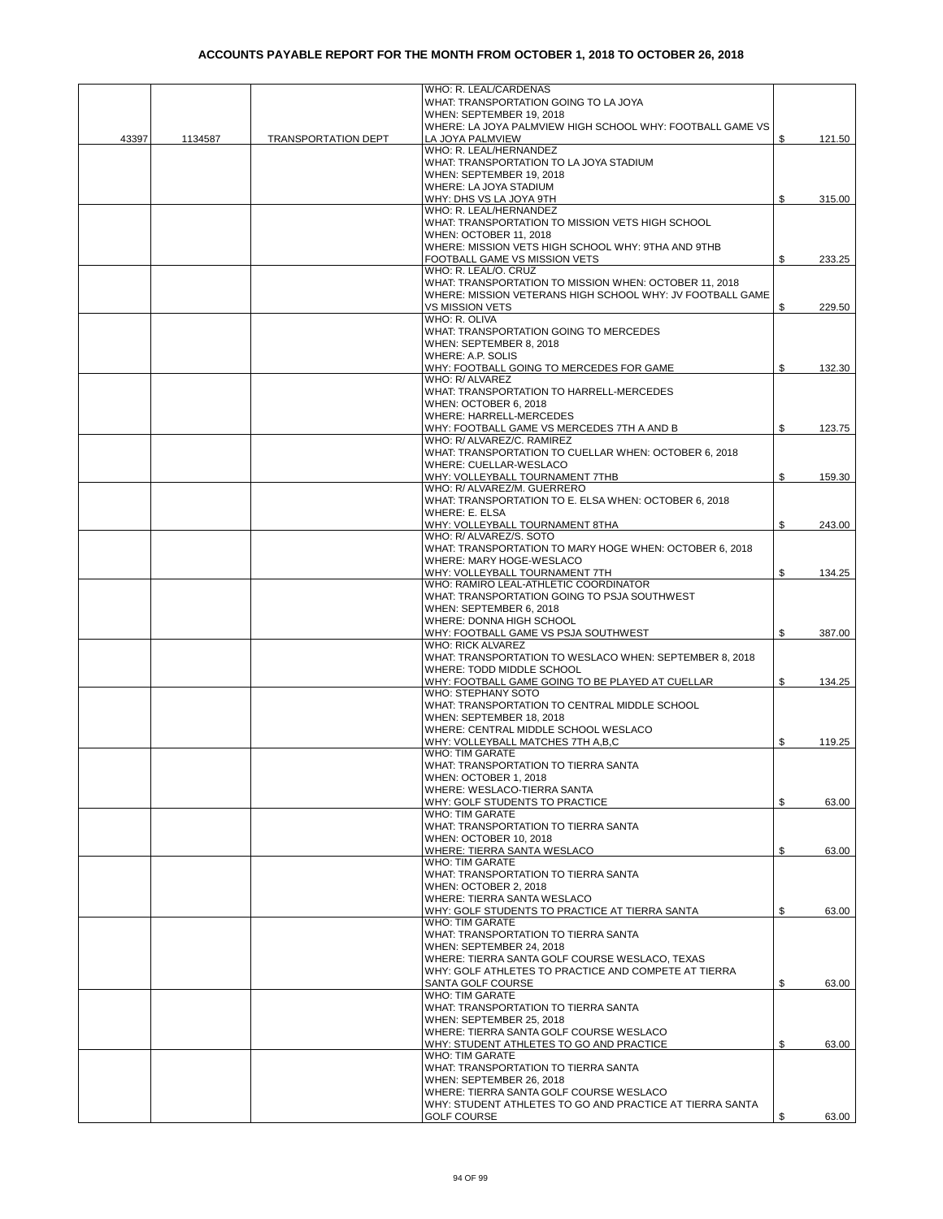# ACCOUNTS PAYABLE REPORT FOR THE MONTH FROM OCTOBER 1, 2018 TO OCTOBER 26, 2018

| | | | | |
|---|---|---|---|---|
| 43397 | 1134587 | TRANSPORTATION DEPT | WHO: R. LEAL/CARDENAS<br>WHAT: TRANSPORTATION GOING TO LA JOYA<br>WHEN: SEPTEMBER 19, 2018<br>WHERE: LA JOYA PALMVIEW HIGH SCHOOL WHY: FOOTBALL GAME VS LA JOYA PALMVIEW | $ 121.50 |
| | | | WHO: R. LEAL/HERNANDEZ<br>WHAT: TRANSPORTATION TO LA JOYA STADIUM<br>WHEN: SEPTEMBER 19, 2018<br>WHERE: LA JOYA STADIUM<br>WHY: DHS VS LA JOYA 9TH | $ 315.00 |
| | | | WHO: R. LEAL/HERNANDEZ<br>WHAT: TRANSPORTATION TO MISSION VETS HIGH SCHOOL<br>WHEN: OCTOBER 11, 2018<br>WHERE: MISSION VETS HIGH SCHOOL WHY: 9THA AND 9THB FOOTBALL GAME VS MISSION VETS | $ 233.25 |
| | | | WHO: R. LEAL/O. CRUZ<br>WHAT: TRANSPORTATION TO MISSION WHEN: OCTOBER 11, 2018<br>WHERE: MISSION VETERANS HIGH SCHOOL WHY: JV FOOTBALL GAME VS MISSION VETS | $ 229.50 |
| | | | WHO: R. OLIVA<br>WHAT: TRANSPORTATION GOING TO MERCEDES<br>WHEN: SEPTEMBER 8, 2018<br>WHERE: A.P. SOLIS<br>WHY: FOOTBALL GOING TO MERCEDES FOR GAME | $ 132.30 |
| | | | WHO: R/ ALVAREZ<br>WHAT: TRANSPORTATION TO HARRELL-MERCEDES<br>WHEN: OCTOBER 6, 2018<br>WHERE: HARRELL-MERCEDES<br>WHY: FOOTBALL GAME VS MERCEDES 7TH A AND B | $ 123.75 |
| | | | WHO: R/ ALVAREZ/C. RAMIREZ<br>WHAT: TRANSPORTATION TO CUELLAR WHEN: OCTOBER 6, 2018<br>WHERE: CUELLAR-WESLACO<br>WHY: VOLLEYBALL TOURNAMENT 7THB | $ 159.30 |
| | | | WHO: R/ ALVAREZ/M. GUERRERO<br>WHAT: TRANSPORTATION TO E. ELSA WHEN: OCTOBER 6, 2018<br>WHERE: E. ELSA<br>WHY: VOLLEYBALL TOURNAMENT 8THA | $ 243.00 |
| | | | WHO: R/ ALVAREZ/S. SOTO<br>WHAT: TRANSPORTATION TO MARY HOGE WHEN: OCTOBER 6, 2018<br>WHERE: MARY HOGE-WESLACO<br>WHY: VOLLEYBALL TOURNAMENT 7TH | $ 134.25 |
| | | | WHO: RAMIRO LEAL-ATHLETIC COORDINATOR<br>WHAT: TRANSPORTATION GOING TO PSJA SOUTHWEST<br>WHEN: SEPTEMBER 6, 2018<br>WHERE: DONNA HIGH SCHOOL<br>WHY: FOOTBALL GAME VS PSJA SOUTHWEST | $ 387.00 |
| | | | WHO: RICK ALVAREZ<br>WHAT: TRANSPORTATION TO WESLACO WHEN: SEPTEMBER 8, 2018<br>WHERE: TODD MIDDLE SCHOOL<br>WHY: FOOTBALL GAME GOING TO BE PLAYED AT CUELLAR | $ 134.25 |
| | | | WHO: STEPHANY SOTO<br>WHAT: TRANSPORTATION TO CENTRAL MIDDLE SCHOOL<br>WHEN: SEPTEMBER 18, 2018<br>WHERE: CENTRAL MIDDLE SCHOOL WESLACO<br>WHY: VOLLEYBALL MATCHES 7TH A,B,C | $ 119.25 |
| | | | WHO: TIM GARATE<br>WHAT: TRANSPORTATION TO TIERRA SANTA<br>WHEN: OCTOBER 1, 2018<br>WHERE: WESLACO-TIERRA SANTA<br>WHY: GOLF STUDENTS TO PRACTICE | $ 63.00 |
| | | | WHO: TIM GARATE<br>WHAT: TRANSPORTATION TO TIERRA SANTA<br>WHEN: OCTOBER 10, 2018<br>WHERE: TIERRA SANTA WESLACO | $ 63.00 |
| | | | WHO: TIM GARATE<br>WHAT: TRANSPORTATION TO TIERRA SANTA<br>WHEN: OCTOBER 2, 2018<br>WHERE: TIERRA SANTA WESLACO<br>WHY: GOLF STUDENTS TO PRACTICE AT TIERRA SANTA | $ 63.00 |
| | | | WHO: TIM GARATE<br>WHAT: TRANSPORTATION TO TIERRA SANTA<br>WHEN: SEPTEMBER 24, 2018<br>WHERE: TIERRA SANTA GOLF COURSE WESLACO, TEXAS<br>WHY: GOLF ATHLETES TO PRACTICE AND COMPETE AT TIERRA SANTA GOLF COURSE | $ 63.00 |
| | | | WHO: TIM GARATE<br>WHAT: TRANSPORTATION TO TIERRA SANTA<br>WHEN: SEPTEMBER 25, 2018<br>WHERE: TIERRA SANTA GOLF COURSE WESLACO<br>WHY: STUDENT ATHLETES TO GO AND PRACTICE | $ 63.00 |
| | | | WHO: TIM GARATE<br>WHAT: TRANSPORTATION TO TIERRA SANTA<br>WHEN: SEPTEMBER 26, 2018<br>WHERE: TIERRA SANTA GOLF COURSE WESLACO<br>WHY: STUDENT ATHLETES TO GO AND PRACTICE AT TIERRA SANTA GOLF COURSE | $ 63.00 |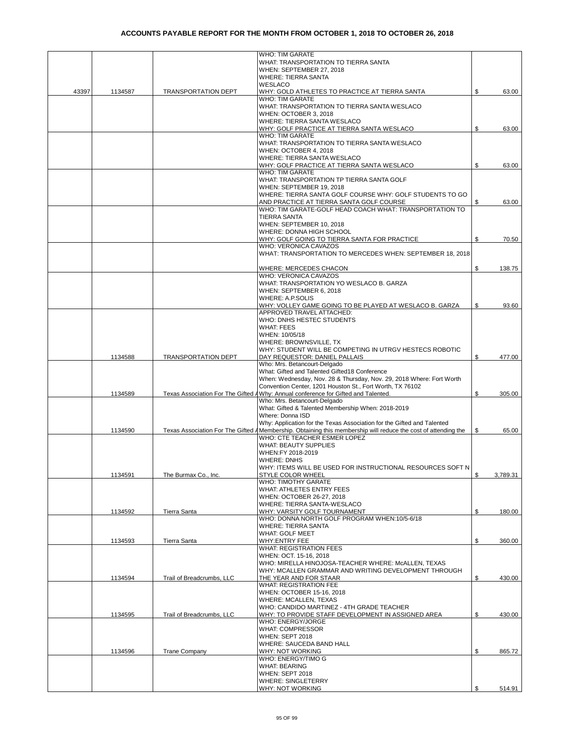# ACCOUNTS PAYABLE REPORT FOR THE MONTH FROM OCTOBER 1, 2018 TO OCTOBER 26, 2018

| | | | | |
|---|---|---|---|---|
| 43397 | 1134587 | TRANSPORTATION DEPT | WHO: TIM GARATE<br>WHAT: TRANSPORTATION TO TIERRA SANTA<br>WHEN: SEPTEMBER 27, 2018<br>WHERE: TIERRA SANTA<br>WESLACO<br>WHY: GOLD ATHLETES TO PRACTICE AT TIERRA SANTA | $ 63.00 |
| | | | WHO: TIM GARATE<br>WHAT: TRANSPORTATION TO TIERRA SANTA WESLACO<br>WHEN: OCTOBER 3, 2018<br>WHERE: TIERRA SANTA WESLACO<br>WHY: GOLF PRACTICE AT TIERRA SANTA WESLACO | $ 63.00 |
| | | | WHO: TIM GARATE<br>WHAT: TRANSPORTATION TO TIERRA SANTA WESLACO<br>WHEN: OCTOBER 4, 2018<br>WHERE: TIERRA SANTA WESLACO<br>WHY: GOLF PRACTICE AT TIERRA SANTA WESLACO | $ 63.00 |
| | | | WHO: TIM GARATE<br>WHAT: TRANSPORTATION TP TIERRA SANTA GOLF<br>WHEN: SEPTEMBER 19, 2018<br>WHERE: TIERRA SANTA GOLF COURSE WHY: GOLF STUDENTS TO GO AND PRACTICE AT TIERRA SANTA GOLF COURSE | $ 63.00 |
| | | | WHO: TIM GARATE-GOLF HEAD COACH WHAT: TRANSPORTATION TO TIERRA SANTA<br>WHEN: SEPTEMBER 10, 2018<br>WHERE: DONNA HIGH SCHOOL<br>WHY: GOLF GOING TO TIERRA SANTA FOR PRACTICE | $ 70.50 |
| | | | WHO: VERONICA CAVAZOS<br>WHAT: TRANSPORTATION TO MERCEDES WHEN: SEPTEMBER 18, 2018<br><br>WHERE: MERCEDES CHACON | $ 138.75 |
| | | | WHO: VERONICA CAVAZOS<br>WHAT: TRANSPORTATION YO WESLACO B. GARZA<br>WHEN: SEPTEMBER 6, 2018<br>WHERE: A.P.SOLIS<br>WHY: VOLLEY GAME GOING TO BE PLAYED AT WESLACO B. GARZA | $ 93.60 |
| | 1134588 | TRANSPORTATION DEPT | APPROVED TRAVEL ATTACHED:<br>WHO: DNHS HESTEC STUDENTS<br>WHAT: FEES<br>WHEN: 10/05/18<br>WHERE: BROWNSVILLE, TX<br>WHY: STUDENT WILL BE COMPETING IN UTRGV HESTECS ROBOTIC DAY REQUESTOR: DANIEL PALLAIS | $ 477.00 |
| | 1134589 | Texas Association For The Gifted A | Who: Mrs. Betancourt-Delgado<br>What: Gifted and Talented Gifted18 Conference<br>When: Wednesday, Nov. 28 & Thursday, Nov. 29, 2018 Where: Fort Worth Convention Center, 1201 Houston St., Fort Worth, TX 76102<br>Why: Annual conference for Gifted and Talented. | $ 305.00 |
| | 1134590 | Texas Association For The Gifted A | Who: Mrs. Betancourt-Delgado<br>What: Gifted & Talented Membership When: 2018-2019<br>Where: Donna ISD<br>Why: Application for the Texas Association for the Gifted and Talented Membership. Obtaining this membership will reduce the cost of attending the | $ 65.00 |
| | 1134591 | The Burmax Co., Inc. | WHO: CTE TEACHER ESMER LOPEZ<br>WHAT: BEAUTY SUPPLIES<br>WHEN:FY 2018-2019<br>WHERE: DNHS<br>WHY: ITEMS WILL BE USED FOR INSTRUCTIONAL RESOURCES SOFT N STYLE COLOR WHEEL | $ 3,789.31 |
| | 1134592 | Tierra Santa | WHO: TIMOTHY GARATE<br>WHAT: ATHLETES ENTRY FEES<br>WHEN: OCTOBER 26-27, 2018<br>WHERE: TIERRA SANTA-WESLACO<br>WHY: VARSITY GOLF TOURNAMENT | $ 180.00 |
| | 1134593 | Tierra Santa | WHO: DONNA NORTH GOLF PROGRAM WHEN:10/5-6/18<br>WHERE: TIERRA SANTA<br>WHAT: GOLF MEET<br>WHY:ENTRY FEE | $ 360.00 |
| | 1134594 | Trail of Breadcrumbs, LLC | WHAT: REGISTRATION FEES<br>WHEN: OCT. 15-16, 2018<br>WHO: MIRELLA HINOJOSA-TEACHER WHERE: McALLEN, TEXAS<br>WHY: MCALLEN GRAMMAR AND WRITING DEVELOPMENT THROUGH THE YEAR AND FOR STAAR | $ 430.00 |
| | 1134595 | Trail of Breadcrumbs, LLC | WHAT: REGISTRATION FEE<br>WHEN: OCTOBER 15-16, 2018<br>WHERE: MCALLEN, TEXAS<br>WHO: CANDIDO MARTINEZ - 4TH GRADE TEACHER<br>WHY: TO PROVIDE STAFF DEVELOPMENT IN ASSIGNED AREA | $ 430.00 |
| | 1134596 | Trane Company | WHO: ENERGY/JORGE<br>WHAT: COMPRESSOR<br>WHEN: SEPT 2018<br>WHERE: SAUCEDA BAND HALL<br>WHY: NOT WORKING | $ 865.72 |
| | | | WHO: ENERGY/TIMO G<br>WHAT: BEARING<br>WHEN: SEPT 2018<br>WHERE: SINGLETERRY<br>WHY: NOT WORKING | $ 514.91 |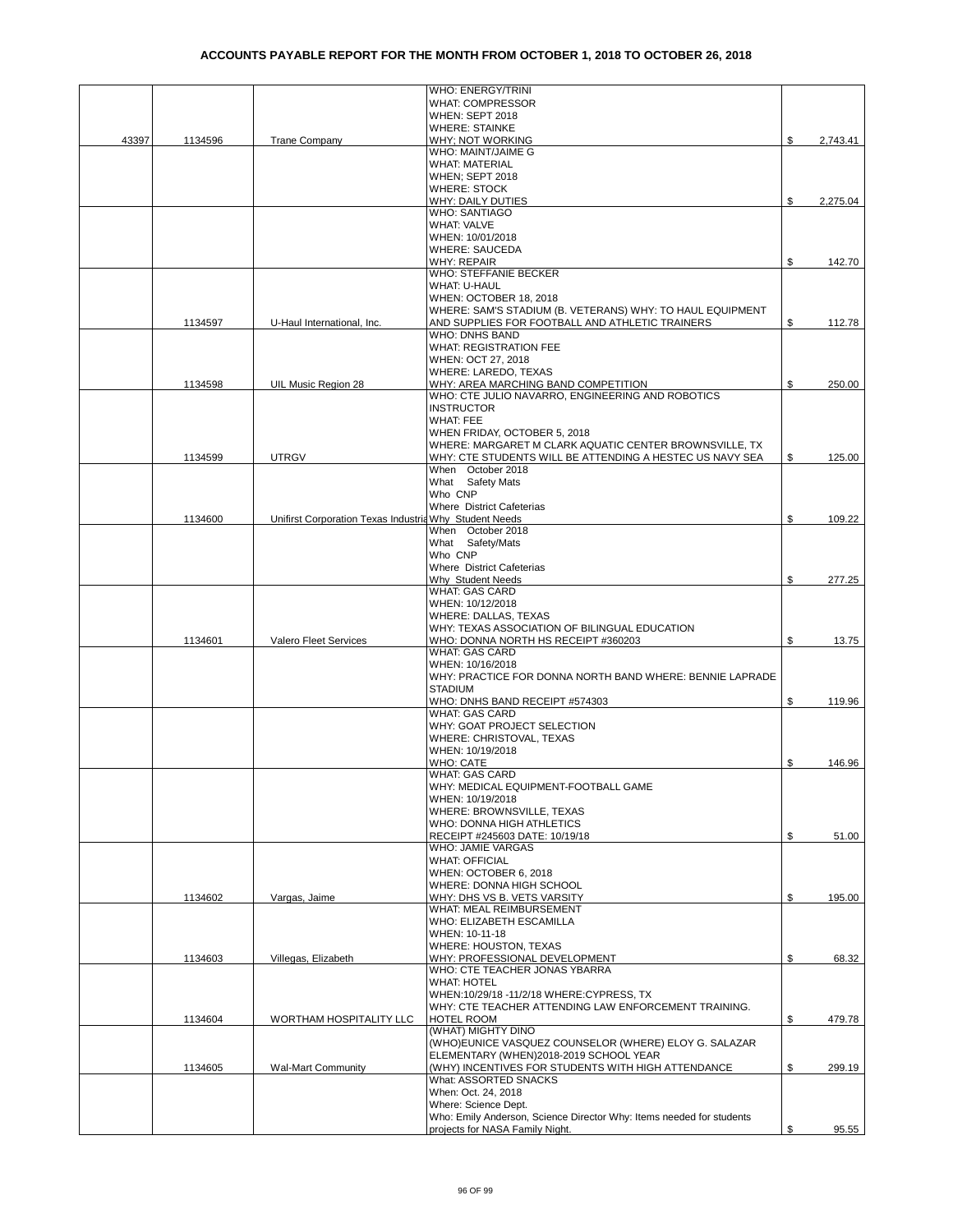# ACCOUNTS PAYABLE REPORT FOR THE MONTH FROM OCTOBER 1, 2018 TO OCTOBER 26, 2018

| | | | | |
|---|---|---|---|---|
| 43397 | 1134596 | Trane Company | WHO: ENERGY/TRINI<br>WHAT: COMPRESSOR<br>WHEN: SEPT 2018<br>WHERE: STAINKE<br>WHY; NOT WORKING | $ 2,743.41 |
| | | | WHO: MAINT/JAIME G<br>WHAT: MATERIAL<br>WHEN; SEPT 2018<br>WHERE: STOCK<br>WHY: DAILY DUTIES | $ 2,275.04 |
| | | | WHO: SANTIAGO<br>WHAT: VALVE<br>WHEN: 10/01/2018<br>WHERE: SAUCEDA<br>WHY: REPAIR | $ 142.70 |
| | 1134597 | U-Haul International, Inc. | WHO: STEFFANIE BECKER<br>WHAT: U-HAUL<br>WHEN: OCTOBER 18, 2018<br>WHERE: SAM'S STADIUM (B. VETERANS) WHY: TO HAUL EQUIPMENT AND SUPPLIES FOR FOOTBALL AND ATHLETIC TRAINERS | $ 112.78 |
| | 1134598 | UIL Music Region 28 | WHO: DNHS BAND<br>WHAT: REGISTRATION FEE<br>WHEN: OCT 27, 2018<br>WHERE: LAREDO, TEXAS<br>WHY: AREA MARCHING BAND COMPETITION | $ 250.00 |
| | 1134599 | UTRGV | WHO: CTE JULIO NAVARRO, ENGINEERING AND ROBOTICS INSTRUCTOR<br>WHAT: FEE<br>WHEN FRIDAY, OCTOBER 5, 2018<br>WHERE: MARGARET M CLARK AQUATIC CENTER BROWNSVILLE, TX<br>WHY: CTE STUDENTS WILL BE ATTENDING A HESTEC US NAVY SEA | $ 125.00 |
| | 1134600 | Unifirst Corporation Texas Industria | When October 2018<br>What Safety Mats<br>Who CNP<br>Where District Cafeterias<br>Why Student Needs | $ 109.22 |
| | | | When October 2018<br>What Safety/Mats<br>Who CNP<br>Where District Cafeterias<br>Why Student Needs | $ 277.25 |
| | 1134601 | Valero Fleet Services | WHAT: GAS CARD<br>WHEN: 10/12/2018<br>WHERE: DALLAS, TEXAS<br>WHY: TEXAS ASSOCIATION OF BILINGUAL EDUCATION<br>WHO: DONNA NORTH HS RECEIPT #360203 | $ 13.75 |
| | | | WHAT: GAS CARD<br>WHEN: 10/16/2018<br>WHY: PRACTICE FOR DONNA NORTH BAND WHERE: BENNIE LAPRADE STADIUM<br>WHO: DNHS BAND RECEIPT #574303 | $ 119.96 |
| | | | WHAT: GAS CARD<br>WHY: GOAT PROJECT SELECTION<br>WHERE: CHRISTOVAL, TEXAS<br>WHEN: 10/19/2018<br>WHO: CATE | $ 146.96 |
| | | | WHAT: GAS CARD<br>WHY: MEDICAL EQUIPMENT-FOOTBALL GAME<br>WHEN: 10/19/2018<br>WHERE: BROWNSVILLE, TEXAS<br>WHO: DONNA HIGH ATHLETICS<br>RECEIPT #245603 DATE: 10/19/18 | $ 51.00 |
| | 1134602 | Vargas, Jaime | WHO: JAMIE VARGAS<br>WHAT: OFFICIAL<br>WHEN: OCTOBER 6, 2018<br>WHERE: DONNA HIGH SCHOOL<br>WHY: DHS VS B. VETS VARSITY | $ 195.00 |
| | 1134603 | Villegas, Elizabeth | WHAT: MEAL REIMBURSEMENT<br>WHO: ELIZABETH ESCAMILLA<br>WHEN: 10-11-18<br>WHERE: HOUSTON, TEXAS<br>WHY: PROFESSIONAL DEVELOPMENT | $ 68.32 |
| | 1134604 | WORTHAM HOSPITALITY LLC | WHO: CTE TEACHER JONAS YBARRA<br>WHAT: HOTEL<br>WHEN:10/29/18 -11/2/18 WHERE:CYPRESS, TX<br>WHY: CTE TEACHER ATTENDING LAW ENFORCEMENT TRAINING. HOTEL ROOM | $ 479.78 |
| | 1134605 | Wal-Mart Community | (WHAT) MIGHTY DINO<br>(WHO)EUNICE VASQUEZ COUNSELOR (WHERE) ELOY G. SALAZAR ELEMENTARY (WHEN)2018-2019 SCHOOL YEAR<br>(WHY) INCENTIVES FOR STUDENTS WITH HIGH ATTENDANCE | $ 299.19 |
| | | | What: ASSORTED SNACKS<br>When: Oct. 24, 2018<br>Where: Science Dept.<br>Who: Emily Anderson, Science Director Why: Items needed for students projects for NASA Family Night. | $ 95.55 |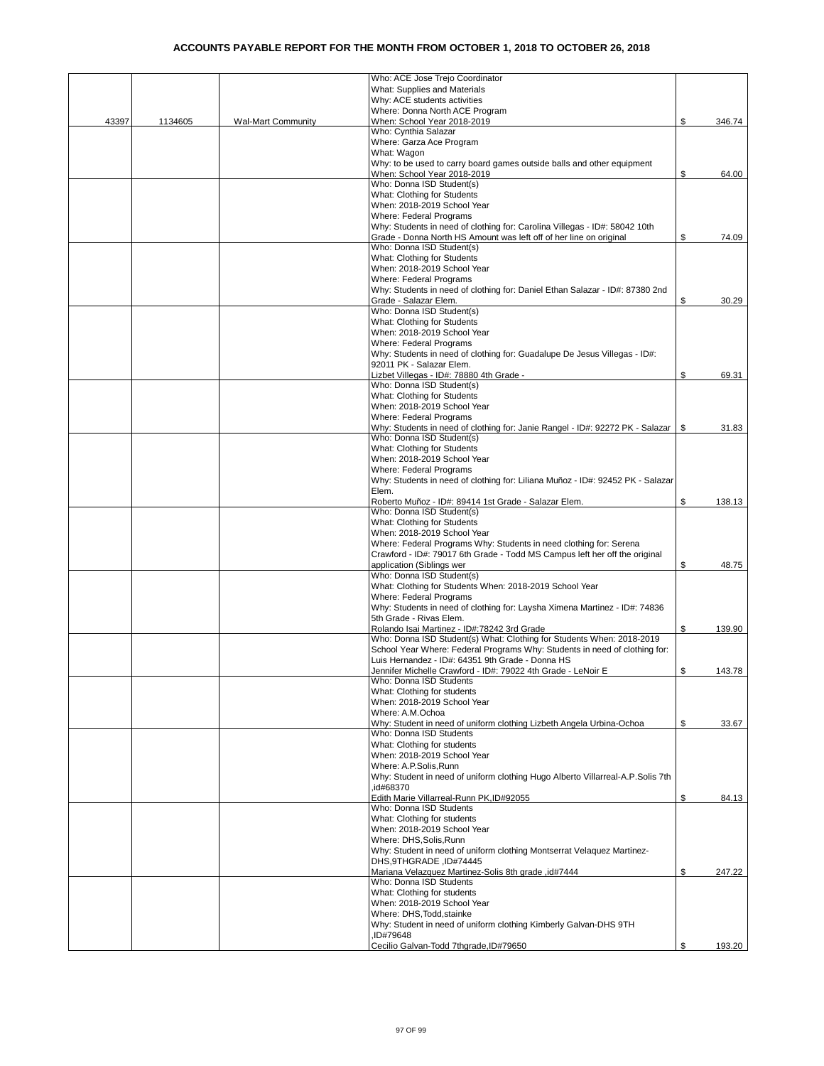# ACCOUNTS PAYABLE REPORT FOR THE MONTH FROM OCTOBER 1, 2018 TO OCTOBER 26, 2018

| | | | | |
|---|---|---|---|---|
| 43397 | 1134605 | Wal-Mart Community | Who: ACE Jose Trejo Coordinator<br>What: Supplies and Materials<br>Why: ACE students activities<br>Where: Donna North ACE Program<br>When: School Year 2018-2019 | $ 346.74 |
| | | | Who: Cynthia Salazar<br>Where: Garza Ace Program<br>What: Wagon<br>Why: to be used to carry board games outside balls and other equipment<br>When: School Year 2018-2019 | $ 64.00 |
| | | | Who: Donna ISD Student(s)<br>What: Clothing for Students<br>When: 2018-2019 School Year<br>Where: Federal Programs<br>Why: Students in need of clothing for: Carolina Villegas - ID#: 58042 10th Grade - Donna North HS Amount was left off of her line on original | $ 74.09 |
| | | | Who: Donna ISD Student(s)<br>What: Clothing for Students<br>When: 2018-2019 School Year<br>Where: Federal Programs<br>Why: Students in need of clothing for: Daniel Ethan Salazar - ID#: 87380 2nd Grade - Salazar Elem. | $ 30.29 |
| | | | Who: Donna ISD Student(s)<br>What: Clothing for Students<br>When: 2018-2019 School Year<br>Where: Federal Programs<br>Why: Students in need of clothing for: Guadalupe De Jesus Villegas - ID#: 92011 PK - Salazar Elem.<br>Lizbet Villegas - ID#: 78880 4th Grade - | $ 69.31 |
| | | | Who: Donna ISD Student(s)<br>What: Clothing for Students<br>When: 2018-2019 School Year<br>Where: Federal Programs<br>Why: Students in need of clothing for: Janie Rangel - ID#: 92272 PK - Salazar | $ 31.83 |
| | | | Who: Donna ISD Student(s)<br>What: Clothing for Students<br>When: 2018-2019 School Year<br>Where: Federal Programs<br>Why: Students in need of clothing for: Liliana Muñoz - ID#: 92452 PK - Salazar Elem.<br>Roberto Muñoz - ID#: 89414 1st Grade - Salazar Elem. | $ 138.13 |
| | | | Who: Donna ISD Student(s)<br>What: Clothing for Students<br>When: 2018-2019 School Year<br>Where: Federal Programs Why: Students in need clothing for: Serena Crawford - ID#: 79017 6th Grade - Todd MS Campus left her off the original application (Siblings wer | $ 48.75 |
| | | | Who: Donna ISD Student(s)<br>What: Clothing for Students When: 2018-2019 School Year<br>Where: Federal Programs<br>Why: Students in need of clothing for: Laysha Ximena Martinez - ID#: 74836 5th Grade - Rivas Elem.<br>Rolando Isai Martinez - ID#:78242 3rd Grade | $ 139.90 |
| | | | Who: Donna ISD Student(s) What: Clothing for Students When: 2018-2019 School Year Where: Federal Programs Why: Students in need of clothing for: Luis Hernandez - ID#: 64351 9th Grade - Donna HS<br>Jennifer Michelle Crawford - ID#: 79022 4th Grade - LeNoir E | $ 143.78 |
| | | | Who: Donna ISD Students<br>What: Clothing for students<br>When: 2018-2019 School Year<br>Where: A.M.Ochoa<br>Why: Student in need of uniform clothing Lizbeth Angela Urbina-Ochoa | $ 33.67 |
| | | | Who: Donna ISD Students<br>What: Clothing for students<br>When: 2018-2019 School Year<br>Where: A.P.Solis,Runn<br>Why: Student in need of uniform clothing Hugo Alberto Villarreal-A.P.Solis 7th ,id#68370<br>Edith Marie Villarreal-Runn PK,ID#92055 | $ 84.13 |
| | | | Who: Donna ISD Students<br>What: Clothing for students<br>When: 2018-2019 School Year<br>Where: DHS,Solis,Runn<br>Why: Student in need of uniform clothing Montserrat Velaquez Martinez-DHS,9THGRADE ,ID#74445<br>Mariana Velazquez Martinez-Solis 8th grade ,id#7444 | $ 247.22 |
| | | | Who: Donna ISD Students<br>What: Clothing for students<br>When: 2018-2019 School Year<br>Where: DHS,Todd,stainke<br>Why: Student in need of uniform clothing Kimberly Galvan-DHS 9TH ,ID#79648<br>Cecilio Galvan-Todd 7thgrade,ID#79650 | $ 193.20 |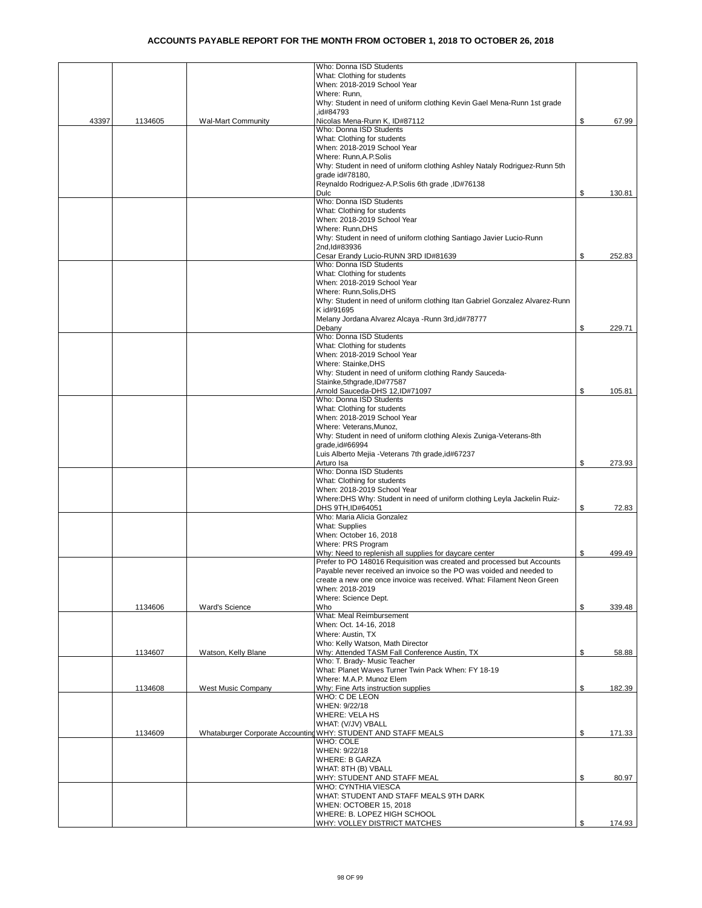# ACCOUNTS PAYABLE REPORT FOR THE MONTH FROM OCTOBER 1, 2018 TO OCTOBER 26, 2018

| | | | | |
|---|---|---|---|---|
| 43397 | 1134605 | Wal-Mart Community | Who: Donna ISD Students<br>What: Clothing for students<br>When: 2018-2019 School Year<br>Where: Runn,<br>Why: Student in need of uniform clothing Kevin Gael Mena-Runn 1st grade ,id#84793<br>Nicolas Mena-Runn K, ID#87112 | $ 67.99 |
| | | | Who: Donna ISD Students<br>What: Clothing for students<br>When: 2018-2019 School Year<br>Where: Runn,A.P.Solis<br>Why: Student in need of uniform clothing Ashley Nataly Rodriguez-Runn 5th grade id#78180,<br>Reynaldo Rodriguez-A.P.Solis 6th grade ,ID#76138<br>Dulc | $ 130.81 |
| | | | Who: Donna ISD Students<br>What: Clothing for students<br>When: 2018-2019 School Year<br>Where: Runn,DHS<br>Why: Student in need of uniform clothing Santiago Javier Lucio-Runn 2nd,Id#83936<br>Cesar Erandy Lucio-RUNN 3RD ID#81639 | $ 252.83 |
| | | | Who: Donna ISD Students<br>What: Clothing for students<br>When: 2018-2019 School Year<br>Where: Runn,Solis,DHS<br>Why: Student in need of uniform clothing Itan Gabriel Gonzalez Alvarez-Runn K id#91695<br>Melany Jordana Alvarez Alcaya -Runn 3rd,id#78777<br>Debany | $ 229.71 |
| | | | Who: Donna ISD Students<br>What: Clothing for students<br>When: 2018-2019 School Year<br>Where: Stainke,DHS<br>Why: Student in need of uniform clothing Randy Sauceda-Stainke,5thgrade,ID#77587<br>Arnold Sauceda-DHS 12,ID#71097 | $ 105.81 |
| | | | Who: Donna ISD Students<br>What: Clothing for students<br>When: 2018-2019 School Year<br>Where: Veterans,Munoz,<br>Why: Student in need of uniform clothing Alexis Zuniga-Veterans-8th grade,id#66994<br>Luis Alberto Mejia -Veterans 7th grade,id#67237<br>Arturo Isa | $ 273.93 |
| | | | Who: Donna ISD Students<br>What: Clothing for students<br>When: 2018-2019 School Year<br>Where:DHS Why: Student in need of uniform clothing Leyla Jackelin Ruiz-DHS 9TH,ID#64051 | $ 72.83 |
| | | | Who: Maria Alicia Gonzalez<br>What: Supplies<br>When: October 16, 2018<br>Where: PRS Program<br>Why: Need to replenish all supplies for daycare center | $ 499.49 |
| | 1134606 | Ward's Science | Prefer to PO 148016 Requisition was created and processed but Accounts Payable never received an invoice so the PO was voided and needed to create a new one once invoice was received. What: Filament Neon Green<br>When: 2018-2019<br>Where: Science Dept.<br>Who | $ 339.48 |
| | 1134607 | Watson, Kelly Blane | What: Meal Reimbursement<br>When: Oct. 14-16, 2018<br>Where: Austin, TX<br>Who: Kelly Watson, Math Director<br>Why: Attended TASM Fall Conference Austin, TX | $ 58.88 |
| | 1134608 | West Music Company | Who: T. Brady- Music Teacher<br>What: Planet Waves Turner Twin Pack When: FY 18-19<br>Where: M.A.P. Munoz Elem<br>Why: Fine Arts instruction supplies | $ 182.39 |
| | 1134609 | Whataburger Corporate Accounting | WHO: C DE LEON<br>WHEN: 9/22/18<br>WHERE: VELA HS<br>WHAT: (V/JV) VBALL<br>WHY: STUDENT AND STAFF MEALS | $ 171.33 |
| | | | WHO: COLE<br>WHEN: 9/22/18<br>WHERE: B GARZA<br>WHAT: 8TH (B) VBALL<br>WHY: STUDENT AND STAFF MEAL | $ 80.97 |
| | | | WHO: CYNTHIA VIESCA<br>WHAT: STUDENT AND STAFF MEALS 9TH DARK<br>WHEN: OCTOBER 15, 2018<br>WHERE: B. LOPEZ HIGH SCHOOL<br>WHY: VOLLEY DISTRICT MATCHES | $ 174.93 |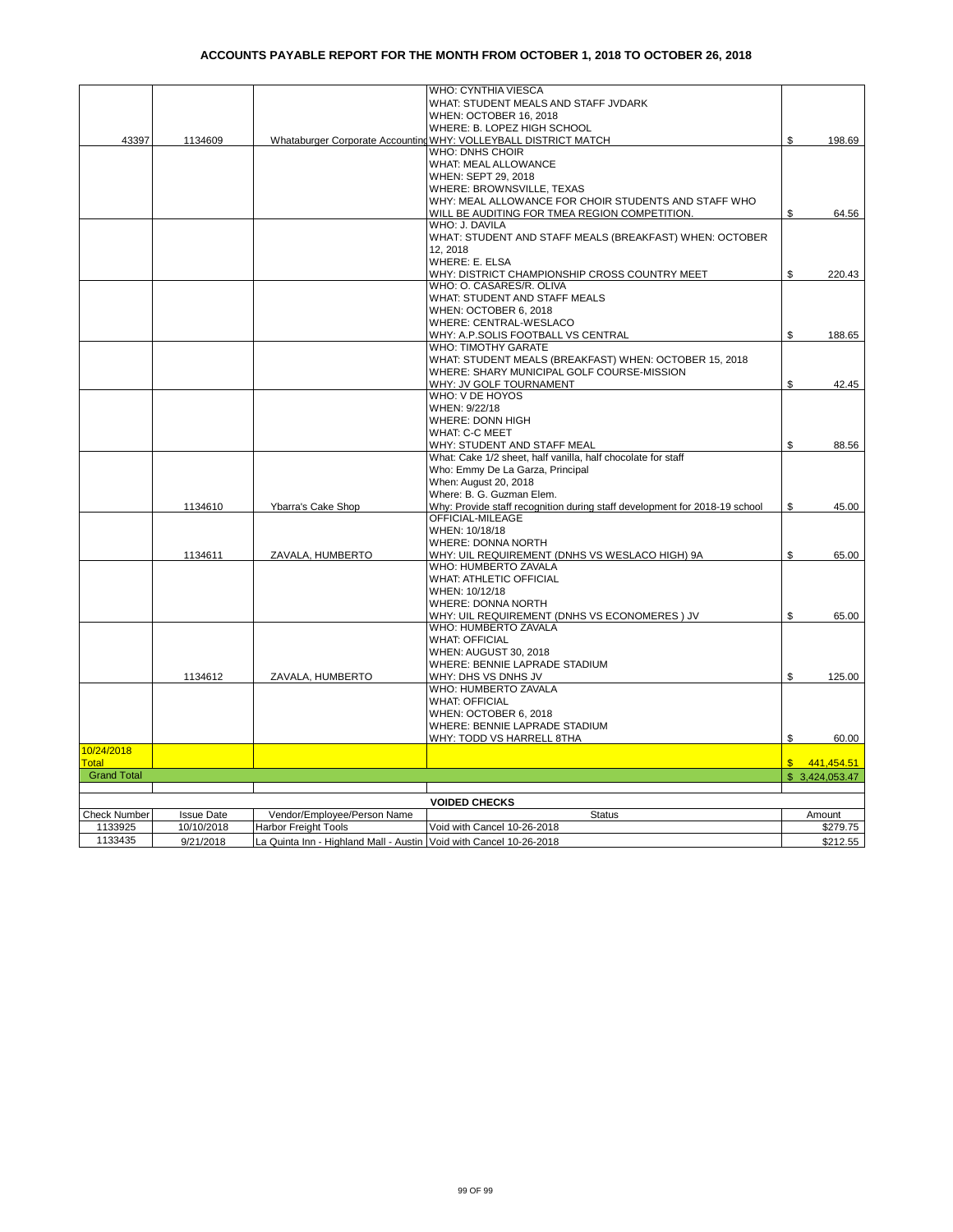# ACCOUNTS PAYABLE REPORT FOR THE MONTH FROM OCTOBER 1, 2018 TO OCTOBER 26, 2018

| | | | | |
|---|---|---|---|---|
| 43397 | 1134609 | Whataburger Corporate Accounting | WHO: CYNTHIA VIESCA<br>WHAT: STUDENT MEALS AND STAFF JVDARK<br>WHEN: OCTOBER 16, 2018<br>WHERE: B. LOPEZ HIGH SCHOOL<br>WHY: VOLLEYBALL DISTRICT MATCH | $ 198.69 |
| | | | WHO: DNHS CHOIR<br>WHAT: MEAL ALLOWANCE<br>WHEN: SEPT 29, 2018<br>WHERE: BROWNSVILLE, TEXAS<br>WHY: MEAL ALLOWANCE FOR CHOIR STUDENTS AND STAFF WHO WILL BE AUDITING FOR TMEA REGION COMPETITION. | $ 64.56 |
| | | | WHO: J. DAVILA<br>WHAT: STUDENT AND STAFF MEALS (BREAKFAST) WHEN: OCTOBER 12, 2018<br>WHERE: E. ELSA<br>WHY: DISTRICT CHAMPIONSHIP CROSS COUNTRY MEET | $ 220.43 |
| | | | WHO: O. CASARES/R. OLIVA<br>WHAT: STUDENT AND STAFF MEALS<br>WHEN: OCTOBER 6, 2018<br>WHERE: CENTRAL-WESLACO<br>WHY: A.P.SOLIS FOOTBALL VS CENTRAL | $ 188.65 |
| | | | WHO: TIMOTHY GARATE<br>WHAT: STUDENT MEALS (BREAKFAST) WHEN: OCTOBER 15, 2018<br>WHERE: SHARY MUNICIPAL GOLF COURSE-MISSION<br>WHY: JV GOLF TOURNAMENT | $ 42.45 |
| | | | WHO: V DE HOYOS<br>WHEN: 9/22/18<br>WHERE: DONN HIGH<br>WHAT: C-C MEET<br>WHY: STUDENT AND STAFF MEAL | $ 88.56 |
| | 1134610 | Ybarra's Cake Shop | What: Cake 1/2 sheet, half vanilla, half chocolate for staff<br>Who: Emmy De La Garza, Principal<br>When: August 20, 2018<br>Where: B. G. Guzman Elem.<br>Why: Provide staff recognition during staff development for 2018-19 school | $ 45.00 |
| | 1134611 | ZAVALA, HUMBERTO | OFFICIAL-MILEAGE<br>WHEN: 10/18/18<br>WHERE: DONNA NORTH<br>WHY: UIL REQUIREMENT (DNHS VS WESLACO HIGH) 9A | $ 65.00 |
| | | | WHO: HUMBERTO ZAVALA<br>WHAT: ATHLETIC OFFICIAL<br>WHEN: 10/12/18<br>WHERE: DONNA NORTH<br>WHY: UIL REQUIREMENT (DNHS VS ECONOMERES ) JV | $ 65.00 |
| | 1134612 | ZAVALA, HUMBERTO | WHO: HUMBERTO ZAVALA<br>WHAT: OFFICIAL<br>WHEN: AUGUST 30, 2018<br>WHERE: BENNIE LAPRADE STADIUM<br>WHY: DHS VS DNHS JV | $ 125.00 |
| | | | WHO: HUMBERTO ZAVALA<br>WHAT: OFFICIAL<br>WHEN: OCTOBER 6, 2018<br>WHERE: BENNIE LAPRADE STADIUM<br>WHY: TODD VS HARRELL 8THA | $ 60.00 |
| 10/24/2018 Total | | | | $ 441,454.51 |
| Grand Total | | | | $ 3,424,053.47 |

**VOIDED CHECKS**

| Check Number | Issue Date | Vendor/Employee/Person Name | Status | Amount |
|---|---|---|---|---|
| 1133925 | 10/10/2018 | Harbor Freight Tools | Void with Cancel 10-26-2018 | $279.75 |
| 1133435 | 9/21/2018 | La Quinta Inn - Highland Mall - Austin | Void with Cancel 10-26-2018 | $212.55 |